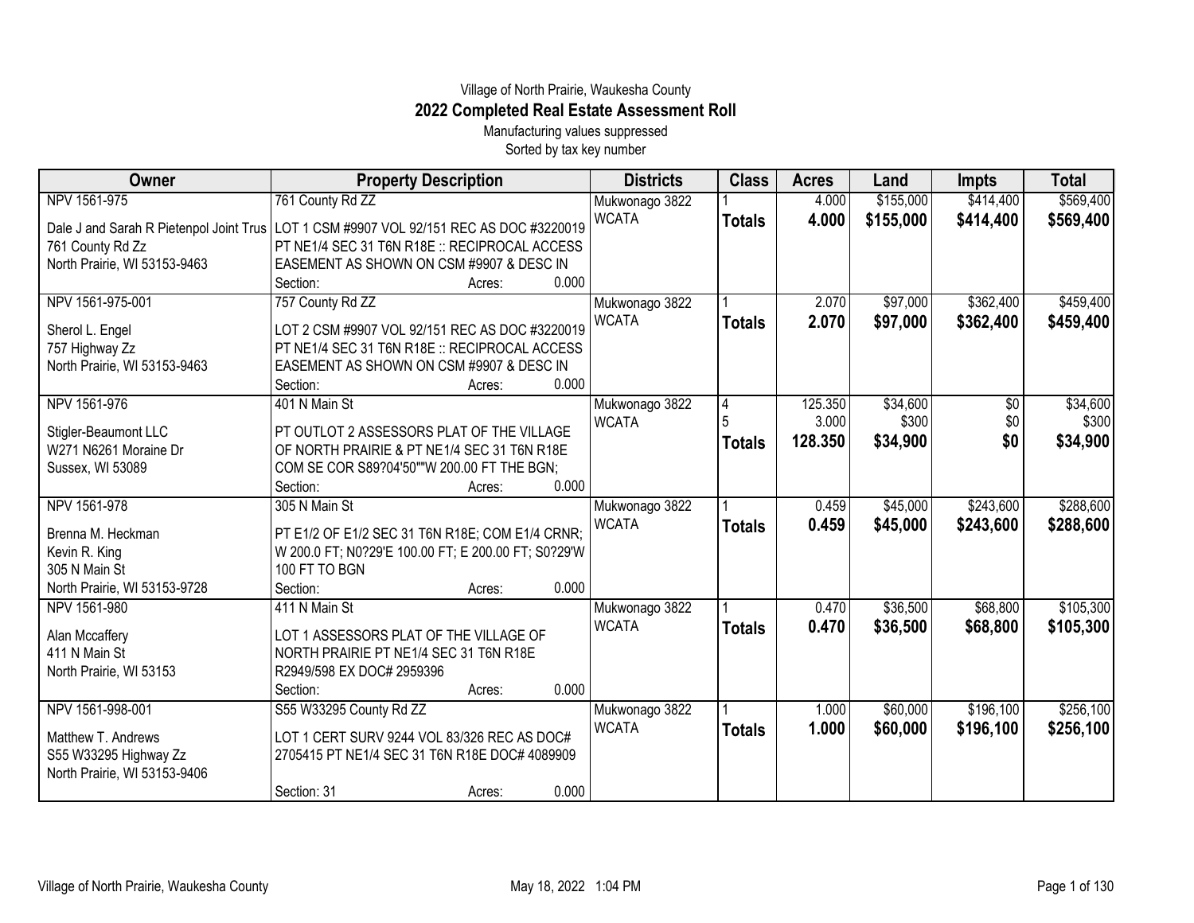Village of North Prairie, Waukesha County

# 2022 Completed Real Estate Assessment Roll

Manufacturing values suppressed

Sorted by tax key number

| Owner | Property Description | Districts | Class | Acres | Land | Impts | Total |
|---|---|---|---|---|---|---|---|
| NPV 1561-975 | 761 County Rd ZZ | Mukwonago 3822 | 1 | 4.000 | $155,000 | $414,400 | $569,400 |
| Dale J and Sarah R Pietenpol Joint Trus<br>761 County Rd Zz<br>North Prairie, WI 53153-9463 | LOT 1 CSM #9907 VOL 92/151 REC AS DOC #3220019 PT NE1/4 SEC 31 T6N R18E :: RECIPROCAL ACCESS EASEMENT AS SHOWN ON CSM #9907 & DESC IN<br>Section: Acres: 0.000 | WCATA | **Totals** | **4.000** | **$155,000** | **$414,400** | **$569,400** |
| NPV 1561-975-001 | 757 County Rd ZZ | Mukwonago 3822 | 1 | 2.070 | $97,000 | $362,400 | $459,400 |
| Sherol L. Engel<br>757 Highway Zz<br>North Prairie, WI 53153-9463 | LOT 2 CSM #9907 VOL 92/151 REC AS DOC #3220019 PT NE1/4 SEC 31 T6N R18E :: RECIPROCAL ACCESS EASEMENT AS SHOWN ON CSM #9907 & DESC IN<br>Section: Acres: 0.000 | WCATA | **Totals** | **2.070** | **$97,000** | **$362,400** | **$459,400** |
| NPV 1561-976 | 401 N Main St | Mukwonago 3822 | 4 | 125.350 | $34,600 | $0 | $34,600 |
| Stigler-Beaumont LLC<br>W271 N6261 Moraine Dr<br>Sussex, WI 53089 | PT OUTLOT 2 ASSESSORS PLAT OF THE VILLAGE OF NORTH PRAIRIE & PT NE1/4 SEC 31 T6N R18E COM SE COR S89?04'50""W 200.00 FT THE BGN;<br>Section: Acres: 0.000 | WCATA | 5 | 3.000 | $300 | $0 | $300 |
| | | | **Totals** | **128.350** | **$34,900** | **$0** | **$34,900** |
| NPV 1561-978 | 305 N Main St | Mukwonago 3822 | 1 | 0.459 | $45,000 | $243,600 | $288,600 |
| Brenna M. Heckman<br>Kevin R. King<br>305 N Main St<br>North Prairie, WI 53153-9728 | PT E1/2 OF E1/2 SEC 31 T6N R18E; COM E1/4 CRNR; W 200.0 FT; N0?29'E 100.00 FT; E 200.00 FT; S0?29'W 100 FT TO BGN<br>Section: Acres: 0.000 | WCATA | **Totals** | **0.459** | **$45,000** | **$243,600** | **$288,600** |
| NPV 1561-980 | 411 N Main St | Mukwonago 3822 | 1 | 0.470 | $36,500 | $68,800 | $105,300 |
| Alan Mccaffery<br>411 N Main St<br>North Prairie, WI 53153 | LOT 1 ASSESSORS PLAT OF THE VILLAGE OF NORTH PRAIRIE PT NE1/4 SEC 31 T6N R18E R2949/598 EX DOC# 2959396<br>Section: Acres: 0.000 | WCATA | **Totals** | **0.470** | **$36,500** | **$68,800** | **$105,300** |
| NPV 1561-998-001 | S55 W33295 County Rd ZZ | Mukwonago 3822 | 1 | 1.000 | $60,000 | $196,100 | $256,100 |
| Matthew T. Andrews<br>S55 W33295 Highway Zz<br>North Prairie, WI 53153-9406 | LOT 1 CERT SURV 9244 VOL 83/326 REC AS DOC# 2705415 PT NE1/4 SEC 31 T6N R18E DOC# 4089909<br>Section: 31 Acres: 0.000 | WCATA | **Totals** | **1.000** | **$60,000** | **$196,100** | **$256,100** |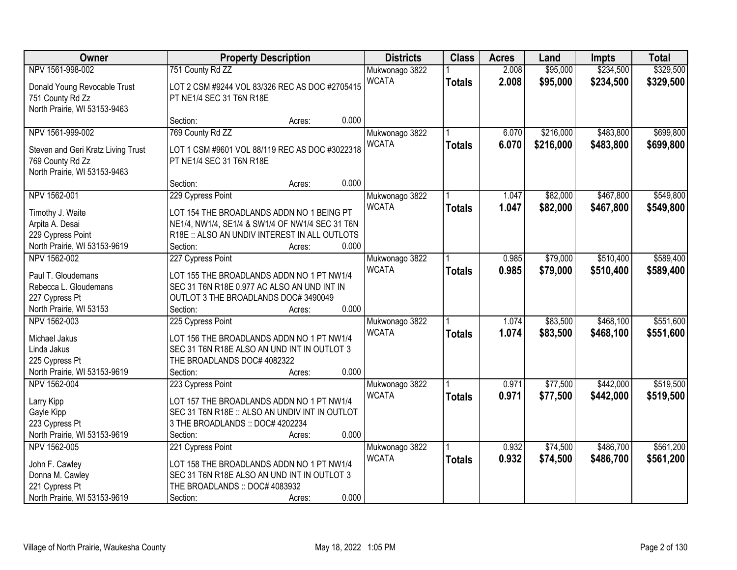| Owner | Property Description | Districts | Class | Acres | Land | Impts | Total |
|---|---|---|---|---|---|---|---|
| NPV 1561-998-002<br>Donald Young Revocable Trust<br>751 County Rd Zz<br>North Prairie, WI 53153-9463 | 751 County Rd ZZ<br>LOT 2 CSM #9244 VOL 83/326 REC AS DOC #2705415 PT NE1/4 SEC 31 T6N R18E<br>Section: Acres: 0.000 | Mukwonago 3822<br>WCATA | 1<br>**Totals** | 2.008<br>**2.008** | $95,000<br>**$95,000** | $234,500<br>**$234,500** | $329,500<br>**$329,500** |
| NPV 1561-999-002<br>Steven and Geri Kratz Living Trust<br>769 County Rd Zz<br>North Prairie, WI 53153-9463 | 769 County Rd ZZ<br>LOT 1 CSM #9601 VOL 88/119 REC AS DOC #3022318 PT NE1/4 SEC 31 T6N R18E<br>Section: Acres: 0.000 | Mukwonago 3822<br>WCATA | 1<br>**Totals** | 6.070<br>**6.070** | $216,000<br>**$216,000** | $483,800<br>**$483,800** | $699,800<br>**$699,800** |
| NPV 1562-001<br>Timothy J. Waite<br>Arpita A. Desai<br>229 Cypress Point<br>North Prairie, WI 53153-9619 | 229 Cypress Point<br>LOT 154 THE BROADLANDS ADDN NO 1 BEING PT NE1/4, NW1/4, SE1/4 & SW1/4 OF NW1/4 SEC 31 T6N R18E :: ALSO AN UNDIV INTEREST IN ALL OUTLOTS<br>Section: Acres: 0.000 | Mukwonago 3822<br>WCATA | 1<br>**Totals** | 1.047<br>**1.047** | $82,000<br>**$82,000** | $467,800<br>**$467,800** | $549,800<br>**$549,800** |
| NPV 1562-002<br>Paul T. Gloudemans<br>Rebecca L. Gloudemans<br>227 Cypress Pt<br>North Prairie, WI 53153 | 227 Cypress Point<br>LOT 155 THE BROADLANDS ADDN NO 1 PT NW1/4 SEC 31 T6N R18E 0.977 AC ALSO AN UND INT IN OUTLOT 3 THE BROADLANDS DOC# 3490049<br>Section: Acres: 0.000 | Mukwonago 3822<br>WCATA | 1<br>**Totals** | 0.985<br>**0.985** | $79,000<br>**$79,000** | $510,400<br>**$510,400** | $589,400<br>**$589,400** |
| NPV 1562-003<br>Michael Jakus<br>Linda Jakus<br>225 Cypress Pt<br>North Prairie, WI 53153-9619 | 225 Cypress Point<br>LOT 156 THE BROADLANDS ADDN NO 1 PT NW1/4 SEC 31 T6N R18E ALSO AN UND INT IN OUTLOT 3 THE BROADLANDS DOC# 4082322<br>Section: Acres: 0.000 | Mukwonago 3822<br>WCATA | 1<br>**Totals** | 1.074<br>**1.074** | $83,500<br>**$83,500** | $468,100<br>**$468,100** | $551,600<br>**$551,600** |
| NPV 1562-004<br>Larry Kipp<br>Gayle Kipp<br>223 Cypress Pt<br>North Prairie, WI 53153-9619 | 223 Cypress Point<br>LOT 157 THE BROADLANDS ADDN NO 1 PT NW1/4 SEC 31 T6N R18E :: ALSO AN UNDIV INT IN OUTLOT 3 THE BROADLANDS :: DOC# 4202234<br>Section: Acres: 0.000 | Mukwonago 3822<br>WCATA | 1<br>**Totals** | 0.971<br>**0.971** | $77,500<br>**$77,500** | $442,000<br>**$442,000** | $519,500<br>**$519,500** |
| NPV 1562-005<br>John F. Cawley<br>Donna M. Cawley<br>221 Cypress Pt<br>North Prairie, WI 53153-9619 | 221 Cypress Point<br>LOT 158 THE BROADLANDS ADDN NO 1 PT NW1/4 SEC 31 T6N R18E ALSO AN UND INT IN OUTLOT 3 THE BROADLANDS :: DOC# 4083932<br>Section: Acres: 0.000 | Mukwonago 3822<br>WCATA | 1<br>**Totals** | 0.932<br>**0.932** | $74,500<br>**$74,500** | $486,700<br>**$486,700** | $561,200<br>**$561,200** |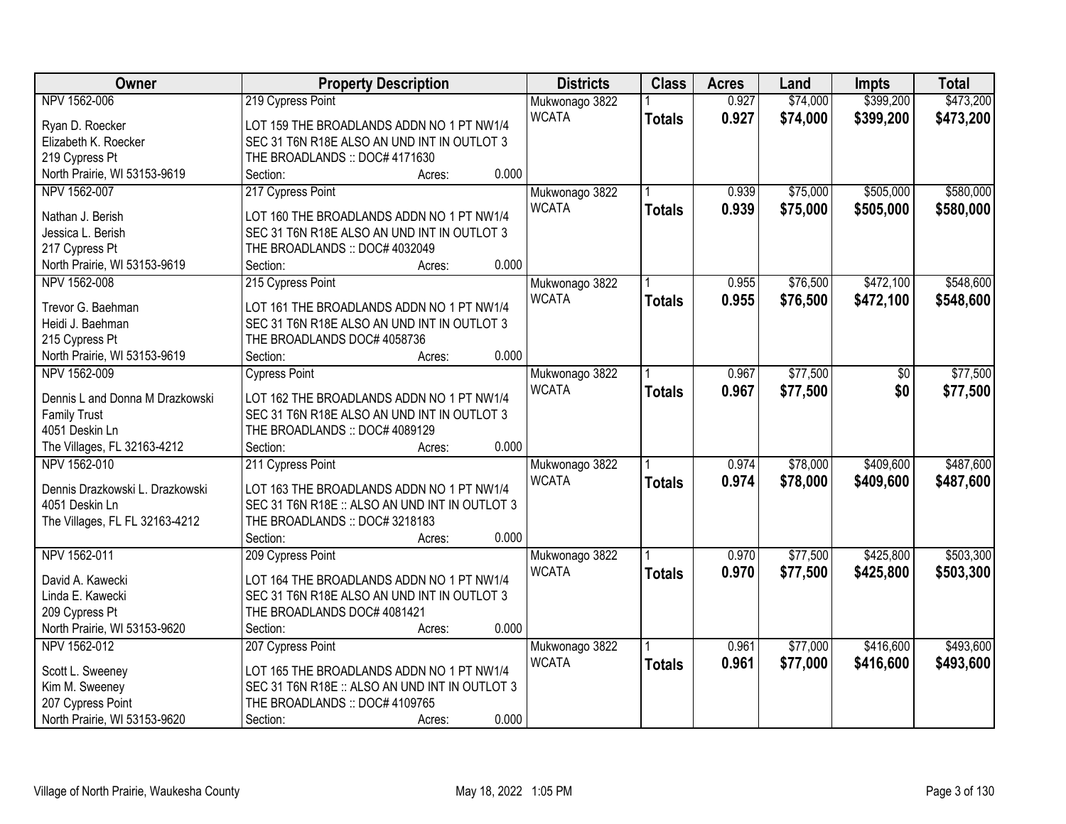| Owner | Property Description | Districts | Class | Acres | Land | Impts | Total |
|---|---|---|---|---|---|---|---|
| NPV 1562-006<br>Ryan D. Roecker<br>Elizabeth K. Roecker<br>219 Cypress Pt<br>North Prairie, WI 53153-9619 | 219 Cypress Point<br>LOT 159 THE BROADLANDS ADDN NO 1 PT NW1/4 SEC 31 T6N R18E ALSO AN UND INT IN OUTLOT 3 THE BROADLANDS :: DOC# 4171630<br>Section: Acres: 0.000 | Mukwonago 3822<br>WCATA | 1<br>**Totals** | 0.927<br>**0.927** | $74,000<br>**$74,000** | $399,200<br>**$399,200** | $473,200<br>**$473,200** |
| NPV 1562-007<br>Nathan J. Berish<br>Jessica L. Berish<br>217 Cypress Pt<br>North Prairie, WI 53153-9619 | 217 Cypress Point<br>LOT 160 THE BROADLANDS ADDN NO 1 PT NW1/4 SEC 31 T6N R18E ALSO AN UND INT IN OUTLOT 3 THE BROADLANDS :: DOC# 4032049<br>Section: Acres: 0.000 | Mukwonago 3822<br>WCATA | 1<br>**Totals** | 0.939<br>**0.939** | $75,000<br>**$75,000** | $505,000<br>**$505,000** | $580,000<br>**$580,000** |
| NPV 1562-008<br>Trevor G. Baehman<br>Heidi J. Baehman<br>215 Cypress Pt<br>North Prairie, WI 53153-9619 | 215 Cypress Point<br>LOT 161 THE BROADLANDS ADDN NO 1 PT NW1/4 SEC 31 T6N R18E ALSO AN UND INT IN OUTLOT 3 THE BROADLANDS DOC# 4058736<br>Section: Acres: 0.000 | Mukwonago 3822<br>WCATA | 1<br>**Totals** | 0.955<br>**0.955** | $76,500<br>**$76,500** | $472,100<br>**$472,100** | $548,600<br>**$548,600** |
| NPV 1562-009<br>Dennis L and Donna M Drazkowski Family Trust<br>4051 Deskin Ln<br>The Villages, FL 32163-4212 | Cypress Point<br>LOT 162 THE BROADLANDS ADDN NO 1 PT NW1/4 SEC 31 T6N R18E ALSO AN UND INT IN OUTLOT 3 THE BROADLANDS :: DOC# 4089129<br>Section: Acres: 0.000 | Mukwonago 3822<br>WCATA | 1<br>**Totals** | 0.967<br>**0.967** | $77,500<br>**$77,500** | $0<br>**$0** | $77,500<br>**$77,500** |
| NPV 1562-010<br>Dennis Drazkowski L. Drazkowski<br>4051 Deskin Ln<br>The Villages, FL FL 32163-4212 | 211 Cypress Point<br>LOT 163 THE BROADLANDS ADDN NO 1 PT NW1/4 SEC 31 T6N R18E :: ALSO AN UND INT IN OUTLOT 3 THE BROADLANDS :: DOC# 3218183<br>Section: Acres: 0.000 | Mukwonago 3822<br>WCATA | 1<br>**Totals** | 0.974<br>**0.974** | $78,000<br>**$78,000** | $409,600<br>**$409,600** | $487,600<br>**$487,600** |
| NPV 1562-011<br>David A. Kawecki<br>Linda E. Kawecki<br>209 Cypress Pt<br>North Prairie, WI 53153-9620 | 209 Cypress Point<br>LOT 164 THE BROADLANDS ADDN NO 1 PT NW1/4 SEC 31 T6N R18E ALSO AN UND INT IN OUTLOT 3 THE BROADLANDS DOC# 4081421<br>Section: Acres: 0.000 | Mukwonago 3822<br>WCATA | 1<br>**Totals** | 0.970<br>**0.970** | $77,500<br>**$77,500** | $425,800<br>**$425,800** | $503,300<br>**$503,300** |
| NPV 1562-012<br>Scott L. Sweeney<br>Kim M. Sweeney<br>207 Cypress Point<br>North Prairie, WI 53153-9620 | 207 Cypress Point<br>LOT 165 THE BROADLANDS ADDN NO 1 PT NW1/4 SEC 31 T6N R18E :: ALSO AN UND INT IN OUTLOT 3 THE BROADLANDS :: DOC# 4109765<br>Section: Acres: 0.000 | Mukwonago 3822<br>WCATA | 1<br>**Totals** | 0.961<br>**0.961** | $77,000<br>**$77,000** | $416,600<br>**$416,600** | $493,600<br>**$493,600** |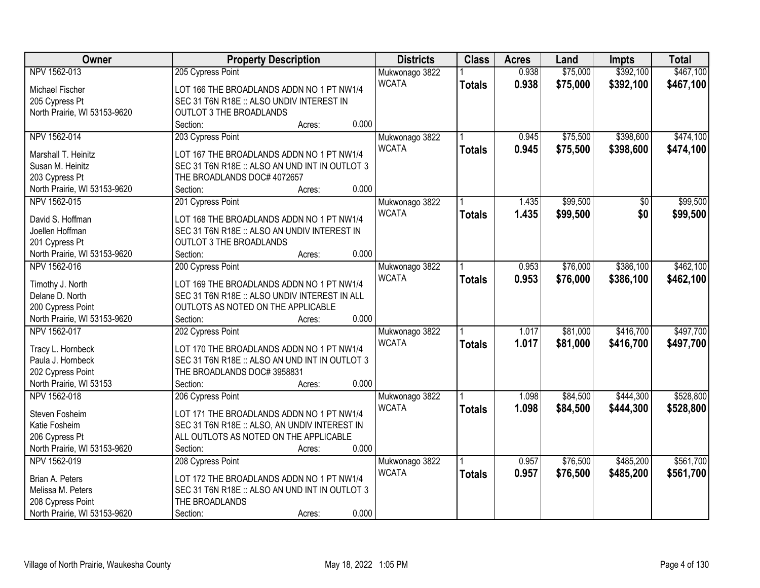| Owner | Property Description | Districts | Class | Acres | Land | Impts | Total |
|---|---|---|---|---|---|---|---|
| NPV 1562-013<br>Michael Fischer<br>205 Cypress Pt<br>North Prairie, WI 53153-9620 | 205 Cypress Point<br>LOT 166 THE BROADLANDS ADDN NO 1 PT NW1/4 SEC 31 T6N R18E :: ALSO UNDIV INTEREST IN OUTLOT 3 THE BROADLANDS<br>Section: Acres: 0.000 | Mukwonago 3822<br>WCATA | 1<br>**Totals** | 0.938<br>**0.938** | $75,000<br>**$75,000** | $392,100<br>**$392,100** | $467,100<br>**$467,100** |
| NPV 1562-014<br>Marshall T. Heinitz<br>Susan M. Heinitz<br>203 Cypress Pt<br>North Prairie, WI 53153-9620 | 203 Cypress Point<br>LOT 167 THE BROADLANDS ADDN NO 1 PT NW1/4 SEC 31 T6N R18E :: ALSO AN UND INT IN OUTLOT 3 THE BROADLANDS DOC# 4072657<br>Section: Acres: 0.000 | Mukwonago 3822<br>WCATA | 1<br>**Totals** | 0.945<br>**0.945** | $75,500<br>**$75,500** | $398,600<br>**$398,600** | $474,100<br>**$474,100** |
| NPV 1562-015<br>David S. Hoffman<br>Joellen Hoffman<br>201 Cypress Pt<br>North Prairie, WI 53153-9620 | 201 Cypress Point<br>LOT 168 THE BROADLANDS ADDN NO 1 PT NW1/4 SEC 31 T6N R18E :: ALSO AN UNDIV INTEREST IN OUTLOT 3 THE BROADLANDS<br>Section: Acres: 0.000 | Mukwonago 3822<br>WCATA | 1<br>**Totals** | 1.435<br>**1.435** | $99,500<br>**$99,500** | $0<br>**$0** | $99,500<br>**$99,500** |
| NPV 1562-016<br>Timothy J. North<br>Delane D. North<br>200 Cypress Point<br>North Prairie, WI 53153-9620 | 200 Cypress Point<br>LOT 169 THE BROADLANDS ADDN NO 1 PT NW1/4 SEC 31 T6N R18E :: ALSO UNDIV INTEREST IN ALL OUTLOTS AS NOTED ON THE APPLICABLE<br>Section: Acres: 0.000 | Mukwonago 3822<br>WCATA | 1<br>**Totals** | 0.953<br>**0.953** | $76,000<br>**$76,000** | $386,100<br>**$386,100** | $462,100<br>**$462,100** |
| NPV 1562-017<br>Tracy L. Hornbeck<br>Paula J. Hornbeck<br>202 Cypress Point<br>North Prairie, WI 53153 | 202 Cypress Point<br>LOT 170 THE BROADLANDS ADDN NO 1 PT NW1/4 SEC 31 T6N R18E :: ALSO AN UND INT IN OUTLOT 3 THE BROADLANDS DOC# 3958831<br>Section: Acres: 0.000 | Mukwonago 3822<br>WCATA | 1<br>**Totals** | 1.017<br>**1.017** | $81,000<br>**$81,000** | $416,700<br>**$416,700** | $497,700<br>**$497,700** |
| NPV 1562-018<br>Steven Fosheim<br>Katie Fosheim<br>206 Cypress Pt<br>North Prairie, WI 53153-9620 | 206 Cypress Point<br>LOT 171 THE BROADLANDS ADDN NO 1 PT NW1/4 SEC 31 T6N R18E :: ALSO, AN UNDIV INTEREST IN ALL OUTLOTS AS NOTED ON THE APPLICABLE<br>Section: Acres: 0.000 | Mukwonago 3822<br>WCATA | 1<br>**Totals** | 1.098<br>**1.098** | $84,500<br>**$84,500** | $444,300<br>**$444,300** | $528,800<br>**$528,800** |
| NPV 1562-019<br>Brian A. Peters<br>Melissa M. Peters<br>208 Cypress Point<br>North Prairie, WI 53153-9620 | 208 Cypress Point<br>LOT 172 THE BROADLANDS ADDN NO 1 PT NW1/4 SEC 31 T6N R18E :: ALSO AN UND INT IN OUTLOT 3 THE BROADLANDS<br>Section: Acres: 0.000 | Mukwonago 3822<br>WCATA | 1<br>**Totals** | 0.957<br>**0.957** | $76,500<br>**$76,500** | $485,200<br>**$485,200** | $561,700<br>**$561,700** |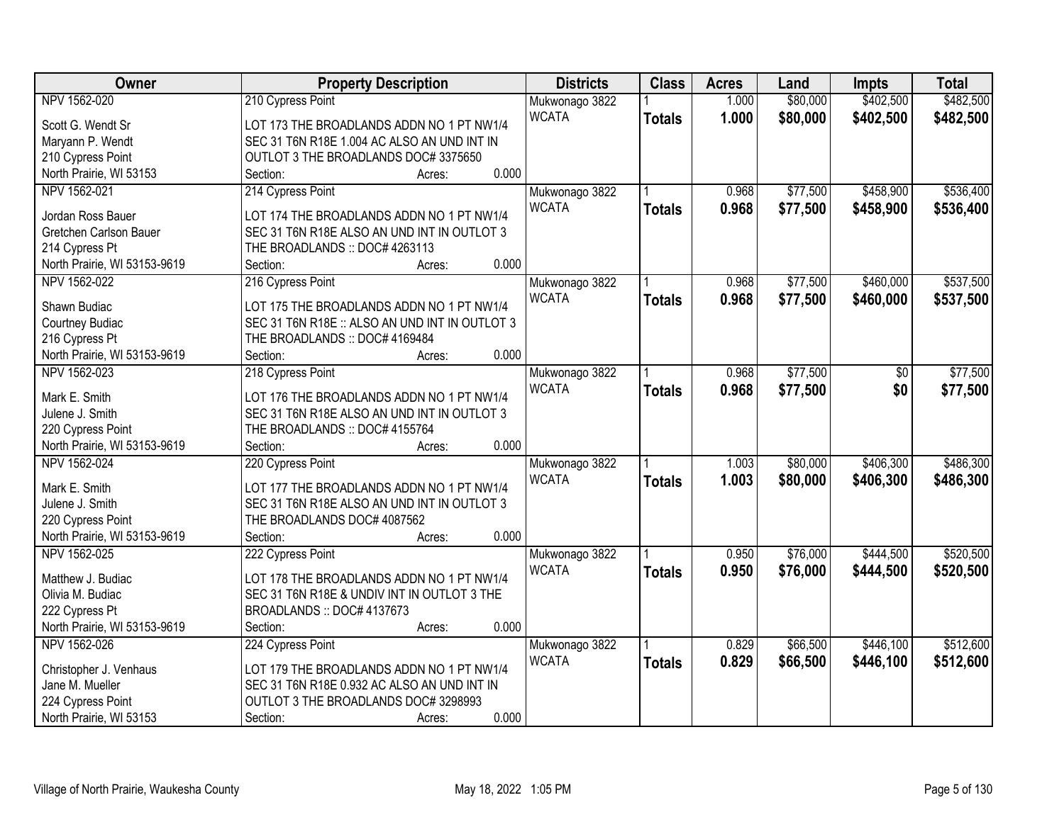| Owner | Property Description | Districts | Class | Acres | Land | Impts | Total |
|---|---|---|---|---|---|---|---|
| NPV 1562-020<br>Scott G. Wendt Sr<br>Maryann P. Wendt<br>210 Cypress Point<br>North Prairie, WI 53153 | 210 Cypress Point<br>LOT 173 THE BROADLANDS ADDN NO 1 PT NW1/4 SEC 31 T6N R18E 1.004 AC ALSO AN UND INT IN OUTLOT 3 THE BROADLANDS DOC# 3375650<br>Section: Acres: 0.000 | Mukwonago 3822<br>WCATA | 1<br>**Totals** | 1.000<br>**1.000** | $80,000<br>**$80,000** | $402,500<br>**$402,500** | $482,500<br>**$482,500** |
| NPV 1562-021<br>Jordan Ross Bauer<br>Gretchen Carlson Bauer<br>214 Cypress Pt<br>North Prairie, WI 53153-9619 | 214 Cypress Point<br>LOT 174 THE BROADLANDS ADDN NO 1 PT NW1/4 SEC 31 T6N R18E ALSO AN UND INT IN OUTLOT 3 THE BROADLANDS :: DOC# 4263113<br>Section: Acres: 0.000 | Mukwonago 3822<br>WCATA | 1<br>**Totals** | 0.968<br>**0.968** | $77,500<br>**$77,500** | $458,900<br>**$458,900** | $536,400<br>**$536,400** |
| NPV 1562-022<br>Shawn Budiac<br>Courtney Budiac<br>216 Cypress Pt<br>North Prairie, WI 53153-9619 | 216 Cypress Point<br>LOT 175 THE BROADLANDS ADDN NO 1 PT NW1/4 SEC 31 T6N R18E :: ALSO AN UND INT IN OUTLOT 3 THE BROADLANDS :: DOC# 4169484<br>Section: Acres: 0.000 | Mukwonago 3822<br>WCATA | 1<br>**Totals** | 0.968<br>**0.968** | $77,500<br>**$77,500** | $460,000<br>**$460,000** | $537,500<br>**$537,500** |
| NPV 1562-023<br>Mark E. Smith<br>Julene J. Smith<br>220 Cypress Point<br>North Prairie, WI 53153-9619 | 218 Cypress Point<br>LOT 176 THE BROADLANDS ADDN NO 1 PT NW1/4 SEC 31 T6N R18E ALSO AN UND INT IN OUTLOT 3 THE BROADLANDS :: DOC# 4155764<br>Section: Acres: 0.000 | Mukwonago 3822<br>WCATA | 1<br>**Totals** | 0.968<br>**0.968** | $77,500<br>**$77,500** | $0<br>**$0** | $77,500<br>**$77,500** |
| NPV 1562-024<br>Mark E. Smith<br>Julene J. Smith<br>220 Cypress Point<br>North Prairie, WI 53153-9619 | 220 Cypress Point<br>LOT 177 THE BROADLANDS ADDN NO 1 PT NW1/4 SEC 31 T6N R18E ALSO AN UND INT IN OUTLOT 3 THE BROADLANDS DOC# 4087562<br>Section: Acres: 0.000 | Mukwonago 3822<br>WCATA | 1<br>**Totals** | 1.003<br>**1.003** | $80,000<br>**$80,000** | $406,300<br>**$406,300** | $486,300<br>**$486,300** |
| NPV 1562-025<br>Matthew J. Budiac<br>Olivia M. Budiac<br>222 Cypress Pt<br>North Prairie, WI 53153-9619 | 222 Cypress Point<br>LOT 178 THE BROADLANDS ADDN NO 1 PT NW1/4 SEC 31 T6N R18E & UNDIV INT IN OUTLOT 3 THE BROADLANDS :: DOC# 4137673<br>Section: Acres: 0.000 | Mukwonago 3822<br>WCATA | 1<br>**Totals** | 0.950<br>**0.950** | $76,000<br>**$76,000** | $444,500<br>**$444,500** | $520,500<br>**$520,500** |
| NPV 1562-026<br>Christopher J. Venhaus<br>Jane M. Mueller<br>224 Cypress Point<br>North Prairie, WI 53153 | 224 Cypress Point<br>LOT 179 THE BROADLANDS ADDN NO 1 PT NW1/4 SEC 31 T6N R18E 0.932 AC ALSO AN UND INT IN OUTLOT 3 THE BROADLANDS DOC# 3298993<br>Section: Acres: 0.000 | Mukwonago 3822<br>WCATA | 1<br>**Totals** | 0.829<br>**0.829** | $66,500<br>**$66,500** | $446,100<br>**$446,100** | $512,600<br>**$512,600** |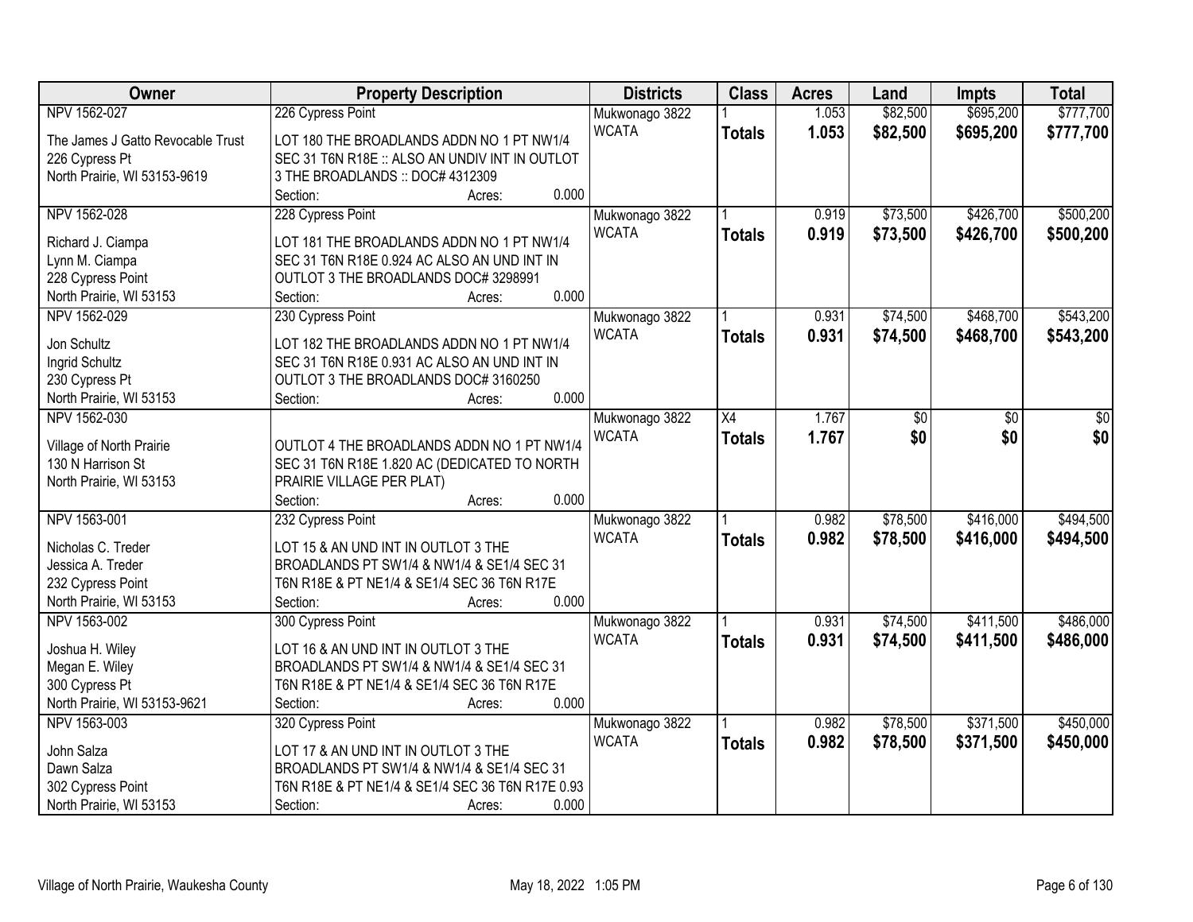| Owner | Property Description | Districts | Class | Acres | Land | Impts | Total |
|---|---|---|---|---|---|---|---|
| NPV 1562-027<br>The James J Gatto Revocable Trust<br>226 Cypress Pt<br>North Prairie, WI 53153-9619 | 226 Cypress Point<br>LOT 180 THE BROADLANDS ADDN NO 1 PT NW1/4 SEC 31 T6N R18E :: ALSO AN UNDIV INT IN OUTLOT 3 THE BROADLANDS :: DOC# 4312309<br>Section: Acres: 0.000 | Mukwonago 3822<br>WCATA | 1 | 1.053 | $82,500 | $695,200 | $777,700 |
| | | | **Totals** | **1.053** | **$82,500** | **$695,200** | **$777,700** |
| NPV 1562-028<br>Richard J. Ciampa<br>Lynn M. Ciampa<br>228 Cypress Point<br>North Prairie, WI 53153 | 228 Cypress Point<br>LOT 181 THE BROADLANDS ADDN NO 1 PT NW1/4 SEC 31 T6N R18E 0.924 AC ALSO AN UND INT IN OUTLOT 3 THE BROADLANDS DOC# 3298991<br>Section: Acres: 0.000 | Mukwonago 3822<br>WCATA | 1 | 0.919 | $73,500 | $426,700 | $500,200 |
| | | | **Totals** | **0.919** | **$73,500** | **$426,700** | **$500,200** |
| NPV 1562-029<br>Jon Schultz<br>Ingrid Schultz<br>230 Cypress Pt<br>North Prairie, WI 53153 | 230 Cypress Point<br>LOT 182 THE BROADLANDS ADDN NO 1 PT NW1/4 SEC 31 T6N R18E 0.931 AC ALSO AN UND INT IN OUTLOT 3 THE BROADLANDS DOC# 3160250<br>Section: Acres: 0.000 | Mukwonago 3822<br>WCATA | 1 | 0.931 | $74,500 | $468,700 | $543,200 |
| | | | **Totals** | **0.931** | **$74,500** | **$468,700** | **$543,200** |
| NPV 1562-030<br>Village of North Prairie<br>130 N Harrison St<br>North Prairie, WI 53153 | OUTLOT 4 THE BROADLANDS ADDN NO 1 PT NW1/4 SEC 31 T6N R18E 1.820 AC (DEDICATED TO NORTH PRAIRIE VILLAGE PER PLAT)<br>Section: Acres: 0.000 | Mukwonago 3822<br>WCATA | X4 | 1.767 | $0 | $0 | $0 |
| | | | **Totals** | **1.767** | **$0** | **$0** | **$0** |
| NPV 1563-001<br>Nicholas C. Treder<br>Jessica A. Treder<br>232 Cypress Point<br>North Prairie, WI 53153 | 232 Cypress Point<br>LOT 15 & AN UND INT IN OUTLOT 3 THE BROADLANDS PT SW1/4 & NW1/4 & SE1/4 SEC 31 T6N R18E & PT NE1/4 & SE1/4 SEC 36 T6N R17E<br>Section: Acres: 0.000 | Mukwonago 3822<br>WCATA | 1 | 0.982 | $78,500 | $416,000 | $494,500 |
| | | | **Totals** | **0.982** | **$78,500** | **$416,000** | **$494,500** |
| NPV 1563-002<br>Joshua H. Wiley<br>Megan E. Wiley<br>300 Cypress Pt<br>North Prairie, WI 53153-9621 | 300 Cypress Point<br>LOT 16 & AN UND INT IN OUTLOT 3 THE BROADLANDS PT SW1/4 & NW1/4 & SE1/4 SEC 31 T6N R18E & PT NE1/4 & SE1/4 SEC 36 T6N R17E<br>Section: Acres: 0.000 | Mukwonago 3822<br>WCATA | 1 | 0.931 | $74,500 | $411,500 | $486,000 |
| | | | **Totals** | **0.931** | **$74,500** | **$411,500** | **$486,000** |
| NPV 1563-003<br>John Salza<br>Dawn Salza<br>302 Cypress Point<br>North Prairie, WI 53153 | 320 Cypress Point<br>LOT 17 & AN UND INT IN OUTLOT 3 THE BROADLANDS PT SW1/4 & NW1/4 & SE1/4 SEC 31 T6N R18E & PT NE1/4 & SE1/4 SEC 36 T6N R17E 0.93<br>Section: Acres: 0.000 | Mukwonago 3822<br>WCATA | 1 | 0.982 | $78,500 | $371,500 | $450,000 |
| | | | **Totals** | **0.982** | **$78,500** | **$371,500** | **$450,000** |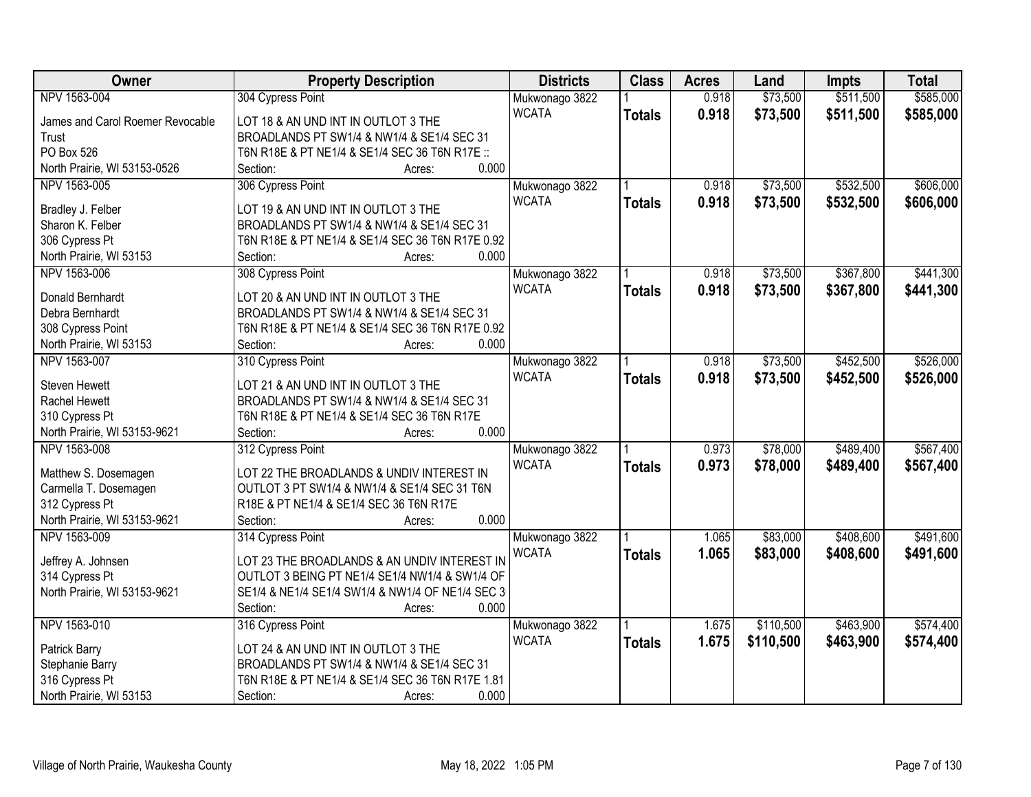| Owner | Property Description | Districts | Class | Acres | Land | Impts | Total |
|---|---|---|---|---|---|---|---|
| NPV 1563-004<br>James and Carol Roemer Revocable Trust<br>PO Box 526<br>North Prairie, WI 53153-0526 | 304 Cypress Point<br>LOT 18 & AN UND INT IN OUTLOT 3 THE BROADLANDS PT SW1/4 & NW1/4 & SE1/4 SEC 31 T6N R18E & PT NE1/4 & SE1/4 SEC 36 T6N R17E ::<br>Section: Acres: 0.000 | Mukwonago 3822<br>WCATA | 1<br>**Totals** | 0.918<br>**0.918** | $73,500<br>**$73,500** | $511,500<br>**$511,500** | $585,000<br>**$585,000** |
| NPV 1563-005<br>Bradley J. Felber<br>Sharon K. Felber<br>306 Cypress Pt<br>North Prairie, WI 53153 | 306 Cypress Point<br>LOT 19 & AN UND INT IN OUTLOT 3 THE BROADLANDS PT SW1/4 & NW1/4 & SE1/4 SEC 31 T6N R18E & PT NE1/4 & SE1/4 SEC 36 T6N R17E 0.92<br>Section: Acres: 0.000 | Mukwonago 3822<br>WCATA | 1<br>**Totals** | 0.918<br>**0.918** | $73,500<br>**$73,500** | $532,500<br>**$532,500** | $606,000<br>**$606,000** |
| NPV 1563-006<br>Donald Bernhardt<br>Debra Bernhardt<br>308 Cypress Point<br>North Prairie, WI 53153 | 308 Cypress Point<br>LOT 20 & AN UND INT IN OUTLOT 3 THE BROADLANDS PT SW1/4 & NW1/4 & SE1/4 SEC 31 T6N R18E & PT NE1/4 & SE1/4 SEC 36 T6N R17E 0.92<br>Section: Acres: 0.000 | Mukwonago 3822<br>WCATA | 1<br>**Totals** | 0.918<br>**0.918** | $73,500<br>**$73,500** | $367,800<br>**$367,800** | $441,300<br>**$441,300** |
| NPV 1563-007<br>Steven Hewett<br>Rachel Hewett<br>310 Cypress Pt<br>North Prairie, WI 53153-9621 | 310 Cypress Point<br>LOT 21 & AN UND INT IN OUTLOT 3 THE BROADLANDS PT SW1/4 & NW1/4 & SE1/4 SEC 31 T6N R18E & PT NE1/4 & SE1/4 SEC 36 T6N R17E<br>Section: Acres: 0.000 | Mukwonago 3822<br>WCATA | 1<br>**Totals** | 0.918<br>**0.918** | $73,500<br>**$73,500** | $452,500<br>**$452,500** | $526,000<br>**$526,000** |
| NPV 1563-008<br>Matthew S. Dosemagen<br>Carmella T. Dosemagen<br>312 Cypress Pt<br>North Prairie, WI 53153-9621 | 312 Cypress Point<br>LOT 22 THE BROADLANDS & UNDIV INTEREST IN OUTLOT 3 PT SW1/4 & NW1/4 & SE1/4 SEC 31 T6N R18E & PT NE1/4 & SE1/4 SEC 36 T6N R17E<br>Section: Acres: 0.000 | Mukwonago 3822<br>WCATA | 1<br>**Totals** | 0.973<br>**0.973** | $78,000<br>**$78,000** | $489,400<br>**$489,400** | $567,400<br>**$567,400** |
| NPV 1563-009<br>Jeffrey A. Johnsen<br>314 Cypress Pt<br>North Prairie, WI 53153-9621 | 314 Cypress Point<br>LOT 23 THE BROADLANDS & AN UNDIV INTEREST IN OUTLOT 3 BEING PT NE1/4 SE1/4 NW1/4 & SW1/4 OF SE1/4 & NE1/4 SE1/4 SW1/4 & NW1/4 OF NE1/4 SEC 3<br>Section: Acres: 0.000 | Mukwonago 3822<br>WCATA | 1<br>**Totals** | 1.065<br>**1.065** | $83,000<br>**$83,000** | $408,600<br>**$408,600** | $491,600<br>**$491,600** |
| NPV 1563-010<br>Patrick Barry<br>Stephanie Barry<br>316 Cypress Pt<br>North Prairie, WI 53153 | 316 Cypress Point<br>LOT 24 & AN UND INT IN OUTLOT 3 THE BROADLANDS PT SW1/4 & NW1/4 & SE1/4 SEC 31 T6N R18E & PT NE1/4 & SE1/4 SEC 36 T6N R17E 1.81<br>Section: Acres: 0.000 | Mukwonago 3822<br>WCATA | 1<br>**Totals** | 1.675<br>**1.675** | $110,500<br>**$110,500** | $463,900<br>**$463,900** | $574,400<br>**$574,400** |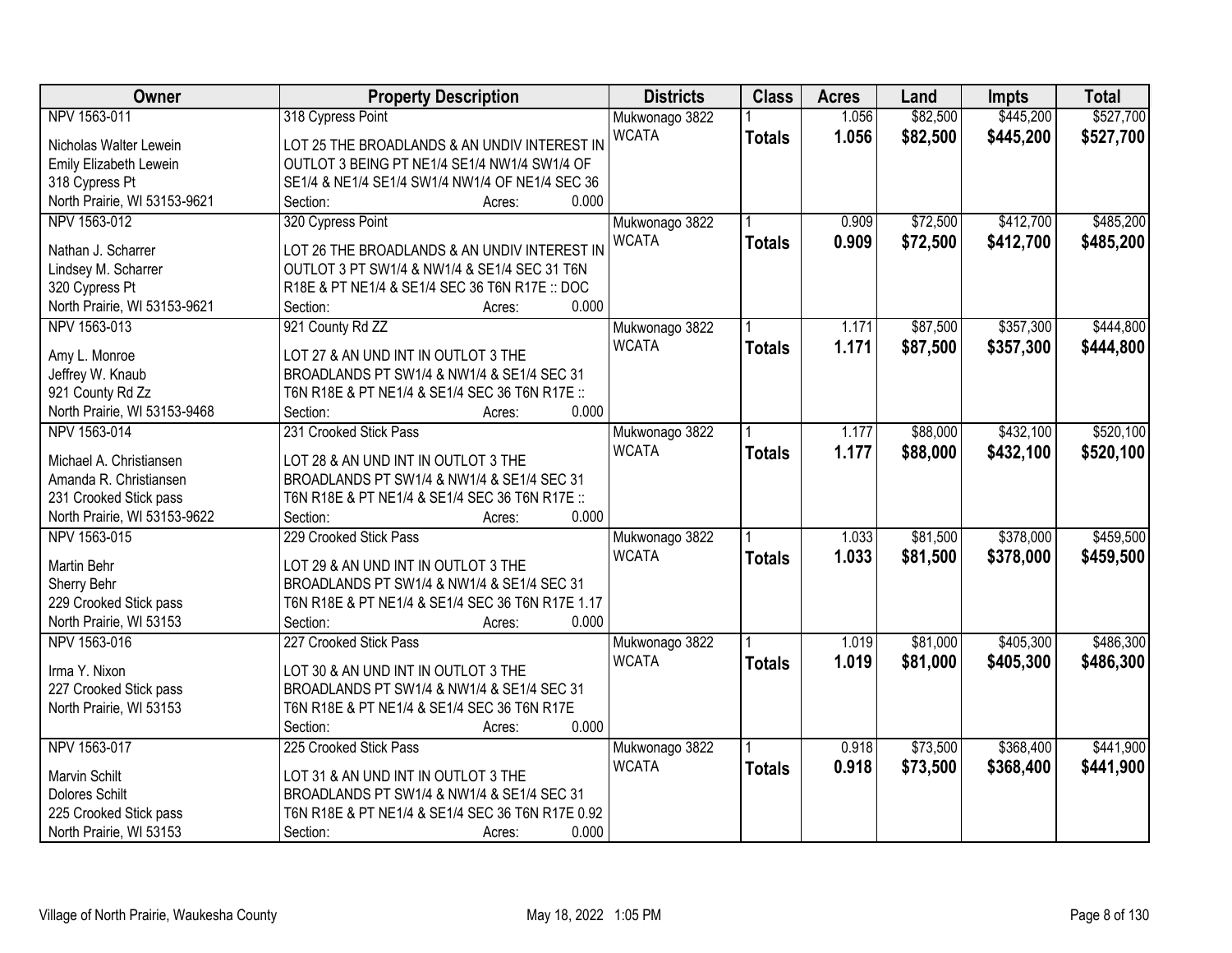| Owner | Property Description | Districts | Class | Acres | Land | Impts | Total |
|---|---|---|---|---|---|---|---|
| NPV 1563-011<br>Nicholas Walter Lewein<br>Emily Elizabeth Lewein<br>318 Cypress Pt<br>North Prairie, WI 53153-9621 | 318 Cypress Point<br>LOT 25 THE BROADLANDS & AN UNDIV INTEREST IN OUTLOT 3 BEING PT NE1/4 SE1/4 NW1/4 SW1/4 OF SE1/4 & NE1/4 SE1/4 SW1/4 NW1/4 OF NE1/4 SEC 36<br>Section: Acres: 0.000 | Mukwonago 3822<br>WCATA | 1<br>**Totals** | 1.056<br>**1.056** | $82,500<br>**$82,500** | $445,200<br>**$445,200** | $527,700<br>**$527,700** |
| NPV 1563-012<br>Nathan J. Scharrer<br>Lindsey M. Scharrer<br>320 Cypress Pt<br>North Prairie, WI 53153-9621 | 320 Cypress Point<br>LOT 26 THE BROADLANDS & AN UNDIV INTEREST IN OUTLOT 3 PT SW1/4 & NW1/4 & SE1/4 SEC 31 T6N R18E & PT NE1/4 & SE1/4 SEC 36 T6N R17E :: DOC<br>Section: Acres: 0.000 | Mukwonago 3822<br>WCATA | 1<br>**Totals** | 0.909<br>**0.909** | $72,500<br>**$72,500** | $412,700<br>**$412,700** | $485,200<br>**$485,200** |
| NPV 1563-013<br>Amy L. Monroe<br>Jeffrey W. Knaub<br>921 County Rd Zz<br>North Prairie, WI 53153-9468 | 921 County Rd ZZ<br>LOT 27 & AN UND INT IN OUTLOT 3 THE BROADLANDS PT SW1/4 & NW1/4 & SE1/4 SEC 31 T6N R18E & PT NE1/4 & SE1/4 SEC 36 T6N R17E ::<br>Section: Acres: 0.000 | Mukwonago 3822<br>WCATA | 1<br>**Totals** | 1.171<br>**1.171** | $87,500<br>**$87,500** | $357,300<br>**$357,300** | $444,800<br>**$444,800** |
| NPV 1563-014<br>Michael A. Christiansen<br>Amanda R. Christiansen<br>231 Crooked Stick pass<br>North Prairie, WI 53153-9622 | 231 Crooked Stick Pass<br>LOT 28 & AN UND INT IN OUTLOT 3 THE BROADLANDS PT SW1/4 & NW1/4 & SE1/4 SEC 31 T6N R18E & PT NE1/4 & SE1/4 SEC 36 T6N R17E ::<br>Section: Acres: 0.000 | Mukwonago 3822<br>WCATA | 1<br>**Totals** | 1.177<br>**1.177** | $88,000<br>**$88,000** | $432,100<br>**$432,100** | $520,100<br>**$520,100** |
| NPV 1563-015<br>Martin Behr<br>Sherry Behr<br>229 Crooked Stick pass<br>North Prairie, WI 53153 | 229 Crooked Stick Pass<br>LOT 29 & AN UND INT IN OUTLOT 3 THE BROADLANDS PT SW1/4 & NW1/4 & SE1/4 SEC 31 T6N R18E & PT NE1/4 & SE1/4 SEC 36 T6N R17E 1.17<br>Section: Acres: 0.000 | Mukwonago 3822<br>WCATA | 1<br>**Totals** | 1.033<br>**1.033** | $81,500<br>**$81,500** | $378,000<br>**$378,000** | $459,500<br>**$459,500** |
| NPV 1563-016<br>Irma Y. Nixon<br>227 Crooked Stick pass<br>North Prairie, WI 53153 | 227 Crooked Stick Pass<br>LOT 30 & AN UND INT IN OUTLOT 3 THE BROADLANDS PT SW1/4 & NW1/4 & SE1/4 SEC 31 T6N R18E & PT NE1/4 & SE1/4 SEC 36 T6N R17E<br>Section: Acres: 0.000 | Mukwonago 3822<br>WCATA | 1<br>**Totals** | 1.019<br>**1.019** | $81,000<br>**$81,000** | $405,300<br>**$405,300** | $486,300<br>**$486,300** |
| NPV 1563-017<br>Marvin Schilt<br>Dolores Schilt<br>225 Crooked Stick pass<br>North Prairie, WI 53153 | 225 Crooked Stick Pass<br>LOT 31 & AN UND INT IN OUTLOT 3 THE BROADLANDS PT SW1/4 & NW1/4 & SE1/4 SEC 31 T6N R18E & PT NE1/4 & SE1/4 SEC 36 T6N R17E 0.92<br>Section: Acres: 0.000 | Mukwonago 3822<br>WCATA | 1<br>**Totals** | 0.918<br>**0.918** | $73,500<br>**$73,500** | $368,400<br>**$368,400** | $441,900<br>**$441,900** |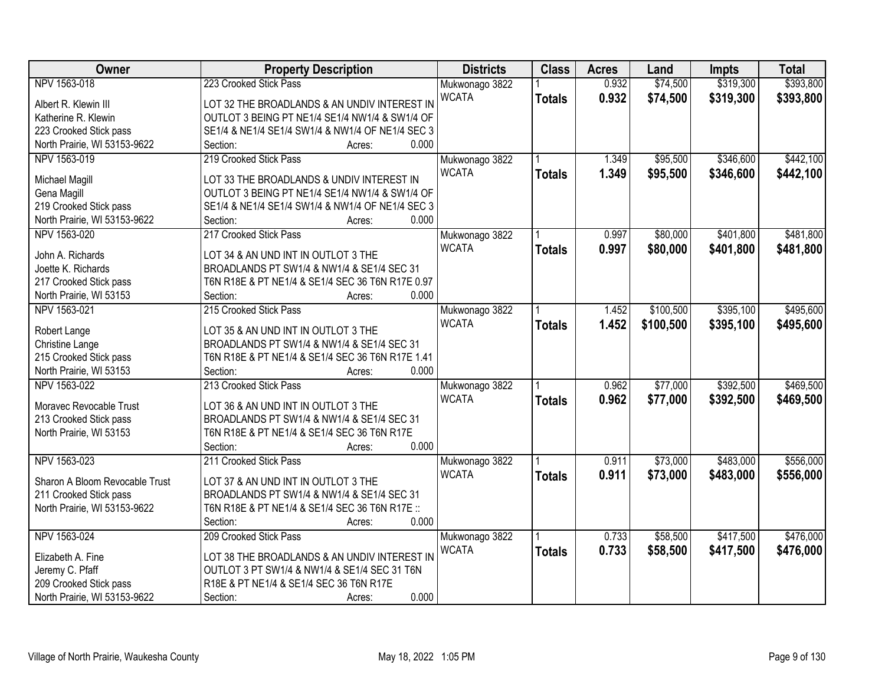| Owner | Property Description | Districts | Class | Acres | Land | Impts | Total |
|---|---|---|---|---|---|---|---|
| NPV 1563-018<br>Albert R. Klewin III<br>Katherine R. Klewin<br>223 Crooked Stick pass<br>North Prairie, WI 53153-9622 | 223 Crooked Stick Pass<br>LOT 32 THE BROADLANDS & AN UNDIV INTEREST IN OUTLOT 3 BEING PT NE1/4 SE1/4 NW1/4 & SW1/4 OF SE1/4 & NE1/4 SE1/4 SW1/4 & NW1/4 OF NE1/4 SEC 3<br>Section: Acres: 0.000 | Mukwonago 3822<br>WCATA | 1<br>**Totals** | 0.932<br>**0.932** | $74,500<br>**$74,500** | $319,300<br>**$319,300** | $393,800<br>**$393,800** |
| NPV 1563-019<br>Michael Magill<br>Gena Magill<br>219 Crooked Stick pass<br>North Prairie, WI 53153-9622 | 219 Crooked Stick Pass<br>LOT 33 THE BROADLANDS & UNDIV INTEREST IN OUTLOT 3 BEING PT NE1/4 SE1/4 NW1/4 & SW1/4 OF SE1/4 & NE1/4 SE1/4 SW1/4 & NW1/4 OF NE1/4 SEC 3<br>Section: Acres: 0.000 | Mukwonago 3822<br>WCATA | 1<br>**Totals** | 1.349<br>**1.349** | $95,500<br>**$95,500** | $346,600<br>**$346,600** | $442,100<br>**$442,100** |
| NPV 1563-020<br>John A. Richards<br>Joette K. Richards<br>217 Crooked Stick pass<br>North Prairie, WI 53153 | 217 Crooked Stick Pass<br>LOT 34 & AN UND INT IN OUTLOT 3 THE BROADLANDS PT SW1/4 & NW1/4 & SE1/4 SEC 31 T6N R18E & PT NE1/4 & SE1/4 SEC 36 T6N R17E 0.97<br>Section: Acres: 0.000 | Mukwonago 3822<br>WCATA | 1<br>**Totals** | 0.997<br>**0.997** | $80,000<br>**$80,000** | $401,800<br>**$401,800** | $481,800<br>**$481,800** |
| NPV 1563-021<br>Robert Lange<br>Christine Lange<br>215 Crooked Stick pass<br>North Prairie, WI 53153 | 215 Crooked Stick Pass<br>LOT 35 & AN UND INT IN OUTLOT 3 THE BROADLANDS PT SW1/4 & NW1/4 & SE1/4 SEC 31 T6N R18E & PT NE1/4 & SE1/4 SEC 36 T6N R17E 1.41<br>Section: Acres: 0.000 | Mukwonago 3822<br>WCATA | 1<br>**Totals** | 1.452<br>**1.452** | $100,500<br>**$100,500** | $395,100<br>**$395,100** | $495,600<br>**$495,600** |
| NPV 1563-022<br>Moravec Revocable Trust<br>213 Crooked Stick pass<br>North Prairie, WI 53153 | 213 Crooked Stick Pass<br>LOT 36 & AN UND INT IN OUTLOT 3 THE BROADLANDS PT SW1/4 & NW1/4 & SE1/4 SEC 31 T6N R18E & PT NE1/4 & SE1/4 SEC 36 T6N R17E<br>Section: Acres: 0.000 | Mukwonago 3822<br>WCATA | 1<br>**Totals** | 0.962<br>**0.962** | $77,000<br>**$77,000** | $392,500<br>**$392,500** | $469,500<br>**$469,500** |
| NPV 1563-023<br>Sharon A Bloom Revocable Trust<br>211 Crooked Stick pass<br>North Prairie, WI 53153-9622 | 211 Crooked Stick Pass<br>LOT 37 & AN UND INT IN OUTLOT 3 THE BROADLANDS PT SW1/4 & NW1/4 & SE1/4 SEC 31 T6N R18E & PT NE1/4 & SE1/4 SEC 36 T6N R17E ::<br>Section: Acres: 0.000 | Mukwonago 3822<br>WCATA | 1<br>**Totals** | 0.911<br>**0.911** | $73,000<br>**$73,000** | $483,000<br>**$483,000** | $556,000<br>**$556,000** |
| NPV 1563-024<br>Elizabeth A. Fine<br>Jeremy C. Pfaff<br>209 Crooked Stick pass<br>North Prairie, WI 53153-9622 | 209 Crooked Stick Pass<br>LOT 38 THE BROADLANDS & AN UNDIV INTEREST IN OUTLOT 3 PT SW1/4 & NW1/4 & SE1/4 SEC 31 T6N R18E & PT NE1/4 & SE1/4 SEC 36 T6N R17E<br>Section: Acres: 0.000 | Mukwonago 3822<br>WCATA | 1<br>**Totals** | 0.733<br>**0.733** | $58,500<br>**$58,500** | $417,500<br>**$417,500** | $476,000<br>**$476,000** |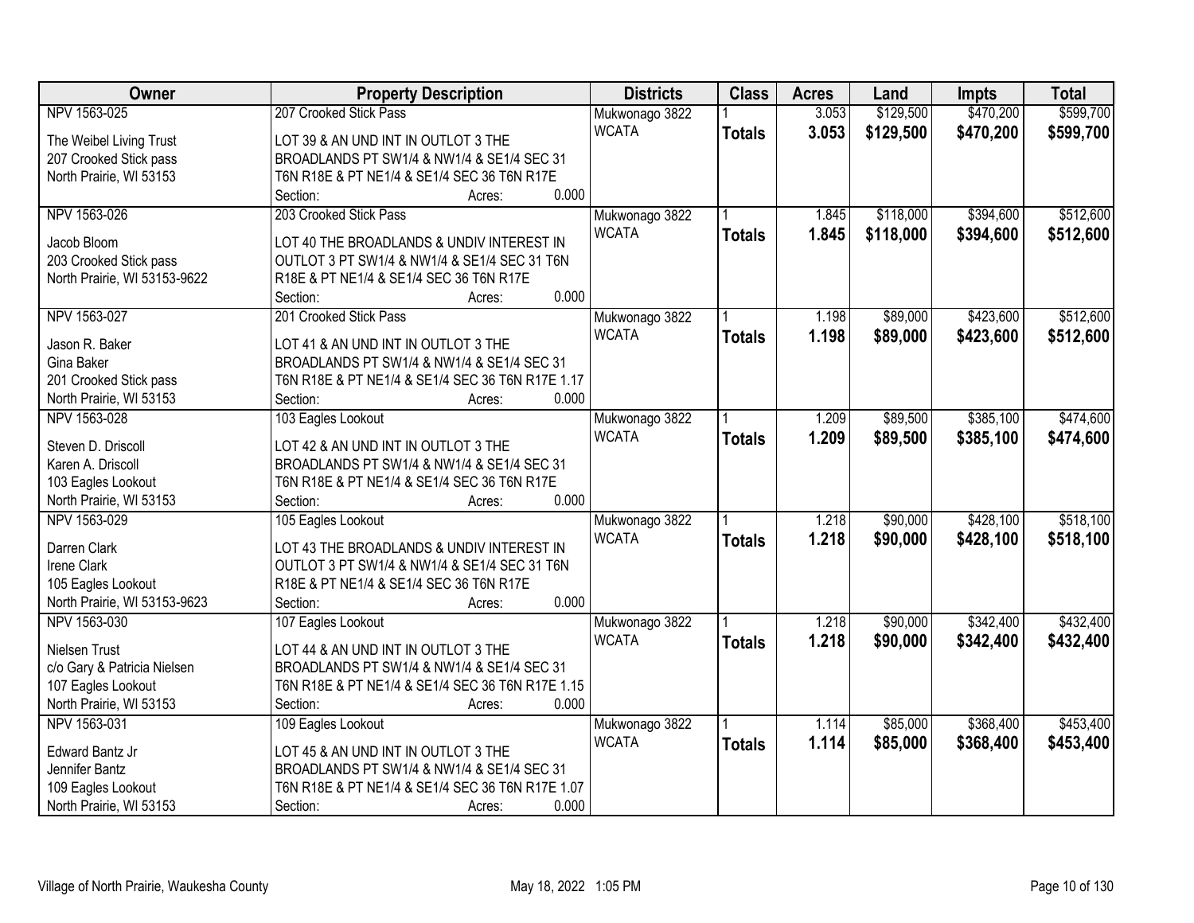| Owner | Property Description | Districts | Class | Acres | Land | Impts | Total |
|---|---|---|---|---|---|---|---|
| NPV 1563-025<br><br>The Weibel Living Trust<br>207 Crooked Stick pass<br>North Prairie, WI 53153 | 207 Crooked Stick Pass<br><br>LOT 39 & AN UND INT IN OUTLOT 3 THE BROADLANDS PT SW1/4 & NW1/4 & SE1/4 SEC 31 T6N R18E & PT NE1/4 & SE1/4 SEC 36 T6N R17E<br>Section: Acres: 0.000 | Mukwonago 3822<br>WCATA | 1<br>**Totals** | 3.053<br>**3.053** | \$129,500<br>**\$129,500** | \$470,200<br>**\$470,200** | \$599,700<br>**\$599,700** |
| NPV 1563-026<br><br>Jacob Bloom<br>203 Crooked Stick pass<br>North Prairie, WI 53153-9622 | 203 Crooked Stick Pass<br><br>LOT 40 THE BROADLANDS & UNDIV INTEREST IN OUTLOT 3 PT SW1/4 & NW1/4 & SE1/4 SEC 31 T6N R18E & PT NE1/4 & SE1/4 SEC 36 T6N R17E<br>Section: Acres: 0.000 | Mukwonago 3822<br>WCATA | 1<br>**Totals** | 1.845<br>**1.845** | \$118,000<br>**\$118,000** | \$394,600<br>**\$394,600** | \$512,600<br>**\$512,600** |
| NPV 1563-027<br><br>Jason R. Baker<br>Gina Baker<br>201 Crooked Stick pass<br>North Prairie, WI 53153 | 201 Crooked Stick Pass<br><br>LOT 41 & AN UND INT IN OUTLOT 3 THE BROADLANDS PT SW1/4 & NW1/4 & SE1/4 SEC 31 T6N R18E & PT NE1/4 & SE1/4 SEC 36 T6N R17E 1.17<br>Section: Acres: 0.000 | Mukwonago 3822<br>WCATA | 1<br>**Totals** | 1.198<br>**1.198** | \$89,000<br>**\$89,000** | \$423,600<br>**\$423,600** | \$512,600<br>**\$512,600** |
| NPV 1563-028<br><br>Steven D. Driscoll<br>Karen A. Driscoll<br>103 Eagles Lookout<br>North Prairie, WI 53153 | 103 Eagles Lookout<br><br>LOT 42 & AN UND INT IN OUTLOT 3 THE BROADLANDS PT SW1/4 & NW1/4 & SE1/4 SEC 31 T6N R18E & PT NE1/4 & SE1/4 SEC 36 T6N R17E<br>Section: Acres: 0.000 | Mukwonago 3822<br>WCATA | 1<br>**Totals** | 1.209<br>**1.209** | \$89,500<br>**\$89,500** | \$385,100<br>**\$385,100** | \$474,600<br>**\$474,600** |
| NPV 1563-029<br><br>Darren Clark<br>Irene Clark<br>105 Eagles Lookout<br>North Prairie, WI 53153-9623 | 105 Eagles Lookout<br><br>LOT 43 THE BROADLANDS & UNDIV INTEREST IN OUTLOT 3 PT SW1/4 & NW1/4 & SE1/4 SEC 31 T6N R18E & PT NE1/4 & SE1/4 SEC 36 T6N R17E<br>Section: Acres: 0.000 | Mukwonago 3822<br>WCATA | 1<br>**Totals** | 1.218<br>**1.218** | \$90,000<br>**\$90,000** | \$428,100<br>**\$428,100** | \$518,100<br>**\$518,100** |
| NPV 1563-030<br><br>Nielsen Trust<br>c/o Gary & Patricia Nielsen<br>107 Eagles Lookout<br>North Prairie, WI 53153 | 107 Eagles Lookout<br><br>LOT 44 & AN UND INT IN OUTLOT 3 THE BROADLANDS PT SW1/4 & NW1/4 & SE1/4 SEC 31 T6N R18E & PT NE1/4 & SE1/4 SEC 36 T6N R17E 1.15<br>Section: Acres: 0.000 | Mukwonago 3822<br>WCATA | 1<br>**Totals** | 1.218<br>**1.218** | \$90,000<br>**\$90,000** | \$342,400<br>**\$342,400** | \$432,400<br>**\$432,400** |
| NPV 1563-031<br><br>Edward Bantz Jr<br>Jennifer Bantz<br>109 Eagles Lookout<br>North Prairie, WI 53153 | 109 Eagles Lookout<br><br>LOT 45 & AN UND INT IN OUTLOT 3 THE BROADLANDS PT SW1/4 & NW1/4 & SE1/4 SEC 31 T6N R18E & PT NE1/4 & SE1/4 SEC 36 T6N R17E 1.07<br>Section: Acres: 0.000 | Mukwonago 3822<br>WCATA | 1<br>**Totals** | 1.114<br>**1.114** | \$85,000<br>**\$85,000** | \$368,400<br>**\$368,400** | \$453,400<br>**\$453,400** |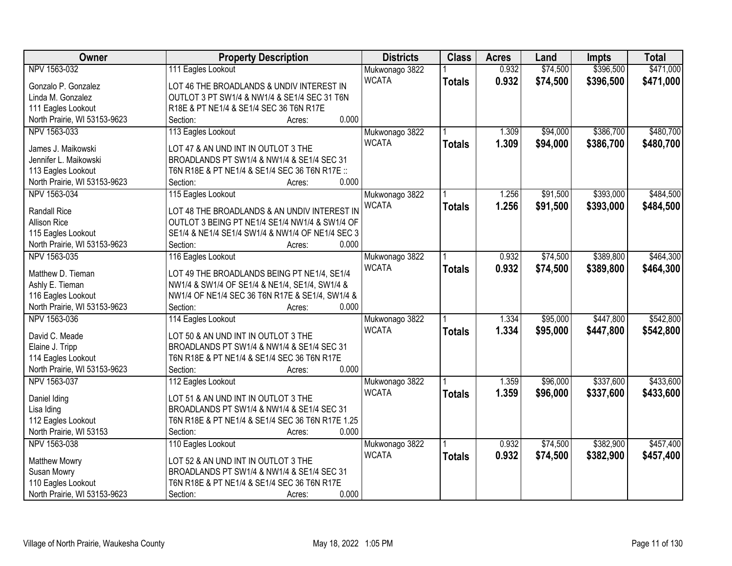| Owner | Property Description | Districts | Class | Acres | Land | Impts | Total |
|---|---|---|---|---|---|---|---|
| NPV 1563-032<br><br>Gonzalo P. Gonzalez<br>Linda M. Gonzalez<br>111 Eagles Lookout<br>North Prairie, WI 53153-9623 | 111 Eagles Lookout<br><br>LOT 46 THE BROADLANDS & UNDIV INTEREST IN OUTLOT 3 PT SW1/4 & NW1/4 & SE1/4 SEC 31 T6N R18E & PT NE1/4 & SE1/4 SEC 36 T6N R17E<br>Section: Acres: 0.000 | Mukwonago 3822<br>WCATA | 1<br>**Totals** | 0.932<br>**0.932** | $74,500<br>**$74,500** | $396,500<br>**$396,500** | $471,000<br>**$471,000** |
| NPV 1563-033<br><br>James J. Maikowski<br>Jennifer L. Maikowski<br>113 Eagles Lookout<br>North Prairie, WI 53153-9623 | 113 Eagles Lookout<br><br>LOT 47 & AN UND INT IN OUTLOT 3 THE BROADLANDS PT SW1/4 & NW1/4 & SE1/4 SEC 31 T6N R18E & PT NE1/4 & SE1/4 SEC 36 T6N R17E ::<br>Section: Acres: 0.000 | Mukwonago 3822<br>WCATA | 1<br>**Totals** | 1.309<br>**1.309** | $94,000<br>**$94,000** | $386,700<br>**$386,700** | $480,700<br>**$480,700** |
| NPV 1563-034<br><br>Randall Rice<br>Allison Rice<br>115 Eagles Lookout<br>North Prairie, WI 53153-9623 | 115 Eagles Lookout<br><br>LOT 48 THE BROADLANDS & AN UNDIV INTEREST IN OUTLOT 3 BEING PT NE1/4 SE1/4 NW1/4 & SW1/4 OF SE1/4 & NE1/4 SE1/4 SW1/4 & NW1/4 OF NE1/4 SEC 3<br>Section: Acres: 0.000 | Mukwonago 3822<br>WCATA | 1<br>**Totals** | 1.256<br>**1.256** | $91,500<br>**$91,500** | $393,000<br>**$393,000** | $484,500<br>**$484,500** |
| NPV 1563-035<br><br>Matthew D. Tieman<br>Ashly E. Tieman<br>116 Eagles Lookout<br>North Prairie, WI 53153-9623 | 116 Eagles Lookout<br><br>LOT 49 THE BROADLANDS BEING PT NE1/4, SE1/4 NW1/4 & SW1/4 OF SE1/4 & NE1/4, SE1/4, SW1/4 & NW1/4 OF NE1/4 SEC 36 T6N R17E & SE1/4, SW1/4 &<br>Section: Acres: 0.000 | Mukwonago 3822<br>WCATA | 1<br>**Totals** | 0.932<br>**0.932** | $74,500<br>**$74,500** | $389,800<br>**$389,800** | $464,300<br>**$464,300** |
| NPV 1563-036<br><br>David C. Meade<br>Elaine J. Tripp<br>114 Eagles Lookout<br>North Prairie, WI 53153-9623 | 114 Eagles Lookout<br><br>LOT 50 & AN UND INT IN OUTLOT 3 THE BROADLANDS PT SW1/4 & NW1/4 & SE1/4 SEC 31 T6N R18E & PT NE1/4 & SE1/4 SEC 36 T6N R17E<br>Section: Acres: 0.000 | Mukwonago 3822<br>WCATA | 1<br>**Totals** | 1.334<br>**1.334** | $95,000<br>**$95,000** | $447,800<br>**$447,800** | $542,800<br>**$542,800** |
| NPV 1563-037<br><br>Daniel Iding<br>Lisa Iding<br>112 Eagles Lookout<br>North Prairie, WI 53153 | 112 Eagles Lookout<br><br>LOT 51 & AN UND INT IN OUTLOT 3 THE BROADLANDS PT SW1/4 & NW1/4 & SE1/4 SEC 31 T6N R18E & PT NE1/4 & SE1/4 SEC 36 T6N R17E 1.25<br>Section: Acres: 0.000 | Mukwonago 3822<br>WCATA | 1<br>**Totals** | 1.359<br>**1.359** | $96,000<br>**$96,000** | $337,600<br>**$337,600** | $433,600<br>**$433,600** |
| NPV 1563-038<br><br>Matthew Mowry<br>Susan Mowry<br>110 Eagles Lookout<br>North Prairie, WI 53153-9623 | 110 Eagles Lookout<br><br>LOT 52 & AN UND INT IN OUTLOT 3 THE BROADLANDS PT SW1/4 & NW1/4 & SE1/4 SEC 31 T6N R18E & PT NE1/4 & SE1/4 SEC 36 T6N R17E<br>Section: Acres: 0.000 | Mukwonago 3822<br>WCATA | 1<br>**Totals** | 0.932<br>**0.932** | $74,500<br>**$74,500** | $382,900<br>**$382,900** | $457,400<br>**$457,400** |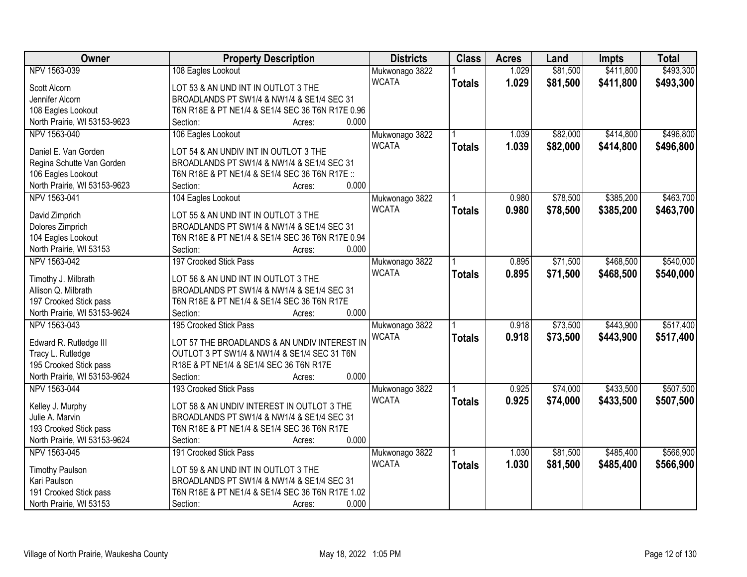| Owner | Property Description | Districts | Class | Acres | Land | Impts | Total |
|---|---|---|---|---|---|---|---|
| NPV 1563-039 | 108 Eagles Lookout | Mukwonago 3822 | 1 | 1.029 | $81,500 | $411,800 | $493,300 |
| Scott Alcorn<br>Jennifer Alcorn<br>108 Eagles Lookout<br>North Prairie, WI 53153-9623 | LOT 53 & AN UND INT IN OUTLOT 3 THE BROADLANDS PT SW1/4 & NW1/4 & SE1/4 SEC 31 T6N R18E & PT NE1/4 & SE1/4 SEC 36 T6N R17E 0.96<br>Section: Acres: 0.000 | WCATA | **Totals** | **1.029** | **$81,500** | **$411,800** | **$493,300** |
| NPV 1563-040 | 106 Eagles Lookout | Mukwonago 3822 | 1 | 1.039 | $82,000 | $414,800 | $496,800 |
| Daniel E. Van Gorden<br>Regina Schutte Van Gorden<br>106 Eagles Lookout<br>North Prairie, WI 53153-9623 | LOT 54 & AN UNDIV INT IN OUTLOT 3 THE BROADLANDS PT SW1/4 & NW1/4 & SE1/4 SEC 31 T6N R18E & PT NE1/4 & SE1/4 SEC 36 T6N R17E ::<br>Section: Acres: 0.000 | WCATA | **Totals** | **1.039** | **$82,000** | **$414,800** | **$496,800** |
| NPV 1563-041 | 104 Eagles Lookout | Mukwonago 3822 | 1 | 0.980 | $78,500 | $385,200 | $463,700 |
| David Zimprich<br>Dolores Zimprich<br>104 Eagles Lookout<br>North Prairie, WI 53153 | LOT 55 & AN UND INT IN OUTLOT 3 THE BROADLANDS PT SW1/4 & NW1/4 & SE1/4 SEC 31 T6N R18E & PT NE1/4 & SE1/4 SEC 36 T6N R17E 0.94<br>Section: Acres: 0.000 | WCATA | **Totals** | **0.980** | **$78,500** | **$385,200** | **$463,700** |
| NPV 1563-042 | 197 Crooked Stick Pass | Mukwonago 3822 | 1 | 0.895 | $71,500 | $468,500 | $540,000 |
| Timothy J. Milbrath<br>Allison Q. Milbrath<br>197 Crooked Stick pass<br>North Prairie, WI 53153-9624 | LOT 56 & AN UND INT IN OUTLOT 3 THE BROADLANDS PT SW1/4 & NW1/4 & SE1/4 SEC 31 T6N R18E & PT NE1/4 & SE1/4 SEC 36 T6N R17E<br>Section: Acres: 0.000 | WCATA | **Totals** | **0.895** | **$71,500** | **$468,500** | **$540,000** |
| NPV 1563-043 | 195 Crooked Stick Pass | Mukwonago 3822 | 1 | 0.918 | $73,500 | $443,900 | $517,400 |
| Edward R. Rutledge III<br>Tracy L. Rutledge<br>195 Crooked Stick pass<br>North Prairie, WI 53153-9624 | LOT 57 THE BROADLANDS & AN UNDIV INTEREST IN OUTLOT 3 PT SW1/4 & NW1/4 & SE1/4 SEC 31 T6N R18E & PT NE1/4 & SE1/4 SEC 36 T6N R17E<br>Section: Acres: 0.000 | WCATA | **Totals** | **0.918** | **$73,500** | **$443,900** | **$517,400** |
| NPV 1563-044 | 193 Crooked Stick Pass | Mukwonago 3822 | 1 | 0.925 | $74,000 | $433,500 | $507,500 |
| Kelley J. Murphy<br>Julie A. Marvin<br>193 Crooked Stick pass<br>North Prairie, WI 53153-9624 | LOT 58 & AN UNDIV INTEREST IN OUTLOT 3 THE BROADLANDS PT SW1/4 & NW1/4 & SE1/4 SEC 31 T6N R18E & PT NE1/4 & SE1/4 SEC 36 T6N R17E<br>Section: Acres: 0.000 | WCATA | **Totals** | **0.925** | **$74,000** | **$433,500** | **$507,500** |
| NPV 1563-045 | 191 Crooked Stick Pass | Mukwonago 3822 | 1 | 1.030 | $81,500 | $485,400 | $566,900 |
| Timothy Paulson<br>Kari Paulson<br>191 Crooked Stick pass<br>North Prairie, WI 53153 | LOT 59 & AN UND INT IN OUTLOT 3 THE BROADLANDS PT SW1/4 & NW1/4 & SE1/4 SEC 31 T6N R18E & PT NE1/4 & SE1/4 SEC 36 T6N R17E 1.02<br>Section: Acres: 0.000 | WCATA | **Totals** | **1.030** | **$81,500** | **$485,400** | **$566,900** |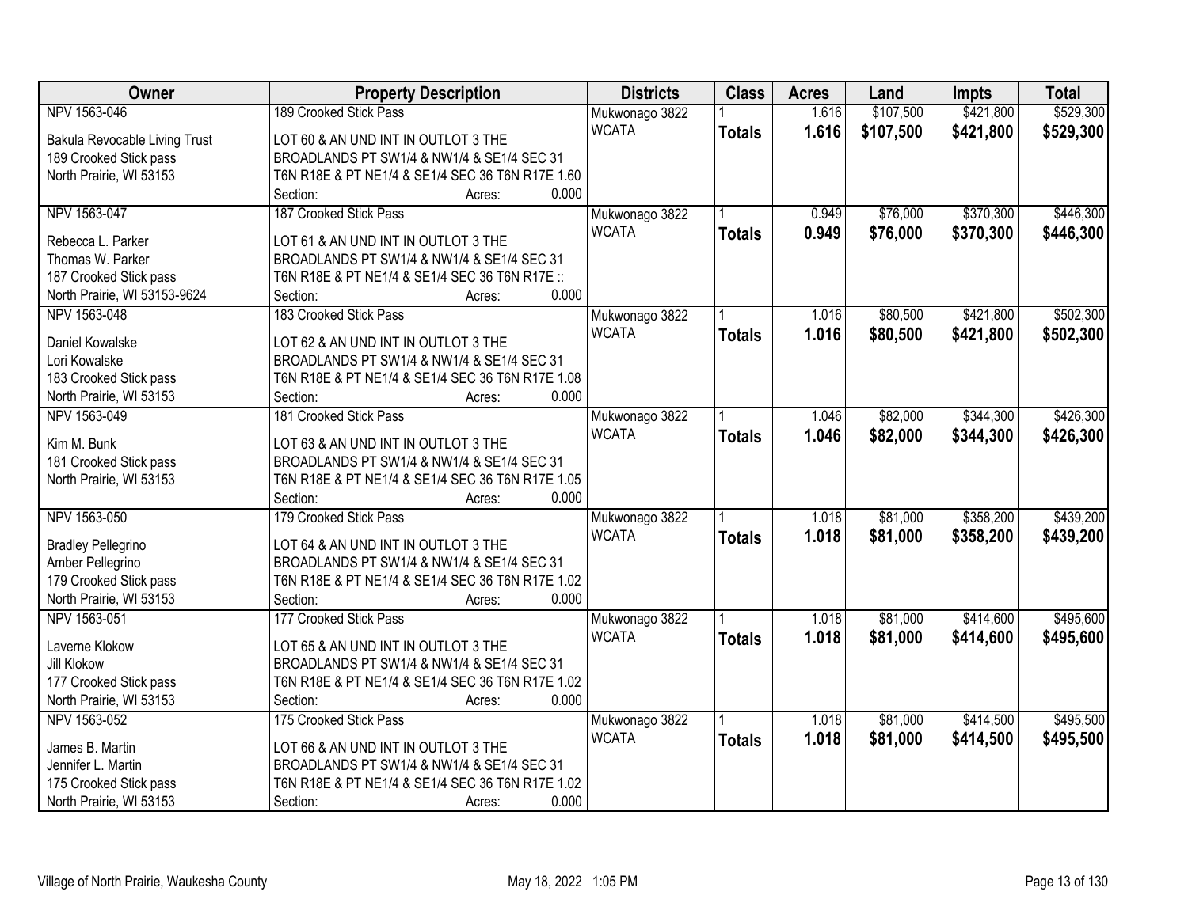| Owner | Property Description | Districts | Class | Acres | Land | Impts | Total |
|---|---|---|---|---|---|---|---|
| NPV 1563-046<br>Bakula Revocable Living Trust<br>189 Crooked Stick pass<br>North Prairie, WI 53153 | 189 Crooked Stick Pass<br>LOT 60 & AN UND INT IN OUTLOT 3 THE BROADLANDS PT SW1/4 & NW1/4 & SE1/4 SEC 31 T6N R18E & PT NE1/4 & SE1/4 SEC 36 T6N R17E 1.60<br>Section: Acres: 0.000 | Mukwonago 3822<br>WCATA | 1<br>**Totals** | 1.616<br>**1.616** | $107,500<br>**$107,500** | $421,800<br>**$421,800** | $529,300<br>**$529,300** |
| NPV 1563-047<br>Rebecca L. Parker<br>Thomas W. Parker<br>187 Crooked Stick pass<br>North Prairie, WI 53153-9624 | 187 Crooked Stick Pass<br>LOT 61 & AN UND INT IN OUTLOT 3 THE BROADLANDS PT SW1/4 & NW1/4 & SE1/4 SEC 31 T6N R18E & PT NE1/4 & SE1/4 SEC 36 T6N R17E ::<br>Section: Acres: 0.000 | Mukwonago 3822<br>WCATA | 1<br>**Totals** | 0.949<br>**0.949** | $76,000<br>**$76,000** | $370,300<br>**$370,300** | $446,300<br>**$446,300** |
| NPV 1563-048<br>Daniel Kowalske<br>Lori Kowalske<br>183 Crooked Stick pass<br>North Prairie, WI 53153 | 183 Crooked Stick Pass<br>LOT 62 & AN UND INT IN OUTLOT 3 THE BROADLANDS PT SW1/4 & NW1/4 & SE1/4 SEC 31 T6N R18E & PT NE1/4 & SE1/4 SEC 36 T6N R17E 1.08<br>Section: Acres: 0.000 | Mukwonago 3822<br>WCATA | 1<br>**Totals** | 1.016<br>**1.016** | $80,500<br>**$80,500** | $421,800<br>**$421,800** | $502,300<br>**$502,300** |
| NPV 1563-049<br>Kim M. Bunk<br>181 Crooked Stick pass<br>North Prairie, WI 53153 | 181 Crooked Stick Pass<br>LOT 63 & AN UND INT IN OUTLOT 3 THE BROADLANDS PT SW1/4 & NW1/4 & SE1/4 SEC 31 T6N R18E & PT NE1/4 & SE1/4 SEC 36 T6N R17E 1.05<br>Section: Acres: 0.000 | Mukwonago 3822<br>WCATA | 1<br>**Totals** | 1.046<br>**1.046** | $82,000<br>**$82,000** | $344,300<br>**$344,300** | $426,300<br>**$426,300** |
| NPV 1563-050<br>Bradley Pellegrino<br>Amber Pellegrino<br>179 Crooked Stick pass<br>North Prairie, WI 53153 | 179 Crooked Stick Pass<br>LOT 64 & AN UND INT IN OUTLOT 3 THE BROADLANDS PT SW1/4 & NW1/4 & SE1/4 SEC 31 T6N R18E & PT NE1/4 & SE1/4 SEC 36 T6N R17E 1.02<br>Section: Acres: 0.000 | Mukwonago 3822<br>WCATA | 1<br>**Totals** | 1.018<br>**1.018** | $81,000<br>**$81,000** | $358,200<br>**$358,200** | $439,200<br>**$439,200** |
| NPV 1563-051<br>Laverne Klokow<br>Jill Klokow<br>177 Crooked Stick pass<br>North Prairie, WI 53153 | 177 Crooked Stick Pass<br>LOT 65 & AN UND INT IN OUTLOT 3 THE BROADLANDS PT SW1/4 & NW1/4 & SE1/4 SEC 31 T6N R18E & PT NE1/4 & SE1/4 SEC 36 T6N R17E 1.02<br>Section: Acres: 0.000 | Mukwonago 3822<br>WCATA | 1<br>**Totals** | 1.018<br>**1.018** | $81,000<br>**$81,000** | $414,600<br>**$414,600** | $495,600<br>**$495,600** |
| NPV 1563-052<br>James B. Martin<br>Jennifer L. Martin<br>175 Crooked Stick pass<br>North Prairie, WI 53153 | 175 Crooked Stick Pass<br>LOT 66 & AN UND INT IN OUTLOT 3 THE BROADLANDS PT SW1/4 & NW1/4 & SE1/4 SEC 31 T6N R18E & PT NE1/4 & SE1/4 SEC 36 T6N R17E 1.02<br>Section: Acres: 0.000 | Mukwonago 3822<br>WCATA | 1<br>**Totals** | 1.018<br>**1.018** | $81,000<br>**$81,000** | $414,500<br>**$414,500** | $495,500<br>**$495,500** |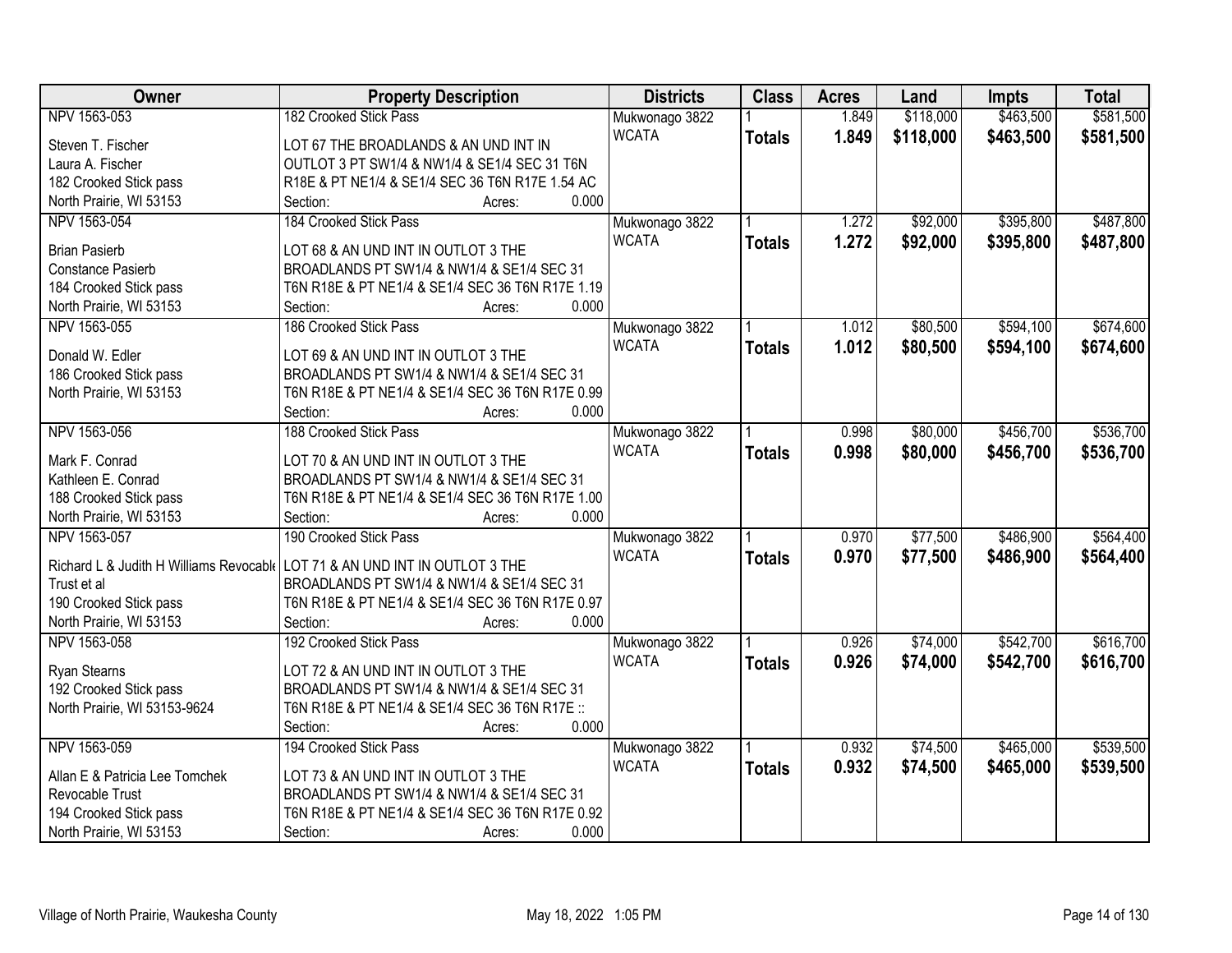| Owner | Property Description | Districts | Class | Acres | Land | Impts | Total |
|---|---|---|---|---|---|---|---|
| NPV 1563-053 | 182 Crooked Stick Pass | Mukwonago 3822 | 1 | 1.849 | $118,000 | $463,500 | $581,500 |
| Steven T. Fischer<br>Laura A. Fischer<br>182 Crooked Stick pass<br>North Prairie, WI 53153 | LOT 67 THE BROADLANDS & AN UND INT IN OUTLOT 3 PT SW1/4 & NW1/4 & SE1/4 SEC 31 T6N R18E & PT NE1/4 & SE1/4 SEC 36 T6N R17E 1.54 AC<br>Section: Acres: 0.000 | WCATA | **Totals** | **1.849** | **$118,000** | **$463,500** | **$581,500** |
| NPV 1563-054 | 184 Crooked Stick Pass | Mukwonago 3822 | 1 | 1.272 | $92,000 | $395,800 | $487,800 |
| Brian Pasierb<br>Constance Pasierb<br>184 Crooked Stick pass<br>North Prairie, WI 53153 | LOT 68 & AN UND INT IN OUTLOT 3 THE BROADLANDS PT SW1/4 & NW1/4 & SE1/4 SEC 31 T6N R18E & PT NE1/4 & SE1/4 SEC 36 T6N R17E 1.19<br>Section: Acres: 0.000 | WCATA | **Totals** | **1.272** | **$92,000** | **$395,800** | **$487,800** |
| NPV 1563-055 | 186 Crooked Stick Pass | Mukwonago 3822 | 1 | 1.012 | $80,500 | $594,100 | $674,600 |
| Donald W. Edler<br>186 Crooked Stick pass<br>North Prairie, WI 53153 | LOT 69 & AN UND INT IN OUTLOT 3 THE BROADLANDS PT SW1/4 & NW1/4 & SE1/4 SEC 31 T6N R18E & PT NE1/4 & SE1/4 SEC 36 T6N R17E 0.99<br>Section: Acres: 0.000 | WCATA | **Totals** | **1.012** | **$80,500** | **$594,100** | **$674,600** |
| NPV 1563-056 | 188 Crooked Stick Pass | Mukwonago 3822 | 1 | 0.998 | $80,000 | $456,700 | $536,700 |
| Mark F. Conrad<br>Kathleen E. Conrad<br>188 Crooked Stick pass<br>North Prairie, WI 53153 | LOT 70 & AN UND INT IN OUTLOT 3 THE BROADLANDS PT SW1/4 & NW1/4 & SE1/4 SEC 31 T6N R18E & PT NE1/4 & SE1/4 SEC 36 T6N R17E 1.00<br>Section: Acres: 0.000 | WCATA | **Totals** | **0.998** | **$80,000** | **$456,700** | **$536,700** |
| NPV 1563-057 | 190 Crooked Stick Pass | Mukwonago 3822 | 1 | 0.970 | $77,500 | $486,900 | $564,400 |
| Richard L & Judith H Williams Revocable Trust et al<br>190 Crooked Stick pass<br>North Prairie, WI 53153 | LOT 71 & AN UND INT IN OUTLOT 3 THE BROADLANDS PT SW1/4 & NW1/4 & SE1/4 SEC 31 T6N R18E & PT NE1/4 & SE1/4 SEC 36 T6N R17E 0.97<br>Section: Acres: 0.000 | WCATA | **Totals** | **0.970** | **$77,500** | **$486,900** | **$564,400** |
| NPV 1563-058 | 192 Crooked Stick Pass | Mukwonago 3822 | 1 | 0.926 | $74,000 | $542,700 | $616,700 |
| Ryan Stearns<br>192 Crooked Stick pass<br>North Prairie, WI 53153-9624 | LOT 72 & AN UND INT IN OUTLOT 3 THE BROADLANDS PT SW1/4 & NW1/4 & SE1/4 SEC 31 T6N R18E & PT NE1/4 & SE1/4 SEC 36 T6N R17E ::<br>Section: Acres: 0.000 | WCATA | **Totals** | **0.926** | **$74,000** | **$542,700** | **$616,700** |
| NPV 1563-059 | 194 Crooked Stick Pass | Mukwonago 3822 | 1 | 0.932 | $74,500 | $465,000 | $539,500 |
| Allan E & Patricia Lee Tomchek Revocable Trust<br>194 Crooked Stick pass<br>North Prairie, WI 53153 | LOT 73 & AN UND INT IN OUTLOT 3 THE BROADLANDS PT SW1/4 & NW1/4 & SE1/4 SEC 31 T6N R18E & PT NE1/4 & SE1/4 SEC 36 T6N R17E 0.92<br>Section: Acres: 0.000 | WCATA | **Totals** | **0.932** | **$74,500** | **$465,000** | **$539,500** |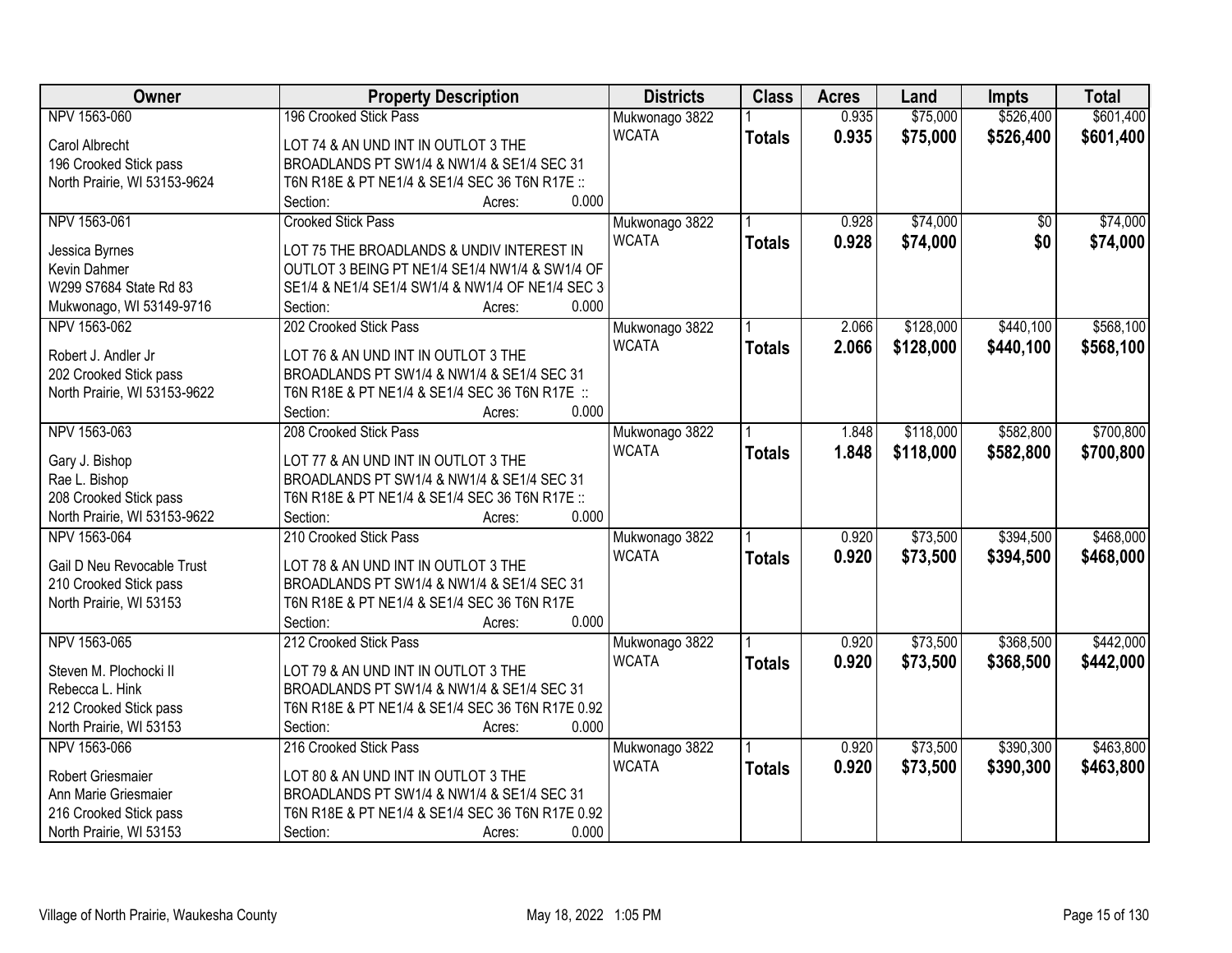| Owner | Property Description | Districts | Class | Acres | Land | Impts | Total |
|---|---|---|---|---|---|---|---|
| NPV 1563-060 | 196 Crooked Stick Pass | Mukwonago 3822 | 1 | 0.935 | $75,000 | $526,400 | $601,400 |
| Carol Albrecht<br>196 Crooked Stick pass<br>North Prairie, WI 53153-9624 | LOT 74 & AN UND INT IN OUTLOT 3 THE BROADLANDS PT SW1/4 & NW1/4 & SE1/4 SEC 31 T6N R18E & PT NE1/4 & SE1/4 SEC 36 T6N R17E ::<br>Section: Acres: 0.000 | WCATA | **Totals** | **0.935** | **$75,000** | **$526,400** | **$601,400** |
| NPV 1563-061 | Crooked Stick Pass | Mukwonago 3822 | 1 | 0.928 | $74,000 | $0 | $74,000 |
| Jessica Byrnes<br>Kevin Dahmer<br>W299 S7684 State Rd 83<br>Mukwonago, WI 53149-9716 | LOT 75 THE BROADLANDS & UNDIV INTEREST IN OUTLOT 3 BEING PT NE1/4 SE1/4 NW1/4 & SW1/4 OF SE1/4 & NE1/4 SE1/4 SW1/4 & NW1/4 OF NE1/4 SEC 3<br>Section: Acres: 0.000 | WCATA | **Totals** | **0.928** | **$74,000** | **$0** | **$74,000** |
| NPV 1563-062 | 202 Crooked Stick Pass | Mukwonago 3822 | 1 | 2.066 | $128,000 | $440,100 | $568,100 |
| Robert J. Andler Jr<br>202 Crooked Stick pass<br>North Prairie, WI 53153-9622 | LOT 76 & AN UND INT IN OUTLOT 3 THE BROADLANDS PT SW1/4 & NW1/4 & SE1/4 SEC 31 T6N R18E & PT NE1/4 & SE1/4 SEC 36 T6N R17E ::<br>Section: Acres: 0.000 | WCATA | **Totals** | **2.066** | **$128,000** | **$440,100** | **$568,100** |
| NPV 1563-063 | 208 Crooked Stick Pass | Mukwonago 3822 | 1 | 1.848 | $118,000 | $582,800 | $700,800 |
| Gary J. Bishop<br>Rae L. Bishop<br>208 Crooked Stick pass<br>North Prairie, WI 53153-9622 | LOT 77 & AN UND INT IN OUTLOT 3 THE BROADLANDS PT SW1/4 & NW1/4 & SE1/4 SEC 31 T6N R18E & PT NE1/4 & SE1/4 SEC 36 T6N R17E ::<br>Section: Acres: 0.000 | WCATA | **Totals** | **1.848** | **$118,000** | **$582,800** | **$700,800** |
| NPV 1563-064 | 210 Crooked Stick Pass | Mukwonago 3822 | 1 | 0.920 | $73,500 | $394,500 | $468,000 |
| Gail D Neu Revocable Trust<br>210 Crooked Stick pass<br>North Prairie, WI 53153 | LOT 78 & AN UND INT IN OUTLOT 3 THE BROADLANDS PT SW1/4 & NW1/4 & SE1/4 SEC 31 T6N R18E & PT NE1/4 & SE1/4 SEC 36 T6N R17E<br>Section: Acres: 0.000 | WCATA | **Totals** | **0.920** | **$73,500** | **$394,500** | **$468,000** |
| NPV 1563-065 | 212 Crooked Stick Pass | Mukwonago 3822 | 1 | 0.920 | $73,500 | $368,500 | $442,000 |
| Steven M. Plochocki II<br>Rebecca L. Hink<br>212 Crooked Stick pass<br>North Prairie, WI 53153 | LOT 79 & AN UND INT IN OUTLOT 3 THE BROADLANDS PT SW1/4 & NW1/4 & SE1/4 SEC 31 T6N R18E & PT NE1/4 & SE1/4 SEC 36 T6N R17E 0.92<br>Section: Acres: 0.000 | WCATA | **Totals** | **0.920** | **$73,500** | **$368,500** | **$442,000** |
| NPV 1563-066 | 216 Crooked Stick Pass | Mukwonago 3822 | 1 | 0.920 | $73,500 | $390,300 | $463,800 |
| Robert Griesmaier<br>Ann Marie Griesmaier<br>216 Crooked Stick pass<br>North Prairie, WI 53153 | LOT 80 & AN UND INT IN OUTLOT 3 THE BROADLANDS PT SW1/4 & NW1/4 & SE1/4 SEC 31 T6N R18E & PT NE1/4 & SE1/4 SEC 36 T6N R17E 0.92<br>Section: Acres: 0.000 | WCATA | **Totals** | **0.920** | **$73,500** | **$390,300** | **$463,800** |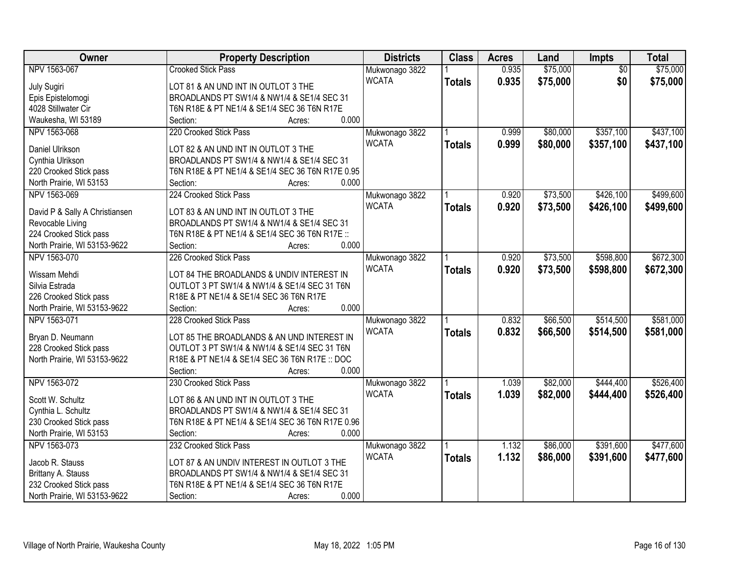| Owner | Property Description | Districts | Class | Acres | Land | Impts | Total |
|---|---|---|---|---|---|---|---|
| NPV 1563-067<br>July Sugiri<br>Epis Epistelomogi<br>4028 Stillwater Cir<br>Waukesha, WI 53189 | Crooked Stick Pass<br>LOT 81 & AN UND INT IN OUTLOT 3 THE BROADLANDS PT SW1/4 & NW1/4 & SE1/4 SEC 31 T6N R18E & PT NE1/4 & SE1/4 SEC 36 T6N R17E<br>Section: Acres: 0.000 | Mukwonago 3822<br>WCATA | 1<br>**Totals** | 0.935<br>**0.935** | $75,000<br>**$75,000** | $0<br>**$0** | $75,000<br>**$75,000** |
| NPV 1563-068<br>Daniel Ulrikson<br>Cynthia Ulrikson<br>220 Crooked Stick pass<br>North Prairie, WI 53153 | 220 Crooked Stick Pass<br>LOT 82 & AN UND INT IN OUTLOT 3 THE BROADLANDS PT SW1/4 & NW1/4 & SE1/4 SEC 31 T6N R18E & PT NE1/4 & SE1/4 SEC 36 T6N R17E 0.95<br>Section: Acres: 0.000 | Mukwonago 3822<br>WCATA | 1<br>**Totals** | 0.999<br>**0.999** | $80,000<br>**$80,000** | $357,100<br>**$357,100** | $437,100<br>**$437,100** |
| NPV 1563-069<br>David P & Sally A Christiansen<br>Revocable Living<br>224 Crooked Stick pass<br>North Prairie, WI 53153-9622 | 224 Crooked Stick Pass<br>LOT 83 & AN UND INT IN OUTLOT 3 THE BROADLANDS PT SW1/4 & NW1/4 & SE1/4 SEC 31 T6N R18E & PT NE1/4 & SE1/4 SEC 36 T6N R17E ::<br>Section: Acres: 0.000 | Mukwonago 3822<br>WCATA | 1<br>**Totals** | 0.920<br>**0.920** | $73,500<br>**$73,500** | $426,100<br>**$426,100** | $499,600<br>**$499,600** |
| NPV 1563-070<br>Wissam Mehdi<br>Silvia Estrada<br>226 Crooked Stick pass<br>North Prairie, WI 53153-9622 | 226 Crooked Stick Pass<br>LOT 84 THE BROADLANDS & UNDIV INTEREST IN OUTLOT 3 PT SW1/4 & NW1/4 & SE1/4 SEC 31 T6N R18E & PT NE1/4 & SE1/4 SEC 36 T6N R17E<br>Section: Acres: 0.000 | Mukwonago 3822<br>WCATA | 1<br>**Totals** | 0.920<br>**0.920** | $73,500<br>**$73,500** | $598,800<br>**$598,800** | $672,300<br>**$672,300** |
| NPV 1563-071<br>Bryan D. Neumann<br>228 Crooked Stick pass<br>North Prairie, WI 53153-9622 | 228 Crooked Stick Pass<br>LOT 85 THE BROADLANDS & AN UND INTEREST IN OUTLOT 3 PT SW1/4 & NW1/4 & SE1/4 SEC 31 T6N R18E & PT NE1/4 & SE1/4 SEC 36 T6N R17E :: DOC<br>Section: Acres: 0.000 | Mukwonago 3822<br>WCATA | 1<br>**Totals** | 0.832<br>**0.832** | $66,500<br>**$66,500** | $514,500<br>**$514,500** | $581,000<br>**$581,000** |
| NPV 1563-072<br>Scott W. Schultz<br>Cynthia L. Schultz<br>230 Crooked Stick pass<br>North Prairie, WI 53153 | 230 Crooked Stick Pass<br>LOT 86 & AN UND INT IN OUTLOT 3 THE BROADLANDS PT SW1/4 & NW1/4 & SE1/4 SEC 31 T6N R18E & PT NE1/4 & SE1/4 SEC 36 T6N R17E 0.96<br>Section: Acres: 0.000 | Mukwonago 3822<br>WCATA | 1<br>**Totals** | 1.039<br>**1.039** | $82,000<br>**$82,000** | $444,400<br>**$444,400** | $526,400<br>**$526,400** |
| NPV 1563-073<br>Jacob R. Stauss<br>Brittany A. Stauss<br>232 Crooked Stick pass<br>North Prairie, WI 53153-9622 | 232 Crooked Stick Pass<br>LOT 87 & AN UNDIV INTEREST IN OUTLOT 3 THE BROADLANDS PT SW1/4 & NW1/4 & SE1/4 SEC 31 T6N R18E & PT NE1/4 & SE1/4 SEC 36 T6N R17E<br>Section: Acres: 0.000 | Mukwonago 3822<br>WCATA | 1<br>**Totals** | 1.132<br>**1.132** | $86,000<br>**$86,000** | $391,600<br>**$391,600** | $477,600<br>**$477,600** |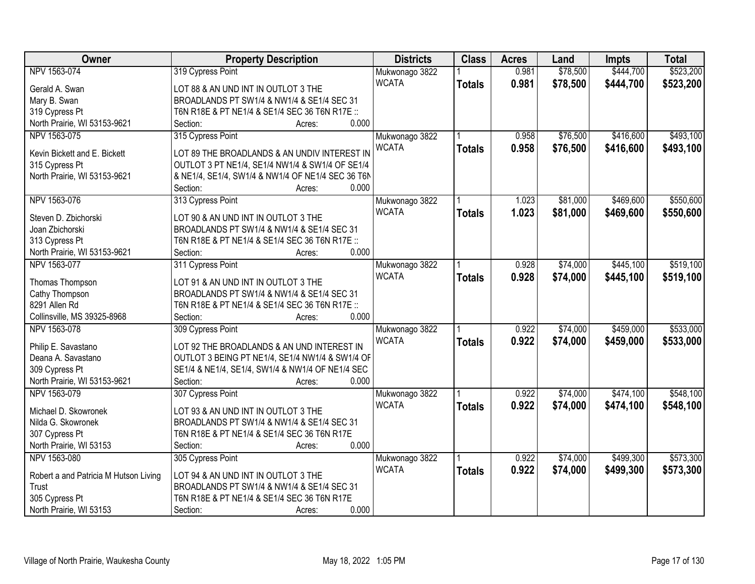| Owner | Property Description | Districts | Class | Acres | Land | Impts | Total |
|---|---|---|---|---|---|---|---|
| NPV 1563-074<br>Gerald A. Swan<br>Mary B. Swan<br>319 Cypress Pt<br>North Prairie, WI 53153-9621 | 319 Cypress Point<br>LOT 88 & AN UND INT IN OUTLOT 3 THE BROADLANDS PT SW1/4 & NW1/4 & SE1/4 SEC 31 T6N R18E & PT NE1/4 & SE1/4 SEC 36 T6N R17E ::<br>Section: Acres: 0.000 | Mukwonago 3822<br>WCATA | 1<br>**Totals** | 0.981<br>**0.981** | $78,500<br>**$78,500** | $444,700<br>**$444,700** | $523,200<br>**$523,200** |
| NPV 1563-075<br>Kevin Bickett and E. Bickett<br>315 Cypress Pt<br>North Prairie, WI 53153-9621 | 315 Cypress Point<br>LOT 89 THE BROADLANDS & AN UNDIV INTEREST IN OUTLOT 3 PT NE1/4, SE1/4 NW1/4 & SW1/4 OF SE1/4 & NE1/4, SE1/4, SW1/4 & NW1/4 OF NE1/4 SEC 36 T6N<br>Section: Acres: 0.000 | Mukwonago 3822<br>WCATA | 1<br>**Totals** | 0.958<br>**0.958** | $76,500<br>**$76,500** | $416,600<br>**$416,600** | $493,100<br>**$493,100** |
| NPV 1563-076<br>Steven D. Zbichorski<br>Joan Zbichorski<br>313 Cypress Pt<br>North Prairie, WI 53153-9621 | 313 Cypress Point<br>LOT 90 & AN UND INT IN OUTLOT 3 THE BROADLANDS PT SW1/4 & NW1/4 & SE1/4 SEC 31 T6N R18E & PT NE1/4 & SE1/4 SEC 36 T6N R17E ::<br>Section: Acres: 0.000 | Mukwonago 3822<br>WCATA | 1<br>**Totals** | 1.023<br>**1.023** | $81,000<br>**$81,000** | $469,600<br>**$469,600** | $550,600<br>**$550,600** |
| NPV 1563-077<br>Thomas Thompson<br>Cathy Thompson<br>8291 Allen Rd<br>Collinsville, MS 39325-8968 | 311 Cypress Point<br>LOT 91 & AN UND INT IN OUTLOT 3 THE BROADLANDS PT SW1/4 & NW1/4 & SE1/4 SEC 31 T6N R18E & PT NE1/4 & SE1/4 SEC 36 T6N R17E ::<br>Section: Acres: 0.000 | Mukwonago 3822<br>WCATA | 1<br>**Totals** | 0.928<br>**0.928** | $74,000<br>**$74,000** | $445,100<br>**$445,100** | $519,100<br>**$519,100** |
| NPV 1563-078<br>Philip E. Savastano<br>Deana A. Savastano<br>309 Cypress Pt<br>North Prairie, WI 53153-9621 | 309 Cypress Point<br>LOT 92 THE BROADLANDS & AN UND INTEREST IN OUTLOT 3 BEING PT NE1/4, SE1/4 NW1/4 & SW1/4 OF SE1/4 & NE1/4, SE1/4, SW1/4 & NW1/4 OF NE1/4 SEC<br>Section: Acres: 0.000 | Mukwonago 3822<br>WCATA | 1<br>**Totals** | 0.922<br>**0.922** | $74,000<br>**$74,000** | $459,000<br>**$459,000** | $533,000<br>**$533,000** |
| NPV 1563-079<br>Michael D. Skowronek<br>Nilda G. Skowronek<br>307 Cypress Pt<br>North Prairie, WI 53153 | 307 Cypress Point<br>LOT 93 & AN UND INT IN OUTLOT 3 THE BROADLANDS PT SW1/4 & NW1/4 & SE1/4 SEC 31 T6N R18E & PT NE1/4 & SE1/4 SEC 36 T6N R17E<br>Section: Acres: 0.000 | Mukwonago 3822<br>WCATA | 1<br>**Totals** | 0.922<br>**0.922** | $74,000<br>**$74,000** | $474,100<br>**$474,100** | $548,100<br>**$548,100** |
| NPV 1563-080<br>Robert a and Patricia M Hutson Living Trust<br>305 Cypress Pt<br>North Prairie, WI 53153 | 305 Cypress Point<br>LOT 94 & AN UND INT IN OUTLOT 3 THE BROADLANDS PT SW1/4 & NW1/4 & SE1/4 SEC 31 T6N R18E & PT NE1/4 & SE1/4 SEC 36 T6N R17E<br>Section: Acres: 0.000 | Mukwonago 3822<br>WCATA | 1<br>**Totals** | 0.922<br>**0.922** | $74,000<br>**$74,000** | $499,300<br>**$499,300** | $573,300<br>**$573,300** |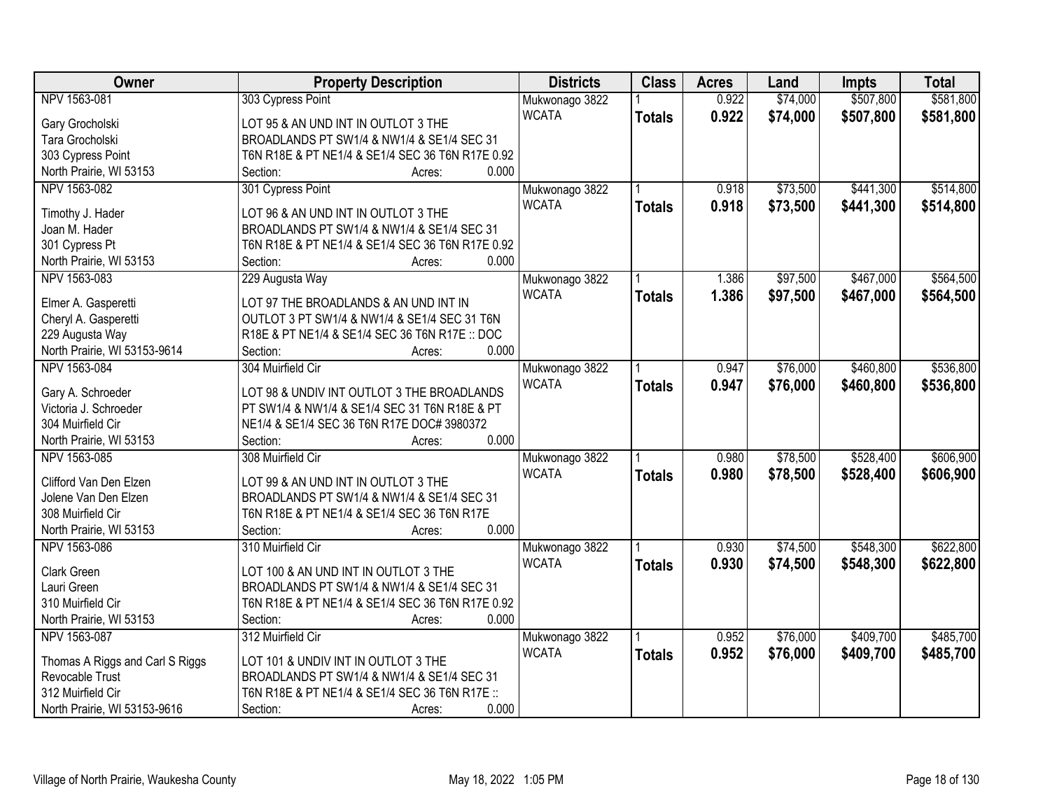| Owner | Property Description | Districts | Class | Acres | Land | Impts | Total |
|---|---|---|---|---|---|---|---|
| NPV 1563-081<br>Gary Grocholski<br>Tara Grocholski<br>303 Cypress Point<br>North Prairie, WI 53153 | 303 Cypress Point<br>LOT 95 & AN UND INT IN OUTLOT 3 THE BROADLANDS PT SW1/4 & NW1/4 & SE1/4 SEC 31 T6N R18E & PT NE1/4 & SE1/4 SEC 36 T6N R17E 0.92<br>Section: Acres: 0.000 | Mukwonago 3822<br>WCATA | 1<br>**Totals** | 0.922<br>**0.922** | $74,000<br>**$74,000** | $507,800<br>**$507,800** | $581,800<br>**$581,800** |
| NPV 1563-082<br>Timothy J. Hader<br>Joan M. Hader<br>301 Cypress Pt<br>North Prairie, WI 53153 | 301 Cypress Point<br>LOT 96 & AN UND INT IN OUTLOT 3 THE BROADLANDS PT SW1/4 & NW1/4 & SE1/4 SEC 31 T6N R18E & PT NE1/4 & SE1/4 SEC 36 T6N R17E 0.92<br>Section: Acres: 0.000 | Mukwonago 3822<br>WCATA | 1<br>**Totals** | 0.918<br>**0.918** | $73,500<br>**$73,500** | $441,300<br>**$441,300** | $514,800<br>**$514,800** |
| NPV 1563-083<br>Elmer A. Gasperetti<br>Cheryl A. Gasperetti<br>229 Augusta Way<br>North Prairie, WI 53153-9614 | 229 Augusta Way<br>LOT 97 THE BROADLANDS & AN UND INT IN OUTLOT 3 PT SW1/4 & NW1/4 & SE1/4 SEC 31 T6N R18E & PT NE1/4 & SE1/4 SEC 36 T6N R17E :: DOC<br>Section: Acres: 0.000 | Mukwonago 3822<br>WCATA | 1<br>**Totals** | 1.386<br>**1.386** | $97,500<br>**$97,500** | $467,000<br>**$467,000** | $564,500<br>**$564,500** |
| NPV 1563-084<br>Gary A. Schroeder<br>Victoria J. Schroeder<br>304 Muirfield Cir<br>North Prairie, WI 53153 | 304 Muirfield Cir<br>LOT 98 & UNDIV INT OUTLOT 3 THE BROADLANDS PT SW1/4 & NW1/4 & SE1/4 SEC 31 T6N R18E & PT NE1/4 & SE1/4 SEC 36 T6N R17E DOC# 3980372<br>Section: Acres: 0.000 | Mukwonago 3822<br>WCATA | 1<br>**Totals** | 0.947<br>**0.947** | $76,000<br>**$76,000** | $460,800<br>**$460,800** | $536,800<br>**$536,800** |
| NPV 1563-085<br>Clifford Van Den Elzen<br>Jolene Van Den Elzen<br>308 Muirfield Cir<br>North Prairie, WI 53153 | 308 Muirfield Cir<br>LOT 99 & AN UND INT IN OUTLOT 3 THE BROADLANDS PT SW1/4 & NW1/4 & SE1/4 SEC 31 T6N R18E & PT NE1/4 & SE1/4 SEC 36 T6N R17E<br>Section: Acres: 0.000 | Mukwonago 3822<br>WCATA | 1<br>**Totals** | 0.980<br>**0.980** | $78,500<br>**$78,500** | $528,400<br>**$528,400** | $606,900<br>**$606,900** |
| NPV 1563-086<br>Clark Green<br>Lauri Green<br>310 Muirfield Cir<br>North Prairie, WI 53153 | 310 Muirfield Cir<br>LOT 100 & AN UND INT IN OUTLOT 3 THE BROADLANDS PT SW1/4 & NW1/4 & SE1/4 SEC 31 T6N R18E & PT NE1/4 & SE1/4 SEC 36 T6N R17E 0.92<br>Section: Acres: 0.000 | Mukwonago 3822<br>WCATA | 1<br>**Totals** | 0.930<br>**0.930** | $74,500<br>**$74,500** | $548,300<br>**$548,300** | $622,800<br>**$622,800** |
| NPV 1563-087<br>Thomas A Riggs and Carl S Riggs<br>Revocable Trust<br>312 Muirfield Cir<br>North Prairie, WI 53153-9616 | 312 Muirfield Cir<br>LOT 101 & UNDIV INT IN OUTLOT 3 THE BROADLANDS PT SW1/4 & NW1/4 & SE1/4 SEC 31 T6N R18E & PT NE1/4 & SE1/4 SEC 36 T6N R17E ::<br>Section: Acres: 0.000 | Mukwonago 3822<br>WCATA | 1<br>**Totals** | 0.952<br>**0.952** | $76,000<br>**$76,000** | $409,700<br>**$409,700** | $485,700<br>**$485,700** |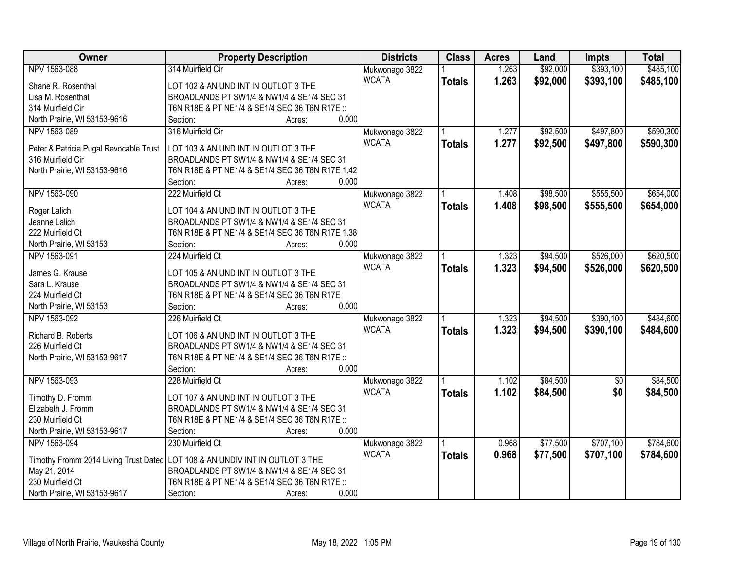| Owner | Property Description | Districts | Class | Acres | Land | Impts | Total |
|---|---|---|---|---|---|---|---|
| NPV 1563-088 | 314 Muirfield Cir | Mukwonago 3822 | 1 | 1.263 | $92,000 | $393,100 | $485,100 |
| Shane R. Rosenthal<br>Lisa M. Rosenthal<br>314 Muirfield Cir<br>North Prairie, WI 53153-9616 | LOT 102 & AN UND INT IN OUTLOT 3 THE BROADLANDS PT SW1/4 & NW1/4 & SE1/4 SEC 31 T6N R18E & PT NE1/4 & SE1/4 SEC 36 T6N R17E ::<br>Section: Acres: 0.000 | WCATA | **Totals** | **1.263** | **$92,000** | **$393,100** | **$485,100** |
| NPV 1563-089 | 316 Muirfield Cir | Mukwonago 3822 | 1 | 1.277 | $92,500 | $497,800 | $590,300 |
| Peter & Patricia Pugal Revocable Trust<br>316 Muirfield Cir<br>North Prairie, WI 53153-9616 | LOT 103 & AN UND INT IN OUTLOT 3 THE BROADLANDS PT SW1/4 & NW1/4 & SE1/4 SEC 31 T6N R18E & PT NE1/4 & SE1/4 SEC 36 T6N R17E 1.42<br>Section: Acres: 0.000 | WCATA | **Totals** | **1.277** | **$92,500** | **$497,800** | **$590,300** |
| NPV 1563-090 | 222 Muirfield Ct | Mukwonago 3822 | 1 | 1.408 | $98,500 | $555,500 | $654,000 |
| Roger Lalich<br>Jeanne Lalich<br>222 Muirfield Ct<br>North Prairie, WI 53153 | LOT 104 & AN UND INT IN OUTLOT 3 THE BROADLANDS PT SW1/4 & NW1/4 & SE1/4 SEC 31 T6N R18E & PT NE1/4 & SE1/4 SEC 36 T6N R17E 1.38<br>Section: Acres: 0.000 | WCATA | **Totals** | **1.408** | **$98,500** | **$555,500** | **$654,000** |
| NPV 1563-091 | 224 Muirfield Ct | Mukwonago 3822 | 1 | 1.323 | $94,500 | $526,000 | $620,500 |
| James G. Krause<br>Sara L. Krause<br>224 Muirfield Ct<br>North Prairie, WI 53153 | LOT 105 & AN UND INT IN OUTLOT 3 THE BROADLANDS PT SW1/4 & NW1/4 & SE1/4 SEC 31 T6N R18E & PT NE1/4 & SE1/4 SEC 36 T6N R17E<br>Section: Acres: 0.000 | WCATA | **Totals** | **1.323** | **$94,500** | **$526,000** | **$620,500** |
| NPV 1563-092 | 226 Muirfield Ct | Mukwonago 3822 | 1 | 1.323 | $94,500 | $390,100 | $484,600 |
| Richard B. Roberts<br>226 Muirfield Ct<br>North Prairie, WI 53153-9617 | LOT 106 & AN UND INT IN OUTLOT 3 THE BROADLANDS PT SW1/4 & NW1/4 & SE1/4 SEC 31 T6N R18E & PT NE1/4 & SE1/4 SEC 36 T6N R17E ::<br>Section: Acres: 0.000 | WCATA | **Totals** | **1.323** | **$94,500** | **$390,100** | **$484,600** |
| NPV 1563-093 | 228 Muirfield Ct | Mukwonago 3822 | 1 | 1.102 | $84,500 | $0 | $84,500 |
| Timothy D. Fromm<br>Elizabeth J. Fromm<br>230 Muirfield Ct<br>North Prairie, WI 53153-9617 | LOT 107 & AN UND INT IN OUTLOT 3 THE BROADLANDS PT SW1/4 & NW1/4 & SE1/4 SEC 31 T6N R18E & PT NE1/4 & SE1/4 SEC 36 T6N R17E ::<br>Section: Acres: 0.000 | WCATA | **Totals** | **1.102** | **$84,500** | **$0** | **$84,500** |
| NPV 1563-094 | 230 Muirfield Ct | Mukwonago 3822 | 1 | 0.968 | $77,500 | $707,100 | $784,600 |
| Timothy Fromm 2014 Living Trust Dated May 21, 2014<br>230 Muirfield Ct<br>North Prairie, WI 53153-9617 | LOT 108 & AN UNDIV INT IN OUTLOT 3 THE BROADLANDS PT SW1/4 & NW1/4 & SE1/4 SEC 31 T6N R18E & PT NE1/4 & SE1/4 SEC 36 T6N R17E ::<br>Section: Acres: 0.000 | WCATA | **Totals** | **0.968** | **$77,500** | **$707,100** | **$784,600** |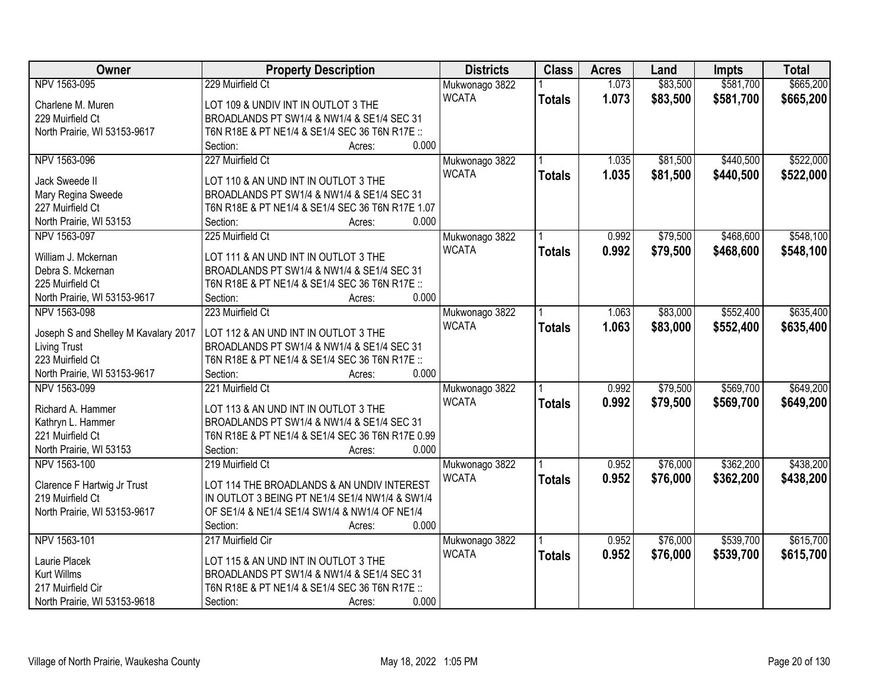| Owner | Property Description | Districts | Class | Acres | Land | Impts | Total |
|---|---|---|---|---|---|---|---|
| NPV 1563-095<br><br>Charlene M. Muren<br>229 Muirfield Ct<br>North Prairie, WI 53153-9617 | 229 Muirfield Ct<br><br>LOT 109 & UNDIV INT IN OUTLOT 3 THE BROADLANDS PT SW1/4 & NW1/4 & SE1/4 SEC 31 T6N R18E & PT NE1/4 & SE1/4 SEC 36 T6N R17E ::<br>Section: Acres: 0.000 | Mukwonago 3822<br>WCATA | 1<br>**Totals** | 1.073<br>**1.073** | $83,500<br>**$83,500** | $581,700<br>**$581,700** | $665,200<br>**$665,200** |
| NPV 1563-096<br><br>Jack Sweede II<br>Mary Regina Sweede<br>227 Muirfield Ct<br>North Prairie, WI 53153 | 227 Muirfield Ct<br><br>LOT 110 & AN UND INT IN OUTLOT 3 THE BROADLANDS PT SW1/4 & NW1/4 & SE1/4 SEC 31 T6N R18E & PT NE1/4 & SE1/4 SEC 36 T6N R17E 1.07<br>Section: Acres: 0.000 | Mukwonago 3822<br>WCATA | 1<br>**Totals** | 1.035<br>**1.035** | $81,500<br>**$81,500** | $440,500<br>**$440,500** | $522,000<br>**$522,000** |
| NPV 1563-097<br><br>William J. Mckernan<br>Debra S. Mckernan<br>225 Muirfield Ct<br>North Prairie, WI 53153-9617 | 225 Muirfield Ct<br><br>LOT 111 & AN UND INT IN OUTLOT 3 THE BROADLANDS PT SW1/4 & NW1/4 & SE1/4 SEC 31 T6N R18E & PT NE1/4 & SE1/4 SEC 36 T6N R17E ::<br>Section: Acres: 0.000 | Mukwonago 3822<br>WCATA | 1<br>**Totals** | 0.992<br>**0.992** | $79,500<br>**$79,500** | $468,600<br>**$468,600** | $548,100<br>**$548,100** |
| NPV 1563-098<br><br>Joseph S and Shelley M Kavalary 2017 Living Trust<br>223 Muirfield Ct<br>North Prairie, WI 53153-9617 | 223 Muirfield Ct<br><br>LOT 112 & AN UND INT IN OUTLOT 3 THE BROADLANDS PT SW1/4 & NW1/4 & SE1/4 SEC 31 T6N R18E & PT NE1/4 & SE1/4 SEC 36 T6N R17E ::<br>Section: Acres: 0.000 | Mukwonago 3822<br>WCATA | 1<br>**Totals** | 1.063<br>**1.063** | $83,000<br>**$83,000** | $552,400<br>**$552,400** | $635,400<br>**$635,400** |
| NPV 1563-099<br><br>Richard A. Hammer<br>Kathryn L. Hammer<br>221 Muirfield Ct<br>North Prairie, WI 53153 | 221 Muirfield Ct<br><br>LOT 113 & AN UND INT IN OUTLOT 3 THE BROADLANDS PT SW1/4 & NW1/4 & SE1/4 SEC 31 T6N R18E & PT NE1/4 & SE1/4 SEC 36 T6N R17E 0.99<br>Section: Acres: 0.000 | Mukwonago 3822<br>WCATA | 1<br>**Totals** | 0.992<br>**0.992** | $79,500<br>**$79,500** | $569,700<br>**$569,700** | $649,200<br>**$649,200** |
| NPV 1563-100<br><br>Clarence F Hartwig Jr Trust<br>219 Muirfield Ct<br>North Prairie, WI 53153-9617 | 219 Muirfield Ct<br><br>LOT 114 THE BROADLANDS & AN UNDIV INTEREST IN OUTLOT 3 BEING PT NE1/4 SE1/4 NW1/4 & SW1/4 OF SE1/4 & NE1/4 SE1/4 SW1/4 & NW1/4 OF NE1/4<br>Section: Acres: 0.000 | Mukwonago 3822<br>WCATA | 1<br>**Totals** | 0.952<br>**0.952** | $76,000<br>**$76,000** | $362,200<br>**$362,200** | $438,200<br>**$438,200** |
| NPV 1563-101<br><br>Laurie Placek<br>Kurt Willms<br>217 Muirfield Cir<br>North Prairie, WI 53153-9618 | 217 Muirfield Cir<br><br>LOT 115 & AN UND INT IN OUTLOT 3 THE BROADLANDS PT SW1/4 & NW1/4 & SE1/4 SEC 31 T6N R18E & PT NE1/4 & SE1/4 SEC 36 T6N R17E ::<br>Section: Acres: 0.000 | Mukwonago 3822<br>WCATA | 1<br>**Totals** | 0.952<br>**0.952** | $76,000<br>**$76,000** | $539,700<br>**$539,700** | $615,700<br>**$615,700** |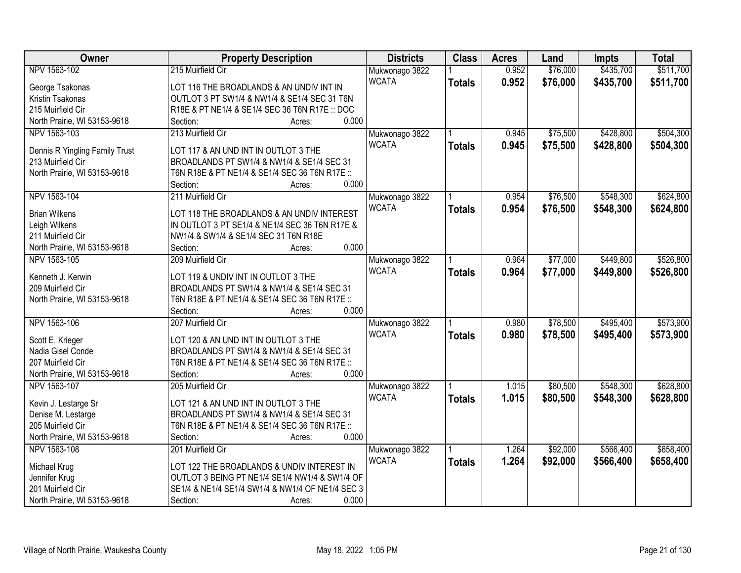| Owner | Property Description | Districts | Class | Acres | Land | Impts | Total |
|---|---|---|---|---|---|---|---|
| NPV 1563-102 | 215 Muirfield Cir | Mukwonago 3822 | 1 | 0.952 | $76,000 | $435,700 | $511,700 |
| George Tsakonas<br>Kristin Tsakonas<br>215 Muirfield Cir<br>North Prairie, WI 53153-9618 | LOT 116 THE BROADLANDS & AN UNDIV INT IN OUTLOT 3 PT SW1/4 & NW1/4 & SE1/4 SEC 31 T6N R18E & PT NE1/4 & SE1/4 SEC 36 T6N R17E :: DOC<br>Section: Acres: 0.000 | WCATA | **Totals** | **0.952** | **$76,000** | **$435,700** | **$511,700** |
| NPV 1563-103 | 213 Muirfield Cir | Mukwonago 3822 | 1 | 0.945 | $75,500 | $428,800 | $504,300 |
| Dennis R Yingling Family Trust<br>213 Muirfield Cir<br>North Prairie, WI 53153-9618 | LOT 117 & AN UND INT IN OUTLOT 3 THE BROADLANDS PT SW1/4 & NW1/4 & SE1/4 SEC 31 T6N R18E & PT NE1/4 & SE1/4 SEC 36 T6N R17E ::<br>Section: Acres: 0.000 | WCATA | **Totals** | **0.945** | **$75,500** | **$428,800** | **$504,300** |
| NPV 1563-104 | 211 Muirfield Cir | Mukwonago 3822 | 1 | 0.954 | $76,500 | $548,300 | $624,800 |
| Brian Wilkens<br>Leigh Wilkens<br>211 Muirfield Cir<br>North Prairie, WI 53153-9618 | LOT 118 THE BROADLANDS & AN UNDIV INTEREST IN OUTLOT 3 PT SE1/4 & NE1/4 SEC 36 T6N R17E & NW1/4 & SW1/4 & SE1/4 SEC 31 T6N R18E<br>Section: Acres: 0.000 | WCATA | **Totals** | **0.954** | **$76,500** | **$548,300** | **$624,800** |
| NPV 1563-105 | 209 Muirfield Cir | Mukwonago 3822 | 1 | 0.964 | $77,000 | $449,800 | $526,800 |
| Kenneth J. Kerwin<br>209 Muirfield Cir<br>North Prairie, WI 53153-9618 | LOT 119 & UNDIV INT IN OUTLOT 3 THE BROADLANDS PT SW1/4 & NW1/4 & SE1/4 SEC 31 T6N R18E & PT NE1/4 & SE1/4 SEC 36 T6N R17E ::<br>Section: Acres: 0.000 | WCATA | **Totals** | **0.964** | **$77,000** | **$449,800** | **$526,800** |
| NPV 1563-106 | 207 Muirfield Cir | Mukwonago 3822 | 1 | 0.980 | $78,500 | $495,400 | $573,900 |
| Scott E. Krieger<br>Nadia Gisel Conde<br>207 Muirfield Cir<br>North Prairie, WI 53153-9618 | LOT 120 & AN UND INT IN OUTLOT 3 THE BROADLANDS PT SW1/4 & NW1/4 & SE1/4 SEC 31 T6N R18E & PT NE1/4 & SE1/4 SEC 36 T6N R17E ::<br>Section: Acres: 0.000 | WCATA | **Totals** | **0.980** | **$78,500** | **$495,400** | **$573,900** |
| NPV 1563-107 | 205 Muirfield Cir | Mukwonago 3822 | 1 | 1.015 | $80,500 | $548,300 | $628,800 |
| Kevin J. Lestarge Sr<br>Denise M. Lestarge<br>205 Muirfield Cir<br>North Prairie, WI 53153-9618 | LOT 121 & AN UND INT IN OUTLOT 3 THE BROADLANDS PT SW1/4 & NW1/4 & SE1/4 SEC 31 T6N R18E & PT NE1/4 & SE1/4 SEC 36 T6N R17E ::<br>Section: Acres: 0.000 | WCATA | **Totals** | **1.015** | **$80,500** | **$548,300** | **$628,800** |
| NPV 1563-108 | 201 Muirfield Cir | Mukwonago 3822 | 1 | 1.264 | $92,000 | $566,400 | $658,400 |
| Michael Krug<br>Jennifer Krug<br>201 Muirfield Cir<br>North Prairie, WI 53153-9618 | LOT 122 THE BROADLANDS & UNDIV INTEREST IN OUTLOT 3 BEING PT NE1/4 SE1/4 NW1/4 & SW1/4 OF SE1/4 & NE1/4 SE1/4 SW1/4 & NW1/4 OF NE1/4 SEC 3<br>Section: Acres: 0.000 | WCATA | **Totals** | **1.264** | **$92,000** | **$566,400** | **$658,400** |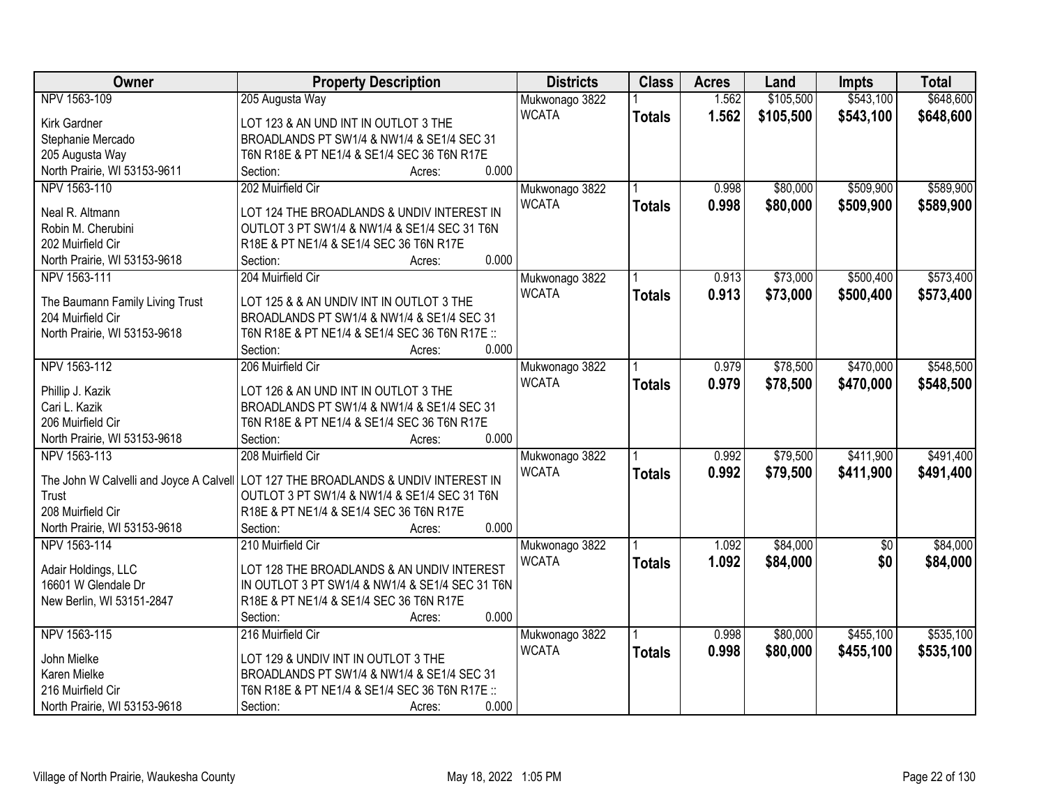| Owner | Property Description | Districts | Class | Acres | Land | Impts | Total |
|---|---|---|---|---|---|---|---|
| NPV 1563-109 | 205 Augusta Way | Mukwonago 3822 | 1 | 1.562 | $105,500 | $543,100 | $648,600 |
| Kirk Gardner<br>Stephanie Mercado<br>205 Augusta Way<br>North Prairie, WI 53153-9611 | LOT 123 & AN UND INT IN OUTLOT 3 THE BROADLANDS PT SW1/4 & NW1/4 & SE1/4 SEC 31 T6N R18E & PT NE1/4 & SE1/4 SEC 36 T6N R17E<br>Section: Acres: 0.000 | WCATA | **Totals** | **1.562** | **$105,500** | **$543,100** | **$648,600** |
| NPV 1563-110 | 202 Muirfield Cir | Mukwonago 3822 | 1 | 0.998 | $80,000 | $509,900 | $589,900 |
| Neal R. Altmann<br>Robin M. Cherubini<br>202 Muirfield Cir<br>North Prairie, WI 53153-9618 | LOT 124 THE BROADLANDS & UNDIV INTEREST IN OUTLOT 3 PT SW1/4 & NW1/4 & SE1/4 SEC 31 T6N R18E & PT NE1/4 & SE1/4 SEC 36 T6N R17E<br>Section: Acres: 0.000 | WCATA | **Totals** | **0.998** | **$80,000** | **$509,900** | **$589,900** |
| NPV 1563-111 | 204 Muirfield Cir | Mukwonago 3822 | 1 | 0.913 | $73,000 | $500,400 | $573,400 |
| The Baumann Family Living Trust<br>204 Muirfield Cir<br>North Prairie, WI 53153-9618 | LOT 125 & & AN UNDIV INT IN OUTLOT 3 THE BROADLANDS PT SW1/4 & NW1/4 & SE1/4 SEC 31 T6N R18E & PT NE1/4 & SE1/4 SEC 36 T6N R17E ::<br>Section: Acres: 0.000 | WCATA | **Totals** | **0.913** | **$73,000** | **$500,400** | **$573,400** |
| NPV 1563-112 | 206 Muirfield Cir | Mukwonago 3822 | 1 | 0.979 | $78,500 | $470,000 | $548,500 |
| Phillip J. Kazik<br>Cari L. Kazik<br>206 Muirfield Cir<br>North Prairie, WI 53153-9618 | LOT 126 & AN UND INT IN OUTLOT 3 THE BROADLANDS PT SW1/4 & NW1/4 & SE1/4 SEC 31 T6N R18E & PT NE1/4 & SE1/4 SEC 36 T6N R17E<br>Section: Acres: 0.000 | WCATA | **Totals** | **0.979** | **$78,500** | **$470,000** | **$548,500** |
| NPV 1563-113 | 208 Muirfield Cir | Mukwonago 3822 | 1 | 0.992 | $79,500 | $411,900 | $491,400 |
| The John W Calvelli and Joyce A Calvell Trust<br>208 Muirfield Cir<br>North Prairie, WI 53153-9618 | LOT 127 THE BROADLANDS & UNDIV INTEREST IN OUTLOT 3 PT SW1/4 & NW1/4 & SE1/4 SEC 31 T6N R18E & PT NE1/4 & SE1/4 SEC 36 T6N R17E<br>Section: Acres: 0.000 | WCATA | **Totals** | **0.992** | **$79,500** | **$411,900** | **$491,400** |
| NPV 1563-114 | 210 Muirfield Cir | Mukwonago 3822 | 1 | 1.092 | $84,000 | $0 | $84,000 |
| Adair Holdings, LLC<br>16601 W Glendale Dr<br>New Berlin, WI 53151-2847 | LOT 128 THE BROADLANDS & AN UNDIV INTEREST IN OUTLOT 3 PT SW1/4 & NW1/4 & SE1/4 SEC 31 T6N R18E & PT NE1/4 & SE1/4 SEC 36 T6N R17E<br>Section: Acres: 0.000 | WCATA | **Totals** | **1.092** | **$84,000** | **$0** | **$84,000** |
| NPV 1563-115 | 216 Muirfield Cir | Mukwonago 3822 | 1 | 0.998 | $80,000 | $455,100 | $535,100 |
| John Mielke<br>Karen Mielke<br>216 Muirfield Cir<br>North Prairie, WI 53153-9618 | LOT 129 & UNDIV INT IN OUTLOT 3 THE BROADLANDS PT SW1/4 & NW1/4 & SE1/4 SEC 31 T6N R18E & PT NE1/4 & SE1/4 SEC 36 T6N R17E ::<br>Section: Acres: 0.000 | WCATA | **Totals** | **0.998** | **$80,000** | **$455,100** | **$535,100** |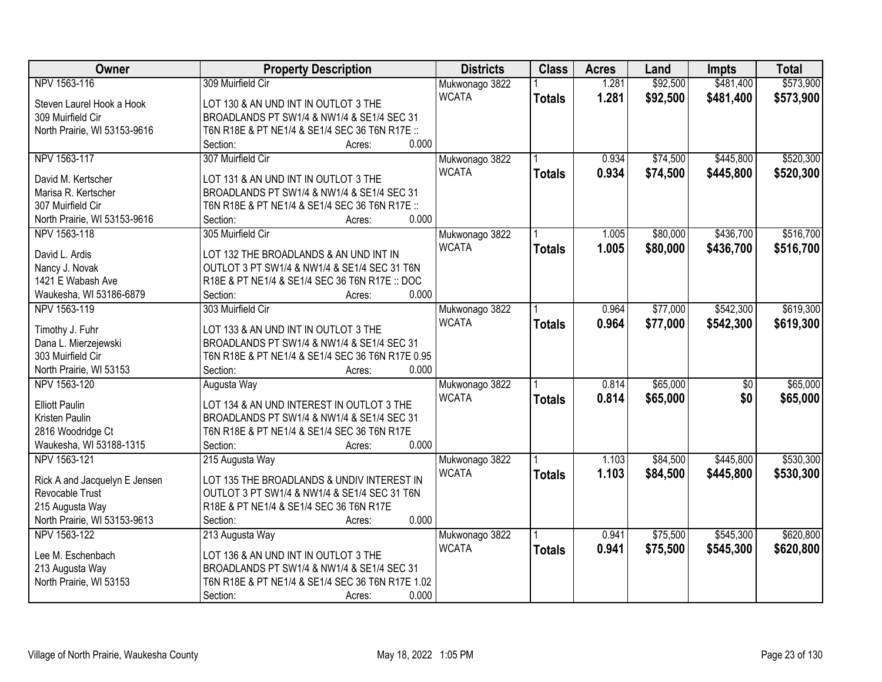| Owner | Property Description | Districts | Class | Acres | Land | Impts | Total |
|---|---|---|---|---|---|---|---|
| NPV 1563-116 | 309 Muirfield Cir | Mukwonago 3822 | 1 | 1.281 | $92,500 | $481,400 | $573,900 |
| Steven Laurel Hook a Hook<br>309 Muirfield Cir<br>North Prairie, WI 53153-9616 | LOT 130 & AN UND INT IN OUTLOT 3 THE BROADLANDS PT SW1/4 & NW1/4 & SE1/4 SEC 31 T6N R18E & PT NE1/4 & SE1/4 SEC 36 T6N R17E ::<br>Section: Acres: 0.000 | WCATA | **Totals** | **1.281** | **$92,500** | **$481,400** | **$573,900** |
| NPV 1563-117 | 307 Muirfield Cir | Mukwonago 3822 | 1 | 0.934 | $74,500 | $445,800 | $520,300 |
| David M. Kertscher<br>Marisa R. Kertscher<br>307 Muirfield Cir<br>North Prairie, WI 53153-9616 | LOT 131 & AN UND INT IN OUTLOT 3 THE BROADLANDS PT SW1/4 & NW1/4 & SE1/4 SEC 31 T6N R18E & PT NE1/4 & SE1/4 SEC 36 T6N R17E ::<br>Section: Acres: 0.000 | WCATA | **Totals** | **0.934** | **$74,500** | **$445,800** | **$520,300** |
| NPV 1563-118 | 305 Muirfield Cir | Mukwonago 3822 | 1 | 1.005 | $80,000 | $436,700 | $516,700 |
| David L. Ardis<br>Nancy J. Novak<br>1421 E Wabash Ave<br>Waukesha, WI 53186-6879 | LOT 132 THE BROADLANDS & AN UND INT IN OUTLOT 3 PT SW1/4 & NW1/4 & SE1/4 SEC 31 T6N R18E & PT NE1/4 & SE1/4 SEC 36 T6N R17E :: DOC<br>Section: Acres: 0.000 | WCATA | **Totals** | **1.005** | **$80,000** | **$436,700** | **$516,700** |
| NPV 1563-119 | 303 Muirfield Cir | Mukwonago 3822 | 1 | 0.964 | $77,000 | $542,300 | $619,300 |
| Timothy J. Fuhr<br>Dana L. Mierzejewski<br>303 Muirfield Cir<br>North Prairie, WI 53153 | LOT 133 & AN UND INT IN OUTLOT 3 THE BROADLANDS PT SW1/4 & NW1/4 & SE1/4 SEC 31 T6N R18E & PT NE1/4 & SE1/4 SEC 36 T6N R17E 0.95<br>Section: Acres: 0.000 | WCATA | **Totals** | **0.964** | **$77,000** | **$542,300** | **$619,300** |
| NPV 1563-120 | Augusta Way | Mukwonago 3822 | 1 | 0.814 | $65,000 | $0 | $65,000 |
| Elliott Paulin<br>Kristen Paulin<br>2816 Woodridge Ct<br>Waukesha, WI 53188-1315 | LOT 134 & AN UND INTEREST IN OUTLOT 3 THE BROADLANDS PT SW1/4 & NW1/4 & SE1/4 SEC 31 T6N R18E & PT NE1/4 & SE1/4 SEC 36 T6N R17E<br>Section: Acres: 0.000 | WCATA | **Totals** | **0.814** | **$65,000** | **$0** | **$65,000** |
| NPV 1563-121 | 215 Augusta Way | Mukwonago 3822 | 1 | 1.103 | $84,500 | $445,800 | $530,300 |
| Rick A and Jacquelyn E Jensen Revocable Trust<br>215 Augusta Way<br>North Prairie, WI 53153-9613 | LOT 135 THE BROADLANDS & UNDIV INTEREST IN OUTLOT 3 PT SW1/4 & NW1/4 & SE1/4 SEC 31 T6N R18E & PT NE1/4 & SE1/4 SEC 36 T6N R17E<br>Section: Acres: 0.000 | WCATA | **Totals** | **1.103** | **$84,500** | **$445,800** | **$530,300** |
| NPV 1563-122 | 213 Augusta Way | Mukwonago 3822 | 1 | 0.941 | $75,500 | $545,300 | $620,800 |
| Lee M. Eschenbach<br>213 Augusta Way<br>North Prairie, WI 53153 | LOT 136 & AN UND INT IN OUTLOT 3 THE BROADLANDS PT SW1/4 & NW1/4 & SE1/4 SEC 31 T6N R18E & PT NE1/4 & SE1/4 SEC 36 T6N R17E 1.02<br>Section: Acres: 0.000 | WCATA | **Totals** | **0.941** | **$75,500** | **$545,300** | **$620,800** |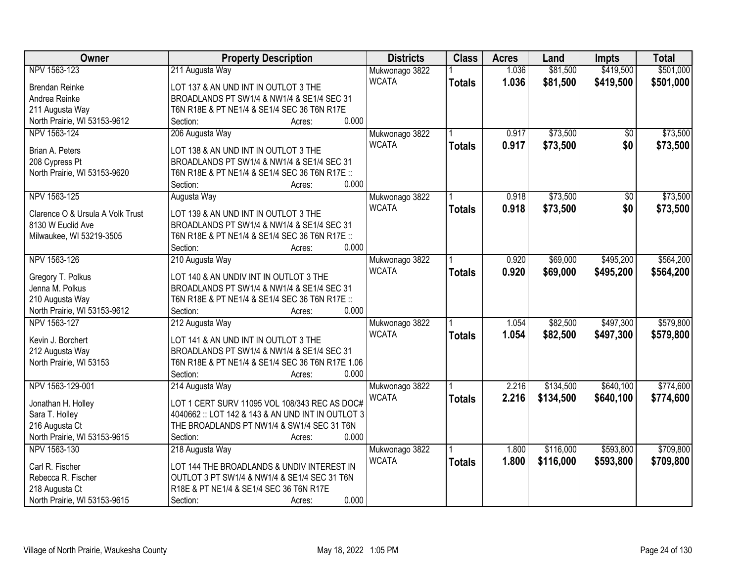| Owner | Property Description | Districts | Class | Acres | Land | Impts | Total |
|---|---|---|---|---|---|---|---|
| NPV 1563-123<br><br>Brendan Reinke<br>Andrea Reinke<br>211 Augusta Way<br>North Prairie, WI 53153-9612 | 211 Augusta Way<br><br>LOT 137 & AN UND INT IN OUTLOT 3 THE BROADLANDS PT SW1/4 & NW1/4 & SE1/4 SEC 31 T6N R18E & PT NE1/4 & SE1/4 SEC 36 T6N R17E<br>Section: Acres: 0.000 | Mukwonago 3822<br>WCATA | 1<br>**Totals** | 1.036<br>**1.036** | $81,500<br>**$81,500** | $419,500<br>**$419,500** | $501,000<br>**$501,000** |
| NPV 1563-124<br><br>Brian A. Peters<br>208 Cypress Pt<br>North Prairie, WI 53153-9620 | 206 Augusta Way<br><br>LOT 138 & AN UND INT IN OUTLOT 3 THE BROADLANDS PT SW1/4 & NW1/4 & SE1/4 SEC 31 T6N R18E & PT NE1/4 & SE1/4 SEC 36 T6N R17E ::<br>Section: Acres: 0.000 | Mukwonago 3822<br>WCATA | 1<br>**Totals** | 0.917<br>**0.917** | $73,500<br>**$73,500** | $0<br>**$0** | $73,500<br>**$73,500** |
| NPV 1563-125<br><br>Clarence O & Ursula A Volk Trust<br>8130 W Euclid Ave<br>Milwaukee, WI 53219-3505 | Augusta Way<br><br>LOT 139 & AN UND INT IN OUTLOT 3 THE BROADLANDS PT SW1/4 & NW1/4 & SE1/4 SEC 31 T6N R18E & PT NE1/4 & SE1/4 SEC 36 T6N R17E ::<br>Section: Acres: 0.000 | Mukwonago 3822<br>WCATA | 1<br>**Totals** | 0.918<br>**0.918** | $73,500<br>**$73,500** | $0<br>**$0** | $73,500<br>**$73,500** |
| NPV 1563-126<br><br>Gregory T. Polkus<br>Jenna M. Polkus<br>210 Augusta Way<br>North Prairie, WI 53153-9612 | 210 Augusta Way<br><br>LOT 140 & AN UNDIV INT IN OUTLOT 3 THE BROADLANDS PT SW1/4 & NW1/4 & SE1/4 SEC 31 T6N R18E & PT NE1/4 & SE1/4 SEC 36 T6N R17E ::<br>Section: Acres: 0.000 | Mukwonago 3822<br>WCATA | 1<br>**Totals** | 0.920<br>**0.920** | $69,000<br>**$69,000** | $495,200<br>**$495,200** | $564,200<br>**$564,200** |
| NPV 1563-127<br><br>Kevin J. Borchert<br>212 Augusta Way<br>North Prairie, WI 53153 | 212 Augusta Way<br><br>LOT 141 & AN UND INT IN OUTLOT 3 THE BROADLANDS PT SW1/4 & NW1/4 & SE1/4 SEC 31 T6N R18E & PT NE1/4 & SE1/4 SEC 36 T6N R17E 1.06<br>Section: Acres: 0.000 | Mukwonago 3822<br>WCATA | 1<br>**Totals** | 1.054<br>**1.054** | $82,500<br>**$82,500** | $497,300<br>**$497,300** | $579,800<br>**$579,800** |
| NPV 1563-129-001<br><br>Jonathan H. Holley<br>Sara T. Holley<br>216 Augusta Ct<br>North Prairie, WI 53153-9615 | 214 Augusta Way<br><br>LOT 1 CERT SURV 11095 VOL 108/343 REC AS DOC# 4040662 :: LOT 142 & 143 & AN UND INT IN OUTLOT 3 THE BROADLANDS PT NW1/4 & SW1/4 SEC 31 T6N<br>Section: Acres: 0.000 | Mukwonago 3822<br>WCATA | 1<br>**Totals** | 2.216<br>**2.216** | $134,500<br>**$134,500** | $640,100<br>**$640,100** | $774,600<br>**$774,600** |
| NPV 1563-130<br><br>Carl R. Fischer<br>Rebecca R. Fischer<br>218 Augusta Ct<br>North Prairie, WI 53153-9615 | 218 Augusta Way<br><br>LOT 144 THE BROADLANDS & UNDIV INTEREST IN OUTLOT 3 PT SW1/4 & NW1/4 & SE1/4 SEC 31 T6N R18E & PT NE1/4 & SE1/4 SEC 36 T6N R17E<br>Section: Acres: 0.000 | Mukwonago 3822<br>WCATA | 1<br>**Totals** | 1.800<br>**1.800** | $116,000<br>**$116,000** | $593,800<br>**$593,800** | $709,800<br>**$709,800** |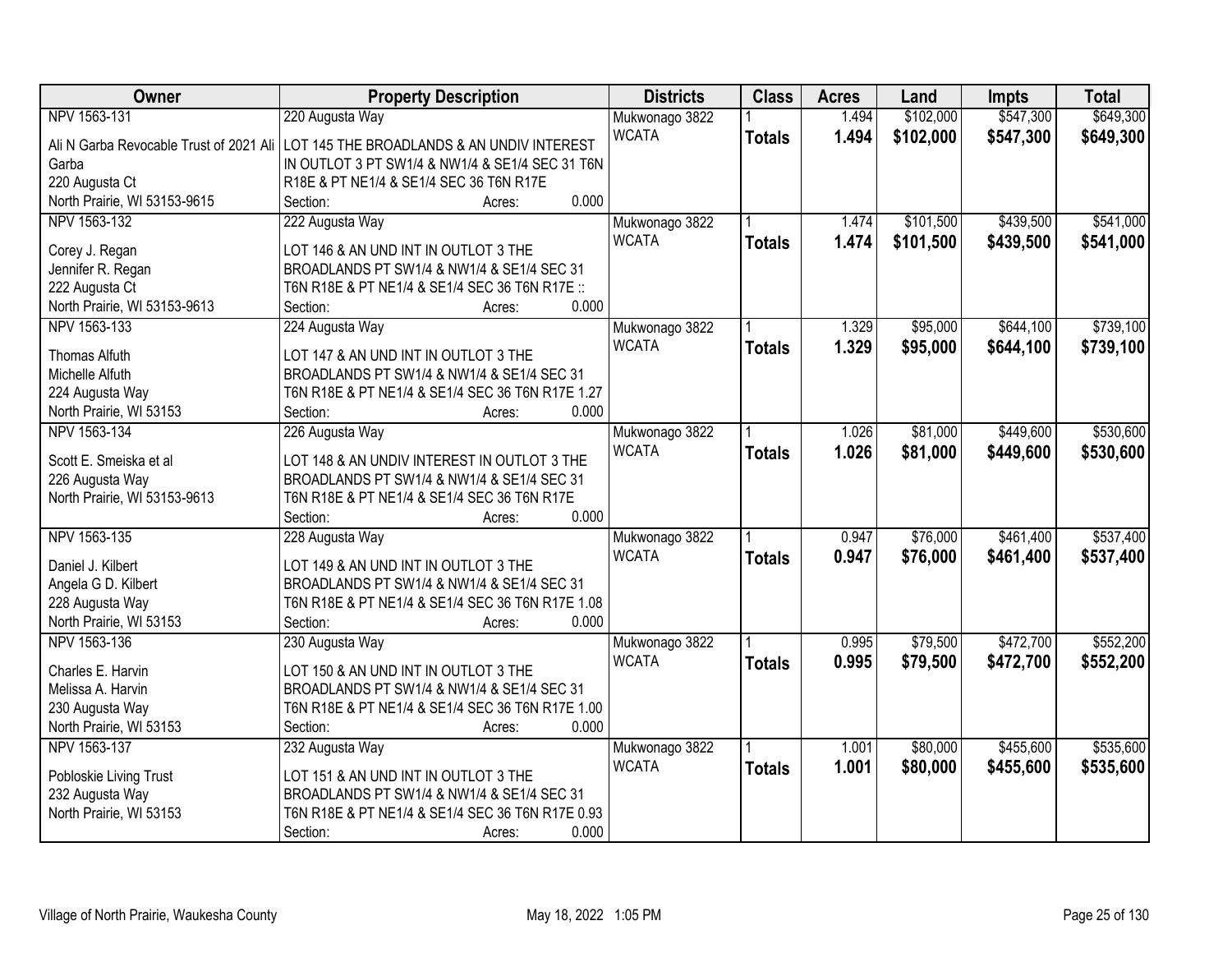| Owner | Property Description | Districts | Class | Acres | Land | Impts | Total |
|---|---|---|---|---|---|---|---|
| NPV 1563-131<br>Ali N Garba Revocable Trust of 2021 Ali Garba<br>220 Augusta Ct<br>North Prairie, WI 53153-9615 | 220 Augusta Way<br>LOT 145 THE BROADLANDS & AN UNDIV INTEREST IN OUTLOT 3 PT SW1/4 & NW1/4 & SE1/4 SEC 31 T6N R18E & PT NE1/4 & SE1/4 SEC 36 T6N R17E<br>Section: Acres: 0.000 | Mukwonago 3822<br>WCATA | 1<br>**Totals** | 1.494<br>**1.494** | $102,000<br>**$102,000** | $547,300<br>**$547,300** | $649,300<br>**$649,300** |
| NPV 1563-132<br>Corey J. Regan<br>Jennifer R. Regan<br>222 Augusta Ct<br>North Prairie, WI 53153-9613 | 222 Augusta Way<br>LOT 146 & AN UND INT IN OUTLOT 3 THE BROADLANDS PT SW1/4 & NW1/4 & SE1/4 SEC 31 T6N R18E & PT NE1/4 & SE1/4 SEC 36 T6N R17E ::<br>Section: Acres: 0.000 | Mukwonago 3822<br>WCATA | 1<br>**Totals** | 1.474<br>**1.474** | $101,500<br>**$101,500** | $439,500<br>**$439,500** | $541,000<br>**$541,000** |
| NPV 1563-133<br>Thomas Alfuth<br>Michelle Alfuth<br>224 Augusta Way<br>North Prairie, WI 53153 | 224 Augusta Way<br>LOT 147 & AN UND INT IN OUTLOT 3 THE BROADLANDS PT SW1/4 & NW1/4 & SE1/4 SEC 31 T6N R18E & PT NE1/4 & SE1/4 SEC 36 T6N R17E 1.27<br>Section: Acres: 0.000 | Mukwonago 3822<br>WCATA | 1<br>**Totals** | 1.329<br>**1.329** | $95,000<br>**$95,000** | $644,100<br>**$644,100** | $739,100<br>**$739,100** |
| NPV 1563-134<br>Scott E. Smeiska et al<br>226 Augusta Way<br>North Prairie, WI 53153-9613 | 226 Augusta Way<br>LOT 148 & AN UNDIV INTEREST IN OUTLOT 3 THE BROADLANDS PT SW1/4 & NW1/4 & SE1/4 SEC 31 T6N R18E & PT NE1/4 & SE1/4 SEC 36 T6N R17E<br>Section: Acres: 0.000 | Mukwonago 3822<br>WCATA | 1<br>**Totals** | 1.026<br>**1.026** | $81,000<br>**$81,000** | $449,600<br>**$449,600** | $530,600<br>**$530,600** |
| NPV 1563-135<br>Daniel J. Kilbert<br>Angela G D. Kilbert<br>228 Augusta Way<br>North Prairie, WI 53153 | 228 Augusta Way<br>LOT 149 & AN UND INT IN OUTLOT 3 THE BROADLANDS PT SW1/4 & NW1/4 & SE1/4 SEC 31 T6N R18E & PT NE1/4 & SE1/4 SEC 36 T6N R17E 1.08<br>Section: Acres: 0.000 | Mukwonago 3822<br>WCATA | 1<br>**Totals** | 0.947<br>**0.947** | $76,000<br>**$76,000** | $461,400<br>**$461,400** | $537,400<br>**$537,400** |
| NPV 1563-136<br>Charles E. Harvin<br>Melissa A. Harvin<br>230 Augusta Way<br>North Prairie, WI 53153 | 230 Augusta Way<br>LOT 150 & AN UND INT IN OUTLOT 3 THE BROADLANDS PT SW1/4 & NW1/4 & SE1/4 SEC 31 T6N R18E & PT NE1/4 & SE1/4 SEC 36 T6N R17E 1.00<br>Section: Acres: 0.000 | Mukwonago 3822<br>WCATA | 1<br>**Totals** | 0.995<br>**0.995** | $79,500<br>**$79,500** | $472,700<br>**$472,700** | $552,200<br>**$552,200** |
| NPV 1563-137<br>Pobloskie Living Trust<br>232 Augusta Way<br>North Prairie, WI 53153 | 232 Augusta Way<br>LOT 151 & AN UND INT IN OUTLOT 3 THE BROADLANDS PT SW1/4 & NW1/4 & SE1/4 SEC 31 T6N R18E & PT NE1/4 & SE1/4 SEC 36 T6N R17E 0.93<br>Section: Acres: 0.000 | Mukwonago 3822<br>WCATA | 1<br>**Totals** | 1.001<br>**1.001** | $80,000<br>**$80,000** | $455,600<br>**$455,600** | $535,600<br>**$535,600** |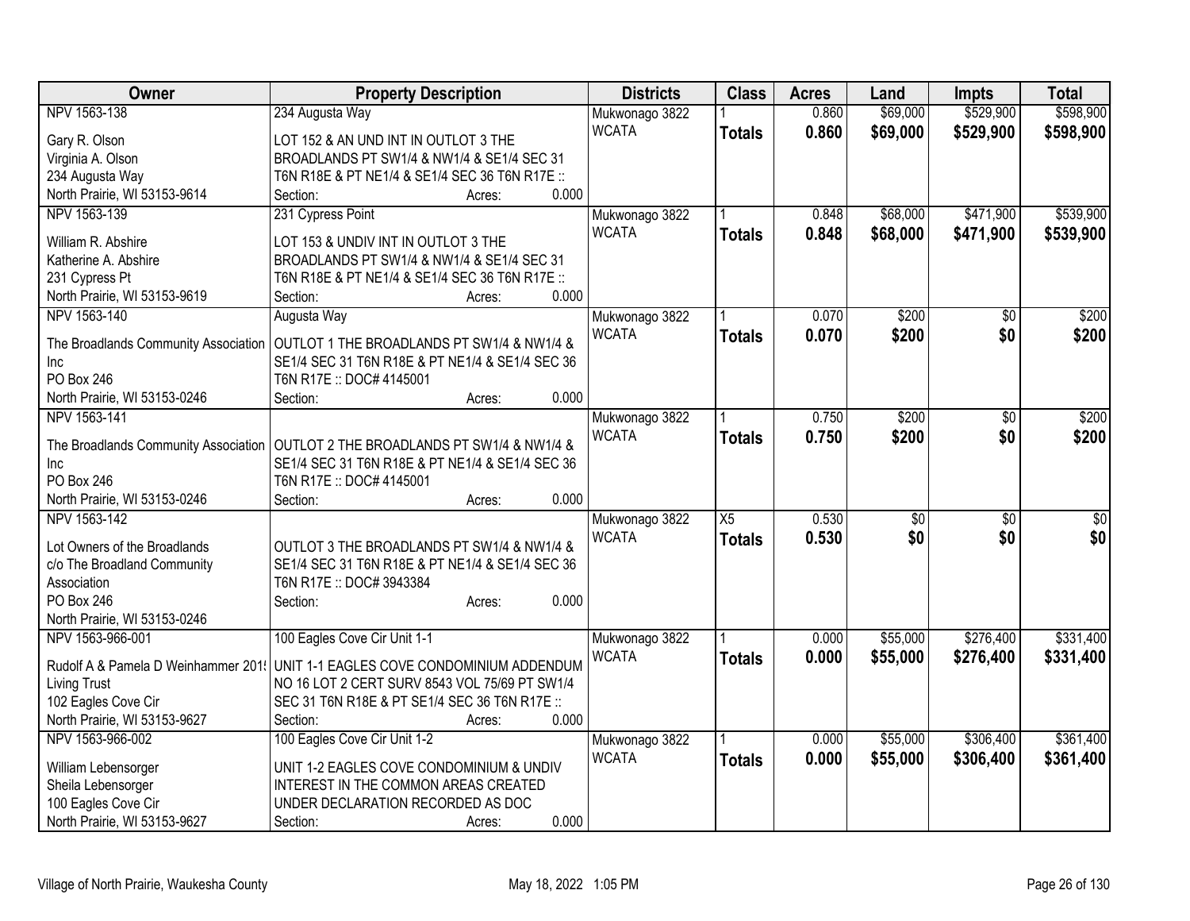| Owner | Property Description | Districts | Class | Acres | Land | Impts | Total |
|---|---|---|---|---|---|---|---|
| NPV 1563-138 | 234 Augusta Way | Mukwonago 3822 | 1 | 0.860 | $69,000 | $529,900 | $598,900 |
| Gary R. Olson<br>Virginia A. Olson<br>234 Augusta Way<br>North Prairie, WI 53153-9614 | LOT 152 & AN UND INT IN OUTLOT 3 THE BROADLANDS PT SW1/4 & NW1/4 & SE1/4 SEC 31 T6N R18E & PT NE1/4 & SE1/4 SEC 36 T6N R17E ::<br>Section: Acres: 0.000 | WCATA | **Totals** | **0.860** | **$69,000** | **$529,900** | **$598,900** |
| NPV 1563-139 | 231 Cypress Point | Mukwonago 3822 | 1 | 0.848 | $68,000 | $471,900 | $539,900 |
| William R. Abshire<br>Katherine A. Abshire<br>231 Cypress Pt<br>North Prairie, WI 53153-9619 | LOT 153 & UNDIV INT IN OUTLOT 3 THE BROADLANDS PT SW1/4 & NW1/4 & SE1/4 SEC 31 T6N R18E & PT NE1/4 & SE1/4 SEC 36 T6N R17E ::<br>Section: Acres: 0.000 | WCATA | **Totals** | **0.848** | **$68,000** | **$471,900** | **$539,900** |
| NPV 1563-140 | Augusta Way | Mukwonago 3822 | 1 | 0.070 | $200 | $0 | $200 |
| The Broadlands Community Association Inc<br>PO Box 246<br>North Prairie, WI 53153-0246 | OUTLOT 1 THE BROADLANDS PT SW1/4 & NW1/4 & SE1/4 SEC 31 T6N R18E & PT NE1/4 & SE1/4 SEC 36 T6N R17E :: DOC# 4145001<br>Section: Acres: 0.000 | WCATA | **Totals** | **0.070** | **$200** | **$0** | **$200** |
| NPV 1563-141 | | Mukwonago 3822 | 1 | 0.750 | $200 | $0 | $200 |
| The Broadlands Community Association Inc<br>PO Box 246<br>North Prairie, WI 53153-0246 | OUTLOT 2 THE BROADLANDS PT SW1/4 & NW1/4 & SE1/4 SEC 31 T6N R18E & PT NE1/4 & SE1/4 SEC 36 T6N R17E :: DOC# 4145001<br>Section: Acres: 0.000 | WCATA | **Totals** | **0.750** | **$200** | **$0** | **$200** |
| NPV 1563-142 | | Mukwonago 3822 | X5 | 0.530 | $0 | $0 | $0 |
| Lot Owners of the Broadlands<br>c/o The Broadland Community Association<br>PO Box 246<br>North Prairie, WI 53153-0246 | OUTLOT 3 THE BROADLANDS PT SW1/4 & NW1/4 & SE1/4 SEC 31 T6N R18E & PT NE1/4 & SE1/4 SEC 36 T6N R17E :: DOC# 3943384<br>Section: Acres: 0.000 | WCATA | **Totals** | **0.530** | **$0** | **$0** | **$0** |
| NPV 1563-966-001 | 100 Eagles Cove Cir Unit 1-1 | Mukwonago 3822 | 1 | 0.000 | $55,000 | $276,400 | $331,400 |
| Rudolf A & Pamela D Weinhammer 201! Living Trust<br>102 Eagles Cove Cir<br>North Prairie, WI 53153-9627 | UNIT 1-1 EAGLES COVE CONDOMINIUM ADDENDUM NO 16 LOT 2 CERT SURV 8543 VOL 75/69 PT SW1/4 SEC 31 T6N R18E & PT SE1/4 SEC 36 T6N R17E ::<br>Section: Acres: 0.000 | WCATA | **Totals** | **0.000** | **$55,000** | **$276,400** | **$331,400** |
| NPV 1563-966-002 | 100 Eagles Cove Cir Unit 1-2 | Mukwonago 3822 | 1 | 0.000 | $55,000 | $306,400 | $361,400 |
| William Lebensorger<br>Sheila Lebensorger<br>100 Eagles Cove Cir<br>North Prairie, WI 53153-9627 | UNIT 1-2 EAGLES COVE CONDOMINIUM & UNDIV INTEREST IN THE COMMON AREAS CREATED UNDER DECLARATION RECORDED AS DOC<br>Section: Acres: 0.000 | WCATA | **Totals** | **0.000** | **$55,000** | **$306,400** | **$361,400** |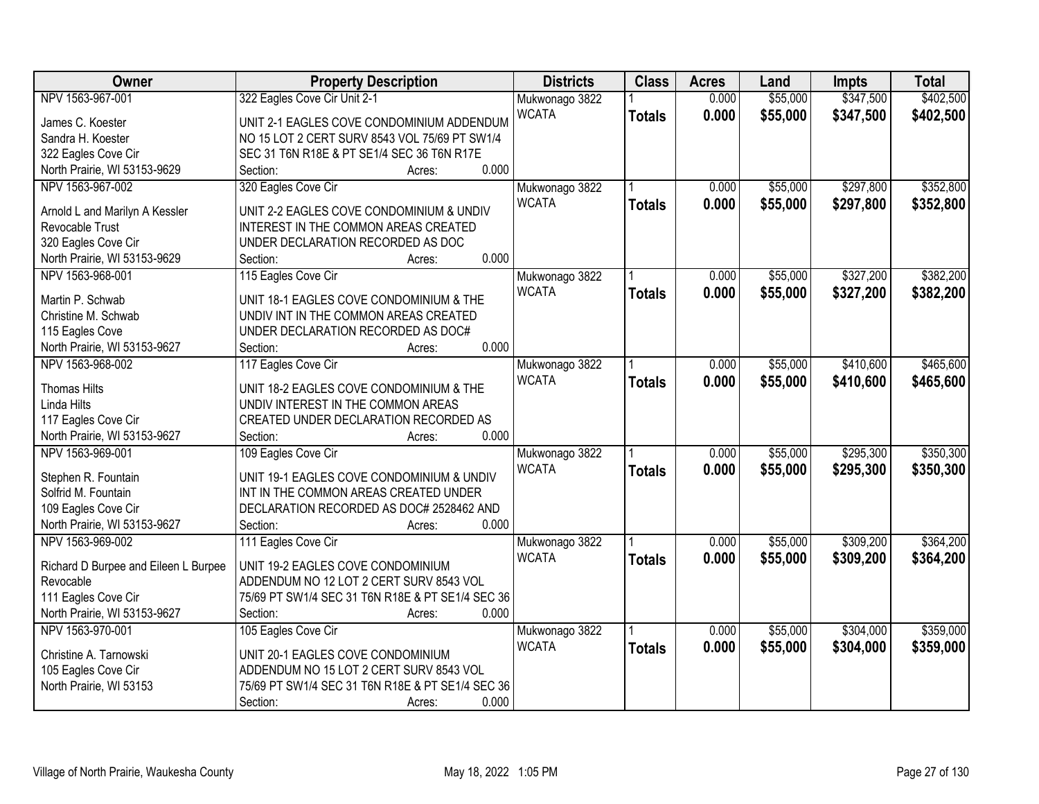| Owner | Property Description | Districts | Class | Acres | Land | Impts | Total |
|---|---|---|---|---|---|---|---|
| NPV 1563-967-001<br>James C. Koester<br>Sandra H. Koester<br>322 Eagles Cove Cir<br>North Prairie, WI 53153-9629 | 322 Eagles Cove Cir Unit 2-1<br>UNIT 2-1 EAGLES COVE CONDOMINIUM ADDENDUM NO 15 LOT 2 CERT SURV 8543 VOL 75/69 PT SW1/4 SEC 31 T6N R18E & PT SE1/4 SEC 36 T6N R17E<br>Section: Acres: 0.000 | Mukwonago 3822<br>WCATA | 1<br>**Totals** | 0.000<br>**0.000** | \$55,000<br>**\$55,000** | \$347,500<br>**\$347,500** | \$402,500<br>**\$402,500** |
| NPV 1563-967-002<br>Arnold L and Marilyn A Kessler Revocable Trust<br>320 Eagles Cove Cir<br>North Prairie, WI 53153-9629 | 320 Eagles Cove Cir<br>UNIT 2-2 EAGLES COVE CONDOMINIUM & UNDIV INTEREST IN THE COMMON AREAS CREATED UNDER DECLARATION RECORDED AS DOC<br>Section: Acres: 0.000 | Mukwonago 3822<br>WCATA | 1<br>**Totals** | 0.000<br>**0.000** | \$55,000<br>**\$55,000** | \$297,800<br>**\$297,800** | \$352,800<br>**\$352,800** |
| NPV 1563-968-001<br>Martin P. Schwab<br>Christine M. Schwab<br>115 Eagles Cove<br>North Prairie, WI 53153-9627 | 115 Eagles Cove Cir<br>UNIT 18-1 EAGLES COVE CONDOMINIUM & THE UNDIV INT IN THE COMMON AREAS CREATED UNDER DECLARATION RECORDED AS DOC#<br>Section: Acres: 0.000 | Mukwonago 3822<br>WCATA | 1<br>**Totals** | 0.000<br>**0.000** | \$55,000<br>**\$55,000** | \$327,200<br>**\$327,200** | \$382,200<br>**\$382,200** |
| NPV 1563-968-002<br>Thomas Hilts<br>Linda Hilts<br>117 Eagles Cove Cir<br>North Prairie, WI 53153-9627 | 117 Eagles Cove Cir<br>UNIT 18-2 EAGLES COVE CONDOMINIUM & THE UNDIV INTEREST IN THE COMMON AREAS CREATED UNDER DECLARATION RECORDED AS<br>Section: Acres: 0.000 | Mukwonago 3822<br>WCATA | 1<br>**Totals** | 0.000<br>**0.000** | \$55,000<br>**\$55,000** | \$410,600<br>**\$410,600** | \$465,600<br>**\$465,600** |
| NPV 1563-969-001<br>Stephen R. Fountain<br>Solfrid M. Fountain<br>109 Eagles Cove Cir<br>North Prairie, WI 53153-9627 | 109 Eagles Cove Cir<br>UNIT 19-1 EAGLES COVE CONDOMINIUM & UNDIV INT IN THE COMMON AREAS CREATED UNDER DECLARATION RECORDED AS DOC# 2528462 AND<br>Section: Acres: 0.000 | Mukwonago 3822<br>WCATA | 1<br>**Totals** | 0.000<br>**0.000** | \$55,000<br>**\$55,000** | \$295,300<br>**\$295,300** | \$350,300<br>**\$350,300** |
| NPV 1563-969-002<br>Richard D Burpee and Eileen L Burpee Revocable<br>111 Eagles Cove Cir<br>North Prairie, WI 53153-9627 | 111 Eagles Cove Cir<br>UNIT 19-2 EAGLES COVE CONDOMINIUM ADDENDUM NO 12 LOT 2 CERT SURV 8543 VOL 75/69 PT SW1/4 SEC 31 T6N R18E & PT SE1/4 SEC 36<br>Section: Acres: 0.000 | Mukwonago 3822<br>WCATA | 1<br>**Totals** | 0.000<br>**0.000** | \$55,000<br>**\$55,000** | \$309,200<br>**\$309,200** | \$364,200<br>**\$364,200** |
| NPV 1563-970-001<br>Christine A. Tarnowski<br>105 Eagles Cove Cir<br>North Prairie, WI 53153 | 105 Eagles Cove Cir<br>UNIT 20-1 EAGLES COVE CONDOMINIUM ADDENDUM NO 15 LOT 2 CERT SURV 8543 VOL 75/69 PT SW1/4 SEC 31 T6N R18E & PT SE1/4 SEC 36<br>Section: Acres: 0.000 | Mukwonago 3822<br>WCATA | 1<br>**Totals** | 0.000<br>**0.000** | \$55,000<br>**\$55,000** | \$304,000<br>**\$304,000** | \$359,000<br>**\$359,000** |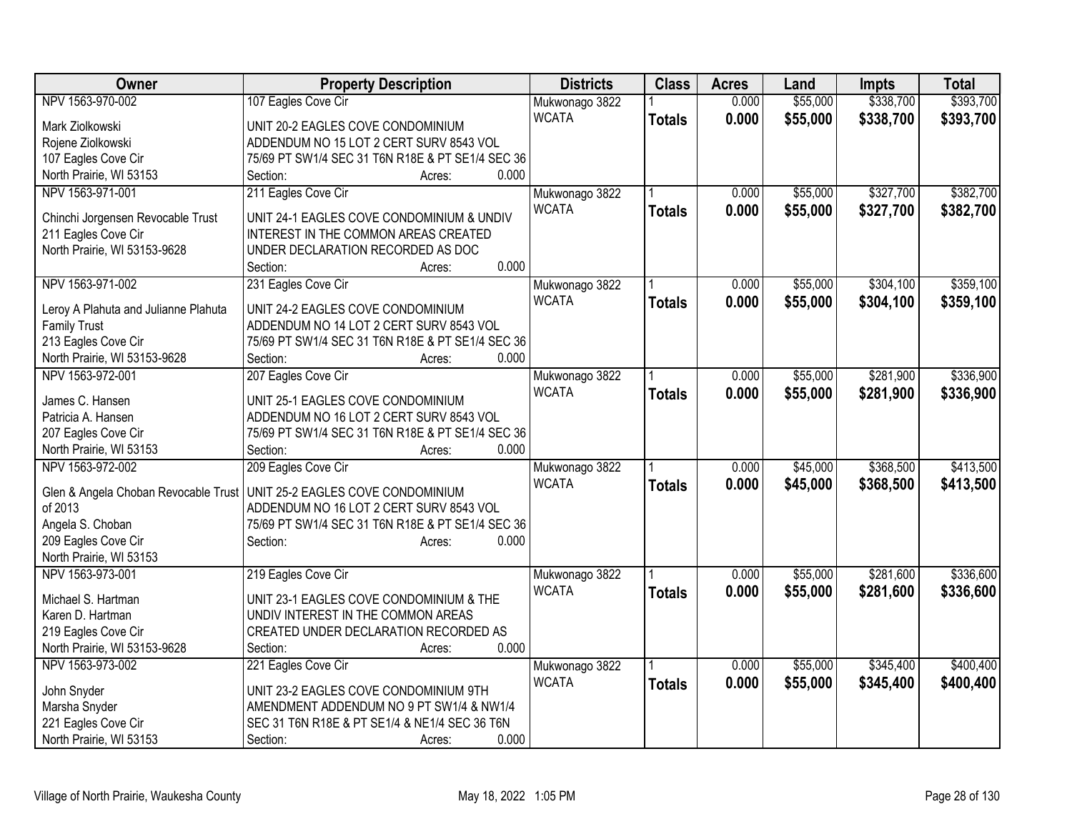| Owner | Property Description | Districts | Class | Acres | Land | Impts | Total |
|---|---|---|---|---|---|---|---|
| NPV 1563-970-002<br><br>Mark Ziolkowski<br>Rojene Ziolkowski<br>107 Eagles Cove Cir<br>North Prairie, WI 53153 | 107 Eagles Cove Cir<br><br>UNIT 20-2 EAGLES COVE CONDOMINIUM ADDENDUM NO 15 LOT 2 CERT SURV 8543 VOL 75/69 PT SW1/4 SEC 31 T6N R18E & PT SE1/4 SEC 36<br>Section: Acres: 0.000 | Mukwonago 3822<br>WCATA | 1<br>**Totals** | 0.000<br>**0.000** | $55,000<br>**$55,000** | $338,700<br>**$338,700** | $393,700<br>**$393,700** |
| NPV 1563-971-001<br><br>Chinchi Jorgensen Revocable Trust<br>211 Eagles Cove Cir<br>North Prairie, WI 53153-9628 | 211 Eagles Cove Cir<br><br>UNIT 24-1 EAGLES COVE CONDOMINIUM & UNDIV INTEREST IN THE COMMON AREAS CREATED UNDER DECLARATION RECORDED AS DOC<br>Section: Acres: 0.000 | Mukwonago 3822<br>WCATA | 1<br>**Totals** | 0.000<br>**0.000** | $55,000<br>**$55,000** | $327,700<br>**$327,700** | $382,700<br>**$382,700** |
| NPV 1563-971-002<br><br>Leroy A Plahuta and Julianne Plahuta Family Trust<br>213 Eagles Cove Cir<br>North Prairie, WI 53153-9628 | 231 Eagles Cove Cir<br><br>UNIT 24-2 EAGLES COVE CONDOMINIUM ADDENDUM NO 14 LOT 2 CERT SURV 8543 VOL 75/69 PT SW1/4 SEC 31 T6N R18E & PT SE1/4 SEC 36<br>Section: Acres: 0.000 | Mukwonago 3822<br>WCATA | 1<br>**Totals** | 0.000<br>**0.000** | $55,000<br>**$55,000** | $304,100<br>**$304,100** | $359,100<br>**$359,100** |
| NPV 1563-972-001<br><br>James C. Hansen<br>Patricia A. Hansen<br>207 Eagles Cove Cir<br>North Prairie, WI 53153 | 207 Eagles Cove Cir<br><br>UNIT 25-1 EAGLES COVE CONDOMINIUM ADDENDUM NO 16 LOT 2 CERT SURV 8543 VOL 75/69 PT SW1/4 SEC 31 T6N R18E & PT SE1/4 SEC 36<br>Section: Acres: 0.000 | Mukwonago 3822<br>WCATA | 1<br>**Totals** | 0.000<br>**0.000** | $55,000<br>**$55,000** | $281,900<br>**$281,900** | $336,900<br>**$336,900** |
| NPV 1563-972-002<br><br>Glen & Angela Choban Revocable Trust of 2013<br>Angela S. Choban<br>209 Eagles Cove Cir<br>North Prairie, WI 53153 | 209 Eagles Cove Cir<br><br>UNIT 25-2 EAGLES COVE CONDOMINIUM ADDENDUM NO 16 LOT 2 CERT SURV 8543 VOL 75/69 PT SW1/4 SEC 31 T6N R18E & PT SE1/4 SEC 36<br>Section: Acres: 0.000 | Mukwonago 3822<br>WCATA | 1<br>**Totals** | 0.000<br>**0.000** | $45,000<br>**$45,000** | $368,500<br>**$368,500** | $413,500<br>**$413,500** |
| NPV 1563-973-001<br><br>Michael S. Hartman<br>Karen D. Hartman<br>219 Eagles Cove Cir<br>North Prairie, WI 53153-9628 | 219 Eagles Cove Cir<br><br>UNIT 23-1 EAGLES COVE CONDOMINIUM & THE UNDIV INTEREST IN THE COMMON AREAS CREATED UNDER DECLARATION RECORDED AS<br>Section: Acres: 0.000 | Mukwonago 3822<br>WCATA | 1<br>**Totals** | 0.000<br>**0.000** | $55,000<br>**$55,000** | $281,600<br>**$281,600** | $336,600<br>**$336,600** |
| NPV 1563-973-002<br><br>John Snyder<br>Marsha Snyder<br>221 Eagles Cove Cir<br>North Prairie, WI 53153 | 221 Eagles Cove Cir<br><br>UNIT 23-2 EAGLES COVE CONDOMINIUM 9TH AMENDMENT ADDENDUM NO 9 PT SW1/4 & NW1/4 SEC 31 T6N R18E & PT SE1/4 & NE1/4 SEC 36 T6N<br>Section: Acres: 0.000 | Mukwonago 3822<br>WCATA | 1<br>**Totals** | 0.000<br>**0.000** | $55,000<br>**$55,000** | $345,400<br>**$345,400** | $400,400<br>**$400,400** |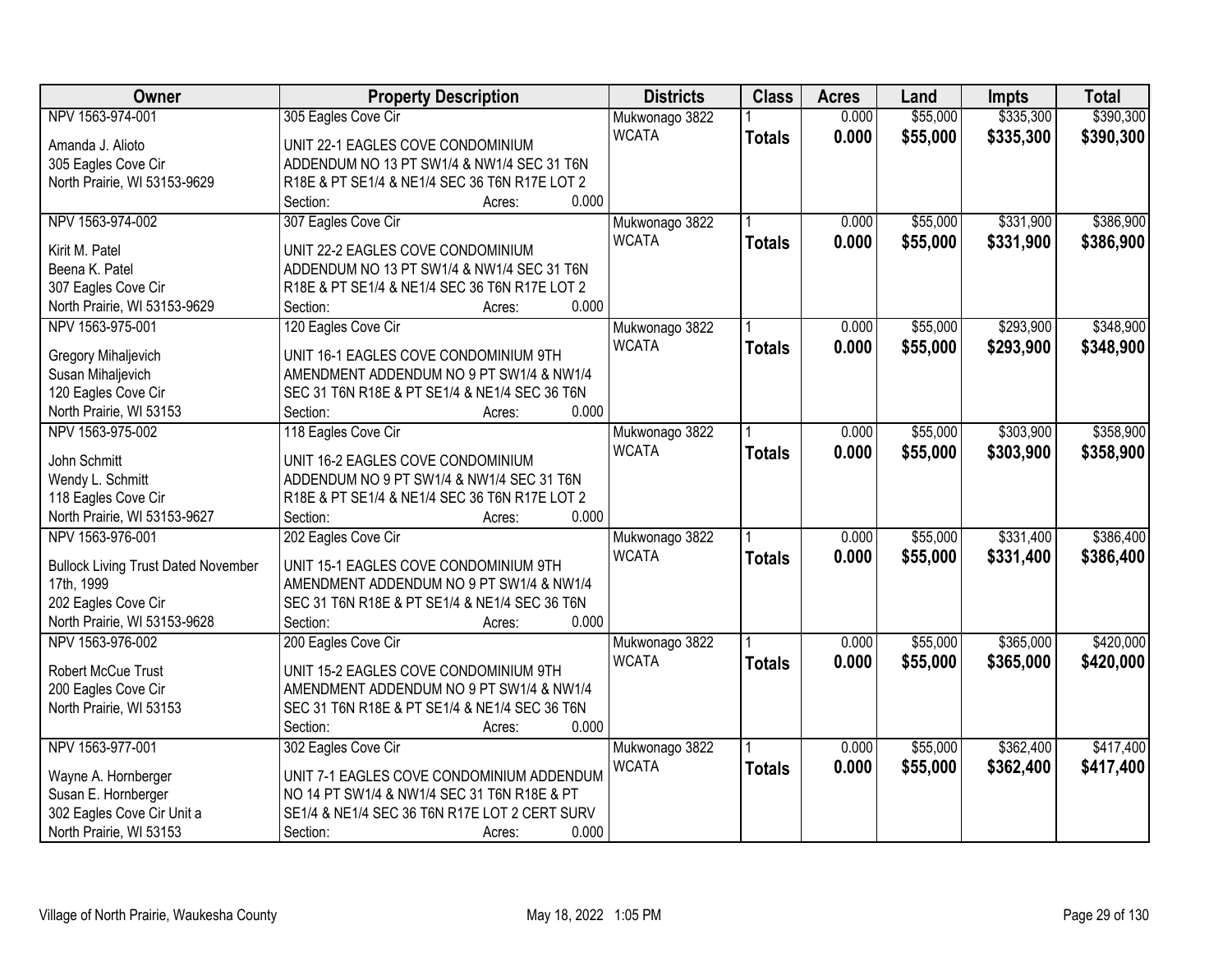| Owner | Property Description | Districts | Class | Acres | Land | Impts | Total |
|---|---|---|---|---|---|---|---|
| NPV 1563-974-001<br><br>Amanda J. Alioto<br>305 Eagles Cove Cir<br>North Prairie, WI 53153-9629 | 305 Eagles Cove Cir<br><br>UNIT 22-1 EAGLES COVE CONDOMINIUM ADDENDUM NO 13 PT SW1/4 & NW1/4 SEC 31 T6N R18E & PT SE1/4 & NE1/4 SEC 36 T6N R17E LOT 2<br>Section: Acres: 0.000 | Mukwonago 3822<br>WCATA | 1<br>**Totals** | 0.000<br>**0.000** | $55,000<br>**$55,000** | $335,300<br>**$335,300** | $390,300<br>**$390,300** |
| NPV 1563-974-002<br><br>Kirit M. Patel<br>Beena K. Patel<br>307 Eagles Cove Cir<br>North Prairie, WI 53153-9629 | 307 Eagles Cove Cir<br><br>UNIT 22-2 EAGLES COVE CONDOMINIUM ADDENDUM NO 13 PT SW1/4 & NW1/4 SEC 31 T6N R18E & PT SE1/4 & NE1/4 SEC 36 T6N R17E LOT 2<br>Section: Acres: 0.000 | Mukwonago 3822<br>WCATA | 1<br>**Totals** | 0.000<br>**0.000** | $55,000<br>**$55,000** | $331,900<br>**$331,900** | $386,900<br>**$386,900** |
| NPV 1563-975-001<br><br>Gregory Mihaljevich<br>Susan Mihaljevich<br>120 Eagles Cove Cir<br>North Prairie, WI 53153 | 120 Eagles Cove Cir<br><br>UNIT 16-1 EAGLES COVE CONDOMINIUM 9TH AMENDMENT ADDENDUM NO 9 PT SW1/4 & NW1/4 SEC 31 T6N R18E & PT SE1/4 & NE1/4 SEC 36 T6N<br>Section: Acres: 0.000 | Mukwonago 3822<br>WCATA | 1<br>**Totals** | 0.000<br>**0.000** | $55,000<br>**$55,000** | $293,900<br>**$293,900** | $348,900<br>**$348,900** |
| NPV 1563-975-002<br><br>John Schmitt<br>Wendy L. Schmitt<br>118 Eagles Cove Cir<br>North Prairie, WI 53153-9627 | 118 Eagles Cove Cir<br><br>UNIT 16-2 EAGLES COVE CONDOMINIUM ADDENDUM NO 9 PT SW1/4 & NW1/4 SEC 31 T6N R18E & PT SE1/4 & NE1/4 SEC 36 T6N R17E LOT 2<br>Section: Acres: 0.000 | Mukwonago 3822<br>WCATA | 1<br>**Totals** | 0.000<br>**0.000** | $55,000<br>**$55,000** | $303,900<br>**$303,900** | $358,900<br>**$358,900** |
| NPV 1563-976-001<br><br>Bullock Living Trust Dated November 17th, 1999<br>202 Eagles Cove Cir<br>North Prairie, WI 53153-9628 | 202 Eagles Cove Cir<br><br>UNIT 15-1 EAGLES COVE CONDOMINIUM 9TH AMENDMENT ADDENDUM NO 9 PT SW1/4 & NW1/4 SEC 31 T6N R18E & PT SE1/4 & NE1/4 SEC 36 T6N<br>Section: Acres: 0.000 | Mukwonago 3822<br>WCATA | 1<br>**Totals** | 0.000<br>**0.000** | $55,000<br>**$55,000** | $331,400<br>**$331,400** | $386,400<br>**$386,400** |
| NPV 1563-976-002<br><br>Robert McCue Trust<br>200 Eagles Cove Cir<br>North Prairie, WI 53153 | 200 Eagles Cove Cir<br><br>UNIT 15-2 EAGLES COVE CONDOMINIUM 9TH AMENDMENT ADDENDUM NO 9 PT SW1/4 & NW1/4 SEC 31 T6N R18E & PT SE1/4 & NE1/4 SEC 36 T6N<br>Section: Acres: 0.000 | Mukwonago 3822<br>WCATA | 1<br>**Totals** | 0.000<br>**0.000** | $55,000<br>**$55,000** | $365,000<br>**$365,000** | $420,000<br>**$420,000** |
| NPV 1563-977-001<br><br>Wayne A. Hornberger<br>Susan E. Hornberger<br>302 Eagles Cove Cir Unit a<br>North Prairie, WI 53153 | 302 Eagles Cove Cir<br><br>UNIT 7-1 EAGLES COVE CONDOMINIUM ADDENDUM NO 14 PT SW1/4 & NW1/4 SEC 31 T6N R18E & PT SE1/4 & NE1/4 SEC 36 T6N R17E LOT 2 CERT SURV<br>Section: Acres: 0.000 | Mukwonago 3822<br>WCATA | 1<br>**Totals** | 0.000<br>**0.000** | $55,000<br>**$55,000** | $362,400<br>**$362,400** | $417,400<br>**$417,400** |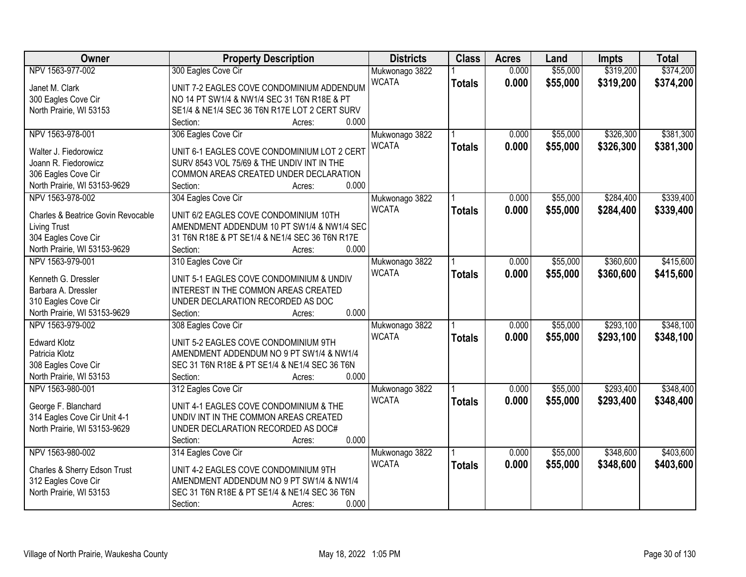| Owner | Property Description | Districts | Class | Acres | Land | Impts | Total |
|---|---|---|---|---|---|---|---|
| NPV 1563-977-002<br>Janet M. Clark<br>300 Eagles Cove Cir<br>North Prairie, WI 53153 | 300 Eagles Cove Cir<br>UNIT 7-2 EAGLES COVE CONDOMINIUM ADDENDUM NO 14 PT SW1/4 & NW1/4 SEC 31 T6N R18E & PT SE1/4 & NE1/4 SEC 36 T6N R17E LOT 2 CERT SURV<br>Section: Acres: 0.000 | Mukwonago 3822<br>WCATA | 1<br>**Totals** | 0.000<br>**0.000** | $55,000<br>**$55,000** | $319,200<br>**$319,200** | $374,200<br>**$374,200** |
| NPV 1563-978-001<br>Walter J. Fiedorowicz<br>Joann R. Fiedorowicz<br>306 Eagles Cove Cir<br>North Prairie, WI 53153-9629 | 306 Eagles Cove Cir<br>UNIT 6-1 EAGLES COVE CONDOMINIUM LOT 2 CERT SURV 8543 VOL 75/69 & THE UNDIV INT IN THE COMMON AREAS CREATED UNDER DECLARATION<br>Section: Acres: 0.000 | Mukwonago 3822<br>WCATA | 1<br>**Totals** | 0.000<br>**0.000** | $55,000<br>**$55,000** | $326,300<br>**$326,300** | $381,300<br>**$381,300** |
| NPV 1563-978-002<br>Charles & Beatrice Govin Revocable Living Trust<br>304 Eagles Cove Cir<br>North Prairie, WI 53153-9629 | 304 Eagles Cove Cir<br>UNIT 6/2 EAGLES COVE CONDOMINIUM 10TH AMENDMENT ADDENDUM 10 PT SW1/4 & NW1/4 SEC 31 T6N R18E & PT SE1/4 & NE1/4 SEC 36 T6N R17E<br>Section: Acres: 0.000 | Mukwonago 3822<br>WCATA | 1<br>**Totals** | 0.000<br>**0.000** | $55,000<br>**$55,000** | $284,400<br>**$284,400** | $339,400<br>**$339,400** |
| NPV 1563-979-001<br>Kenneth G. Dressler<br>Barbara A. Dressler<br>310 Eagles Cove Cir<br>North Prairie, WI 53153-9629 | 310 Eagles Cove Cir<br>UNIT 5-1 EAGLES COVE CONDOMINIUM & UNDIV INTEREST IN THE COMMON AREAS CREATED UNDER DECLARATION RECORDED AS DOC<br>Section: Acres: 0.000 | Mukwonago 3822<br>WCATA | 1<br>**Totals** | 0.000<br>**0.000** | $55,000<br>**$55,000** | $360,600<br>**$360,600** | $415,600<br>**$415,600** |
| NPV 1563-979-002<br>Edward Klotz<br>Patricia Klotz<br>308 Eagles Cove Cir<br>North Prairie, WI 53153 | 308 Eagles Cove Cir<br>UNIT 5-2 EAGLES COVE CONDOMINIUM 9TH AMENDMENT ADDENDUM NO 9 PT SW1/4 & NW1/4 SEC 31 T6N R18E & PT SE1/4 & NE1/4 SEC 36 T6N<br>Section: Acres: 0.000 | Mukwonago 3822<br>WCATA | 1<br>**Totals** | 0.000<br>**0.000** | $55,000<br>**$55,000** | $293,100<br>**$293,100** | $348,100<br>**$348,100** |
| NPV 1563-980-001<br>George F. Blanchard<br>314 Eagles Cove Cir Unit 4-1<br>North Prairie, WI 53153-9629 | 312 Eagles Cove Cir<br>UNIT 4-1 EAGLES COVE CONDOMINIUM & THE UNDIV INT IN THE COMMON AREAS CREATED UNDER DECLARATION RECORDED AS DOC#<br>Section: Acres: 0.000 | Mukwonago 3822<br>WCATA | 1<br>**Totals** | 0.000<br>**0.000** | $55,000<br>**$55,000** | $293,400<br>**$293,400** | $348,400<br>**$348,400** |
| NPV 1563-980-002<br>Charles & Sherry Edson Trust<br>312 Eagles Cove Cir<br>North Prairie, WI 53153 | 314 Eagles Cove Cir<br>UNIT 4-2 EAGLES COVE CONDOMINIUM 9TH AMENDMENT ADDENDUM NO 9 PT SW1/4 & NW1/4 SEC 31 T6N R18E & PT SE1/4 & NE1/4 SEC 36 T6N<br>Section: Acres: 0.000 | Mukwonago 3822<br>WCATA | 1<br>**Totals** | 0.000<br>**0.000** | $55,000<br>**$55,000** | $348,600<br>**$348,600** | $403,600<br>**$403,600** |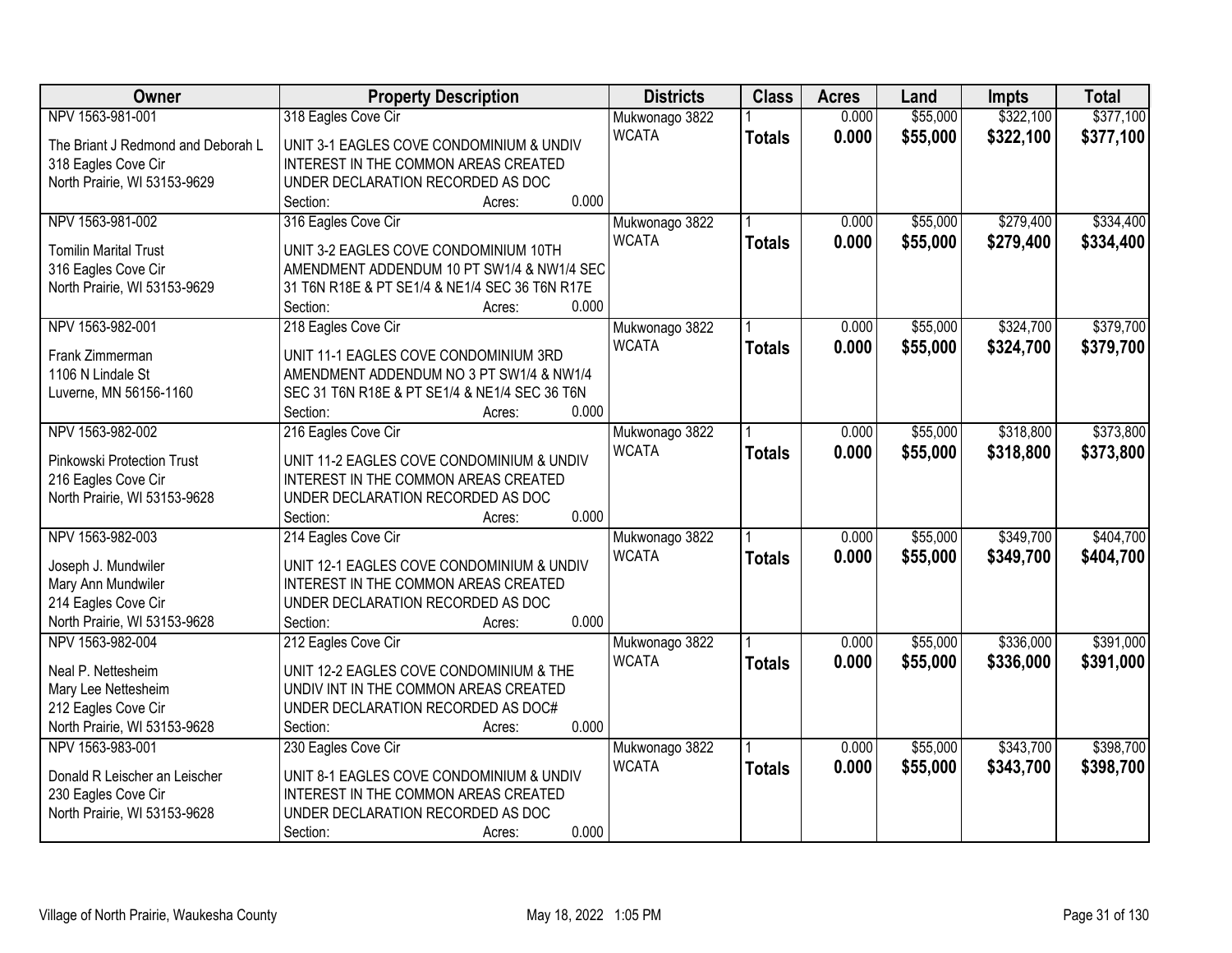| Owner | Property Description | Districts | Class | Acres | Land | Impts | Total |
|---|---|---|---|---|---|---|---|
| NPV 1563-981-001 | 318 Eagles Cove Cir | Mukwonago 3822 | 1 | 0.000 | $55,000 | $322,100 | $377,100 |
| The Briant J Redmond and Deborah L<br>318 Eagles Cove Cir<br>North Prairie, WI 53153-9629 | UNIT 3-1 EAGLES COVE CONDOMINIUM & UNDIV INTEREST IN THE COMMON AREAS CREATED UNDER DECLARATION RECORDED AS DOC<br>Section: Acres: 0.000 | WCATA | **Totals** | **0.000** | **$55,000** | **$322,100** | **$377,100** |
| NPV 1563-981-002 | 316 Eagles Cove Cir | Mukwonago 3822 | 1 | 0.000 | $55,000 | $279,400 | $334,400 |
| Tomilin Marital Trust<br>316 Eagles Cove Cir<br>North Prairie, WI 53153-9629 | UNIT 3-2 EAGLES COVE CONDOMINIUM 10TH AMENDMENT ADDENDUM 10 PT SW1/4 & NW1/4 SEC 31 T6N R18E & PT SE1/4 & NE1/4 SEC 36 T6N R17E<br>Section: Acres: 0.000 | WCATA | **Totals** | **0.000** | **$55,000** | **$279,400** | **$334,400** |
| NPV 1563-982-001 | 218 Eagles Cove Cir | Mukwonago 3822 | 1 | 0.000 | $55,000 | $324,700 | $379,700 |
| Frank Zimmerman<br>1106 N Lindale St<br>Luverne, MN 56156-1160 | UNIT 11-1 EAGLES COVE CONDOMINIUM 3RD AMENDMENT ADDENDUM NO 3 PT SW1/4 & NW1/4 SEC 31 T6N R18E & PT SE1/4 & NE1/4 SEC 36 T6N<br>Section: Acres: 0.000 | WCATA | **Totals** | **0.000** | **$55,000** | **$324,700** | **$379,700** |
| NPV 1563-982-002 | 216 Eagles Cove Cir | Mukwonago 3822 | 1 | 0.000 | $55,000 | $318,800 | $373,800 |
| Pinkowski Protection Trust<br>216 Eagles Cove Cir<br>North Prairie, WI 53153-9628 | UNIT 11-2 EAGLES COVE CONDOMINIUM & UNDIV INTEREST IN THE COMMON AREAS CREATED UNDER DECLARATION RECORDED AS DOC<br>Section: Acres: 0.000 | WCATA | **Totals** | **0.000** | **$55,000** | **$318,800** | **$373,800** |
| NPV 1563-982-003 | 214 Eagles Cove Cir | Mukwonago 3822 | 1 | 0.000 | $55,000 | $349,700 | $404,700 |
| Joseph J. Mundwiler<br>Mary Ann Mundwiler<br>214 Eagles Cove Cir<br>North Prairie, WI 53153-9628 | UNIT 12-1 EAGLES COVE CONDOMINIUM & UNDIV INTEREST IN THE COMMON AREAS CREATED UNDER DECLARATION RECORDED AS DOC<br>Section: Acres: 0.000 | WCATA | **Totals** | **0.000** | **$55,000** | **$349,700** | **$404,700** |
| NPV 1563-982-004 | 212 Eagles Cove Cir | Mukwonago 3822 | 1 | 0.000 | $55,000 | $336,000 | $391,000 |
| Neal P. Nettesheim<br>Mary Lee Nettesheim<br>212 Eagles Cove Cir<br>North Prairie, WI 53153-9628 | UNIT 12-2 EAGLES COVE CONDOMINIUM & THE UNDIV INT IN THE COMMON AREAS CREATED UNDER DECLARATION RECORDED AS DOC#<br>Section: Acres: 0.000 | WCATA | **Totals** | **0.000** | **$55,000** | **$336,000** | **$391,000** |
| NPV 1563-983-001 | 230 Eagles Cove Cir | Mukwonago 3822 | 1 | 0.000 | $55,000 | $343,700 | $398,700 |
| Donald R Leischer an Leischer<br>230 Eagles Cove Cir<br>North Prairie, WI 53153-9628 | UNIT 8-1 EAGLES COVE CONDOMINIUM & UNDIV INTEREST IN THE COMMON AREAS CREATED UNDER DECLARATION RECORDED AS DOC<br>Section: Acres: 0.000 | WCATA | **Totals** | **0.000** | **$55,000** | **$343,700** | **$398,700** |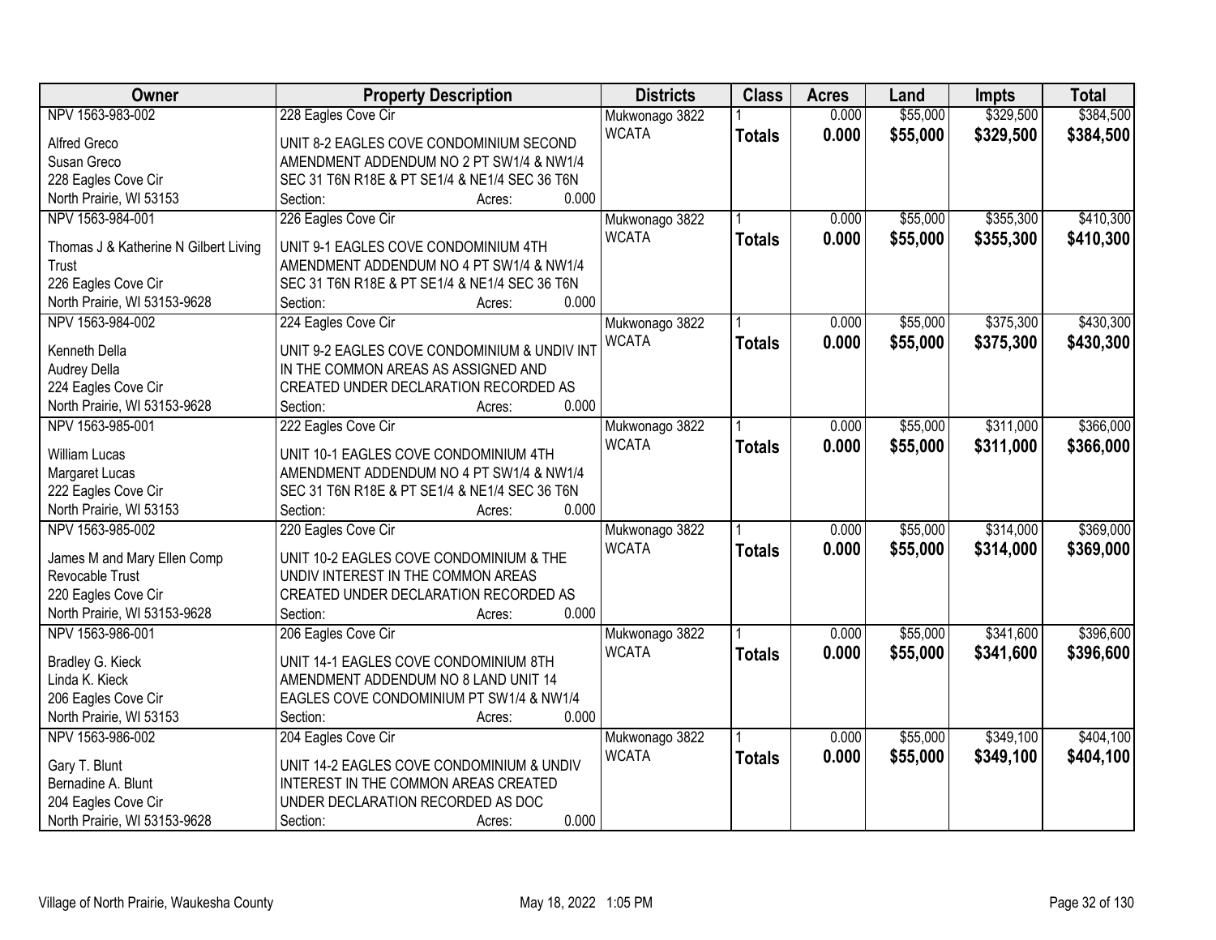| Owner | Property Description | Districts | Class | Acres | Land | Impts | Total |
|---|---|---|---|---|---|---|---|
| NPV 1563-983-002 | 228 Eagles Cove Cir | Mukwonago 3822 | 1 | 0.000 | $55,000 | $329,500 | $384,500 |
| Alfred Greco<br>Susan Greco<br>228 Eagles Cove Cir<br>North Prairie, WI 53153 | UNIT 8-2 EAGLES COVE CONDOMINIUM SECOND AMENDMENT ADDENDUM NO 2 PT SW1/4 & NW1/4 SEC 31 T6N R18E & PT SE1/4 & NE1/4 SEC 36 T6N<br>Section: Acres: 0.000 | WCATA | **Totals** | **0.000** | **$55,000** | **$329,500** | **$384,500** |
| NPV 1563-984-001 | 226 Eagles Cove Cir | Mukwonago 3822 | 1 | 0.000 | $55,000 | $355,300 | $410,300 |
| Thomas J & Katherine N Gilbert Living Trust<br>226 Eagles Cove Cir<br>North Prairie, WI 53153-9628 | UNIT 9-1 EAGLES COVE CONDOMINIUM 4TH AMENDMENT ADDENDUM NO 4 PT SW1/4 & NW1/4 SEC 31 T6N R18E & PT SE1/4 & NE1/4 SEC 36 T6N<br>Section: Acres: 0.000 | WCATA | **Totals** | **0.000** | **$55,000** | **$355,300** | **$410,300** |
| NPV 1563-984-002 | 224 Eagles Cove Cir | Mukwonago 3822 | 1 | 0.000 | $55,000 | $375,300 | $430,300 |
| Kenneth Della<br>Audrey Della<br>224 Eagles Cove Cir<br>North Prairie, WI 53153-9628 | UNIT 9-2 EAGLES COVE CONDOMINIUM & UNDIV INT IN THE COMMON AREAS AS ASSIGNED AND CREATED UNDER DECLARATION RECORDED AS<br>Section: Acres: 0.000 | WCATA | **Totals** | **0.000** | **$55,000** | **$375,300** | **$430,300** |
| NPV 1563-985-001 | 222 Eagles Cove Cir | Mukwonago 3822 | 1 | 0.000 | $55,000 | $311,000 | $366,000 |
| William Lucas<br>Margaret Lucas<br>222 Eagles Cove Cir<br>North Prairie, WI 53153 | UNIT 10-1 EAGLES COVE CONDOMINIUM 4TH AMENDMENT ADDENDUM NO 4 PT SW1/4 & NW1/4 SEC 31 T6N R18E & PT SE1/4 & NE1/4 SEC 36 T6N<br>Section: Acres: 0.000 | WCATA | **Totals** | **0.000** | **$55,000** | **$311,000** | **$366,000** |
| NPV 1563-985-002 | 220 Eagles Cove Cir | Mukwonago 3822 | 1 | 0.000 | $55,000 | $314,000 | $369,000 |
| James M and Mary Ellen Comp Revocable Trust<br>220 Eagles Cove Cir<br>North Prairie, WI 53153-9628 | UNIT 10-2 EAGLES COVE CONDOMINIUM & THE UNDIV INTEREST IN THE COMMON AREAS CREATED UNDER DECLARATION RECORDED AS<br>Section: Acres: 0.000 | WCATA | **Totals** | **0.000** | **$55,000** | **$314,000** | **$369,000** |
| NPV 1563-986-001 | 206 Eagles Cove Cir | Mukwonago 3822 | 1 | 0.000 | $55,000 | $341,600 | $396,600 |
| Bradley G. Kieck<br>Linda K. Kieck<br>206 Eagles Cove Cir<br>North Prairie, WI 53153 | UNIT 14-1 EAGLES COVE CONDOMINIUM 8TH AMENDMENT ADDENDUM NO 8 LAND UNIT 14 EAGLES COVE CONDOMINIUM PT SW1/4 & NW1/4<br>Section: Acres: 0.000 | WCATA | **Totals** | **0.000** | **$55,000** | **$341,600** | **$396,600** |
| NPV 1563-986-002 | 204 Eagles Cove Cir | Mukwonago 3822 | 1 | 0.000 | $55,000 | $349,100 | $404,100 |
| Gary T. Blunt<br>Bernadine A. Blunt<br>204 Eagles Cove Cir<br>North Prairie, WI 53153-9628 | UNIT 14-2 EAGLES COVE CONDOMINIUM & UNDIV INTEREST IN THE COMMON AREAS CREATED UNDER DECLARATION RECORDED AS DOC<br>Section: Acres: 0.000 | WCATA | **Totals** | **0.000** | **$55,000** | **$349,100** | **$404,100** |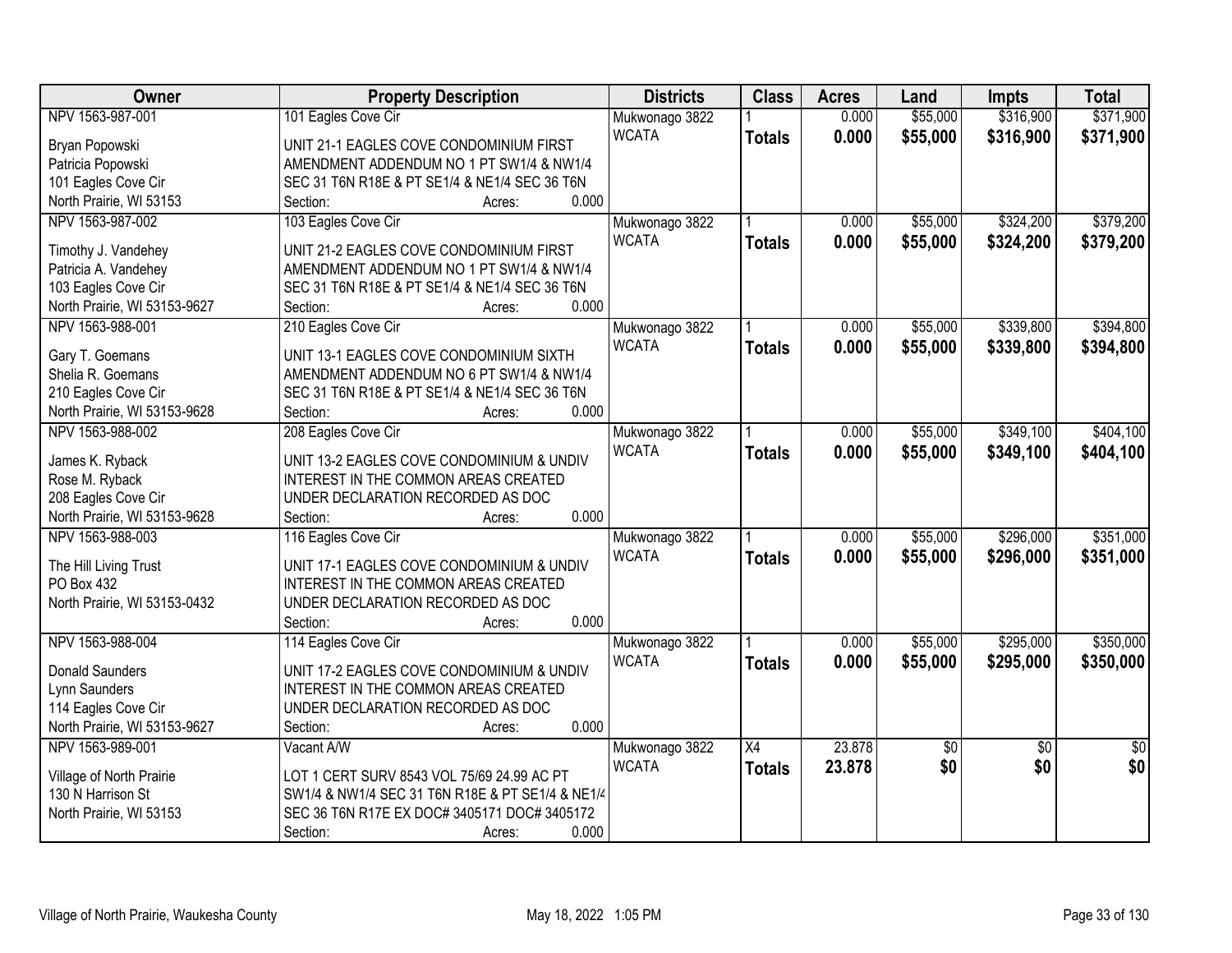| Owner | Property Description | Districts | Class | Acres | Land | Impts | Total |
|---|---|---|---|---|---|---|---|
| NPV 1563-987-001<br><br>Bryan Popowski<br>Patricia Popowski<br>101 Eagles Cove Cir<br>North Prairie, WI 53153 | 101 Eagles Cove Cir<br><br>UNIT 21-1 EAGLES COVE CONDOMINIUM FIRST AMENDMENT ADDENDUM NO 1 PT SW1/4 & NW1/4 SEC 31 T6N R18E & PT SE1/4 & NE1/4 SEC 36 T6N<br>Section: Acres: 0.000 | Mukwonago 3822<br>WCATA | 1<br>**Totals** | 0.000<br>**0.000** | $55,000<br>**$55,000** | $316,900<br>**$316,900** | $371,900<br>**$371,900** |
| NPV 1563-987-002<br><br>Timothy J. Vandehey<br>Patricia A. Vandehey<br>103 Eagles Cove Cir<br>North Prairie, WI 53153-9627 | 103 Eagles Cove Cir<br><br>UNIT 21-2 EAGLES COVE CONDOMINIUM FIRST AMENDMENT ADDENDUM NO 1 PT SW1/4 & NW1/4 SEC 31 T6N R18E & PT SE1/4 & NE1/4 SEC 36 T6N<br>Section: Acres: 0.000 | Mukwonago 3822<br>WCATA | 1<br>**Totals** | 0.000<br>**0.000** | $55,000<br>**$55,000** | $324,200<br>**$324,200** | $379,200<br>**$379,200** |
| NPV 1563-988-001<br><br>Gary T. Goemans<br>Shelia R. Goemans<br>210 Eagles Cove Cir<br>North Prairie, WI 53153-9628 | 210 Eagles Cove Cir<br><br>UNIT 13-1 EAGLES COVE CONDOMINIUM SIXTH AMENDMENT ADDENDUM NO 6 PT SW1/4 & NW1/4 SEC 31 T6N R18E & PT SE1/4 & NE1/4 SEC 36 T6N<br>Section: Acres: 0.000 | Mukwonago 3822<br>WCATA | 1<br>**Totals** | 0.000<br>**0.000** | $55,000<br>**$55,000** | $339,800<br>**$339,800** | $394,800<br>**$394,800** |
| NPV 1563-988-002<br><br>James K. Ryback<br>Rose M. Ryback<br>208 Eagles Cove Cir<br>North Prairie, WI 53153-9628 | 208 Eagles Cove Cir<br><br>UNIT 13-2 EAGLES COVE CONDOMINIUM & UNDIV INTEREST IN THE COMMON AREAS CREATED UNDER DECLARATION RECORDED AS DOC<br>Section: Acres: 0.000 | Mukwonago 3822<br>WCATA | 1<br>**Totals** | 0.000<br>**0.000** | $55,000<br>**$55,000** | $349,100<br>**$349,100** | $404,100<br>**$404,100** |
| NPV 1563-988-003<br><br>The Hill Living Trust<br>PO Box 432<br>North Prairie, WI 53153-0432 | 116 Eagles Cove Cir<br><br>UNIT 17-1 EAGLES COVE CONDOMINIUM & UNDIV INTEREST IN THE COMMON AREAS CREATED UNDER DECLARATION RECORDED AS DOC<br>Section: Acres: 0.000 | Mukwonago 3822<br>WCATA | 1<br>**Totals** | 0.000<br>**0.000** | $55,000<br>**$55,000** | $296,000<br>**$296,000** | $351,000<br>**$351,000** |
| NPV 1563-988-004<br><br>Donald Saunders<br>Lynn Saunders<br>114 Eagles Cove Cir<br>North Prairie, WI 53153-9627 | 114 Eagles Cove Cir<br><br>UNIT 17-2 EAGLES COVE CONDOMINIUM & UNDIV INTEREST IN THE COMMON AREAS CREATED UNDER DECLARATION RECORDED AS DOC<br>Section: Acres: 0.000 | Mukwonago 3822<br>WCATA | 1<br>**Totals** | 0.000<br>**0.000** | $55,000<br>**$55,000** | $295,000<br>**$295,000** | $350,000<br>**$350,000** |
| NPV 1563-989-001<br><br>Village of North Prairie<br>130 N Harrison St<br>North Prairie, WI 53153 | Vacant A/W<br><br>LOT 1 CERT SURV 8543 VOL 75/69 24.99 AC PT SW1/4 & NW1/4 SEC 31 T6N R18E & PT SE1/4 & NE1/4 SEC 36 T6N R17E EX DOC# 3405171 DOC# 3405172<br>Section: Acres: 0.000 | Mukwonago 3822<br>WCATA | X4<br>**Totals** | 23.878<br>**23.878** | $0<br>**$0** | $0<br>**$0** | $0<br>**$0** |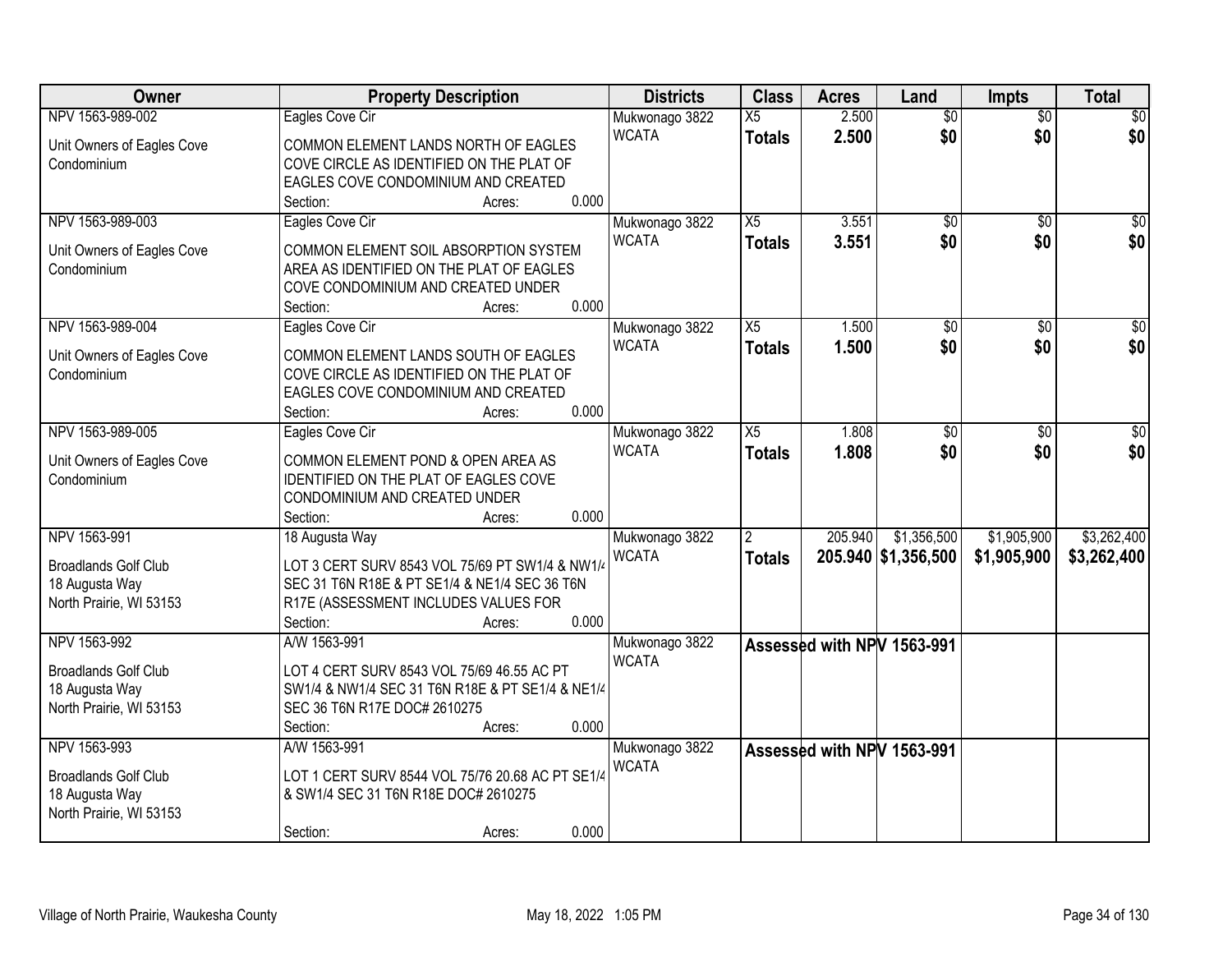| Owner | Property Description | Districts | Class | Acres | Land | Impts | Total |
|---|---|---|---|---|---|---|---|
| NPV 1563-989-002<br>Unit Owners of Eagles Cove Condominium | Eagles Cove Cir<br>COMMON ELEMENT LANDS NORTH OF EAGLES COVE CIRCLE AS IDENTIFIED ON THE PLAT OF EAGLES COVE CONDOMINIUM AND CREATED<br>Section: Acres: 0.000 | Mukwonago 3822<br>WCATA | X5<br>**Totals** | 2.500<br>**2.500** | $0<br>**$0** | $0<br>**$0** | $0<br>**$0** |
| NPV 1563-989-003<br>Unit Owners of Eagles Cove Condominium | Eagles Cove Cir<br>COMMON ELEMENT SOIL ABSORPTION SYSTEM AREA AS IDENTIFIED ON THE PLAT OF EAGLES COVE CONDOMINIUM AND CREATED UNDER<br>Section: Acres: 0.000 | Mukwonago 3822<br>WCATA | X5<br>**Totals** | 3.551<br>**3.551** | $0<br>**$0** | $0<br>**$0** | $0<br>**$0** |
| NPV 1563-989-004<br>Unit Owners of Eagles Cove Condominium | Eagles Cove Cir<br>COMMON ELEMENT LANDS SOUTH OF EAGLES COVE CIRCLE AS IDENTIFIED ON THE PLAT OF EAGLES COVE CONDOMINIUM AND CREATED<br>Section: Acres: 0.000 | Mukwonago 3822<br>WCATA | X5<br>**Totals** | 1.500<br>**1.500** | $0<br>**$0** | $0<br>**$0** | $0<br>**$0** |
| NPV 1563-989-005<br>Unit Owners of Eagles Cove Condominium | Eagles Cove Cir<br>COMMON ELEMENT POND & OPEN AREA AS IDENTIFIED ON THE PLAT OF EAGLES COVE CONDOMINIUM AND CREATED UNDER<br>Section: Acres: 0.000 | Mukwonago 3822<br>WCATA | X5<br>**Totals** | 1.808<br>**1.808** | $0<br>**$0** | $0<br>**$0** | $0<br>**$0** |
| NPV 1563-991<br>Broadlands Golf Club<br>18 Augusta Way<br>North Prairie, WI 53153 | 18 Augusta Way<br>LOT 3 CERT SURV 8543 VOL 75/69 PT SW1/4 & NW1/4 SEC 31 T6N R18E & PT SE1/4 & NE1/4 SEC 36 T6N R17E (ASSESSMENT INCLUDES VALUES FOR<br>Section: Acres: 0.000 | Mukwonago 3822<br>WCATA | 2<br>**Totals** | 205.940<br>**205.940** | $1,356,500<br>**$1,356,500** | $1,905,900<br>**$1,905,900** | $3,262,400<br>**$3,262,400** |
| NPV 1563-992<br>Broadlands Golf Club<br>18 Augusta Way<br>North Prairie, WI 53153 | A/W 1563-991<br>LOT 4 CERT SURV 8543 VOL 75/69 46.55 AC PT SW1/4 & NW1/4 SEC 31 T6N R18E & PT SE1/4 & NE1/4 SEC 36 T6N R17E DOC# 2610275<br>Section: Acres: 0.000 | Mukwonago 3822<br>WCATA | Assessed with NPV 1563-991 | | | | |
| NPV 1563-993<br>Broadlands Golf Club<br>18 Augusta Way<br>North Prairie, WI 53153 | A/W 1563-991<br>LOT 1 CERT SURV 8544 VOL 75/76 20.68 AC PT SE1/4 & SW1/4 SEC 31 T6N R18E DOC# 2610275<br>Section: Acres: 0.000 | Mukwonago 3822<br>WCATA | Assessed with NPV 1563-991 | | | | |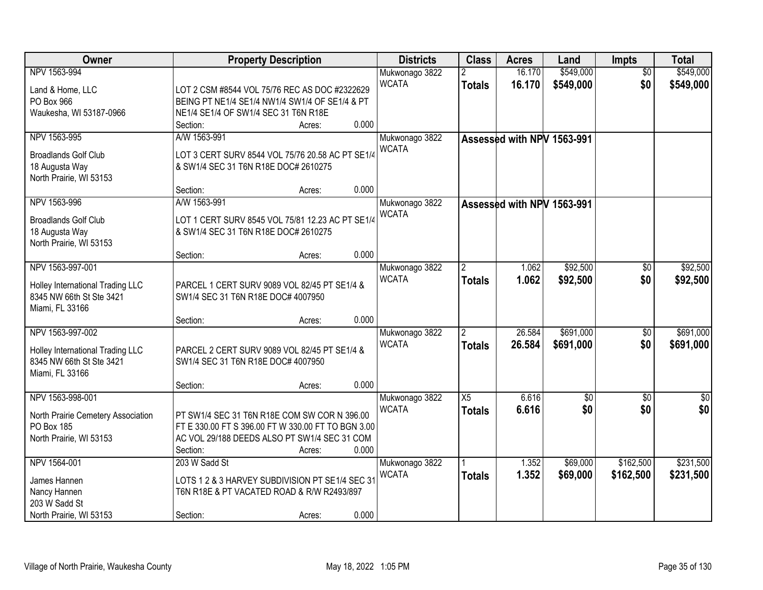| Owner | Property Description | Districts | Class | Acres | Land | Impts | Total |
|---|---|---|---|---|---|---|---|
| NPV 1563-994<br>Land & Home, LLC<br>PO Box 966<br>Waukesha, WI 53187-0966 | LOT 2 CSM #8544 VOL 75/76 REC AS DOC #2322629 BEING PT NE1/4 SE1/4 NW1/4 SW1/4 OF SE1/4 & PT NE1/4 SE1/4 OF SW1/4 SEC 31 T6N R18E<br>Section: Acres: 0.000 | Mukwonago 3822<br>WCATA | 2<br>**Totals** | 16.170<br>**16.170** | $549,000<br>**$549,000** | $0<br>**$0** | $549,000<br>**$549,000** |
| NPV 1563-995<br>Broadlands Golf Club<br>18 Augusta Way<br>North Prairie, WI 53153 | A/W 1563-991<br>LOT 3 CERT SURV 8544 VOL 75/76 20.58 AC PT SE1/4 & SW1/4 SEC 31 T6N R18E DOC# 2610275<br>Section: Acres: 0.000 | Mukwonago 3822<br>WCATA | **Assessed with NPV 1563-991** | | | | |
| NPV 1563-996<br>Broadlands Golf Club<br>18 Augusta Way<br>North Prairie, WI 53153 | A/W 1563-991<br>LOT 1 CERT SURV 8545 VOL 75/81 12.23 AC PT SE1/4 & SW1/4 SEC 31 T6N R18E DOC# 2610275<br>Section: Acres: 0.000 | Mukwonago 3822<br>WCATA | **Assessed with NPV 1563-991** | | | | |
| NPV 1563-997-001<br>Holley International Trading LLC<br>8345 NW 66th St Ste 3421<br>Miami, FL 33166 | PARCEL 1 CERT SURV 9089 VOL 82/45 PT SE1/4 & SW1/4 SEC 31 T6N R18E DOC# 4007950<br>Section: Acres: 0.000 | Mukwonago 3822<br>WCATA | 2<br>**Totals** | 1.062<br>**1.062** | $92,500<br>**$92,500** | $0<br>**$0** | $92,500<br>**$92,500** |
| NPV 1563-997-002<br>Holley International Trading LLC<br>8345 NW 66th St Ste 3421<br>Miami, FL 33166 | PARCEL 2 CERT SURV 9089 VOL 82/45 PT SE1/4 & SW1/4 SEC 31 T6N R18E DOC# 4007950<br>Section: Acres: 0.000 | Mukwonago 3822<br>WCATA | 2<br>**Totals** | 26.584<br>**26.584** | $691,000<br>**$691,000** | $0<br>**$0** | $691,000<br>**$691,000** |
| NPV 1563-998-001<br>North Prairie Cemetery Association<br>PO Box 185<br>North Prairie, WI 53153 | PT SW1/4 SEC 31 T6N R18E COM SW COR N 396.00 FT E 330.00 FT S 396.00 FT W 330.00 FT TO BGN 3.00 AC VOL 29/188 DEEDS ALSO PT SW1/4 SEC 31 COM<br>Section: Acres: 0.000 | Mukwonago 3822<br>WCATA | X5<br>**Totals** | 6.616<br>**6.616** | $0<br>**$0** | $0<br>**$0** | $0<br>**$0** |
| NPV 1564-001<br>James Hannen<br>Nancy Hannen<br>203 W Sadd St<br>North Prairie, WI 53153 | 203 W Sadd St<br>LOTS 1 2 & 3 HARVEY SUBDIVISION PT SE1/4 SEC 31 T6N R18E & PT VACATED ROAD & R/W R2493/897<br>Section: Acres: 0.000 | Mukwonago 3822<br>WCATA | 1<br>**Totals** | 1.352<br>**1.352** | $69,000<br>**$69,000** | $162,500<br>**$162,500** | $231,500<br>**$231,500** |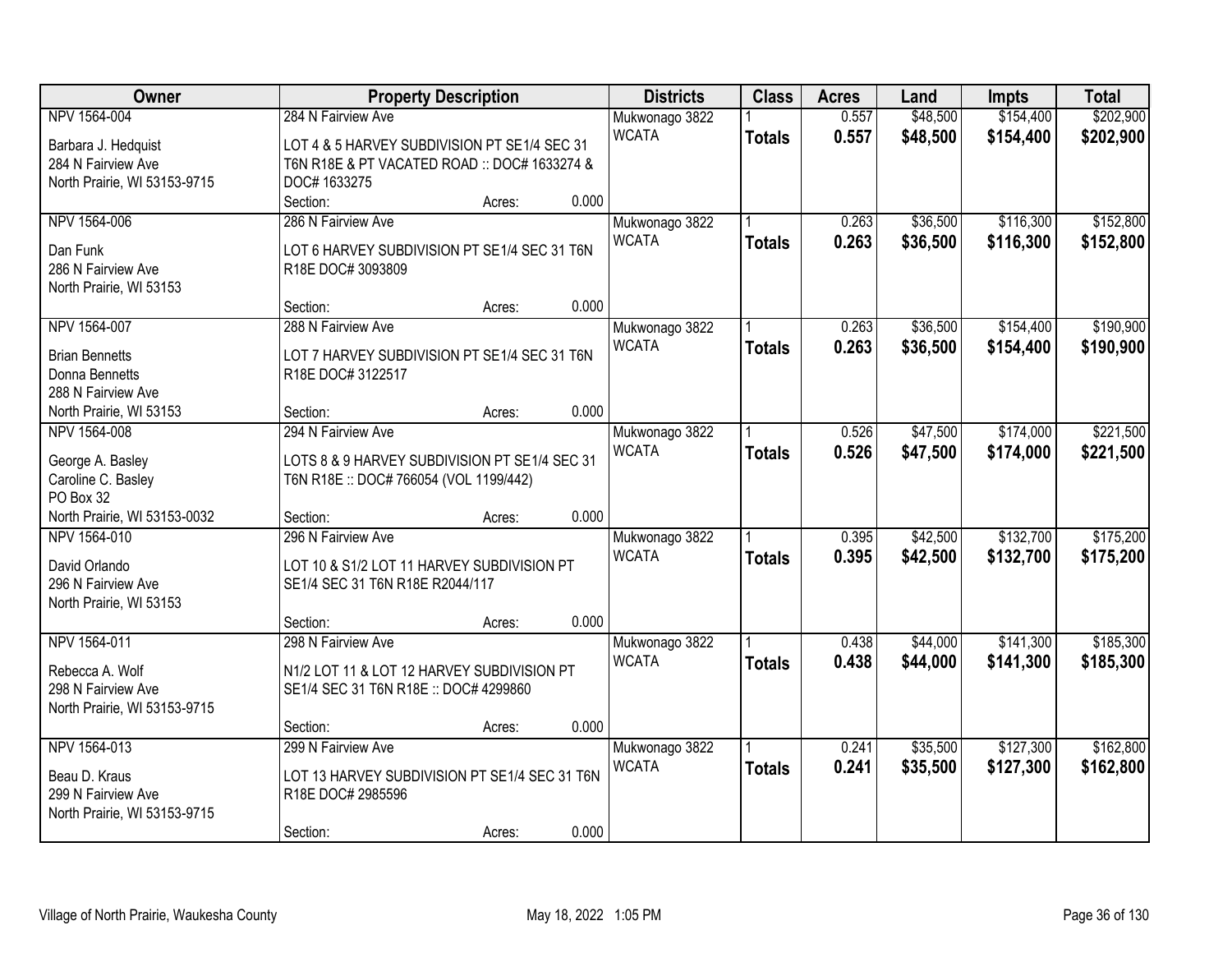| Owner | Property Description | Districts | Class | Acres | Land | Impts | Total |
|---|---|---|---|---|---|---|---|
| NPV 1564-004<br>Barbara J. Hedquist<br>284 N Fairview Ave<br>North Prairie, WI 53153-9715 | 284 N Fairview Ave<br>LOT 4 & 5 HARVEY SUBDIVISION PT SE1/4 SEC 31 T6N R18E & PT VACATED ROAD :: DOC# 1633274 & DOC# 1633275<br>Section: Acres: 0.000 | Mukwonago 3822<br>WCATA | 1<br>**Totals** | 0.557<br>**0.557** | $48,500<br>**$48,500** | $154,400<br>**$154,400** | $202,900<br>**$202,900** |
| NPV 1564-006<br>Dan Funk<br>286 N Fairview Ave<br>North Prairie, WI 53153 | 286 N Fairview Ave<br>LOT 6 HARVEY SUBDIVISION PT SE1/4 SEC 31 T6N R18E DOC# 3093809<br>Section: Acres: 0.000 | Mukwonago 3822<br>WCATA | 1<br>**Totals** | 0.263<br>**0.263** | $36,500<br>**$36,500** | $116,300<br>**$116,300** | $152,800<br>**$152,800** |
| NPV 1564-007<br>Brian Bennetts<br>Donna Bennetts<br>288 N Fairview Ave<br>North Prairie, WI 53153 | 288 N Fairview Ave<br>LOT 7 HARVEY SUBDIVISION PT SE1/4 SEC 31 T6N R18E DOC# 3122517<br>Section: Acres: 0.000 | Mukwonago 3822<br>WCATA | 1<br>**Totals** | 0.263<br>**0.263** | $36,500<br>**$36,500** | $154,400<br>**$154,400** | $190,900<br>**$190,900** |
| NPV 1564-008<br>George A. Basley<br>Caroline C. Basley<br>PO Box 32<br>North Prairie, WI 53153-0032 | 294 N Fairview Ave<br>LOTS 8 & 9 HARVEY SUBDIVISION PT SE1/4 SEC 31 T6N R18E :: DOC# 766054 (VOL 1199/442)<br>Section: Acres: 0.000 | Mukwonago 3822<br>WCATA | 1<br>**Totals** | 0.526<br>**0.526** | $47,500<br>**$47,500** | $174,000<br>**$174,000** | $221,500<br>**$221,500** |
| NPV 1564-010<br>David Orlando<br>296 N Fairview Ave<br>North Prairie, WI 53153 | 296 N Fairview Ave<br>LOT 10 & S1/2 LOT 11 HARVEY SUBDIVISION PT SE1/4 SEC 31 T6N R18E R2044/117<br>Section: Acres: 0.000 | Mukwonago 3822<br>WCATA | 1<br>**Totals** | 0.395<br>**0.395** | $42,500<br>**$42,500** | $132,700<br>**$132,700** | $175,200<br>**$175,200** |
| NPV 1564-011<br>Rebecca A. Wolf<br>298 N Fairview Ave<br>North Prairie, WI 53153-9715 | 298 N Fairview Ave<br>N1/2 LOT 11 & LOT 12 HARVEY SUBDIVISION PT SE1/4 SEC 31 T6N R18E :: DOC# 4299860<br>Section: Acres: 0.000 | Mukwonago 3822<br>WCATA | 1<br>**Totals** | 0.438<br>**0.438** | $44,000<br>**$44,000** | $141,300<br>**$141,300** | $185,300<br>**$185,300** |
| NPV 1564-013<br>Beau D. Kraus<br>299 N Fairview Ave<br>North Prairie, WI 53153-9715 | 299 N Fairview Ave<br>LOT 13 HARVEY SUBDIVISION PT SE1/4 SEC 31 T6N R18E DOC# 2985596<br>Section: Acres: 0.000 | Mukwonago 3822<br>WCATA | 1<br>**Totals** | 0.241<br>**0.241** | $35,500<br>**$35,500** | $127,300<br>**$127,300** | $162,800<br>**$162,800** |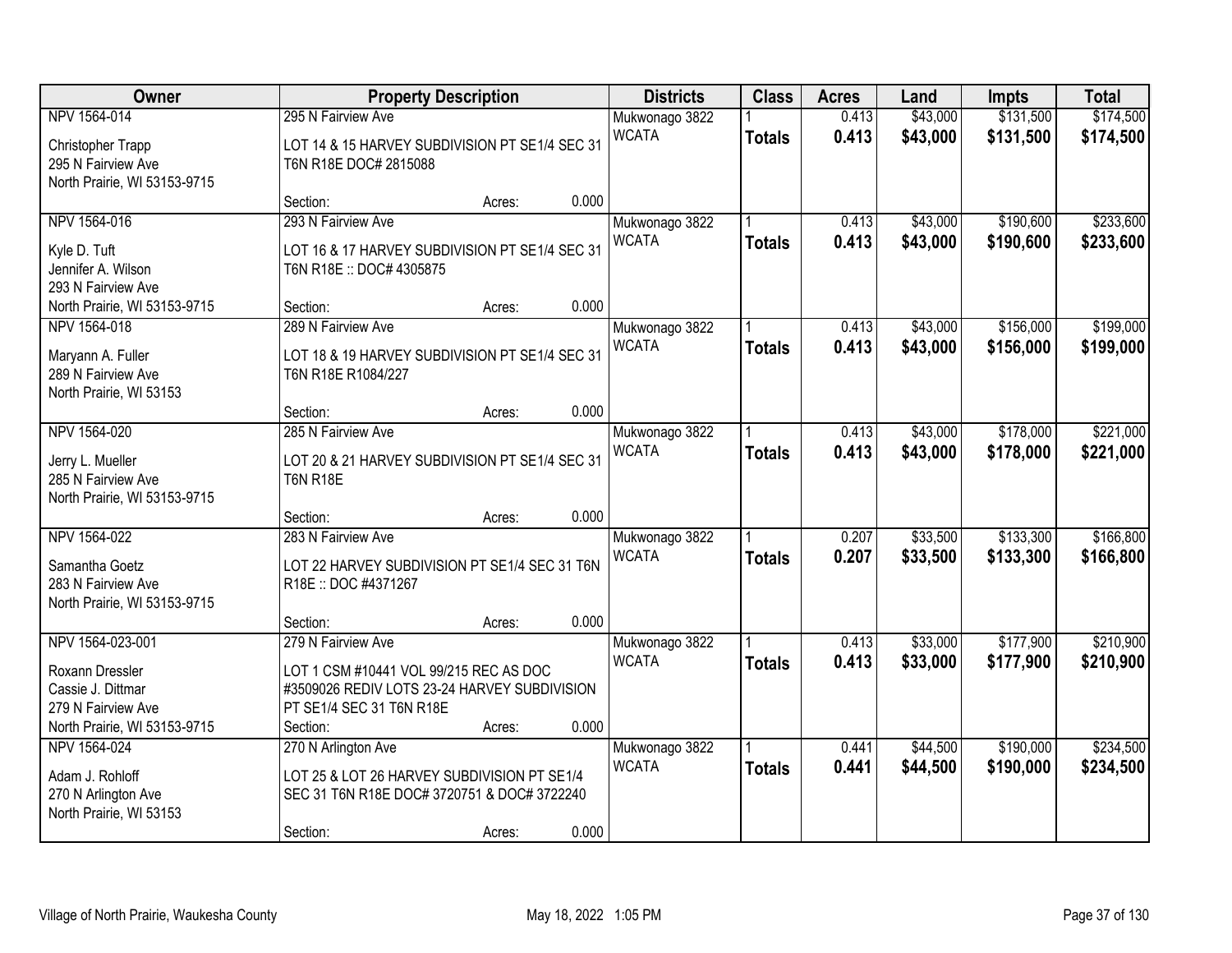| Owner | Property Description | Districts | Class | Acres | Land | Impts | Total |
|---|---|---|---|---|---|---|---|
| NPV 1564-014<br>Christopher Trapp<br>295 N Fairview Ave<br>North Prairie, WI 53153-9715 | 295 N Fairview Ave<br>LOT 14 & 15 HARVEY SUBDIVISION PT SE1/4 SEC 31 T6N R18E DOC# 2815088<br>Section: Acres: 0.000 | Mukwonago 3822<br>WCATA | 1<br>**Totals** | 0.413<br>**0.413** | $43,000<br>**$43,000** | $131,500<br>**$131,500** | $174,500<br>**$174,500** |
| NPV 1564-016<br>Kyle D. Tuft<br>Jennifer A. Wilson<br>293 N Fairview Ave<br>North Prairie, WI 53153-9715 | 293 N Fairview Ave<br>LOT 16 & 17 HARVEY SUBDIVISION PT SE1/4 SEC 31 T6N R18E :: DOC# 4305875<br>Section: Acres: 0.000 | Mukwonago 3822<br>WCATA | 1<br>**Totals** | 0.413<br>**0.413** | $43,000<br>**$43,000** | $190,600<br>**$190,600** | $233,600<br>**$233,600** |
| NPV 1564-018<br>Maryann A. Fuller<br>289 N Fairview Ave<br>North Prairie, WI 53153 | 289 N Fairview Ave<br>LOT 18 & 19 HARVEY SUBDIVISION PT SE1/4 SEC 31 T6N R18E R1084/227<br>Section: Acres: 0.000 | Mukwonago 3822<br>WCATA | 1<br>**Totals** | 0.413<br>**0.413** | $43,000<br>**$43,000** | $156,000<br>**$156,000** | $199,000<br>**$199,000** |
| NPV 1564-020<br>Jerry L. Mueller<br>285 N Fairview Ave<br>North Prairie, WI 53153-9715 | 285 N Fairview Ave<br>LOT 20 & 21 HARVEY SUBDIVISION PT SE1/4 SEC 31 T6N R18E<br>Section: Acres: 0.000 | Mukwonago 3822<br>WCATA | 1<br>**Totals** | 0.413<br>**0.413** | $43,000<br>**$43,000** | $178,000<br>**$178,000** | $221,000<br>**$221,000** |
| NPV 1564-022<br>Samantha Goetz<br>283 N Fairview Ave<br>North Prairie, WI 53153-9715 | 283 N Fairview Ave<br>LOT 22 HARVEY SUBDIVISION PT SE1/4 SEC 31 T6N R18E :: DOC #4371267<br>Section: Acres: 0.000 | Mukwonago 3822<br>WCATA | 1<br>**Totals** | 0.207<br>**0.207** | $33,500<br>**$33,500** | $133,300<br>**$133,300** | $166,800<br>**$166,800** |
| NPV 1564-023-001<br>Roxann Dressler<br>Cassie J. Dittmar<br>279 N Fairview Ave<br>North Prairie, WI 53153-9715 | 279 N Fairview Ave<br>LOT 1 CSM #10441 VOL 99/215 REC AS DOC #3509026 REDIV LOTS 23-24 HARVEY SUBDIVISION PT SE1/4 SEC 31 T6N R18E<br>Section: Acres: 0.000 | Mukwonago 3822<br>WCATA | 1<br>**Totals** | 0.413<br>**0.413** | $33,000<br>**$33,000** | $177,900<br>**$177,900** | $210,900<br>**$210,900** |
| NPV 1564-024<br>Adam J. Rohloff<br>270 N Arlington Ave<br>North Prairie, WI 53153 | 270 N Arlington Ave<br>LOT 25 & LOT 26 HARVEY SUBDIVISION PT SE1/4 SEC 31 T6N R18E DOC# 3720751 & DOC# 3722240<br>Section: Acres: 0.000 | Mukwonago 3822<br>WCATA | 1<br>**Totals** | 0.441<br>**0.441** | $44,500<br>**$44,500** | $190,000<br>**$190,000** | $234,500<br>**$234,500** |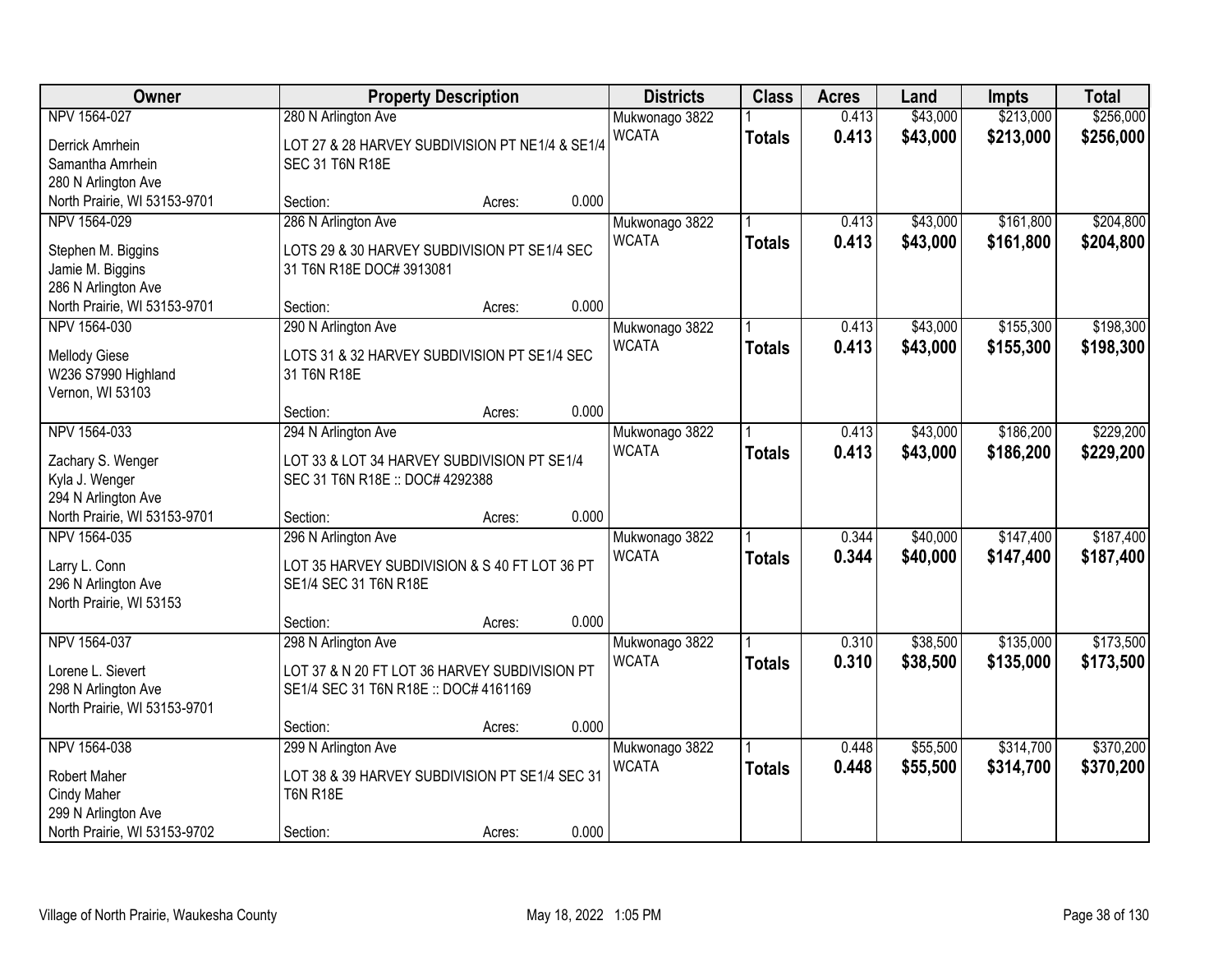| Owner | Property Description | Districts | Class | Acres | Land | Impts | Total |
|---|---|---|---|---|---|---|---|
| NPV 1564-027<br>Derrick Amrhein<br>Samantha Amrhein<br>280 N Arlington Ave<br>North Prairie, WI 53153-9701 | 280 N Arlington Ave<br>LOT 27 & 28 HARVEY SUBDIVISION PT NE1/4 & SE1/4 SEC 31 T6N R18E<br>Section: Acres: 0.000 | Mukwonago 3822<br>WCATA | 1<br>**Totals** | 0.413<br>**0.413** | $43,000<br>**$43,000** | $213,000<br>**$213,000** | $256,000<br>**$256,000** |
| NPV 1564-029<br>Stephen M. Biggins<br>Jamie M. Biggins<br>286 N Arlington Ave<br>North Prairie, WI 53153-9701 | 286 N Arlington Ave<br>LOTS 29 & 30 HARVEY SUBDIVISION PT SE1/4 SEC 31 T6N R18E DOC# 3913081<br>Section: Acres: 0.000 | Mukwonago 3822<br>WCATA | 1<br>**Totals** | 0.413<br>**0.413** | $43,000<br>**$43,000** | $161,800<br>**$161,800** | $204,800<br>**$204,800** |
| NPV 1564-030<br>Mellody Giese<br>W236 S7990 Highland<br>Vernon, WI 53103 | 290 N Arlington Ave<br>LOTS 31 & 32 HARVEY SUBDIVISION PT SE1/4 SEC 31 T6N R18E<br>Section: Acres: 0.000 | Mukwonago 3822<br>WCATA | 1<br>**Totals** | 0.413<br>**0.413** | $43,000<br>**$43,000** | $155,300<br>**$155,300** | $198,300<br>**$198,300** |
| NPV 1564-033<br>Zachary S. Wenger<br>Kyla J. Wenger<br>294 N Arlington Ave<br>North Prairie, WI 53153-9701 | 294 N Arlington Ave<br>LOT 33 & LOT 34 HARVEY SUBDIVISION PT SE1/4 SEC 31 T6N R18E :: DOC# 4292388<br>Section: Acres: 0.000 | Mukwonago 3822<br>WCATA | 1<br>**Totals** | 0.413<br>**0.413** | $43,000<br>**$43,000** | $186,200<br>**$186,200** | $229,200<br>**$229,200** |
| NPV 1564-035<br>Larry L. Conn<br>296 N Arlington Ave<br>North Prairie, WI 53153 | 296 N Arlington Ave<br>LOT 35 HARVEY SUBDIVISION & S 40 FT LOT 36 PT SE1/4 SEC 31 T6N R18E<br>Section: Acres: 0.000 | Mukwonago 3822<br>WCATA | 1<br>**Totals** | 0.344<br>**0.344** | $40,000<br>**$40,000** | $147,400<br>**$147,400** | $187,400<br>**$187,400** |
| NPV 1564-037<br>Lorene L. Sievert<br>298 N Arlington Ave<br>North Prairie, WI 53153-9701 | 298 N Arlington Ave<br>LOT 37 & N 20 FT LOT 36 HARVEY SUBDIVISION PT SE1/4 SEC 31 T6N R18E :: DOC# 4161169<br>Section: Acres: 0.000 | Mukwonago 3822<br>WCATA | 1<br>**Totals** | 0.310<br>**0.310** | $38,500<br>**$38,500** | $135,000<br>**$135,000** | $173,500<br>**$173,500** |
| NPV 1564-038<br>Robert Maher<br>Cindy Maher<br>299 N Arlington Ave<br>North Prairie, WI 53153-9702 | 299 N Arlington Ave<br>LOT 38 & 39 HARVEY SUBDIVISION PT SE1/4 SEC 31 T6N R18E<br>Section: Acres: 0.000 | Mukwonago 3822<br>WCATA | 1<br>**Totals** | 0.448<br>**0.448** | $55,500<br>**$55,500** | $314,700<br>**$314,700** | $370,200<br>**$370,200** |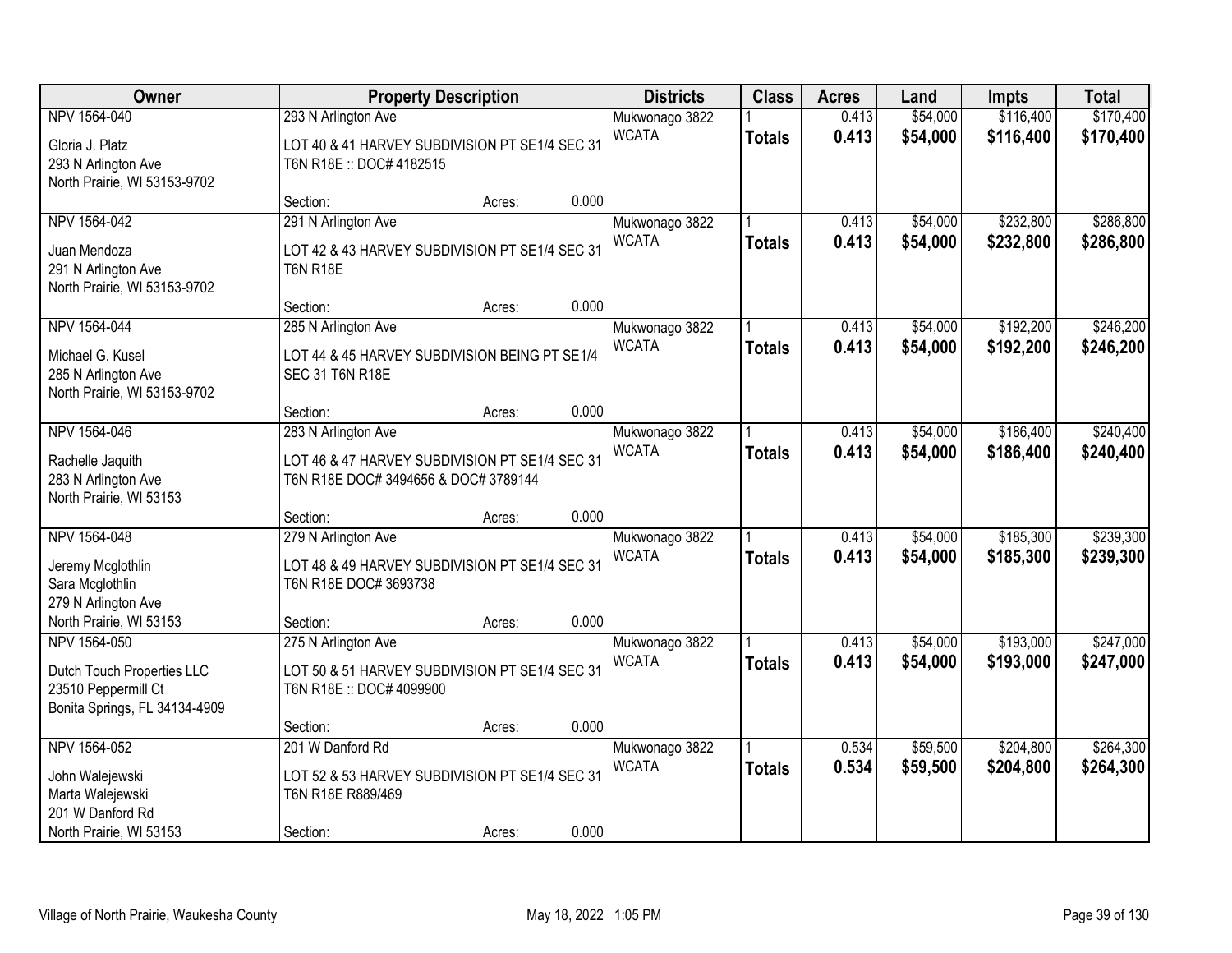| Owner | Property Description | Districts | Class | Acres | Land | Impts | Total |
|---|---|---|---|---|---|---|---|
| NPV 1564-040<br>Gloria J. Platz<br>293 N Arlington Ave<br>North Prairie, WI 53153-9702 | 293 N Arlington Ave<br>LOT 40 & 41 HARVEY SUBDIVISION PT SE1/4 SEC 31 T6N R18E :: DOC# 4182515<br>Section: Acres: 0.000 | Mukwonago 3822<br>WCATA | 1<br>**Totals** | 0.413<br>**0.413** | $54,000<br>**$54,000** | $116,400<br>**$116,400** | $170,400<br>**$170,400** |
| NPV 1564-042<br>Juan Mendoza<br>291 N Arlington Ave<br>North Prairie, WI 53153-9702 | 291 N Arlington Ave<br>LOT 42 & 43 HARVEY SUBDIVISION PT SE1/4 SEC 31 T6N R18E<br>Section: Acres: 0.000 | Mukwonago 3822<br>WCATA | 1<br>**Totals** | 0.413<br>**0.413** | $54,000<br>**$54,000** | $232,800<br>**$232,800** | $286,800<br>**$286,800** |
| NPV 1564-044<br>Michael G. Kusel<br>285 N Arlington Ave<br>North Prairie, WI 53153-9702 | 285 N Arlington Ave<br>LOT 44 & 45 HARVEY SUBDIVISION BEING PT SE1/4 SEC 31 T6N R18E<br>Section: Acres: 0.000 | Mukwonago 3822<br>WCATA | 1<br>**Totals** | 0.413<br>**0.413** | $54,000<br>**$54,000** | $192,200<br>**$192,200** | $246,200<br>**$246,200** |
| NPV 1564-046<br>Rachelle Jaquith<br>283 N Arlington Ave<br>North Prairie, WI 53153 | 283 N Arlington Ave<br>LOT 46 & 47 HARVEY SUBDIVISION PT SE1/4 SEC 31 T6N R18E DOC# 3494656 & DOC# 3789144<br>Section: Acres: 0.000 | Mukwonago 3822<br>WCATA | 1<br>**Totals** | 0.413<br>**0.413** | $54,000<br>**$54,000** | $186,400<br>**$186,400** | $240,400<br>**$240,400** |
| NPV 1564-048<br>Jeremy Mcglothlin<br>Sara Mcglothlin<br>279 N Arlington Ave<br>North Prairie, WI 53153 | 279 N Arlington Ave<br>LOT 48 & 49 HARVEY SUBDIVISION PT SE1/4 SEC 31 T6N R18E DOC# 3693738<br>Section: Acres: 0.000 | Mukwonago 3822<br>WCATA | 1<br>**Totals** | 0.413<br>**0.413** | $54,000<br>**$54,000** | $185,300<br>**$185,300** | $239,300<br>**$239,300** |
| NPV 1564-050<br>Dutch Touch Properties LLC<br>23510 Peppermill Ct<br>Bonita Springs, FL 34134-4909 | 275 N Arlington Ave<br>LOT 50 & 51 HARVEY SUBDIVISION PT SE1/4 SEC 31 T6N R18E :: DOC# 4099900<br>Section: Acres: 0.000 | Mukwonago 3822<br>WCATA | 1<br>**Totals** | 0.413<br>**0.413** | $54,000<br>**$54,000** | $193,000<br>**$193,000** | $247,000<br>**$247,000** |
| NPV 1564-052<br>John Walejewski<br>Marta Walejewski<br>201 W Danford Rd<br>North Prairie, WI 53153 | 201 W Danford Rd<br>LOT 52 & 53 HARVEY SUBDIVISION PT SE1/4 SEC 31 T6N R18E R889/469<br>Section: Acres: 0.000 | Mukwonago 3822<br>WCATA | 1<br>**Totals** | 0.534<br>**0.534** | $59,500<br>**$59,500** | $204,800<br>**$204,800** | $264,300<br>**$264,300** |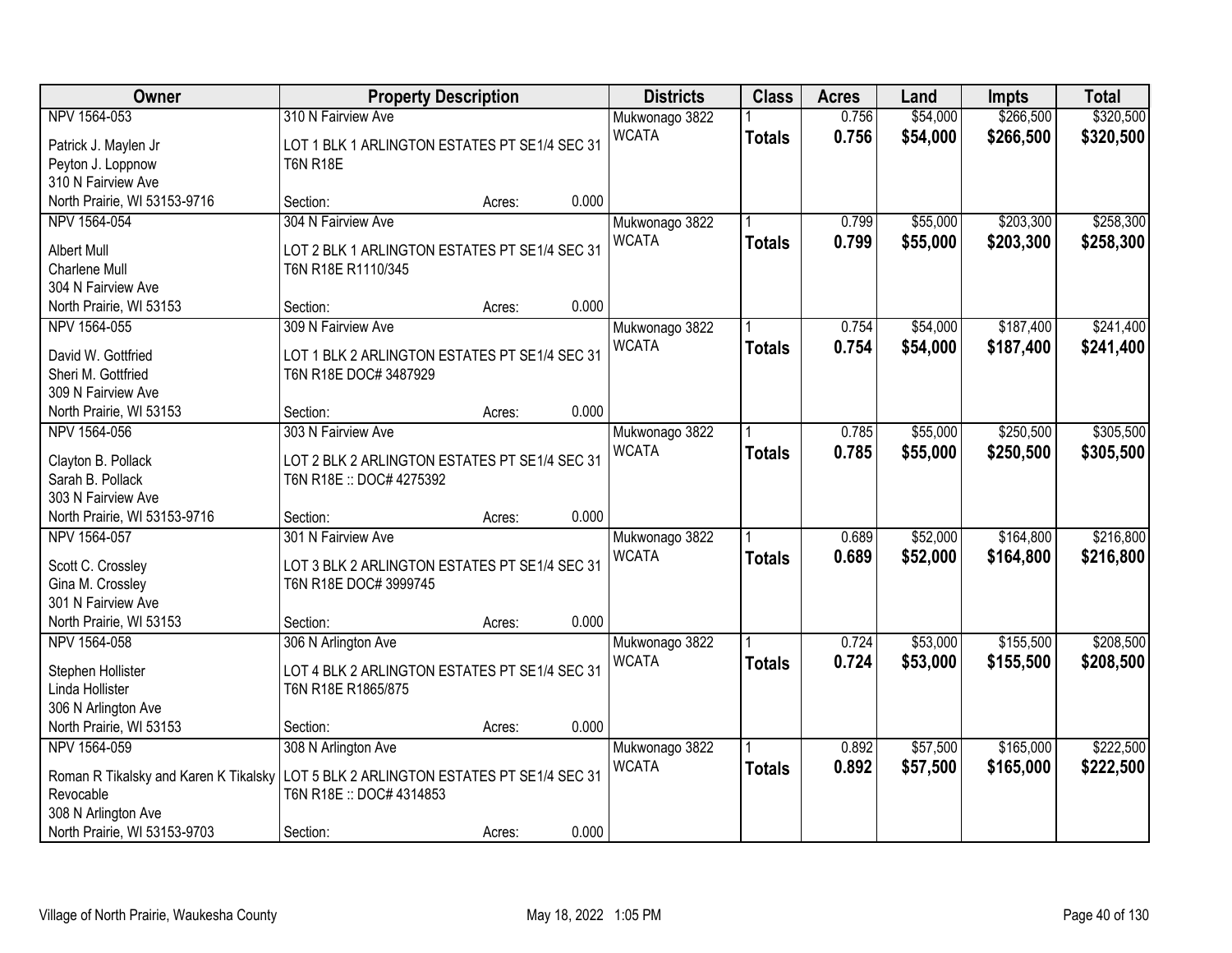| Owner | Property Description | Districts | Class | Acres | Land | Impts | Total |
|---|---|---|---|---|---|---|---|
| NPV 1564-053<br>Patrick J. Maylen Jr<br>Peyton J. Loppnow<br>310 N Fairview Ave<br>North Prairie, WI 53153-9716 | 310 N Fairview Ave<br>LOT 1 BLK 1 ARLINGTON ESTATES PT SE1/4 SEC 31 T6N R18E<br>Section: Acres: 0.000 | Mukwonago 3822<br>WCATA | 1<br>**Totals** | 0.756<br>**0.756** | $54,000<br>**$54,000** | $266,500<br>**$266,500** | $320,500<br>**$320,500** |
| NPV 1564-054<br>Albert Mull<br>Charlene Mull<br>304 N Fairview Ave<br>North Prairie, WI 53153 | 304 N Fairview Ave<br>LOT 2 BLK 1 ARLINGTON ESTATES PT SE1/4 SEC 31 T6N R18E R1110/345<br>Section: Acres: 0.000 | Mukwonago 3822<br>WCATA | 1<br>**Totals** | 0.799<br>**0.799** | $55,000<br>**$55,000** | $203,300<br>**$203,300** | $258,300<br>**$258,300** |
| NPV 1564-055<br>David W. Gottfried<br>Sheri M. Gottfried<br>309 N Fairview Ave<br>North Prairie, WI 53153 | 309 N Fairview Ave<br>LOT 1 BLK 2 ARLINGTON ESTATES PT SE1/4 SEC 31 T6N R18E DOC# 3487929<br>Section: Acres: 0.000 | Mukwonago 3822<br>WCATA | 1<br>**Totals** | 0.754<br>**0.754** | $54,000<br>**$54,000** | $187,400<br>**$187,400** | $241,400<br>**$241,400** |
| NPV 1564-056<br>Clayton B. Pollack<br>Sarah B. Pollack<br>303 N Fairview Ave<br>North Prairie, WI 53153-9716 | 303 N Fairview Ave<br>LOT 2 BLK 2 ARLINGTON ESTATES PT SE1/4 SEC 31 T6N R18E :: DOC# 4275392<br>Section: Acres: 0.000 | Mukwonago 3822<br>WCATA | 1<br>**Totals** | 0.785<br>**0.785** | $55,000<br>**$55,000** | $250,500<br>**$250,500** | $305,500<br>**$305,500** |
| NPV 1564-057<br>Scott C. Crossley<br>Gina M. Crossley<br>301 N Fairview Ave<br>North Prairie, WI 53153 | 301 N Fairview Ave<br>LOT 3 BLK 2 ARLINGTON ESTATES PT SE1/4 SEC 31 T6N R18E DOC# 3999745<br>Section: Acres: 0.000 | Mukwonago 3822<br>WCATA | 1<br>**Totals** | 0.689<br>**0.689** | $52,000<br>**$52,000** | $164,800<br>**$164,800** | $216,800<br>**$216,800** |
| NPV 1564-058<br>Stephen Hollister<br>Linda Hollister<br>306 N Arlington Ave<br>North Prairie, WI 53153 | 306 N Arlington Ave<br>LOT 4 BLK 2 ARLINGTON ESTATES PT SE1/4 SEC 31 T6N R18E R1865/875<br>Section: Acres: 0.000 | Mukwonago 3822<br>WCATA | 1<br>**Totals** | 0.724<br>**0.724** | $53,000<br>**$53,000** | $155,500<br>**$155,500** | $208,500<br>**$208,500** |
| NPV 1564-059<br>Roman R Tikalsky and Karen K Tikalsky Revocable<br>308 N Arlington Ave<br>North Prairie, WI 53153-9703 | 308 N Arlington Ave<br>LOT 5 BLK 2 ARLINGTON ESTATES PT SE1/4 SEC 31 T6N R18E :: DOC# 4314853<br>Section: Acres: 0.000 | Mukwonago 3822<br>WCATA | 1<br>**Totals** | 0.892<br>**0.892** | $57,500<br>**$57,500** | $165,000<br>**$165,000** | $222,500<br>**$222,500** |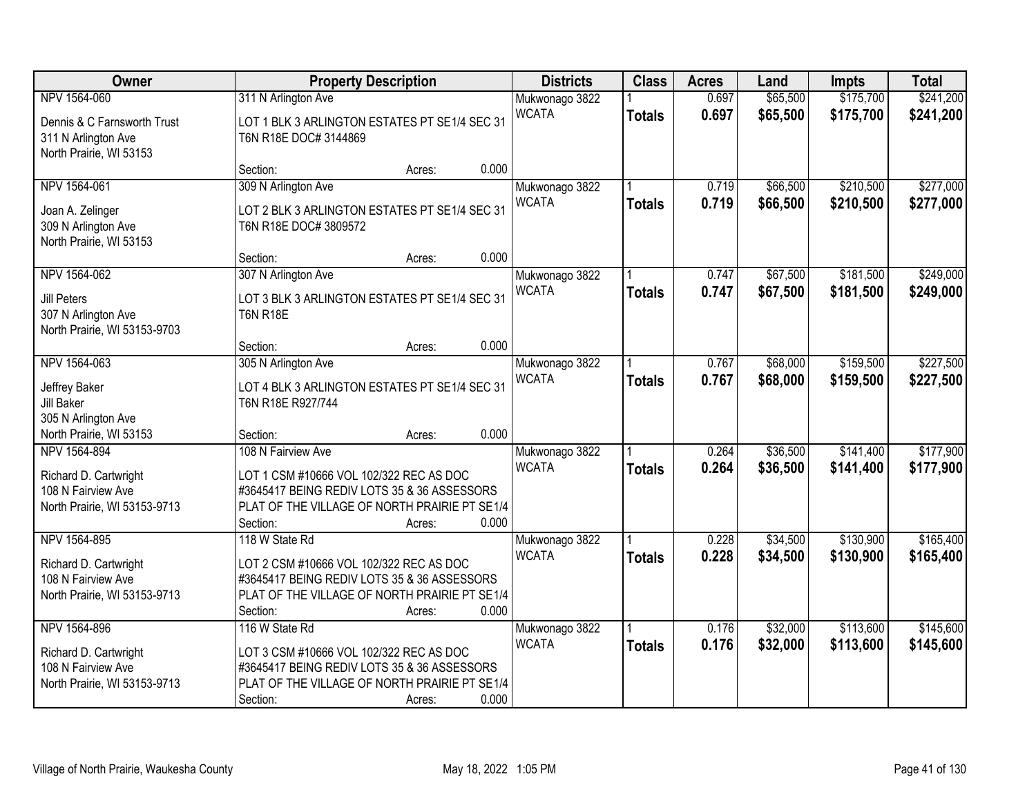| Owner | Property Description | Districts | Class | Acres | Land | Impts | Total |
|---|---|---|---|---|---|---|---|
| NPV 1564-060<br>Dennis & C Farnsworth Trust<br>311 N Arlington Ave<br>North Prairie, WI 53153 | 311 N Arlington Ave<br>LOT 1 BLK 3 ARLINGTON ESTATES PT SE1/4 SEC 31 T6N R18E DOC# 3144869<br>Section: Acres: 0.000 | Mukwonago 3822<br>WCATA | 1<br>**Totals** | 0.697<br>**0.697** | $65,500<br>**$65,500** | $175,700<br>**$175,700** | $241,200<br>**$241,200** |
| NPV 1564-061<br>Joan A. Zelinger<br>309 N Arlington Ave<br>North Prairie, WI 53153 | 309 N Arlington Ave<br>LOT 2 BLK 3 ARLINGTON ESTATES PT SE1/4 SEC 31 T6N R18E DOC# 3809572<br>Section: Acres: 0.000 | Mukwonago 3822<br>WCATA | 1<br>**Totals** | 0.719<br>**0.719** | $66,500<br>**$66,500** | $210,500<br>**$210,500** | $277,000<br>**$277,000** |
| NPV 1564-062<br>Jill Peters<br>307 N Arlington Ave<br>North Prairie, WI 53153-9703 | 307 N Arlington Ave<br>LOT 3 BLK 3 ARLINGTON ESTATES PT SE1/4 SEC 31 T6N R18E<br>Section: Acres: 0.000 | Mukwonago 3822<br>WCATA | 1<br>**Totals** | 0.747<br>**0.747** | $67,500<br>**$67,500** | $181,500<br>**$181,500** | $249,000<br>**$249,000** |
| NPV 1564-063<br>Jeffrey Baker<br>Jill Baker<br>305 N Arlington Ave<br>North Prairie, WI 53153 | 305 N Arlington Ave<br>LOT 4 BLK 3 ARLINGTON ESTATES PT SE1/4 SEC 31 T6N R18E R927/744<br>Section: Acres: 0.000 | Mukwonago 3822<br>WCATA | 1<br>**Totals** | 0.767<br>**0.767** | $68,000<br>**$68,000** | $159,500<br>**$159,500** | $227,500<br>**$227,500** |
| NPV 1564-894<br>Richard D. Cartwright<br>108 N Fairview Ave<br>North Prairie, WI 53153-9713 | 108 N Fairview Ave<br>LOT 1 CSM #10666 VOL 102/322 REC AS DOC #3645417 BEING REDIV LOTS 35 & 36 ASSESSORS PLAT OF THE VILLAGE OF NORTH PRAIRIE PT SE1/4<br>Section: Acres: 0.000 | Mukwonago 3822<br>WCATA | 1<br>**Totals** | 0.264<br>**0.264** | $36,500<br>**$36,500** | $141,400<br>**$141,400** | $177,900<br>**$177,900** |
| NPV 1564-895<br>Richard D. Cartwright<br>108 N Fairview Ave<br>North Prairie, WI 53153-9713 | 118 W State Rd<br>LOT 2 CSM #10666 VOL 102/322 REC AS DOC #3645417 BEING REDIV LOTS 35 & 36 ASSESSORS PLAT OF THE VILLAGE OF NORTH PRAIRIE PT SE1/4<br>Section: Acres: 0.000 | Mukwonago 3822<br>WCATA | 1<br>**Totals** | 0.228<br>**0.228** | $34,500<br>**$34,500** | $130,900<br>**$130,900** | $165,400<br>**$165,400** |
| NPV 1564-896<br>Richard D. Cartwright<br>108 N Fairview Ave<br>North Prairie, WI 53153-9713 | 116 W State Rd<br>LOT 3 CSM #10666 VOL 102/322 REC AS DOC #3645417 BEING REDIV LOTS 35 & 36 ASSESSORS PLAT OF THE VILLAGE OF NORTH PRAIRIE PT SE1/4<br>Section: Acres: 0.000 | Mukwonago 3822<br>WCATA | 1<br>**Totals** | 0.176<br>**0.176** | $32,000<br>**$32,000** | $113,600<br>**$113,600** | $145,600<br>**$145,600** |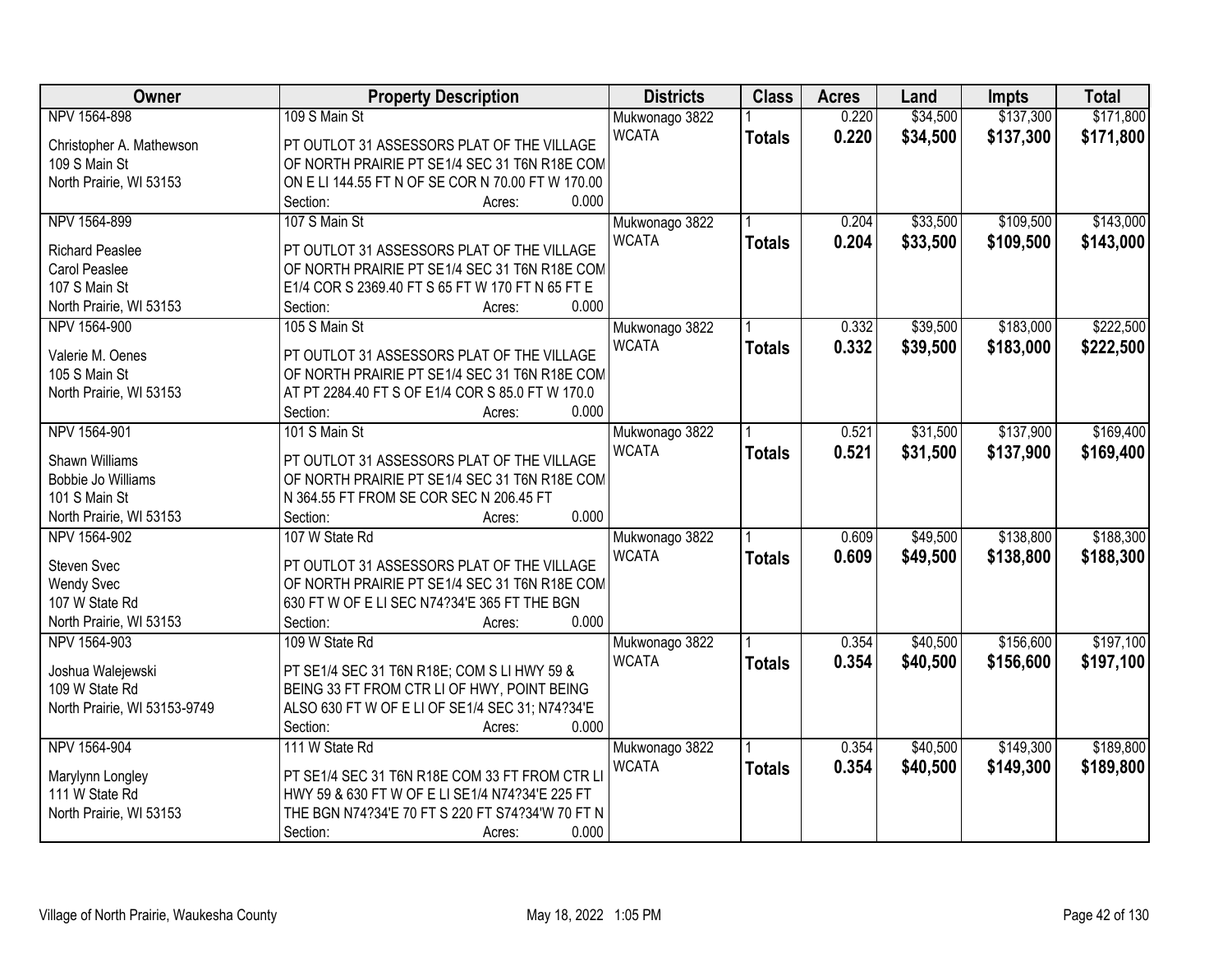| Owner | Property Description | Districts | Class | Acres | Land | Impts | Total |
|---|---|---|---|---|---|---|---|
| NPV 1564-898<br>Christopher A. Mathewson<br>109 S Main St<br>North Prairie, WI 53153 | 109 S Main St<br>PT OUTLOT 31 ASSESSORS PLAT OF THE VILLAGE OF NORTH PRAIRIE PT SE1/4 SEC 31 T6N R18E COM ON E LI 144.55 FT N OF SE COR N 70.00 FT W 170.00<br>Section: Acres: 0.000 | Mukwonago 3822<br>WCATA | 1<br>**Totals** | 0.220<br>**0.220** | $34,500<br>**$34,500** | $137,300<br>**$137,300** | $171,800<br>**$171,800** |
| NPV 1564-899<br>Richard Peaslee<br>Carol Peaslee<br>107 S Main St<br>North Prairie, WI 53153 | 107 S Main St<br>PT OUTLOT 31 ASSESSORS PLAT OF THE VILLAGE OF NORTH PRAIRIE PT SE1/4 SEC 31 T6N R18E COM E1/4 COR S 2369.40 FT S of 65 FT W 170 FT N 65 FT E<br>Section: Acres: 0.000 | Mukwonago 3822<br>WCATA | 1<br>**Totals** | 0.204<br>**0.204** | $33,500<br>**$33,500** | $109,500<br>**$109,500** | $143,000<br>**$143,000** |
| NPV 1564-900<br>Valerie M. Oenes<br>105 S Main St<br>North Prairie, WI 53153 | 105 S Main St<br>PT OUTLOT 31 ASSESSORS PLAT OF THE VILLAGE OF NORTH PRAIRIE PT SE1/4 SEC 31 T6N R18E COM AT PT 2284.40 FT S OF E1/4 COR S 85.0 FT W 170.0<br>Section: Acres: 0.000 | Mukwonago 3822<br>WCATA | 1<br>**Totals** | 0.332<br>**0.332** | $39,500<br>**$39,500** | $183,000<br>**$183,000** | $222,500<br>**$222,500** |
| NPV 1564-901<br>Shawn Williams<br>Bobbie Jo Williams<br>101 S Main St<br>North Prairie, WI 53153 | 101 S Main St<br>PT OUTLOT 31 ASSESSORS PLAT OF THE VILLAGE OF NORTH PRAIRIE PT SE1/4 SEC 31 T6N R18E COM N 364.55 FT FROM SE COR SEC N 206.45 FT<br>Section: Acres: 0.000 | Mukwonago 3822<br>WCATA | 1<br>**Totals** | 0.521<br>**0.521** | $31,500<br>**$31,500** | $137,900<br>**$137,900** | $169,400<br>**$169,400** |
| NPV 1564-902<br>Steven Svec<br>Wendy Svec<br>107 W State Rd<br>North Prairie, WI 53153 | 107 W State Rd<br>PT OUTLOT 31 ASSESSORS PLAT OF THE VILLAGE OF NORTH PRAIRIE PT SE1/4 SEC 31 T6N R18E COM 630 FT W OF E LI SEC N74?34'E 365 FT THE BGN<br>Section: Acres: 0.000 | Mukwonago 3822<br>WCATA | 1<br>**Totals** | 0.609<br>**0.609** | $49,500<br>**$49,500** | $138,800<br>**$138,800** | $188,300<br>**$188,300** |
| NPV 1564-903<br>Joshua Walejewski<br>109 W State Rd<br>North Prairie, WI 53153-9749 | 109 W State Rd<br>PT SE1/4 SEC 31 T6N R18E; COM S LI HWY 59 & BEING 33 FT FROM CTR LI OF HWY, POINT BEING ALSO 630 FT W OF E LI OF SE1/4 SEC 31; N74?34'E<br>Section: Acres: 0.000 | Mukwonago 3822<br>WCATA | 1<br>**Totals** | 0.354<br>**0.354** | $40,500<br>**$40,500** | $156,600<br>**$156,600** | $197,100<br>**$197,100** |
| NPV 1564-904<br>Marylynn Longley<br>111 W State Rd<br>North Prairie, WI 53153 | 111 W State Rd<br>PT SE1/4 SEC 31 T6N R18E COM 33 FT FROM CTR LI HWY 59 & 630 FT W OF E LI SE1/4 N74?34'E 225 FT THE BGN N74?34'E 70 FT S 220 FT S74?34'W 70 FT N<br>Section: Acres: 0.000 | Mukwonago 3822<br>WCATA | 1<br>**Totals** | 0.354<br>**0.354** | $40,500<br>**$40,500** | $149,300<br>**$149,300** | $189,800<br>**$189,800** |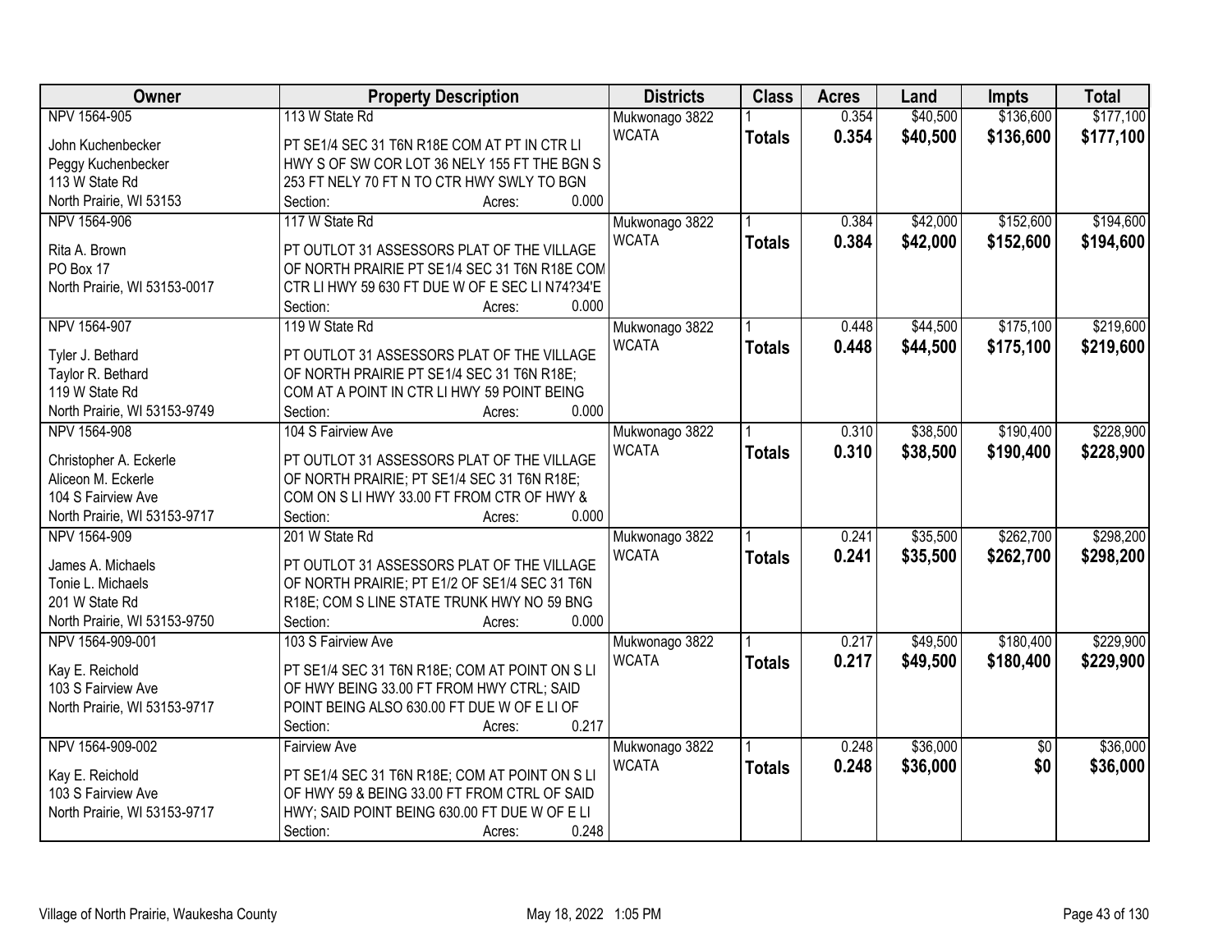| Owner | Property Description | Districts | Class | Acres | Land | Impts | Total |
|---|---|---|---|---|---|---|---|
| NPV 1564-905<br>John Kuchenbecker<br>Peggy Kuchenbecker<br>113 W State Rd<br>North Prairie, WI 53153 | 113 W State Rd<br>PT SE1/4 SEC 31 T6N R18E COM AT PT IN CTR LI HWY S OF SW COR LOT 36 NELY 155 FT THE BGN S 253 FT NELY 70 FT N TO CTR HWY SWLY TO BGN<br>Section: Acres: 0.000 | Mukwonago 3822<br>WCATA | 1<br>**Totals** | 0.354<br>**0.354** | $40,500<br>**$40,500** | $136,600<br>**$136,600** | $177,100<br>**$177,100** |
| NPV 1564-906<br>Rita A. Brown<br>PO Box 17<br>North Prairie, WI 53153-0017 | 117 W State Rd<br>PT OUTLOT 31 ASSESSORS PLAT OF THE VILLAGE OF NORTH PRAIRIE PT SE1/4 SEC 31 T6N R18E COM CTR LI HWY 59 630 FT DUE W OF E SEC LI N74?34'E<br>Section: Acres: 0.000 | Mukwonago 3822<br>WCATA | 1<br>**Totals** | 0.384<br>**0.384** | $42,000<br>**$42,000** | $152,600<br>**$152,600** | $194,600<br>**$194,600** |
| NPV 1564-907<br>Tyler J. Bethard<br>Taylor R. Bethard<br>119 W State Rd<br>North Prairie, WI 53153-9749 | 119 W State Rd<br>PT OUTLOT 31 ASSESSORS PLAT OF THE VILLAGE OF NORTH PRAIRIE PT SE1/4 SEC 31 T6N R18E; COM AT A POINT IN CTR LI HWY 59 POINT BEING<br>Section: Acres: 0.000 | Mukwonago 3822<br>WCATA | 1<br>**Totals** | 0.448<br>**0.448** | $44,500<br>**$44,500** | $175,100<br>**$175,100** | $219,600<br>**$219,600** |
| NPV 1564-908<br>Christopher A. Eckerle<br>Aliceon M. Eckerle<br>104 S Fairview Ave<br>North Prairie, WI 53153-9717 | 104 S Fairview Ave<br>PT OUTLOT 31 ASSESSORS PLAT OF THE VILLAGE OF NORTH PRAIRIE; PT SE1/4 SEC 31 T6N R18E; COM ON S LI HWY 33.00 FT FROM CTR OF HWY &<br>Section: Acres: 0.000 | Mukwonago 3822<br>WCATA | 1<br>**Totals** | 0.310<br>**0.310** | $38,500<br>**$38,500** | $190,400<br>**$190,400** | $228,900<br>**$228,900** |
| NPV 1564-909<br>James A. Michaels<br>Tonie L. Michaels<br>201 W State Rd<br>North Prairie, WI 53153-9750 | 201 W State Rd<br>PT OUTLOT 31 ASSESSORS PLAT OF THE VILLAGE OF NORTH PRAIRIE; PT E1/2 OF SE1/4 SEC 31 T6N R18E; COM S LINE STATE TRUNK HWY NO 59 BNG<br>Section: Acres: 0.000 | Mukwonago 3822<br>WCATA | 1<br>**Totals** | 0.241<br>**0.241** | $35,500<br>**$35,500** | $262,700<br>**$262,700** | $298,200<br>**$298,200** |
| NPV 1564-909-001<br>Kay E. Reichold<br>103 S Fairview Ave<br>North Prairie, WI 53153-9717 | 103 S Fairview Ave<br>PT SE1/4 SEC 31 T6N R18E; COM AT POINT ON S LI OF HWY BEING 33.00 FT FROM HWY CTRL; SAID POINT BEING ALSO 630.00 FT DUE W OF E LI OF<br>Section: Acres: 0.217 | Mukwonago 3822<br>WCATA | 1<br>**Totals** | 0.217<br>**0.217** | $49,500<br>**$49,500** | $180,400<br>**$180,400** | $229,900<br>**$229,900** |
| NPV 1564-909-002<br>Kay E. Reichold<br>103 S Fairview Ave<br>North Prairie, WI 53153-9717 | Fairview Ave<br>PT SE1/4 SEC 31 T6N R18E; COM AT POINT ON S LI OF HWY 59 & BEING 33.00 FT FROM CTRL OF SAID HWY; SAID POINT BEING 630.00 FT DUE W OF E LI<br>Section: Acres: 0.248 | Mukwonago 3822<br>WCATA | 1<br>**Totals** | 0.248<br>**0.248** | $36,000<br>**$36,000** | $0<br>**$0** | $36,000<br>**$36,000** |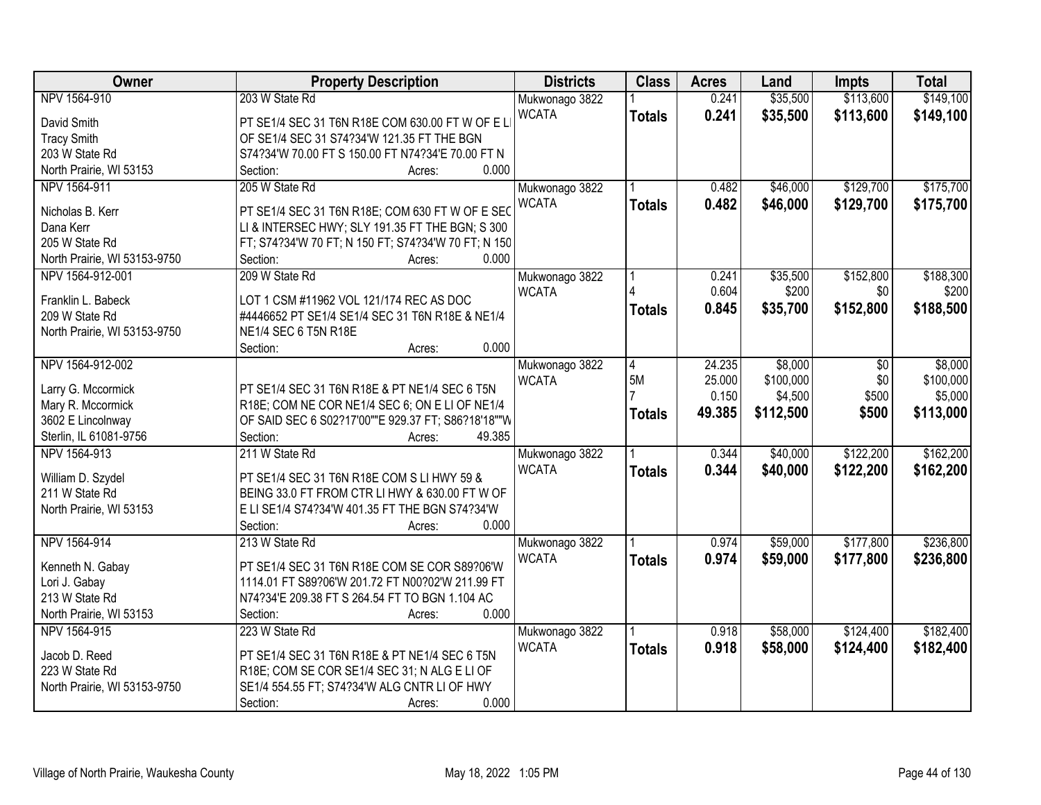| Owner | Property Description | Districts | Class | Acres | Land | Impts | Total |
|---|---|---|---|---|---|---|---|
| NPV 1564-910<br><br>David Smith<br>Tracy Smith<br>203 W State Rd<br>North Prairie, WI 53153 | 203 W State Rd<br><br>PT SE1/4 SEC 31 T6N R18E COM 630.00 FT W OF E LI OF SE1/4 SEC 31 S74?34'W 121.35 FT THE BGN S74?34'W 70.00 FT S 150.00 FT N74?34'E 70.00 FT N<br>Section: Acres: 0.000 | Mukwonago 3822<br>WCATA | 1<br>**Totals** | 0.241<br>**0.241** | \$35,500<br>**\$35,500** | \$113,600<br>**\$113,600** | \$149,100<br>**\$149,100** |
| NPV 1564-911<br><br>Nicholas B. Kerr<br>Dana Kerr<br>205 W State Rd<br>North Prairie, WI 53153-9750 | 205 W State Rd<br><br>PT SE1/4 SEC 31 T6N R18E; COM 630 FT W OF E SEC LI & INTERSEC HWY; SLY 191.35 FT THE BGN; S 300 FT; S74?34'W 70 FT; N 150 FT; S74?34'W 70 FT; N 150<br>Section: Acres: 0.000 | Mukwonago 3822<br>WCATA | 1<br>**Totals** | 0.482<br>**0.482** | \$46,000<br>**\$46,000** | \$129,700<br>**\$129,700** | \$175,700<br>**\$175,700** |
| NPV 1564-912-001<br><br>Franklin L. Babeck<br>209 W State Rd<br>North Prairie, WI 53153-9750 | 209 W State Rd<br><br>LOT 1 CSM #11962 VOL 121/174 REC AS DOC #4446652 PT SE1/4 SE1/4 SEC 31 T6N R18E & NE1/4 NE1/4 SEC 6 T5N R18E<br>Section: Acres: 0.000 | Mukwonago 3822<br>WCATA | 1<br>4<br>**Totals** | 0.241<br>0.604<br>**0.845** | \$35,500<br>\$200<br>**\$35,700** | \$152,800<br>\$0<br>**\$152,800** | \$188,300<br>\$200<br>**\$188,500** |
| NPV 1564-912-002<br><br>Larry G. Mccormick<br>Mary R. Mccormick<br>3602 E Lincolnway<br>Sterlin, IL 61081-9756 | PT SE1/4 SEC 31 T6N R18E & PT NE1/4 SEC 6 T5N R18E; COM NE COR NE1/4 SEC 6; ON E LI OF NE1/4 OF SAID SEC 6 S02?17'00""E 929.37 FT; S86?18'18""W<br>Section: Acres: 49.385 | Mukwonago 3822<br>WCATA | 4<br>5M<br>7<br>**Totals** | 24.235<br>25.000<br>0.150<br>**49.385** | \$8,000<br>\$100,000<br>\$4,500<br>**\$112,500** | \$0<br>\$0<br>\$500<br>**\$500** | \$8,000<br>\$100,000<br>\$5,000<br>**\$113,000** |
| NPV 1564-913<br><br>William D. Szydel<br>211 W State Rd<br>North Prairie, WI 53153 | 211 W State Rd<br><br>PT SE1/4 SEC 31 T6N R18E COM S LI HWY 59 & BEING 33.0 FT FROM CTR LI HWY & 630.00 FT W OF E LI SE1/4 S74?34'W 401.35 FT THE BGN S74?34'W<br>Section: Acres: 0.000 | Mukwonago 3822<br>WCATA | 1<br>**Totals** | 0.344<br>**0.344** | \$40,000<br>**\$40,000** | \$122,200<br>**\$122,200** | \$162,200<br>**\$162,200** |
| NPV 1564-914<br><br>Kenneth N. Gabay<br>Lori J. Gabay<br>213 W State Rd<br>North Prairie, WI 53153 | 213 W State Rd<br><br>PT SE1/4 SEC 31 T6N R18E COM SE COR S89?06'W 1114.01 FT S89?06'W 201.72 FT N00?02'W 211.99 FT N74?34'E 209.38 FT S 264.54 FT TO BGN 1.104 AC<br>Section: Acres: 0.000 | Mukwonago 3822<br>WCATA | 1<br>**Totals** | 0.974<br>**0.974** | \$59,000<br>**\$59,000** | \$177,800<br>**\$177,800** | \$236,800<br>**\$236,800** |
| NPV 1564-915<br><br>Jacob D. Reed<br>223 W State Rd<br>North Prairie, WI 53153-9750 | 223 W State Rd<br><br>PT SE1/4 SEC 31 T6N R18E & PT NE1/4 SEC 6 T5N R18E; COM SE COR SE1/4 SEC 31; N ALG E LI OF SE1/4 554.55 FT; S74?34'W ALG CNTR LI OF HWY<br>Section: Acres: 0.000 | Mukwonago 3822<br>WCATA | 1<br>**Totals** | 0.918<br>**0.918** | \$58,000<br>**\$58,000** | \$124,400<br>**\$124,400** | \$182,400<br>**\$182,400** |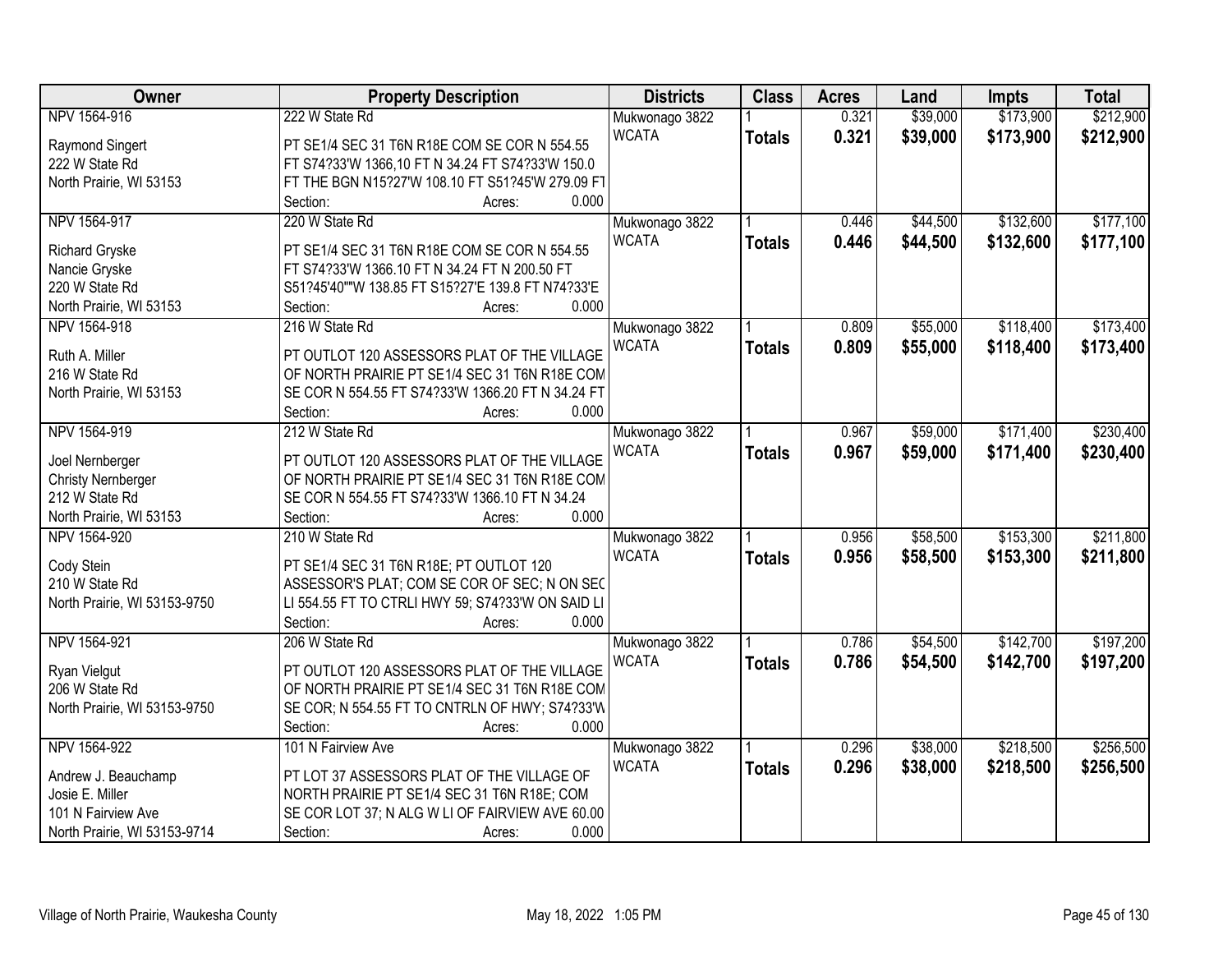| Owner | Property Description | Districts | Class | Acres | Land | Impts | Total |
|---|---|---|---|---|---|---|---|
| NPV 1564-916<br><br>Raymond Singert<br>222 W State Rd<br>North Prairie, WI 53153 | 222 W State Rd<br><br>PT SE1/4 SEC 31 T6N R18E COM SE COR N 554.55 FT S74?33'W 1366,10 FT N 34.24 FT S74?33'W 150.0 FT THE BGN N15?27'W 108.10 FT S51?45'W 279.09 FT<br>Section: Acres: 0.000 | Mukwonago 3822<br>WCATA | 1<br>**Totals** | 0.321<br>**0.321** | $39,000<br>**$39,000** | $173,900<br>**$173,900** | $212,900<br>**$212,900** |
| NPV 1564-917<br><br>Richard Gryske<br>Nancie Gryske<br>220 W State Rd<br>North Prairie, WI 53153 | 220 W State Rd<br><br>PT SE1/4 SEC 31 T6N R18E COM SE COR N 554.55 FT S74?33'W 1366.10 FT N 34.24 FT N 200.50 FT S51?45'40""W 138.85 FT S15?27'E 139.8 FT N74?33'E<br>Section: Acres: 0.000 | Mukwonago 3822<br>WCATA | 1<br>**Totals** | 0.446<br>**0.446** | $44,500<br>**$44,500** | $132,600<br>**$132,600** | $177,100<br>**$177,100** |
| NPV 1564-918<br><br>Ruth A. Miller<br>216 W State Rd<br>North Prairie, WI 53153 | 216 W State Rd<br><br>PT OUTLOT 120 ASSESSORS PLAT OF THE VILLAGE OF NORTH PRAIRIE PT SE1/4 SEC 31 T6N R18E COM SE COR N 554.55 FT S74?33'W 1366.20 FT N 34.24 FT<br>Section: Acres: 0.000 | Mukwonago 3822<br>WCATA | 1<br>**Totals** | 0.809<br>**0.809** | $55,000<br>**$55,000** | $118,400<br>**$118,400** | $173,400<br>**$173,400** |
| NPV 1564-919<br><br>Joel Nernberger<br>Christy Nernberger<br>212 W State Rd<br>North Prairie, WI 53153 | 212 W State Rd<br><br>PT OUTLOT 120 ASSESSORS PLAT OF THE VILLAGE OF NORTH PRAIRIE PT SE1/4 SEC 31 T6N R18E COM SE COR N 554.55 FT S74?33'W 1366.10 FT N 34.24<br>Section: Acres: 0.000 | Mukwonago 3822<br>WCATA | 1<br>**Totals** | 0.967<br>**0.967** | $59,000<br>**$59,000** | $171,400<br>**$171,400** | $230,400<br>**$230,400** |
| NPV 1564-920<br><br>Cody Stein<br>210 W State Rd<br>North Prairie, WI 53153-9750 | 210 W State Rd<br><br>PT SE1/4 SEC 31 T6N R18E; PT OUTLOT 120 ASSESSOR'S PLAT; COM SE COR OF SEC; N ON SEC LI 554.55 FT TO CTRLI HWY 59; S74?33'W ON SAID LI<br>Section: Acres: 0.000 | Mukwonago 3822<br>WCATA | 1<br>**Totals** | 0.956<br>**0.956** | $58,500<br>**$58,500** | $153,300<br>**$153,300** | $211,800<br>**$211,800** |
| NPV 1564-921<br><br>Ryan Vielgut<br>206 W State Rd<br>North Prairie, WI 53153-9750 | 206 W State Rd<br><br>PT OUTLOT 120 ASSESSORS PLAT OF THE VILLAGE OF NORTH PRAIRIE PT SE1/4 SEC 31 T6N R18E COM SE COR; N 554.55 FT TO CNTRLN OF HWY; S74?33'W<br>Section: Acres: 0.000 | Mukwonago 3822<br>WCATA | 1<br>**Totals** | 0.786<br>**0.786** | $54,500<br>**$54,500** | $142,700<br>**$142,700** | $197,200<br>**$197,200** |
| NPV 1564-922<br><br>Andrew J. Beauchamp<br>Josie E. Miller<br>101 N Fairview Ave<br>North Prairie, WI 53153-9714 | 101 N Fairview Ave<br><br>PT LOT 37 ASSESSORS PLAT OF THE VILLAGE OF NORTH PRAIRIE PT SE1/4 SEC 31 T6N R18E; COM SE COR LOT 37; N ALG W LI OF FAIRVIEW AVE 60.00<br>Section: Acres: 0.000 | Mukwonago 3822<br>WCATA | 1<br>**Totals** | 0.296<br>**0.296** | $38,000<br>**$38,000** | $218,500<br>**$218,500** | $256,500<br>**$256,500** |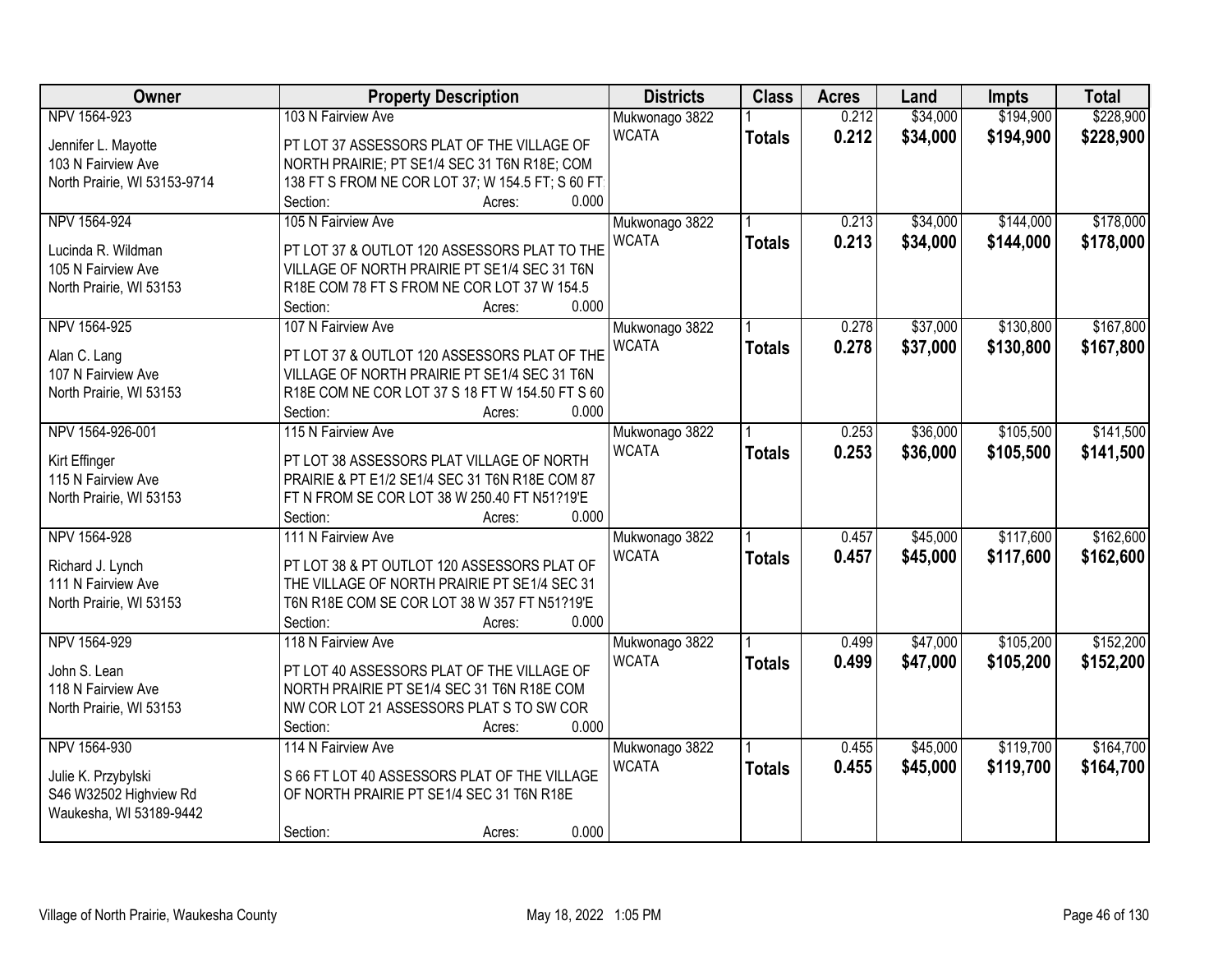| Owner | Property Description | Districts | Class | Acres | Land | Impts | Total |
|---|---|---|---|---|---|---|---|
| NPV 1564-923<br>Jennifer L. Mayotte<br>103 N Fairview Ave<br>North Prairie, WI 53153-9714 | 103 N Fairview Ave<br>PT LOT 37 ASSESSORS PLAT OF THE VILLAGE OF NORTH PRAIRIE; PT SE1/4 SEC 31 T6N R18E; COM 138 FT S FROM NE COR LOT 37; W 154.5 FT; S 60 FT;<br>Section: Acres: 0.000 | Mukwonago 3822<br>WCATA | 1<br>**Totals** | 0.212<br>**0.212** | $34,000<br>**$34,000** | $194,900<br>**$194,900** | $228,900<br>**$228,900** |
| NPV 1564-924<br>Lucinda R. Wildman<br>105 N Fairview Ave<br>North Prairie, WI 53153 | 105 N Fairview Ave<br>PT LOT 37 & OUTLOT 120 ASSESSORS PLAT TO THE VILLAGE OF NORTH PRAIRIE PT SE1/4 SEC 31 T6N R18E COM 78 FT S FROM NE COR LOT 37 W 154.5<br>Section: Acres: 0.000 | Mukwonago 3822<br>WCATA | 1<br>**Totals** | 0.213<br>**0.213** | $34,000<br>**$34,000** | $144,000<br>**$144,000** | $178,000<br>**$178,000** |
| NPV 1564-925<br>Alan C. Lang<br>107 N Fairview Ave<br>North Prairie, WI 53153 | 107 N Fairview Ave<br>PT LOT 37 & OUTLOT 120 ASSESSORS PLAT OF THE VILLAGE OF NORTH PRAIRIE PT SE1/4 SEC 31 T6N R18E COM NE COR LOT 37 S 18 FT W 154.50 FT S 60<br>Section: Acres: 0.000 | Mukwonago 3822<br>WCATA | 1<br>**Totals** | 0.278<br>**0.278** | $37,000<br>**$37,000** | $130,800<br>**$130,800** | $167,800<br>**$167,800** |
| NPV 1564-926-001<br>Kirt Effinger<br>115 N Fairview Ave<br>North Prairie, WI 53153 | 115 N Fairview Ave<br>PT LOT 38 ASSESSORS PLAT VILLAGE OF NORTH PRAIRIE & PT E1/2 SE1/4 SEC 31 T6N R18E COM 87 FT N FROM SE COR LOT 38 W 250.40 FT N51?19'E<br>Section: Acres: 0.000 | Mukwonago 3822<br>WCATA | 1<br>**Totals** | 0.253<br>**0.253** | $36,000<br>**$36,000** | $105,500<br>**$105,500** | $141,500<br>**$141,500** |
| NPV 1564-928<br>Richard J. Lynch<br>111 N Fairview Ave<br>North Prairie, WI 53153 | 111 N Fairview Ave<br>PT LOT 38 & PT OUTLOT 120 ASSESSORS PLAT OF THE VILLAGE OF NORTH PRAIRIE PT SE1/4 SEC 31 T6N R18E COM SE COR LOT 38 W 357 FT N51?19'E<br>Section: Acres: 0.000 | Mukwonago 3822<br>WCATA | 1<br>**Totals** | 0.457<br>**0.457** | $45,000<br>**$45,000** | $117,600<br>**$117,600** | $162,600<br>**$162,600** |
| NPV 1564-929<br>John S. Lean<br>118 N Fairview Ave<br>North Prairie, WI 53153 | 118 N Fairview Ave<br>PT LOT 40 ASSESSORS PLAT OF THE VILLAGE OF NORTH PRAIRIE PT SE1/4 SEC 31 T6N R18E COM NW COR LOT 21 ASSESSORS PLAT S TO SW COR<br>Section: Acres: 0.000 | Mukwonago 3822<br>WCATA | 1<br>**Totals** | 0.499<br>**0.499** | $47,000<br>**$47,000** | $105,200<br>**$105,200** | $152,200<br>**$152,200** |
| NPV 1564-930<br>Julie K. Przybylski<br>S46 W32502 Highview Rd<br>Waukesha, WI 53189-9442 | 114 N Fairview Ave<br>S 66 FT LOT 40 ASSESSORS PLAT OF THE VILLAGE OF NORTH PRAIRIE PT SE1/4 SEC 31 T6N R18E<br>Section: Acres: 0.000 | Mukwonago 3822<br>WCATA | 1<br>**Totals** | 0.455<br>**0.455** | $45,000<br>**$45,000** | $119,700<br>**$119,700** | $164,700<br>**$164,700** |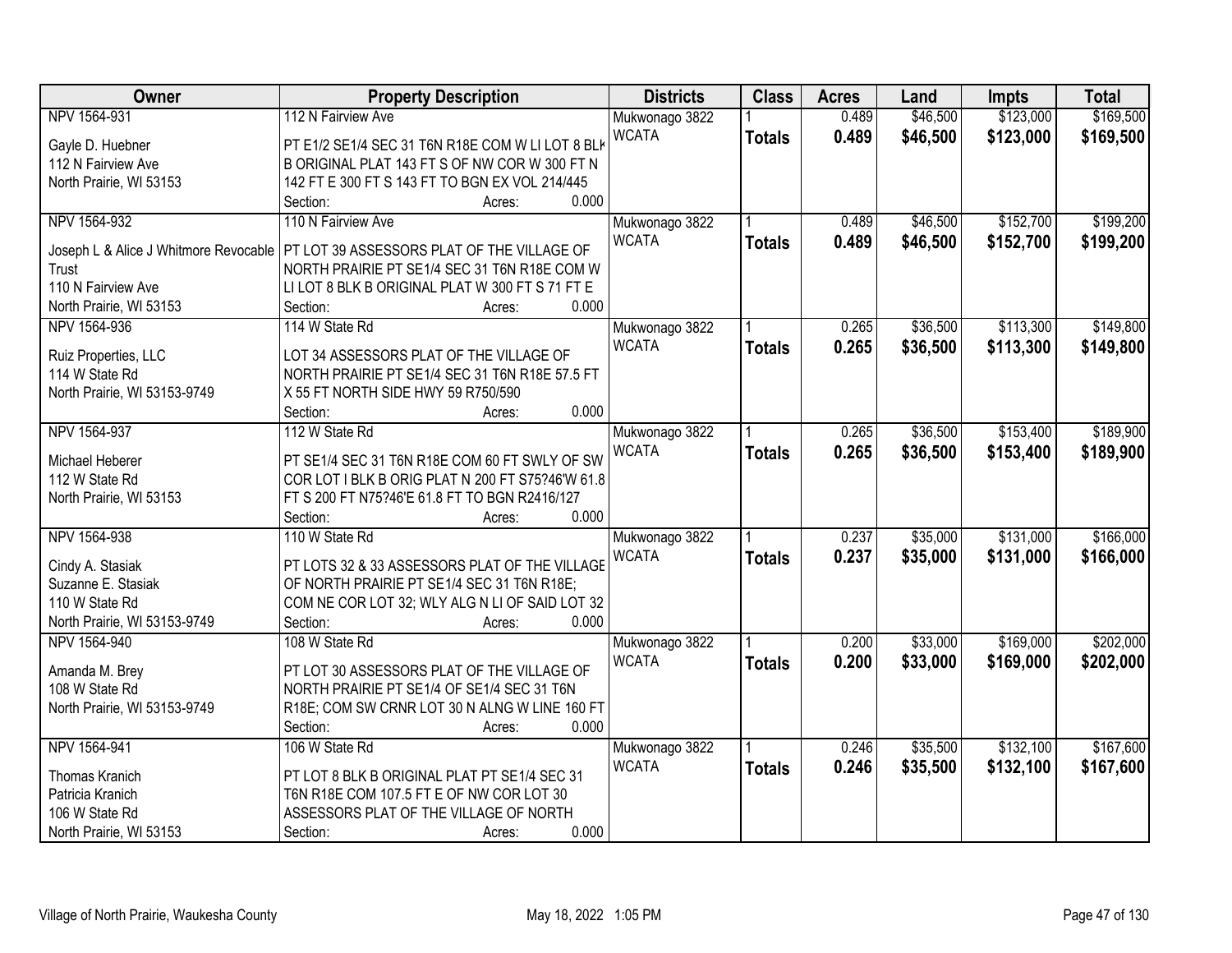| Owner | Property Description | Districts | Class | Acres | Land | Impts | Total |
|---|---|---|---|---|---|---|---|
| NPV 1564-931<br>Gayle D. Huebner<br>112 N Fairview Ave<br>North Prairie, WI 53153 | 112 N Fairview Ave<br>PT E1/2 SE1/4 SEC 31 T6N R18E COM W LI LOT 8 BLK B ORIGINAL PLAT 143 FT S OF NW COR W 300 FT N 142 FT E 300 FT S 143 FT TO BGN EX VOL 214/445<br>Section: Acres: 0.000 | Mukwonago 3822<br>WCATA | 1<br>**Totals** | 0.489<br>**0.489** | $46,500<br>**$46,500** | $123,000<br>**$123,000** | $169,500<br>**$169,500** |
| NPV 1564-932<br>Joseph L & Alice J Whitmore Revocable Trust<br>110 N Fairview Ave<br>North Prairie, WI 53153 | 110 N Fairview Ave<br>PT LOT 39 ASSESSORS PLAT OF THE VILLAGE OF NORTH PRAIRIE PT SE1/4 SEC 31 T6N R18E COM W LI LOT 8 BLK B ORIGINAL PLAT W 300 FT S 71 FT E<br>Section: Acres: 0.000 | Mukwonago 3822<br>WCATA | 1<br>**Totals** | 0.489<br>**0.489** | $46,500<br>**$46,500** | $152,700<br>**$152,700** | $199,200<br>**$199,200** |
| NPV 1564-936<br>Ruiz Properties, LLC<br>114 W State Rd<br>North Prairie, WI 53153-9749 | 114 W State Rd<br>LOT 34 ASSESSORS PLAT OF THE VILLAGE OF NORTH PRAIRIE PT SE1/4 SEC 31 T6N R18E 57.5 FT X 55 FT NORTH SIDE HWY 59 R750/590<br>Section: Acres: 0.000 | Mukwonago 3822<br>WCATA | 1<br>**Totals** | 0.265<br>**0.265** | $36,500<br>**$36,500** | $113,300<br>**$113,300** | $149,800<br>**$149,800** |
| NPV 1564-937<br>Michael Heberer<br>112 W State Rd<br>North Prairie, WI 53153 | 112 W State Rd<br>PT SE1/4 SEC 31 T6N R18E COM 60 FT SWLY OF SW COR LOT I BLK B ORIG PLAT N 200 FT S75?46'W 61.8 FT S 200 FT N75?46'E 61.8 FT TO BGN R2416/127<br>Section: Acres: 0.000 | Mukwonago 3822<br>WCATA | 1<br>**Totals** | 0.265<br>**0.265** | $36,500<br>**$36,500** | $153,400<br>**$153,400** | $189,900<br>**$189,900** |
| NPV 1564-938<br>Cindy A. Stasiak<br>Suzanne E. Stasiak<br>110 W State Rd<br>North Prairie, WI 53153-9749 | 110 W State Rd<br>PT LOTS 32 & 33 ASSESSORS PLAT OF THE VILLAGE OF NORTH PRAIRIE PT SE1/4 SEC 31 T6N R18E; COM NE COR LOT 32; WLY ALG N LI OF SAID LOT 32<br>Section: Acres: 0.000 | Mukwonago 3822<br>WCATA | 1<br>**Totals** | 0.237<br>**0.237** | $35,000<br>**$35,000** | $131,000<br>**$131,000** | $166,000<br>**$166,000** |
| NPV 1564-940<br>Amanda M. Brey<br>108 W State Rd<br>North Prairie, WI 53153-9749 | 108 W State Rd<br>PT LOT 30 ASSESSORS PLAT OF THE VILLAGE OF NORTH PRAIRIE PT SE1/4 OF SE1/4 SEC 31 T6N R18E; COM SW CRNR LOT 30 N ALNG W LINE 160 FT<br>Section: Acres: 0.000 | Mukwonago 3822<br>WCATA | 1<br>**Totals** | 0.200<br>**0.200** | $33,000<br>**$33,000** | $169,000<br>**$169,000** | $202,000<br>**$202,000** |
| NPV 1564-941<br>Thomas Kranich<br>Patricia Kranich<br>106 W State Rd<br>North Prairie, WI 53153 | 106 W State Rd<br>PT LOT 8 BLK B ORIGINAL PLAT PT SE1/4 SEC 31 T6N R18E COM 107.5 FT E OF NW COR LOT 30 ASSESSORS PLAT OF THE VILLAGE OF NORTH<br>Section: Acres: 0.000 | Mukwonago 3822<br>WCATA | 1<br>**Totals** | 0.246<br>**0.246** | $35,500<br>**$35,500** | $132,100<br>**$132,100** | $167,600<br>**$167,600** |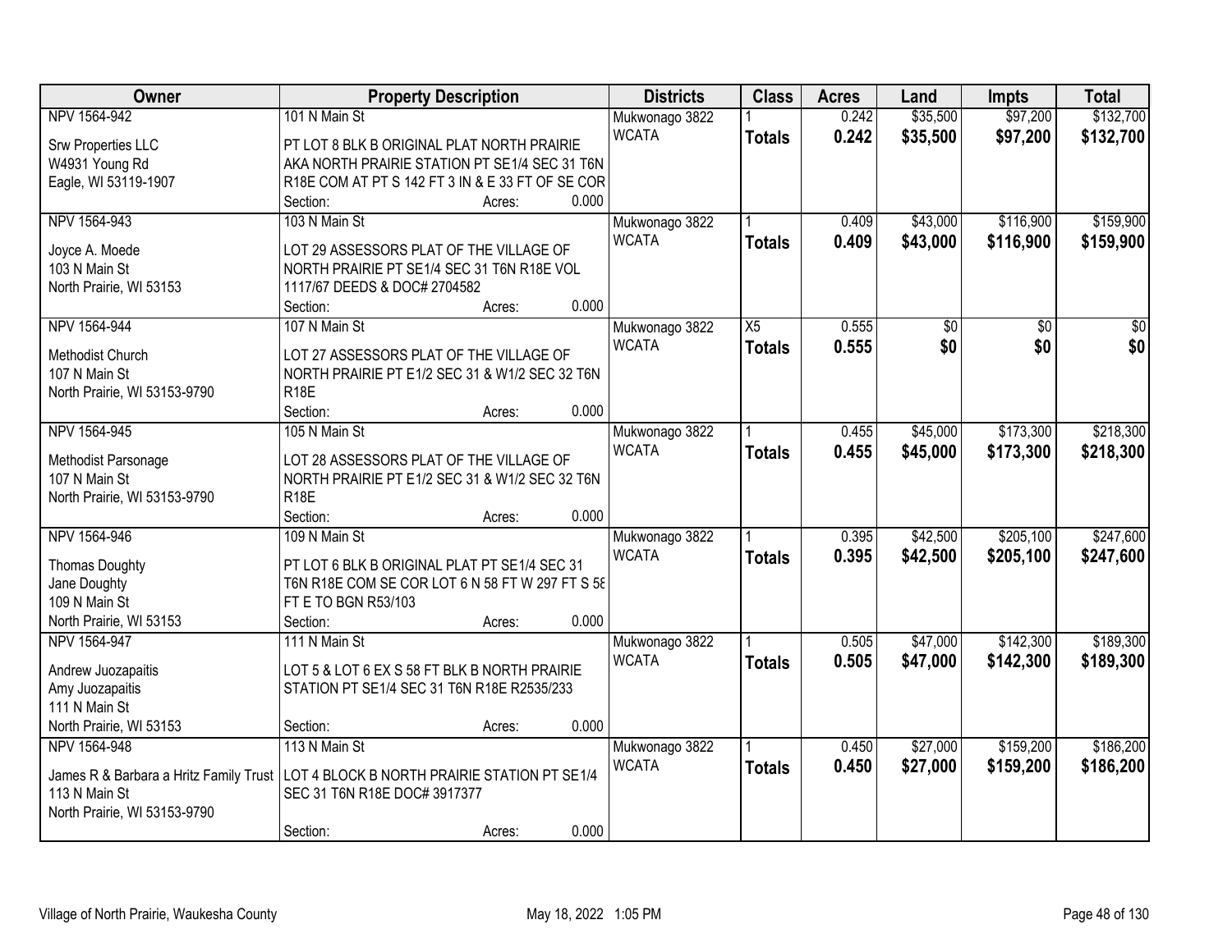| Owner | Property Description | Districts | Class | Acres | Land | Impts | Total |
|---|---|---|---|---|---|---|---|
| NPV 1564-942<br>Srw Properties LLC<br>W4931 Young Rd<br>Eagle, WI 53119-1907 | 101 N Main St<br>PT LOT 8 BLK B ORIGINAL PLAT NORTH PRAIRIE AKA NORTH PRAIRIE STATION PT SE1/4 SEC 31 T6N R18E COM AT PT S 142 FT 3 IN & E 33 FT OF SE COR<br>Section: Acres: 0.000 | Mukwonago 3822<br>WCATA | 1<br>**Totals** | 0.242<br>**0.242** | $35,500<br>**$35,500** | $97,200<br>**$97,200** | $132,700<br>**$132,700** |
| NPV 1564-943<br>Joyce A. Moede<br>103 N Main St<br>North Prairie, WI 53153 | 103 N Main St<br>LOT 29 ASSESSORS PLAT OF THE VILLAGE OF NORTH PRAIRIE PT SE1/4 SEC 31 T6N R18E VOL 1117/67 DEEDS & DOC# 2704582<br>Section: Acres: 0.000 | Mukwonago 3822<br>WCATA | 1<br>**Totals** | 0.409<br>**0.409** | $43,000<br>**$43,000** | $116,900<br>**$116,900** | $159,900<br>**$159,900** |
| NPV 1564-944<br>Methodist Church<br>107 N Main St<br>North Prairie, WI 53153-9790 | 107 N Main St<br>LOT 27 ASSESSORS PLAT OF THE VILLAGE OF NORTH PRAIRIE PT E1/2 SEC 31 & W1/2 SEC 32 T6N R18E<br>Section: Acres: 0.000 | Mukwonago 3822<br>WCATA | X5<br>**Totals** | 0.555<br>**0.555** | $0<br>**$0** | $0<br>**$0** | $0<br>**$0** |
| NPV 1564-945<br>Methodist Parsonage<br>107 N Main St<br>North Prairie, WI 53153-9790 | 105 N Main St<br>LOT 28 ASSESSORS PLAT OF THE VILLAGE OF NORTH PRAIRIE PT E1/2 SEC 31 & W1/2 SEC 32 T6N R18E<br>Section: Acres: 0.000 | Mukwonago 3822<br>WCATA | 1<br>**Totals** | 0.455<br>**0.455** | $45,000<br>**$45,000** | $173,300<br>**$173,300** | $218,300<br>**$218,300** |
| NPV 1564-946<br>Thomas Doughty<br>Jane Doughty<br>109 N Main St<br>North Prairie, WI 53153 | 109 N Main St<br>PT LOT 6 BLK B ORIGINAL PLAT PT SE1/4 SEC 31 T6N R18E COM SE COR LOT 6 N 58 FT W 297 FT S 58 FT E TO BGN R53/103<br>Section: Acres: 0.000 | Mukwonago 3822<br>WCATA | 1<br>**Totals** | 0.395<br>**0.395** | $42,500<br>**$42,500** | $205,100<br>**$205,100** | $247,600<br>**$247,600** |
| NPV 1564-947<br>Andrew Juozapaitis<br>Amy Juozapaitis<br>111 N Main St<br>North Prairie, WI 53153 | 111 N Main St<br>LOT 5 & LOT 6 EX S 58 FT BLK B NORTH PRAIRIE STATION PT SE1/4 SEC 31 T6N R18E R2535/233<br>Section: Acres: 0.000 | Mukwonago 3822<br>WCATA | 1<br>**Totals** | 0.505<br>**0.505** | $47,000<br>**$47,000** | $142,300<br>**$142,300** | $189,300<br>**$189,300** |
| NPV 1564-948<br>James R & Barbara a Hritz Family Trust<br>113 N Main St<br>North Prairie, WI 53153-9790 | 113 N Main St<br>LOT 4 BLOCK B NORTH PRAIRIE STATION PT SE1/4 SEC 31 T6N R18E DOC# 3917377<br>Section: Acres: 0.000 | Mukwonago 3822<br>WCATA | 1<br>**Totals** | 0.450<br>**0.450** | $27,000<br>**$27,000** | $159,200<br>**$159,200** | $186,200<br>**$186,200** |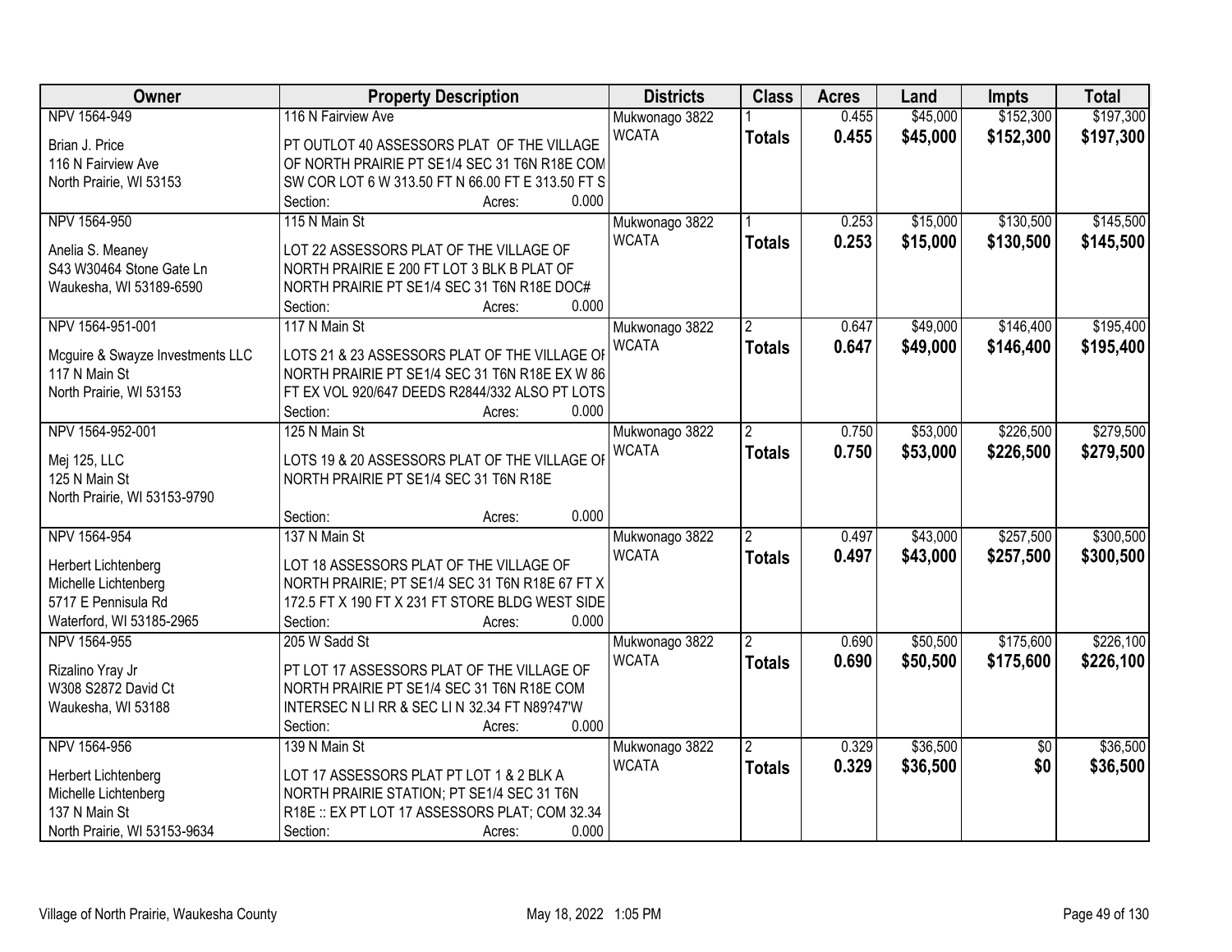| Owner | Property Description | Districts | Class | Acres | Land | Impts | Total |
|---|---|---|---|---|---|---|---|
| NPV 1564-949<br>Brian J. Price<br>116 N Fairview Ave<br>North Prairie, WI 53153 | 116 N Fairview Ave<br>PT OUTLOT 40 ASSESSORS PLAT OF THE VILLAGE OF NORTH PRAIRIE PT SE1/4 SEC 31 T6N R18E COM SW COR LOT 6 W 313.50 FT N 66.00 FT E 313.50 FT S<br>Section: Acres: 0.000 | Mukwonago 3822<br>WCATA | 1<br>**Totals** | 0.455<br>**0.455** | $45,000<br>**$45,000** | $152,300<br>**$152,300** | $197,300<br>**$197,300** |
| NPV 1564-950<br>Anelia S. Meaney<br>S43 W30464 Stone Gate Ln<br>Waukesha, WI 53189-6590 | 115 N Main St<br>LOT 22 ASSESSORS PLAT OF THE VILLAGE OF NORTH PRAIRIE E 200 FT LOT 3 BLK B PLAT OF NORTH PRAIRIE PT SE1/4 SEC 31 T6N R18E DOC#<br>Section: Acres: 0.000 | Mukwonago 3822<br>WCATA | 1<br>**Totals** | 0.253<br>**0.253** | $15,000<br>**$15,000** | $130,500<br>**$130,500** | $145,500<br>**$145,500** |
| NPV 1564-951-001<br>Mcguire & Swayze Investments LLC<br>117 N Main St<br>North Prairie, WI 53153 | 117 N Main St<br>LOTS 21 & 23 ASSESSORS PLAT OF THE VILLAGE OF NORTH PRAIRIE PT SE1/4 SEC 31 T6N R18E EX W 86 FT EX VOL 920/647 DEEDS R2844/332 ALSO PT LOTS<br>Section: Acres: 0.000 | Mukwonago 3822<br>WCATA | 2<br>**Totals** | 0.647<br>**0.647** | $49,000<br>**$49,000** | $146,400<br>**$146,400** | $195,400<br>**$195,400** |
| NPV 1564-952-001<br>Mej 125, LLC<br>125 N Main St<br>North Prairie, WI 53153-9790 | 125 N Main St<br>LOTS 19 & 20 ASSESSORS PLAT OF THE VILLAGE OF NORTH PRAIRIE PT SE1/4 SEC 31 T6N R18E<br>Section: Acres: 0.000 | Mukwonago 3822<br>WCATA | 2<br>**Totals** | 0.750<br>**0.750** | $53,000<br>**$53,000** | $226,500<br>**$226,500** | $279,500<br>**$279,500** |
| NPV 1564-954<br>Herbert Lichtenberg<br>Michelle Lichtenberg<br>5717 E Pennisula Rd<br>Waterford, WI 53185-2965 | 137 N Main St<br>LOT 18 ASSESSORS PLAT OF THE VILLAGE OF NORTH PRAIRIE; PT SE1/4 SEC 31 T6N R18E 67 FT X 172.5 FT X 190 FT X 231 FT STORE BLDG WEST SIDE<br>Section: Acres: 0.000 | Mukwonago 3822<br>WCATA | 2<br>**Totals** | 0.497<br>**0.497** | $43,000<br>**$43,000** | $257,500<br>**$257,500** | $300,500<br>**$300,500** |
| NPV 1564-955<br>Rizalino Yray Jr<br>W308 S2872 David Ct<br>Waukesha, WI 53188 | 205 W Sadd St<br>PT LOT 17 ASSESSORS PLAT OF THE VILLAGE OF NORTH PRAIRIE PT SE1/4 SEC 31 T6N R18E COM INTERSEC N LI RR & SEC LI N 32.34 FT N89?47'W<br>Section: Acres: 0.000 | Mukwonago 3822<br>WCATA | 2<br>**Totals** | 0.690<br>**0.690** | $50,500<br>**$50,500** | $175,600<br>**$175,600** | $226,100<br>**$226,100** |
| NPV 1564-956<br>Herbert Lichtenberg<br>Michelle Lichtenberg<br>137 N Main St<br>North Prairie, WI 53153-9634 | 139 N Main St<br>LOT 17 ASSESSORS PLAT PT LOT 1 & 2 BLK A NORTH PRAIRIE STATION; PT SE1/4 SEC 31 T6N R18E :: EX PT LOT 17 ASSESSORS PLAT; COM 32.34<br>Section: Acres: 0.000 | Mukwonago 3822<br>WCATA | 2<br>**Totals** | 0.329<br>**0.329** | $36,500<br>**$36,500** | $0<br>**$0** | $36,500<br>**$36,500** |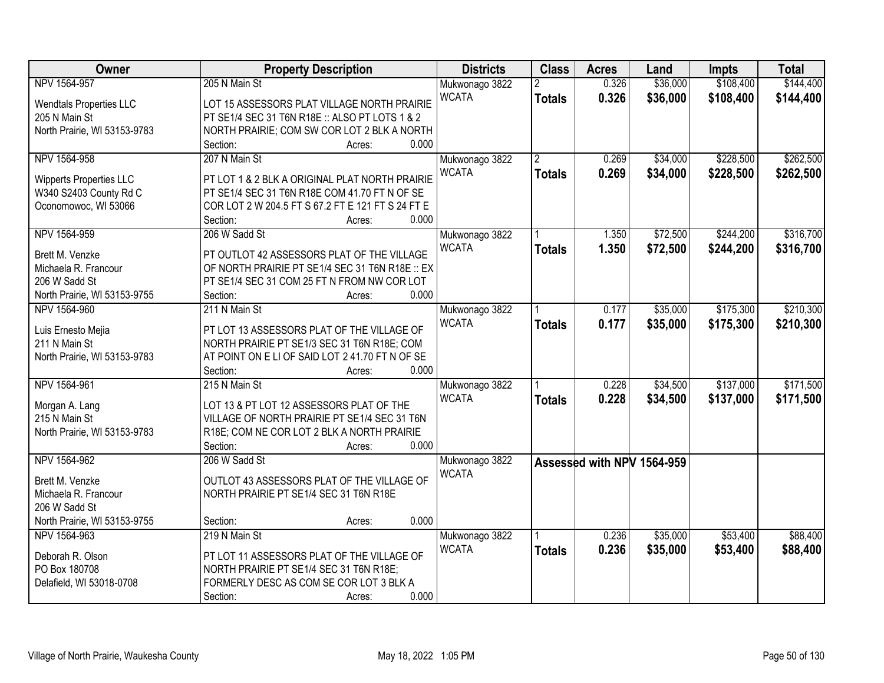| Owner | Property Description | Districts | Class | Acres | Land | Impts | Total |
|---|---|---|---|---|---|---|---|
| NPV 1564-957<br>Wendtals Properties LLC<br>205 N Main St<br>North Prairie, WI 53153-9783 | 205 N Main St<br>LOT 15 ASSESSORS PLAT VILLAGE NORTH PRAIRIE PT SE1/4 SEC 31 T6N R18E :: ALSO PT LOTS 1 & 2 NORTH PRAIRIE; COM SW COR LOT 2 BLK A NORTH<br>Section: Acres: 0.000 | Mukwonago 3822<br>WCATA | 2<br>**Totals** | 0.326<br>**0.326** | $36,000<br>**$36,000** | $108,400<br>**$108,400** | $144,400<br>**$144,400** |
| NPV 1564-958<br>Wipperts Properties LLC<br>W340 S2403 County Rd C<br>Oconomowoc, WI 53066 | 207 N Main St<br>PT LOT 1 & 2 BLK A ORIGINAL PLAT NORTH PRAIRIE PT SE1/4 SEC 31 T6N R18E COM 41.70 FT N OF SE COR LOT 2 W 204.5 FT S 67.2 FT E 121 FT S 24 FT E<br>Section: Acres: 0.000 | Mukwonago 3822<br>WCATA | 2<br>**Totals** | 0.269<br>**0.269** | $34,000<br>**$34,000** | $228,500<br>**$228,500** | $262,500<br>**$262,500** |
| NPV 1564-959<br>Brett M. Venzke<br>Michaela R. Francour<br>206 W Sadd St<br>North Prairie, WI 53153-9755 | 206 W Sadd St<br>PT OUTLOT 42 ASSESSORS PLAT OF THE VILLAGE OF NORTH PRAIRIE PT SE1/4 SEC 31 T6N R18E :: EX PT SE1/4 SEC 31 COM 25 FT N FROM NW COR LOT<br>Section: Acres: 0.000 | Mukwonago 3822<br>WCATA | 1<br>**Totals** | 1.350<br>**1.350** | $72,500<br>**$72,500** | $244,200<br>**$244,200** | $316,700<br>**$316,700** |
| NPV 1564-960<br>Luis Ernesto Mejia<br>211 N Main St<br>North Prairie, WI 53153-9783 | 211 N Main St<br>PT LOT 13 ASSESSORS PLAT OF THE VILLAGE OF NORTH PRAIRIE PT SE1/3 SEC 31 T6N R18E; COM AT POINT ON E LI OF SAID LOT 2 41.70 FT N OF SE<br>Section: Acres: 0.000 | Mukwonago 3822<br>WCATA | 1<br>**Totals** | 0.177<br>**0.177** | $35,000<br>**$35,000** | $175,300<br>**$175,300** | $210,300<br>**$210,300** |
| NPV 1564-961<br>Morgan A. Lang<br>215 N Main St<br>North Prairie, WI 53153-9783 | 215 N Main St<br>LOT 13 & PT LOT 12 ASSESSORS PLAT OF THE VILLAGE OF NORTH PRAIRIE PT SE1/4 SEC 31 T6N R18E; COM NE COR LOT 2 BLK A NORTH PRAIRIE<br>Section: Acres: 0.000 | Mukwonago 3822<br>WCATA | 1<br>**Totals** | 0.228<br>**0.228** | $34,500<br>**$34,500** | $137,000<br>**$137,000** | $171,500<br>**$171,500** |
| NPV 1564-962<br>Brett M. Venzke<br>Michaela R. Francour<br>206 W Sadd St<br>North Prairie, WI 53153-9755 | 206 W Sadd St<br>OUTLOT 43 ASSESSORS PLAT OF THE VILLAGE OF NORTH PRAIRIE PT SE1/4 SEC 31 T6N R18E<br>Section: Acres: 0.000 | Mukwonago 3822<br>WCATA | **Assessed with NPV 1564-959** | | | | |
| NPV 1564-963<br>Deborah R. Olson<br>PO Box 180708<br>Delafield, WI 53018-0708 | 219 N Main St<br>PT LOT 11 ASSESSORS PLAT OF THE VILLAGE OF NORTH PRAIRIE PT SE1/4 SEC 31 T6N R18E; FORMERLY DESC AS COM SE COR LOT 3 BLK A<br>Section: Acres: 0.000 | Mukwonago 3822<br>WCATA | 1<br>**Totals** | 0.236<br>**0.236** | $35,000<br>**$35,000** | $53,400<br>**$53,400** | $88,400<br>**$88,400** |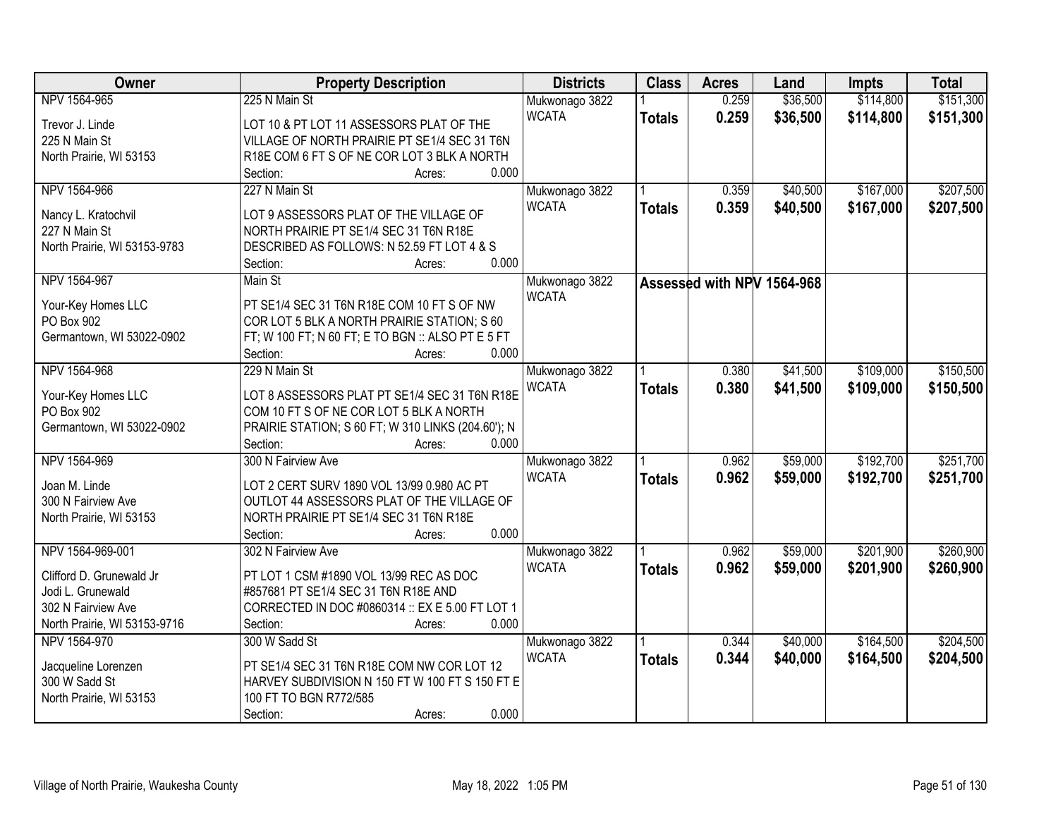| Owner | Property Description | Districts | Class | Acres | Land | Impts | Total |
|---|---|---|---|---|---|---|---|
| NPV 1564-965<br><br>Trevor J. Linde<br>225 N Main St<br>North Prairie, WI 53153 | 225 N Main St<br><br>LOT 10 & PT LOT 11 ASSESSORS PLAT OF THE VILLAGE OF NORTH PRAIRIE PT SE1/4 SEC 31 T6N R18E COM 6 FT S OF NE COR LOT 3 BLK A NORTH<br>Section: Acres: 0.000 | Mukwonago 3822<br>WCATA | 1<br>**Totals** | 0.259<br>**0.259** | $36,500<br>**$36,500** | $114,800<br>**$114,800** | $151,300<br>**$151,300** |
| NPV 1564-966<br><br>Nancy L. Kratochvil<br>227 N Main St<br>North Prairie, WI 53153-9783 | 227 N Main St<br><br>LOT 9 ASSESSORS PLAT OF THE VILLAGE OF NORTH PRAIRIE PT SE1/4 SEC 31 T6N R18E DESCRIBED AS FOLLOWS: N 52.59 FT LOT 4 & S<br>Section: Acres: 0.000 | Mukwonago 3822<br>WCATA | 1<br>**Totals** | 0.359<br>**0.359** | $40,500<br>**$40,500** | $167,000<br>**$167,000** | $207,500<br>**$207,500** |
| NPV 1564-967<br><br>Your-Key Homes LLC<br>PO Box 902<br>Germantown, WI 53022-0902 | Main St<br><br>PT SE1/4 SEC 31 T6N R18E COM 10 FT S OF NW COR LOT 5 BLK A NORTH PRAIRIE STATION; S 60 FT; W 100 FT; N 60 FT; E TO BGN :: ALSO PT E 5 FT<br>Section: Acres: 0.000 | Mukwonago 3822<br>WCATA | **Assessed with NPV 1564-968** | | | | |
| NPV 1564-968<br><br>Your-Key Homes LLC<br>PO Box 902<br>Germantown, WI 53022-0902 | 229 N Main St<br><br>LOT 8 ASSESSORS PLAT PT SE1/4 SEC 31 T6N R18E COM 10 FT S OF NE COR LOT 5 BLK A NORTH PRAIRIE STATION; S 60 FT; W 310 LINKS (204.60'); N<br>Section: Acres: 0.000 | Mukwonago 3822<br>WCATA | 1<br>**Totals** | 0.380<br>**0.380** | $41,500<br>**$41,500** | $109,000<br>**$109,000** | $150,500<br>**$150,500** |
| NPV 1564-969<br><br>Joan M. Linde<br>300 N Fairview Ave<br>North Prairie, WI 53153 | 300 N Fairview Ave<br><br>LOT 2 CERT SURV 1890 VOL 13/99 0.980 AC PT OUTLOT 44 ASSESSORS PLAT OF THE VILLAGE OF NORTH PRAIRIE PT SE1/4 SEC 31 T6N R18E<br>Section: Acres: 0.000 | Mukwonago 3822<br>WCATA | 1<br>**Totals** | 0.962<br>**0.962** | $59,000<br>**$59,000** | $192,700<br>**$192,700** | $251,700<br>**$251,700** |
| NPV 1564-969-001<br><br>Clifford D. Grunewald Jr<br>Jodi L. Grunewald<br>302 N Fairview Ave<br>North Prairie, WI 53153-9716 | 302 N Fairview Ave<br><br>PT LOT 1 CSM #1890 VOL 13/99 REC AS DOC #857681 PT SE1/4 SEC 31 T6N R18E AND CORRECTED IN DOC #0860314 :: EX E 5.00 FT LOT 1<br>Section: Acres: 0.000 | Mukwonago 3822<br>WCATA | 1<br>**Totals** | 0.962<br>**0.962** | $59,000<br>**$59,000** | $201,900<br>**$201,900** | $260,900<br>**$260,900** |
| NPV 1564-970<br><br>Jacqueline Lorenzen<br>300 W Sadd St<br>North Prairie, WI 53153 | 300 W Sadd St<br><br>PT SE1/4 SEC 31 T6N R18E COM NW COR LOT 12 HARVEY SUBDIVISION N 150 FT W 100 FT S 150 FT E 100 FT TO BGN R772/585<br>Section: Acres: 0.000 | Mukwonago 3822<br>WCATA | 1<br>**Totals** | 0.344<br>**0.344** | $40,000<br>**$40,000** | $164,500<br>**$164,500** | $204,500<br>**$204,500** |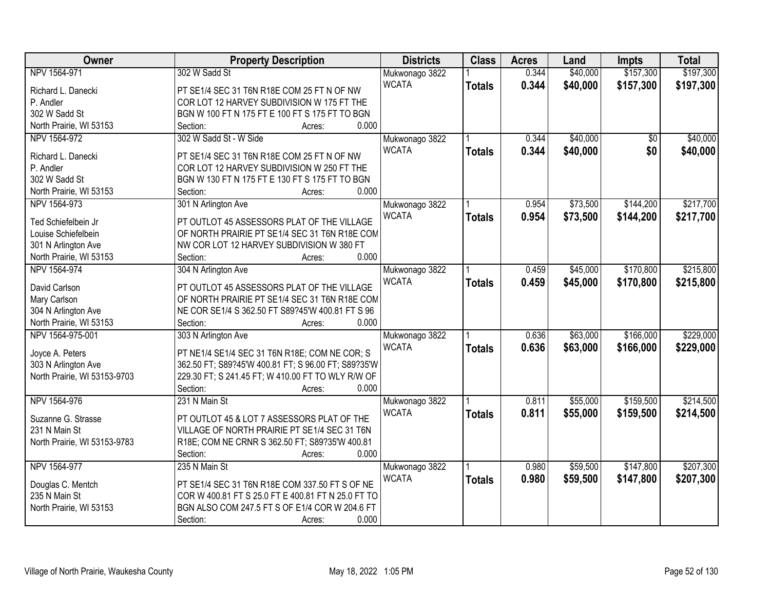| Owner | Property Description | Districts | Class | Acres | Land | Impts | Total |
|---|---|---|---|---|---|---|---|
| NPV 1564-971 | 302 W Sadd St | Mukwonago 3822 | 1 | 0.344 | $40,000 | $157,300 | $197,300 |
| Richard L. Danecki<br>P. Andler<br>302 W Sadd St<br>North Prairie, WI 53153 | PT SE1/4 SEC 31 T6N R18E COM 25 FT N OF NW COR LOT 12 HARVEY SUBDIVISION W 175 FT THE BGN W 100 FT N 175 FT E 100 FT S 175 FT TO BGN<br>Section: Acres: 0.000 | WCATA | **Totals** | **0.344** | **$40,000** | **$157,300** | **$197,300** |
| NPV 1564-972 | 302 W Sadd St - W Side | Mukwonago 3822 | 1 | 0.344 | $40,000 | $0 | $40,000 |
| Richard L. Danecki<br>P. Andler<br>302 W Sadd St<br>North Prairie, WI 53153 | PT SE1/4 SEC 31 T6N R18E COM 25 FT N OF NW COR LOT 12 HARVEY SUBDIVISION W 250 FT THE BGN W 130 FT N 175 FT E 130 FT S 175 FT TO BGN<br>Section: Acres: 0.000 | WCATA | **Totals** | **0.344** | **$40,000** | **$0** | **$40,000** |
| NPV 1564-973 | 301 N Arlington Ave | Mukwonago 3822 | 1 | 0.954 | $73,500 | $144,200 | $217,700 |
| Ted Schiefelbein Jr<br>Louise Schiefelbein<br>301 N Arlington Ave<br>North Prairie, WI 53153 | PT OUTLOT 45 ASSESSORS PLAT OF THE VILLAGE OF NORTH PRAIRIE PT SE1/4 SEC 31 T6N R18E COM NW COR LOT 12 HARVEY SUBDIVISION W 380 FT<br>Section: Acres: 0.000 | WCATA | **Totals** | **0.954** | **$73,500** | **$144,200** | **$217,700** |
| NPV 1564-974 | 304 N Arlington Ave | Mukwonago 3822 | 1 | 0.459 | $45,000 | $170,800 | $215,800 |
| David Carlson<br>Mary Carlson<br>304 N Arlington Ave<br>North Prairie, WI 53153 | PT OUTLOT 45 ASSESSORS PLAT OF THE VILLAGE OF NORTH PRAIRIE PT SE1/4 SEC 31 T6N R18E COM NE COR SE1/4 S 362.50 FT S89?45'W 400.81 FT S 96<br>Section: Acres: 0.000 | WCATA | **Totals** | **0.459** | **$45,000** | **$170,800** | **$215,800** |
| NPV 1564-975-001 | 303 N Arlington Ave | Mukwonago 3822 | 1 | 0.636 | $63,000 | $166,000 | $229,000 |
| Joyce A. Peters<br>303 N Arlington Ave<br>North Prairie, WI 53153-9703 | PT NE1/4 SE1/4 SEC 31 T6N R18E; COM NE COR; S 362.50 FT; S89?45'W 400.81 FT; S 96.00 FT; S89?35'W 229.30 FT; S 241.45 FT; W 410.00 FT TO WLY R/W OF<br>Section: Acres: 0.000 | WCATA | **Totals** | **0.636** | **$63,000** | **$166,000** | **$229,000** |
| NPV 1564-976 | 231 N Main St | Mukwonago 3822 | 1 | 0.811 | $55,000 | $159,500 | $214,500 |
| Suzanne G. Strasse<br>231 N Main St<br>North Prairie, WI 53153-9783 | PT OUTLOT 45 & LOT 7 ASSESSORS PLAT OF THE VILLAGE OF NORTH PRAIRIE PT SE1/4 SEC 31 T6N R18E; COM NE CRNR S 362.50 FT; S89?35'W 400.81<br>Section: Acres: 0.000 | WCATA | **Totals** | **0.811** | **$55,000** | **$159,500** | **$214,500** |
| NPV 1564-977 | 235 N Main St | Mukwonago 3822 | 1 | 0.980 | $59,500 | $147,800 | $207,300 |
| Douglas C. Mentch<br>235 N Main St<br>North Prairie, WI 53153 | PT SE1/4 SEC 31 T6N R18E COM 337.50 FT S OF NE COR W 400.81 FT S 25.0 FT E 400.81 FT N 25.0 FT TO BGN ALSO COM 247.5 FT S OF E1/4 COR W 204.6 FT<br>Section: Acres: 0.000 | WCATA | **Totals** | **0.980** | **$59,500** | **$147,800** | **$207,300** |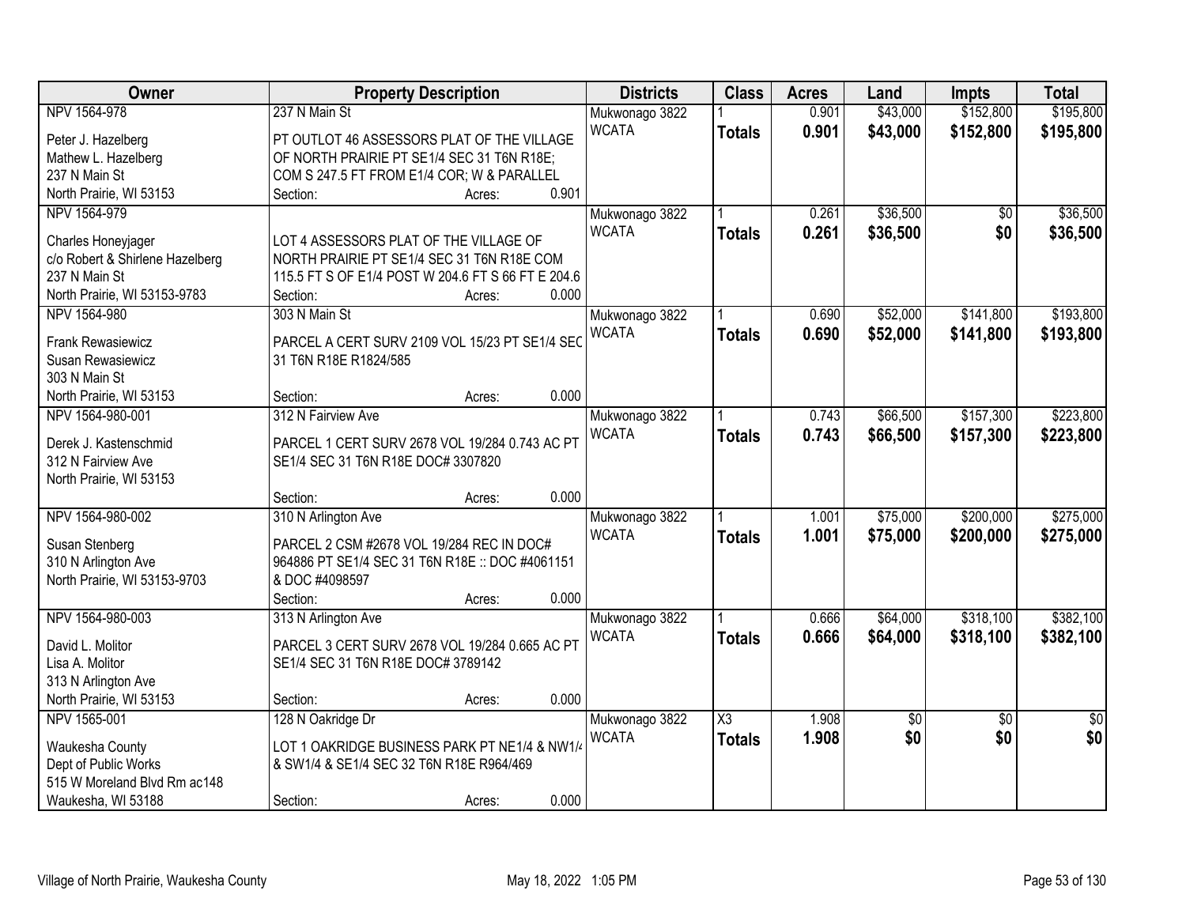| Owner | Property Description | Districts | Class | Acres | Land | Impts | Total |
|---|---|---|---|---|---|---|---|
| NPV 1564-978<br><br>Peter J. Hazelberg<br>Mathew L. Hazelberg<br>237 N Main St<br>North Prairie, WI 53153 | 237 N Main St<br><br>PT OUTLOT 46 ASSESSORS PLAT OF THE VILLAGE OF NORTH PRAIRIE PT SE1/4 SEC 31 T6N R18E; COM S 247.5 FT FROM E1/4 COR; W & PARALLEL<br>Section: Acres: 0.901 | Mukwonago 3822<br>WCATA | 1<br>**Totals** | 0.901<br>**0.901** | $43,000<br>**$43,000** | $152,800<br>**$152,800** | $195,800<br>**$195,800** |
| NPV 1564-979<br><br>Charles Honeyjager<br>c/o Robert & Shirlene Hazelberg<br>237 N Main St<br>North Prairie, WI 53153-9783 | LOT 4 ASSESSORS PLAT OF THE VILLAGE OF NORTH PRAIRIE PT SE1/4 SEC 31 T6N R18E COM 115.5 FT S OF E1/4 POST W 204.6 FT S 66 FT E 204.6<br>Section: Acres: 0.000 | Mukwonago 3822<br>WCATA | 1<br>**Totals** | 0.261<br>**0.261** | $36,500<br>**$36,500** | $0<br>**$0** | $36,500<br>**$36,500** |
| NPV 1564-980<br><br>Frank Rewasiewicz<br>Susan Rewasiewicz<br>303 N Main St<br>North Prairie, WI 53153 | 303 N Main St<br><br>PARCEL A CERT SURV 2109 VOL 15/23 PT SE1/4 SEC 31 T6N R18E R1824/585<br>Section: Acres: 0.000 | Mukwonago 3822<br>WCATA | 1<br>**Totals** | 0.690<br>**0.690** | $52,000<br>**$52,000** | $141,800<br>**$141,800** | $193,800<br>**$193,800** |
| NPV 1564-980-001<br><br>Derek J. Kastenschmid<br>312 N Fairview Ave<br>North Prairie, WI 53153 | 312 N Fairview Ave<br><br>PARCEL 1 CERT SURV 2678 VOL 19/284 0.743 AC PT SE1/4 SEC 31 T6N R18E DOC# 3307820<br>Section: Acres: 0.000 | Mukwonago 3822<br>WCATA | 1<br>**Totals** | 0.743<br>**0.743** | $66,500<br>**$66,500** | $157,300<br>**$157,300** | $223,800<br>**$223,800** |
| NPV 1564-980-002<br><br>Susan Stenberg<br>310 N Arlington Ave<br>North Prairie, WI 53153-9703 | 310 N Arlington Ave<br><br>PARCEL 2 CSM #2678 VOL 19/284 REC IN DOC# 964886 PT SE1/4 SEC 31 T6N R18E :: DOC #4061151 & DOC #4098597<br>Section: Acres: 0.000 | Mukwonago 3822<br>WCATA | 1<br>**Totals** | 1.001<br>**1.001** | $75,000<br>**$75,000** | $200,000<br>**$200,000** | $275,000<br>**$275,000** |
| NPV 1564-980-003<br><br>David L. Molitor<br>Lisa A. Molitor<br>313 N Arlington Ave<br>North Prairie, WI 53153 | 313 N Arlington Ave<br><br>PARCEL 3 CERT SURV 2678 VOL 19/284 0.665 AC PT SE1/4 SEC 31 T6N R18E DOC# 3789142<br>Section: Acres: 0.000 | Mukwonago 3822<br>WCATA | 1<br>**Totals** | 0.666<br>**0.666** | $64,000<br>**$64,000** | $318,100<br>**$318,100** | $382,100<br>**$382,100** |
| NPV 1565-001<br><br>Waukesha County<br>Dept of Public Works<br>515 W Moreland Blvd Rm ac148<br>Waukesha, WI 53188 | 128 N Oakridge Dr<br><br>LOT 1 OAKRIDGE BUSINESS PARK PT NE1/4 & NW1/4 & SW1/4 & SE1/4 SEC 32 T6N R18E R964/469<br>Section: Acres: 0.000 | Mukwonago 3822<br>WCATA | X3<br>**Totals** | 1.908<br>**1.908** | $0<br>**$0** | $0<br>**$0** | $0<br>**$0** |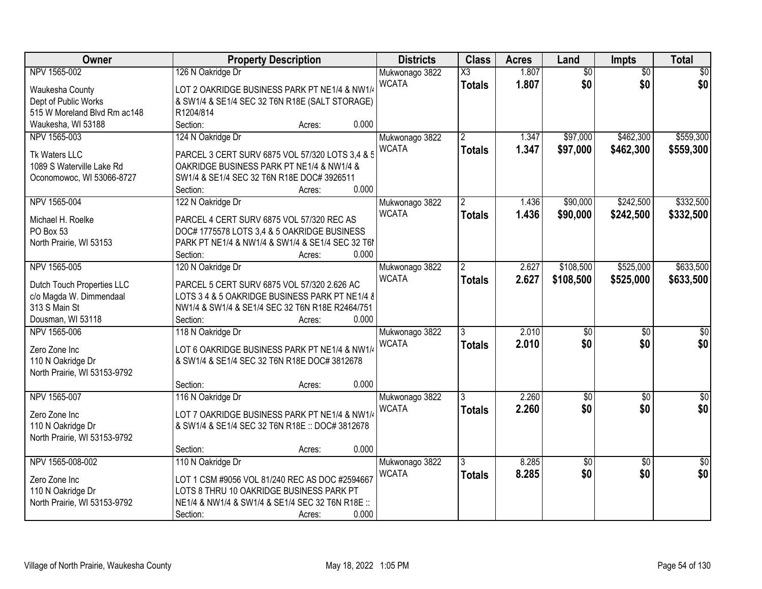| Owner | Property Description | Districts | Class | Acres | Land | Impts | Total |
|---|---|---|---|---|---|---|---|
| NPV 1565-002<br><br>Waukesha County<br>Dept of Public Works<br>515 W Moreland Blvd Rm ac148<br>Waukesha, WI 53188 | 126 N Oakridge Dr<br><br>LOT 2 OAKRIDGE BUSINESS PARK PT NE1/4 & NW1/4 & SW1/4 & SE1/4 SEC 32 T6N R18E (SALT STORAGE) R1204/814<br>Section: Acres: 0.000 | Mukwonago 3822<br>WCATA | X3<br>**Totals** | 1.807<br>**1.807** | $0<br>**$0** | $0<br>**$0** | $0<br>**$0** |
| NPV 1565-003<br><br>Tk Waters LLC<br>1089 S Waterville Lake Rd<br>Oconomowoc, WI 53066-8727 | 124 N Oakridge Dr<br><br>PARCEL 3 CERT SURV 6875 VOL 57/320 LOTS 3,4 & 5 OAKRIDGE BUSINESS PARK PT NE1/4 & NW1/4 & SW1/4 & SE1/4 SEC 32 T6N R18E DOC# 3926511<br>Section: Acres: 0.000 | Mukwonago 3822<br>WCATA | 2<br>**Totals** | 1.347<br>**1.347** | $97,000<br>**$97,000** | $462,300<br>**$462,300** | $559,300<br>**$559,300** |
| NPV 1565-004<br><br>Michael H. Roelke<br>PO Box 53<br>North Prairie, WI 53153 | 122 N Oakridge Dr<br><br>PARCEL 4 CERT SURV 6875 VOL 57/320 REC AS DOC# 1775578 LOTS 3,4 & 5 OAKRIDGE BUSINESS PARK PT NE1/4 & NW1/4 & SW1/4 & SE1/4 SEC 32 T6N<br>Section: Acres: 0.000 | Mukwonago 3822<br>WCATA | 2<br>**Totals** | 1.436<br>**1.436** | $90,000<br>**$90,000** | $242,500<br>**$242,500** | $332,500<br>**$332,500** |
| NPV 1565-005<br><br>Dutch Touch Properties LLC<br>c/o Magda W. Dimmendaal<br>313 S Main St<br>Dousman, WI 53118 | 120 N Oakridge Dr<br><br>PARCEL 5 CERT SURV 6875 VOL 57/320 2.626 AC LOTS 3 4 & 5 OAKRIDGE BUSINESS PARK PT NE1/4 & NW1/4 & SW1/4 & SE1/4 SEC 32 T6N R18E R2464/751<br>Section: Acres: 0.000 | Mukwonago 3822<br>WCATA | 2<br>**Totals** | 2.627<br>**2.627** | $108,500<br>**$108,500** | $525,000<br>**$525,000** | $633,500<br>**$633,500** |
| NPV 1565-006<br><br>Zero Zone Inc<br>110 N Oakridge Dr<br>North Prairie, WI 53153-9792 | 118 N Oakridge Dr<br><br>LOT 6 OAKRIDGE BUSINESS PARK PT NE1/4 & NW1/4 & SW1/4 & SE1/4 SEC 32 T6N R18E DOC# 3812678<br>Section: Acres: 0.000 | Mukwonago 3822<br>WCATA | 3<br>**Totals** | 2.010<br>**2.010** | $0<br>**$0** | $0<br>**$0** | $0<br>**$0** |
| NPV 1565-007<br><br>Zero Zone Inc<br>110 N Oakridge Dr<br>North Prairie, WI 53153-9792 | 116 N Oakridge Dr<br><br>LOT 7 OAKRIDGE BUSINESS PARK PT NE1/4 & NW1/4 & SW1/4 & SE1/4 SEC 32 T6N R18E :: DOC# 3812678<br>Section: Acres: 0.000 | Mukwonago 3822<br>WCATA | 3<br>**Totals** | 2.260<br>**2.260** | $0<br>**$0** | $0<br>**$0** | $0<br>**$0** |
| NPV 1565-008-002<br><br>Zero Zone Inc<br>110 N Oakridge Dr<br>North Prairie, WI 53153-9792 | 110 N Oakridge Dr<br><br>LOT 1 CSM #9056 VOL 81/240 REC AS DOC #2594667 LOTS 8 THRU 10 OAKRIDGE BUSINESS PARK PT NE1/4 & NW1/4 & SW1/4 & SE1/4 SEC 32 T6N R18E ::<br>Section: Acres: 0.000 | Mukwonago 3822<br>WCATA | 3<br>**Totals** | 8.285<br>**8.285** | $0<br>**$0** | $0<br>**$0** | $0<br>**$0** |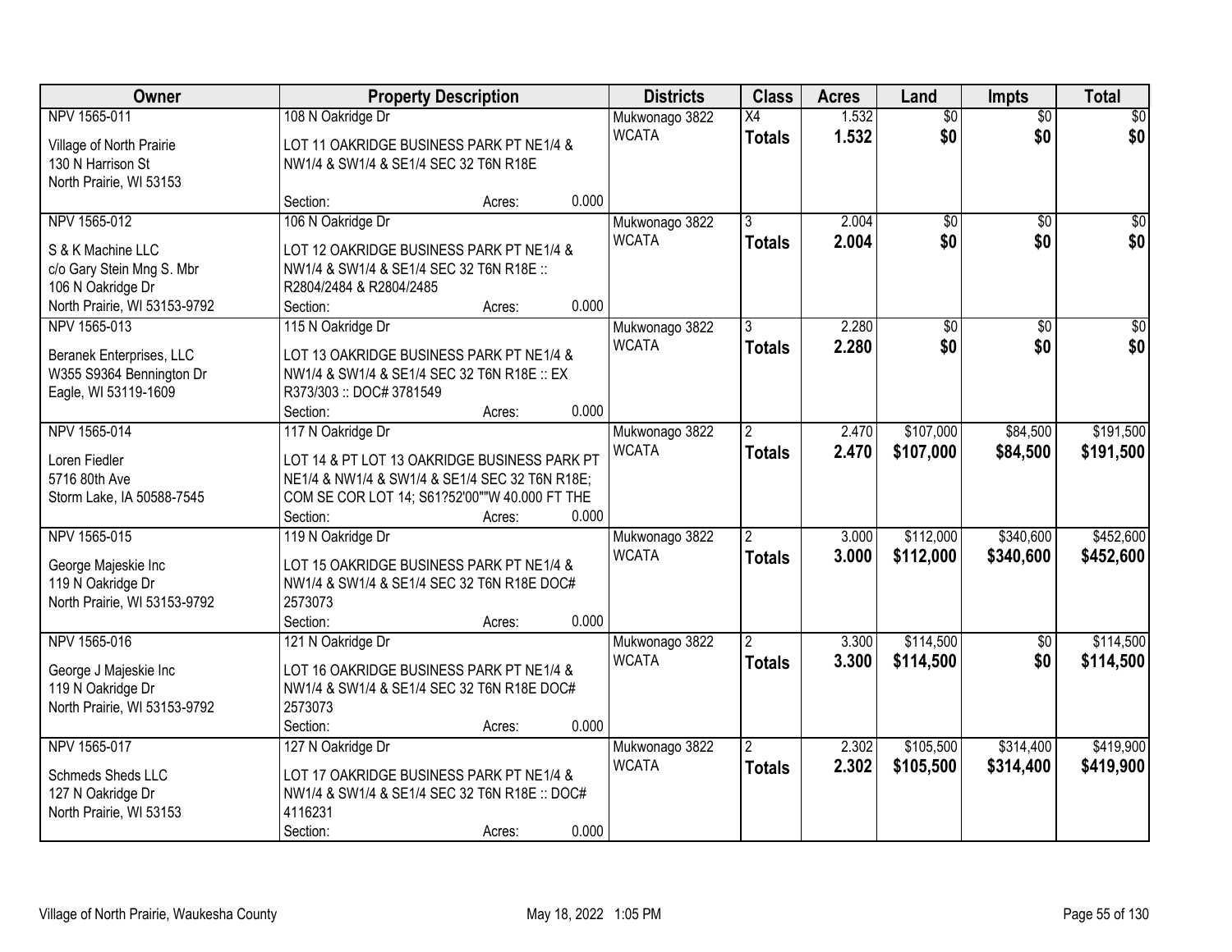| Owner | Property Description | Districts | Class | Acres | Land | Impts | Total |
|---|---|---|---|---|---|---|---|
| NPV 1565-011<br><br>Village of North Prairie<br>130 N Harrison St<br>North Prairie, WI 53153 | 108 N Oakridge Dr<br><br>LOT 11 OAKRIDGE BUSINESS PARK PT NE1/4 & NW1/4 & SW1/4 & SE1/4 SEC 32 T6N R18E<br><br>Section: Acres: 0.000 | Mukwonago 3822<br>WCATA | X4<br>**Totals** | 1.532<br>**1.532** | $0<br>**$0** | $0<br>**$0** | $0<br>**$0** |
| NPV 1565-012<br><br>S & K Machine LLC<br>c/o Gary Stein Mng S. Mbr<br>106 N Oakridge Dr<br>North Prairie, WI 53153-9792 | 106 N Oakridge Dr<br><br>LOT 12 OAKRIDGE BUSINESS PARK PT NE1/4 & NW1/4 & SW1/4 & SE1/4 SEC 32 T6N R18E :: R2804/2484 & R2804/2485<br>Section: Acres: 0.000 | Mukwonago 3822<br>WCATA | 3<br>**Totals** | 2.004<br>**2.004** | $0<br>**$0** | $0<br>**$0** | $0<br>**$0** |
| NPV 1565-013<br><br>Beranek Enterprises, LLC<br>W355 S9364 Bennington Dr<br>Eagle, WI 53119-1609 | 115 N Oakridge Dr<br><br>LOT 13 OAKRIDGE BUSINESS PARK PT NE1/4 & NW1/4 & SW1/4 & SE1/4 SEC 32 T6N R18E :: EX R373/303 :: DOC# 3781549<br>Section: Acres: 0.000 | Mukwonago 3822<br>WCATA | 3<br>**Totals** | 2.280<br>**2.280** | $0<br>**$0** | $0<br>**$0** | $0<br>**$0** |
| NPV 1565-014<br><br>Loren Fiedler<br>5716 80th Ave<br>Storm Lake, IA 50588-7545 | 117 N Oakridge Dr<br><br>LOT 14 & PT LOT 13 OAKRIDGE BUSINESS PARK PT NE1/4 & NW1/4 & SW1/4 & SE1/4 SEC 32 T6N R18E; COM SE COR LOT 14; S61?52'00""W 40.000 FT THE<br>Section: Acres: 0.000 | Mukwonago 3822<br>WCATA | 2<br>**Totals** | 2.470<br>**2.470** | $107,000<br>**$107,000** | $84,500<br>**$84,500** | $191,500<br>**$191,500** |
| NPV 1565-015<br><br>George Majeskie Inc<br>119 N Oakridge Dr<br>North Prairie, WI 53153-9792 | 119 N Oakridge Dr<br><br>LOT 15 OAKRIDGE BUSINESS PARK PT NE1/4 & NW1/4 & SW1/4 & SE1/4 SEC 32 T6N R18E DOC# 2573073<br>Section: Acres: 0.000 | Mukwonago 3822<br>WCATA | 2<br>**Totals** | 3.000<br>**3.000** | $112,000<br>**$112,000** | $340,600<br>**$340,600** | $452,600<br>**$452,600** |
| NPV 1565-016<br><br>George J Majeskie Inc<br>119 N Oakridge Dr<br>North Prairie, WI 53153-9792 | 121 N Oakridge Dr<br><br>LOT 16 OAKRIDGE BUSINESS PARK PT NE1/4 & NW1/4 & SW1/4 & SE1/4 SEC 32 T6N R18E DOC# 2573073<br>Section: Acres: 0.000 | Mukwonago 3822<br>WCATA | 2<br>**Totals** | 3.300<br>**3.300** | $114,500<br>**$114,500** | $0<br>**$0** | $114,500<br>**$114,500** |
| NPV 1565-017<br><br>Schmeds Sheds LLC<br>127 N Oakridge Dr<br>North Prairie, WI 53153 | 127 N Oakridge Dr<br><br>LOT 17 OAKRIDGE BUSINESS PARK PT NE1/4 & NW1/4 & SW1/4 & SE1/4 SEC 32 T6N R18E :: DOC# 4116231<br>Section: Acres: 0.000 | Mukwonago 3822<br>WCATA | 2<br>**Totals** | 2.302<br>**2.302** | $105,500<br>**$105,500** | $314,400<br>**$314,400** | $419,900<br>**$419,900** |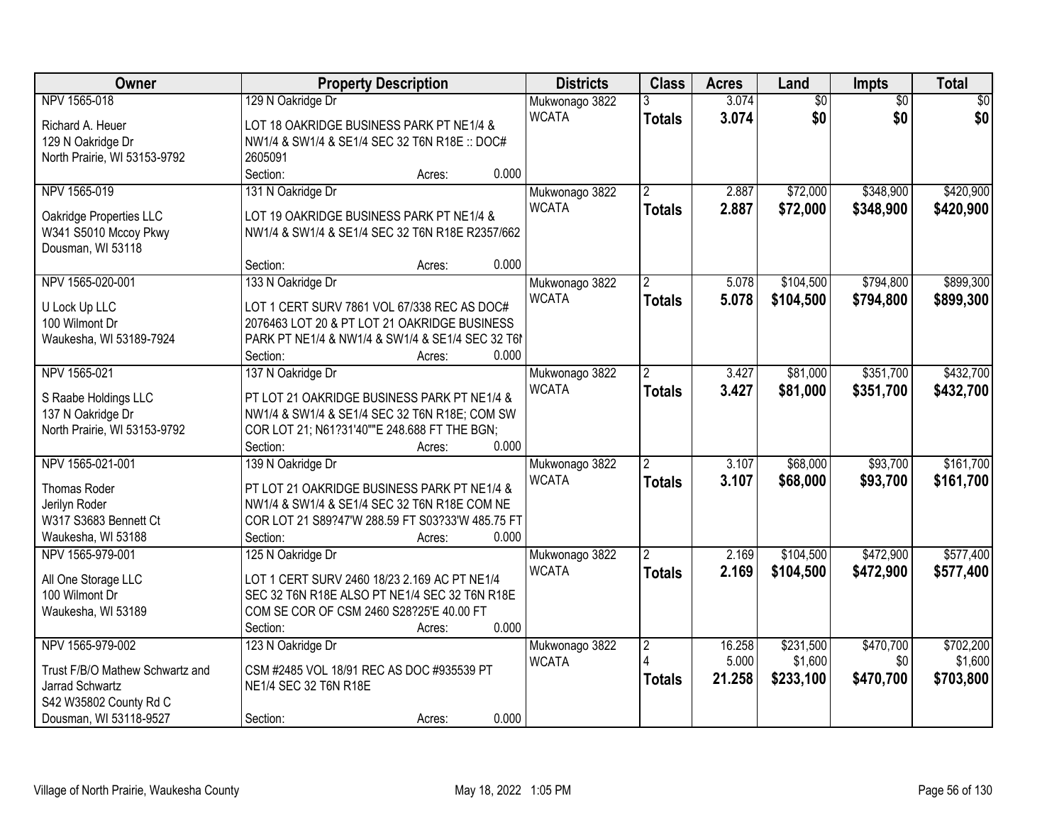| Owner | Property Description | Districts | Class | Acres | Land | Impts | Total |
|---|---|---|---|---|---|---|---|
| NPV 1565-018<br>Richard A. Heuer<br>129 N Oakridge Dr<br>North Prairie, WI 53153-9792 | 129 N Oakridge Dr<br>LOT 18 OAKRIDGE BUSINESS PARK PT NE1/4 & NW1/4 & SW1/4 & SE1/4 SEC 32 T6N R18E :: DOC# 2605091<br>Section: Acres: 0.000 | Mukwonago 3822<br>WCATA | 3<br>**Totals** | 3.074<br>**3.074** | $0<br>**$0** | $0<br>**$0** | $0<br>**$0** |
| NPV 1565-019<br>Oakridge Properties LLC<br>W341 S5010 Mccoy Pkwy<br>Dousman, WI 53118 | 131 N Oakridge Dr<br>LOT 19 OAKRIDGE BUSINESS PARK PT NE1/4 & NW1/4 & SW1/4 & SE1/4 SEC 32 T6N R18E R2357/662<br>Section: Acres: 0.000 | Mukwonago 3822<br>WCATA | 2<br>**Totals** | 2.887<br>**2.887** | $72,000<br>**$72,000** | $348,900<br>**$348,900** | $420,900<br>**$420,900** |
| NPV 1565-020-001<br>U Lock Up LLC<br>100 Wilmont Dr<br>Waukesha, WI 53189-7924 | 133 N Oakridge Dr<br>LOT 1 CERT SURV 7861 VOL 67/338 REC AS DOC# 2076463 LOT 20 & PT LOT 21 OAKRIDGE BUSINESS PARK PT NE1/4 & NW1/4 & SW1/4 & SE1/4 SEC 32 T6N<br>Section: Acres: 0.000 | Mukwonago 3822<br>WCATA | 2<br>**Totals** | 5.078<br>**5.078** | $104,500<br>**$104,500** | $794,800<br>**$794,800** | $899,300<br>**$899,300** |
| NPV 1565-021<br>S Raabe Holdings LLC<br>137 N Oakridge Dr<br>North Prairie, WI 53153-9792 | 137 N Oakridge Dr<br>PT LOT 21 OAKRIDGE BUSINESS PARK PT NE1/4 & NW1/4 & SW1/4 & SE1/4 SEC 32 T6N R18E; COM SW COR LOT 21; N61?31'40""E 248.688 FT THE BGN;<br>Section: Acres: 0.000 | Mukwonago 3822<br>WCATA | 2<br>**Totals** | 3.427<br>**3.427** | $81,000<br>**$81,000** | $351,700<br>**$351,700** | $432,700<br>**$432,700** |
| NPV 1565-021-001<br>Thomas Roder<br>Jerilyn Roder<br>W317 S3683 Bennett Ct<br>Waukesha, WI 53188 | 139 N Oakridge Dr<br>PT LOT 21 OAKRIDGE BUSINESS PARK PT NE1/4 & NW1/4 & SW1/4 & SE1/4 SEC 32 T6N R18E COM NE COR LOT 21 S89?47'W 288.59 FT S03?33'W 485.75 FT<br>Section: Acres: 0.000 | Mukwonago 3822<br>WCATA | 2<br>**Totals** | 3.107<br>**3.107** | $68,000<br>**$68,000** | $93,700<br>**$93,700** | $161,700<br>**$161,700** |
| NPV 1565-979-001<br>All One Storage LLC<br>100 Wilmont Dr<br>Waukesha, WI 53189 | 125 N Oakridge Dr<br>LOT 1 CERT SURV 2460 18/23 2.169 AC PT NE1/4 SEC 32 T6N R18E ALSO PT NE1/4 SEC 32 T6N R18E COM SE COR OF CSM 2460 S28?25'E 40.00 FT<br>Section: Acres: 0.000 | Mukwonago 3822<br>WCATA | 2<br>**Totals** | 2.169<br>**2.169** | $104,500<br>**$104,500** | $472,900<br>**$472,900** | $577,400<br>**$577,400** |
| NPV 1565-979-002<br>Trust F/B/O Mathew Schwartz and Jarrad Schwartz<br>S42 W35802 County Rd C<br>Dousman, WI 53118-9527 | 123 N Oakridge Dr<br>CSM #2485 VOL 18/91 REC AS DOC #935539 PT NE1/4 SEC 32 T6N R18E<br>Section: Acres: 0.000 | Mukwonago 3822<br>WCATA | 2<br>4<br>**Totals** | 16.258<br>5.000<br>**21.258** | $231,500<br>$1,600<br>**$233,100** | $470,700<br>$0<br>**$470,700** | $702,200<br>$1,600<br>**$703,800** |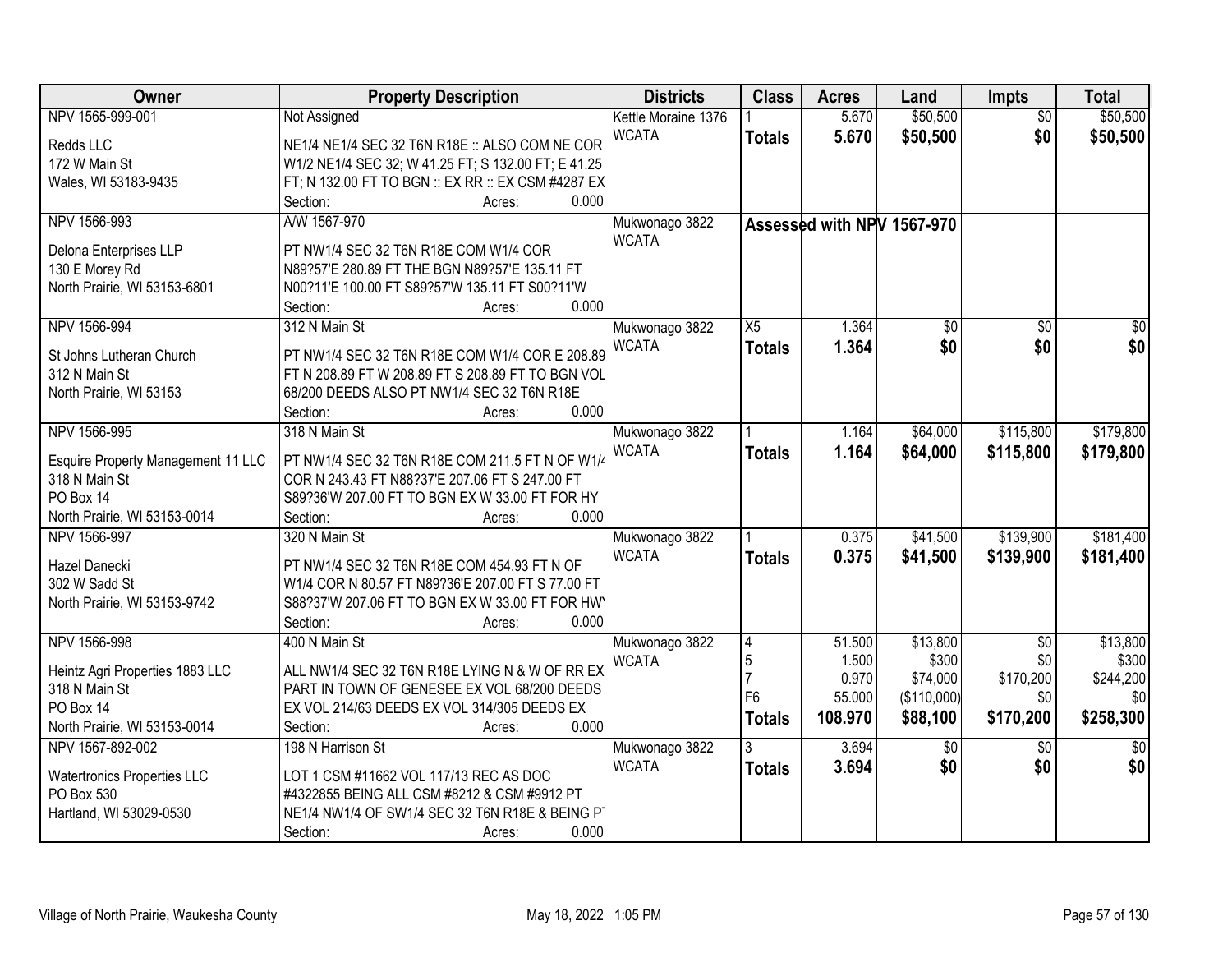| Owner | Property Description | Districts | Class | Acres | Land | Impts | Total |
|---|---|---|---|---|---|---|---|
| NPV 1565-999-001<br><br>Redds LLC<br>172 W Main St<br>Wales, WI 53183-9435 | Not Assigned<br><br>NE1/4 NE1/4 SEC 32 T6N R18E :: ALSO COM NE COR W1/2 NE1/4 SEC 32; W 41.25 FT; S 132.00 FT; E 41.25 FT; N 132.00 FT TO BGN :: EX RR :: EX CSM #4287 EX<br>Section: Acres: 0.000 | Kettle Moraine 1376<br>WCATA | 1<br>**Totals** | 5.670<br>**5.670** | \$50,500<br>**\$50,500** | \$0<br>**\$0** | \$50,500<br>**\$50,500** |
| NPV 1566-993<br><br>Delona Enterprises LLP<br>130 E Morey Rd<br>North Prairie, WI 53153-6801 | A/W 1567-970<br><br>PT NW1/4 SEC 32 T6N R18E COM W1/4 COR N89?57'E 280.89 FT THE BGN N89?57'E 135.11 FT N00?11'E 100.00 FT S89?57'W 135.11 FT S00?11'W<br>Section: Acres: 0.000 | Mukwonago 3822<br>WCATA | **Assessed with NPV 1567-970** | | | | |
| NPV 1566-994<br><br>St Johns Lutheran Church<br>312 N Main St<br>North Prairie, WI 53153 | 312 N Main St<br><br>PT NW1/4 SEC 32 T6N R18E COM W1/4 COR E 208.89 FT N 208.89 FT W 208.89 FT S 208.89 FT TO BGN VOL 68/200 DEEDS ALSO PT NW1/4 SEC 32 T6N R18E<br>Section: Acres: 0.000 | Mukwonago 3822<br>WCATA | X5<br>**Totals** | 1.364<br>**1.364** | \$0<br>**\$0** | \$0<br>**\$0** | \$0<br>**\$0** |
| NPV 1566-995<br><br>Esquire Property Management 11 LLC<br>318 N Main St<br>PO Box 14<br>North Prairie, WI 53153-0014 | 318 N Main St<br><br>PT NW1/4 SEC 32 T6N R18E COM 211.5 FT N OF W1/4 COR N 243.43 FT N88?37'E 207.06 FT S 247.00 FT S89?36'W 207.00 FT TO BGN EX W 33.00 FT FOR HY<br>Section: Acres: 0.000 | Mukwonago 3822<br>WCATA | 1<br>**Totals** | 1.164<br>**1.164** | \$64,000<br>**\$64,000** | \$115,800<br>**\$115,800** | \$179,800<br>**\$179,800** |
| NPV 1566-997<br><br>Hazel Danecki<br>302 W Sadd St<br>North Prairie, WI 53153-9742 | 320 N Main St<br><br>PT NW1/4 SEC 32 T6N R18E COM 454.93 FT N OF W1/4 COR N 80.57 FT N89?36'E 207.00 FT S 77.00 FT S88?37'W 207.06 FT TO BGN EX W 33.00 FT FOR HW<br>Section: Acres: 0.000 | Mukwonago 3822<br>WCATA | 1<br>**Totals** | 0.375<br>**0.375** | \$41,500<br>**\$41,500** | \$139,900<br>**\$139,900** | \$181,400<br>**\$181,400** |
| NPV 1566-998<br><br>Heintz Agri Properties 1883 LLC<br>318 N Main St<br>PO Box 14<br>North Prairie, WI 53153-0014 | 400 N Main St<br><br>ALL NW1/4 SEC 32 T6N R18E LYING N & W OF RR EX PART IN TOWN OF GENESEE EX VOL 68/200 DEEDS EX VOL 214/63 DEEDS EX VOL 314/305 DEEDS EX<br>Section: Acres: 0.000 | Mukwonago 3822<br>WCATA | 4<br>5<br>7<br>F6<br>**Totals** | 51.500<br>1.500<br>0.970<br>55.000<br>**108.970** | \$13,800<br>\$300<br>\$74,000<br>(\$110,000)<br>**\$88,100** | \$0<br>\$0<br>\$170,200<br>\$0<br>**\$170,200** | \$13,800<br>\$300<br>\$244,200<br>\$0<br>**\$258,300** |
| NPV 1567-892-002<br><br>Watertronics Properties LLC<br>PO Box 530<br>Hartland, WI 53029-0530 | 198 N Harrison St<br><br>LOT 1 CSM #11662 VOL 117/13 REC AS DOC #4322855 BEING ALL CSM #8212 & CSM #9912 PT NE1/4 NW1/4 OF SW1/4 SEC 32 T6N R18E & BEING PT<br>Section: Acres: 0.000 | Mukwonago 3822<br>WCATA | 3<br>**Totals** | 3.694<br>**3.694** | \$0<br>**\$0** | \$0<br>**\$0** | \$0<br>**\$0** |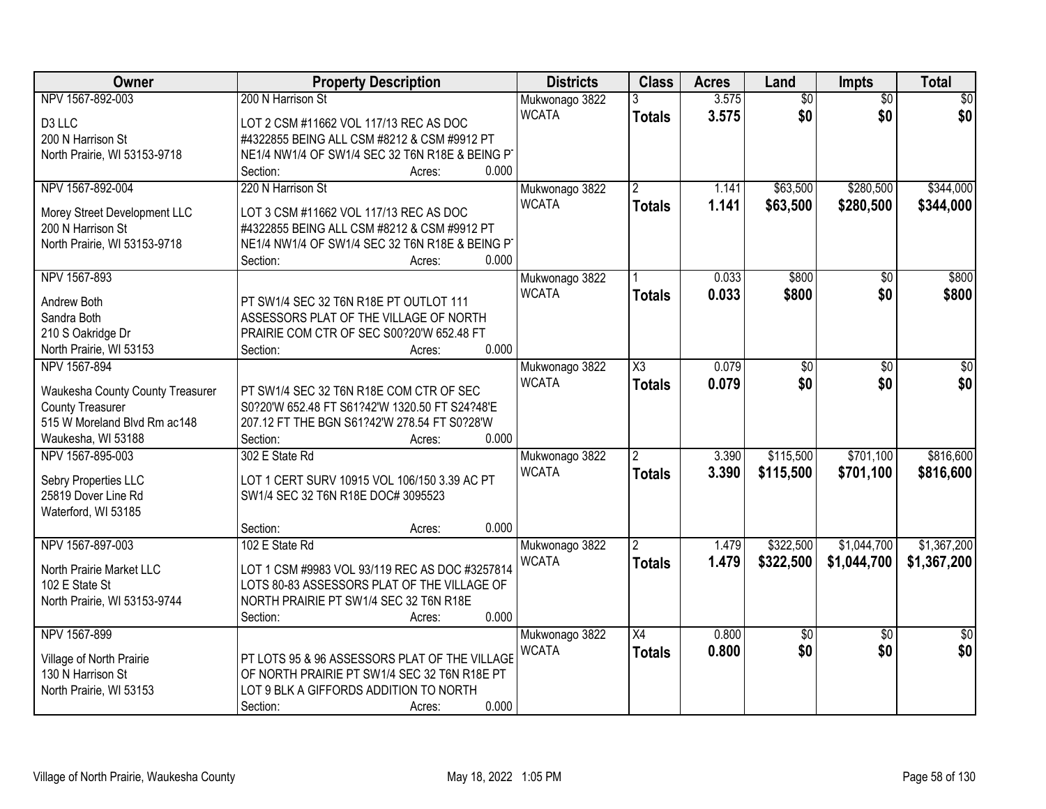| Owner | Property Description | Districts | Class | Acres | Land | Impts | Total |
|---|---|---|---|---|---|---|---|
| NPV 1567-892-003<br>D3 LLC<br>200 N Harrison St<br>North Prairie, WI 53153-9718 | 200 N Harrison St<br>LOT 2 CSM #11662 VOL 117/13 REC AS DOC #4322855 BEING ALL CSM #8212 & CSM #9912 PT NE1/4 NW1/4 OF SW1/4 SEC 32 T6N R18E & BEING PT<br>Section: Acres: 0.000 | Mukwonago 3822<br>WCATA | 3<br>**Totals** | 3.575<br>**3.575** | $0<br>**$0** | $0<br>**$0** | $0<br>**$0** |
| NPV 1567-892-004<br>Morey Street Development LLC<br>200 N Harrison St<br>North Prairie, WI 53153-9718 | 220 N Harrison St<br>LOT 3 CSM #11662 VOL 117/13 REC AS DOC #4322855 BEING ALL CSM #8212 & CSM #9912 PT NE1/4 NW1/4 OF SW1/4 SEC 32 T6N R18E & BEING PT<br>Section: Acres: 0.000 | Mukwonago 3822<br>WCATA | 2<br>**Totals** | 1.141<br>**1.141** | $63,500<br>**$63,500** | $280,500<br>**$280,500** | $344,000<br>**$344,000** |
| NPV 1567-893<br>Andrew Both<br>Sandra Both<br>210 S Oakridge Dr<br>North Prairie, WI 53153 | PT SW1/4 SEC 32 T6N R18E PT OUTLOT 111 ASSESSORS PLAT OF THE VILLAGE OF NORTH PRAIRIE COM CTR OF SEC S00?20'W 652.48 FT<br>Section: Acres: 0.000 | Mukwonago 3822<br>WCATA | 1<br>**Totals** | 0.033<br>**0.033** | $800<br>**$800** | $0<br>**$0** | $800<br>**$800** |
| NPV 1567-894<br>Waukesha County County Treasurer<br>County Treasurer<br>515 W Moreland Blvd Rm ac148<br>Waukesha, WI 53188 | PT SW1/4 SEC 32 T6N R18E COM CTR OF SEC S0?20'W 652.48 FT S61?42'W 1320.50 FT S24?48'E 207.12 FT THE BGN S61?42'W 278.54 FT S0?28'W<br>Section: Acres: 0.000 | Mukwonago 3822<br>WCATA | X3<br>**Totals** | 0.079<br>**0.079** | $0<br>**$0** | $0<br>**$0** | $0<br>**$0** |
| NPV 1567-895-003<br>Sebry Properties LLC<br>25819 Dover Line Rd<br>Waterford, WI 53185 | 302 E State Rd<br>LOT 1 CERT SURV 10915 VOL 106/150 3.39 AC PT SW1/4 SEC 32 T6N R18E DOC# 3095523<br>Section: Acres: 0.000 | Mukwonago 3822<br>WCATA | 2<br>**Totals** | 3.390<br>**3.390** | $115,500<br>**$115,500** | $701,100<br>**$701,100** | $816,600<br>**$816,600** |
| NPV 1567-897-003<br>North Prairie Market LLC<br>102 E State St<br>North Prairie, WI 53153-9744 | 102 E State Rd<br>LOT 1 CSM #9983 VOL 93/119 REC AS DOC #3257814 LOTS 80-83 ASSESSORS PLAT OF THE VILLAGE OF NORTH PRAIRIE PT SW1/4 SEC 32 T6N R18E<br>Section: Acres: 0.000 | Mukwonago 3822<br>WCATA | 2<br>**Totals** | 1.479<br>**1.479** | $322,500<br>**$322,500** | $1,044,700<br>**$1,044,700** | $1,367,200<br>**$1,367,200** |
| NPV 1567-899<br>Village of North Prairie<br>130 N Harrison St<br>North Prairie, WI 53153 | PT LOTS 95 & 96 ASSESSORS PLAT OF THE VILLAGE OF NORTH PRAIRIE PT SW1/4 SEC 32 T6N R18E PT LOT 9 BLK A GIFFORDS ADDITION TO NORTH<br>Section: Acres: 0.000 | Mukwonago 3822<br>WCATA | X4<br>**Totals** | 0.800<br>**0.800** | $0<br>**$0** | $0<br>**$0** | $0<br>**$0** |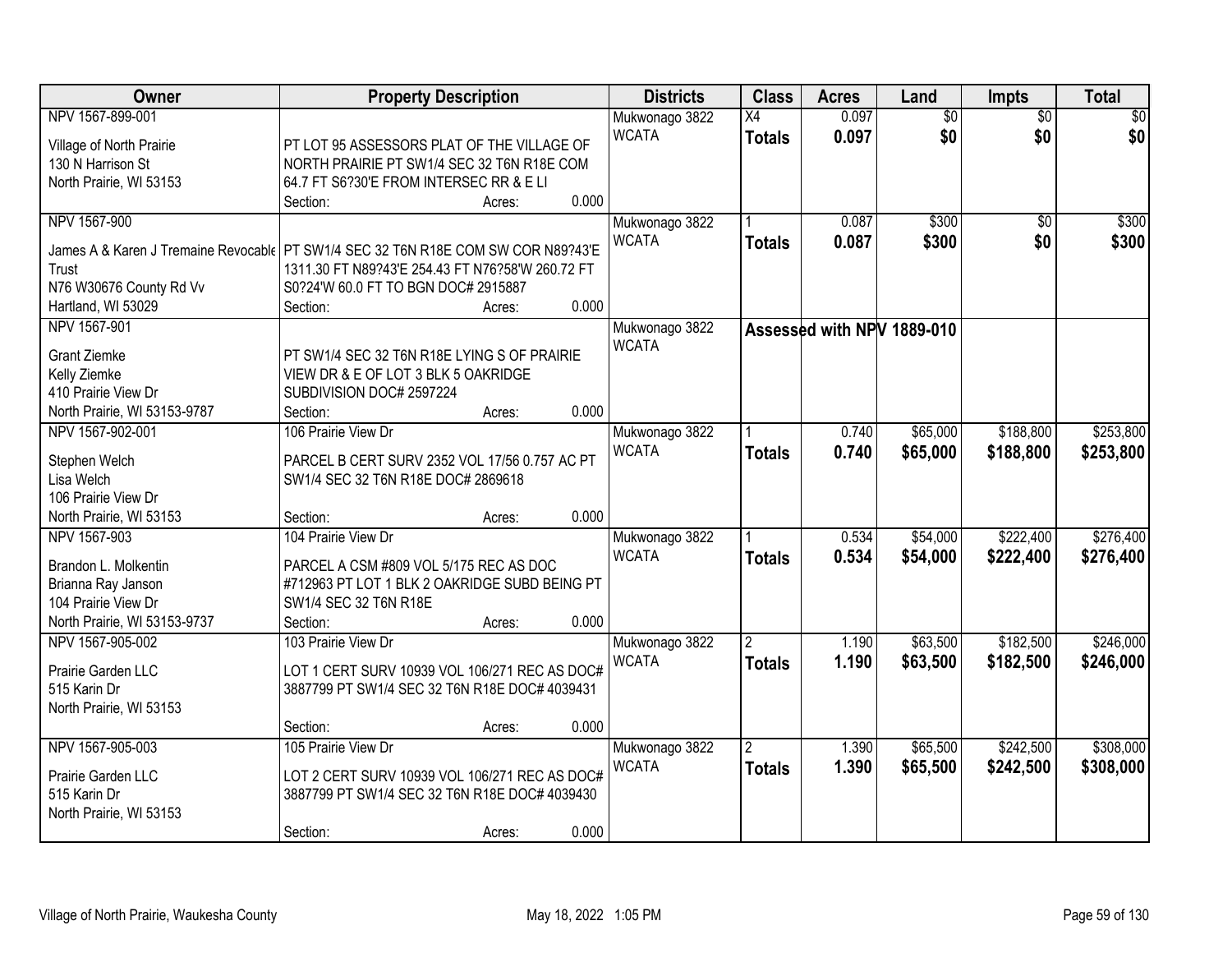| Owner | Property Description | Districts | Class | Acres | Land | Impts | Total |
|---|---|---|---|---|---|---|---|
| NPV 1567-899-001<br><br>Village of North Prairie<br>130 N Harrison St<br>North Prairie, WI 53153 | PT LOT 95 ASSESSORS PLAT OF THE VILLAGE OF NORTH PRAIRIE PT SW1/4 SEC 32 T6N R18E COM 64.7 FT S6?30'E FROM INTERSEC RR & E LI<br>Section: Acres: 0.000 | Mukwonago 3822<br>WCATA | X4<br>**Totals** | 0.097<br>**0.097** | $0<br>**$0** | $0<br>**$0** | $0<br>**$0** |
| NPV 1567-900<br><br>James A & Karen J Tremaine Revocable Trust<br>N76 W30676 County Rd Vv<br>Hartland, WI 53029 | PT SW1/4 SEC 32 T6N R18E COM SW COR N89?43'E 1311.30 FT N89?43'E 254.43 FT N76?58'W 260.72 FT S0?24'W 60.0 FT TO BGN DOC# 2915887<br>Section: Acres: 0.000 | Mukwonago 3822<br>WCATA | 1<br>**Totals** | 0.087<br>**0.087** | $300<br>**$300** | $0<br>**$0** | $300<br>**$300** |
| NPV 1567-901<br><br>Grant Ziemke<br>Kelly Ziemke<br>410 Prairie View Dr<br>North Prairie, WI 53153-9787 | PT SW1/4 SEC 32 T6N R18E LYING S OF PRAIRIE VIEW DR & E OF LOT 3 BLK 5 OAKRIDGE SUBDIVISION DOC# 2597224<br>Section: Acres: 0.000 | Mukwonago 3822<br>WCATA | **Assessed with NPV 1889-010** | | | | |
| NPV 1567-902-001<br><br>Stephen Welch<br>Lisa Welch<br>106 Prairie View Dr<br>North Prairie, WI 53153 | 106 Prairie View Dr<br><br>PARCEL B CERT SURV 2352 VOL 17/56 0.757 AC PT SW1/4 SEC 32 T6N R18E DOC# 2869618<br>Section: Acres: 0.000 | Mukwonago 3822<br>WCATA | 1<br>**Totals** | 0.740<br>**0.740** | $65,000<br>**$65,000** | $188,800<br>**$188,800** | $253,800<br>**$253,800** |
| NPV 1567-903<br><br>Brandon L. Molkentin<br>Brianna Ray Janson<br>104 Prairie View Dr<br>North Prairie, WI 53153-9737 | 104 Prairie View Dr<br><br>PARCEL A CSM #809 VOL 5/175 REC AS DOC #712963 PT LOT 1 BLK 2 OAKRIDGE SUBD BEING PT SW1/4 SEC 32 T6N R18E<br>Section: Acres: 0.000 | Mukwonago 3822<br>WCATA | 1<br>**Totals** | 0.534<br>**0.534** | $54,000<br>**$54,000** | $222,400<br>**$222,400** | $276,400<br>**$276,400** |
| NPV 1567-905-002<br><br>Prairie Garden LLC<br>515 Karin Dr<br>North Prairie, WI 53153 | 103 Prairie View Dr<br><br>LOT 1 CERT SURV 10939 VOL 106/271 REC AS DOC# 3887799 PT SW1/4 SEC 32 T6N R18E DOC# 4039431<br>Section: Acres: 0.000 | Mukwonago 3822<br>WCATA | 2<br>**Totals** | 1.190<br>**1.190** | $63,500<br>**$63,500** | $182,500<br>**$182,500** | $246,000<br>**$246,000** |
| NPV 1567-905-003<br><br>Prairie Garden LLC<br>515 Karin Dr<br>North Prairie, WI 53153 | 105 Prairie View Dr<br><br>LOT 2 CERT SURV 10939 VOL 106/271 REC AS DOC# 3887799 PT SW1/4 SEC 32 T6N R18E DOC# 4039430<br>Section: Acres: 0.000 | Mukwonago 3822<br>WCATA | 2<br>**Totals** | 1.390<br>**1.390** | $65,500<br>**$65,500** | $242,500<br>**$242,500** | $308,000<br>**$308,000** |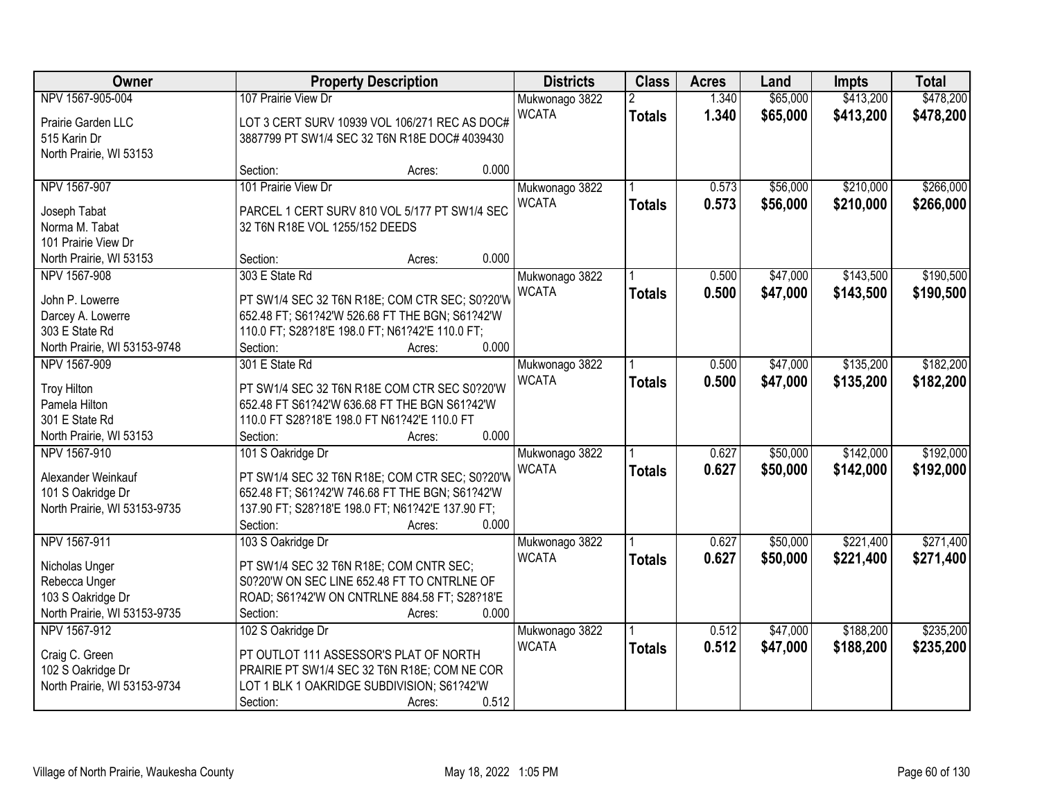| Owner | Property Description | Districts | Class | Acres | Land | Impts | Total |
|---|---|---|---|---|---|---|---|
| NPV 1567-905-004<br><br>Prairie Garden LLC<br>515 Karin Dr<br>North Prairie, WI 53153 | 107 Prairie View Dr<br><br>LOT 3 CERT SURV 10939 VOL 106/271 REC AS DOC# 3887799 PT SW1/4 SEC 32 T6N R18E DOC# 4039430<br><br>Section: Acres: 0.000 | Mukwonago 3822<br>WCATA | 2<br>**Totals** | 1.340<br>**1.340** | $65,000<br>**$65,000** | $413,200<br>**$413,200** | $478,200<br>**$478,200** |
| NPV 1567-907<br><br>Joseph Tabat<br>Norma M. Tabat<br>101 Prairie View Dr<br>North Prairie, WI 53153 | 101 Prairie View Dr<br><br>PARCEL 1 CERT SURV 810 VOL 5/177 PT SW1/4 SEC 32 T6N R18E VOL 1255/152 DEEDS<br><br>Section: Acres: 0.000 | Mukwonago 3822<br>WCATA | 1<br>**Totals** | 0.573<br>**0.573** | $56,000<br>**$56,000** | $210,000<br>**$210,000** | $266,000<br>**$266,000** |
| NPV 1567-908<br><br>John P. Lowerre<br>Darcey A. Lowerre<br>303 E State Rd<br>North Prairie, WI 53153-9748 | 303 E State Rd<br><br>PT SW1/4 SEC 32 T6N R18E; COM CTR SEC; S0?20'W 652.48 FT; S61?42'W 526.68 FT THE BGN; S61?42'W 110.0 FT; S28?18'E 198.0 FT; N61?42'E 110.0 FT;<br>Section: Acres: 0.000 | Mukwonago 3822<br>WCATA | 1<br>**Totals** | 0.500<br>**0.500** | $47,000<br>**$47,000** | $143,500<br>**$143,500** | $190,500<br>**$190,500** |
| NPV 1567-909<br><br>Troy Hilton<br>Pamela Hilton<br>301 E State Rd<br>North Prairie, WI 53153 | 301 E State Rd<br><br>PT SW1/4 SEC 32 T6N R18E COM CTR SEC S0?20'W 652.48 FT S61?42'W 636.68 FT THE BGN S61?42'W 110.0 FT S28?18'E 198.0 FT N61?42'E 110.0 FT<br>Section: Acres: 0.000 | Mukwonago 3822<br>WCATA | 1<br>**Totals** | 0.500<br>**0.500** | $47,000<br>**$47,000** | $135,200<br>**$135,200** | $182,200<br>**$182,200** |
| NPV 1567-910<br><br>Alexander Weinkauf<br>101 S Oakridge Dr<br>North Prairie, WI 53153-9735 | 101 S Oakridge Dr<br><br>PT SW1/4 SEC 32 T6N R18E; COM CTR SEC; S0?20'W 652.48 FT; S61?42'W 746.68 FT THE BGN; S61?42'W 137.90 FT; S28?18'E 198.0 FT; N61?42'E 137.90 FT;<br>Section: Acres: 0.000 | Mukwonago 3822<br>WCATA | 1<br>**Totals** | 0.627<br>**0.627** | $50,000<br>**$50,000** | $142,000<br>**$142,000** | $192,000<br>**$192,000** |
| NPV 1567-911<br><br>Nicholas Unger<br>Rebecca Unger<br>103 S Oakridge Dr<br>North Prairie, WI 53153-9735 | 103 S Oakridge Dr<br><br>PT SW1/4 SEC 32 T6N R18E; COM CNTR SEC; S0?20'W ON SEC LINE 652.48 FT TO CNTRLNE OF ROAD; S61?42'W ON CNTRLNE 884.58 FT; S28?18'E<br>Section: Acres: 0.000 | Mukwonago 3822<br>WCATA | 1<br>**Totals** | 0.627<br>**0.627** | $50,000<br>**$50,000** | $221,400<br>**$221,400** | $271,400<br>**$271,400** |
| NPV 1567-912<br><br>Craig C. Green<br>102 S Oakridge Dr<br>North Prairie, WI 53153-9734 | 102 S Oakridge Dr<br><br>PT OUTLOT 111 ASSESSOR'S PLAT OF NORTH PRAIRIE PT SW1/4 SEC 32 T6N R18E; COM NE COR LOT 1 BLK 1 OAKRIDGE SUBDIVISION; S61?42'W<br>Section: Acres: 0.512 | Mukwonago 3822<br>WCATA | 1<br>**Totals** | 0.512<br>**0.512** | $47,000<br>**$47,000** | $188,200<br>**$188,200** | $235,200<br>**$235,200** |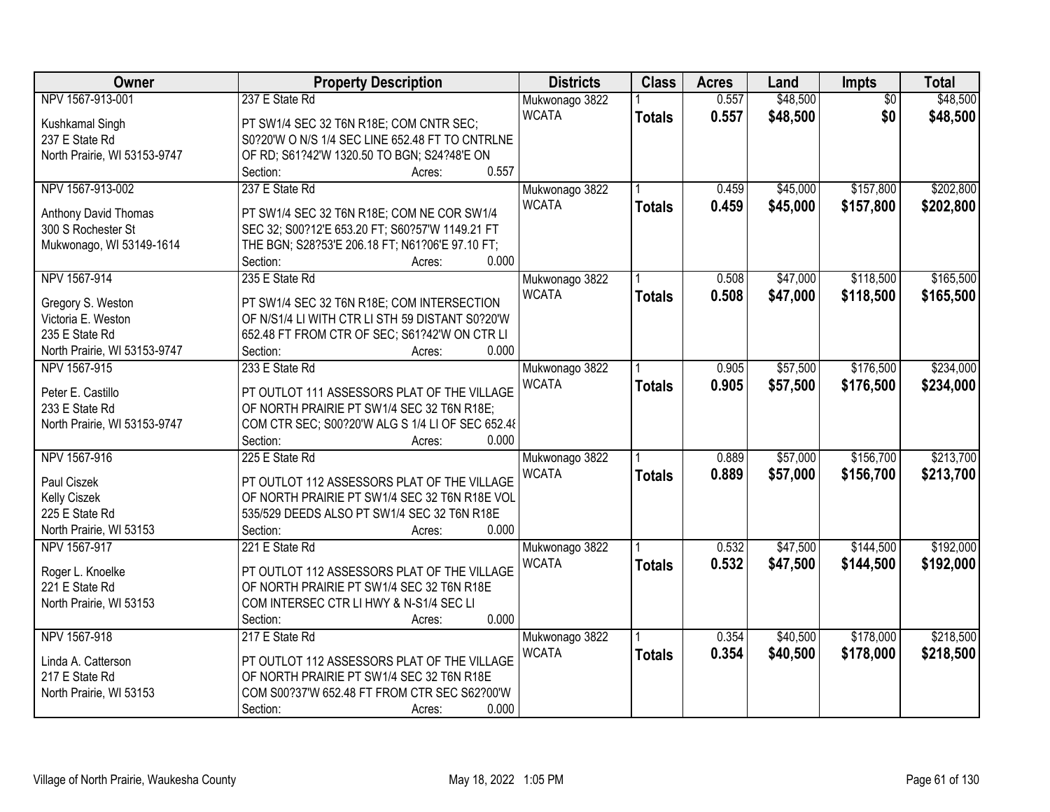| Owner | Property Description | Districts | Class | Acres | Land | Impts | Total |
|---|---|---|---|---|---|---|---|
| NPV 1567-913-001<br><br>Kushkamal Singh<br>237 E State Rd<br>North Prairie, WI 53153-9747 | 237 E State Rd<br><br>PT SW1/4 SEC 32 T6N R18E; COM CNTR SEC; S0?20'W O N/S 1/4 SEC LINE 652.48 FT TO CNTRLNE OF RD; S61?42'W 1320.50 TO BGN; S24?48'E ON<br>Section: Acres: 0.557 | Mukwonago 3822<br>WCATA | 1<br>**Totals** | 0.557<br>**0.557** | $48,500<br>**$48,500** | $0<br>**$0** | $48,500<br>**$48,500** |
| NPV 1567-913-002<br><br>Anthony David Thomas<br>300 S Rochester St<br>Mukwonago, WI 53149-1614 | 237 E State Rd<br><br>PT SW1/4 SEC 32 T6N R18E; COM NE COR SW1/4 SEC 32; S00?12'E 653.20 FT; S60?57'W 1149.21 FT THE BGN; S28?53'E 206.18 FT; N61?06'E 97.10 FT;<br>Section: Acres: 0.000 | Mukwonago 3822<br>WCATA | 1<br>**Totals** | 0.459<br>**0.459** | $45,000<br>**$45,000** | $157,800<br>**$157,800** | $202,800<br>**$202,800** |
| NPV 1567-914<br><br>Gregory S. Weston<br>Victoria E. Weston<br>235 E State Rd<br>North Prairie, WI 53153-9747 | 235 E State Rd<br><br>PT SW1/4 SEC 32 T6N R18E; COM INTERSECTION OF N/S1/4 LI WITH CTR LI STH 59 DISTANT S0?20'W 652.48 FT FROM CTR OF SEC; S61?42'W ON CTR LI<br>Section: Acres: 0.000 | Mukwonago 3822<br>WCATA | 1<br>**Totals** | 0.508<br>**0.508** | $47,000<br>**$47,000** | $118,500<br>**$118,500** | $165,500<br>**$165,500** |
| NPV 1567-915<br><br>Peter E. Castillo<br>233 E State Rd<br>North Prairie, WI 53153-9747 | 233 E State Rd<br><br>PT OUTLOT 111 ASSESSORS PLAT OF THE VILLAGE OF NORTH PRAIRIE PT SW1/4 SEC 32 T6N R18E; COM CTR SEC; S00?20'W ALG S 1/4 LI OF SEC 652.48<br>Section: Acres: 0.000 | Mukwonago 3822<br>WCATA | 1<br>**Totals** | 0.905<br>**0.905** | $57,500<br>**$57,500** | $176,500<br>**$176,500** | $234,000<br>**$234,000** |
| NPV 1567-916<br><br>Paul Ciszek<br>Kelly Ciszek<br>225 E State Rd<br>North Prairie, WI 53153 | 225 E State Rd<br><br>PT OUTLOT 112 ASSESSORS PLAT OF THE VILLAGE OF NORTH PRAIRIE PT SW1/4 SEC 32 T6N R18E VOL 535/529 DEEDS ALSO PT SW1/4 SEC 32 T6N R18E<br>Section: Acres: 0.000 | Mukwonago 3822<br>WCATA | 1<br>**Totals** | 0.889<br>**0.889** | $57,000<br>**$57,000** | $156,700<br>**$156,700** | $213,700<br>**$213,700** |
| NPV 1567-917<br><br>Roger L. Knoelke<br>221 E State Rd<br>North Prairie, WI 53153 | 221 E State Rd<br><br>PT OUTLOT 112 ASSESSORS PLAT OF THE VILLAGE OF NORTH PRAIRIE PT SW1/4 SEC 32 T6N R18E COM INTERSEC CTR LI HWY & N-S1/4 SEC LI<br>Section: Acres: 0.000 | Mukwonago 3822<br>WCATA | 1<br>**Totals** | 0.532<br>**0.532** | $47,500<br>**$47,500** | $144,500<br>**$144,500** | $192,000<br>**$192,000** |
| NPV 1567-918<br><br>Linda A. Catterson<br>217 E State Rd<br>North Prairie, WI 53153 | 217 E State Rd<br><br>PT OUTLOT 112 ASSESSORS PLAT OF THE VILLAGE OF NORTH PRAIRIE PT SW1/4 SEC 32 T6N R18E COM S00?37'W 652.48 FT FROM CTR SEC S62?00'W<br>Section: Acres: 0.000 | Mukwonago 3822<br>WCATA | 1<br>**Totals** | 0.354<br>**0.354** | $40,500<br>**$40,500** | $178,000<br>**$178,000** | $218,500<br>**$218,500** |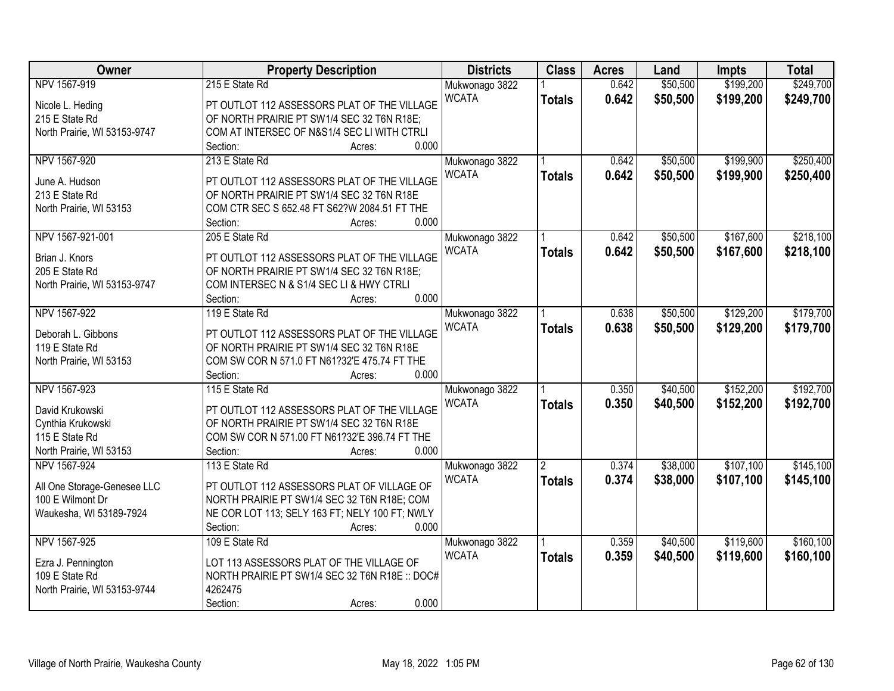| Owner | Property Description | Districts | Class | Acres | Land | Impts | Total |
|---|---|---|---|---|---|---|---|
| NPV 1567-919<br><br>Nicole L. Heding<br>215 E State Rd<br>North Prairie, WI 53153-9747 | 215 E State Rd<br><br>PT OUTLOT 112 ASSESSORS PLAT OF THE VILLAGE OF NORTH PRAIRIE PT SW1/4 SEC 32 T6N R18E; COM AT INTERSEC OF N&S1/4 SEC LI WITH CTRLI<br>Section: Acres: 0.000 | Mukwonago 3822<br>WCATA | 1<br>**Totals** | 0.642<br>**0.642** | $50,500<br>**$50,500** | $199,200<br>**$199,200** | $249,700<br>**$249,700** |
| NPV 1567-920<br><br>June A. Hudson<br>213 E State Rd<br>North Prairie, WI 53153 | 213 E State Rd<br><br>PT OUTLOT 112 ASSESSORS PLAT OF THE VILLAGE OF NORTH PRAIRIE PT SW1/4 SEC 32 T6N R18E COM CTR SEC S 652.48 FT S62?W 2084.51 FT THE<br>Section: Acres: 0.000 | Mukwonago 3822<br>WCATA | 1<br>**Totals** | 0.642<br>**0.642** | $50,500<br>**$50,500** | $199,900<br>**$199,900** | $250,400<br>**$250,400** |
| NPV 1567-921-001<br><br>Brian J. Knors<br>205 E State Rd<br>North Prairie, WI 53153-9747 | 205 E State Rd<br><br>PT OUTLOT 112 ASSESSORS PLAT OF THE VILLAGE OF NORTH PRAIRIE PT SW1/4 SEC 32 T6N R18E; COM INTERSEC N & S1/4 SEC LI & HWY CTRLI<br>Section: Acres: 0.000 | Mukwonago 3822<br>WCATA | 1<br>**Totals** | 0.642<br>**0.642** | $50,500<br>**$50,500** | $167,600<br>**$167,600** | $218,100<br>**$218,100** |
| NPV 1567-922<br><br>Deborah L. Gibbons<br>119 E State Rd<br>North Prairie, WI 53153 | 119 E State Rd<br><br>PT OUTLOT 112 ASSESSORS PLAT OF THE VILLAGE OF NORTH PRAIRIE PT SW1/4 SEC 32 T6N R18E COM SW COR N 571.0 FT N61?32'E 475.74 FT THE<br>Section: Acres: 0.000 | Mukwonago 3822<br>WCATA | 1<br>**Totals** | 0.638<br>**0.638** | $50,500<br>**$50,500** | $129,200<br>**$129,200** | $179,700<br>**$179,700** |
| NPV 1567-923<br><br>David Krukowski<br>Cynthia Krukowski<br>115 E State Rd<br>North Prairie, WI 53153 | 115 E State Rd<br><br>PT OUTLOT 112 ASSESSORS PLAT OF THE VILLAGE OF NORTH PRAIRIE PT SW1/4 SEC 32 T6N R18E COM SW COR N 571.00 FT N61?32'E 396.74 FT THE<br>Section: Acres: 0.000 | Mukwonago 3822<br>WCATA | 1<br>**Totals** | 0.350<br>**0.350** | $40,500<br>**$40,500** | $152,200<br>**$152,200** | $192,700<br>**$192,700** |
| NPV 1567-924<br><br>All One Storage-Genesee LLC<br>100 E Wilmont Dr<br>Waukesha, WI 53189-7924 | 113 E State Rd<br><br>PT OUTLOT 112 ASSESSORS PLAT OF VILLAGE OF NORTH PRAIRIE PT SW1/4 SEC 32 T6N R18E; COM NE COR LOT 113; SELY 163 FT; NELY 100 FT; NWLY<br>Section: Acres: 0.000 | Mukwonago 3822<br>WCATA | 2<br>**Totals** | 0.374<br>**0.374** | $38,000<br>**$38,000** | $107,100<br>**$107,100** | $145,100<br>**$145,100** |
| NPV 1567-925<br><br>Ezra J. Pennington<br>109 E State Rd<br>North Prairie, WI 53153-9744 | 109 E State Rd<br><br>LOT 113 ASSESSORS PLAT OF THE VILLAGE OF NORTH PRAIRIE PT SW1/4 SEC 32 T6N R18E :: DOC# 4262475<br>Section: Acres: 0.000 | Mukwonago 3822<br>WCATA | 1<br>**Totals** | 0.359<br>**0.359** | $40,500<br>**$40,500** | $119,600<br>**$119,600** | $160,100<br>**$160,100** |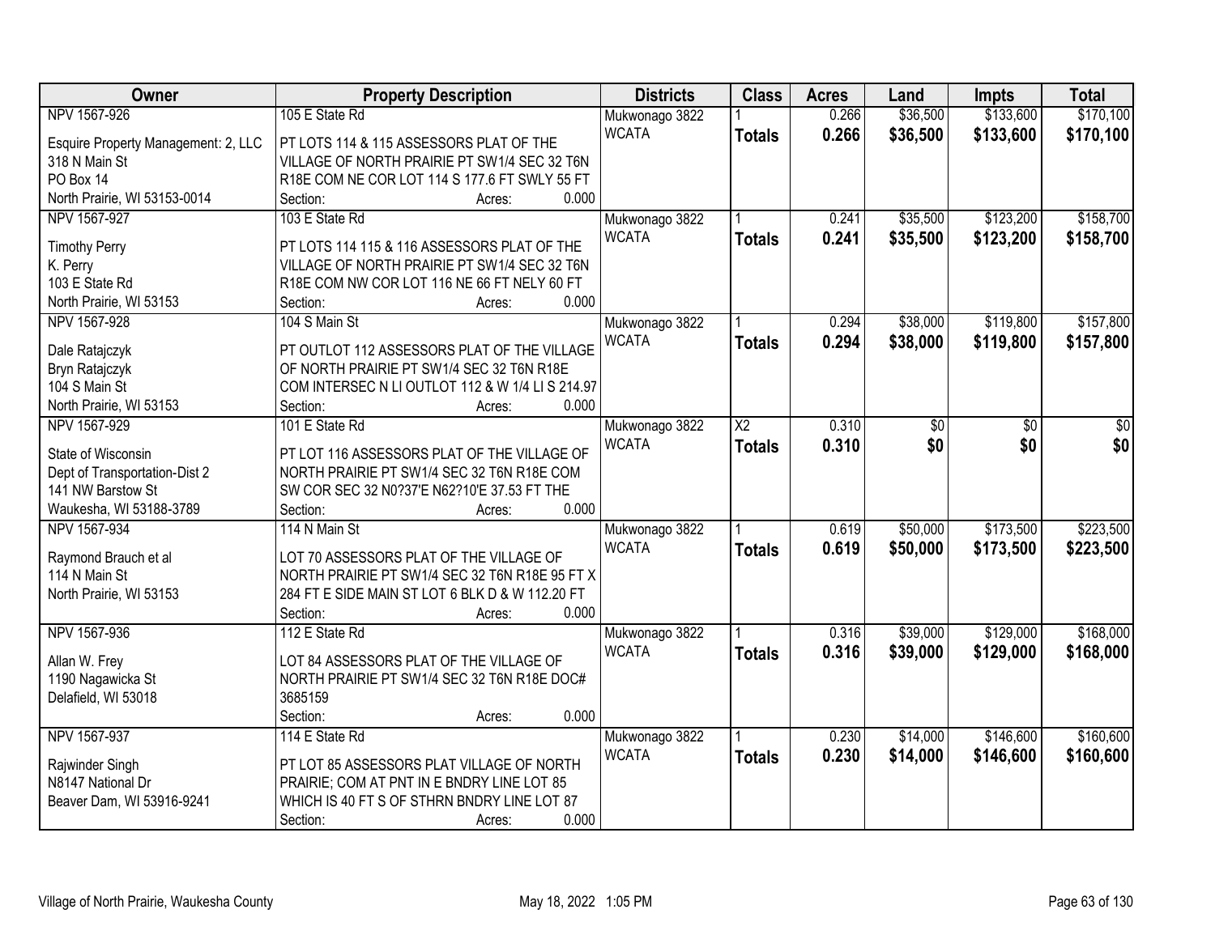| Owner | Property Description | Districts | Class | Acres | Land | Impts | Total |
|---|---|---|---|---|---|---|---|
| NPV 1567-926<br>Esquire Property Management: 2, LLC<br>318 N Main St<br>PO Box 14<br>North Prairie, WI 53153-0014 | 105 E State Rd<br>PT LOTS 114 & 115 ASSESSORS PLAT OF THE VILLAGE OF NORTH PRAIRIE PT SW1/4 SEC 32 T6N R18E COM NE COR LOT 114 S 177.6 FT SWLY 55 FT<br>Section: Acres: 0.000 | Mukwonago 3822<br>WCATA | 1<br>**Totals** | 0.266<br>**0.266** | $36,500<br>**$36,500** | $133,600<br>**$133,600** | $170,100<br>**$170,100** |
| NPV 1567-927<br>Timothy Perry<br>K. Perry<br>103 E State Rd<br>North Prairie, WI 53153 | 103 E State Rd<br>PT LOTS 114 115 & 116 ASSESSORS PLAT OF THE VILLAGE OF NORTH PRAIRIE PT SW1/4 SEC 32 T6N R18E COM NW COR LOT 116 NE 66 FT NELY 60 FT<br>Section: Acres: 0.000 | Mukwonago 3822<br>WCATA | 1<br>**Totals** | 0.241<br>**0.241** | $35,500<br>**$35,500** | $123,200<br>**$123,200** | $158,700<br>**$158,700** |
| NPV 1567-928<br>Dale Ratajczyk<br>Bryn Ratajczyk<br>104 S Main St<br>North Prairie, WI 53153 | 104 S Main St<br>PT OUTLOT 112 ASSESSORS PLAT OF THE VILLAGE OF NORTH PRAIRIE PT SW1/4 SEC 32 T6N R18E COM INTERSEC N LI OUTLOT 112 & W 1/4 LI S 214.97<br>Section: Acres: 0.000 | Mukwonago 3822<br>WCATA | 1<br>**Totals** | 0.294<br>**0.294** | $38,000<br>**$38,000** | $119,800<br>**$119,800** | $157,800<br>**$157,800** |
| NPV 1567-929<br>State of Wisconsin<br>Dept of Transportation-Dist 2<br>141 NW Barstow St<br>Waukesha, WI 53188-3789 | 101 E State Rd<br>PT LOT 116 ASSESSORS PLAT OF THE VILLAGE OF NORTH PRAIRIE PT SW1/4 SEC 32 T6N R18E COM SW COR SEC 32 N0?37'E N62?10'E 37.53 FT THE<br>Section: Acres: 0.000 | Mukwonago 3822<br>WCATA | X2<br>**Totals** | 0.310<br>**0.310** | $0<br>**$0** | $0<br>**$0** | $0<br>**$0** |
| NPV 1567-934<br>Raymond Brauch et al<br>114 N Main St<br>North Prairie, WI 53153 | 114 N Main St<br>LOT 70 ASSESSORS PLAT OF THE VILLAGE OF NORTH PRAIRIE PT SW1/4 SEC 32 T6N R18E 95 FT X 284 FT E SIDE MAIN ST LOT 6 BLK D & W 112.20 FT<br>Section: Acres: 0.000 | Mukwonago 3822<br>WCATA | 1<br>**Totals** | 0.619<br>**0.619** | $50,000<br>**$50,000** | $173,500<br>**$173,500** | $223,500<br>**$223,500** |
| NPV 1567-936<br>Allan W. Frey<br>1190 Nagawicka St<br>Delafield, WI 53018 | 112 E State Rd<br>LOT 84 ASSESSORS PLAT OF THE VILLAGE OF NORTH PRAIRIE PT SW1/4 SEC 32 T6N R18E DOC# 3685159<br>Section: Acres: 0.000 | Mukwonago 3822<br>WCATA | 1<br>**Totals** | 0.316<br>**0.316** | $39,000<br>**$39,000** | $129,000<br>**$129,000** | $168,000<br>**$168,000** |
| NPV 1567-937<br>Rajwinder Singh<br>N8147 National Dr<br>Beaver Dam, WI 53916-9241 | 114 E State Rd<br>PT LOT 85 ASSESSORS PLAT VILLAGE OF NORTH PRAIRIE; COM AT PNT IN E BNDRY LINE LOT 85 WHICH IS 40 FT S OF STHRN BNDRY LINE LOT 87<br>Section: Acres: 0.000 | Mukwonago 3822<br>WCATA | 1<br>**Totals** | 0.230<br>**0.230** | $14,000<br>**$14,000** | $146,600<br>**$146,600** | $160,600<br>**$160,600** |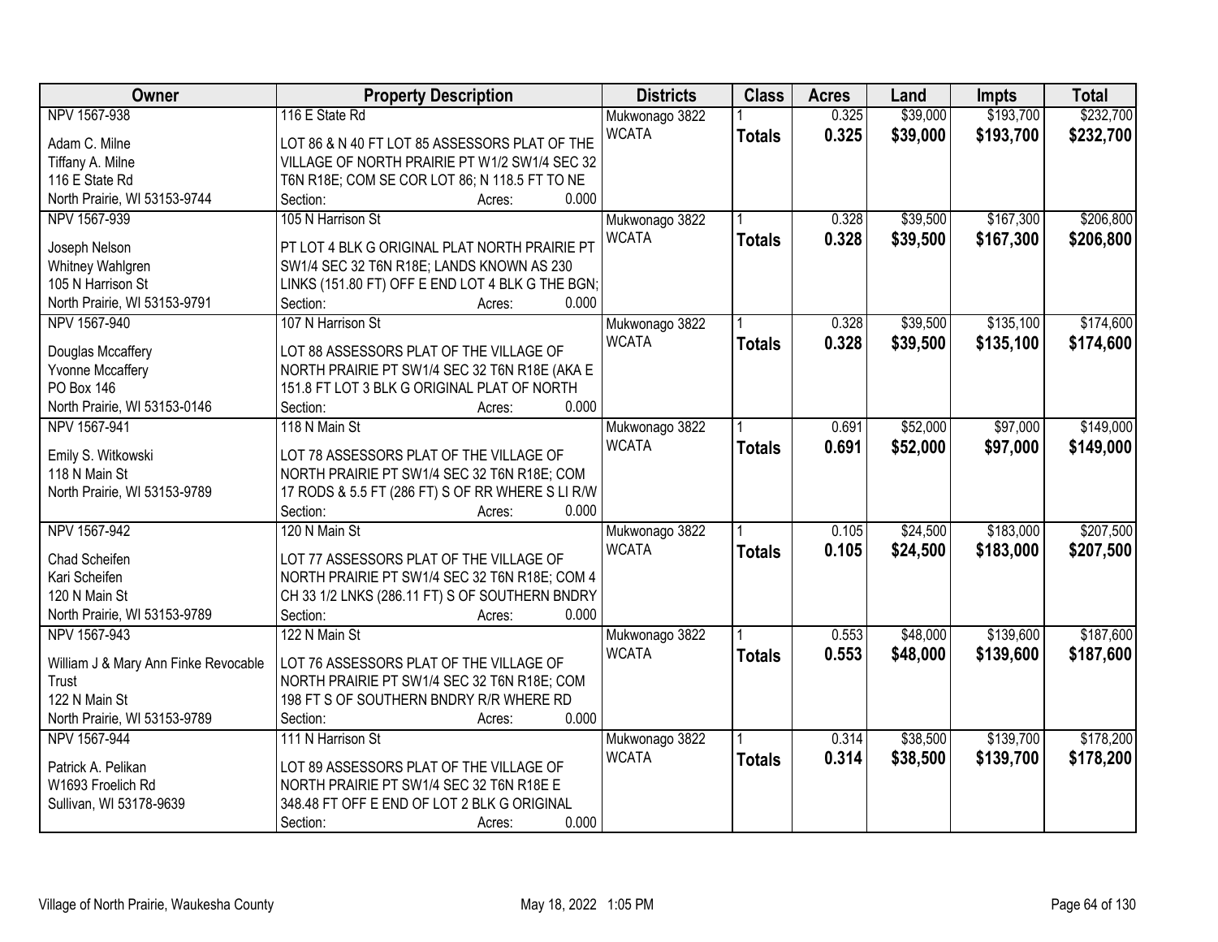| Owner | Property Description | Districts | Class | Acres | Land | Impts | Total |
|---|---|---|---|---|---|---|---|
| NPV 1567-938<br>Adam C. Milne<br>Tiffany A. Milne<br>116 E State Rd<br>North Prairie, WI 53153-9744 | 116 E State Rd<br>LOT 86 & N 40 FT LOT 85 ASSESSORS PLAT OF THE VILLAGE OF NORTH PRAIRIE PT W1/2 SW1/4 SEC 32 T6N R18E; COM SE COR LOT 86; N 118.5 FT TO NE<br>Section: Acres: 0.000 | Mukwonago 3822<br>WCATA | 1<br>**Totals** | 0.325<br>**0.325** | $39,000<br>**$39,000** | $193,700<br>**$193,700** | $232,700<br>**$232,700** |
| NPV 1567-939<br>Joseph Nelson<br>Whitney Wahlgren<br>105 N Harrison St<br>North Prairie, WI 53153-9791 | 105 N Harrison St<br>PT LOT 4 BLK G ORIGINAL PLAT NORTH PRAIRIE PT SW1/4 SEC 32 T6N R18E; LANDS KNOWN AS 230 LINKS (151.80 FT) OFF E END LOT 4 BLK G THE BGN;<br>Section: Acres: 0.000 | Mukwonago 3822<br>WCATA | 1<br>**Totals** | 0.328<br>**0.328** | $39,500<br>**$39,500** | $167,300<br>**$167,300** | $206,800<br>**$206,800** |
| NPV 1567-940<br>Douglas Mccaffery<br>Yvonne Mccaffery<br>PO Box 146<br>North Prairie, WI 53153-0146 | 107 N Harrison St<br>LOT 88 ASSESSORS PLAT OF THE VILLAGE OF NORTH PRAIRIE PT SW1/4 SEC 32 T6N R18E (AKA E 151.8 FT LOT 3 BLK G ORIGINAL PLAT OF NORTH<br>Section: Acres: 0.000 | Mukwonago 3822<br>WCATA | 1<br>**Totals** | 0.328<br>**0.328** | $39,500<br>**$39,500** | $135,100<br>**$135,100** | $174,600<br>**$174,600** |
| NPV 1567-941<br>Emily S. Witkowski<br>118 N Main St<br>North Prairie, WI 53153-9789 | 118 N Main St<br>LOT 78 ASSESSORS PLAT OF THE VILLAGE OF NORTH PRAIRIE PT SW1/4 SEC 32 T6N R18E; COM 17 RODS & 5.5 FT (286 FT) S OF RR WHERE S LI R/W<br>Section: Acres: 0.000 | Mukwonago 3822<br>WCATA | 1<br>**Totals** | 0.691<br>**0.691** | $52,000<br>**$52,000** | $97,000<br>**$97,000** | $149,000<br>**$149,000** |
| NPV 1567-942<br>Chad Scheifen<br>Kari Scheifen<br>120 N Main St<br>North Prairie, WI 53153-9789 | 120 N Main St<br>LOT 77 ASSESSORS PLAT OF THE VILLAGE OF NORTH PRAIRIE PT SW1/4 SEC 32 T6N R18E; COM 4 CH 33 1/2 LNKS (286.11 FT) S OF SOUTHERN BNDRY<br>Section: Acres: 0.000 | Mukwonago 3822<br>WCATA | 1<br>**Totals** | 0.105<br>**0.105** | $24,500<br>**$24,500** | $183,000<br>**$183,000** | $207,500<br>**$207,500** |
| NPV 1567-943<br>William J & Mary Ann Finke Revocable Trust<br>122 N Main St<br>North Prairie, WI 53153-9789 | 122 N Main St<br>LOT 76 ASSESSORS PLAT OF THE VILLAGE OF NORTH PRAIRIE PT SW1/4 SEC 32 T6N R18E; COM 198 FT S OF SOUTHERN BNDRY R/R WHERE RD<br>Section: Acres: 0.000 | Mukwonago 3822<br>WCATA | 1<br>**Totals** | 0.553<br>**0.553** | $48,000<br>**$48,000** | $139,600<br>**$139,600** | $187,600<br>**$187,600** |
| NPV 1567-944<br>Patrick A. Pelikan<br>W1693 Froelich Rd<br>Sullivan, WI 53178-9639 | 111 N Harrison St<br>LOT 89 ASSESSORS PLAT OF THE VILLAGE OF NORTH PRAIRIE PT SW1/4 SEC 32 T6N R18E E 348.48 FT OFF E END OF LOT 2 BLK G ORIGINAL<br>Section: Acres: 0.000 | Mukwonago 3822<br>WCATA | 1<br>**Totals** | 0.314<br>**0.314** | $38,500<br>**$38,500** | $139,700<br>**$139,700** | $178,200<br>**$178,200** |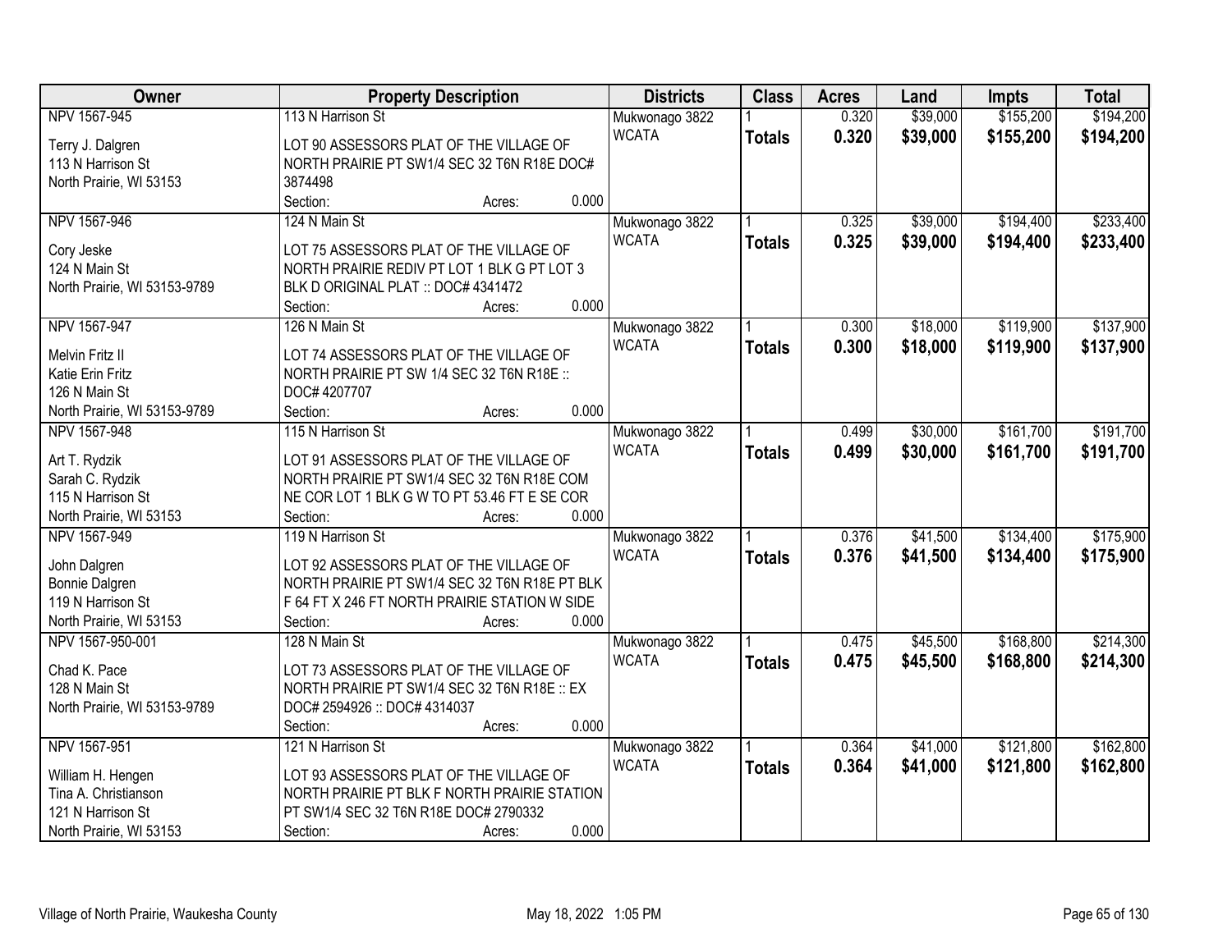| Owner | Property Description | Districts | Class | Acres | Land | Impts | Total |
|---|---|---|---|---|---|---|---|
| NPV 1567-945<br><br>Terry J. Dalgren<br>113 N Harrison St<br>North Prairie, WI 53153 | 113 N Harrison St<br><br>LOT 90 ASSESSORS PLAT OF THE VILLAGE OF NORTH PRAIRIE PT SW1/4 SEC 32 T6N R18E DOC# 3874498<br>Section: Acres: 0.000 | Mukwonago 3822<br>WCATA | 1<br>**Totals** | 0.320<br>**0.320** | $39,000<br>**$39,000** | $155,200<br>**$155,200** | $194,200<br>**$194,200** |
| NPV 1567-946<br><br>Cory Jeske<br>124 N Main St<br>North Prairie, WI 53153-9789 | 124 N Main St<br><br>LOT 75 ASSESSORS PLAT OF THE VILLAGE OF NORTH PRAIRIE REDIV PT LOT 1 BLK G PT LOT 3 BLK D ORIGINAL PLAT :: DOC# 4341472<br>Section: Acres: 0.000 | Mukwonago 3822<br>WCATA | 1<br>**Totals** | 0.325<br>**0.325** | $39,000<br>**$39,000** | $194,400<br>**$194,400** | $233,400<br>**$233,400** |
| NPV 1567-947<br><br>Melvin Fritz II<br>Katie Erin Fritz<br>126 N Main St<br>North Prairie, WI 53153-9789 | 126 N Main St<br><br>LOT 74 ASSESSORS PLAT OF THE VILLAGE OF NORTH PRAIRIE PT SW 1/4 SEC 32 T6N R18E :: DOC# 4207707<br>Section: Acres: 0.000 | Mukwonago 3822<br>WCATA | 1<br>**Totals** | 0.300<br>**0.300** | $18,000<br>**$18,000** | $119,900<br>**$119,900** | $137,900<br>**$137,900** |
| NPV 1567-948<br><br>Art T. Rydzik<br>Sarah C. Rydzik<br>115 N Harrison St<br>North Prairie, WI 53153 | 115 N Harrison St<br><br>LOT 91 ASSESSORS PLAT OF THE VILLAGE OF NORTH PRAIRIE PT SW1/4 SEC 32 T6N R18E COM NE COR LOT 1 BLK G W TO PT 53.46 FT E SE COR<br>Section: Acres: 0.000 | Mukwonago 3822<br>WCATA | 1<br>**Totals** | 0.499<br>**0.499** | $30,000<br>**$30,000** | $161,700<br>**$161,700** | $191,700<br>**$191,700** |
| NPV 1567-949<br><br>John Dalgren<br>Bonnie Dalgren<br>119 N Harrison St<br>North Prairie, WI 53153 | 119 N Harrison St<br><br>LOT 92 ASSESSORS PLAT OF THE VILLAGE OF NORTH PRAIRIE PT SW1/4 SEC 32 T6N R18E PT BLK F 64 FT X 246 FT NORTH PRAIRIE STATION W SIDE<br>Section: Acres: 0.000 | Mukwonago 3822<br>WCATA | 1<br>**Totals** | 0.376<br>**0.376** | $41,500<br>**$41,500** | $134,400<br>**$134,400** | $175,900<br>**$175,900** |
| NPV 1567-950-001<br><br>Chad K. Pace<br>128 N Main St<br>North Prairie, WI 53153-9789 | 128 N Main St<br><br>LOT 73 ASSESSORS PLAT OF THE VILLAGE OF NORTH PRAIRIE PT SW1/4 SEC 32 T6N R18E :: EX DOC# 2594926 :: DOC# 4314037<br>Section: Acres: 0.000 | Mukwonago 3822<br>WCATA | 1<br>**Totals** | 0.475<br>**0.475** | $45,500<br>**$45,500** | $168,800<br>**$168,800** | $214,300<br>**$214,300** |
| NPV 1567-951<br><br>William H. Hengen<br>Tina A. Christianson<br>121 N Harrison St<br>North Prairie, WI 53153 | 121 N Harrison St<br><br>LOT 93 ASSESSORS PLAT OF THE VILLAGE OF NORTH PRAIRIE PT BLK F NORTH PRAIRIE STATION PT SW1/4 SEC 32 T6N R18E DOC# 2790332<br>Section: Acres: 0.000 | Mukwonago 3822<br>WCATA | 1<br>**Totals** | 0.364<br>**0.364** | $41,000<br>**$41,000** | $121,800<br>**$121,800** | $162,800<br>**$162,800** |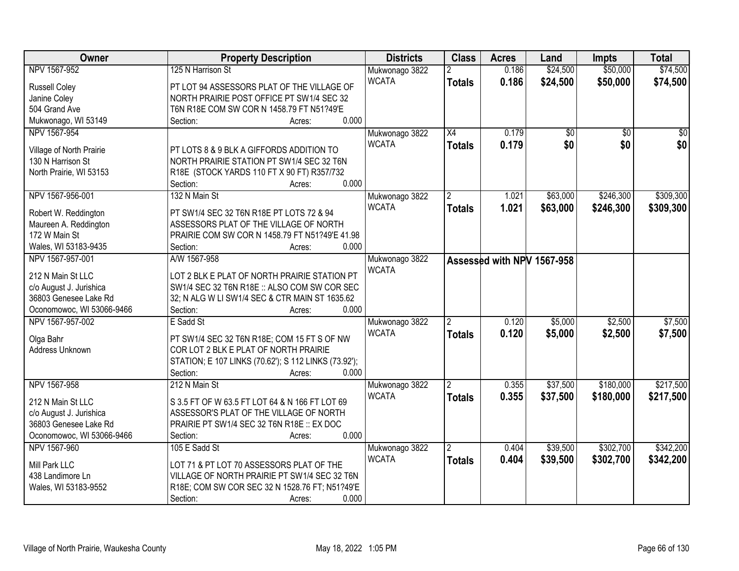| Owner | Property Description | Districts | Class | Acres | Land | Impts | Total |
|---|---|---|---|---|---|---|---|
| NPV 1567-952<br>Russell Coley<br>Janine Coley<br>504 Grand Ave<br>Mukwonago, WI 53149 | 125 N Harrison St<br>PT LOT 94 ASSESSORS PLAT OF THE VILLAGE OF NORTH PRAIRIE POST OFFICE PT SW1/4 SEC 32 T6N R18E COM SW COR N 1458.79 FT N51?49'E<br>Section: Acres: 0.000 | Mukwonago 3822<br>WCATA | 2<br>**Totals** | 0.186<br>**0.186** | $24,500<br>**$24,500** | $50,000<br>**$50,000** | $74,500<br>**$74,500** |
| NPV 1567-954<br>Village of North Prairie<br>130 N Harrison St<br>North Prairie, WI 53153 | PT LOTS 8 & 9 BLK A GIFFORDS ADDITION TO NORTH PRAIRIE STATION PT SW1/4 SEC 32 T6N R18E (STOCK YARDS 110 FT X 90 FT) R357/732<br>Section: Acres: 0.000 | Mukwonago 3822<br>WCATA | X4<br>**Totals** | 0.179<br>**0.179** | $0<br>**$0** | $0<br>**$0** | $0<br>**$0** |
| NPV 1567-956-001<br>Robert W. Reddington<br>Maureen A. Reddington<br>172 W Main St<br>Wales, WI 53183-9435 | 132 N Main St<br>PT SW1/4 SEC 32 T6N R18E PT LOTS 72 & 94 ASSESSORS PLAT OF THE VILLAGE OF NORTH PRAIRIE COM SW COR N 1458.79 FT N51?49'E 41.98<br>Section: Acres: 0.000 | Mukwonago 3822<br>WCATA | 2<br>**Totals** | 1.021<br>**1.021** | $63,000<br>**$63,000** | $246,300<br>**$246,300** | $309,300<br>**$309,300** |
| NPV 1567-957-001<br>212 N Main St LLC<br>c/o August J. Jurishica<br>36803 Genesee Lake Rd<br>Oconomowoc, WI 53066-9466 | A/W 1567-958<br>LOT 2 BLK E PLAT OF NORTH PRAIRIE STATION PT SW1/4 SEC 32 T6N R18E :: ALSO COM SW COR SEC 32; N ALG W LI SW1/4 SEC & CTR MAIN ST 1635.62<br>Section: Acres: 0.000 | Mukwonago 3822<br>WCATA | **Assessed with NPV 1567-958** | | | | |
| NPV 1567-957-002<br>Olga Bahr<br>Address Unknown | E Sadd St<br>PT SW1/4 SEC 32 T6N R18E; COM 15 FT S OF NW COR LOT 2 BLK E PLAT OF NORTH PRAIRIE STATION; E 107 LINKS (70.62'); S 112 LINKS (73.92');<br>Section: Acres: 0.000 | Mukwonago 3822<br>WCATA | 2<br>**Totals** | 0.120<br>**0.120** | $5,000<br>**$5,000** | $2,500<br>**$2,500** | $7,500<br>**$7,500** |
| NPV 1567-958<br>212 N Main St LLC<br>c/o August J. Jurishica<br>36803 Genesee Lake Rd<br>Oconomowoc, WI 53066-9466 | 212 N Main St<br>S 3.5 FT OF W 63.5 FT LOT 64 & N 166 FT LOT 69 ASSESSOR'S PLAT OF THE VILLAGE OF NORTH PRAIRIE PT SW1/4 SEC 32 T6N R18E :: EX DOC<br>Section: Acres: 0.000 | Mukwonago 3822<br>WCATA | 2<br>**Totals** | 0.355<br>**0.355** | $37,500<br>**$37,500** | $180,000<br>**$180,000** | $217,500<br>**$217,500** |
| NPV 1567-960<br>Mill Park LLC<br>438 Landimore Ln<br>Wales, WI 53183-9552 | 105 E Sadd St<br>LOT 71 & PT LOT 70 ASSESSORS PLAT OF THE VILLAGE OF NORTH PRAIRIE PT SW1/4 SEC 32 T6N R18E; COM SW COR SEC 32 N 1528.76 FT; N51?49'E<br>Section: Acres: 0.000 | Mukwonago 3822<br>WCATA | 2<br>**Totals** | 0.404<br>**0.404** | $39,500<br>**$39,500** | $302,700<br>**$302,700** | $342,200<br>**$342,200** |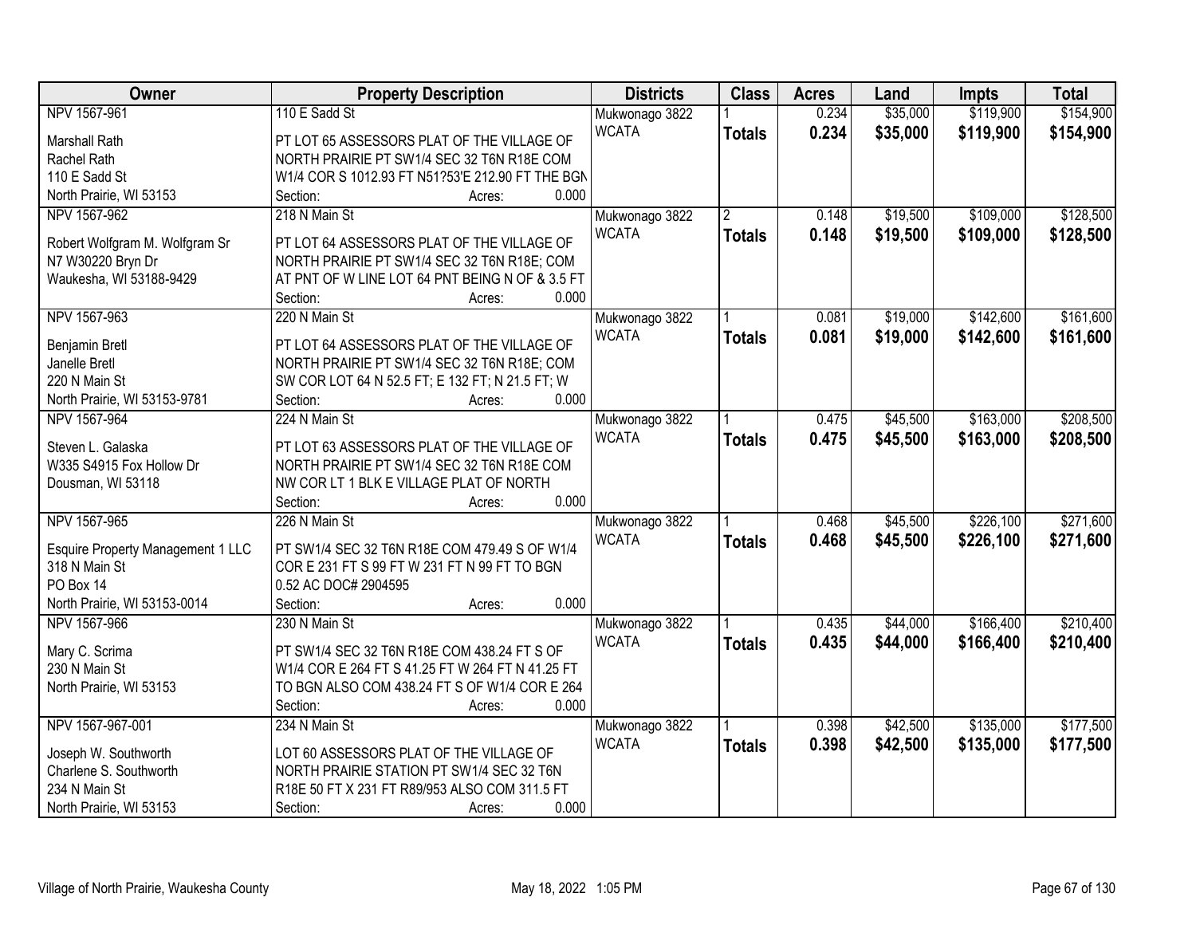| Owner | Property Description | Districts | Class | Acres | Land | Impts | Total |
|---|---|---|---|---|---|---|---|
| NPV 1567-961<br><br>Marshall Rath<br>Rachel Rath<br>110 E Sadd St<br>North Prairie, WI 53153 | 110 E Sadd St<br><br>PT LOT 65 ASSESSORS PLAT OF THE VILLAGE OF NORTH PRAIRIE PT SW1/4 SEC 32 T6N R18E COM W1/4 COR S 1012.93 FT N51?53'E 212.90 FT THE BGN<br>Section: Acres: 0.000 | Mukwonago 3822<br>WCATA | 1<br>**Totals** | 0.234<br>**0.234** | $35,000<br>**$35,000** | $119,900<br>**$119,900** | $154,900<br>**$154,900** |
| NPV 1567-962<br><br>Robert Wolfgram M. Wolfgram Sr<br>N7 W30220 Bryn Dr<br>Waukesha, WI 53188-9429 | 218 N Main St<br><br>PT LOT 64 ASSESSORS PLAT OF THE VILLAGE OF NORTH PRAIRIE PT SW1/4 SEC 32 T6N R18E; COM AT PNT OF W LINE LOT 64 PNT BEING N OF & 3.5 FT<br>Section: Acres: 0.000 | Mukwonago 3822<br>WCATA | 2<br>**Totals** | 0.148<br>**0.148** | $19,500<br>**$19,500** | $109,000<br>**$109,000** | $128,500<br>**$128,500** |
| NPV 1567-963<br><br>Benjamin Bretl<br>Janelle Bretl<br>220 N Main St<br>North Prairie, WI 53153-9781 | 220 N Main St<br><br>PT LOT 64 ASSESSORS PLAT OF THE VILLAGE OF NORTH PRAIRIE PT SW1/4 SEC 32 T6N R18E; COM SW COR LOT 64 N 52.5 FT; E 132 FT; N 21.5 FT; W<br>Section: Acres: 0.000 | Mukwonago 3822<br>WCATA | 1<br>**Totals** | 0.081<br>**0.081** | $19,000<br>**$19,000** | $142,600<br>**$142,600** | $161,600<br>**$161,600** |
| NPV 1567-964<br><br>Steven L. Galaska<br>W335 S4915 Fox Hollow Dr<br>Dousman, WI 53118 | 224 N Main St<br><br>PT LOT 63 ASSESSORS PLAT OF THE VILLAGE OF NORTH PRAIRIE PT SW1/4 SEC 32 T6N R18E COM NW COR LT 1 BLK E VILLAGE PLAT OF NORTH<br>Section: Acres: 0.000 | Mukwonago 3822<br>WCATA | 1<br>**Totals** | 0.475<br>**0.475** | $45,500<br>**$45,500** | $163,000<br>**$163,000** | $208,500<br>**$208,500** |
| NPV 1567-965<br><br>Esquire Property Management 1 LLC<br>318 N Main St<br>PO Box 14<br>North Prairie, WI 53153-0014 | 226 N Main St<br><br>PT SW1/4 SEC 32 T6N R18E COM 479.49 S OF W1/4 COR E 231 FT S 99 FT W 231 FT N 99 FT TO BGN 0.52 AC DOC# 2904595<br>Section: Acres: 0.000 | Mukwonago 3822<br>WCATA | 1<br>**Totals** | 0.468<br>**0.468** | $45,500<br>**$45,500** | $226,100<br>**$226,100** | $271,600<br>**$271,600** |
| NPV 1567-966<br><br>Mary C. Scrima<br>230 N Main St<br>North Prairie, WI 53153 | 230 N Main St<br><br>PT SW1/4 SEC 32 T6N R18E COM 438.24 FT S OF W1/4 COR E 264 FT S 41.25 FT W 264 FT N 41.25 FT TO BGN ALSO COM 438.24 FT S OF W1/4 COR E 264<br>Section: Acres: 0.000 | Mukwonago 3822<br>WCATA | 1<br>**Totals** | 0.435<br>**0.435** | $44,000<br>**$44,000** | $166,400<br>**$166,400** | $210,400<br>**$210,400** |
| NPV 1567-967-001<br><br>Joseph W. Southworth<br>Charlene S. Southworth<br>234 N Main St<br>North Prairie, WI 53153 | 234 N Main St<br><br>LOT 60 ASSESSORS PLAT OF THE VILLAGE OF NORTH PRAIRIE STATION PT SW1/4 SEC 32 T6N R18E 50 FT X 231 FT R89/953 ALSO COM 311.5 FT<br>Section: Acres: 0.000 | Mukwonago 3822<br>WCATA | 1<br>**Totals** | 0.398<br>**0.398** | $42,500<br>**$42,500** | $135,000<br>**$135,000** | $177,500<br>**$177,500** |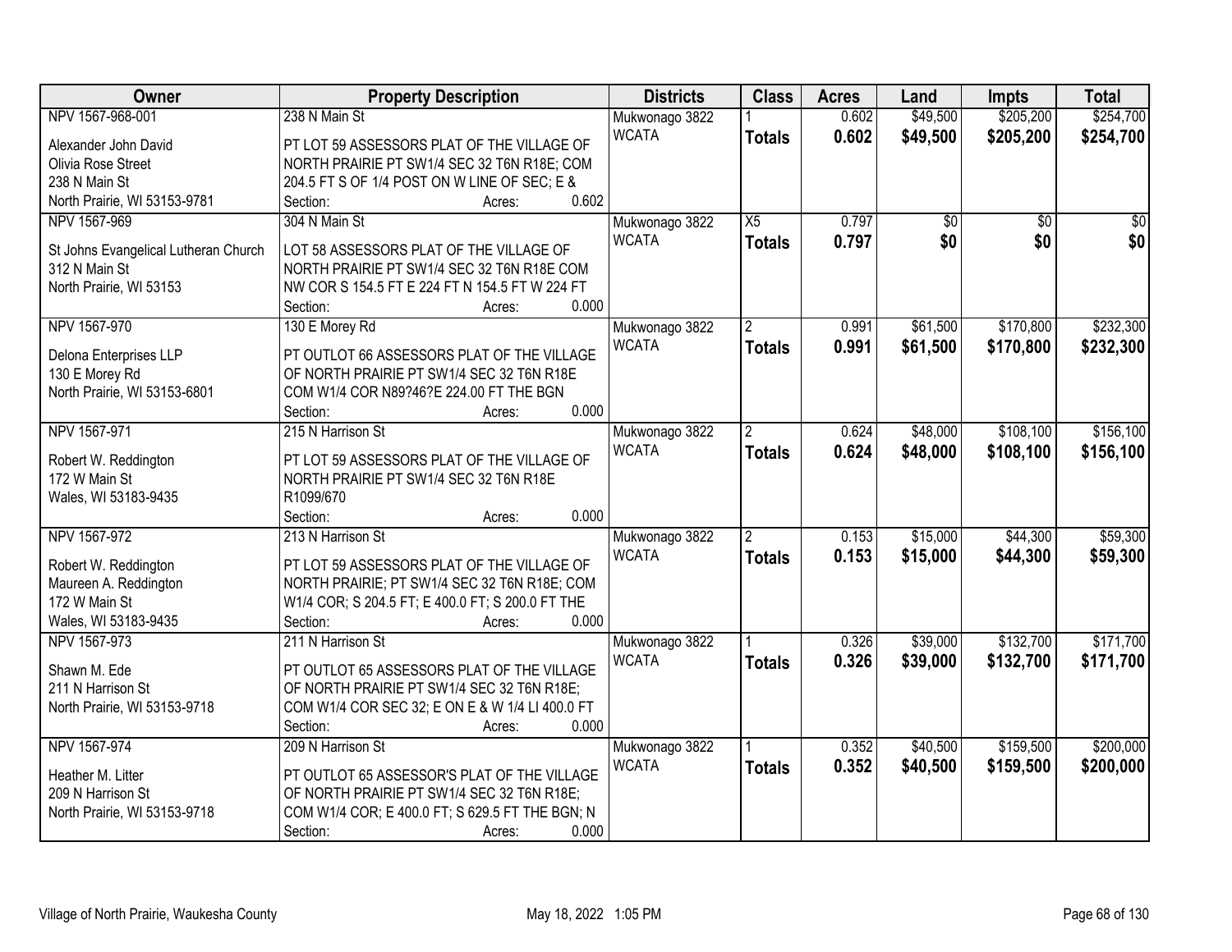| Owner | Property Description | Districts | Class | Acres | Land | Impts | Total |
|---|---|---|---|---|---|---|---|
| NPV 1567-968-001<br><br>Alexander John David<br>Olivia Rose Street<br>238 N Main St<br>North Prairie, WI 53153-9781 | 238 N Main St<br><br>PT LOT 59 ASSESSORS PLAT OF THE VILLAGE OF NORTH PRAIRIE PT SW1/4 SEC 32 T6N R18E; COM 204.5 FT S OF 1/4 POST ON W LINE OF SEC; E &<br>Section: Acres: 0.602 | Mukwonago 3822<br>WCATA | 1<br>**Totals** | 0.602<br>**0.602** | $49,500<br>**$49,500** | $205,200<br>**$205,200** | $254,700<br>**$254,700** |
| NPV 1567-969<br><br>St Johns Evangelical Lutheran Church<br>312 N Main St<br>North Prairie, WI 53153 | 304 N Main St<br><br>LOT 58 ASSESSORS PLAT OF THE VILLAGE OF NORTH PRAIRIE PT SW1/4 SEC 32 T6N R18E COM NW COR S 154.5 FT E 224 FT N 154.5 FT W 224 FT<br>Section: Acres: 0.000 | Mukwonago 3822<br>WCATA | X5<br>**Totals** | 0.797<br>**0.797** | $0<br>**$0** | $0<br>**$0** | $0<br>**$0** |
| NPV 1567-970<br><br>Delona Enterprises LLP<br>130 E Morey Rd<br>North Prairie, WI 53153-6801 | 130 E Morey Rd<br><br>PT OUTLOT 66 ASSESSORS PLAT OF THE VILLAGE OF NORTH PRAIRIE PT SW1/4 SEC 32 T6N R18E COM W1/4 COR N89?46?E 224.00 FT THE BGN<br>Section: Acres: 0.000 | Mukwonago 3822<br>WCATA | 2<br>**Totals** | 0.991<br>**0.991** | $61,500<br>**$61,500** | $170,800<br>**$170,800** | $232,300<br>**$232,300** |
| NPV 1567-971<br><br>Robert W. Reddington<br>172 W Main St<br>Wales, WI 53183-9435 | 215 N Harrison St<br><br>PT LOT 59 ASSESSORS PLAT OF THE VILLAGE OF NORTH PRAIRIE PT SW1/4 SEC 32 T6N R18E R1099/670<br>Section: Acres: 0.000 | Mukwonago 3822<br>WCATA | 2<br>**Totals** | 0.624<br>**0.624** | $48,000<br>**$48,000** | $108,100<br>**$108,100** | $156,100<br>**$156,100** |
| NPV 1567-972<br><br>Robert W. Reddington<br>Maureen A. Reddington<br>172 W Main St<br>Wales, WI 53183-9435 | 213 N Harrison St<br><br>PT LOT 59 ASSESSORS PLAT OF THE VILLAGE OF NORTH PRAIRIE; PT SW1/4 SEC 32 T6N R18E; COM W1/4 COR; S 204.5 FT; E 400.0 FT; S 200.0 FT THE<br>Section: Acres: 0.000 | Mukwonago 3822<br>WCATA | 2<br>**Totals** | 0.153<br>**0.153** | $15,000<br>**$15,000** | $44,300<br>**$44,300** | $59,300<br>**$59,300** |
| NPV 1567-973<br><br>Shawn M. Ede<br>211 N Harrison St<br>North Prairie, WI 53153-9718 | 211 N Harrison St<br><br>PT OUTLOT 65 ASSESSORS PLAT OF THE VILLAGE OF NORTH PRAIRIE PT SW1/4 SEC 32 T6N R18E; COM W1/4 COR SEC 32; E ON E & W 1/4 LI 400.0 FT<br>Section: Acres: 0.000 | Mukwonago 3822<br>WCATA | 1<br>**Totals** | 0.326<br>**0.326** | $39,000<br>**$39,000** | $132,700<br>**$132,700** | $171,700<br>**$171,700** |
| NPV 1567-974<br><br>Heather M. Litter<br>209 N Harrison St<br>North Prairie, WI 53153-9718 | 209 N Harrison St<br><br>PT OUTLOT 65 ASSESSOR'S PLAT OF THE VILLAGE OF NORTH PRAIRIE PT SW1/4 SEC 32 T6N R18E; COM W1/4 COR; E 400.0 FT; S 629.5 FT THE BGN; N<br>Section: Acres: 0.000 | Mukwonago 3822<br>WCATA | 1<br>**Totals** | 0.352<br>**0.352** | $40,500<br>**$40,500** | $159,500<br>**$159,500** | $200,000<br>**$200,000** |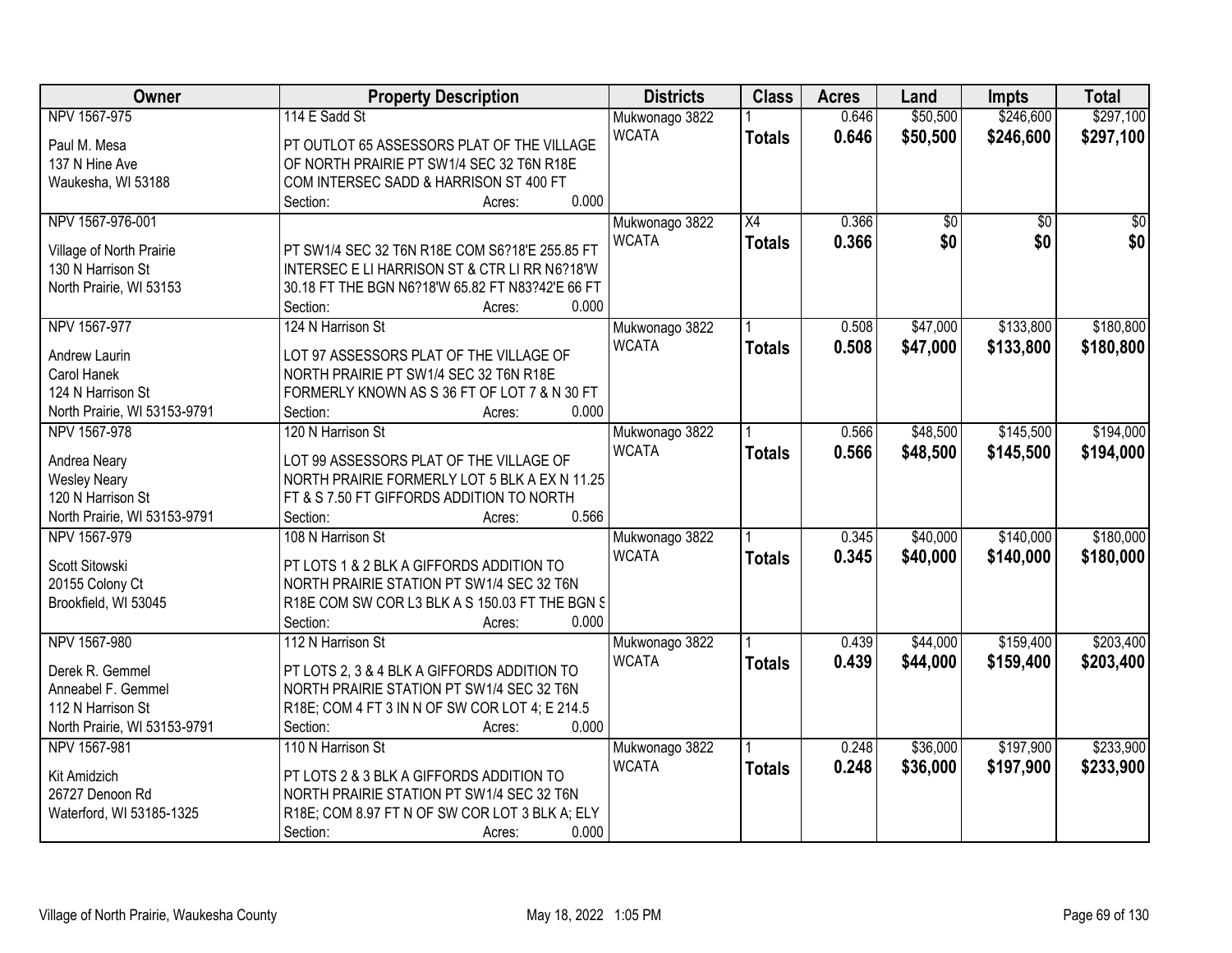| Owner | Property Description | Districts | Class | Acres | Land | Impts | Total |
|---|---|---|---|---|---|---|---|
| NPV 1567-975 | 114 E Sadd St | Mukwonago 3822 | 1 | 0.646 | $50,500 | $246,600 | $297,100 |
| Paul M. Mesa<br>137 N Hine Ave<br>Waukesha, WI 53188 | PT OUTLOT 65 ASSESSORS PLAT OF THE VILLAGE OF NORTH PRAIRIE PT SW1/4 SEC 32 T6N R18E COM INTERSEC SADD & HARRISON ST 400 FT<br>Section: Acres: 0.000 | WCATA | **Totals** | **0.646** | **$50,500** | **$246,600** | **$297,100** |
| NPV 1567-976-001 | | Mukwonago 3822 | X4 | 0.366 | $0 | $0 | $0 |
| Village of North Prairie<br>130 N Harrison St<br>North Prairie, WI 53153 | PT SW1/4 SEC 32 T6N R18E COM S6?18'E 255.85 FT INTERSEC E LI HARRISON ST & CTR LI RR N6?18'W 30.18 FT THE BGN N6?18'W 65.82 FT N83?42'E 66 FT<br>Section: Acres: 0.000 | WCATA | **Totals** | **0.366** | **$0** | **$0** | **$0** |
| NPV 1567-977 | 124 N Harrison St | Mukwonago 3822 | 1 | 0.508 | $47,000 | $133,800 | $180,800 |
| Andrew Laurin<br>Carol Hanek<br>124 N Harrison St<br>North Prairie, WI 53153-9791 | LOT 97 ASSESSORS PLAT OF THE VILLAGE OF NORTH PRAIRIE PT SW1/4 SEC 32 T6N R18E FORMERLY KNOWN AS S 36 FT OF LOT 7 & N 30 FT<br>Section: Acres: 0.000 | WCATA | **Totals** | **0.508** | **$47,000** | **$133,800** | **$180,800** |
| NPV 1567-978 | 120 N Harrison St | Mukwonago 3822 | 1 | 0.566 | $48,500 | $145,500 | $194,000 |
| Andrea Neary<br>Wesley Neary<br>120 N Harrison St<br>North Prairie, WI 53153-9791 | LOT 99 ASSESSORS PLAT OF THE VILLAGE OF NORTH PRAIRIE FORMERLY LOT 5 BLK A EX N 11.25 FT & S 7.50 FT GIFFORDS ADDITION TO NORTH<br>Section: Acres: 0.566 | WCATA | **Totals** | **0.566** | **$48,500** | **$145,500** | **$194,000** |
| NPV 1567-979 | 108 N Harrison St | Mukwonago 3822 | 1 | 0.345 | $40,000 | $140,000 | $180,000 |
| Scott Sitowski<br>20155 Colony Ct<br>Brookfield, WI 53045 | PT LOTS 1 & 2 BLK A GIFFORDS ADDITION TO NORTH PRAIRIE STATION PT SW1/4 SEC 32 T6N R18E COM SW COR L3 BLK A S 150.03 FT THE BGN S<br>Section: Acres: 0.000 | WCATA | **Totals** | **0.345** | **$40,000** | **$140,000** | **$180,000** |
| NPV 1567-980 | 112 N Harrison St | Mukwonago 3822 | 1 | 0.439 | $44,000 | $159,400 | $203,400 |
| Derek R. Gemmel<br>Anneabel F. Gemmel<br>112 N Harrison St<br>North Prairie, WI 53153-9791 | PT LOTS 2, 3 & 4 BLK A GIFFORDS ADDITION TO NORTH PRAIRIE STATION PT SW1/4 SEC 32 T6N R18E; COM 4 FT 3 IN N OF SW COR LOT 4; E 214.5<br>Section: Acres: 0.000 | WCATA | **Totals** | **0.439** | **$44,000** | **$159,400** | **$203,400** |
| NPV 1567-981 | 110 N Harrison St | Mukwonago 3822 | 1 | 0.248 | $36,000 | $197,900 | $233,900 |
| Kit Amidzich<br>26727 Denoon Rd<br>Waterford, WI 53185-1325 | PT LOTS 2 & 3 BLK A GIFFORDS ADDITION TO NORTH PRAIRIE STATION PT SW1/4 SEC 32 T6N R18E; COM 8.97 FT N OF SW COR LOT 3 BLK A; ELY<br>Section: Acres: 0.000 | WCATA | **Totals** | **0.248** | **$36,000** | **$197,900** | **$233,900** |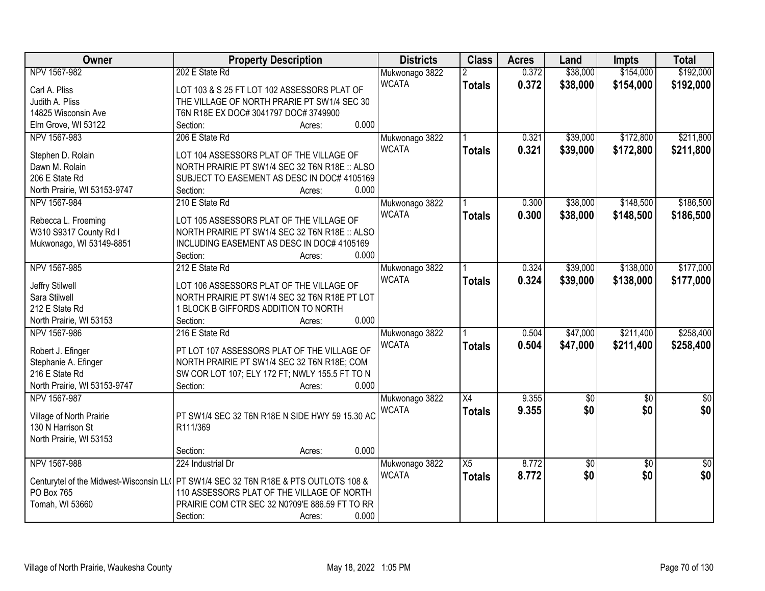| Owner | Property Description | Districts | Class | Acres | Land | Impts | Total |
|---|---|---|---|---|---|---|---|
| NPV 1567-982<br><br>Carl A. Pliss<br>Judith A. Pliss<br>14825 Wisconsin Ave<br>Elm Grove, WI 53122 | 202 E State Rd<br><br>LOT 103 & S 25 FT LOT 102 ASSESSORS PLAT OF THE VILLAGE OF NORTH PRARIE PT SW1/4 SEC 30 T6N R18E EX DOC# 3041797 DOC# 3749900<br>Section: Acres: 0.000 | Mukwonago 3822<br>WCATA | 2<br>**Totals** | 0.372<br>**0.372** | $38,000<br>**$38,000** | $154,000<br>**$154,000** | $192,000<br>**$192,000** |
| NPV 1567-983<br><br>Stephen D. Rolain<br>Dawn M. Rolain<br>206 E State Rd<br>North Prairie, WI 53153-9747 | 206 E State Rd<br><br>LOT 104 ASSESSORS PLAT OF THE VILLAGE OF NORTH PRAIRIE PT SW1/4 SEC 32 T6N R18E :: ALSO SUBJECT TO EASEMENT AS DESC IN DOC# 4105169<br>Section: Acres: 0.000 | Mukwonago 3822<br>WCATA | 1<br>**Totals** | 0.321<br>**0.321** | $39,000<br>**$39,000** | $172,800<br>**$172,800** | $211,800<br>**$211,800** |
| NPV 1567-984<br><br>Rebecca L. Froeming<br>W310 S9317 County Rd I<br>Mukwonago, WI 53149-8851 | 210 E State Rd<br><br>LOT 105 ASSESSORS PLAT OF THE VILLAGE OF NORTH PRAIRIE PT SW1/4 SEC 32 T6N R18E :: ALSO INCLUDING EASEMENT AS DESC IN DOC# 4105169<br>Section: Acres: 0.000 | Mukwonago 3822<br>WCATA | 1<br>**Totals** | 0.300<br>**0.300** | $38,000<br>**$38,000** | $148,500<br>**$148,500** | $186,500<br>**$186,500** |
| NPV 1567-985<br><br>Jeffry Stilwell<br>Sara Stilwell<br>212 E State Rd<br>North Prairie, WI 53153 | 212 E State Rd<br><br>LOT 106 ASSESSORS PLAT OF THE VILLAGE OF NORTH PRAIRIE PT SW1/4 SEC 32 T6N R18E PT LOT 1 BLOCK B GIFFORDS ADDITION TO NORTH<br>Section: Acres: 0.000 | Mukwonago 3822<br>WCATA | 1<br>**Totals** | 0.324<br>**0.324** | $39,000<br>**$39,000** | $138,000<br>**$138,000** | $177,000<br>**$177,000** |
| NPV 1567-986<br><br>Robert J. Efinger<br>Stephanie A. Efinger<br>216 E State Rd<br>North Prairie, WI 53153-9747 | 216 E State Rd<br><br>PT LOT 107 ASSESSORS PLAT OF THE VILLAGE OF NORTH PRAIRIE PT SW1/4 SEC 32 T6N R18E; COM SW COR LOT 107; ELY 172 FT; NWLY 155.5 FT TO N<br>Section: Acres: 0.000 | Mukwonago 3822<br>WCATA | 1<br>**Totals** | 0.504<br>**0.504** | $47,000<br>**$47,000** | $211,400<br>**$211,400** | $258,400<br>**$258,400** |
| NPV 1567-987<br><br>Village of North Prairie<br>130 N Harrison St<br>North Prairie, WI 53153 | <br><br>PT SW1/4 SEC 32 T6N R18E N SIDE HWY 59 15.30 AC R111/369<br>Section: Acres: 0.000 | Mukwonago 3822<br>WCATA | X4<br>**Totals** | 9.355<br>**9.355** | $0<br>**$0** | $0<br>**$0** | $0<br>**$0** |
| NPV 1567-988<br><br>Centurytel of the Midwest-Wisconsin LL(<br>PO Box 765<br>Tomah, WI 53660 | 224 Industrial Dr<br><br>PT SW1/4 SEC 32 T6N R18E & PTS OUTLOTS 108 & 110 ASSESSORS PLAT OF THE VILLAGE OF NORTH PRAIRIE COM CTR SEC 32 N0?09'E 886.59 FT TO RR<br>Section: Acres: 0.000 | Mukwonago 3822<br>WCATA | X5<br>**Totals** | 8.772<br>**8.772** | $0<br>**$0** | $0<br>**$0** | $0<br>**$0** |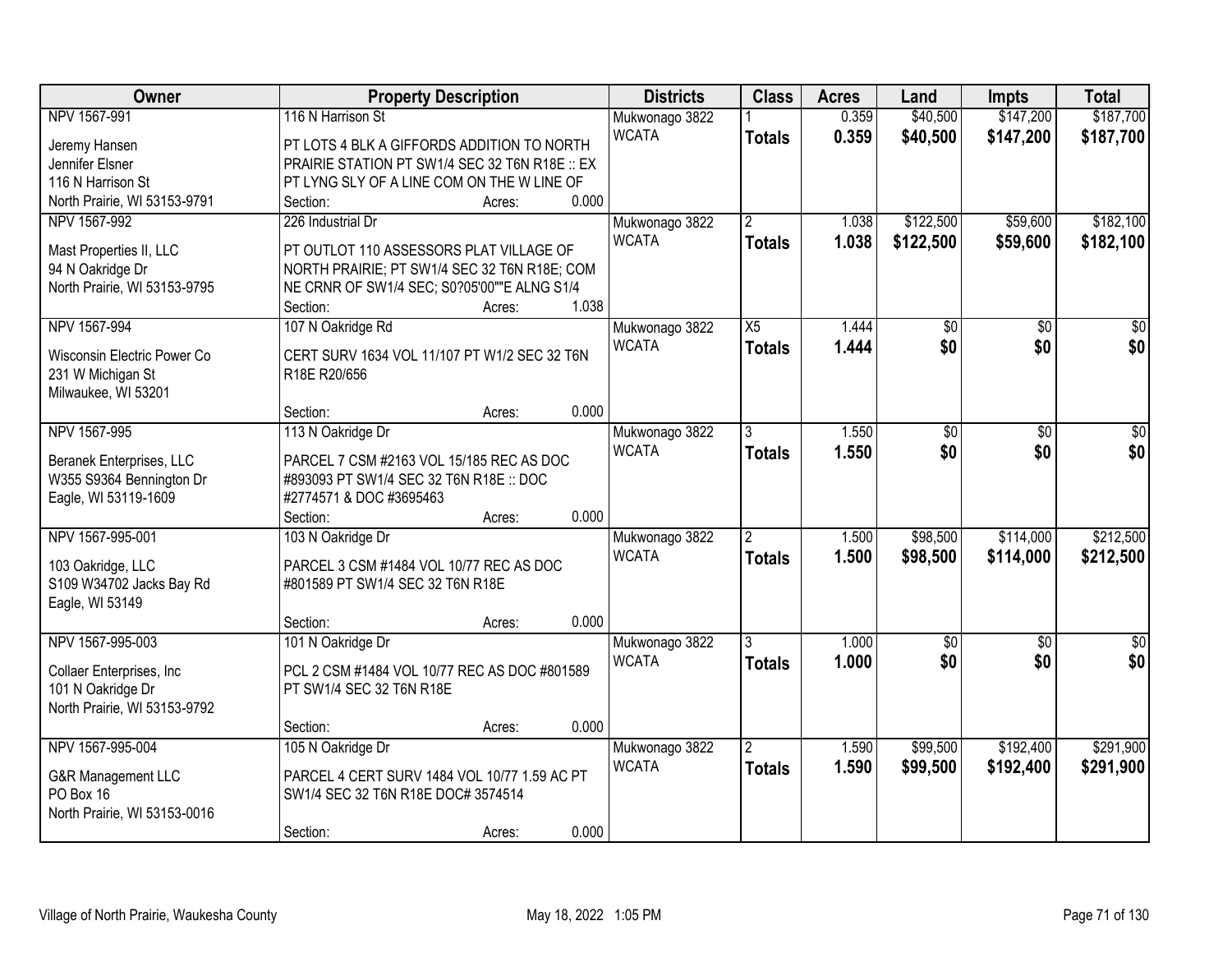| Owner | Property Description | Districts | Class | Acres | Land | Impts | Total |
|---|---|---|---|---|---|---|---|
| NPV 1567-991<br>Jeremy Hansen<br>Jennifer Elsner<br>116 N Harrison St<br>North Prairie, WI 53153-9791 | 116 N Harrison St<br>PT LOTS 4 BLK A GIFFORDS ADDITION TO NORTH PRAIRIE STATION PT SW1/4 SEC 32 T6N R18E :: EX PT LYNG SLY OF A LINE COM ON THE W LINE OF<br>Section: Acres: 0.000 | Mukwonago 3822<br>WCATA | 1<br>**Totals** | 0.359<br>**0.359** | $40,500<br>**$40,500** | $147,200<br>**$147,200** | $187,700<br>**$187,700** |
| NPV 1567-992<br>Mast Properties II, LLC<br>94 N Oakridge Dr<br>North Prairie, WI 53153-9795 | 226 Industrial Dr<br>PT OUTLOT 110 ASSESSORS PLAT VILLAGE OF NORTH PRAIRIE; PT SW1/4 SEC 32 T6N R18E; COM NE CRNR OF SW1/4 SEC; S0?05'00""E ALNG S1/4<br>Section: Acres: 1.038 | Mukwonago 3822<br>WCATA | 2<br>**Totals** | 1.038<br>**1.038** | $122,500<br>**$122,500** | $59,600<br>**$59,600** | $182,100<br>**$182,100** |
| NPV 1567-994<br>Wisconsin Electric Power Co<br>231 W Michigan St<br>Milwaukee, WI 53201 | 107 N Oakridge Rd<br>CERT SURV 1634 VOL 11/107 PT W1/2 SEC 32 T6N R18E R20/656<br>Section: Acres: 0.000 | Mukwonago 3822<br>WCATA | X5<br>**Totals** | 1.444<br>**1.444** | $0<br>**$0** | $0<br>**$0** | $0<br>**$0** |
| NPV 1567-995<br>Beranek Enterprises, LLC<br>W355 S9364 Bennington Dr<br>Eagle, WI 53119-1609 | 113 N Oakridge Dr<br>PARCEL 7 CSM #2163 VOL 15/185 REC AS DOC #893093 PT SW1/4 SEC 32 T6N R18E :: DOC #2774571 & DOC #3695463<br>Section: Acres: 0.000 | Mukwonago 3822<br>WCATA | 3<br>**Totals** | 1.550<br>**1.550** | $0<br>**$0** | $0<br>**$0** | $0<br>**$0** |
| NPV 1567-995-001<br>103 Oakridge, LLC<br>S109 W34702 Jacks Bay Rd<br>Eagle, WI 53149 | 103 N Oakridge Dr<br>PARCEL 3 CSM #1484 VOL 10/77 REC AS DOC #801589 PT SW1/4 SEC 32 T6N R18E<br>Section: Acres: 0.000 | Mukwonago 3822<br>WCATA | 2<br>**Totals** | 1.500<br>**1.500** | $98,500<br>**$98,500** | $114,000<br>**$114,000** | $212,500<br>**$212,500** |
| NPV 1567-995-003<br>Collaer Enterprises, Inc<br>101 N Oakridge Dr<br>North Prairie, WI 53153-9792 | 101 N Oakridge Dr<br>PCL 2 CSM #1484 VOL 10/77 REC AS DOC #801589 PT SW1/4 SEC 32 T6N R18E<br>Section: Acres: 0.000 | Mukwonago 3822<br>WCATA | 3<br>**Totals** | 1.000<br>**1.000** | $0<br>**$0** | $0<br>**$0** | $0<br>**$0** |
| NPV 1567-995-004<br>G&R Management LLC<br>PO Box 16<br>North Prairie, WI 53153-0016 | 105 N Oakridge Dr<br>PARCEL 4 CERT SURV 1484 VOL 10/77 1.59 AC PT SW1/4 SEC 32 T6N R18E DOC# 3574514<br>Section: Acres: 0.000 | Mukwonago 3822<br>WCATA | 2<br>**Totals** | 1.590<br>**1.590** | $99,500<br>**$99,500** | $192,400<br>**$192,400** | $291,900<br>**$291,900** |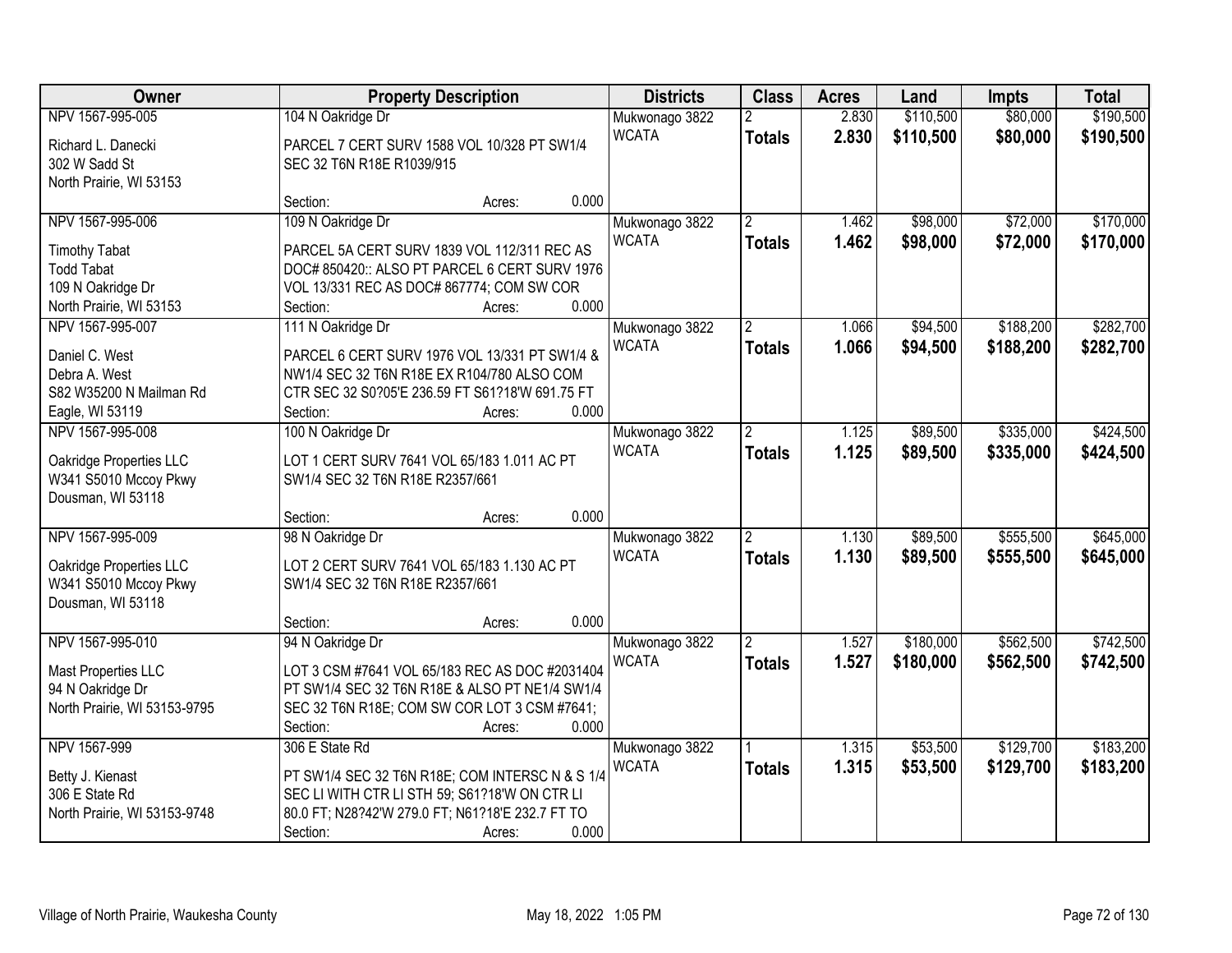| Owner | Property Description | Districts | Class | Acres | Land | Impts | Total |
|---|---|---|---|---|---|---|---|
| NPV 1567-995-005<br>Richard L. Danecki<br>302 W Sadd St<br>North Prairie, WI 53153 | 104 N Oakridge Dr<br>PARCEL 7 CERT SURV 1588 VOL 10/328 PT SW1/4 SEC 32 T6N R18E R1039/915<br>Section: Acres: 0.000 | Mukwonago 3822<br>WCATA | 2<br>**Totals** | 2.830<br>**2.830** | $110,500<br>**$110,500** | $80,000<br>**$80,000** | $190,500<br>**$190,500** |
| NPV 1567-995-006<br>Timothy Tabat<br>Todd Tabat<br>109 N Oakridge Dr<br>North Prairie, WI 53153 | 109 N Oakridge Dr<br>PARCEL 5A CERT SURV 1839 VOL 112/311 REC AS DOC# 850420:: ALSO PT PARCEL 6 CERT SURV 1976 VOL 13/331 REC AS DOC# 867774; COM SW COR<br>Section: Acres: 0.000 | Mukwonago 3822<br>WCATA | 2<br>**Totals** | 1.462<br>**1.462** | $98,000<br>**$98,000** | $72,000<br>**$72,000** | $170,000<br>**$170,000** |
| NPV 1567-995-007<br>Daniel C. West<br>Debra A. West<br>S82 W35200 N Mailman Rd<br>Eagle, WI 53119 | 111 N Oakridge Dr<br>PARCEL 6 CERT SURV 1976 VOL 13/331 PT SW1/4 & NW1/4 SEC 32 T6N R18E EX R104/780 ALSO COM CTR SEC 32 S0?05'E 236.59 FT S61?18'W 691.75 FT<br>Section: Acres: 0.000 | Mukwonago 3822<br>WCATA | 2<br>**Totals** | 1.066<br>**1.066** | $94,500<br>**$94,500** | $188,200<br>**$188,200** | $282,700<br>**$282,700** |
| NPV 1567-995-008<br>Oakridge Properties LLC<br>W341 S5010 Mccoy Pkwy<br>Dousman, WI 53118 | 100 N Oakridge Dr<br>LOT 1 CERT SURV 7641 VOL 65/183 1.011 AC PT SW1/4 SEC 32 T6N R18E R2357/661<br>Section: Acres: 0.000 | Mukwonago 3822<br>WCATA | 2<br>**Totals** | 1.125<br>**1.125** | $89,500<br>**$89,500** | $335,000<br>**$335,000** | $424,500<br>**$424,500** |
| NPV 1567-995-009<br>Oakridge Properties LLC<br>W341 S5010 Mccoy Pkwy<br>Dousman, WI 53118 | 98 N Oakridge Dr<br>LOT 2 CERT SURV 7641 VOL 65/183 1.130 AC PT SW1/4 SEC 32 T6N R18E R2357/661<br>Section: Acres: 0.000 | Mukwonago 3822<br>WCATA | 2<br>**Totals** | 1.130<br>**1.130** | $89,500<br>**$89,500** | $555,500<br>**$555,500** | $645,000<br>**$645,000** |
| NPV 1567-995-010<br>Mast Properties LLC<br>94 N Oakridge Dr<br>North Prairie, WI 53153-9795 | 94 N Oakridge Dr<br>LOT 3 CSM #7641 VOL 65/183 REC AS DOC #2031404 PT SW1/4 SEC 32 T6N R18E & ALSO PT NE1/4 SW1/4 SEC 32 T6N R18E; COM SW COR LOT 3 CSM #7641;<br>Section: Acres: 0.000 | Mukwonago 3822<br>WCATA | 2<br>**Totals** | 1.527<br>**1.527** | $180,000<br>**$180,000** | $562,500<br>**$562,500** | $742,500<br>**$742,500** |
| NPV 1567-999<br>Betty J. Kienast<br>306 E State Rd<br>North Prairie, WI 53153-9748 | 306 E State Rd<br>PT SW1/4 SEC 32 T6N R18E; COM INTERSC N & S 1/4 SEC LI WITH CTR LI STH 59; S61?18'W ON CTR LI 80.0 FT; N28?42'W 279.0 FT; N61?18'E 232.7 FT TO<br>Section: Acres: 0.000 | Mukwonago 3822<br>WCATA | 1<br>**Totals** | 1.315<br>**1.315** | $53,500<br>**$53,500** | $129,700<br>**$129,700** | $183,200<br>**$183,200** |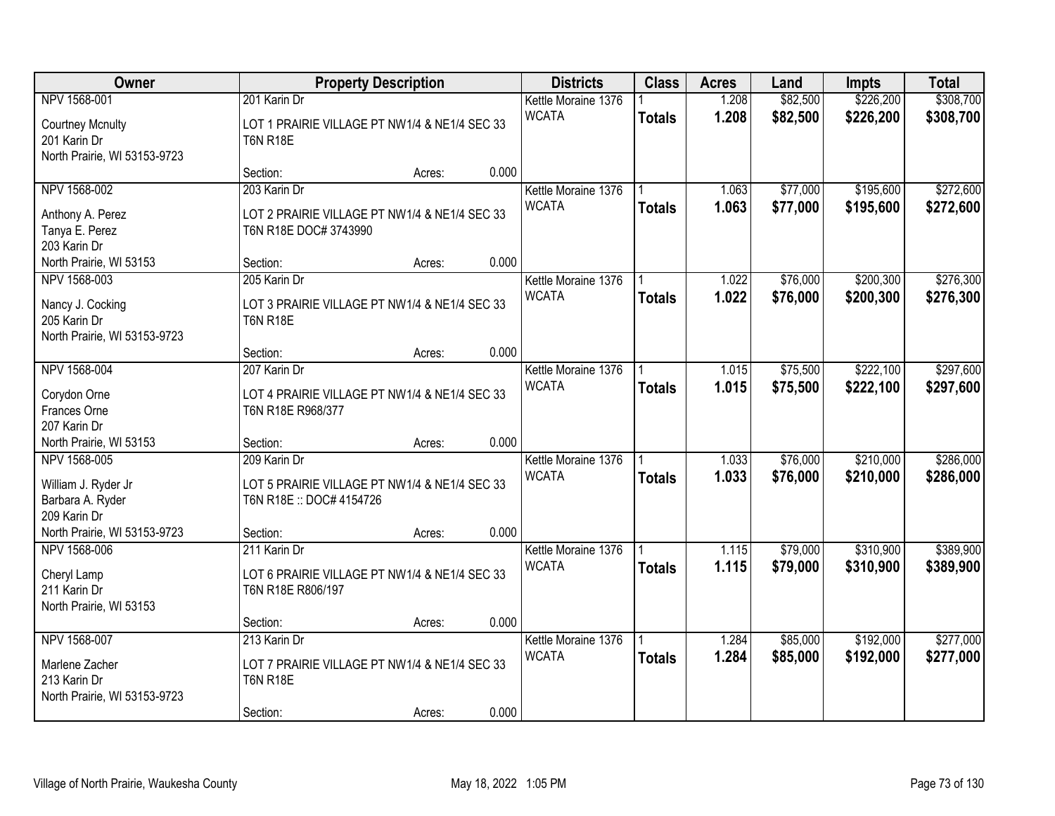| Owner | Property Description | | | Districts | Class | Acres | Land | Impts | Total |
|---|---|---|---|---|---|---|---|---|---|
| NPV 1568-001 | 201 Karin Dr | | | Kettle Moraine 1376 | 1 | 1.208 | $82,500 | $226,200 | $308,700 |
| Courtney Mcnulty<br>201 Karin Dr<br>North Prairie, WI 53153-9723 | LOT 1 PRAIRIE VILLAGE PT NW1/4 & NE1/4 SEC 33 T6N R18E | | | WCATA | **Totals** | **1.208** | **$82,500** | **$226,200** | **$308,700** |
| | Section: | Acres: | 0.000 | | | | | | |
| NPV 1568-002 | 203 Karin Dr | | | Kettle Moraine 1376 | 1 | 1.063 | $77,000 | $195,600 | $272,600 |
| Anthony A. Perez<br>Tanya E. Perez<br>203 Karin Dr<br>North Prairie, WI 53153 | LOT 2 PRAIRIE VILLAGE PT NW1/4 & NE1/4 SEC 33 T6N R18E DOC# 3743990 | | | WCATA | **Totals** | **1.063** | **$77,000** | **$195,600** | **$272,600** |
| | Section: | Acres: | 0.000 | | | | | | |
| NPV 1568-003 | 205 Karin Dr | | | Kettle Moraine 1376 | 1 | 1.022 | $76,000 | $200,300 | $276,300 |
| Nancy J. Cocking<br>205 Karin Dr<br>North Prairie, WI 53153-9723 | LOT 3 PRAIRIE VILLAGE PT NW1/4 & NE1/4 SEC 33 T6N R18E | | | WCATA | **Totals** | **1.022** | **$76,000** | **$200,300** | **$276,300** |
| | Section: | Acres: | 0.000 | | | | | | |
| NPV 1568-004 | 207 Karin Dr | | | Kettle Moraine 1376 | 1 | 1.015 | $75,500 | $222,100 | $297,600 |
| Corydon Orne<br>Frances Orne<br>207 Karin Dr<br>North Prairie, WI 53153 | LOT 4 PRAIRIE VILLAGE PT NW1/4 & NE1/4 SEC 33 T6N R18E R968/377 | | | WCATA | **Totals** | **1.015** | **$75,500** | **$222,100** | **$297,600** |
| | Section: | Acres: | 0.000 | | | | | | |
| NPV 1568-005 | 209 Karin Dr | | | Kettle Moraine 1376 | 1 | 1.033 | $76,000 | $210,000 | $286,000 |
| William J. Ryder Jr<br>Barbara A. Ryder<br>209 Karin Dr<br>North Prairie, WI 53153-9723 | LOT 5 PRAIRIE VILLAGE PT NW1/4 & NE1/4 SEC 33 T6N R18E :: DOC# 4154726 | | | WCATA | **Totals** | **1.033** | **$76,000** | **$210,000** | **$286,000** |
| | Section: | Acres: | 0.000 | | | | | | |
| NPV 1568-006 | 211 Karin Dr | | | Kettle Moraine 1376 | 1 | 1.115 | $79,000 | $310,900 | $389,900 |
| Cheryl Lamp<br>211 Karin Dr<br>North Prairie, WI 53153 | LOT 6 PRAIRIE VILLAGE PT NW1/4 & NE1/4 SEC 33 T6N R18E R806/197 | | | WCATA | **Totals** | **1.115** | **$79,000** | **$310,900** | **$389,900** |
| | Section: | Acres: | 0.000 | | | | | | |
| NPV 1568-007 | 213 Karin Dr | | | Kettle Moraine 1376 | 1 | 1.284 | $85,000 | $192,000 | $277,000 |
| Marlene Zacher<br>213 Karin Dr<br>North Prairie, WI 53153-9723 | LOT 7 PRAIRIE VILLAGE PT NW1/4 & NE1/4 SEC 33 T6N R18E | | | WCATA | **Totals** | **1.284** | **$85,000** | **$192,000** | **$277,000** |
| | Section: | Acres: | 0.000 | | | | | | |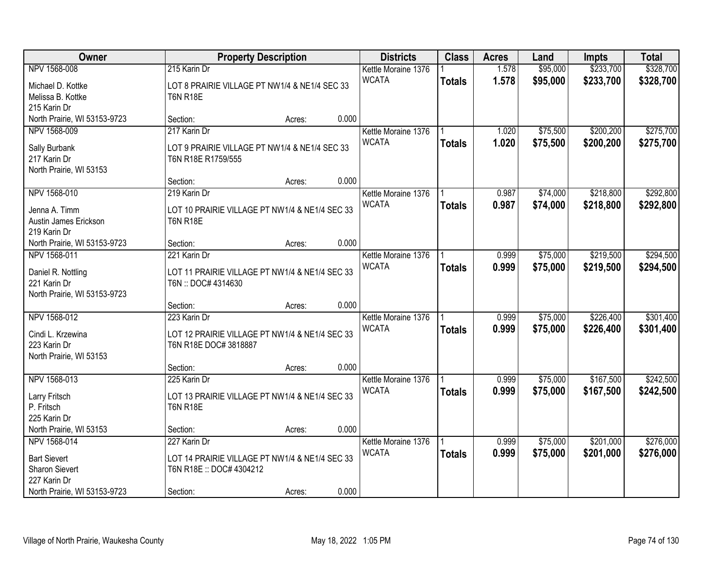| Owner | Property Description | Districts | Class | Acres | Land | Impts | Total |
|---|---|---|---|---|---|---|---|
| NPV 1568-008<br>Michael D. Kottke<br>Melissa B. Kottke<br>215 Karin Dr<br>North Prairie, WI 53153-9723 | 215 Karin Dr<br>LOT 8 PRAIRIE VILLAGE PT NW1/4 & NE1/4 SEC 33 T6N R18E<br>Section: Acres: 0.000 | Kettle Moraine 1376<br>WCATA | 1<br>**Totals** | 1.578<br>**1.578** | $95,000<br>**$95,000** | $233,700<br>**$233,700** | $328,700<br>**$328,700** |
| NPV 1568-009<br>Sally Burbank<br>217 Karin Dr<br>North Prairie, WI 53153 | 217 Karin Dr<br>LOT 9 PRAIRIE VILLAGE PT NW1/4 & NE1/4 SEC 33 T6N R18E R1759/555<br>Section: Acres: 0.000 | Kettle Moraine 1376<br>WCATA | 1<br>**Totals** | 1.020<br>**1.020** | $75,500<br>**$75,500** | $200,200<br>**$200,200** | $275,700<br>**$275,700** |
| NPV 1568-010<br>Jenna A. Timm<br>Austin James Erickson<br>219 Karin Dr<br>North Prairie, WI 53153-9723 | 219 Karin Dr<br>LOT 10 PRAIRIE VILLAGE PT NW1/4 & NE1/4 SEC 33 T6N R18E<br>Section: Acres: 0.000 | Kettle Moraine 1376<br>WCATA | 1<br>**Totals** | 0.987<br>**0.987** | $74,000<br>**$74,000** | $218,800<br>**$218,800** | $292,800<br>**$292,800** |
| NPV 1568-011<br>Daniel R. Nottling<br>221 Karin Dr<br>North Prairie, WI 53153-9723 | 221 Karin Dr<br>LOT 11 PRAIRIE VILLAGE PT NW1/4 & NE1/4 SEC 33 T6N :: DOC# 4314630<br>Section: Acres: 0.000 | Kettle Moraine 1376<br>WCATA | 1<br>**Totals** | 0.999<br>**0.999** | $75,000<br>**$75,000** | $219,500<br>**$219,500** | $294,500<br>**$294,500** |
| NPV 1568-012<br>Cindi L. Krzewina<br>223 Karin Dr<br>North Prairie, WI 53153 | 223 Karin Dr<br>LOT 12 PRAIRIE VILLAGE PT NW1/4 & NE1/4 SEC 33 T6N R18E DOC# 3818887<br>Section: Acres: 0.000 | Kettle Moraine 1376<br>WCATA | 1<br>**Totals** | 0.999<br>**0.999** | $75,000<br>**$75,000** | $226,400<br>**$226,400** | $301,400<br>**$301,400** |
| NPV 1568-013<br>Larry Fritsch<br>P. Fritsch<br>225 Karin Dr<br>North Prairie, WI 53153 | 225 Karin Dr<br>LOT 13 PRAIRIE VILLAGE PT NW1/4 & NE1/4 SEC 33 T6N R18E<br>Section: Acres: 0.000 | Kettle Moraine 1376<br>WCATA | 1<br>**Totals** | 0.999<br>**0.999** | $75,000<br>**$75,000** | $167,500<br>**$167,500** | $242,500<br>**$242,500** |
| NPV 1568-014<br>Bart Sievert<br>Sharon Sievert<br>227 Karin Dr<br>North Prairie, WI 53153-9723 | 227 Karin Dr<br>LOT 14 PRAIRIE VILLAGE PT NW1/4 & NE1/4 SEC 33 T6N R18E :: DOC# 4304212<br>Section: Acres: 0.000 | Kettle Moraine 1376<br>WCATA | 1<br>**Totals** | 0.999<br>**0.999** | $75,000<br>**$75,000** | $201,000<br>**$201,000** | $276,000<br>**$276,000** |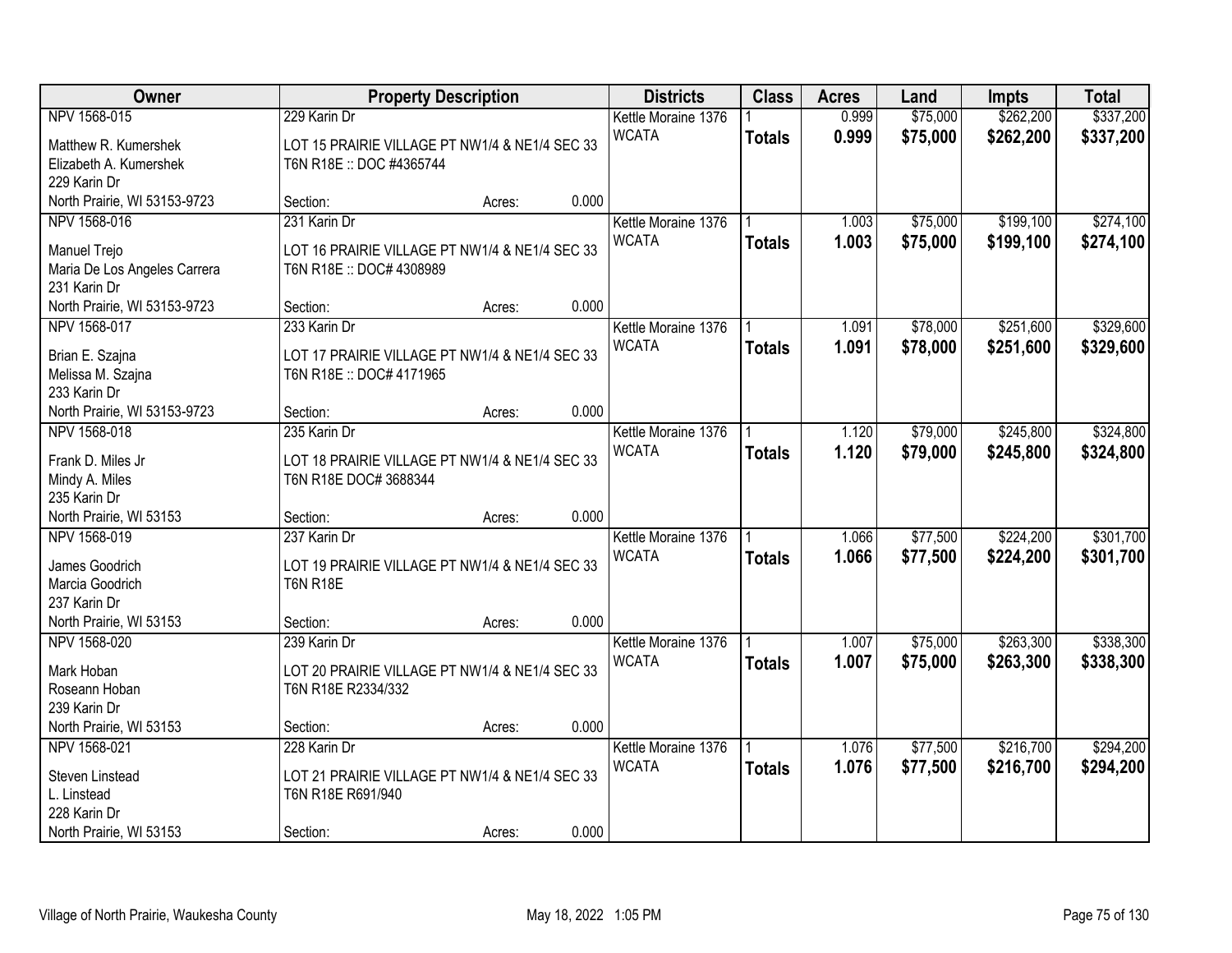| Owner | Property Description | Districts | Class | Acres | Land | Impts | Total |
|---|---|---|---|---|---|---|---|
| NPV 1568-015<br>Matthew R. Kumershek<br>Elizabeth A. Kumershek<br>229 Karin Dr<br>North Prairie, WI 53153-9723 | 229 Karin Dr<br>LOT 15 PRAIRIE VILLAGE PT NW1/4 & NE1/4 SEC 33 T6N R18E :: DOC #4365744<br>Section: Acres: 0.000 | Kettle Moraine 1376<br>WCATA | 1<br>**Totals** | 0.999<br>**0.999** | $75,000<br>**$75,000** | $262,200<br>**$262,200** | $337,200<br>**$337,200** |
| NPV 1568-016<br>Manuel Trejo<br>Maria De Los Angeles Carrera<br>231 Karin Dr<br>North Prairie, WI 53153-9723 | 231 Karin Dr<br>LOT 16 PRAIRIE VILLAGE PT NW1/4 & NE1/4 SEC 33 T6N R18E :: DOC# 4308989<br>Section: Acres: 0.000 | Kettle Moraine 1376<br>WCATA | 1<br>**Totals** | 1.003<br>**1.003** | $75,000<br>**$75,000** | $199,100<br>**$199,100** | $274,100<br>**$274,100** |
| NPV 1568-017<br>Brian E. Szajna<br>Melissa M. Szajna<br>233 Karin Dr<br>North Prairie, WI 53153-9723 | 233 Karin Dr<br>LOT 17 PRAIRIE VILLAGE PT NW1/4 & NE1/4 SEC 33 T6N R18E :: DOC# 4171965<br>Section: Acres: 0.000 | Kettle Moraine 1376<br>WCATA | 1<br>**Totals** | 1.091<br>**1.091** | $78,000<br>**$78,000** | $251,600<br>**$251,600** | $329,600<br>**$329,600** |
| NPV 1568-018<br>Frank D. Miles Jr<br>Mindy A. Miles<br>235 Karin Dr<br>North Prairie, WI 53153 | 235 Karin Dr<br>LOT 18 PRAIRIE VILLAGE PT NW1/4 & NE1/4 SEC 33 T6N R18E DOC# 3688344<br>Section: Acres: 0.000 | Kettle Moraine 1376<br>WCATA | 1<br>**Totals** | 1.120<br>**1.120** | $79,000<br>**$79,000** | $245,800<br>**$245,800** | $324,800<br>**$324,800** |
| NPV 1568-019<br>James Goodrich<br>Marcia Goodrich<br>237 Karin Dr<br>North Prairie, WI 53153 | 237 Karin Dr<br>LOT 19 PRAIRIE VILLAGE PT NW1/4 & NE1/4 SEC 33 T6N R18E<br>Section: Acres: 0.000 | Kettle Moraine 1376<br>WCATA | 1<br>**Totals** | 1.066<br>**1.066** | $77,500<br>**$77,500** | $224,200<br>**$224,200** | $301,700<br>**$301,700** |
| NPV 1568-020<br>Mark Hoban<br>Roseann Hoban<br>239 Karin Dr<br>North Prairie, WI 53153 | 239 Karin Dr<br>LOT 20 PRAIRIE VILLAGE PT NW1/4 & NE1/4 SEC 33 T6N R18E R2334/332<br>Section: Acres: 0.000 | Kettle Moraine 1376<br>WCATA | 1<br>**Totals** | 1.007<br>**1.007** | $75,000<br>**$75,000** | $263,300<br>**$263,300** | $338,300<br>**$338,300** |
| NPV 1568-021<br>Steven Linstead<br>L. Linstead<br>228 Karin Dr<br>North Prairie, WI 53153 | 228 Karin Dr<br>LOT 21 PRAIRIE VILLAGE PT NW1/4 & NE1/4 SEC 33 T6N R18E R691/940<br>Section: Acres: 0.000 | Kettle Moraine 1376<br>WCATA | 1<br>**Totals** | 1.076<br>**1.076** | $77,500<br>**$77,500** | $216,700<br>**$216,700** | $294,200<br>**$294,200** |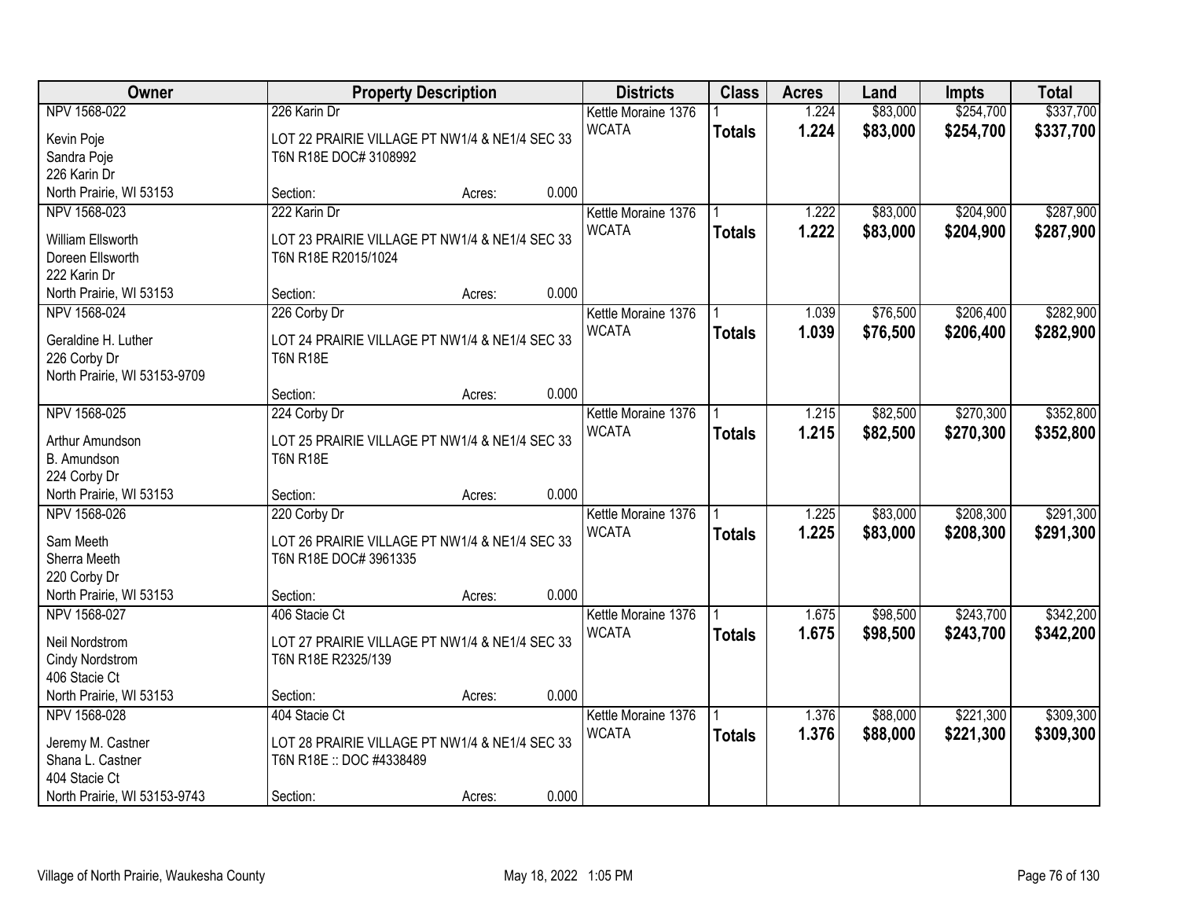| Owner | Property Description | Districts | Class | Acres | Land | Impts | Total |
|---|---|---|---|---|---|---|---|
| NPV 1568-022<br>Kevin Poje<br>Sandra Poje<br>226 Karin Dr<br>North Prairie, WI 53153 | 226 Karin Dr<br>LOT 22 PRAIRIE VILLAGE PT NW1/4 & NE1/4 SEC 33 T6N R18E DOC# 3108992<br>Section: Acres: 0.000 | Kettle Moraine 1376<br>WCATA | 1<br>**Totals** | 1.224<br>**1.224** | $83,000<br>**$83,000** | $254,700<br>**$254,700** | $337,700<br>**$337,700** |
| NPV 1568-023<br>William Ellsworth<br>Doreen Ellsworth<br>222 Karin Dr<br>North Prairie, WI 53153 | 222 Karin Dr<br>LOT 23 PRAIRIE VILLAGE PT NW1/4 & NE1/4 SEC 33 T6N R18E R2015/1024<br>Section: Acres: 0.000 | Kettle Moraine 1376<br>WCATA | 1<br>**Totals** | 1.222<br>**1.222** | $83,000<br>**$83,000** | $204,900<br>**$204,900** | $287,900<br>**$287,900** |
| NPV 1568-024<br>Geraldine H. Luther<br>226 Corby Dr<br>North Prairie, WI 53153-9709 | 226 Corby Dr<br>LOT 24 PRAIRIE VILLAGE PT NW1/4 & NE1/4 SEC 33 T6N R18E<br>Section: Acres: 0.000 | Kettle Moraine 1376<br>WCATA | 1<br>**Totals** | 1.039<br>**1.039** | $76,500<br>**$76,500** | $206,400<br>**$206,400** | $282,900<br>**$282,900** |
| NPV 1568-025<br>Arthur Amundson<br>B. Amundson<br>224 Corby Dr<br>North Prairie, WI 53153 | 224 Corby Dr<br>LOT 25 PRAIRIE VILLAGE PT NW1/4 & NE1/4 SEC 33 T6N R18E<br>Section: Acres: 0.000 | Kettle Moraine 1376<br>WCATA | 1<br>**Totals** | 1.215<br>**1.215** | $82,500<br>**$82,500** | $270,300<br>**$270,300** | $352,800<br>**$352,800** |
| NPV 1568-026<br>Sam Meeth<br>Sherra Meeth<br>220 Corby Dr<br>North Prairie, WI 53153 | 220 Corby Dr<br>LOT 26 PRAIRIE VILLAGE PT NW1/4 & NE1/4 SEC 33 T6N R18E DOC# 3961335<br>Section: Acres: 0.000 | Kettle Moraine 1376<br>WCATA | 1<br>**Totals** | 1.225<br>**1.225** | $83,000<br>**$83,000** | $208,300<br>**$208,300** | $291,300<br>**$291,300** |
| NPV 1568-027<br>Neil Nordstrom<br>Cindy Nordstrom<br>406 Stacie Ct<br>North Prairie, WI 53153 | 406 Stacie Ct<br>LOT 27 PRAIRIE VILLAGE PT NW1/4 & NE1/4 SEC 33 T6N R18E R2325/139<br>Section: Acres: 0.000 | Kettle Moraine 1376<br>WCATA | 1<br>**Totals** | 1.675<br>**1.675** | $98,500<br>**$98,500** | $243,700<br>**$243,700** | $342,200<br>**$342,200** |
| NPV 1568-028<br>Jeremy M. Castner<br>Shana L. Castner<br>404 Stacie Ct<br>North Prairie, WI 53153-9743 | 404 Stacie Ct<br>LOT 28 PRAIRIE VILLAGE PT NW1/4 & NE1/4 SEC 33 T6N R18E :: DOC #4338489<br>Section: Acres: 0.000 | Kettle Moraine 1376<br>WCATA | 1<br>**Totals** | 1.376<br>**1.376** | $88,000<br>**$88,000** | $221,300<br>**$221,300** | $309,300<br>**$309,300** |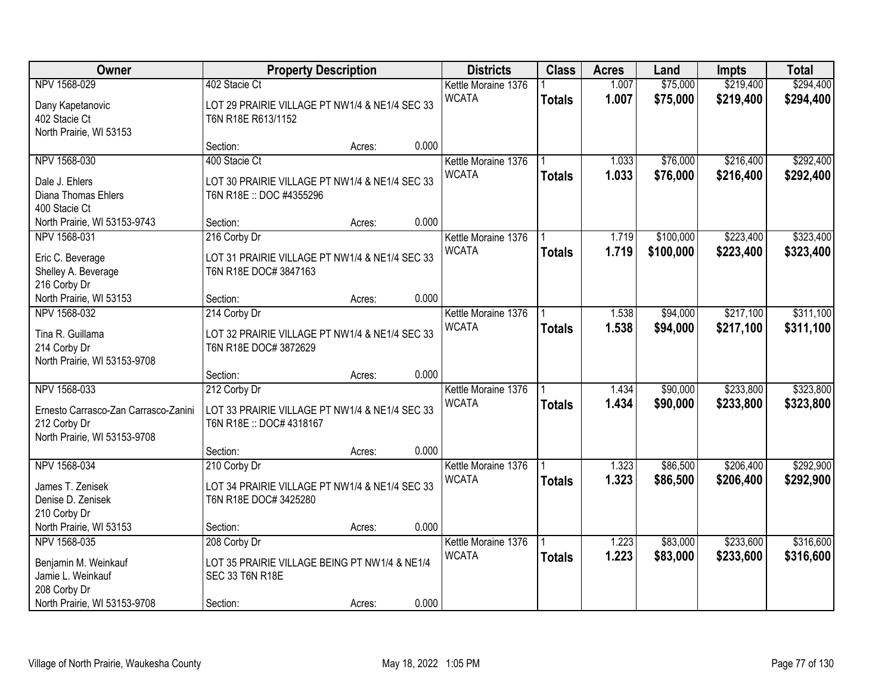| Owner | Property Description | Districts | Class | Acres | Land | Impts | Total |
|---|---|---|---|---|---|---|---|
| NPV 1568-029<br>Dany Kapetanovic<br>402 Stacie Ct<br>North Prairie, WI 53153 | 402 Stacie Ct<br>LOT 29 PRAIRIE VILLAGE PT NW1/4 & NE1/4 SEC 33 T6N R18E R613/1152<br>Section: Acres: 0.000 | Kettle Moraine 1376<br>WCATA | 1<br>**Totals** | 1.007<br>**1.007** | $75,000<br>**$75,000** | $219,400<br>**$219,400** | $294,400<br>**$294,400** |
| NPV 1568-030<br>Dale J. Ehlers<br>Diana Thomas Ehlers<br>400 Stacie Ct<br>North Prairie, WI 53153-9743 | 400 Stacie Ct<br>LOT 30 PRAIRIE VILLAGE PT NW1/4 & NE1/4 SEC 33 T6N R18E :: DOC #4355296<br>Section: Acres: 0.000 | Kettle Moraine 1376<br>WCATA | 1<br>**Totals** | 1.033<br>**1.033** | $76,000<br>**$76,000** | $216,400<br>**$216,400** | $292,400<br>**$292,400** |
| NPV 1568-031<br>Eric C. Beverage<br>Shelley A. Beverage<br>216 Corby Dr<br>North Prairie, WI 53153 | 216 Corby Dr<br>LOT 31 PRAIRIE VILLAGE PT NW1/4 & NE1/4 SEC 33 T6N R18E DOC# 3847163<br>Section: Acres: 0.000 | Kettle Moraine 1376<br>WCATA | 1<br>**Totals** | 1.719<br>**1.719** | $100,000<br>**$100,000** | $223,400<br>**$223,400** | $323,400<br>**$323,400** |
| NPV 1568-032<br>Tina R. Guillama<br>214 Corby Dr<br>North Prairie, WI 53153-9708 | 214 Corby Dr<br>LOT 32 PRAIRIE VILLAGE PT NW1/4 & NE1/4 SEC 33 T6N R18E DOC# 3872629<br>Section: Acres: 0.000 | Kettle Moraine 1376<br>WCATA | 1<br>**Totals** | 1.538<br>**1.538** | $94,000<br>**$94,000** | $217,100<br>**$217,100** | $311,100<br>**$311,100** |
| NPV 1568-033<br>Ernesto Carrasco-Zan Carrasco-Zanini<br>212 Corby Dr<br>North Prairie, WI 53153-9708 | 212 Corby Dr<br>LOT 33 PRAIRIE VILLAGE PT NW1/4 & NE1/4 SEC 33 T6N R18E :: DOC# 4318167<br>Section: Acres: 0.000 | Kettle Moraine 1376<br>WCATA | 1<br>**Totals** | 1.434<br>**1.434** | $90,000<br>**$90,000** | $233,800<br>**$233,800** | $323,800<br>**$323,800** |
| NPV 1568-034<br>James T. Zenisek<br>Denise D. Zenisek<br>210 Corby Dr<br>North Prairie, WI 53153 | 210 Corby Dr<br>LOT 34 PRAIRIE VILLAGE PT NW1/4 & NE1/4 SEC 33 T6N R18E DOC# 3425280<br>Section: Acres: 0.000 | Kettle Moraine 1376<br>WCATA | 1<br>**Totals** | 1.323<br>**1.323** | $86,500<br>**$86,500** | $206,400<br>**$206,400** | $292,900<br>**$292,900** |
| NPV 1568-035<br>Benjamin M. Weinkauf<br>Jamie L. Weinkauf<br>208 Corby Dr<br>North Prairie, WI 53153-9708 | 208 Corby Dr<br>LOT 35 PRAIRIE VILLAGE BEING PT NW1/4 & NE1/4 SEC 33 T6N R18E<br>Section: Acres: 0.000 | Kettle Moraine 1376<br>WCATA | 1<br>**Totals** | 1.223<br>**1.223** | $83,000<br>**$83,000** | $233,600<br>**$233,600** | $316,600<br>**$316,600** |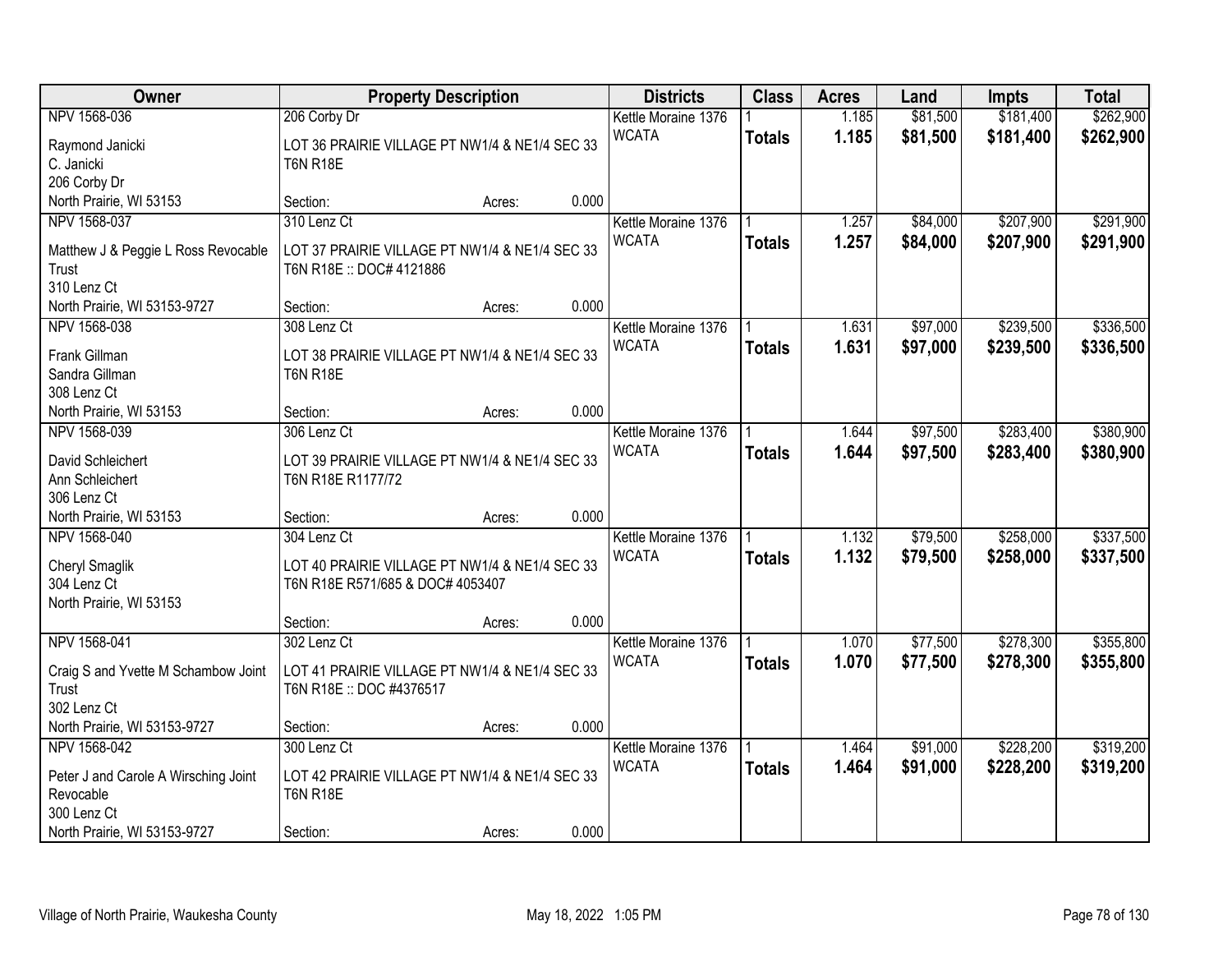| Owner | Property Description | Districts | Class | Acres | Land | Impts | Total |
|---|---|---|---|---|---|---|---|
| NPV 1568-036<br>Raymond Janicki<br>C. Janicki<br>206 Corby Dr<br>North Prairie, WI 53153 | 206 Corby Dr<br>LOT 36 PRAIRIE VILLAGE PT NW1/4 & NE1/4 SEC 33 T6N R18E<br>Section: Acres: 0.000 | Kettle Moraine 1376<br>WCATA | 1<br>**Totals** | 1.185<br>**1.185** | $81,500<br>**$81,500** | $181,400<br>**$181,400** | $262,900<br>**$262,900** |
| NPV 1568-037<br>Matthew J & Peggie L Ross Revocable Trust<br>310 Lenz Ct<br>North Prairie, WI 53153-9727 | 310 Lenz Ct<br>LOT 37 PRAIRIE VILLAGE PT NW1/4 & NE1/4 SEC 33 T6N R18E :: DOC# 4121886<br>Section: Acres: 0.000 | Kettle Moraine 1376<br>WCATA | 1<br>**Totals** | 1.257<br>**1.257** | $84,000<br>**$84,000** | $207,900<br>**$207,900** | $291,900<br>**$291,900** |
| NPV 1568-038<br>Frank Gillman<br>Sandra Gillman<br>308 Lenz Ct<br>North Prairie, WI 53153 | 308 Lenz Ct<br>LOT 38 PRAIRIE VILLAGE PT NW1/4 & NE1/4 SEC 33 T6N R18E<br>Section: Acres: 0.000 | Kettle Moraine 1376<br>WCATA | 1<br>**Totals** | 1.631<br>**1.631** | $97,000<br>**$97,000** | $239,500<br>**$239,500** | $336,500<br>**$336,500** |
| NPV 1568-039<br>David Schleichert<br>Ann Schleichert<br>306 Lenz Ct<br>North Prairie, WI 53153 | 306 Lenz Ct<br>LOT 39 PRAIRIE VILLAGE PT NW1/4 & NE1/4 SEC 33 T6N R18E R1177/72<br>Section: Acres: 0.000 | Kettle Moraine 1376<br>WCATA | 1<br>**Totals** | 1.644<br>**1.644** | $97,500<br>**$97,500** | $283,400<br>**$283,400** | $380,900<br>**$380,900** |
| NPV 1568-040<br>Cheryl Smaglik<br>304 Lenz Ct<br>North Prairie, WI 53153 | 304 Lenz Ct<br>LOT 40 PRAIRIE VILLAGE PT NW1/4 & NE1/4 SEC 33 T6N R18E R571/685 & DOC# 4053407<br>Section: Acres: 0.000 | Kettle Moraine 1376<br>WCATA | 1<br>**Totals** | 1.132<br>**1.132** | $79,500<br>**$79,500** | $258,000<br>**$258,000** | $337,500<br>**$337,500** |
| NPV 1568-041<br>Craig S and Yvette M Schambow Joint Trust<br>302 Lenz Ct<br>North Prairie, WI 53153-9727 | 302 Lenz Ct<br>LOT 41 PRAIRIE VILLAGE PT NW1/4 & NE1/4 SEC 33 T6N R18E :: DOC #4376517<br>Section: Acres: 0.000 | Kettle Moraine 1376<br>WCATA | 1<br>**Totals** | 1.070<br>**1.070** | $77,500<br>**$77,500** | $278,300<br>**$278,300** | $355,800<br>**$355,800** |
| NPV 1568-042<br>Peter J and Carole A Wirsching Joint Revocable<br>300 Lenz Ct<br>North Prairie, WI 53153-9727 | 300 Lenz Ct<br>LOT 42 PRAIRIE VILLAGE PT NW1/4 & NE1/4 SEC 33 T6N R18E<br>Section: Acres: 0.000 | Kettle Moraine 1376<br>WCATA | 1<br>**Totals** | 1.464<br>**1.464** | $91,000<br>**$91,000** | $228,200<br>**$228,200** | $319,200<br>**$319,200** |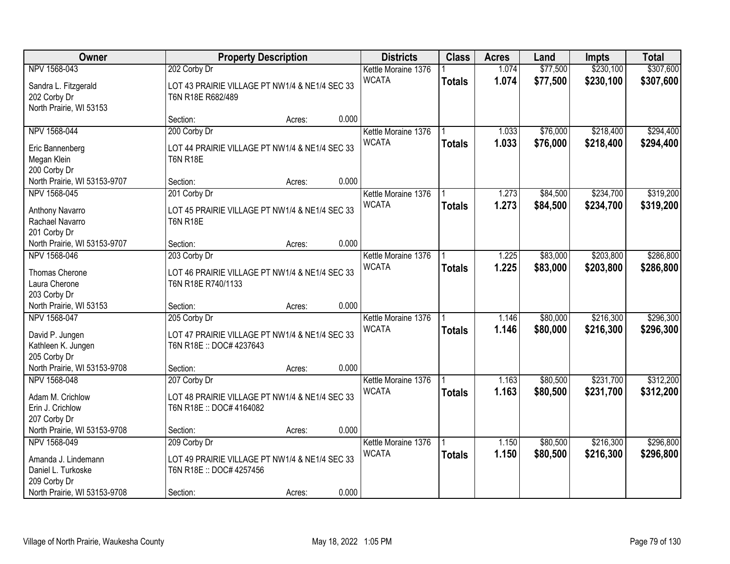| Owner | Property Description | | | Districts | Class | Acres | Land | Impts | Total |
|---|---|---|---|---|---|---|---|---|---|
| NPV 1568-043 | 202 Corby Dr | | | Kettle Moraine 1376 | 1 | 1.074 | $77,500 | $230,100 | $307,600 |
| Sandra L. Fitzgerald<br>202 Corby Dr<br>North Prairie, WI 53153 | LOT 43 PRAIRIE VILLAGE PT NW1/4 & NE1/4 SEC 33 T6N R18E R682/489 | | | WCATA | **Totals** | **1.074** | **$77,500** | **$230,100** | **$307,600** |
| | Section: | Acres: | 0.000 | | | | | | |
| NPV 1568-044 | 200 Corby Dr | | | Kettle Moraine 1376 | 1 | 1.033 | $76,000 | $218,400 | $294,400 |
| Eric Bannenberg<br>Megan Klein<br>200 Corby Dr<br>North Prairie, WI 53153-9707 | LOT 44 PRAIRIE VILLAGE PT NW1/4 & NE1/4 SEC 33 T6N R18E | | | WCATA | **Totals** | **1.033** | **$76,000** | **$218,400** | **$294,400** |
| | Section: | Acres: | 0.000 | | | | | | |
| NPV 1568-045 | 201 Corby Dr | | | Kettle Moraine 1376 | 1 | 1.273 | $84,500 | $234,700 | $319,200 |
| Anthony Navarro<br>Rachael Navarro<br>201 Corby Dr<br>North Prairie, WI 53153-9707 | LOT 45 PRAIRIE VILLAGE PT NW1/4 & NE1/4 SEC 33 T6N R18E | | | WCATA | **Totals** | **1.273** | **$84,500** | **$234,700** | **$319,200** |
| | Section: | Acres: | 0.000 | | | | | | |
| NPV 1568-046 | 203 Corby Dr | | | Kettle Moraine 1376 | 1 | 1.225 | $83,000 | $203,800 | $286,800 |
| Thomas Cherone<br>Laura Cherone<br>203 Corby Dr<br>North Prairie, WI 53153 | LOT 46 PRAIRIE VILLAGE PT NW1/4 & NE1/4 SEC 33 T6N R18E R740/1133 | | | WCATA | **Totals** | **1.225** | **$83,000** | **$203,800** | **$286,800** |
| | Section: | Acres: | 0.000 | | | | | | |
| NPV 1568-047 | 205 Corby Dr | | | Kettle Moraine 1376 | 1 | 1.146 | $80,000 | $216,300 | $296,300 |
| David P. Jungen<br>Kathleen K. Jungen<br>205 Corby Dr<br>North Prairie, WI 53153-9708 | LOT 47 PRAIRIE VILLAGE PT NW1/4 & NE1/4 SEC 33 T6N R18E :: DOC# 4237643 | | | WCATA | **Totals** | **1.146** | **$80,000** | **$216,300** | **$296,300** |
| | Section: | Acres: | 0.000 | | | | | | |
| NPV 1568-048 | 207 Corby Dr | | | Kettle Moraine 1376 | 1 | 1.163 | $80,500 | $231,700 | $312,200 |
| Adam M. Crichlow<br>Erin J. Crichlow<br>207 Corby Dr<br>North Prairie, WI 53153-9708 | LOT 48 PRAIRIE VILLAGE PT NW1/4 & NE1/4 SEC 33 T6N R18E :: DOC# 4164082 | | | WCATA | **Totals** | **1.163** | **$80,500** | **$231,700** | **$312,200** |
| | Section: | Acres: | 0.000 | | | | | | |
| NPV 1568-049 | 209 Corby Dr | | | Kettle Moraine 1376 | 1 | 1.150 | $80,500 | $216,300 | $296,800 |
| Amanda J. Lindemann<br>Daniel L. Turkoske<br>209 Corby Dr<br>North Prairie, WI 53153-9708 | LOT 49 PRAIRIE VILLAGE PT NW1/4 & NE1/4 SEC 33 T6N R18E :: DOC# 4257456 | | | WCATA | **Totals** | **1.150** | **$80,500** | **$216,300** | **$296,800** |
| | Section: | Acres: | 0.000 | | | | | | |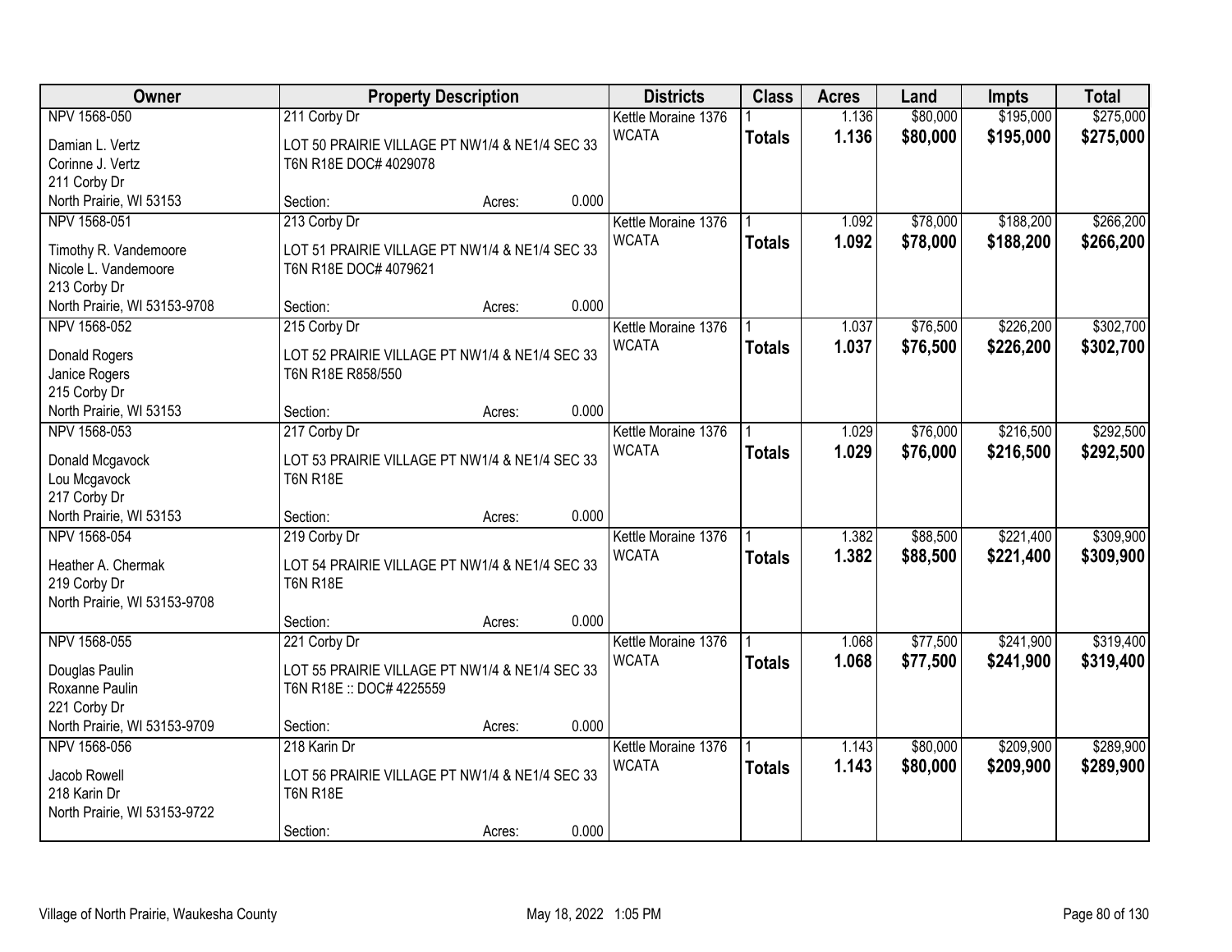| Owner | Property Description | Districts | Class | Acres | Land | Impts | Total |
|---|---|---|---|---|---|---|---|
| NPV 1568-050 | 211 Corby Dr | Kettle Moraine 1376 | 1 | 1.136 | $80,000 | $195,000 | $275,000 |
| Damian L. Vertz<br>Corinne J. Vertz<br>211 Corby Dr<br>North Prairie, WI 53153 | LOT 50 PRAIRIE VILLAGE PT NW1/4 & NE1/4 SEC 33 T6N R18E DOC# 4029078<br>Section: Acres: 0.000 | WCATA | **Totals** | **1.136** | **$80,000** | **$195,000** | **$275,000** |
| NPV 1568-051 | 213 Corby Dr | Kettle Moraine 1376 | 1 | 1.092 | $78,000 | $188,200 | $266,200 |
| Timothy R. Vandemoore<br>Nicole L. Vandemoore<br>213 Corby Dr<br>North Prairie, WI 53153-9708 | LOT 51 PRAIRIE VILLAGE PT NW1/4 & NE1/4 SEC 33 T6N R18E DOC# 4079621<br>Section: Acres: 0.000 | WCATA | **Totals** | **1.092** | **$78,000** | **$188,200** | **$266,200** |
| NPV 1568-052 | 215 Corby Dr | Kettle Moraine 1376 | 1 | 1.037 | $76,500 | $226,200 | $302,700 |
| Donald Rogers<br>Janice Rogers<br>215 Corby Dr<br>North Prairie, WI 53153 | LOT 52 PRAIRIE VILLAGE PT NW1/4 & NE1/4 SEC 33 T6N R18E R858/550<br>Section: Acres: 0.000 | WCATA | **Totals** | **1.037** | **$76,500** | **$226,200** | **$302,700** |
| NPV 1568-053 | 217 Corby Dr | Kettle Moraine 1376 | 1 | 1.029 | $76,000 | $216,500 | $292,500 |
| Donald Mcgavock<br>Lou Mcgavock<br>217 Corby Dr<br>North Prairie, WI 53153 | LOT 53 PRAIRIE VILLAGE PT NW1/4 & NE1/4 SEC 33 T6N R18E<br>Section: Acres: 0.000 | WCATA | **Totals** | **1.029** | **$76,000** | **$216,500** | **$292,500** |
| NPV 1568-054 | 219 Corby Dr | Kettle Moraine 1376 | 1 | 1.382 | $88,500 | $221,400 | $309,900 |
| Heather A. Chermak<br>219 Corby Dr<br>North Prairie, WI 53153-9708 | LOT 54 PRAIRIE VILLAGE PT NW1/4 & NE1/4 SEC 33 T6N R18E<br>Section: Acres: 0.000 | WCATA | **Totals** | **1.382** | **$88,500** | **$221,400** | **$309,900** |
| NPV 1568-055 | 221 Corby Dr | Kettle Moraine 1376 | 1 | 1.068 | $77,500 | $241,900 | $319,400 |
| Douglas Paulin<br>Roxanne Paulin<br>221 Corby Dr<br>North Prairie, WI 53153-9709 | LOT 55 PRAIRIE VILLAGE PT NW1/4 & NE1/4 SEC 33 T6N R18E :: DOC# 4225559<br>Section: Acres: 0.000 | WCATA | **Totals** | **1.068** | **$77,500** | **$241,900** | **$319,400** |
| NPV 1568-056 | 218 Karin Dr | Kettle Moraine 1376 | 1 | 1.143 | $80,000 | $209,900 | $289,900 |
| Jacob Rowell<br>218 Karin Dr<br>North Prairie, WI 53153-9722 | LOT 56 PRAIRIE VILLAGE PT NW1/4 & NE1/4 SEC 33 T6N R18E<br>Section: Acres: 0.000 | WCATA | **Totals** | **1.143** | **$80,000** | **$209,900** | **$289,900** |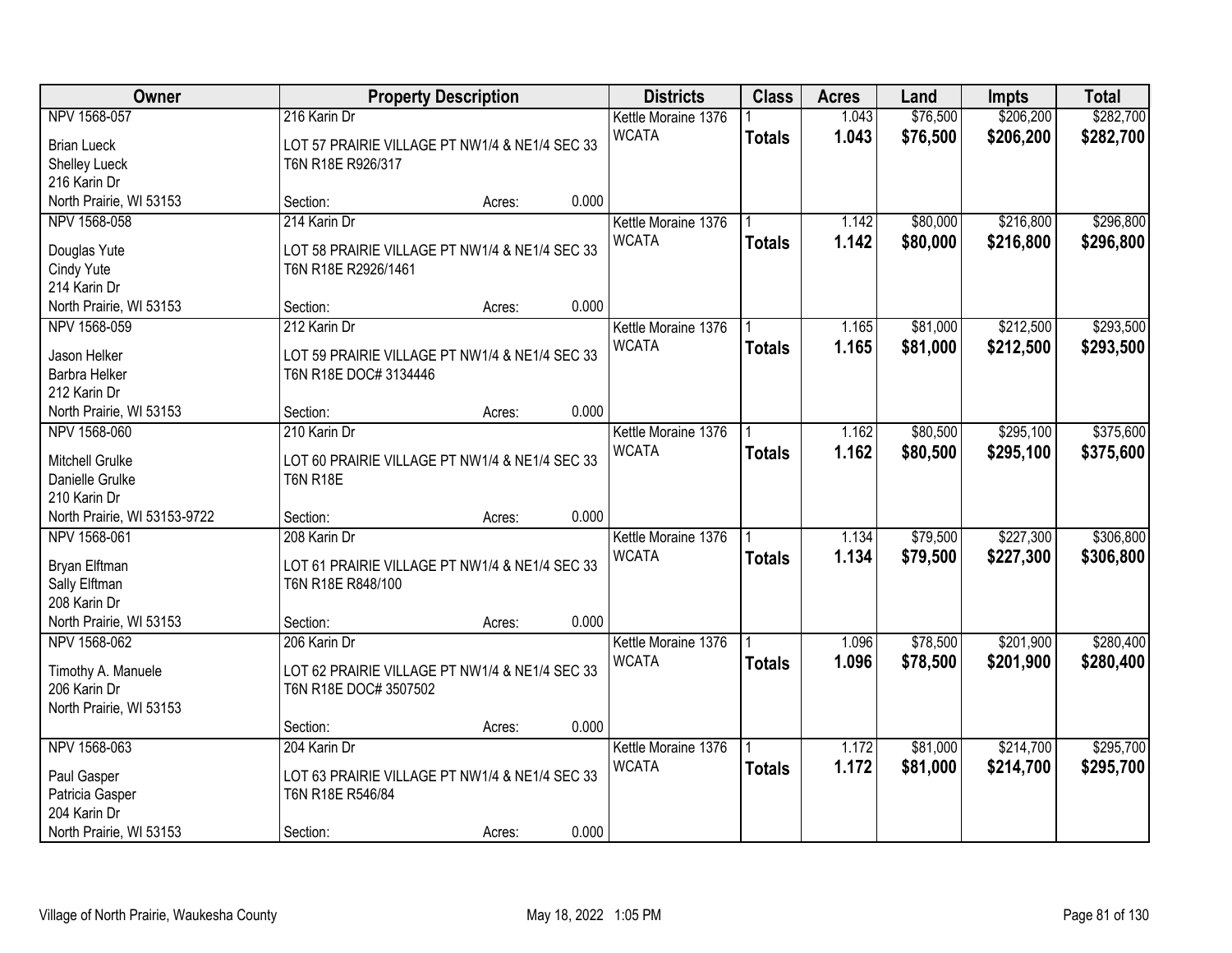| Owner | Property Description | Districts | Class | Acres | Land | Impts | Total |
|---|---|---|---|---|---|---|---|
| NPV 1568-057 | 216 Karin Dr | Kettle Moraine 1376 | 1 | 1.043 | $76,500 | $206,200 | $282,700 |
| Brian Lueck<br>Shelley Lueck<br>216 Karin Dr<br>North Prairie, WI 53153 | LOT 57 PRAIRIE VILLAGE PT NW1/4 & NE1/4 SEC 33 T6N R18E R926/317<br>Section: Acres: 0.000 | WCATA | **Totals** | **1.043** | **$76,500** | **$206,200** | **$282,700** |
| NPV 1568-058 | 214 Karin Dr | Kettle Moraine 1376 | 1 | 1.142 | $80,000 | $216,800 | $296,800 |
| Douglas Yute<br>Cindy Yute<br>214 Karin Dr<br>North Prairie, WI 53153 | LOT 58 PRAIRIE VILLAGE PT NW1/4 & NE1/4 SEC 33 T6N R18E R2926/1461<br>Section: Acres: 0.000 | WCATA | **Totals** | **1.142** | **$80,000** | **$216,800** | **$296,800** |
| NPV 1568-059 | 212 Karin Dr | Kettle Moraine 1376 | 1 | 1.165 | $81,000 | $212,500 | $293,500 |
| Jason Helker<br>Barbra Helker<br>212 Karin Dr<br>North Prairie, WI 53153 | LOT 59 PRAIRIE VILLAGE PT NW1/4 & NE1/4 SEC 33 T6N R18E DOC# 3134446<br>Section: Acres: 0.000 | WCATA | **Totals** | **1.165** | **$81,000** | **$212,500** | **$293,500** |
| NPV 1568-060 | 210 Karin Dr | Kettle Moraine 1376 | 1 | 1.162 | $80,500 | $295,100 | $375,600 |
| Mitchell Grulke<br>Danielle Grulke<br>210 Karin Dr<br>North Prairie, WI 53153-9722 | LOT 60 PRAIRIE VILLAGE PT NW1/4 & NE1/4 SEC 33 T6N R18E<br>Section: Acres: 0.000 | WCATA | **Totals** | **1.162** | **$80,500** | **$295,100** | **$375,600** |
| NPV 1568-061 | 208 Karin Dr | Kettle Moraine 1376 | 1 | 1.134 | $79,500 | $227,300 | $306,800 |
| Bryan Elftman<br>Sally Elftman<br>208 Karin Dr<br>North Prairie, WI 53153 | LOT 61 PRAIRIE VILLAGE PT NW1/4 & NE1/4 SEC 33 T6N R18E R848/100<br>Section: Acres: 0.000 | WCATA | **Totals** | **1.134** | **$79,500** | **$227,300** | **$306,800** |
| NPV 1568-062 | 206 Karin Dr | Kettle Moraine 1376 | 1 | 1.096 | $78,500 | $201,900 | $280,400 |
| Timothy A. Manuele<br>206 Karin Dr<br>North Prairie, WI 53153 | LOT 62 PRAIRIE VILLAGE PT NW1/4 & NE1/4 SEC 33 T6N R18E DOC# 3507502<br>Section: Acres: 0.000 | WCATA | **Totals** | **1.096** | **$78,500** | **$201,900** | **$280,400** |
| NPV 1568-063 | 204 Karin Dr | Kettle Moraine 1376 | 1 | 1.172 | $81,000 | $214,700 | $295,700 |
| Paul Gasper<br>Patricia Gasper<br>204 Karin Dr<br>North Prairie, WI 53153 | LOT 63 PRAIRIE VILLAGE PT NW1/4 & NE1/4 SEC 33 T6N R18E R546/84<br>Section: Acres: 0.000 | WCATA | **Totals** | **1.172** | **$81,000** | **$214,700** | **$295,700** |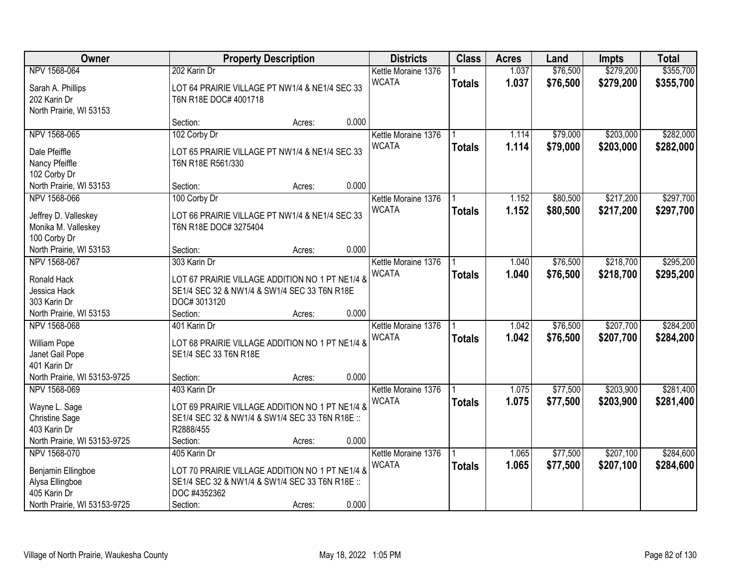| Owner | Property Description | Districts | Class | Acres | Land | Impts | Total |
|---|---|---|---|---|---|---|---|
| NPV 1568-064<br><br>Sarah A. Phillips<br>202 Karin Dr<br>North Prairie, WI 53153 | 202 Karin Dr<br><br>LOT 64 PRAIRIE VILLAGE PT NW1/4 & NE1/4 SEC 33 T6N R18E DOC# 4001718<br><br>Section: Acres: 0.000 | Kettle Moraine 1376<br>WCATA | 1<br>**Totals** | 1.037<br>**1.037** | $76,500<br>**$76,500** | $279,200<br>**$279,200** | $355,700<br>**$355,700** |
| NPV 1568-065<br><br>Dale Pfeiffle<br>Nancy Pfeiffle<br>102 Corby Dr<br>North Prairie, WI 53153 | 102 Corby Dr<br><br>LOT 65 PRAIRIE VILLAGE PT NW1/4 & NE1/4 SEC 33 T6N R18E R561/330<br><br>Section: Acres: 0.000 | Kettle Moraine 1376<br>WCATA | 1<br>**Totals** | 1.114<br>**1.114** | $79,000<br>**$79,000** | $203,000<br>**$203,000** | $282,000<br>**$282,000** |
| NPV 1568-066<br><br>Jeffrey D. Valleskey<br>Monika M. Valleskey<br>100 Corby Dr<br>North Prairie, WI 53153 | 100 Corby Dr<br><br>LOT 66 PRAIRIE VILLAGE PT NW1/4 & NE1/4 SEC 33 T6N R18E DOC# 3275404<br><br>Section: Acres: 0.000 | Kettle Moraine 1376<br>WCATA | 1<br>**Totals** | 1.152<br>**1.152** | $80,500<br>**$80,500** | $217,200<br>**$217,200** | $297,700<br>**$297,700** |
| NPV 1568-067<br><br>Ronald Hack<br>Jessica Hack<br>303 Karin Dr<br>North Prairie, WI 53153 | 303 Karin Dr<br><br>LOT 67 PRAIRIE VILLAGE ADDITION NO 1 PT NE1/4 & SE1/4 SEC 32 & NW1/4 & SW1/4 SEC 33 T6N R18E DOC# 3013120<br>Section: Acres: 0.000 | Kettle Moraine 1376<br>WCATA | 1<br>**Totals** | 1.040<br>**1.040** | $76,500<br>**$76,500** | $218,700<br>**$218,700** | $295,200<br>**$295,200** |
| NPV 1568-068<br><br>William Pope<br>Janet Gail Pope<br>401 Karin Dr<br>North Prairie, WI 53153-9725 | 401 Karin Dr<br><br>LOT 68 PRAIRIE VILLAGE ADDITION NO 1 PT NE1/4 & SE1/4 SEC 33 T6N R18E<br><br>Section: Acres: 0.000 | Kettle Moraine 1376<br>WCATA | 1<br>**Totals** | 1.042<br>**1.042** | $76,500<br>**$76,500** | $207,700<br>**$207,700** | $284,200<br>**$284,200** |
| NPV 1568-069<br><br>Wayne L. Sage<br>Christine Sage<br>403 Karin Dr<br>North Prairie, WI 53153-9725 | 403 Karin Dr<br><br>LOT 69 PRAIRIE VILLAGE ADDITION NO 1 PT NE1/4 & SE1/4 SEC 32 & NW1/4 & SW1/4 SEC 33 T6N R18E :: R2888/455<br>Section: Acres: 0.000 | Kettle Moraine 1376<br>WCATA | 1<br>**Totals** | 1.075<br>**1.075** | $77,500<br>**$77,500** | $203,900<br>**$203,900** | $281,400<br>**$281,400** |
| NPV 1568-070<br><br>Benjamin Ellingboe<br>Alysa Ellingboe<br>405 Karin Dr<br>North Prairie, WI 53153-9725 | 405 Karin Dr<br><br>LOT 70 PRAIRIE VILLAGE ADDITION NO 1 PT NE1/4 & SE1/4 SEC 32 & NW1/4 & SW1/4 SEC 33 T6N R18E :: DOC #4352362<br>Section: Acres: 0.000 | Kettle Moraine 1376<br>WCATA | 1<br>**Totals** | 1.065<br>**1.065** | $77,500<br>**$77,500** | $207,100<br>**$207,100** | $284,600<br>**$284,600** |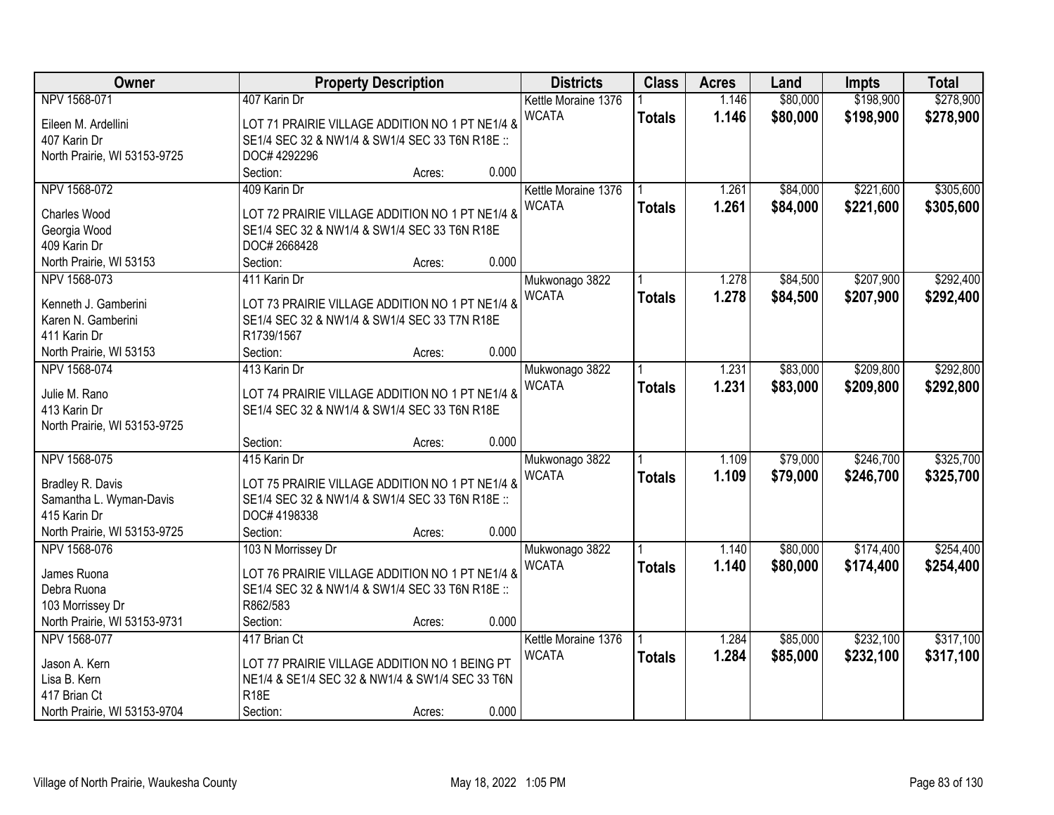| Owner | Property Description | Districts | Class | Acres | Land | Impts | Total |
|---|---|---|---|---|---|---|---|
| NPV 1568-071<br>Eileen M. Ardellini<br>407 Karin Dr<br>North Prairie, WI 53153-9725 | 407 Karin Dr<br>LOT 71 PRAIRIE VILLAGE ADDITION NO 1 PT NE1/4 & SE1/4 SEC 32 & NW1/4 & SW1/4 SEC 33 T6N R18E :: DOC# 4292296<br>Section: Acres: 0.000 | Kettle Moraine 1376<br>WCATA | 1<br>**Totals** | 1.146<br>**1.146** | $80,000<br>**$80,000** | $198,900<br>**$198,900** | $278,900<br>**$278,900** |
| NPV 1568-072<br>Charles Wood<br>Georgia Wood<br>409 Karin Dr<br>North Prairie, WI 53153 | 409 Karin Dr<br>LOT 72 PRAIRIE VILLAGE ADDITION NO 1 PT NE1/4 & SE1/4 SEC 32 & NW1/4 & SW1/4 SEC 33 T6N R18E DOC# 2668428<br>Section: Acres: 0.000 | Kettle Moraine 1376<br>WCATA | 1<br>**Totals** | 1.261<br>**1.261** | $84,000<br>**$84,000** | $221,600<br>**$221,600** | $305,600<br>**$305,600** |
| NPV 1568-073<br>Kenneth J. Gamberini<br>Karen N. Gamberini<br>411 Karin Dr<br>North Prairie, WI 53153 | 411 Karin Dr<br>LOT 73 PRAIRIE VILLAGE ADDITION NO 1 PT NE1/4 & SE1/4 SEC 32 & NW1/4 & SW1/4 SEC 33 T7N R18E R1739/1567<br>Section: Acres: 0.000 | Mukwonago 3822<br>WCATA | 1<br>**Totals** | 1.278<br>**1.278** | $84,500<br>**$84,500** | $207,900<br>**$207,900** | $292,400<br>**$292,400** |
| NPV 1568-074<br>Julie M. Rano<br>413 Karin Dr<br>North Prairie, WI 53153-9725 | 413 Karin Dr<br>LOT 74 PRAIRIE VILLAGE ADDITION NO 1 PT NE1/4 & SE1/4 SEC 32 & NW1/4 & SW1/4 SEC 33 T6N R18E<br>Section: Acres: 0.000 | Mukwonago 3822<br>WCATA | 1<br>**Totals** | 1.231<br>**1.231** | $83,000<br>**$83,000** | $209,800<br>**$209,800** | $292,800<br>**$292,800** |
| NPV 1568-075<br>Bradley R. Davis<br>Samantha L. Wyman-Davis<br>415 Karin Dr<br>North Prairie, WI 53153-9725 | 415 Karin Dr<br>LOT 75 PRAIRIE VILLAGE ADDITION NO 1 PT NE1/4 & SE1/4 SEC 32 & NW1/4 & SW1/4 SEC 33 T6N R18E :: DOC# 4198338<br>Section: Acres: 0.000 | Mukwonago 3822<br>WCATA | 1<br>**Totals** | 1.109<br>**1.109** | $79,000<br>**$79,000** | $246,700<br>**$246,700** | $325,700<br>**$325,700** |
| NPV 1568-076<br>James Ruona<br>Debra Ruona<br>103 Morrissey Dr<br>North Prairie, WI 53153-9731 | 103 N Morrissey Dr<br>LOT 76 PRAIRIE VILLAGE ADDITION NO 1 PT NE1/4 & SE1/4 SEC 32 & NW1/4 & SW1/4 SEC 33 T6N R18E :: R862/583<br>Section: Acres: 0.000 | Mukwonago 3822<br>WCATA | 1<br>**Totals** | 1.140<br>**1.140** | $80,000<br>**$80,000** | $174,400<br>**$174,400** | $254,400<br>**$254,400** |
| NPV 1568-077<br>Jason A. Kern<br>Lisa B. Kern<br>417 Brian Ct<br>North Prairie, WI 53153-9704 | 417 Brian Ct<br>LOT 77 PRAIRIE VILLAGE ADDITION NO 1 BEING PT NE1/4 & SE1/4 SEC 32 & NW1/4 & SW1/4 SEC 33 T6N R18E<br>Section: Acres: 0.000 | Kettle Moraine 1376<br>WCATA | 1<br>**Totals** | 1.284<br>**1.284** | $85,000<br>**$85,000** | $232,100<br>**$232,100** | $317,100<br>**$317,100** |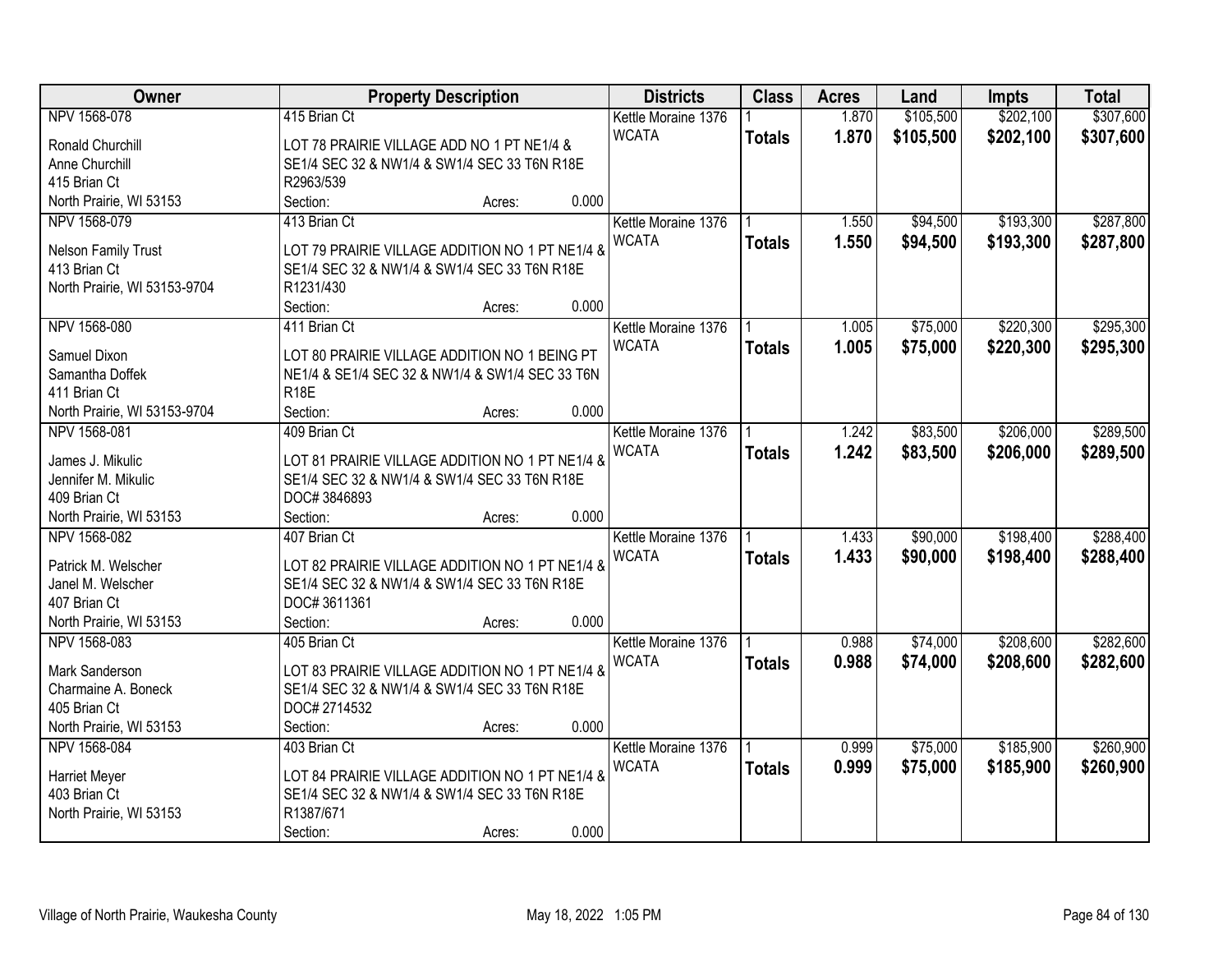| Owner | Property Description | Districts | Class | Acres | Land | Impts | Total |
|---|---|---|---|---|---|---|---|
| NPV 1568-078<br>Ronald Churchill<br>Anne Churchill<br>415 Brian Ct<br>North Prairie, WI 53153 | 415 Brian Ct<br>LOT 78 PRAIRIE VILLAGE ADD NO 1 PT NE1/4 & SE1/4 SEC 32 & NW1/4 & SW1/4 SEC 33 T6N R18E R2963/539<br>Section: Acres: 0.000 | Kettle Moraine 1376<br>WCATA | 1<br>**Totals** | 1.870<br>**1.870** | $105,500<br>**$105,500** | $202,100<br>**$202,100** | $307,600<br>**$307,600** |
| NPV 1568-079<br>Nelson Family Trust<br>413 Brian Ct<br>North Prairie, WI 53153-9704 | 413 Brian Ct<br>LOT 79 PRAIRIE VILLAGE ADDITION NO 1 PT NE1/4 & SE1/4 SEC 32 & NW1/4 & SW1/4 SEC 33 T6N R18E R1231/430<br>Section: Acres: 0.000 | Kettle Moraine 1376<br>WCATA | 1<br>**Totals** | 1.550<br>**1.550** | $94,500<br>**$94,500** | $193,300<br>**$193,300** | $287,800<br>**$287,800** |
| NPV 1568-080<br>Samuel Dixon<br>Samantha Doffek<br>411 Brian Ct<br>North Prairie, WI 53153-9704 | 411 Brian Ct<br>LOT 80 PRAIRIE VILLAGE ADDITION NO 1 BEING PT NE1/4 & SE1/4 SEC 32 & NW1/4 & SW1/4 SEC 33 T6N R18E<br>Section: Acres: 0.000 | Kettle Moraine 1376<br>WCATA | 1<br>**Totals** | 1.005<br>**1.005** | $75,000<br>**$75,000** | $220,300<br>**$220,300** | $295,300<br>**$295,300** |
| NPV 1568-081<br>James J. Mikulic<br>Jennifer M. Mikulic<br>409 Brian Ct<br>North Prairie, WI 53153 | 409 Brian Ct<br>LOT 81 PRAIRIE VILLAGE ADDITION NO 1 PT NE1/4 & SE1/4 SEC 32 & NW1/4 & SW1/4 SEC 33 T6N R18E DOC# 3846893<br>Section: Acres: 0.000 | Kettle Moraine 1376<br>WCATA | 1<br>**Totals** | 1.242<br>**1.242** | $83,500<br>**$83,500** | $206,000<br>**$206,000** | $289,500<br>**$289,500** |
| NPV 1568-082<br>Patrick M. Welscher<br>Janel M. Welscher<br>407 Brian Ct<br>North Prairie, WI 53153 | 407 Brian Ct<br>LOT 82 PRAIRIE VILLAGE ADDITION NO 1 PT NE1/4 & SE1/4 SEC 32 & NW1/4 & SW1/4 SEC 33 T6N R18E DOC# 3611361<br>Section: Acres: 0.000 | Kettle Moraine 1376<br>WCATA | 1<br>**Totals** | 1.433<br>**1.433** | $90,000<br>**$90,000** | $198,400<br>**$198,400** | $288,400<br>**$288,400** |
| NPV 1568-083<br>Mark Sanderson<br>Charmaine A. Boneck<br>405 Brian Ct<br>North Prairie, WI 53153 | 405 Brian Ct<br>LOT 83 PRAIRIE VILLAGE ADDITION NO 1 PT NE1/4 & SE1/4 SEC 32 & NW1/4 & SW1/4 SEC 33 T6N R18E DOC# 2714532<br>Section: Acres: 0.000 | Kettle Moraine 1376<br>WCATA | 1<br>**Totals** | 0.988<br>**0.988** | $74,000<br>**$74,000** | $208,600<br>**$208,600** | $282,600<br>**$282,600** |
| NPV 1568-084<br>Harriet Meyer<br>403 Brian Ct<br>North Prairie, WI 53153 | 403 Brian Ct<br>LOT 84 PRAIRIE VILLAGE ADDITION NO 1 PT NE1/4 & SE1/4 SEC 32 & NW1/4 & SW1/4 SEC 33 T6N R18E R1387/671<br>Section: Acres: 0.000 | Kettle Moraine 1376<br>WCATA | 1<br>**Totals** | 0.999<br>**0.999** | $75,000<br>**$75,000** | $185,900<br>**$185,900** | $260,900<br>**$260,900** |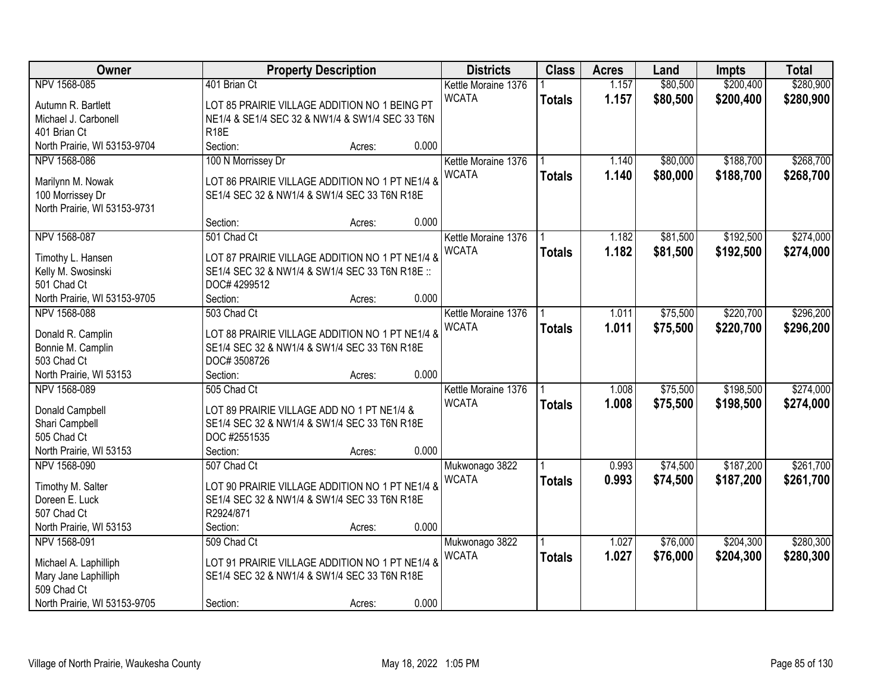| Owner | Property Description | Districts | Class | Acres | Land | Impts | Total |
|---|---|---|---|---|---|---|---|
| NPV 1568-085<br>Autumn R. Bartlett<br>Michael J. Carbonell<br>401 Brian Ct<br>North Prairie, WI 53153-9704 | 401 Brian Ct<br>LOT 85 PRAIRIE VILLAGE ADDITION NO 1 BEING PT NE1/4 & SE1/4 SEC 32 & NW1/4 & SW1/4 SEC 33 T6N R18E<br>Section: Acres: 0.000 | Kettle Moraine 1376<br>WCATA | 1<br>**Totals** | 1.157<br>**1.157** | $80,500<br>**$80,500** | $200,400<br>**$200,400** | $280,900<br>**$280,900** |
| NPV 1568-086<br>Marilynn M. Nowak<br>100 Morrissey Dr<br>North Prairie, WI 53153-9731 | 100 N Morrissey Dr<br>LOT 86 PRAIRIE VILLAGE ADDITION NO 1 PT NE1/4 & SE1/4 SEC 32 & NW1/4 & SW1/4 SEC 33 T6N R18E<br>Section: Acres: 0.000 | Kettle Moraine 1376<br>WCATA | 1<br>**Totals** | 1.140<br>**1.140** | $80,000<br>**$80,000** | $188,700<br>**$188,700** | $268,700<br>**$268,700** |
| NPV 1568-087<br>Timothy L. Hansen<br>Kelly M. Swosinski<br>501 Chad Ct<br>North Prairie, WI 53153-9705 | 501 Chad Ct<br>LOT 87 PRAIRIE VILLAGE ADDITION NO 1 PT NE1/4 & SE1/4 SEC 32 & NW1/4 & SW1/4 SEC 33 T6N R18E :: DOC# 4299512<br>Section: Acres: 0.000 | Kettle Moraine 1376<br>WCATA | 1<br>**Totals** | 1.182<br>**1.182** | $81,500<br>**$81,500** | $192,500<br>**$192,500** | $274,000<br>**$274,000** |
| NPV 1568-088<br>Donald R. Camplin<br>Bonnie M. Camplin<br>503 Chad Ct<br>North Prairie, WI 53153 | 503 Chad Ct<br>LOT 88 PRAIRIE VILLAGE ADDITION NO 1 PT NE1/4 & SE1/4 SEC 32 & NW1/4 & SW1/4 SEC 33 T6N R18E DOC# 3508726<br>Section: Acres: 0.000 | Kettle Moraine 1376<br>WCATA | 1<br>**Totals** | 1.011<br>**1.011** | $75,500<br>**$75,500** | $220,700<br>**$220,700** | $296,200<br>**$296,200** |
| NPV 1568-089<br>Donald Campbell<br>Shari Campbell<br>505 Chad Ct<br>North Prairie, WI 53153 | 505 Chad Ct<br>LOT 89 PRAIRIE VILLAGE ADD NO 1 PT NE1/4 & SE1/4 SEC 32 & NW1/4 & SW1/4 SEC 33 T6N R18E DOC #2551535<br>Section: Acres: 0.000 | Kettle Moraine 1376<br>WCATA | 1<br>**Totals** | 1.008<br>**1.008** | $75,500<br>**$75,500** | $198,500<br>**$198,500** | $274,000<br>**$274,000** |
| NPV 1568-090<br>Timothy M. Salter<br>Doreen E. Luck<br>507 Chad Ct<br>North Prairie, WI 53153 | 507 Chad Ct<br>LOT 90 PRAIRIE VILLAGE ADDITION NO 1 PT NE1/4 & SE1/4 SEC 32 & NW1/4 & SW1/4 SEC 33 T6N R18E R2924/871<br>Section: Acres: 0.000 | Mukwonago 3822<br>WCATA | 1<br>**Totals** | 0.993<br>**0.993** | $74,500<br>**$74,500** | $187,200<br>**$187,200** | $261,700<br>**$261,700** |
| NPV 1568-091<br>Michael A. Laphilliph<br>Mary Jane Laphilliph<br>509 Chad Ct<br>North Prairie, WI 53153-9705 | 509 Chad Ct<br>LOT 91 PRAIRIE VILLAGE ADDITION NO 1 PT NE1/4 & SE1/4 SEC 32 & NW1/4 & SW1/4 SEC 33 T6N R18E<br>Section: Acres: 0.000 | Mukwonago 3822<br>WCATA | 1<br>**Totals** | 1.027<br>**1.027** | $76,000<br>**$76,000** | $204,300<br>**$204,300** | $280,300<br>**$280,300** |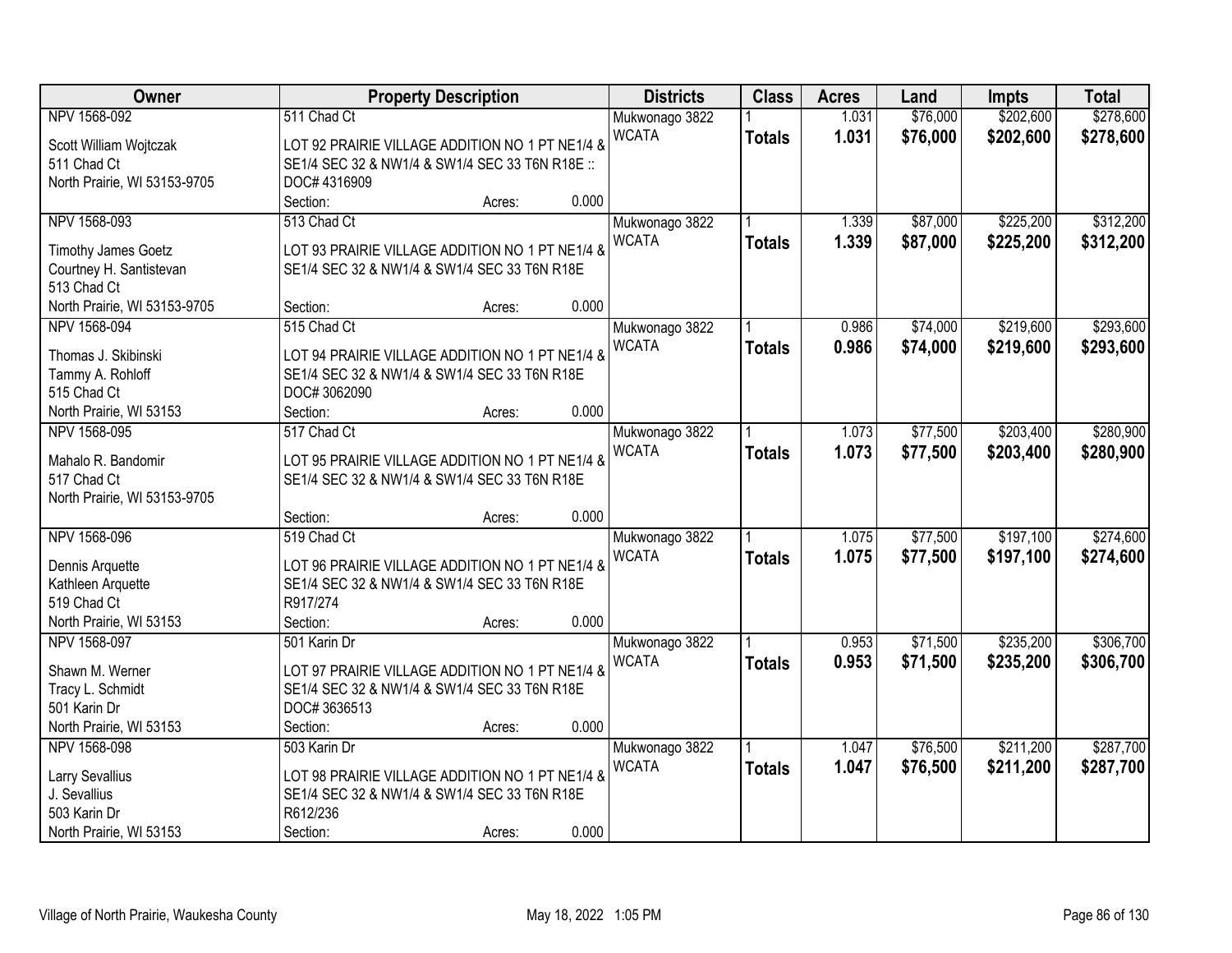| Owner | Property Description | Districts | Class | Acres | Land | Impts | Total |
|---|---|---|---|---|---|---|---|
| NPV 1568-092<br><br>Scott William Wojtczak<br>511 Chad Ct<br>North Prairie, WI 53153-9705 | 511 Chad Ct<br><br>LOT 92 PRAIRIE VILLAGE ADDITION NO 1 PT NE1/4 & SE1/4 SEC 32 & NW1/4 & SW1/4 SEC 33 T6N R18E :: DOC# 4316909<br>Section: Acres: 0.000 | Mukwonago 3822<br>WCATA | 1<br>**Totals** | 1.031<br>**1.031** | $76,000<br>**$76,000** | $202,600<br>**$202,600** | $278,600<br>**$278,600** |
| NPV 1568-093<br><br>Timothy James Goetz<br>Courtney H. Santistevan<br>513 Chad Ct<br>North Prairie, WI 53153-9705 | 513 Chad Ct<br><br>LOT 93 PRAIRIE VILLAGE ADDITION NO 1 PT NE1/4 & SE1/4 SEC 32 & NW1/4 & SW1/4 SEC 33 T6N R18E<br>Section: Acres: 0.000 | Mukwonago 3822<br>WCATA | 1<br>**Totals** | 1.339<br>**1.339** | $87,000<br>**$87,000** | $225,200<br>**$225,200** | $312,200<br>**$312,200** |
| NPV 1568-094<br><br>Thomas J. Skibinski<br>Tammy A. Rohloff<br>515 Chad Ct<br>North Prairie, WI 53153 | 515 Chad Ct<br><br>LOT 94 PRAIRIE VILLAGE ADDITION NO 1 PT NE1/4 & SE1/4 SEC 32 & NW1/4 & SW1/4 SEC 33 T6N R18E DOC# 3062090<br>Section: Acres: 0.000 | Mukwonago 3822<br>WCATA | 1<br>**Totals** | 0.986<br>**0.986** | $74,000<br>**$74,000** | $219,600<br>**$219,600** | $293,600<br>**$293,600** |
| NPV 1568-095<br><br>Mahalo R. Bandomir<br>517 Chad Ct<br>North Prairie, WI 53153-9705 | 517 Chad Ct<br><br>LOT 95 PRAIRIE VILLAGE ADDITION NO 1 PT NE1/4 & SE1/4 SEC 32 & NW1/4 & SW1/4 SEC 33 T6N R18E<br>Section: Acres: 0.000 | Mukwonago 3822<br>WCATA | 1<br>**Totals** | 1.073<br>**1.073** | $77,500<br>**$77,500** | $203,400<br>**$203,400** | $280,900<br>**$280,900** |
| NPV 1568-096<br><br>Dennis Arquette<br>Kathleen Arquette<br>519 Chad Ct<br>North Prairie, WI 53153 | 519 Chad Ct<br><br>LOT 96 PRAIRIE VILLAGE ADDITION NO 1 PT NE1/4 & SE1/4 SEC 32 & NW1/4 & SW1/4 SEC 33 T6N R18E R917/274<br>Section: Acres: 0.000 | Mukwonago 3822<br>WCATA | 1<br>**Totals** | 1.075<br>**1.075** | $77,500<br>**$77,500** | $197,100<br>**$197,100** | $274,600<br>**$274,600** |
| NPV 1568-097<br><br>Shawn M. Werner<br>Tracy L. Schmidt<br>501 Karin Dr<br>North Prairie, WI 53153 | 501 Karin Dr<br><br>LOT 97 PRAIRIE VILLAGE ADDITION NO 1 PT NE1/4 & SE1/4 SEC 32 & NW1/4 & SW1/4 SEC 33 T6N R18E DOC# 3636513<br>Section: Acres: 0.000 | Mukwonago 3822<br>WCATA | 1<br>**Totals** | 0.953<br>**0.953** | $71,500<br>**$71,500** | $235,200<br>**$235,200** | $306,700<br>**$306,700** |
| NPV 1568-098<br><br>Larry Sevallius<br>J. Sevallius<br>503 Karin Dr<br>North Prairie, WI 53153 | 503 Karin Dr<br><br>LOT 98 PRAIRIE VILLAGE ADDITION NO 1 PT NE1/4 & SE1/4 SEC 32 & NW1/4 & SW1/4 SEC 33 T6N R18E R612/236<br>Section: Acres: 0.000 | Mukwonago 3822<br>WCATA | 1<br>**Totals** | 1.047<br>**1.047** | $76,500<br>**$76,500** | $211,200<br>**$211,200** | $287,700<br>**$287,700** |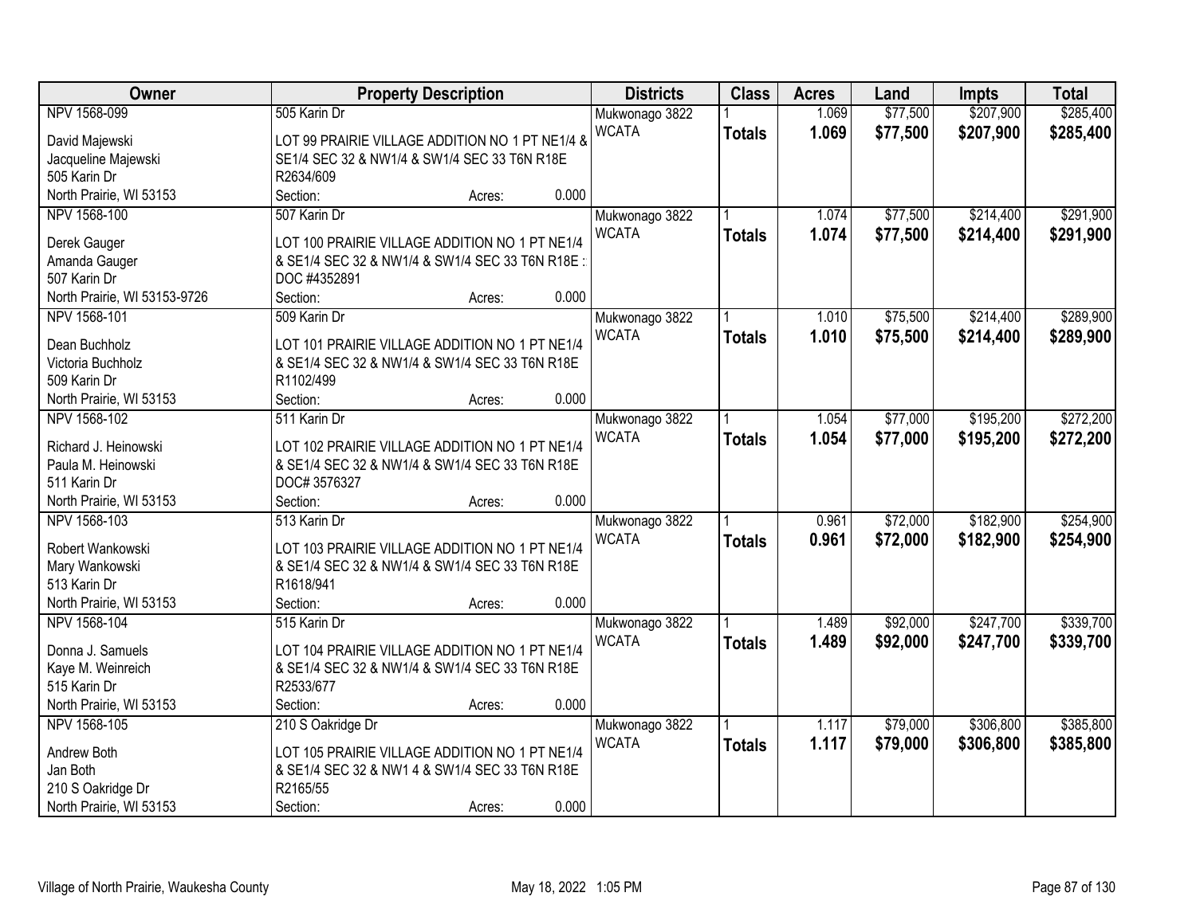| Owner | Property Description | Districts | Class | Acres | Land | Impts | Total |
|---|---|---|---|---|---|---|---|
| NPV 1568-099<br>David Majewski<br>Jacqueline Majewski<br>505 Karin Dr<br>North Prairie, WI 53153 | 505 Karin Dr<br>LOT 99 PRAIRIE VILLAGE ADDITION NO 1 PT NE1/4 & SE1/4 SEC 32 & NW1/4 & SW1/4 SEC 33 T6N R18E R2634/609<br>Section: Acres: 0.000 | Mukwonago 3822<br>WCATA | 1<br>**Totals** | 1.069<br>**1.069** | $77,500<br>**$77,500** | $207,900<br>**$207,900** | $285,400<br>**$285,400** |
| NPV 1568-100<br>Derek Gauger<br>Amanda Gauger<br>507 Karin Dr<br>North Prairie, WI 53153-9726 | 507 Karin Dr<br>LOT 100 PRAIRIE VILLAGE ADDITION NO 1 PT NE1/4 & SE1/4 SEC 32 & NW1/4 & SW1/4 SEC 33 T6N R18E : DOC #4352891<br>Section: Acres: 0.000 | Mukwonago 3822<br>WCATA | 1<br>**Totals** | 1.074<br>**1.074** | $77,500<br>**$77,500** | $214,400<br>**$214,400** | $291,900<br>**$291,900** |
| NPV 1568-101<br>Dean Buchholz<br>Victoria Buchholz<br>509 Karin Dr<br>North Prairie, WI 53153 | 509 Karin Dr<br>LOT 101 PRAIRIE VILLAGE ADDITION NO 1 PT NE1/4 & SE1/4 SEC 32 & NW1/4 & SW1/4 SEC 33 T6N R18E R1102/499<br>Section: Acres: 0.000 | Mukwonago 3822<br>WCATA | 1<br>**Totals** | 1.010<br>**1.010** | $75,500<br>**$75,500** | $214,400<br>**$214,400** | $289,900<br>**$289,900** |
| NPV 1568-102<br>Richard J. Heinowski<br>Paula M. Heinowski<br>511 Karin Dr<br>North Prairie, WI 53153 | 511 Karin Dr<br>LOT 102 PRAIRIE VILLAGE ADDITION NO 1 PT NE1/4 & SE1/4 SEC 32 & NW1/4 & SW1/4 SEC 33 T6N R18E DOC# 3576327<br>Section: Acres: 0.000 | Mukwonago 3822<br>WCATA | 1<br>**Totals** | 1.054<br>**1.054** | $77,000<br>**$77,000** | $195,200<br>**$195,200** | $272,200<br>**$272,200** |
| NPV 1568-103<br>Robert Wankowski<br>Mary Wankowski<br>513 Karin Dr<br>North Prairie, WI 53153 | 513 Karin Dr<br>LOT 103 PRAIRIE VILLAGE ADDITION NO 1 PT NE1/4 & SE1/4 SEC 32 & NW1/4 & SW1/4 SEC 33 T6N R18E R1618/941<br>Section: Acres: 0.000 | Mukwonago 3822<br>WCATA | 1<br>**Totals** | 0.961<br>**0.961** | $72,000<br>**$72,000** | $182,900<br>**$182,900** | $254,900<br>**$254,900** |
| NPV 1568-104<br>Donna J. Samuels<br>Kaye M. Weinreich<br>515 Karin Dr<br>North Prairie, WI 53153 | 515 Karin Dr<br>LOT 104 PRAIRIE VILLAGE ADDITION NO 1 PT NE1/4 & SE1/4 SEC 32 & NW1/4 & SW1/4 SEC 33 T6N R18E R2533/677<br>Section: Acres: 0.000 | Mukwonago 3822<br>WCATA | 1<br>**Totals** | 1.489<br>**1.489** | $92,000<br>**$92,000** | $247,700<br>**$247,700** | $339,700<br>**$339,700** |
| NPV 1568-105<br>Andrew Both<br>Jan Both<br>210 S Oakridge Dr<br>North Prairie, WI 53153 | 210 S Oakridge Dr<br>LOT 105 PRAIRIE VILLAGE ADDITION NO 1 PT NE1/4 & SE1/4 SEC 32 & NW1 4 & SW1/4 SEC 33 T6N R18E R2165/55<br>Section: Acres: 0.000 | Mukwonago 3822<br>WCATA | 1<br>**Totals** | 1.117<br>**1.117** | $79,000<br>**$79,000** | $306,800<br>**$306,800** | $385,800<br>**$385,800** |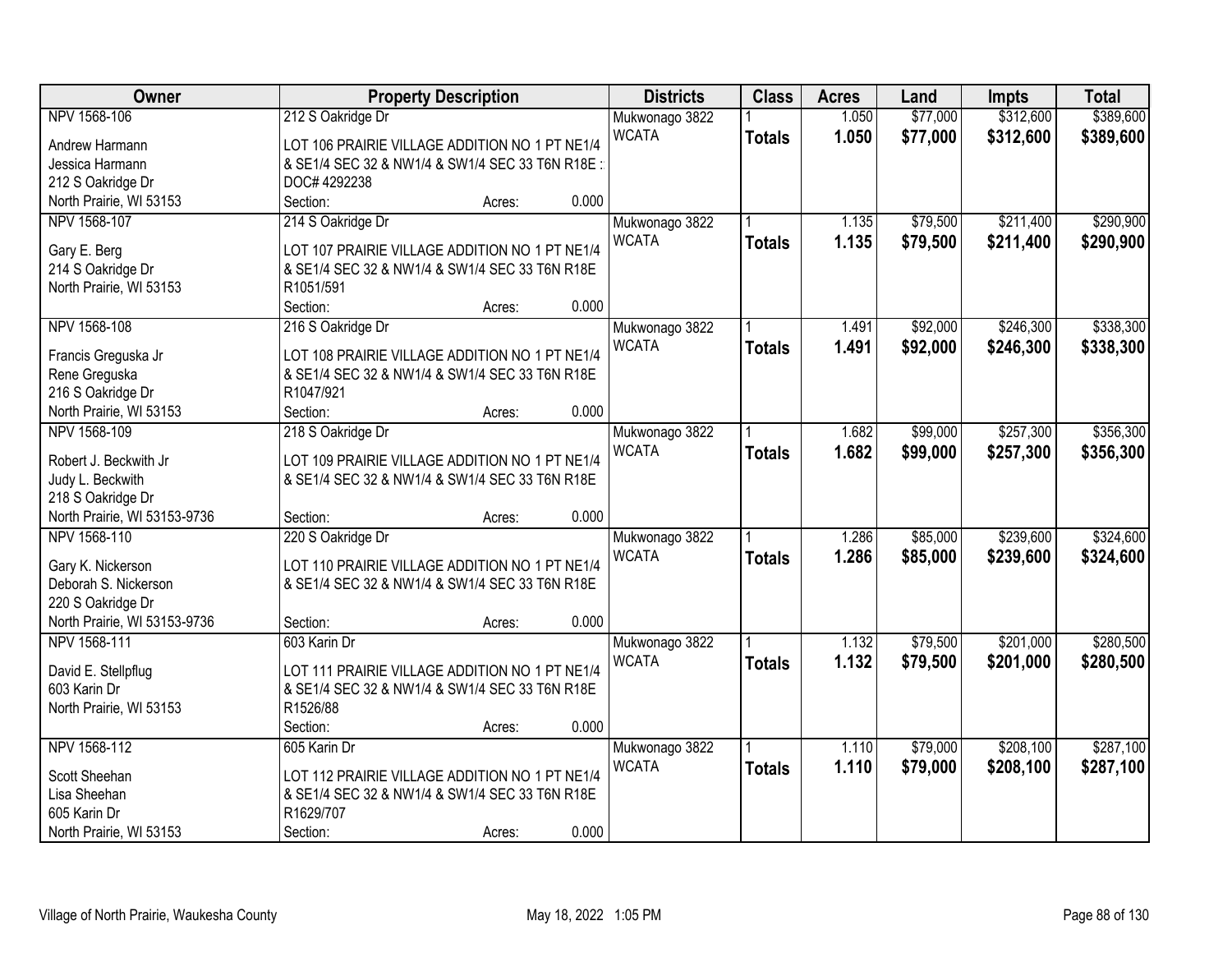| Owner | Property Description | Districts | Class | Acres | Land | Impts | Total |
|---|---|---|---|---|---|---|---|
| NPV 1568-106<br>Andrew Harmann<br>Jessica Harmann<br>212 S Oakridge Dr<br>North Prairie, WI 53153 | 212 S Oakridge Dr<br>LOT 106 PRAIRIE VILLAGE ADDITION NO 1 PT NE1/4 & SE1/4 SEC 32 & NW1/4 & SW1/4 SEC 33 T6N R18E :<br>DOC# 4292238<br>Section: Acres: 0.000 | Mukwonago 3822<br>WCATA | 1<br>**Totals** | 1.050<br>**1.050** | $77,000<br>**$77,000** | $312,600<br>**$312,600** | $389,600<br>**$389,600** |
| NPV 1568-107<br>Gary E. Berg<br>214 S Oakridge Dr<br>North Prairie, WI 53153 | 214 S Oakridge Dr<br>LOT 107 PRAIRIE VILLAGE ADDITION NO 1 PT NE1/4 & SE1/4 SEC 32 & NW1/4 & SW1/4 SEC 33 T6N R18E<br>R1051/591<br>Section: Acres: 0.000 | Mukwonago 3822<br>WCATA | 1<br>**Totals** | 1.135<br>**1.135** | $79,500<br>**$79,500** | $211,400<br>**$211,400** | $290,900<br>**$290,900** |
| NPV 1568-108<br>Francis Greguska Jr<br>Rene Greguska<br>216 S Oakridge Dr<br>North Prairie, WI 53153 | 216 S Oakridge Dr<br>LOT 108 PRAIRIE VILLAGE ADDITION NO 1 PT NE1/4 & SE1/4 SEC 32 & NW1/4 & SW1/4 SEC 33 T6N R18E<br>R1047/921<br>Section: Acres: 0.000 | Mukwonago 3822<br>WCATA | 1<br>**Totals** | 1.491<br>**1.491** | $92,000<br>**$92,000** | $246,300<br>**$246,300** | $338,300<br>**$338,300** |
| NPV 1568-109<br>Robert J. Beckwith Jr<br>Judy L. Beckwith<br>218 S Oakridge Dr<br>North Prairie, WI 53153-9736 | 218 S Oakridge Dr<br>LOT 109 PRAIRIE VILLAGE ADDITION NO 1 PT NE1/4 & SE1/4 SEC 32 & NW1/4 & SW1/4 SEC 33 T6N R18E<br>Section: Acres: 0.000 | Mukwonago 3822<br>WCATA | 1<br>**Totals** | 1.682<br>**1.682** | $99,000<br>**$99,000** | $257,300<br>**$257,300** | $356,300<br>**$356,300** |
| NPV 1568-110<br>Gary K. Nickerson<br>Deborah S. Nickerson<br>220 S Oakridge Dr<br>North Prairie, WI 53153-9736 | 220 S Oakridge Dr<br>LOT 110 PRAIRIE VILLAGE ADDITION NO 1 PT NE1/4 & SE1/4 SEC 32 & NW1/4 & SW1/4 SEC 33 T6N R18E<br>Section: Acres: 0.000 | Mukwonago 3822<br>WCATA | 1<br>**Totals** | 1.286<br>**1.286** | $85,000<br>**$85,000** | $239,600<br>**$239,600** | $324,600<br>**$324,600** |
| NPV 1568-111<br>David E. Stellpflug<br>603 Karin Dr<br>North Prairie, WI 53153 | 603 Karin Dr<br>LOT 111 PRAIRIE VILLAGE ADDITION NO 1 PT NE1/4 & SE1/4 SEC 32 & NW1/4 & SW1/4 SEC 33 T6N R18E<br>R1526/88<br>Section: Acres: 0.000 | Mukwonago 3822<br>WCATA | 1<br>**Totals** | 1.132<br>**1.132** | $79,500<br>**$79,500** | $201,000<br>**$201,000** | $280,500<br>**$280,500** |
| NPV 1568-112<br>Scott Sheehan<br>Lisa Sheehan<br>605 Karin Dr<br>North Prairie, WI 53153 | 605 Karin Dr<br>LOT 112 PRAIRIE VILLAGE ADDITION NO 1 PT NE1/4 & SE1/4 SEC 32 & NW1/4 & SW1/4 SEC 33 T6N R18E<br>R1629/707<br>Section: Acres: 0.000 | Mukwonago 3822<br>WCATA | 1<br>**Totals** | 1.110<br>**1.110** | $79,000<br>**$79,000** | $208,100<br>**$208,100** | $287,100<br>**$287,100** |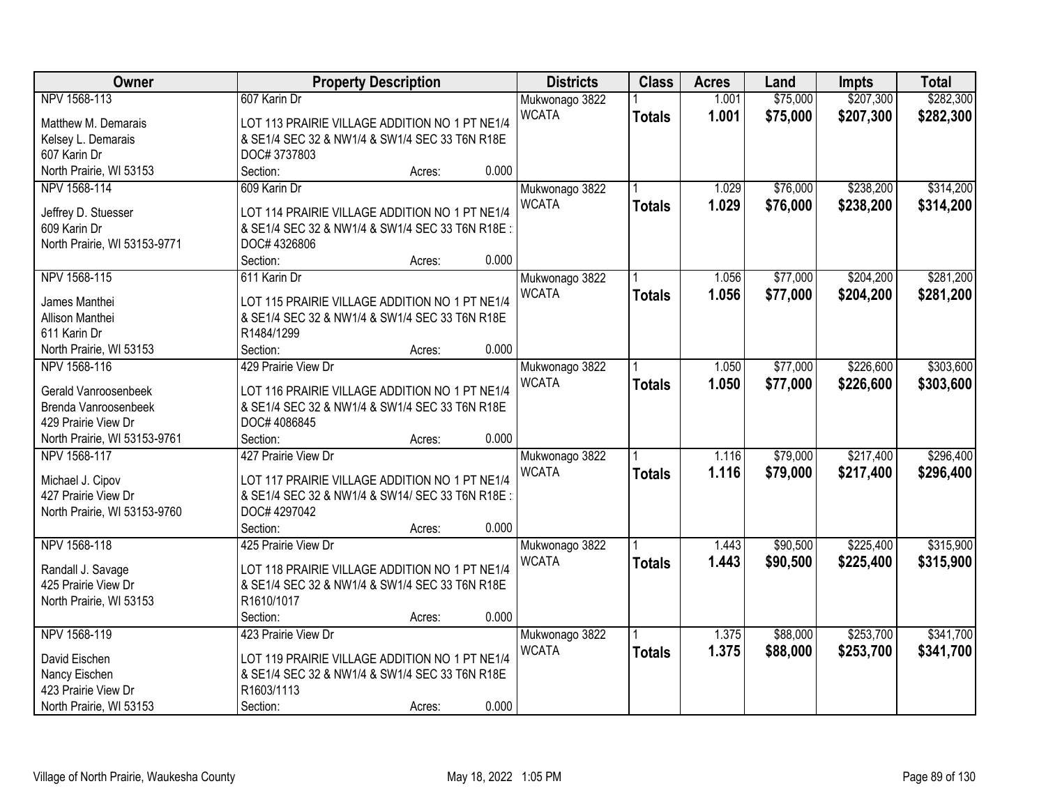| Owner | Property Description | Districts | Class | Acres | Land | Impts | Total |
|---|---|---|---|---|---|---|---|
| NPV 1568-113 | 607 Karin Dr | Mukwonago 3822 | 1 | 1.001 | $75,000 | $207,300 | $282,300 |
| Matthew M. Demarais<br>Kelsey L. Demarais<br>607 Karin Dr<br>North Prairie, WI 53153 | LOT 113 PRAIRIE VILLAGE ADDITION NO 1 PT NE1/4 & SE1/4 SEC 32 & NW1/4 & SW1/4 SEC 33 T6N R18E DOC# 3737803<br>Section: Acres: 0.000 | WCATA | **Totals** | **1.001** | **$75,000** | **$207,300** | **$282,300** |
| NPV 1568-114 | 609 Karin Dr | Mukwonago 3822 | 1 | 1.029 | $76,000 | $238,200 | $314,200 |
| Jeffrey D. Stuesser<br>609 Karin Dr<br>North Prairie, WI 53153-9771 | LOT 114 PRAIRIE VILLAGE ADDITION NO 1 PT NE1/4 & SE1/4 SEC 32 & NW1/4 & SW1/4 SEC 33 T6N R18E : DOC# 4326806<br>Section: Acres: 0.000 | WCATA | **Totals** | **1.029** | **$76,000** | **$238,200** | **$314,200** |
| NPV 1568-115 | 611 Karin Dr | Mukwonago 3822 | 1 | 1.056 | $77,000 | $204,200 | $281,200 |
| James Manthei<br>Allison Manthei<br>611 Karin Dr<br>North Prairie, WI 53153 | LOT 115 PRAIRIE VILLAGE ADDITION NO 1 PT NE1/4 & SE1/4 SEC 32 & NW1/4 & SW1/4 SEC 33 T6N R18E R1484/1299<br>Section: Acres: 0.000 | WCATA | **Totals** | **1.056** | **$77,000** | **$204,200** | **$281,200** |
| NPV 1568-116 | 429 Prairie View Dr | Mukwonago 3822 | 1 | 1.050 | $77,000 | $226,600 | $303,600 |
| Gerald Vanroosenbeek<br>Brenda Vanroosenbeek<br>429 Prairie View Dr<br>North Prairie, WI 53153-9761 | LOT 116 PRAIRIE VILLAGE ADDITION NO 1 PT NE1/4 & SE1/4 SEC 32 & NW1/4 & SW1/4 SEC 33 T6N R18E DOC# 4086845<br>Section: Acres: 0.000 | WCATA | **Totals** | **1.050** | **$77,000** | **$226,600** | **$303,600** |
| NPV 1568-117 | 427 Prairie View Dr | Mukwonago 3822 | 1 | 1.116 | $79,000 | $217,400 | $296,400 |
| Michael J. Cipov<br>427 Prairie View Dr<br>North Prairie, WI 53153-9760 | LOT 117 PRAIRIE VILLAGE ADDITION NO 1 PT NE1/4 & SE1/4 SEC 32 & NW1/4 & SW14/ SEC 33 T6N R18E : DOC# 4297042<br>Section: Acres: 0.000 | WCATA | **Totals** | **1.116** | **$79,000** | **$217,400** | **$296,400** |
| NPV 1568-118 | 425 Prairie View Dr | Mukwonago 3822 | 1 | 1.443 | $90,500 | $225,400 | $315,900 |
| Randall J. Savage<br>425 Prairie View Dr<br>North Prairie, WI 53153 | LOT 118 PRAIRIE VILLAGE ADDITION NO 1 PT NE1/4 & SE1/4 SEC 32 & NW1/4 & SW1/4 SEC 33 T6N R18E R1610/1017<br>Section: Acres: 0.000 | WCATA | **Totals** | **1.443** | **$90,500** | **$225,400** | **$315,900** |
| NPV 1568-119 | 423 Prairie View Dr | Mukwonago 3822 | 1 | 1.375 | $88,000 | $253,700 | $341,700 |
| David Eischen<br>Nancy Eischen<br>423 Prairie View Dr<br>North Prairie, WI 53153 | LOT 119 PRAIRIE VILLAGE ADDITION NO 1 PT NE1/4 & SE1/4 SEC 32 & NW1/4 & SW1/4 SEC 33 T6N R18E R1603/1113<br>Section: Acres: 0.000 | WCATA | **Totals** | **1.375** | **$88,000** | **$253,700** | **$341,700** |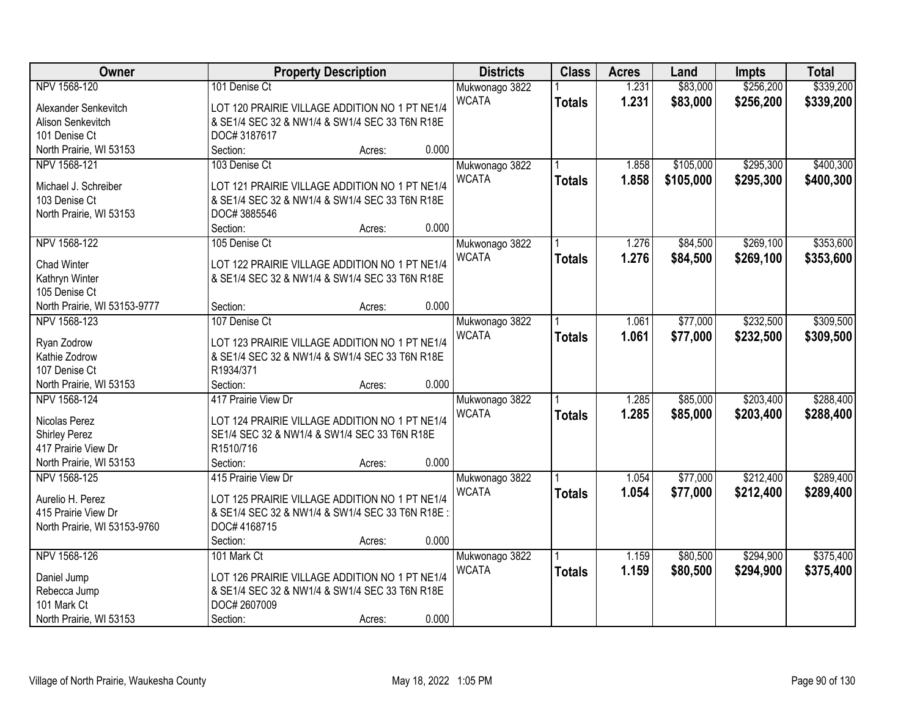| Owner | Property Description | Districts | Class | Acres | Land | Impts | Total |
|---|---|---|---|---|---|---|---|
| NPV 1568-120<br>Alexander Senkevitch<br>Alison Senkevitch<br>101 Denise Ct<br>North Prairie, WI 53153 | 101 Denise Ct<br>LOT 120 PRAIRIE VILLAGE ADDITION NO 1 PT NE1/4 & SE1/4 SEC 32 & NW1/4 & SW1/4 SEC 33 T6N R18E<br>DOC# 3187617<br>Section: Acres: 0.000 | Mukwonago 3822<br>WCATA | 1<br>**Totals** | 1.231<br>**1.231** | $83,000<br>**$83,000** | $256,200<br>**$256,200** | $339,200<br>**$339,200** |
| NPV 1568-121<br>Michael J. Schreiber<br>103 Denise Ct<br>North Prairie, WI 53153 | 103 Denise Ct<br>LOT 121 PRAIRIE VILLAGE ADDITION NO 1 PT NE1/4 & SE1/4 SEC 32 & NW1/4 & SW1/4 SEC 33 T6N R18E<br>DOC# 3885546<br>Section: Acres: 0.000 | Mukwonago 3822<br>WCATA | 1<br>**Totals** | 1.858<br>**1.858** | $105,000<br>**$105,000** | $295,300<br>**$295,300** | $400,300<br>**$400,300** |
| NPV 1568-122<br>Chad Winter<br>Kathryn Winter<br>105 Denise Ct<br>North Prairie, WI 53153-9777 | 105 Denise Ct<br>LOT 122 PRAIRIE VILLAGE ADDITION NO 1 PT NE1/4 & SE1/4 SEC 32 & NW1/4 & SW1/4 SEC 33 T6N R18E<br>Section: Acres: 0.000 | Mukwonago 3822<br>WCATA | 1<br>**Totals** | 1.276<br>**1.276** | $84,500<br>**$84,500** | $269,100<br>**$269,100** | $353,600<br>**$353,600** |
| NPV 1568-123<br>Ryan Zodrow<br>Kathie Zodrow<br>107 Denise Ct<br>North Prairie, WI 53153 | 107 Denise Ct<br>LOT 123 PRAIRIE VILLAGE ADDITION NO 1 PT NE1/4 & SE1/4 SEC 32 & NW1/4 & SW1/4 SEC 33 T6N R18E<br>R1934/371<br>Section: Acres: 0.000 | Mukwonago 3822<br>WCATA | 1<br>**Totals** | 1.061<br>**1.061** | $77,000<br>**$77,000** | $232,500<br>**$232,500** | $309,500<br>**$309,500** |
| NPV 1568-124<br>Nicolas Perez<br>Shirley Perez<br>417 Prairie View Dr<br>North Prairie, WI 53153 | 417 Prairie View Dr<br>LOT 124 PRAIRIE VILLAGE ADDITION NO 1 PT NE1/4 SE1/4 SEC 32 & NW1/4 & SW1/4 SEC 33 T6N R18E<br>R1510/716<br>Section: Acres: 0.000 | Mukwonago 3822<br>WCATA | 1<br>**Totals** | 1.285<br>**1.285** | $85,000<br>**$85,000** | $203,400<br>**$203,400** | $288,400<br>**$288,400** |
| NPV 1568-125<br>Aurelio H. Perez<br>415 Prairie View Dr<br>North Prairie, WI 53153-9760 | 415 Prairie View Dr<br>LOT 125 PRAIRIE VILLAGE ADDITION NO 1 PT NE1/4 & SE1/4 SEC 32 & NW1/4 & SW1/4 SEC 33 T6N R18E :<br>DOC# 4168715<br>Section: Acres: 0.000 | Mukwonago 3822<br>WCATA | 1<br>**Totals** | 1.054<br>**1.054** | $77,000<br>**$77,000** | $212,400<br>**$212,400** | $289,400<br>**$289,400** |
| NPV 1568-126<br>Daniel Jump<br>Rebecca Jump<br>101 Mark Ct<br>North Prairie, WI 53153 | 101 Mark Ct<br>LOT 126 PRAIRIE VILLAGE ADDITION NO 1 PT NE1/4 & SE1/4 SEC 32 & NW1/4 & SW1/4 SEC 33 T6N R18E<br>DOC# 2607009<br>Section: Acres: 0.000 | Mukwonago 3822<br>WCATA | 1<br>**Totals** | 1.159<br>**1.159** | $80,500<br>**$80,500** | $294,900<br>**$294,900** | $375,400<br>**$375,400** |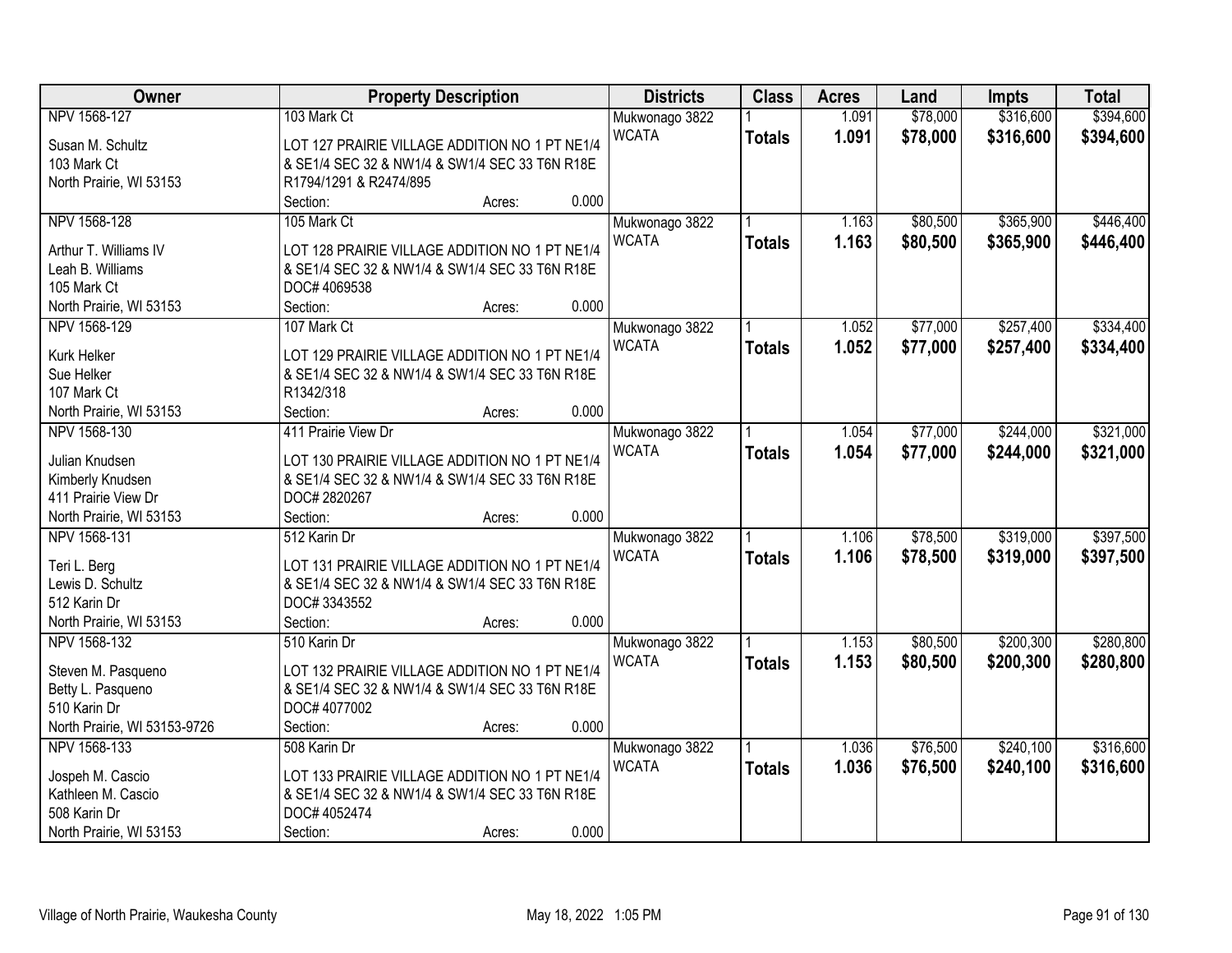| Owner | Property Description | Districts | Class | Acres | Land | Impts | Total |
|---|---|---|---|---|---|---|---|
| NPV 1568-127<br>Susan M. Schultz<br>103 Mark Ct<br>North Prairie, WI 53153 | 103 Mark Ct<br>LOT 127 PRAIRIE VILLAGE ADDITION NO 1 PT NE1/4 & SE1/4 SEC 32 & NW1/4 & SW1/4 SEC 33 T6N R18E R1794/1291 & R2474/895<br>Section: Acres: 0.000 | Mukwonago 3822<br>WCATA | 1<br>**Totals** | 1.091<br>**1.091** | $78,000<br>**$78,000** | $316,600<br>**$316,600** | $394,600<br>**$394,600** |
| NPV 1568-128<br>Arthur T. Williams IV<br>Leah B. Williams<br>105 Mark Ct<br>North Prairie, WI 53153 | 105 Mark Ct<br>LOT 128 PRAIRIE VILLAGE ADDITION NO 1 PT NE1/4 & SE1/4 SEC 32 & NW1/4 & SW1/4 SEC 33 T6N R18E DOC# 4069538<br>Section: Acres: 0.000 | Mukwonago 3822<br>WCATA | 1<br>**Totals** | 1.163<br>**1.163** | $80,500<br>**$80,500** | $365,900<br>**$365,900** | $446,400<br>**$446,400** |
| NPV 1568-129<br>Kurk Helker<br>Sue Helker<br>107 Mark Ct<br>North Prairie, WI 53153 | 107 Mark Ct<br>LOT 129 PRAIRIE VILLAGE ADDITION NO 1 PT NE1/4 & SE1/4 SEC 32 & NW1/4 & SW1/4 SEC 33 T6N R18E R1342/318<br>Section: Acres: 0.000 | Mukwonago 3822<br>WCATA | 1<br>**Totals** | 1.052<br>**1.052** | $77,000<br>**$77,000** | $257,400<br>**$257,400** | $334,400<br>**$334,400** |
| NPV 1568-130<br>Julian Knudsen<br>Kimberly Knudsen<br>411 Prairie View Dr<br>North Prairie, WI 53153 | 411 Prairie View Dr<br>LOT 130 PRAIRIE VILLAGE ADDITION NO 1 PT NE1/4 & SE1/4 SEC 32 & NW1/4 & SW1/4 SEC 33 T6N R18E DOC# 2820267<br>Section: Acres: 0.000 | Mukwonago 3822<br>WCATA | 1<br>**Totals** | 1.054<br>**1.054** | $77,000<br>**$77,000** | $244,000<br>**$244,000** | $321,000<br>**$321,000** |
| NPV 1568-131<br>Teri L. Berg<br>Lewis D. Schultz<br>512 Karin Dr<br>North Prairie, WI 53153 | 512 Karin Dr<br>LOT 131 PRAIRIE VILLAGE ADDITION NO 1 PT NE1/4 & SE1/4 SEC 32 & NW1/4 & SW1/4 SEC 33 T6N R18E DOC# 3343552<br>Section: Acres: 0.000 | Mukwonago 3822<br>WCATA | 1<br>**Totals** | 1.106<br>**1.106** | $78,500<br>**$78,500** | $319,000<br>**$319,000** | $397,500<br>**$397,500** |
| NPV 1568-132<br>Steven M. Pasqueno<br>Betty L. Pasqueno<br>510 Karin Dr<br>North Prairie, WI 53153-9726 | 510 Karin Dr<br>LOT 132 PRAIRIE VILLAGE ADDITION NO 1 PT NE1/4 & SE1/4 SEC 32 & NW1/4 & SW1/4 SEC 33 T6N R18E DOC# 4077002<br>Section: Acres: 0.000 | Mukwonago 3822<br>WCATA | 1<br>**Totals** | 1.153<br>**1.153** | $80,500<br>**$80,500** | $200,300<br>**$200,300** | $280,800<br>**$280,800** |
| NPV 1568-133<br>Jospeh M. Cascio<br>Kathleen M. Cascio<br>508 Karin Dr<br>North Prairie, WI 53153 | 508 Karin Dr<br>LOT 133 PRAIRIE VILLAGE ADDITION NO 1 PT NE1/4 & SE1/4 SEC 32 & NW1/4 & SW1/4 SEC 33 T6N R18E DOC# 4052474<br>Section: Acres: 0.000 | Mukwonago 3822<br>WCATA | 1<br>**Totals** | 1.036<br>**1.036** | $76,500<br>**$76,500** | $240,100<br>**$240,100** | $316,600<br>**$316,600** |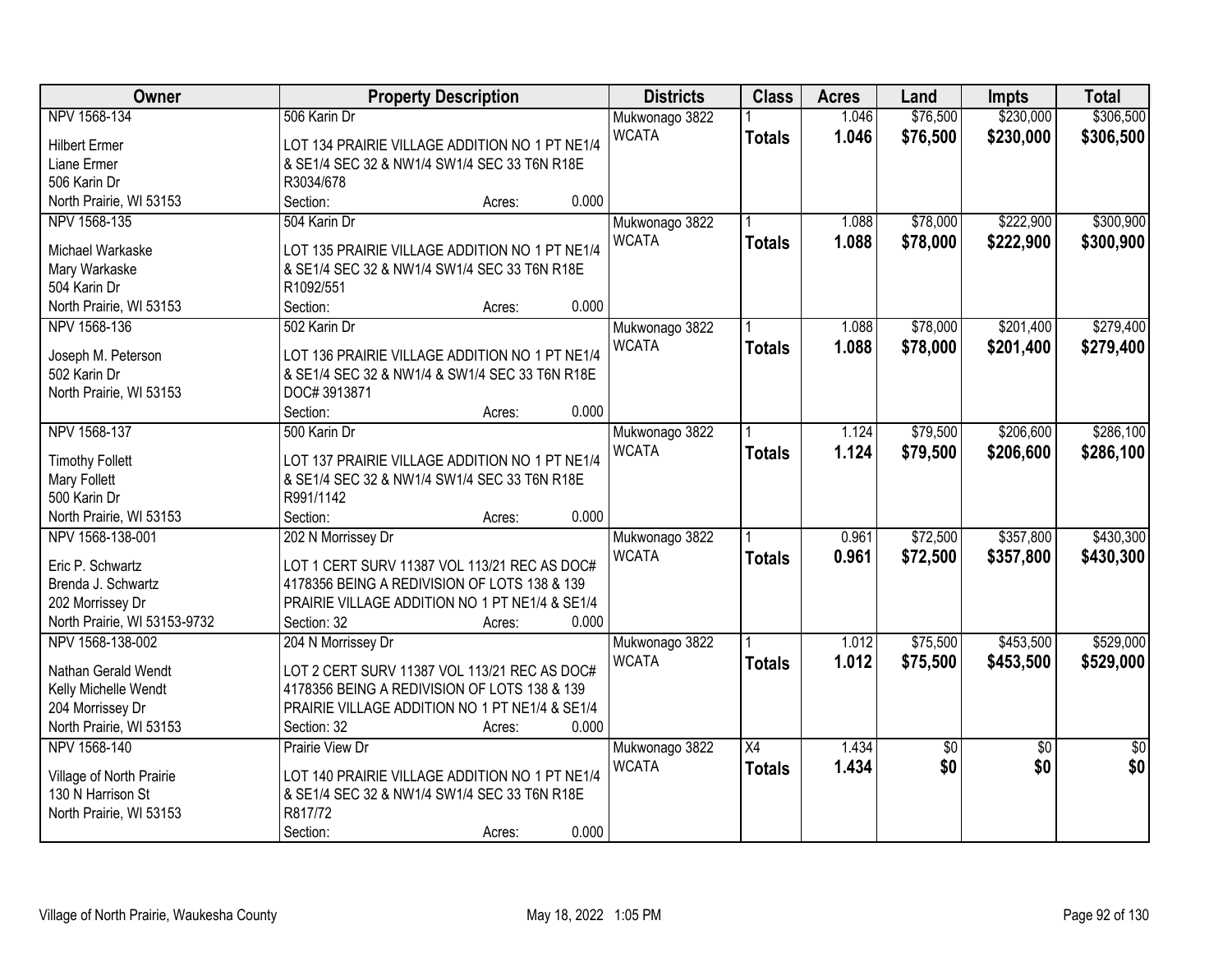| Owner | Property Description | Districts | Class | Acres | Land | Impts | Total |
|---|---|---|---|---|---|---|---|
| NPV 1568-134<br>Hilbert Ermer<br>Liane Ermer<br>506 Karin Dr<br>North Prairie, WI 53153 | 506 Karin Dr<br>LOT 134 PRAIRIE VILLAGE ADDITION NO 1 PT NE1/4 & SE1/4 SEC 32 & NW1/4 SW1/4 SEC 33 T6N R18E R3034/678<br>Section: Acres: 0.000 | Mukwonago 3822<br>WCATA | 1<br>**Totals** | 1.046<br>**1.046** | $76,500<br>**$76,500** | $230,000<br>**$230,000** | $306,500<br>**$306,500** |
| NPV 1568-135<br>Michael Warkaske<br>Mary Warkaske<br>504 Karin Dr<br>North Prairie, WI 53153 | 504 Karin Dr<br>LOT 135 PRAIRIE VILLAGE ADDITION NO 1 PT NE1/4 & SE1/4 SEC 32 & NW1/4 SW1/4 SEC 33 T6N R18E R1092/551<br>Section: Acres: 0.000 | Mukwonago 3822<br>WCATA | 1<br>**Totals** | 1.088<br>**1.088** | $78,000<br>**$78,000** | $222,900<br>**$222,900** | $300,900<br>**$300,900** |
| NPV 1568-136<br>Joseph M. Peterson<br>502 Karin Dr<br>North Prairie, WI 53153 | 502 Karin Dr<br>LOT 136 PRAIRIE VILLAGE ADDITION NO 1 PT NE1/4 & SE1/4 SEC 32 & NW1/4 & SW1/4 SEC 33 T6N R18E DOC# 3913871<br>Section: Acres: 0.000 | Mukwonago 3822<br>WCATA | 1<br>**Totals** | 1.088<br>**1.088** | $78,000<br>**$78,000** | $201,400<br>**$201,400** | $279,400<br>**$279,400** |
| NPV 1568-137<br>Timothy Follett<br>Mary Follett<br>500 Karin Dr<br>North Prairie, WI 53153 | 500 Karin Dr<br>LOT 137 PRAIRIE VILLAGE ADDITION NO 1 PT NE1/4 & SE1/4 SEC 32 & NW1/4 SW1/4 SEC 33 T6N R18E R991/1142<br>Section: Acres: 0.000 | Mukwonago 3822<br>WCATA | 1<br>**Totals** | 1.124<br>**1.124** | $79,500<br>**$79,500** | $206,600<br>**$206,600** | $286,100<br>**$286,100** |
| NPV 1568-138-001<br>Eric P. Schwartz<br>Brenda J. Schwartz<br>202 Morrissey Dr<br>North Prairie, WI 53153-9732 | 202 N Morrissey Dr<br>LOT 1 CERT SURV 11387 VOL 113/21 REC AS DOC# 4178356 BEING A REDIVISION OF LOTS 138 & 139 PRAIRIE VILLAGE ADDITION NO 1 PT NE1/4 & SE1/4<br>Section: 32 Acres: 0.000 | Mukwonago 3822<br>WCATA | 1<br>**Totals** | 0.961<br>**0.961** | $72,500<br>**$72,500** | $357,800<br>**$357,800** | $430,300<br>**$430,300** |
| NPV 1568-138-002<br>Nathan Gerald Wendt<br>Kelly Michelle Wendt<br>204 Morrissey Dr<br>North Prairie, WI 53153 | 204 N Morrissey Dr<br>LOT 2 CERT SURV 11387 VOL 113/21 REC AS DOC# 4178356 BEING A REDIVISION OF LOTS 138 & 139 PRAIRIE VILLAGE ADDITION NO 1 PT NE1/4 & SE1/4<br>Section: 32 Acres: 0.000 | Mukwonago 3822<br>WCATA | 1<br>**Totals** | 1.012<br>**1.012** | $75,500<br>**$75,500** | $453,500<br>**$453,500** | $529,000<br>**$529,000** |
| NPV 1568-140<br>Village of North Prairie<br>130 N Harrison St<br>North Prairie, WI 53153 | Prairie View Dr<br>LOT 140 PRAIRIE VILLAGE ADDITION NO 1 PT NE1/4 & SE1/4 SEC 32 & NW1/4 SW1/4 SEC 33 T6N R18E R817/72<br>Section: Acres: 0.000 | Mukwonago 3822<br>WCATA | X4<br>**Totals** | 1.434<br>**1.434** | $0<br>**$0** | $0<br>**$0** | $0<br>**$0** |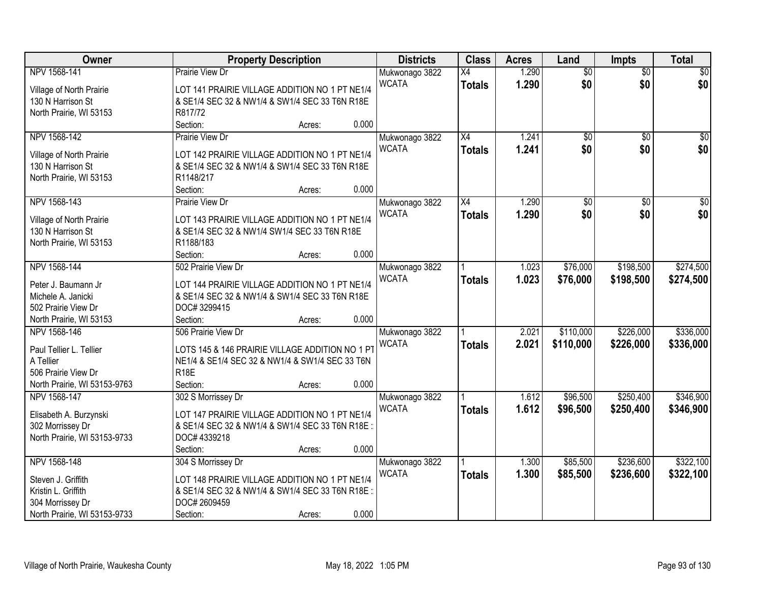| Owner | Property Description | Districts | Class | Acres | Land | Impts | Total |
|---|---|---|---|---|---|---|---|
| NPV 1568-141<br><br>Village of North Prairie<br>130 N Harrison St<br>North Prairie, WI 53153 | Prairie View Dr<br><br>LOT 141 PRAIRIE VILLAGE ADDITION NO 1 PT NE1/4 & SE1/4 SEC 32 & NW1/4 & SW1/4 SEC 33 T6N R18E R817/72<br>Section: Acres: 0.000 | Mukwonago 3822<br>WCATA | X4<br>**Totals** | 1.290<br>**1.290** | $0<br>**$0** | $0<br>**$0** | $0<br>**$0** |
| NPV 1568-142<br><br>Village of North Prairie<br>130 N Harrison St<br>North Prairie, WI 53153 | Prairie View Dr<br><br>LOT 142 PRAIRIE VILLAGE ADDITION NO 1 PT NE1/4 & SE1/4 SEC 32 & NW1/4 & SW1/4 SEC 33 T6N R18E R1148/217<br>Section: Acres: 0.000 | Mukwonago 3822<br>WCATA | X4<br>**Totals** | 1.241<br>**1.241** | $0<br>**$0** | $0<br>**$0** | $0<br>**$0** |
| NPV 1568-143<br><br>Village of North Prairie<br>130 N Harrison St<br>North Prairie, WI 53153 | Prairie View Dr<br><br>LOT 143 PRAIRIE VILLAGE ADDITION NO 1 PT NE1/4 & SE1/4 SEC 32 & NW1/4 SW1/4 SEC 33 T6N R18E R1188/183<br>Section: Acres: 0.000 | Mukwonago 3822<br>WCATA | X4<br>**Totals** | 1.290<br>**1.290** | $0<br>**$0** | $0<br>**$0** | $0<br>**$0** |
| NPV 1568-144<br><br>Peter J. Baumann Jr<br>Michele A. Janicki<br>502 Prairie View Dr<br>North Prairie, WI 53153 | 502 Prairie View Dr<br><br>LOT 144 PRAIRIE VILLAGE ADDITION NO 1 PT NE1/4 & SE1/4 SEC 32 & NW1/4 & SW1/4 SEC 33 T6N R18E DOC# 3299415<br>Section: Acres: 0.000 | Mukwonago 3822<br>WCATA | 1<br>**Totals** | 1.023<br>**1.023** | $76,000<br>**$76,000** | $198,500<br>**$198,500** | $274,500<br>**$274,500** |
| NPV 1568-146<br><br>Paul Tellier L. Tellier<br>A Tellier<br>506 Prairie View Dr<br>North Prairie, WI 53153-9763 | 506 Prairie View Dr<br><br>LOTS 145 & 146 PRAIRIE VILLAGE ADDITION NO 1 PT NE1/4 & SE1/4 SEC 32 & NW1/4 & SW1/4 SEC 33 T6N R18E<br>Section: Acres: 0.000 | Mukwonago 3822<br>WCATA | 1<br>**Totals** | 2.021<br>**2.021** | $110,000<br>**$110,000** | $226,000<br>**$226,000** | $336,000<br>**$336,000** |
| NPV 1568-147<br><br>Elisabeth A. Burzynski<br>302 Morrissey Dr<br>North Prairie, WI 53153-9733 | 302 S Morrissey Dr<br><br>LOT 147 PRAIRIE VILLAGE ADDITION NO 1 PT NE1/4 & SE1/4 SEC 32 & NW1/4 & SW1/4 SEC 33 T6N R18E :<br>DOC# 4339218<br>Section: Acres: 0.000 | Mukwonago 3822<br>WCATA | 1<br>**Totals** | 1.612<br>**1.612** | $96,500<br>**$96,500** | $250,400<br>**$250,400** | $346,900<br>**$346,900** |
| NPV 1568-148<br><br>Steven J. Griffith<br>Kristin L. Griffith<br>304 Morrissey Dr<br>North Prairie, WI 53153-9733 | 304 S Morrissey Dr<br><br>LOT 148 PRAIRIE VILLAGE ADDITION NO 1 PT NE1/4 & SE1/4 SEC 32 & NW1/4 & SW1/4 SEC 33 T6N R18E :<br>DOC# 2609459<br>Section: Acres: 0.000 | Mukwonago 3822<br>WCATA | 1<br>**Totals** | 1.300<br>**1.300** | $85,500<br>**$85,500** | $236,600<br>**$236,600** | $322,100<br>**$322,100** |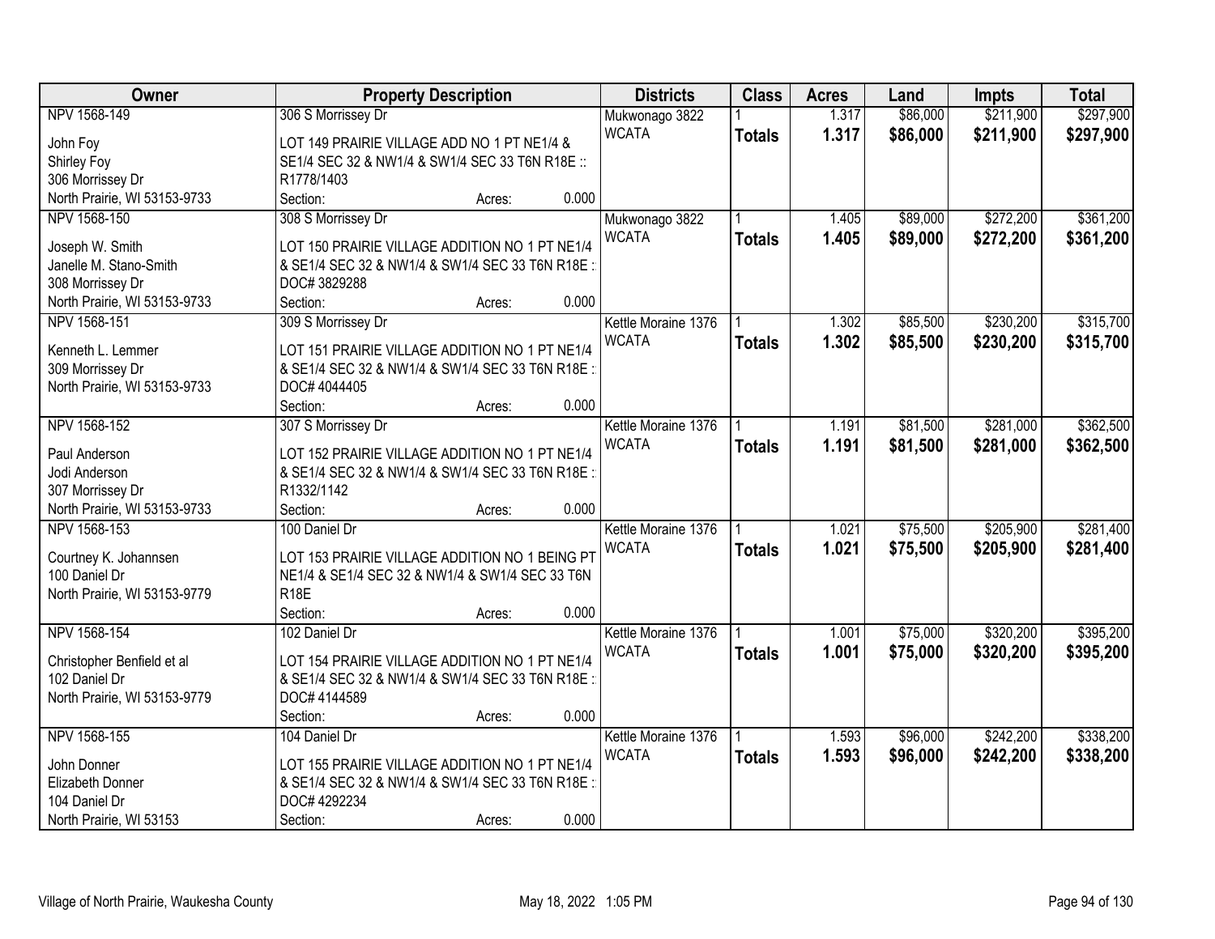| Owner | Property Description | Districts | Class | Acres | Land | Impts | Total |
|---|---|---|---|---|---|---|---|
| NPV 1568-149<br><br>John Foy<br>Shirley Foy<br>306 Morrissey Dr<br>North Prairie, WI 53153-9733 | 306 S Morrissey Dr<br><br>LOT 149 PRAIRIE VILLAGE ADD NO 1 PT NE1/4 & SE1/4 SEC 32 & NW1/4 & SW1/4 SEC 33 T6N R18E :: R1778/1403<br>Section: Acres: 0.000 | Mukwonago 3822<br>WCATA | 1<br>**Totals** | 1.317<br>**1.317** | $86,000<br>**$86,000** | $211,900<br>**$211,900** | $297,900<br>**$297,900** |
| NPV 1568-150<br><br>Joseph W. Smith<br>Janelle M. Stano-Smith<br>308 Morrissey Dr<br>North Prairie, WI 53153-9733 | 308 S Morrissey Dr<br><br>LOT 150 PRAIRIE VILLAGE ADDITION NO 1 PT NE1/4 & SE1/4 SEC 32 & NW1/4 & SW1/4 SEC 33 T6N R18E : DOC# 3829288<br>Section: Acres: 0.000 | Mukwonago 3822<br>WCATA | 1<br>**Totals** | 1.405<br>**1.405** | $89,000<br>**$89,000** | $272,200<br>**$272,200** | $361,200<br>**$361,200** |
| NPV 1568-151<br><br>Kenneth L. Lemmer<br>309 Morrissey Dr<br>North Prairie, WI 53153-9733 | 309 S Morrissey Dr<br><br>LOT 151 PRAIRIE VILLAGE ADDITION NO 1 PT NE1/4 & SE1/4 SEC 32 & NW1/4 & SW1/4 SEC 33 T6N R18E : DOC# 4044405<br>Section: Acres: 0.000 | Kettle Moraine 1376<br>WCATA | 1<br>**Totals** | 1.302<br>**1.302** | $85,500<br>**$85,500** | $230,200<br>**$230,200** | $315,700<br>**$315,700** |
| NPV 1568-152<br><br>Paul Anderson<br>Jodi Anderson<br>307 Morrissey Dr<br>North Prairie, WI 53153-9733 | 307 S Morrissey Dr<br><br>LOT 152 PRAIRIE VILLAGE ADDITION NO 1 PT NE1/4 & SE1/4 SEC 32 & NW1/4 & SW1/4 SEC 33 T6N R18E : R1332/1142<br>Section: Acres: 0.000 | Kettle Moraine 1376<br>WCATA | 1<br>**Totals** | 1.191<br>**1.191** | $81,500<br>**$81,500** | $281,000<br>**$281,000** | $362,500<br>**$362,500** |
| NPV 1568-153<br><br>Courtney K. Johannsen<br>100 Daniel Dr<br>North Prairie, WI 53153-9779 | 100 Daniel Dr<br><br>LOT 153 PRAIRIE VILLAGE ADDITION NO 1 BEING PT NE1/4 & SE1/4 SEC 32 & NW1/4 & SW1/4 SEC 33 T6N R18E<br>Section: Acres: 0.000 | Kettle Moraine 1376<br>WCATA | 1<br>**Totals** | 1.021<br>**1.021** | $75,500<br>**$75,500** | $205,900<br>**$205,900** | $281,400<br>**$281,400** |
| NPV 1568-154<br><br>Christopher Benfield et al<br>102 Daniel Dr<br>North Prairie, WI 53153-9779 | 102 Daniel Dr<br><br>LOT 154 PRAIRIE VILLAGE ADDITION NO 1 PT NE1/4 & SE1/4 SEC 32 & NW1/4 & SW1/4 SEC 33 T6N R18E : DOC# 4144589<br>Section: Acres: 0.000 | Kettle Moraine 1376<br>WCATA | 1<br>**Totals** | 1.001<br>**1.001** | $75,000<br>**$75,000** | $320,200<br>**$320,200** | $395,200<br>**$395,200** |
| NPV 1568-155<br><br>John Donner<br>Elizabeth Donner<br>104 Daniel Dr<br>North Prairie, WI 53153 | 104 Daniel Dr<br><br>LOT 155 PRAIRIE VILLAGE ADDITION NO 1 PT NE1/4 & SE1/4 SEC 32 & NW1/4 & SW1/4 SEC 33 T6N R18E : DOC# 4292234<br>Section: Acres: 0.000 | Kettle Moraine 1376<br>WCATA | 1<br>**Totals** | 1.593<br>**1.593** | $96,000<br>**$96,000** | $242,200<br>**$242,200** | $338,200<br>**$338,200** |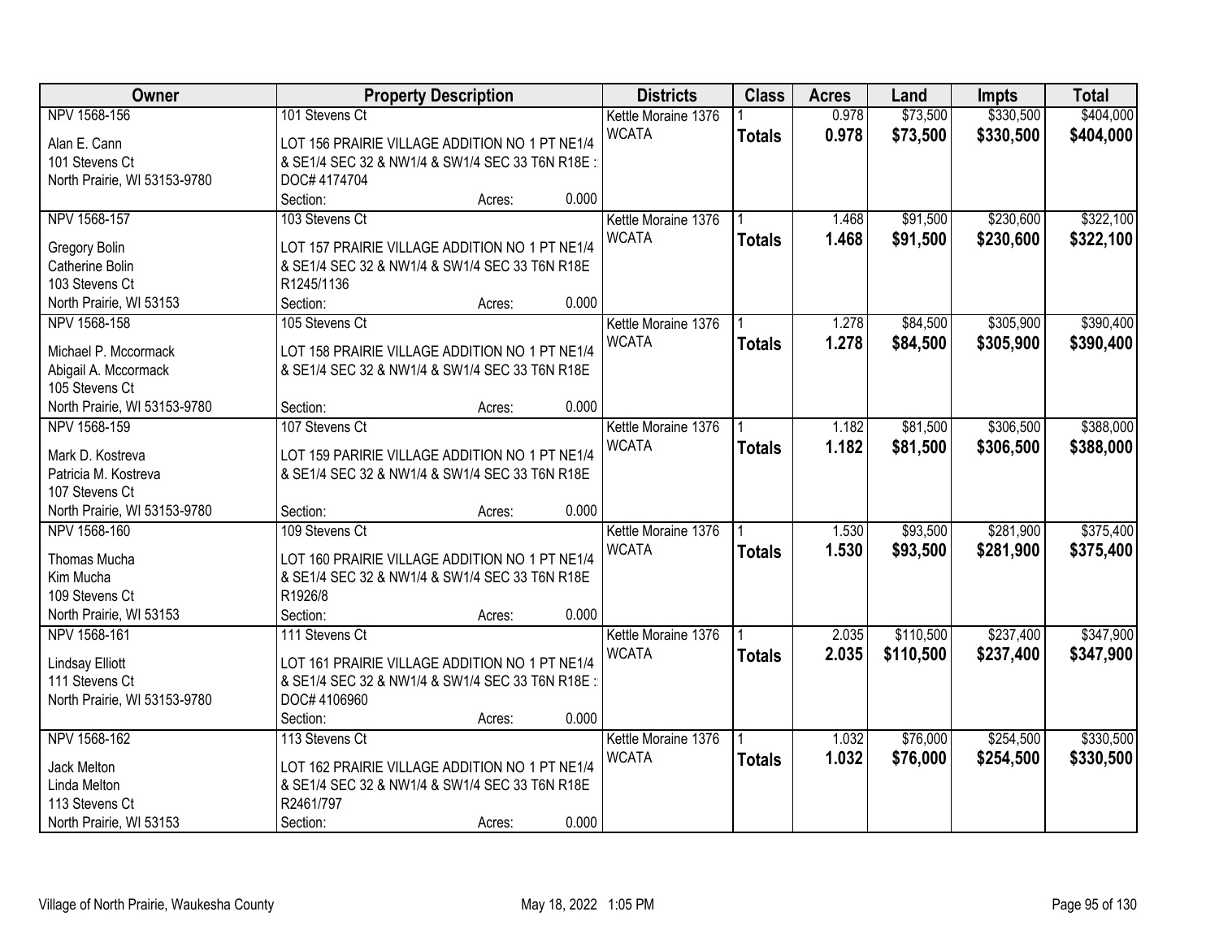| Owner | Property Description | Districts | Class | Acres | Land | Impts | Total |
|---|---|---|---|---|---|---|---|
| NPV 1568-156<br>Alan E. Cann<br>101 Stevens Ct<br>North Prairie, WI 53153-9780 | 101 Stevens Ct<br>LOT 156 PRAIRIE VILLAGE ADDITION NO 1 PT NE1/4 & SE1/4 SEC 32 & NW1/4 & SW1/4 SEC 33 T6N R18E :<br>DOC# 4174704<br>Section: Acres: 0.000 | Kettle Moraine 1376<br>WCATA | 1<br>**Totals** | 0.978<br>**0.978** | $73,500<br>**$73,500** | $330,500<br>**$330,500** | $404,000<br>**$404,000** |
| NPV 1568-157<br>Gregory Bolin<br>Catherine Bolin<br>103 Stevens Ct<br>North Prairie, WI 53153 | 103 Stevens Ct<br>LOT 157 PRAIRIE VILLAGE ADDITION NO 1 PT NE1/4 & SE1/4 SEC 32 & NW1/4 & SW1/4 SEC 33 T6N R18E<br>R1245/1136<br>Section: Acres: 0.000 | Kettle Moraine 1376<br>WCATA | 1<br>**Totals** | 1.468<br>**1.468** | $91,500<br>**$91,500** | $230,600<br>**$230,600** | $322,100<br>**$322,100** |
| NPV 1568-158<br>Michael P. Mccormack<br>Abigail A. Mccormack<br>105 Stevens Ct<br>North Prairie, WI 53153-9780 | 105 Stevens Ct<br>LOT 158 PRAIRIE VILLAGE ADDITION NO 1 PT NE1/4 & SE1/4 SEC 32 & NW1/4 & SW1/4 SEC 33 T6N R18E<br>Section: Acres: 0.000 | Kettle Moraine 1376<br>WCATA | 1<br>**Totals** | 1.278<br>**1.278** | $84,500<br>**$84,500** | $305,900<br>**$305,900** | $390,400<br>**$390,400** |
| NPV 1568-159<br>Mark D. Kostreva<br>Patricia M. Kostreva<br>107 Stevens Ct<br>North Prairie, WI 53153-9780 | 107 Stevens Ct<br>LOT 159 PARIRIE VILLAGE ADDITION NO 1 PT NE1/4 & SE1/4 SEC 32 & NW1/4 & SW1/4 SEC 33 T6N R18E<br>Section: Acres: 0.000 | Kettle Moraine 1376<br>WCATA | 1<br>**Totals** | 1.182<br>**1.182** | $81,500<br>**$81,500** | $306,500<br>**$306,500** | $388,000<br>**$388,000** |
| NPV 1568-160<br>Thomas Mucha<br>Kim Mucha<br>109 Stevens Ct<br>North Prairie, WI 53153 | 109 Stevens Ct<br>LOT 160 PRAIRIE VILLAGE ADDITION NO 1 PT NE1/4 & SE1/4 SEC 32 & NW1/4 & SW1/4 SEC 33 T6N R18E<br>R1926/8<br>Section: Acres: 0.000 | Kettle Moraine 1376<br>WCATA | 1<br>**Totals** | 1.530<br>**1.530** | $93,500<br>**$93,500** | $281,900<br>**$281,900** | $375,400<br>**$375,400** |
| NPV 1568-161<br>Lindsay Elliott<br>111 Stevens Ct<br>North Prairie, WI 53153-9780 | 111 Stevens Ct<br>LOT 161 PRAIRIE VILLAGE ADDITION NO 1 PT NE1/4 & SE1/4 SEC 32 & NW1/4 & SW1/4 SEC 33 T6N R18E :<br>DOC# 4106960<br>Section: Acres: 0.000 | Kettle Moraine 1376<br>WCATA | 1<br>**Totals** | 2.035<br>**2.035** | $110,500<br>**$110,500** | $237,400<br>**$237,400** | $347,900<br>**$347,900** |
| NPV 1568-162<br>Jack Melton<br>Linda Melton<br>113 Stevens Ct<br>North Prairie, WI 53153 | 113 Stevens Ct<br>LOT 162 PRAIRIE VILLAGE ADDITION NO 1 PT NE1/4 & SE1/4 SEC 32 & NW1/4 & SW1/4 SEC 33 T6N R18E<br>R2461/797<br>Section: Acres: 0.000 | Kettle Moraine 1376<br>WCATA | 1<br>**Totals** | 1.032<br>**1.032** | $76,000<br>**$76,000** | $254,500<br>**$254,500** | $330,500<br>**$330,500** |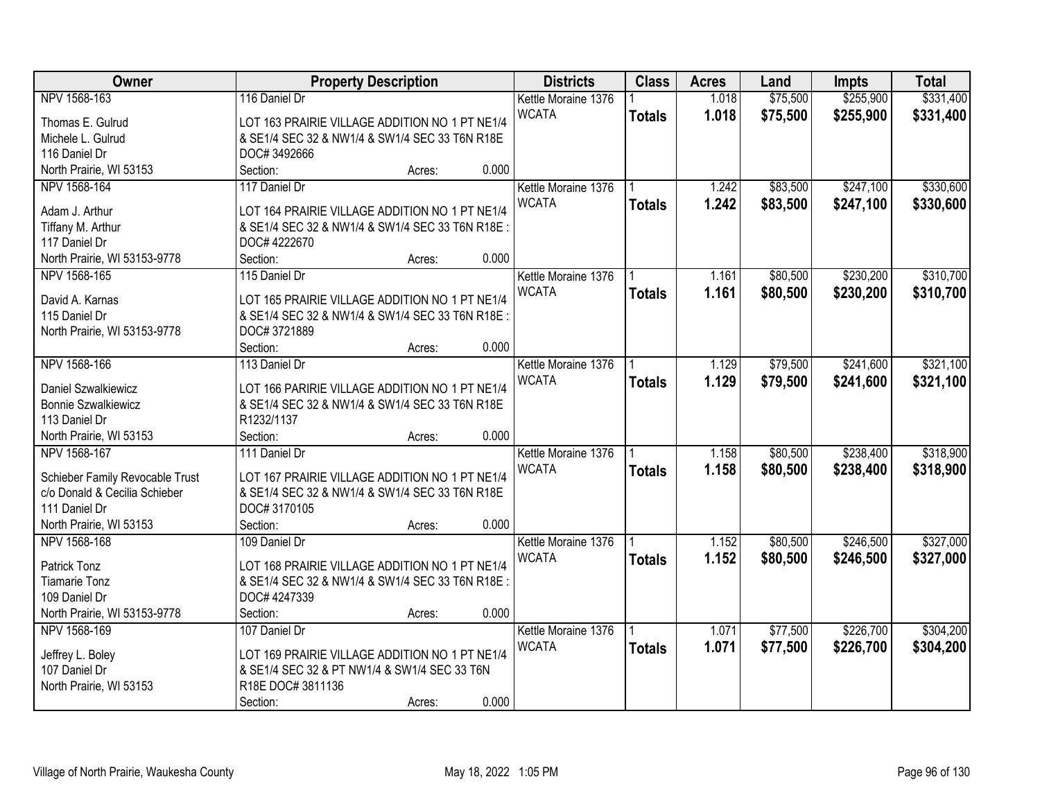| Owner | Property Description | Districts | Class | Acres | Land | Impts | Total |
|---|---|---|---|---|---|---|---|
| NPV 1568-163<br>Thomas E. Gulrud<br>Michele L. Gulrud<br>116 Daniel Dr<br>North Prairie, WI 53153 | 116 Daniel Dr<br>LOT 163 PRAIRIE VILLAGE ADDITION NO 1 PT NE1/4 & SE1/4 SEC 32 & NW1/4 & SW1/4 SEC 33 T6N R18E DOC# 3492666<br>Section: Acres: 0.000 | Kettle Moraine 1376<br>WCATA | 1<br>**Totals** | 1.018<br>**1.018** | $75,500<br>**$75,500** | $255,900<br>**$255,900** | $331,400<br>**$331,400** |
| NPV 1568-164<br>Adam J. Arthur<br>Tiffany M. Arthur<br>117 Daniel Dr<br>North Prairie, WI 53153-9778 | 117 Daniel Dr<br>LOT 164 PRAIRIE VILLAGE ADDITION NO 1 PT NE1/4 & SE1/4 SEC 32 & NW1/4 & SW1/4 SEC 33 T6N R18E : DOC# 4222670<br>Section: Acres: 0.000 | Kettle Moraine 1376<br>WCATA | 1<br>**Totals** | 1.242<br>**1.242** | $83,500<br>**$83,500** | $247,100<br>**$247,100** | $330,600<br>**$330,600** |
| NPV 1568-165<br>David A. Karnas<br>115 Daniel Dr<br>North Prairie, WI 53153-9778 | 115 Daniel Dr<br>LOT 165 PRAIRIE VILLAGE ADDITION NO 1 PT NE1/4 & SE1/4 SEC 32 & NW1/4 & SW1/4 SEC 33 T6N R18E : DOC# 3721889<br>Section: Acres: 0.000 | Kettle Moraine 1376<br>WCATA | 1<br>**Totals** | 1.161<br>**1.161** | $80,500<br>**$80,500** | $230,200<br>**$230,200** | $310,700<br>**$310,700** |
| NPV 1568-166<br>Daniel Szwalkiewicz<br>Bonnie Szwalkiewicz<br>113 Daniel Dr<br>North Prairie, WI 53153 | 113 Daniel Dr<br>LOT 166 PARIRIE VILLAGE ADDITION NO 1 PT NE1/4 & SE1/4 SEC 32 & NW1/4 & SW1/4 SEC 33 T6N R18E R1232/1137<br>Section: Acres: 0.000 | Kettle Moraine 1376<br>WCATA | 1<br>**Totals** | 1.129<br>**1.129** | $79,500<br>**$79,500** | $241,600<br>**$241,600** | $321,100<br>**$321,100** |
| NPV 1568-167<br>Schieber Family Revocable Trust<br>c/o Donald & Cecilia Schieber<br>111 Daniel Dr<br>North Prairie, WI 53153 | 111 Daniel Dr<br>LOT 167 PRAIRIE VILLAGE ADDITION NO 1 PT NE1/4 & SE1/4 SEC 32 & NW1/4 & SW1/4 SEC 33 T6N R18E DOC# 3170105<br>Section: Acres: 0.000 | Kettle Moraine 1376<br>WCATA | 1<br>**Totals** | 1.158<br>**1.158** | $80,500<br>**$80,500** | $238,400<br>**$238,400** | $318,900<br>**$318,900** |
| NPV 1568-168<br>Patrick Tonz<br>Tiamarie Tonz<br>109 Daniel Dr<br>North Prairie, WI 53153-9778 | 109 Daniel Dr<br>LOT 168 PRAIRIE VILLAGE ADDITION NO 1 PT NE1/4 & SE1/4 SEC 32 & NW1/4 & SW1/4 SEC 33 T6N R18E : DOC# 4247339<br>Section: Acres: 0.000 | Kettle Moraine 1376<br>WCATA | 1<br>**Totals** | 1.152<br>**1.152** | $80,500<br>**$80,500** | $246,500<br>**$246,500** | $327,000<br>**$327,000** |
| NPV 1568-169<br>Jeffrey L. Boley<br>107 Daniel Dr<br>North Prairie, WI 53153 | 107 Daniel Dr<br>LOT 169 PRAIRIE VILLAGE ADDITION NO 1 PT NE1/4 & SE1/4 SEC 32 & PT NW1/4 & SW1/4 SEC 33 T6N R18E DOC# 3811136<br>Section: Acres: 0.000 | Kettle Moraine 1376<br>WCATA | 1<br>**Totals** | 1.071<br>**1.071** | $77,500<br>**$77,500** | $226,700<br>**$226,700** | $304,200<br>**$304,200** |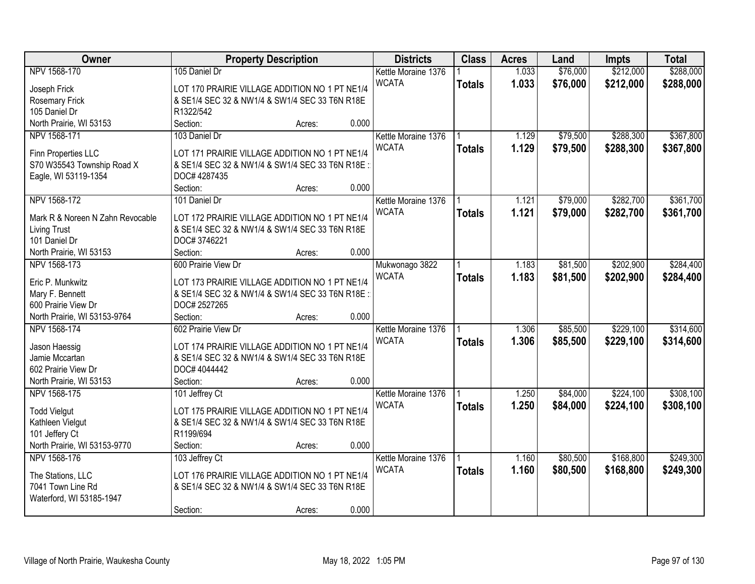| Owner | Property Description | Districts | Class | Acres | Land | Impts | Total |
|---|---|---|---|---|---|---|---|
| NPV 1568-170<br>Joseph Frick<br>Rosemary Frick<br>105 Daniel Dr<br>North Prairie, WI 53153 | 105 Daniel Dr<br>LOT 170 PRAIRIE VILLAGE ADDITION NO 1 PT NE1/4 & SE1/4 SEC 32 & NW1/4 & SW1/4 SEC 33 T6N R18E R1322/542<br>Section: Acres: 0.000 | Kettle Moraine 1376<br>WCATA | 1<br>**Totals** | 1.033<br>**1.033** | $76,000<br>**$76,000** | $212,000<br>**$212,000** | $288,000<br>**$288,000** |
| NPV 1568-171<br>Finn Properties LLC<br>S70 W35543 Township Road X<br>Eagle, WI 53119-1354 | 103 Daniel Dr<br>LOT 171 PRAIRIE VILLAGE ADDITION NO 1 PT NE1/4 & SE1/4 SEC 32 & NW1/4 & SW1/4 SEC 33 T6N R18E : DOC# 4287435<br>Section: Acres: 0.000 | Kettle Moraine 1376<br>WCATA | 1<br>**Totals** | 1.129<br>**1.129** | $79,500<br>**$79,500** | $288,300<br>**$288,300** | $367,800<br>**$367,800** |
| NPV 1568-172<br>Mark R & Noreen N Zahn Revocable Living Trust<br>101 Daniel Dr<br>North Prairie, WI 53153 | 101 Daniel Dr<br>LOT 172 PRAIRIE VILLAGE ADDITION NO 1 PT NE1/4 & SE1/4 SEC 32 & NW1/4 & SW1/4 SEC 33 T6N R18E DOC# 3746221<br>Section: Acres: 0.000 | Kettle Moraine 1376<br>WCATA | 1<br>**Totals** | 1.121<br>**1.121** | $79,000<br>**$79,000** | $282,700<br>**$282,700** | $361,700<br>**$361,700** |
| NPV 1568-173<br>Eric P. Munkwitz<br>Mary F. Bennett<br>600 Prairie View Dr<br>North Prairie, WI 53153-9764 | 600 Prairie View Dr<br>LOT 173 PRAIRIE VILLAGE ADDITION NO 1 PT NE1/4 & SE1/4 SEC 32 & NW1/4 & SW1/4 SEC 33 T6N R18E : DOC# 2527265<br>Section: Acres: 0.000 | Mukwonago 3822<br>WCATA | 1<br>**Totals** | 1.183<br>**1.183** | $81,500<br>**$81,500** | $202,900<br>**$202,900** | $284,400<br>**$284,400** |
| NPV 1568-174<br>Jason Haessig<br>Jamie Mccartan<br>602 Prairie View Dr<br>North Prairie, WI 53153 | 602 Prairie View Dr<br>LOT 174 PRAIRIE VILLAGE ADDITION NO 1 PT NE1/4 & SE1/4 SEC 32 & NW1/4 & SW1/4 SEC 33 T6N R18E DOC# 4044442<br>Section: Acres: 0.000 | Kettle Moraine 1376<br>WCATA | 1<br>**Totals** | 1.306<br>**1.306** | $85,500<br>**$85,500** | $229,100<br>**$229,100** | $314,600<br>**$314,600** |
| NPV 1568-175<br>Todd Vielgut<br>Kathleen Vielgut<br>101 Jeffery Ct<br>North Prairie, WI 53153-9770 | 101 Jeffrey Ct<br>LOT 175 PRAIRIE VILLAGE ADDITION NO 1 PT NE1/4 & SE1/4 SEC 32 & NW1/4 & SW1/4 SEC 33 T6N R18E R1199/694<br>Section: Acres: 0.000 | Kettle Moraine 1376<br>WCATA | 1<br>**Totals** | 1.250<br>**1.250** | $84,000<br>**$84,000** | $224,100<br>**$224,100** | $308,100<br>**$308,100** |
| NPV 1568-176<br>The Stations, LLC<br>7041 Town Line Rd<br>Waterford, WI 53185-1947 | 103 Jeffrey Ct<br>LOT 176 PRAIRIE VILLAGE ADDITION NO 1 PT NE1/4 & SE1/4 SEC 32 & NW1/4 & SW1/4 SEC 33 T6N R18E<br>Section: Acres: 0.000 | Kettle Moraine 1376<br>WCATA | 1<br>**Totals** | 1.160<br>**1.160** | $80,500<br>**$80,500** | $168,800<br>**$168,800** | $249,300<br>**$249,300** |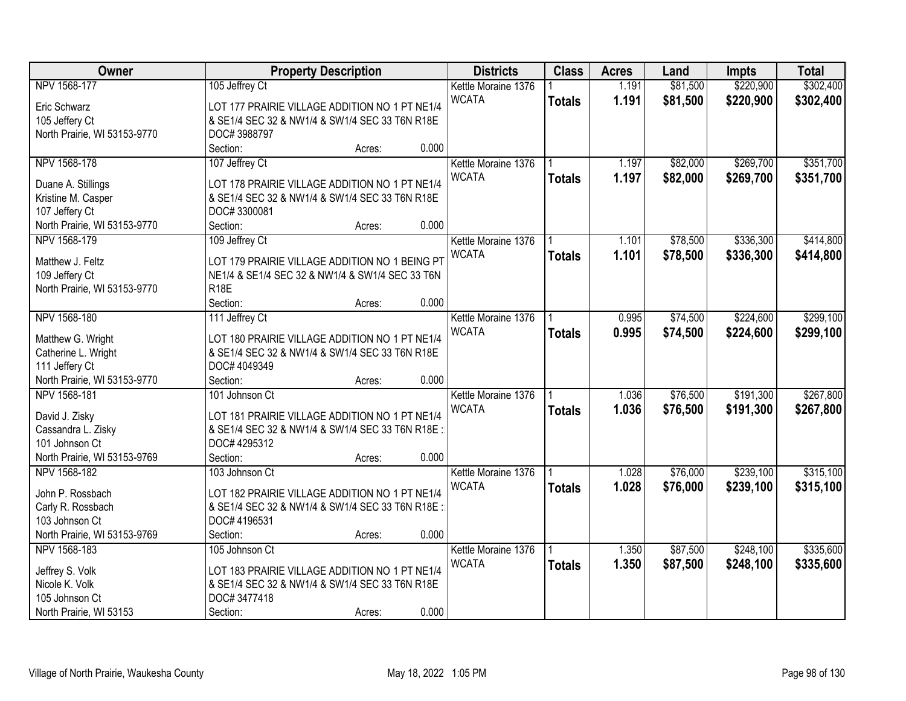| Owner | Property Description | Districts | Class | Acres | Land | Impts | Total |
|---|---|---|---|---|---|---|---|
| NPV 1568-177<br>Eric Schwarz<br>105 Jeffery Ct<br>North Prairie, WI 53153-9770 | 105 Jeffrey Ct<br>LOT 177 PRAIRIE VILLAGE ADDITION NO 1 PT NE1/4 & SE1/4 SEC 32 & NW1/4 & SW1/4 SEC 33 T6N R18E DOC# 3988797<br>Section: Acres: 0.000 | Kettle Moraine 1376<br>WCATA | 1<br>**Totals** | 1.191<br>**1.191** | $81,500<br>**$81,500** | $220,900<br>**$220,900** | $302,400<br>**$302,400** |
| NPV 1568-178<br>Duane A. Stillings<br>Kristine M. Casper<br>107 Jeffery Ct<br>North Prairie, WI 53153-9770 | 107 Jeffrey Ct<br>LOT 178 PRAIRIE VILLAGE ADDITION NO 1 PT NE1/4 & SE1/4 SEC 32 & NW1/4 & SW1/4 SEC 33 T6N R18E DOC# 3300081<br>Section: Acres: 0.000 | Kettle Moraine 1376<br>WCATA | 1<br>**Totals** | 1.197<br>**1.197** | $82,000<br>**$82,000** | $269,700<br>**$269,700** | $351,700<br>**$351,700** |
| NPV 1568-179<br>Matthew J. Feltz<br>109 Jeffery Ct<br>North Prairie, WI 53153-9770 | 109 Jeffrey Ct<br>LOT 179 PRAIRIE VILLAGE ADDITION NO 1 BEING PT NE1/4 & SE1/4 SEC 32 & NW1/4 & SW1/4 SEC 33 T6N R18E<br>Section: Acres: 0.000 | Kettle Moraine 1376<br>WCATA | 1<br>**Totals** | 1.101<br>**1.101** | $78,500<br>**$78,500** | $336,300<br>**$336,300** | $414,800<br>**$414,800** |
| NPV 1568-180<br>Matthew G. Wright<br>Catherine L. Wright<br>111 Jeffery Ct<br>North Prairie, WI 53153-9770 | 111 Jeffrey Ct<br>LOT 180 PRAIRIE VILLAGE ADDITION NO 1 PT NE1/4 & SE1/4 SEC 32 & NW1/4 & SW1/4 SEC 33 T6N R18E DOC# 4049349<br>Section: Acres: 0.000 | Kettle Moraine 1376<br>WCATA | 1<br>**Totals** | 0.995<br>**0.995** | $74,500<br>**$74,500** | $224,600<br>**$224,600** | $299,100<br>**$299,100** |
| NPV 1568-181<br>David J. Zisky<br>Cassandra L. Zisky<br>101 Johnson Ct<br>North Prairie, WI 53153-9769 | 101 Johnson Ct<br>LOT 181 PRAIRIE VILLAGE ADDITION NO 1 PT NE1/4 & SE1/4 SEC 32 & NW1/4 & SW1/4 SEC 33 T6N R18E : DOC# 4295312<br>Section: Acres: 0.000 | Kettle Moraine 1376<br>WCATA | 1<br>**Totals** | 1.036<br>**1.036** | $76,500<br>**$76,500** | $191,300<br>**$191,300** | $267,800<br>**$267,800** |
| NPV 1568-182<br>John P. Rossbach<br>Carly R. Rossbach<br>103 Johnson Ct<br>North Prairie, WI 53153-9769 | 103 Johnson Ct<br>LOT 182 PRAIRIE VILLAGE ADDITION NO 1 PT NE1/4 & SE1/4 SEC 32 & NW1/4 & SW1/4 SEC 33 T6N R18E : DOC# 4196531<br>Section: Acres: 0.000 | Kettle Moraine 1376<br>WCATA | 1<br>**Totals** | 1.028<br>**1.028** | $76,000<br>**$76,000** | $239,100<br>**$239,100** | $315,100<br>**$315,100** |
| NPV 1568-183<br>Jeffrey S. Volk<br>Nicole K. Volk<br>105 Johnson Ct<br>North Prairie, WI 53153 | 105 Johnson Ct<br>LOT 183 PRAIRIE VILLAGE ADDITION NO 1 PT NE1/4 & SE1/4 SEC 32 & NW1/4 & SW1/4 SEC 33 T6N R18E DOC# 3477418<br>Section: Acres: 0.000 | Kettle Moraine 1376<br>WCATA | 1<br>**Totals** | 1.350<br>**1.350** | $87,500<br>**$87,500** | $248,100<br>**$248,100** | $335,600<br>**$335,600** |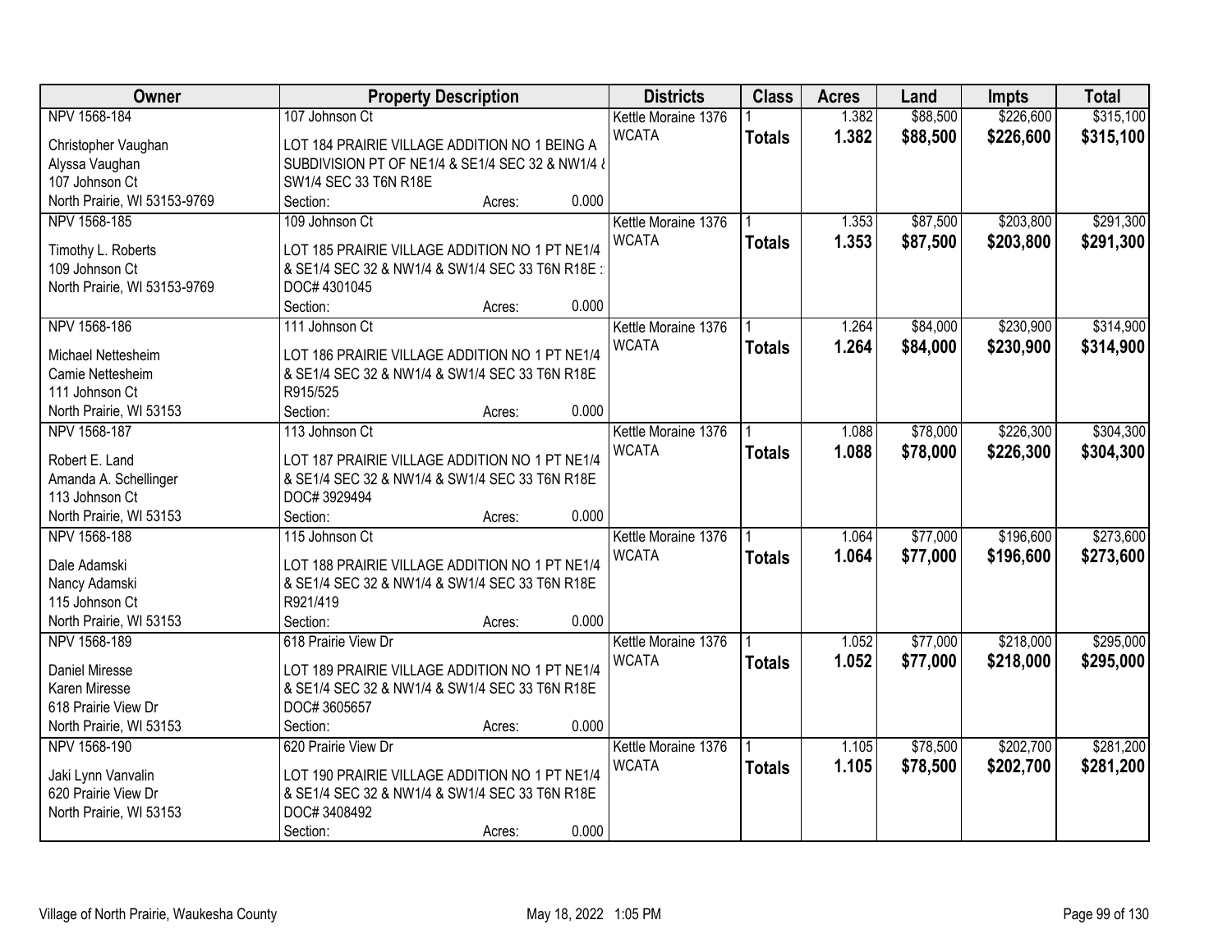| Owner | Property Description | Districts | Class | Acres | Land | Impts | Total |
|---|---|---|---|---|---|---|---|
| NPV 1568-184<br>Christopher Vaughan<br>Alyssa Vaughan<br>107 Johnson Ct<br>North Prairie, WI 53153-9769 | 107 Johnson Ct<br>LOT 184 PRAIRIE VILLAGE ADDITION NO 1 BEING A SUBDIVISION PT OF NE1/4 & SE1/4 SEC 32 & NW1/4 & SW1/4 SEC 33 T6N R18E<br>Section: Acres: 0.000 | Kettle Moraine 1376<br>WCATA | 1<br>**Totals** | 1.382<br>**1.382** | $88,500<br>**$88,500** | $226,600<br>**$226,600** | $315,100<br>**$315,100** |
| NPV 1568-185<br>Timothy L. Roberts<br>109 Johnson Ct<br>North Prairie, WI 53153-9769 | 109 Johnson Ct<br>LOT 185 PRAIRIE VILLAGE ADDITION NO 1 PT NE1/4 & SE1/4 SEC 32 & NW1/4 & SW1/4 SEC 33 T6N R18E :<br>DOC# 4301045<br>Section: Acres: 0.000 | Kettle Moraine 1376<br>WCATA | 1<br>**Totals** | 1.353<br>**1.353** | $87,500<br>**$87,500** | $203,800<br>**$203,800** | $291,300<br>**$291,300** |
| NPV 1568-186<br>Michael Nettesheim<br>Camie Nettesheim<br>111 Johnson Ct<br>North Prairie, WI 53153 | 111 Johnson Ct<br>LOT 186 PRAIRIE VILLAGE ADDITION NO 1 PT NE1/4 & SE1/4 SEC 32 & NW1/4 & SW1/4 SEC 33 T6N R18E<br>R915/525<br>Section: Acres: 0.000 | Kettle Moraine 1376<br>WCATA | 1<br>**Totals** | 1.264<br>**1.264** | $84,000<br>**$84,000** | $230,900<br>**$230,900** | $314,900<br>**$314,900** |
| NPV 1568-187<br>Robert E. Land<br>Amanda A. Schellinger<br>113 Johnson Ct<br>North Prairie, WI 53153 | 113 Johnson Ct<br>LOT 187 PRAIRIE VILLAGE ADDITION NO 1 PT NE1/4 & SE1/4 SEC 32 & NW1/4 & SW1/4 SEC 33 T6N R18E<br>DOC# 3929494<br>Section: Acres: 0.000 | Kettle Moraine 1376<br>WCATA | 1<br>**Totals** | 1.088<br>**1.088** | $78,000<br>**$78,000** | $226,300<br>**$226,300** | $304,300<br>**$304,300** |
| NPV 1568-188<br>Dale Adamski<br>Nancy Adamski<br>115 Johnson Ct<br>North Prairie, WI 53153 | 115 Johnson Ct<br>LOT 188 PRAIRIE VILLAGE ADDITION NO 1 PT NE1/4 & SE1/4 SEC 32 & NW1/4 & SW1/4 SEC 33 T6N R18E<br>R921/419<br>Section: Acres: 0.000 | Kettle Moraine 1376<br>WCATA | 1<br>**Totals** | 1.064<br>**1.064** | $77,000<br>**$77,000** | $196,600<br>**$196,600** | $273,600<br>**$273,600** |
| NPV 1568-189<br>Daniel Miresse<br>Karen Miresse<br>618 Prairie View Dr<br>North Prairie, WI 53153 | 618 Prairie View Dr<br>LOT 189 PRAIRIE VILLAGE ADDITION NO 1 PT NE1/4 & SE1/4 SEC 32 & NW1/4 & SW1/4 SEC 33 T6N R18E<br>DOC# 3605657<br>Section: Acres: 0.000 | Kettle Moraine 1376<br>WCATA | 1<br>**Totals** | 1.052<br>**1.052** | $77,000<br>**$77,000** | $218,000<br>**$218,000** | $295,000<br>**$295,000** |
| NPV 1568-190<br>Jaki Lynn Vanvalin<br>620 Prairie View Dr<br>North Prairie, WI 53153 | 620 Prairie View Dr<br>LOT 190 PRAIRIE VILLAGE ADDITION NO 1 PT NE1/4 & SE1/4 SEC 32 & NW1/4 & SW1/4 SEC 33 T6N R18E<br>DOC# 3408492<br>Section: Acres: 0.000 | Kettle Moraine 1376<br>WCATA | 1<br>**Totals** | 1.105<br>**1.105** | $78,500<br>**$78,500** | $202,700<br>**$202,700** | $281,200<br>**$281,200** |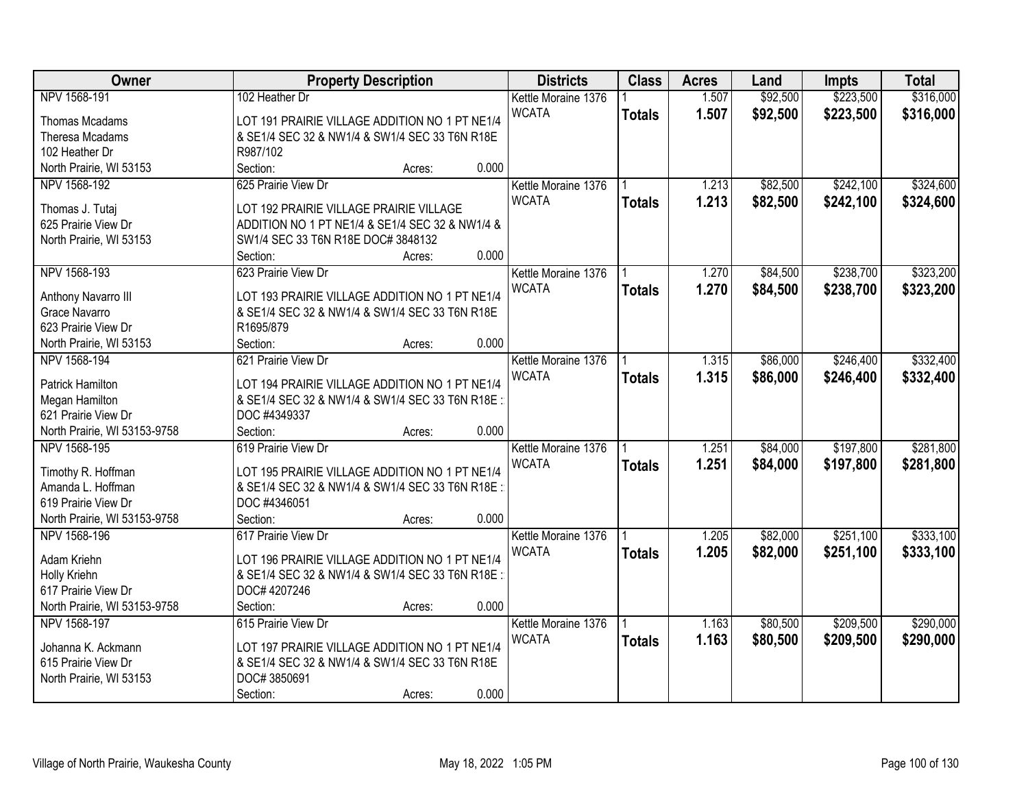| Owner | Property Description | Districts | Class | Acres | Land | Impts | Total |
|---|---|---|---|---|---|---|---|
| NPV 1568-191<br>Thomas Mcadams<br>Theresa Mcadams<br>102 Heather Dr<br>North Prairie, WI 53153 | 102 Heather Dr<br>LOT 191 PRAIRIE VILLAGE ADDITION NO 1 PT NE1/4 & SE1/4 SEC 32 & NW1/4 & SW1/4 SEC 33 T6N R18E R987/102<br>Section: Acres: 0.000 | Kettle Moraine 1376<br>WCATA | 1<br>**Totals** | 1.507<br>**1.507** | $92,500<br>**$92,500** | $223,500<br>**$223,500** | $316,000<br>**$316,000** |
| NPV 1568-192<br>Thomas J. Tutaj<br>625 Prairie View Dr<br>North Prairie, WI 53153 | 625 Prairie View Dr<br>LOT 192 PRAIRIE VILLAGE PRAIRIE VILLAGE ADDITION NO 1 PT NE1/4 & SE1/4 SEC 32 & NW1/4 & SW1/4 SEC 33 T6N R18E DOC# 3848132<br>Section: Acres: 0.000 | Kettle Moraine 1376<br>WCATA | 1<br>**Totals** | 1.213<br>**1.213** | $82,500<br>**$82,500** | $242,100<br>**$242,100** | $324,600<br>**$324,600** |
| NPV 1568-193<br>Anthony Navarro III<br>Grace Navarro<br>623 Prairie View Dr<br>North Prairie, WI 53153 | 623 Prairie View Dr<br>LOT 193 PRAIRIE VILLAGE ADDITION NO 1 PT NE1/4 & SE1/4 SEC 32 & NW1/4 & SW1/4 SEC 33 T6N R18E R1695/879<br>Section: Acres: 0.000 | Kettle Moraine 1376<br>WCATA | 1<br>**Totals** | 1.270<br>**1.270** | $84,500<br>**$84,500** | $238,700<br>**$238,700** | $323,200<br>**$323,200** |
| NPV 1568-194<br>Patrick Hamilton<br>Megan Hamilton<br>621 Prairie View Dr<br>North Prairie, WI 53153-9758 | 621 Prairie View Dr<br>LOT 194 PRAIRIE VILLAGE ADDITION NO 1 PT NE1/4 & SE1/4 SEC 32 & NW1/4 & SW1/4 SEC 33 T6N R18E : DOC #4349337<br>Section: Acres: 0.000 | Kettle Moraine 1376<br>WCATA | 1<br>**Totals** | 1.315<br>**1.315** | $86,000<br>**$86,000** | $246,400<br>**$246,400** | $332,400<br>**$332,400** |
| NPV 1568-195<br>Timothy R. Hoffman<br>Amanda L. Hoffman<br>619 Prairie View Dr<br>North Prairie, WI 53153-9758 | 619 Prairie View Dr<br>LOT 195 PRAIRIE VILLAGE ADDITION NO 1 PT NE1/4 & SE1/4 SEC 32 & NW1/4 & SW1/4 SEC 33 T6N R18E : DOC #4346051<br>Section: Acres: 0.000 | Kettle Moraine 1376<br>WCATA | 1<br>**Totals** | 1.251<br>**1.251** | $84,000<br>**$84,000** | $197,800<br>**$197,800** | $281,800<br>**$281,800** |
| NPV 1568-196<br>Adam Kriehn<br>Holly Kriehn<br>617 Prairie View Dr<br>North Prairie, WI 53153-9758 | 617 Prairie View Dr<br>LOT 196 PRAIRIE VILLAGE ADDITION NO 1 PT NE1/4 & SE1/4 SEC 32 & NW1/4 & SW1/4 SEC 33 T6N R18E : DOC# 4207246<br>Section: Acres: 0.000 | Kettle Moraine 1376<br>WCATA | 1<br>**Totals** | 1.205<br>**1.205** | $82,000<br>**$82,000** | $251,100<br>**$251,100** | $333,100<br>**$333,100** |
| NPV 1568-197<br>Johanna K. Ackmann<br>615 Prairie View Dr<br>North Prairie, WI 53153 | 615 Prairie View Dr<br>LOT 197 PRAIRIE VILLAGE ADDITION NO 1 PT NE1/4 & SE1/4 SEC 32 & NW1/4 & SW1/4 SEC 33 T6N R18E DOC# 3850691<br>Section: Acres: 0.000 | Kettle Moraine 1376<br>WCATA | 1<br>**Totals** | 1.163<br>**1.163** | $80,500<br>**$80,500** | $209,500<br>**$209,500** | $290,000<br>**$290,000** |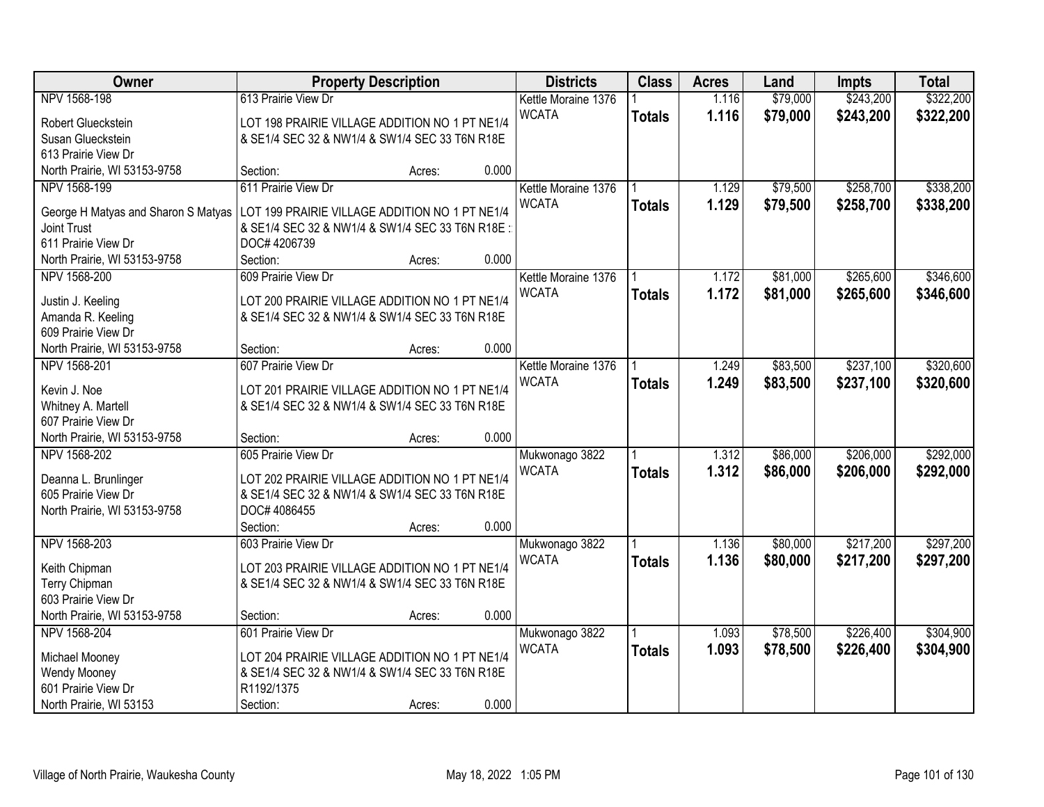| Owner | Property Description | Districts | Class | Acres | Land | Impts | Total |
|---|---|---|---|---|---|---|---|
| NPV 1568-198<br>Robert Glueckstein<br>Susan Glueckstein<br>613 Prairie View Dr<br>North Prairie, WI 53153-9758 | 613 Prairie View Dr<br>LOT 198 PRAIRIE VILLAGE ADDITION NO 1 PT NE1/4 & SE1/4 SEC 32 & NW1/4 & SW1/4 SEC 33 T6N R18E<br>Section: Acres: 0.000 | Kettle Moraine 1376<br>WCATA | 1<br>**Totals** | 1.116<br>**1.116** | $79,000<br>**$79,000** | $243,200<br>**$243,200** | $322,200<br>**$322,200** |
| NPV 1568-199<br>George H Matyas and Sharon S Matyas Joint Trust<br>611 Prairie View Dr<br>North Prairie, WI 53153-9758 | 611 Prairie View Dr<br>LOT 199 PRAIRIE VILLAGE ADDITION NO 1 PT NE1/4 & SE1/4 SEC 32 & NW1/4 & SW1/4 SEC 33 T6N R18E :<br>DOC# 4206739<br>Section: Acres: 0.000 | Kettle Moraine 1376<br>WCATA | 1<br>**Totals** | 1.129<br>**1.129** | $79,500<br>**$79,500** | $258,700<br>**$258,700** | $338,200<br>**$338,200** |
| NPV 1568-200<br>Justin J. Keeling<br>Amanda R. Keeling<br>609 Prairie View Dr<br>North Prairie, WI 53153-9758 | 609 Prairie View Dr<br>LOT 200 PRAIRIE VILLAGE ADDITION NO 1 PT NE1/4 & SE1/4 SEC 32 & NW1/4 & SW1/4 SEC 33 T6N R18E<br>Section: Acres: 0.000 | Kettle Moraine 1376<br>WCATA | 1<br>**Totals** | 1.172<br>**1.172** | $81,000<br>**$81,000** | $265,600<br>**$265,600** | $346,600<br>**$346,600** |
| NPV 1568-201<br>Kevin J. Noe<br>Whitney A. Martell<br>607 Prairie View Dr<br>North Prairie, WI 53153-9758 | 607 Prairie View Dr<br>LOT 201 PRAIRIE VILLAGE ADDITION NO 1 PT NE1/4 & SE1/4 SEC 32 & NW1/4 & SW1/4 SEC 33 T6N R18E<br>Section: Acres: 0.000 | Kettle Moraine 1376<br>WCATA | 1<br>**Totals** | 1.249<br>**1.249** | $83,500<br>**$83,500** | $237,100<br>**$237,100** | $320,600<br>**$320,600** |
| NPV 1568-202<br>Deanna L. Brunlinger<br>605 Prairie View Dr<br>North Prairie, WI 53153-9758 | 605 Prairie View Dr<br>LOT 202 PRAIRIE VILLAGE ADDITION NO 1 PT NE1/4 & SE1/4 SEC 32 & NW1/4 & SW1/4 SEC 33 T6N R18E<br>DOC# 4086455<br>Section: Acres: 0.000 | Mukwonago 3822<br>WCATA | 1<br>**Totals** | 1.312<br>**1.312** | $86,000<br>**$86,000** | $206,000<br>**$206,000** | $292,000<br>**$292,000** |
| NPV 1568-203<br>Keith Chipman<br>Terry Chipman<br>603 Prairie View Dr<br>North Prairie, WI 53153-9758 | 603 Prairie View Dr<br>LOT 203 PRAIRIE VILLAGE ADDITION NO 1 PT NE1/4 & SE1/4 SEC 32 & NW1/4 & SW1/4 SEC 33 T6N R18E<br>Section: Acres: 0.000 | Mukwonago 3822<br>WCATA | 1<br>**Totals** | 1.136<br>**1.136** | $80,000<br>**$80,000** | $217,200<br>**$217,200** | $297,200<br>**$297,200** |
| NPV 1568-204<br>Michael Mooney<br>Wendy Mooney<br>601 Prairie View Dr<br>North Prairie, WI 53153 | 601 Prairie View Dr<br>LOT 204 PRAIRIE VILLAGE ADDITION NO 1 PT NE1/4 & SE1/4 SEC 32 & NW1/4 & SW1/4 SEC 33 T6N R18E<br>R1192/1375<br>Section: Acres: 0.000 | Mukwonago 3822<br>WCATA | 1<br>**Totals** | 1.093<br>**1.093** | $78,500<br>**$78,500** | $226,400<br>**$226,400** | $304,900<br>**$304,900** |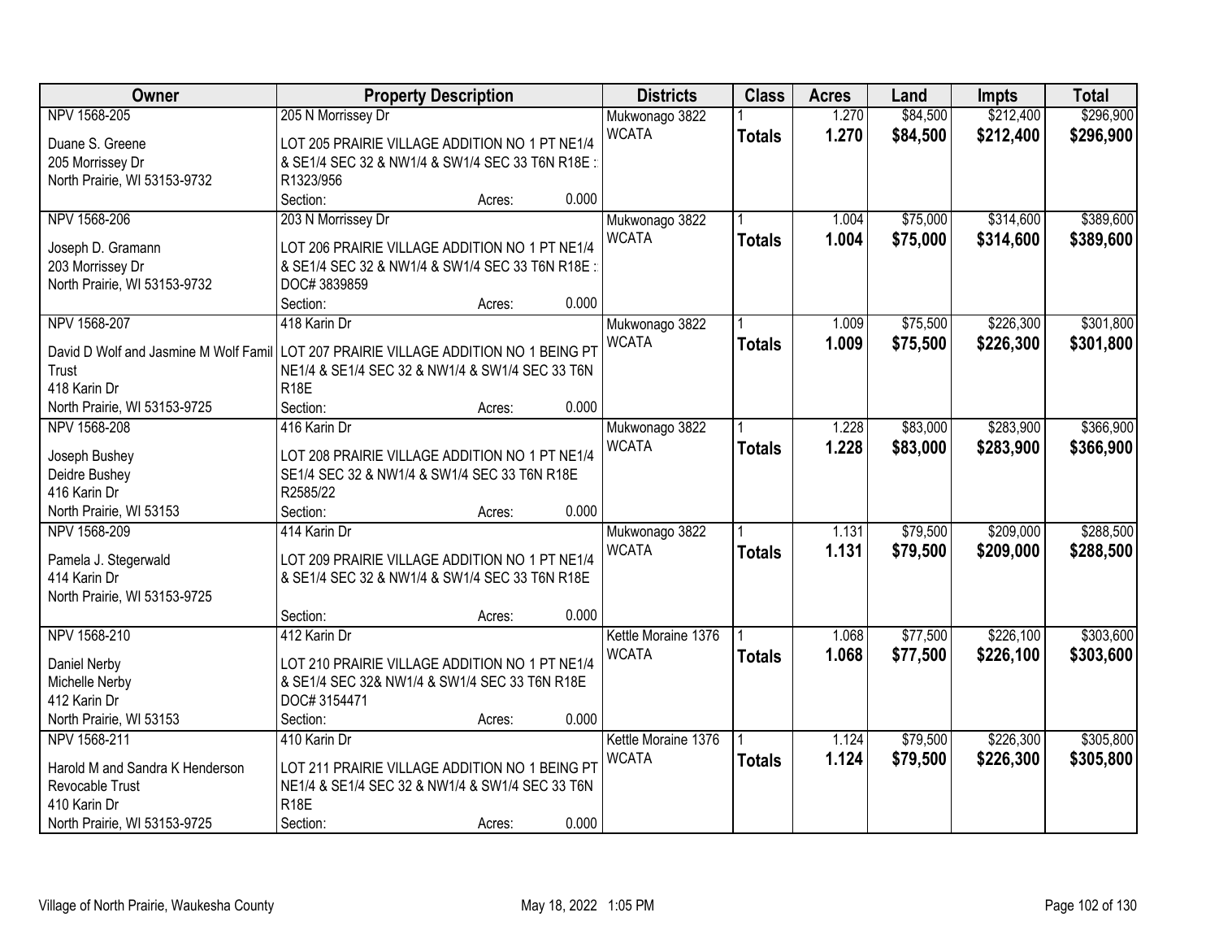| Owner | Property Description | Districts | Class | Acres | Land | Impts | Total |
|---|---|---|---|---|---|---|---|
| NPV 1568-205<br>Duane S. Greene<br>205 Morrissey Dr<br>North Prairie, WI 53153-9732 | 205 N Morrissey Dr<br>LOT 205 PRAIRIE VILLAGE ADDITION NO 1 PT NE1/4 & SE1/4 SEC 32 & NW1/4 & SW1/4 SEC 33 T6N R18E :: R1323/956<br>Section: Acres: 0.000 | Mukwonago 3822<br>WCATA | 1<br>**Totals** | 1.270<br>**1.270** | $84,500<br>**$84,500** | $212,400<br>**$212,400** | $296,900<br>**$296,900** |
| NPV 1568-206<br>Joseph D. Gramann<br>203 Morrissey Dr<br>North Prairie, WI 53153-9732 | 203 N Morrissey Dr<br>LOT 206 PRAIRIE VILLAGE ADDITION NO 1 PT NE1/4 & SE1/4 SEC 32 & NW1/4 & SW1/4 SEC 33 T6N R18E :: DOC# 3839859<br>Section: Acres: 0.000 | Mukwonago 3822<br>WCATA | 1<br>**Totals** | 1.004<br>**1.004** | $75,000<br>**$75,000** | $314,600<br>**$314,600** | $389,600<br>**$389,600** |
| NPV 1568-207<br>David D Wolf and Jasmine M Wolf Famil Trust<br>418 Karin Dr<br>North Prairie, WI 53153-9725 | 418 Karin Dr<br>LOT 207 PRAIRIE VILLAGE ADDITION NO 1 BEING PT NE1/4 & SE1/4 SEC 32 & NW1/4 & SW1/4 SEC 33 T6N R18E<br>Section: Acres: 0.000 | Mukwonago 3822<br>WCATA | 1<br>**Totals** | 1.009<br>**1.009** | $75,500<br>**$75,500** | $226,300<br>**$226,300** | $301,800<br>**$301,800** |
| NPV 1568-208<br>Joseph Bushey<br>Deidre Bushey<br>416 Karin Dr<br>North Prairie, WI 53153 | 416 Karin Dr<br>LOT 208 PRAIRIE VILLAGE ADDITION NO 1 PT NE1/4 SE1/4 SEC 32 & NW1/4 & SW1/4 SEC 33 T6N R18E R2585/22<br>Section: Acres: 0.000 | Mukwonago 3822<br>WCATA | 1<br>**Totals** | 1.228<br>**1.228** | $83,000<br>**$83,000** | $283,900<br>**$283,900** | $366,900<br>**$366,900** |
| NPV 1568-209<br>Pamela J. Stegerwald<br>414 Karin Dr<br>North Prairie, WI 53153-9725 | 414 Karin Dr<br>LOT 209 PRAIRIE VILLAGE ADDITION NO 1 PT NE1/4 & SE1/4 SEC 32 & NW1/4 & SW1/4 SEC 33 T6N R18E<br>Section: Acres: 0.000 | Mukwonago 3822<br>WCATA | 1<br>**Totals** | 1.131<br>**1.131** | $79,500<br>**$79,500** | $209,000<br>**$209,000** | $288,500<br>**$288,500** |
| NPV 1568-210<br>Daniel Nerby<br>Michelle Nerby<br>412 Karin Dr<br>North Prairie, WI 53153 | 412 Karin Dr<br>LOT 210 PRAIRIE VILLAGE ADDITION NO 1 PT NE1/4 & SE1/4 SEC 32& NW1/4 & SW1/4 SEC 33 T6N R18E DOC# 3154471<br>Section: Acres: 0.000 | Kettle Moraine 1376<br>WCATA | 1<br>**Totals** | 1.068<br>**1.068** | $77,500<br>**$77,500** | $226,100<br>**$226,100** | $303,600<br>**$303,600** |
| NPV 1568-211<br>Harold M and Sandra K Henderson Revocable Trust<br>410 Karin Dr<br>North Prairie, WI 53153-9725 | 410 Karin Dr<br>LOT 211 PRAIRIE VILLAGE ADDITION NO 1 BEING PT NE1/4 & SE1/4 SEC 32 & NW1/4 & SW1/4 SEC 33 T6N R18E<br>Section: Acres: 0.000 | Kettle Moraine 1376<br>WCATA | 1<br>**Totals** | 1.124<br>**1.124** | $79,500<br>**$79,500** | $226,300<br>**$226,300** | $305,800<br>**$305,800** |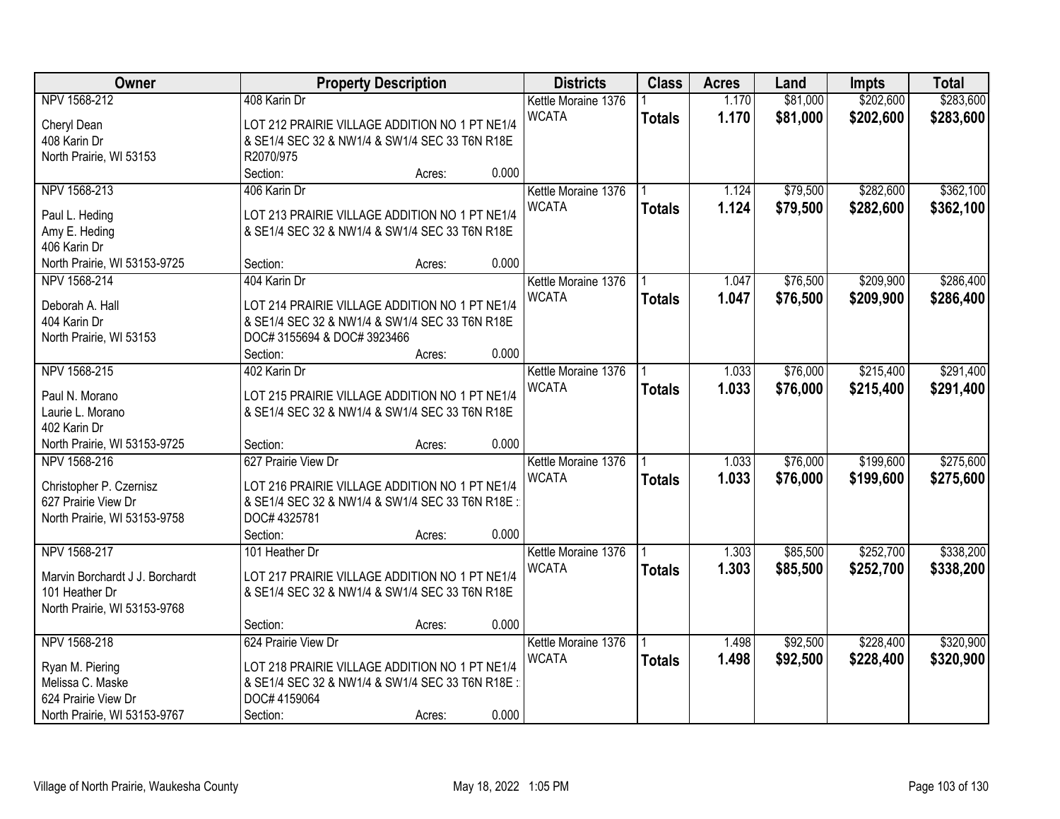| Owner | Property Description | Districts | Class | Acres | Land | Impts | Total |
|---|---|---|---|---|---|---|---|
| NPV 1568-212<br>Cheryl Dean<br>408 Karin Dr<br>North Prairie, WI 53153 | 408 Karin Dr<br>LOT 212 PRAIRIE VILLAGE ADDITION NO 1 PT NE1/4 & SE1/4 SEC 32 & NW1/4 & SW1/4 SEC 33 T6N R18E R2070/975<br>Section: Acres: 0.000 | Kettle Moraine 1376<br>WCATA | 1<br>**Totals** | 1.170<br>**1.170** | $81,000<br>**$81,000** | $202,600<br>**$202,600** | $283,600<br>**$283,600** |
| NPV 1568-213<br>Paul L. Heding<br>Amy E. Heding<br>406 Karin Dr<br>North Prairie, WI 53153-9725 | 406 Karin Dr<br>LOT 213 PRAIRIE VILLAGE ADDITION NO 1 PT NE1/4 & SE1/4 SEC 32 & NW1/4 & SW1/4 SEC 33 T6N R18E<br>Section: Acres: 0.000 | Kettle Moraine 1376<br>WCATA | 1<br>**Totals** | 1.124<br>**1.124** | $79,500<br>**$79,500** | $282,600<br>**$282,600** | $362,100<br>**$362,100** |
| NPV 1568-214<br>Deborah A. Hall<br>404 Karin Dr<br>North Prairie, WI 53153 | 404 Karin Dr<br>LOT 214 PRAIRIE VILLAGE ADDITION NO 1 PT NE1/4 & SE1/4 SEC 32 & NW1/4 & SW1/4 SEC 33 T6N R18E DOC# 3155694 & DOC# 3923466<br>Section: Acres: 0.000 | Kettle Moraine 1376<br>WCATA | 1<br>**Totals** | 1.047<br>**1.047** | $76,500<br>**$76,500** | $209,900<br>**$209,900** | $286,400<br>**$286,400** |
| NPV 1568-215<br>Paul N. Morano<br>Laurie L. Morano<br>402 Karin Dr<br>North Prairie, WI 53153-9725 | 402 Karin Dr<br>LOT 215 PRAIRIE VILLAGE ADDITION NO 1 PT NE1/4 & SE1/4 SEC 32 & NW1/4 & SW1/4 SEC 33 T6N R18E<br>Section: Acres: 0.000 | Kettle Moraine 1376<br>WCATA | 1<br>**Totals** | 1.033<br>**1.033** | $76,000<br>**$76,000** | $215,400<br>**$215,400** | $291,400<br>**$291,400** |
| NPV 1568-216<br>Christopher P. Czernisz<br>627 Prairie View Dr<br>North Prairie, WI 53153-9758 | 627 Prairie View Dr<br>LOT 216 PRAIRIE VILLAGE ADDITION NO 1 PT NE1/4 & SE1/4 SEC 32 & NW1/4 & SW1/4 SEC 33 T6N R18E : DOC# 4325781<br>Section: Acres: 0.000 | Kettle Moraine 1376<br>WCATA | 1<br>**Totals** | 1.033<br>**1.033** | $76,000<br>**$76,000** | $199,600<br>**$199,600** | $275,600<br>**$275,600** |
| NPV 1568-217<br>Marvin Borchardt J J. Borchardt<br>101 Heather Dr<br>North Prairie, WI 53153-9768 | 101 Heather Dr<br>LOT 217 PRAIRIE VILLAGE ADDITION NO 1 PT NE1/4 & SE1/4 SEC 32 & NW1/4 & SW1/4 SEC 33 T6N R18E<br>Section: Acres: 0.000 | Kettle Moraine 1376<br>WCATA | 1<br>**Totals** | 1.303<br>**1.303** | $85,500<br>**$85,500** | $252,700<br>**$252,700** | $338,200<br>**$338,200** |
| NPV 1568-218<br>Ryan M. Piering<br>Melissa C. Maske<br>624 Prairie View Dr<br>North Prairie, WI 53153-9767 | 624 Prairie View Dr<br>LOT 218 PRAIRIE VILLAGE ADDITION NO 1 PT NE1/4 & SE1/4 SEC 32 & NW1/4 & SW1/4 SEC 33 T6N R18E : DOC# 4159064<br>Section: Acres: 0.000 | Kettle Moraine 1376<br>WCATA | 1<br>**Totals** | 1.498<br>**1.498** | $92,500<br>**$92,500** | $228,400<br>**$228,400** | $320,900<br>**$320,900** |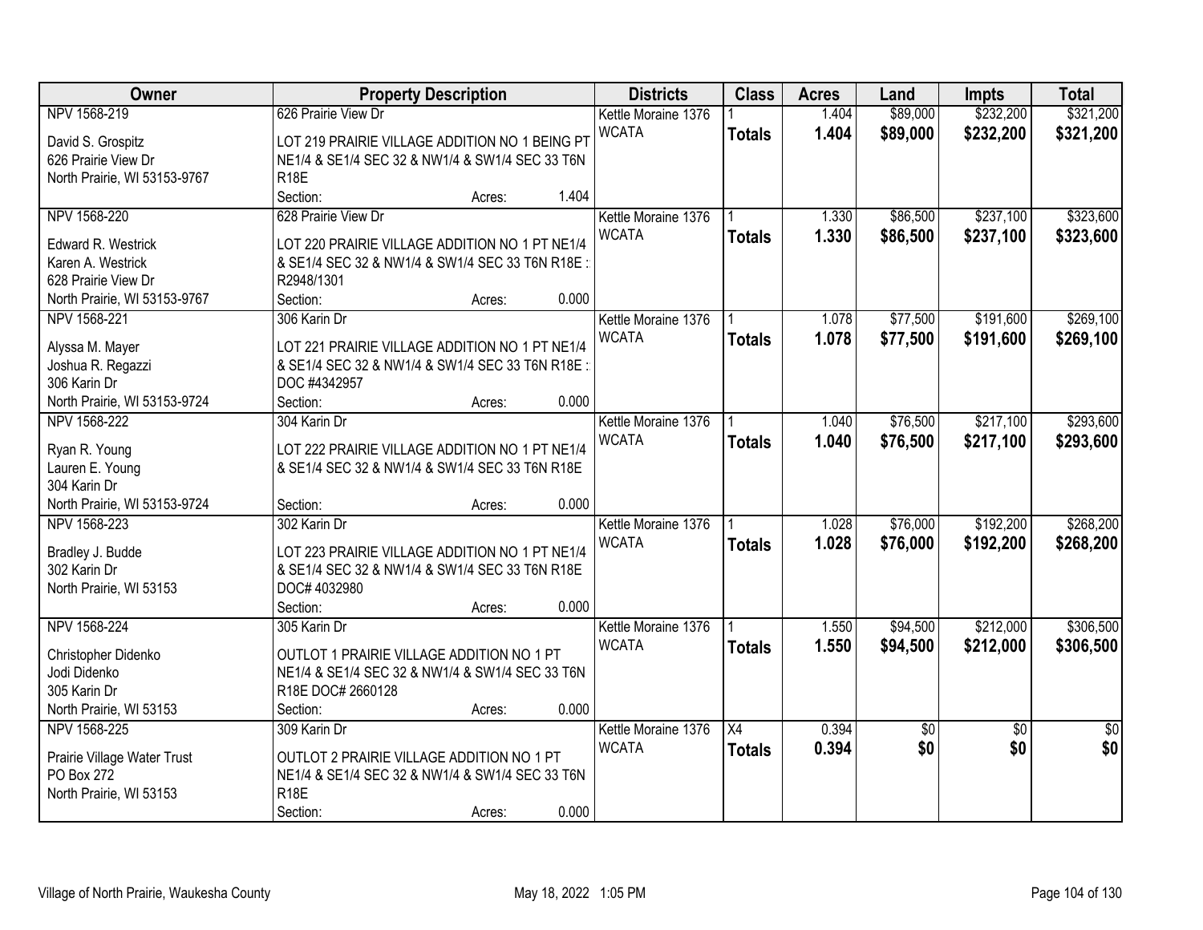| Owner | Property Description | Districts | Class | Acres | Land | Impts | Total |
|---|---|---|---|---|---|---|---|
| NPV 1568-219<br><br>David S. Grospitz<br>626 Prairie View Dr<br>North Prairie, WI 53153-9767 | 626 Prairie View Dr<br><br>LOT 219 PRAIRIE VILLAGE ADDITION NO 1 BEING PT NE1/4 & SE1/4 SEC 32 & NW1/4 & SW1/4 SEC 33 T6N R18E<br>Section: Acres: 1.404 | Kettle Moraine 1376<br>WCATA | 1<br>**Totals** | 1.404<br>**1.404** | $89,000<br>**$89,000** | $232,200<br>**$232,200** | $321,200<br>**$321,200** |
| NPV 1568-220<br><br>Edward R. Westrick<br>Karen A. Westrick<br>628 Prairie View Dr<br>North Prairie, WI 53153-9767 | 628 Prairie View Dr<br><br>LOT 220 PRAIRIE VILLAGE ADDITION NO 1 PT NE1/4 & SE1/4 SEC 32 & NW1/4 & SW1/4 SEC 33 T6N R18E :: R2948/1301<br>Section: Acres: 0.000 | Kettle Moraine 1376<br>WCATA | 1<br>**Totals** | 1.330<br>**1.330** | $86,500<br>**$86,500** | $237,100<br>**$237,100** | $323,600<br>**$323,600** |
| NPV 1568-221<br><br>Alyssa M. Mayer<br>Joshua R. Regazzi<br>306 Karin Dr<br>North Prairie, WI 53153-9724 | 306 Karin Dr<br><br>LOT 221 PRAIRIE VILLAGE ADDITION NO 1 PT NE1/4 & SE1/4 SEC 32 & NW1/4 & SW1/4 SEC 33 T6N R18E :: DOC #4342957<br>Section: Acres: 0.000 | Kettle Moraine 1376<br>WCATA | 1<br>**Totals** | 1.078<br>**1.078** | $77,500<br>**$77,500** | $191,600<br>**$191,600** | $269,100<br>**$269,100** |
| NPV 1568-222<br><br>Ryan R. Young<br>Lauren E. Young<br>304 Karin Dr<br>North Prairie, WI 53153-9724 | 304 Karin Dr<br><br>LOT 222 PRAIRIE VILLAGE ADDITION NO 1 PT NE1/4 & SE1/4 SEC 32 & NW1/4 & SW1/4 SEC 33 T6N R18E<br>Section: Acres: 0.000 | Kettle Moraine 1376<br>WCATA | 1<br>**Totals** | 1.040<br>**1.040** | $76,500<br>**$76,500** | $217,100<br>**$217,100** | $293,600<br>**$293,600** |
| NPV 1568-223<br><br>Bradley J. Budde<br>302 Karin Dr<br>North Prairie, WI 53153 | 302 Karin Dr<br><br>LOT 223 PRAIRIE VILLAGE ADDITION NO 1 PT NE1/4 & SE1/4 SEC 32 & NW1/4 & SW1/4 SEC 33 T6N R18E DOC# 4032980<br>Section: Acres: 0.000 | Kettle Moraine 1376<br>WCATA | 1<br>**Totals** | 1.028<br>**1.028** | $76,000<br>**$76,000** | $192,200<br>**$192,200** | $268,200<br>**$268,200** |
| NPV 1568-224<br><br>Christopher Didenko<br>Jodi Didenko<br>305 Karin Dr<br>North Prairie, WI 53153 | 305 Karin Dr<br><br>OUTLOT 1 PRAIRIE VILLAGE ADDITION NO 1 PT NE1/4 & SE1/4 SEC 32 & NW1/4 & SW1/4 SEC 33 T6N R18E DOC# 2660128<br>Section: Acres: 0.000 | Kettle Moraine 1376<br>WCATA | 1<br>**Totals** | 1.550<br>**1.550** | $94,500<br>**$94,500** | $212,000<br>**$212,000** | $306,500<br>**$306,500** |
| NPV 1568-225<br><br>Prairie Village Water Trust<br>PO Box 272<br>North Prairie, WI 53153 | 309 Karin Dr<br><br>OUTLOT 2 PRAIRIE VILLAGE ADDITION NO 1 PT NE1/4 & SE1/4 SEC 32 & NW1/4 & SW1/4 SEC 33 T6N R18E<br>Section: Acres: 0.000 | Kettle Moraine 1376<br>WCATA | X4<br>**Totals** | 0.394<br>**0.394** | $0<br>**$0** | $0<br>**$0** | $0<br>**$0** |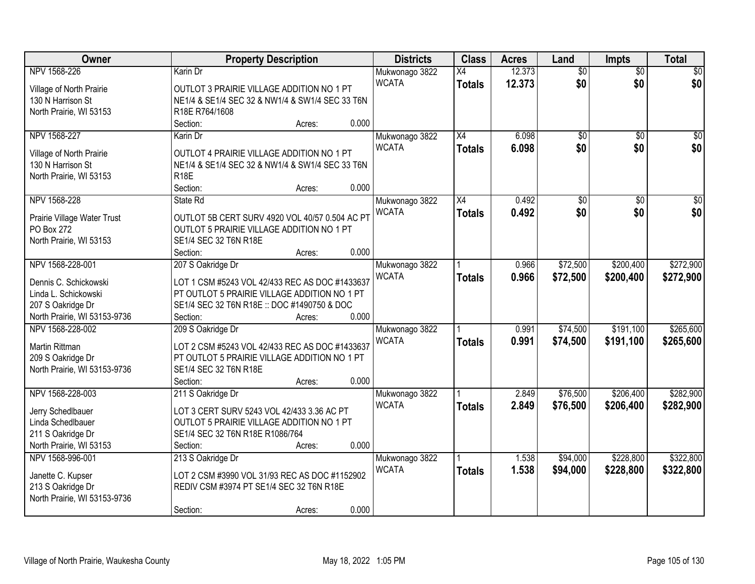| Owner | Property Description | Districts | Class | Acres | Land | Impts | Total |
|---|---|---|---|---|---|---|---|
| NPV 1568-226<br><br>Village of North Prairie<br>130 N Harrison St<br>North Prairie, WI 53153 | Karin Dr<br><br>OUTLOT 3 PRAIRIE VILLAGE ADDITION NO 1 PT NE1/4 & SE1/4 SEC 32 & NW1/4 & SW1/4 SEC 33 T6N R18E R764/1608<br>Section: Acres: 0.000 | Mukwonago 3822<br>WCATA | X4<br>**Totals** | 12.373<br>**12.373** | $0<br>**$0** | $0<br>**$0** | $0<br>**$0** |
| NPV 1568-227<br><br>Village of North Prairie<br>130 N Harrison St<br>North Prairie, WI 53153 | Karin Dr<br><br>OUTLOT 4 PRAIRIE VILLAGE ADDITION NO 1 PT NE1/4 & SE1/4 SEC 32 & NW1/4 & SW1/4 SEC 33 T6N R18E<br>Section: Acres: 0.000 | Mukwonago 3822<br>WCATA | X4<br>**Totals** | 6.098<br>**6.098** | $0<br>**$0** | $0<br>**$0** | $0<br>**$0** |
| NPV 1568-228<br><br>Prairie Village Water Trust<br>PO Box 272<br>North Prairie, WI 53153 | State Rd<br><br>OUTLOT 5B CERT SURV 4920 VOL 40/57 0.504 AC PT OUTLOT 5 PRAIRIE VILLAGE ADDITION NO 1 PT SE1/4 SEC 32 T6N R18E<br>Section: Acres: 0.000 | Mukwonago 3822<br>WCATA | X4<br>**Totals** | 0.492<br>**0.492** | $0<br>**$0** | $0<br>**$0** | $0<br>**$0** |
| NPV 1568-228-001<br><br>Dennis C. Schickowski<br>Linda L. Schickowski<br>207 S Oakridge Dr<br>North Prairie, WI 53153-9736 | 207 S Oakridge Dr<br><br>LOT 1 CSM #5243 VOL 42/433 REC AS DOC #1433637 PT OUTLOT 5 PRAIRIE VILLAGE ADDITION NO 1 PT SE1/4 SEC 32 T6N R18E :: DOC #1490750 & DOC<br>Section: Acres: 0.000 | Mukwonago 3822<br>WCATA | 1<br>**Totals** | 0.966<br>**0.966** | $72,500<br>**$72,500** | $200,400<br>**$200,400** | $272,900<br>**$272,900** |
| NPV 1568-228-002<br><br>Martin Rittman<br>209 S Oakridge Dr<br>North Prairie, WI 53153-9736 | 209 S Oakridge Dr<br><br>LOT 2 CSM #5243 VOL 42/433 REC AS DOC #1433637 PT OUTLOT 5 PRAIRIE VILLAGE ADDITION NO 1 PT SE1/4 SEC 32 T6N R18E<br>Section: Acres: 0.000 | Mukwonago 3822<br>WCATA | 1<br>**Totals** | 0.991<br>**0.991** | $74,500<br>**$74,500** | $191,100<br>**$191,100** | $265,600<br>**$265,600** |
| NPV 1568-228-003<br><br>Jerry Schedlbauer<br>Linda Schedlbauer<br>211 S Oakridge Dr<br>North Prairie, WI 53153 | 211 S Oakridge Dr<br><br>LOT 3 CERT SURV 5243 VOL 42/433 3.36 AC PT OUTLOT 5 PRAIRIE VILLAGE ADDITION NO 1 PT SE1/4 SEC 32 T6N R18E R1086/764<br>Section: Acres: 0.000 | Mukwonago 3822<br>WCATA | 1<br>**Totals** | 2.849<br>**2.849** | $76,500<br>**$76,500** | $206,400<br>**$206,400** | $282,900<br>**$282,900** |
| NPV 1568-996-001<br><br>Janette C. Kupser<br>213 S Oakridge Dr<br>North Prairie, WI 53153-9736 | 213 S Oakridge Dr<br><br>LOT 2 CSM #3990 VOL 31/93 REC AS DOC #1152902 REDIV CSM #3974 PT SE1/4 SEC 32 T6N R18E<br>Section: Acres: 0.000 | Mukwonago 3822<br>WCATA | 1<br>**Totals** | 1.538<br>**1.538** | $94,000<br>**$94,000** | $228,800<br>**$228,800** | $322,800<br>**$322,800** |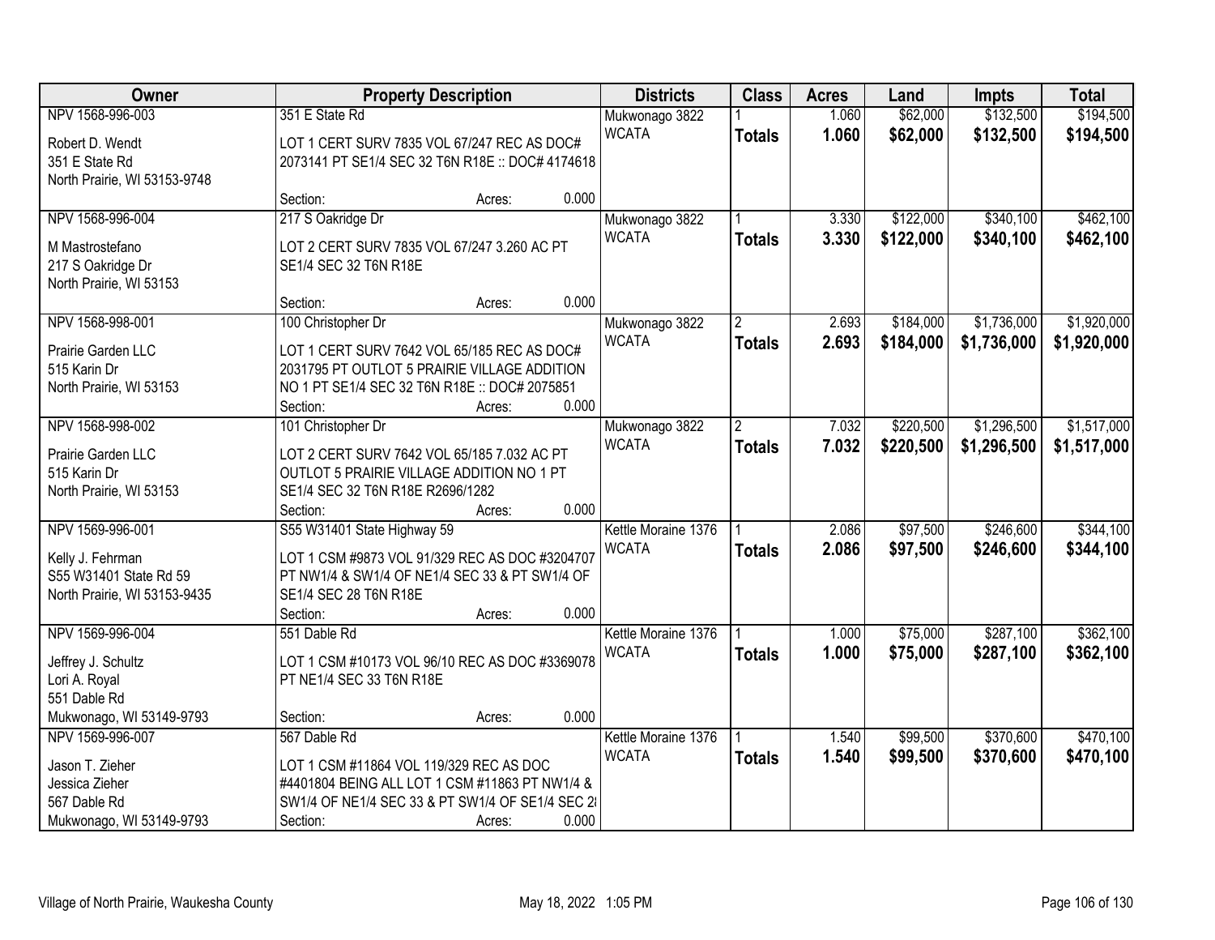| Owner | Property Description | Districts | Class | Acres | Land | Impts | Total |
|---|---|---|---|---|---|---|---|
| NPV 1568-996-003<br>Robert D. Wendt<br>351 E State Rd<br>North Prairie, WI 53153-9748 | 351 E State Rd<br>LOT 1 CERT SURV 7835 VOL 67/247 REC AS DOC# 2073141 PT SE1/4 SEC 32 T6N R18E :: DOC# 4174618<br>Section: Acres: 0.000 | Mukwonago 3822<br>WCATA | 1<br>**Totals** | 1.060<br>**1.060** | $62,000<br>**$62,000** | $132,500<br>**$132,500** | $194,500<br>**$194,500** |
| NPV 1568-996-004<br>M Mastrostefano<br>217 S Oakridge Dr<br>North Prairie, WI 53153 | 217 S Oakridge Dr<br>LOT 2 CERT SURV 7835 VOL 67/247 3.260 AC PT SE1/4 SEC 32 T6N R18E<br>Section: Acres: 0.000 | Mukwonago 3822<br>WCATA | 1<br>**Totals** | 3.330<br>**3.330** | $122,000<br>**$122,000** | $340,100<br>**$340,100** | $462,100<br>**$462,100** |
| NPV 1568-998-001<br>Prairie Garden LLC<br>515 Karin Dr<br>North Prairie, WI 53153 | 100 Christopher Dr<br>LOT 1 CERT SURV 7642 VOL 65/185 REC AS DOC# 2031795 PT OUTLOT 5 PRAIRIE VILLAGE ADDITION NO 1 PT SE1/4 SEC 32 T6N R18E :: DOC# 2075851<br>Section: Acres: 0.000 | Mukwonago 3822<br>WCATA | 2<br>**Totals** | 2.693<br>**2.693** | $184,000<br>**$184,000** | $1,736,000<br>**$1,736,000** | $1,920,000<br>**$1,920,000** |
| NPV 1568-998-002<br>Prairie Garden LLC<br>515 Karin Dr<br>North Prairie, WI 53153 | 101 Christopher Dr<br>LOT 2 CERT SURV 7642 VOL 65/185 7.032 AC PT OUTLOT 5 PRAIRIE VILLAGE ADDITION NO 1 PT SE1/4 SEC 32 T6N R18E R2696/1282<br>Section: Acres: 0.000 | Mukwonago 3822<br>WCATA | 2<br>**Totals** | 7.032<br>**7.032** | $220,500<br>**$220,500** | $1,296,500<br>**$1,296,500** | $1,517,000<br>**$1,517,000** |
| NPV 1569-996-001<br>Kelly J. Fehrman<br>S55 W31401 State Rd 59<br>North Prairie, WI 53153-9435 | S55 W31401 State Highway 59<br>LOT 1 CSM #9873 VOL 91/329 REC AS DOC #3204707 PT NW1/4 & SW1/4 OF NE1/4 SEC 33 & PT SW1/4 OF SE1/4 SEC 28 T6N R18E<br>Section: Acres: 0.000 | Kettle Moraine 1376<br>WCATA | 1<br>**Totals** | 2.086<br>**2.086** | $97,500<br>**$97,500** | $246,600<br>**$246,600** | $344,100<br>**$344,100** |
| NPV 1569-996-004<br>Jeffrey J. Schultz<br>Lori A. Royal<br>551 Dable Rd<br>Mukwonago, WI 53149-9793 | 551 Dable Rd<br>LOT 1 CSM #10173 VOL 96/10 REC AS DOC #3369078 PT NE1/4 SEC 33 T6N R18E<br>Section: Acres: 0.000 | Kettle Moraine 1376<br>WCATA | 1<br>**Totals** | 1.000<br>**1.000** | $75,000<br>**$75,000** | $287,100<br>**$287,100** | $362,100<br>**$362,100** |
| NPV 1569-996-007<br>Jason T. Zieher<br>Jessica Zieher<br>567 Dable Rd<br>Mukwonago, WI 53149-9793 | 567 Dable Rd<br>LOT 1 CSM #11864 VOL 119/329 REC AS DOC #4401804 BEING ALL LOT 1 CSM #11863 PT NW1/4 & SW1/4 OF NE1/4 SEC 33 & PT SW1/4 OF SE1/4 SEC 28<br>Section: Acres: 0.000 | Kettle Moraine 1376<br>WCATA | 1<br>**Totals** | 1.540<br>**1.540** | $99,500<br>**$99,500** | $370,600<br>**$370,600** | $470,100<br>**$470,100** |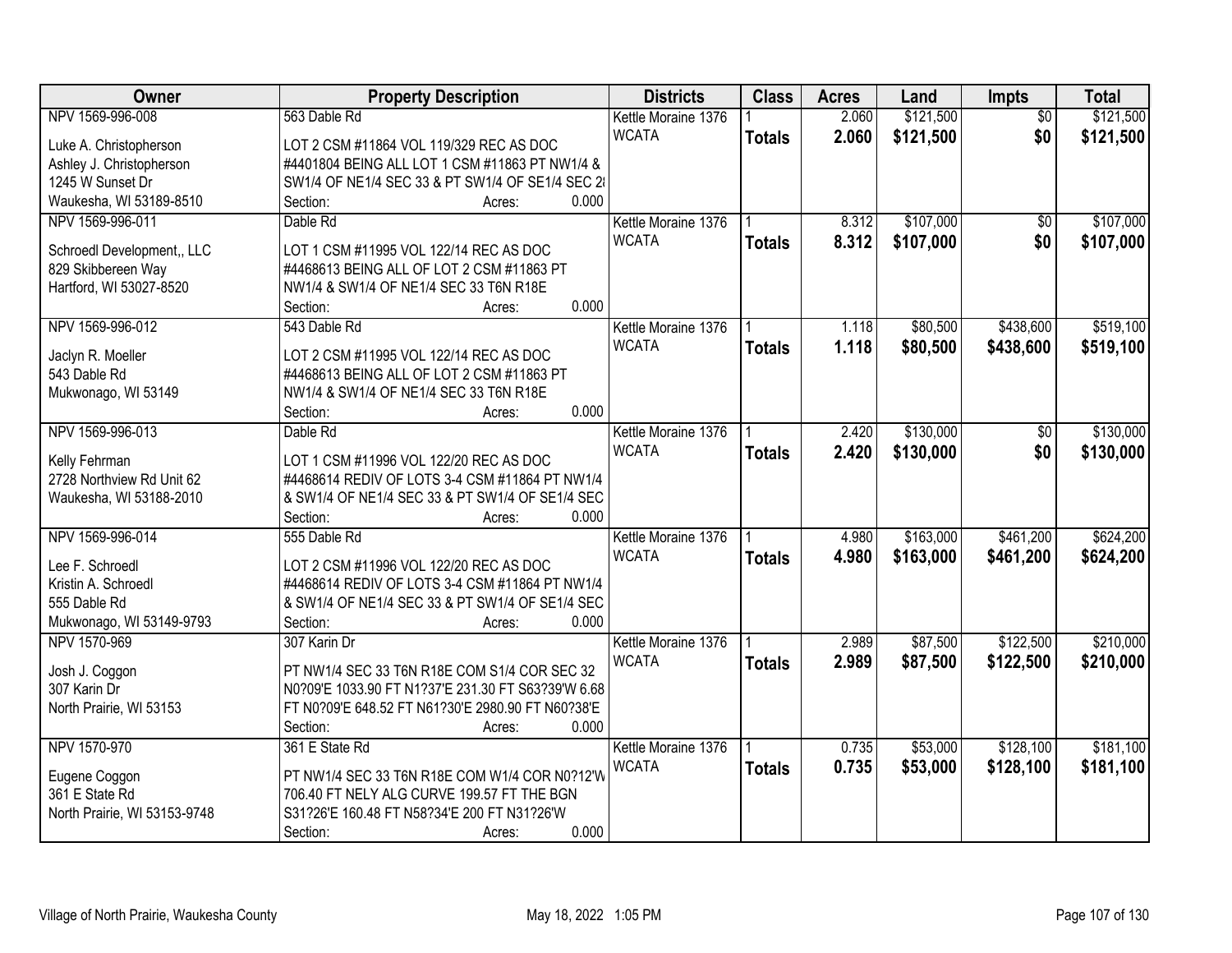| Owner | Property Description | Districts | Class | Acres | Land | Impts | Total |
|---|---|---|---|---|---|---|---|
| NPV 1569-996-008<br>Luke A. Christopherson<br>Ashley J. Christopherson<br>1245 W Sunset Dr<br>Waukesha, WI 53189-8510 | 563 Dable Rd<br>LOT 2 CSM #11864 VOL 119/329 REC AS DOC #4401804 BEING ALL LOT 1 CSM #11863 PT NW1/4 & SW1/4 OF NE1/4 SEC 33 & PT SW1/4 OF SE1/4 SEC 28<br>Section: Acres: 0.000 | Kettle Moraine 1376<br>WCATA | 1<br>**Totals** | 2.060<br>**2.060** | $121,500<br>**$121,500** | $0<br>**$0** | $121,500<br>**$121,500** |
| NPV 1569-996-011<br>Schroedl Development,, LLC<br>829 Skibbereen Way<br>Hartford, WI 53027-8520 | Dable Rd<br>LOT 1 CSM #11995 VOL 122/14 REC AS DOC #4468613 BEING ALL OF LOT 2 CSM #11863 PT NW1/4 & SW1/4 OF NE1/4 SEC 33 T6N R18E<br>Section: Acres: 0.000 | Kettle Moraine 1376<br>WCATA | 1<br>**Totals** | 8.312<br>**8.312** | $107,000<br>**$107,000** | $0<br>**$0** | $107,000<br>**$107,000** |
| NPV 1569-996-012<br>Jaclyn R. Moeller<br>543 Dable Rd<br>Mukwonago, WI 53149 | 543 Dable Rd<br>LOT 2 CSM #11995 VOL 122/14 REC AS DOC #4468613 BEING ALL OF LOT 2 CSM #11863 PT NW1/4 & SW1/4 OF NE1/4 SEC 33 T6N R18E<br>Section: Acres: 0.000 | Kettle Moraine 1376<br>WCATA | 1<br>**Totals** | 1.118<br>**1.118** | $80,500<br>**$80,500** | $438,600<br>**$438,600** | $519,100<br>**$519,100** |
| NPV 1569-996-013<br>Kelly Fehrman<br>2728 Northview Rd Unit 62<br>Waukesha, WI 53188-2010 | Dable Rd<br>LOT 1 CSM #11996 VOL 122/20 REC AS DOC #4468614 REDIV OF LOTS 3-4 CSM #11864 PT NW1/4 & SW1/4 OF NE1/4 SEC 33 & PT SW1/4 OF SE1/4 SEC<br>Section: Acres: 0.000 | Kettle Moraine 1376<br>WCATA | 1<br>**Totals** | 2.420<br>**2.420** | $130,000<br>**$130,000** | $0<br>**$0** | $130,000<br>**$130,000** |
| NPV 1569-996-014<br>Lee F. Schroedl<br>Kristin A. Schroedl<br>555 Dable Rd<br>Mukwonago, WI 53149-9793 | 555 Dable Rd<br>LOT 2 CSM #11996 VOL 122/20 REC AS DOC #4468614 REDIV OF LOTS 3-4 CSM #11864 PT NW1/4 & SW1/4 OF NE1/4 SEC 33 & PT SW1/4 OF SE1/4 SEC<br>Section: Acres: 0.000 | Kettle Moraine 1376<br>WCATA | 1<br>**Totals** | 4.980<br>**4.980** | $163,000<br>**$163,000** | $461,200<br>**$461,200** | $624,200<br>**$624,200** |
| NPV 1570-969<br>Josh J. Coggon<br>307 Karin Dr<br>North Prairie, WI 53153 | 307 Karin Dr<br>PT NW1/4 SEC 33 T6N R18E COM S1/4 COR SEC 32 N0?09'E 1033.90 FT N1?37'E 231.30 FT S63?39'W 6.68 FT N0?09'E 648.52 FT N61?30'E 2980.90 FT N60?38'E<br>Section: Acres: 0.000 | Kettle Moraine 1376<br>WCATA | 1<br>**Totals** | 2.989<br>**2.989** | $87,500<br>**$87,500** | $122,500<br>**$122,500** | $210,000<br>**$210,000** |
| NPV 1570-970<br>Eugene Coggon<br>361 E State Rd<br>North Prairie, WI 53153-9748 | 361 E State Rd<br>PT NW1/4 SEC 33 T6N R18E COM W1/4 COR N0?12'W 706.40 FT NELY ALG CURVE 199.57 FT THE BGN S31?26'E 160.48 FT N58?34'E 200 FT N31?26'W<br>Section: Acres: 0.000 | Kettle Moraine 1376<br>WCATA | 1<br>**Totals** | 0.735<br>**0.735** | $53,000<br>**$53,000** | $128,100<br>**$128,100** | $181,100<br>**$181,100** |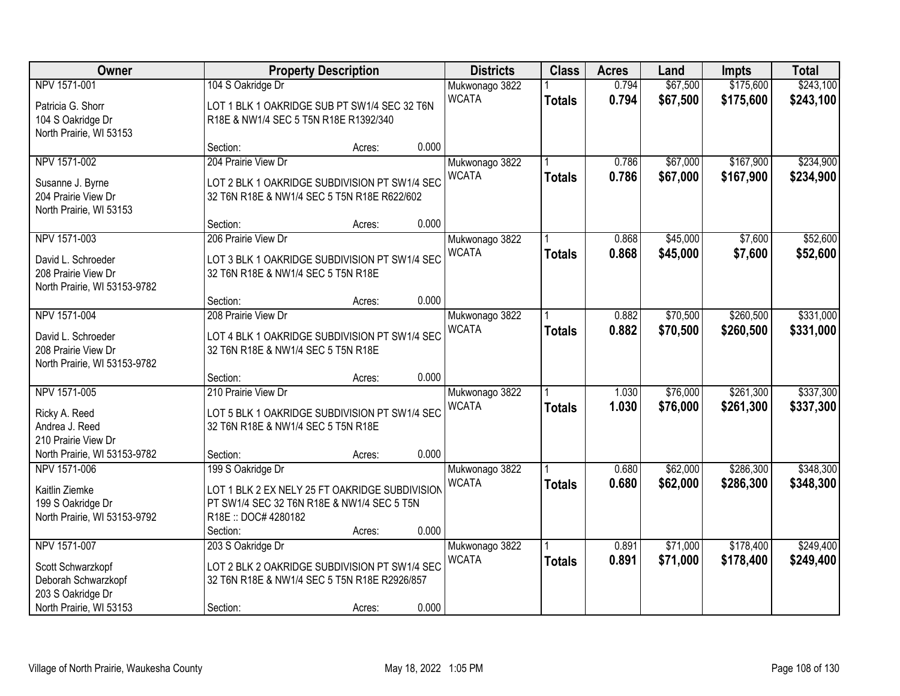| Owner | Property Description | Districts | Class | Acres | Land | Impts | Total |
|---|---|---|---|---|---|---|---|
| NPV 1571-001<br>Patricia G. Shorr<br>104 S Oakridge Dr<br>North Prairie, WI 53153 | 104 S Oakridge Dr<br>LOT 1 BLK 1 OAKRIDGE SUB PT SW1/4 SEC 32 T6N R18E & NW1/4 SEC 5 T5N R18E R1392/340<br>Section: Acres: 0.000 | Mukwonago 3822<br>WCATA | 1<br>**Totals** | 0.794<br>**0.794** | $67,500<br>**$67,500** | $175,600<br>**$175,600** | $243,100<br>**$243,100** |
| NPV 1571-002<br>Susanne J. Byrne<br>204 Prairie View Dr<br>North Prairie, WI 53153 | 204 Prairie View Dr<br>LOT 2 BLK 1 OAKRIDGE SUBDIVISION PT SW1/4 SEC 32 T6N R18E & NW1/4 SEC 5 T5N R18E R622/602<br>Section: Acres: 0.000 | Mukwonago 3822<br>WCATA | 1<br>**Totals** | 0.786<br>**0.786** | $67,000<br>**$67,000** | $167,900<br>**$167,900** | $234,900<br>**$234,900** |
| NPV 1571-003<br>David L. Schroeder<br>208 Prairie View Dr<br>North Prairie, WI 53153-9782 | 206 Prairie View Dr<br>LOT 3 BLK 1 OAKRIDGE SUBDIVISION PT SW1/4 SEC 32 T6N R18E & NW1/4 SEC 5 T5N R18E<br>Section: Acres: 0.000 | Mukwonago 3822<br>WCATA | 1<br>**Totals** | 0.868<br>**0.868** | $45,000<br>**$45,000** | $7,600<br>**$7,600** | $52,600<br>**$52,600** |
| NPV 1571-004<br>David L. Schroeder<br>208 Prairie View Dr<br>North Prairie, WI 53153-9782 | 208 Prairie View Dr<br>LOT 4 BLK 1 OAKRIDGE SUBDIVISION PT SW1/4 SEC 32 T6N R18E & NW1/4 SEC 5 T5N R18E<br>Section: Acres: 0.000 | Mukwonago 3822<br>WCATA | 1<br>**Totals** | 0.882<br>**0.882** | $70,500<br>**$70,500** | $260,500<br>**$260,500** | $331,000<br>**$331,000** |
| NPV 1571-005<br>Ricky A. Reed<br>Andrea J. Reed<br>210 Prairie View Dr<br>North Prairie, WI 53153-9782 | 210 Prairie View Dr<br>LOT 5 BLK 1 OAKRIDGE SUBDIVISION PT SW1/4 SEC 32 T6N R18E & NW1/4 SEC 5 T5N R18E<br>Section: Acres: 0.000 | Mukwonago 3822<br>WCATA | 1<br>**Totals** | 1.030<br>**1.030** | $76,000<br>**$76,000** | $261,300<br>**$261,300** | $337,300<br>**$337,300** |
| NPV 1571-006<br>Kaitlin Ziemke<br>199 S Oakridge Dr<br>North Prairie, WI 53153-9792 | 199 S Oakridge Dr<br>LOT 1 BLK 2 EX NELY 25 FT OAKRIDGE SUBDIVISION PT SW1/4 SEC 32 T6N R18E & NW1/4 SEC 5 T5N R18E :: DOC# 4280182<br>Section: Acres: 0.000 | Mukwonago 3822<br>WCATA | 1<br>**Totals** | 0.680<br>**0.680** | $62,000<br>**$62,000** | $286,300<br>**$286,300** | $348,300<br>**$348,300** |
| NPV 1571-007<br>Scott Schwarzkopf<br>Deborah Schwarzkopf<br>203 S Oakridge Dr<br>North Prairie, WI 53153 | 203 S Oakridge Dr<br>LOT 2 BLK 2 OAKRIDGE SUBDIVISION PT SW1/4 SEC 32 T6N R18E & NW1/4 SEC 5 T5N R18E R2926/857<br>Section: Acres: 0.000 | Mukwonago 3822<br>WCATA | 1<br>**Totals** | 0.891<br>**0.891** | $71,000<br>**$71,000** | $178,400<br>**$178,400** | $249,400<br>**$249,400** |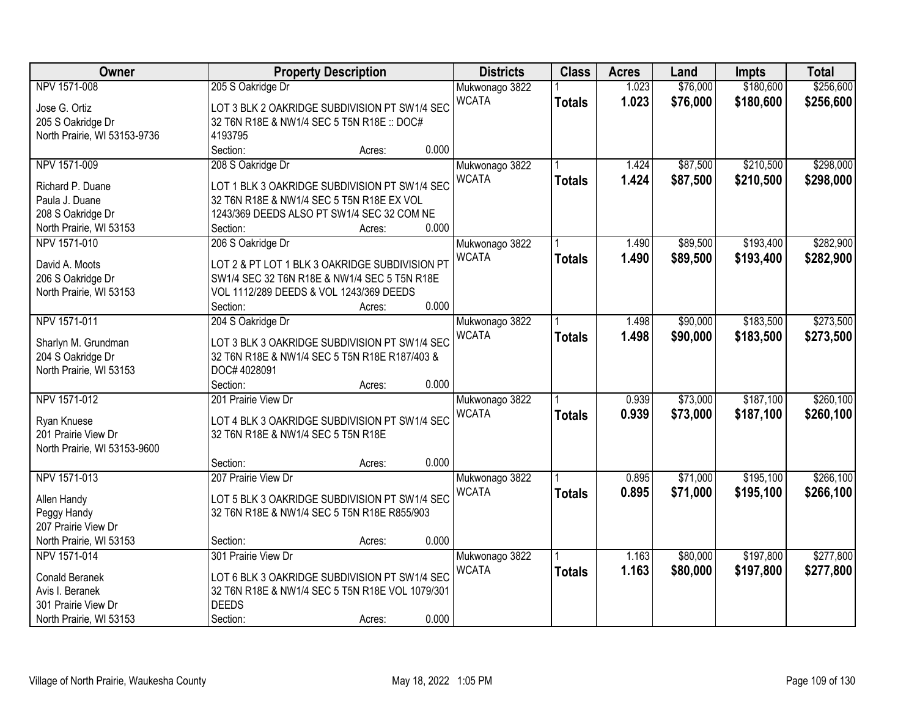| Owner | Property Description | Districts | Class | Acres | Land | Impts | Total |
|---|---|---|---|---|---|---|---|
| NPV 1571-008<br>Jose G. Ortiz<br>205 S Oakridge Dr<br>North Prairie, WI 53153-9736 | 205 S Oakridge Dr<br>LOT 3 BLK 2 OAKRIDGE SUBDIVISION PT SW1/4 SEC 32 T6N R18E & NW1/4 SEC 5 T5N R18E :: DOC# 4193795<br>Section: Acres: 0.000 | Mukwonago 3822<br>WCATA | 1<br>**Totals** | 1.023<br>**1.023** | $76,000<br>**$76,000** | $180,600<br>**$180,600** | $256,600<br>**$256,600** |
| NPV 1571-009<br>Richard P. Duane<br>Paula J. Duane<br>208 S Oakridge Dr<br>North Prairie, WI 53153 | 208 S Oakridge Dr<br>LOT 1 BLK 3 OAKRIDGE SUBDIVISION PT SW1/4 SEC 32 T6N R18E & NW1/4 SEC 5 T5N R18E EX VOL 1243/369 DEEDS ALSO PT SW1/4 SEC 32 COM NE<br>Section: Acres: 0.000 | Mukwonago 3822<br>WCATA | 1<br>**Totals** | 1.424<br>**1.424** | $87,500<br>**$87,500** | $210,500<br>**$210,500** | $298,000<br>**$298,000** |
| NPV 1571-010<br>David A. Moots<br>206 S Oakridge Dr<br>North Prairie, WI 53153 | 206 S Oakridge Dr<br>LOT 2 & PT LOT 1 BLK 3 OAKRIDGE SUBDIVISION PT SW1/4 SEC 32 T6N R18E & NW1/4 SEC 5 T5N R18E VOL 1112/289 DEEDS & VOL 1243/369 DEEDS<br>Section: Acres: 0.000 | Mukwonago 3822<br>WCATA | 1<br>**Totals** | 1.490<br>**1.490** | $89,500<br>**$89,500** | $193,400<br>**$193,400** | $282,900<br>**$282,900** |
| NPV 1571-011<br>Sharlyn M. Grundman<br>204 S Oakridge Dr<br>North Prairie, WI 53153 | 204 S Oakridge Dr<br>LOT 3 BLK 3 OAKRIDGE SUBDIVISION PT SW1/4 SEC 32 T6N R18E & NW1/4 SEC 5 T5N R18E R187/403 & DOC# 4028091<br>Section: Acres: 0.000 | Mukwonago 3822<br>WCATA | 1<br>**Totals** | 1.498<br>**1.498** | $90,000<br>**$90,000** | $183,500<br>**$183,500** | $273,500<br>**$273,500** |
| NPV 1571-012<br>Ryan Knuese<br>201 Prairie View Dr<br>North Prairie, WI 53153-9600 | 201 Prairie View Dr<br>LOT 4 BLK 3 OAKRIDGE SUBDIVISION PT SW1/4 SEC 32 T6N R18E & NW1/4 SEC 5 T5N R18E<br>Section: Acres: 0.000 | Mukwonago 3822<br>WCATA | 1<br>**Totals** | 0.939<br>**0.939** | $73,000<br>**$73,000** | $187,100<br>**$187,100** | $260,100<br>**$260,100** |
| NPV 1571-013<br>Allen Handy<br>Peggy Handy<br>207 Prairie View Dr<br>North Prairie, WI 53153 | 207 Prairie View Dr<br>LOT 5 BLK 3 OAKRIDGE SUBDIVISION PT SW1/4 SEC 32 T6N R18E & NW1/4 SEC 5 T5N R18E R855/903<br>Section: Acres: 0.000 | Mukwonago 3822<br>WCATA | 1<br>**Totals** | 0.895<br>**0.895** | $71,000<br>**$71,000** | $195,100<br>**$195,100** | $266,100<br>**$266,100** |
| NPV 1571-014<br>Conald Beranek<br>Avis I. Beranek<br>301 Prairie View Dr<br>North Prairie, WI 53153 | 301 Prairie View Dr<br>LOT 6 BLK 3 OAKRIDGE SUBDIVISION PT SW1/4 SEC 32 T6N R18E & NW1/4 SEC 5 T5N R18E VOL 1079/301 DEEDS<br>Section: Acres: 0.000 | Mukwonago 3822<br>WCATA | 1<br>**Totals** | 1.163<br>**1.163** | $80,000<br>**$80,000** | $197,800<br>**$197,800** | $277,800<br>**$277,800** |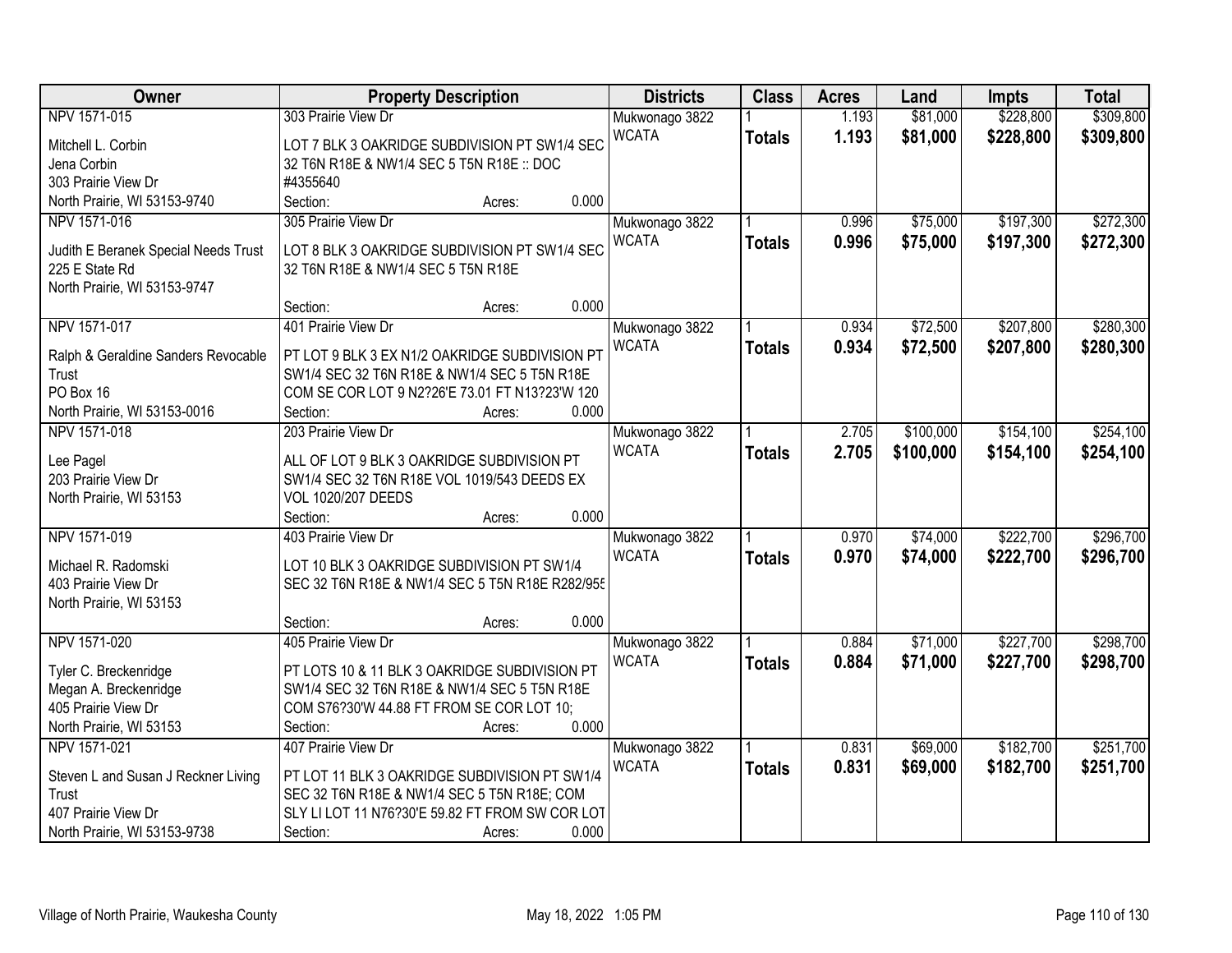| Owner | Property Description | Districts | Class | Acres | Land | Impts | Total |
|---|---|---|---|---|---|---|---|
| NPV 1571-015<br>Mitchell L. Corbin<br>Jena Corbin<br>303 Prairie View Dr<br>North Prairie, WI 53153-9740 | 303 Prairie View Dr<br>LOT 7 BLK 3 OAKRIDGE SUBDIVISION PT SW1/4 SEC 32 T6N R18E & NW1/4 SEC 5 T5N R18E :: DOC #4355640<br>Section: Acres: 0.000 | Mukwonago 3822<br>WCATA | 1<br>**Totals** | 1.193<br>**1.193** | $81,000<br>**$81,000** | $228,800<br>**$228,800** | $309,800<br>**$309,800** |
| NPV 1571-016<br>Judith E Beranek Special Needs Trust<br>225 E State Rd<br>North Prairie, WI 53153-9747 | 305 Prairie View Dr<br>LOT 8 BLK 3 OAKRIDGE SUBDIVISION PT SW1/4 SEC 32 T6N R18E & NW1/4 SEC 5 T5N R18E<br>Section: Acres: 0.000 | Mukwonago 3822<br>WCATA | 1<br>**Totals** | 0.996<br>**0.996** | $75,000<br>**$75,000** | $197,300<br>**$197,300** | $272,300<br>**$272,300** |
| NPV 1571-017<br>Ralph & Geraldine Sanders Revocable Trust<br>PO Box 16<br>North Prairie, WI 53153-0016 | 401 Prairie View Dr<br>PT LOT 9 BLK 3 EX N1/2 OAKRIDGE SUBDIVISION PT SW1/4 SEC 32 T6N R18E & NW1/4 SEC 5 T5N R18E COM SE COR LOT 9 N2?26'E 73.01 FT N13?23'W 120<br>Section: Acres: 0.000 | Mukwonago 3822<br>WCATA | 1<br>**Totals** | 0.934<br>**0.934** | $72,500<br>**$72,500** | $207,800<br>**$207,800** | $280,300<br>**$280,300** |
| NPV 1571-018<br>Lee Pagel<br>203 Prairie View Dr<br>North Prairie, WI 53153 | 203 Prairie View Dr<br>ALL OF LOT 9 BLK 3 OAKRIDGE SUBDIVISION PT SW1/4 SEC 32 T6N R18E VOL 1019/543 DEEDS EX VOL 1020/207 DEEDS<br>Section: Acres: 0.000 | Mukwonago 3822<br>WCATA | 1<br>**Totals** | 2.705<br>**2.705** | $100,000<br>**$100,000** | $154,100<br>**$154,100** | $254,100<br>**$254,100** |
| NPV 1571-019<br>Michael R. Radomski<br>403 Prairie View Dr<br>North Prairie, WI 53153 | 403 Prairie View Dr<br>LOT 10 BLK 3 OAKRIDGE SUBDIVISION PT SW1/4 SEC 32 T6N R18E & NW1/4 SEC 5 T5N R18E R282/955<br>Section: Acres: 0.000 | Mukwonago 3822<br>WCATA | 1<br>**Totals** | 0.970<br>**0.970** | $74,000<br>**$74,000** | $222,700<br>**$222,700** | $296,700<br>**$296,700** |
| NPV 1571-020<br>Tyler C. Breckenridge<br>Megan A. Breckenridge<br>405 Prairie View Dr<br>North Prairie, WI 53153 | 405 Prairie View Dr<br>PT LOTS 10 & 11 BLK 3 OAKRIDGE SUBDIVISION PT SW1/4 SEC 32 T6N R18E & NW1/4 SEC 5 T5N R18E COM S76?30'W 44.88 FT FROM SE COR LOT 10;<br>Section: Acres: 0.000 | Mukwonago 3822<br>WCATA | 1<br>**Totals** | 0.884<br>**0.884** | $71,000<br>**$71,000** | $227,700<br>**$227,700** | $298,700<br>**$298,700** |
| NPV 1571-021<br>Steven L and Susan J Reckner Living Trust<br>407 Prairie View Dr<br>North Prairie, WI 53153-9738 | 407 Prairie View Dr<br>PT LOT 11 BLK 3 OAKRIDGE SUBDIVISION PT SW1/4 SEC 32 T6N R18E & NW1/4 SEC 5 T5N R18E; COM SLY LI LOT 11 N76?30'E 59.82 FT FROM SW COR LOT<br>Section: Acres: 0.000 | Mukwonago 3822<br>WCATA | 1<br>**Totals** | 0.831<br>**0.831** | $69,000<br>**$69,000** | $182,700<br>**$182,700** | $251,700<br>**$251,700** |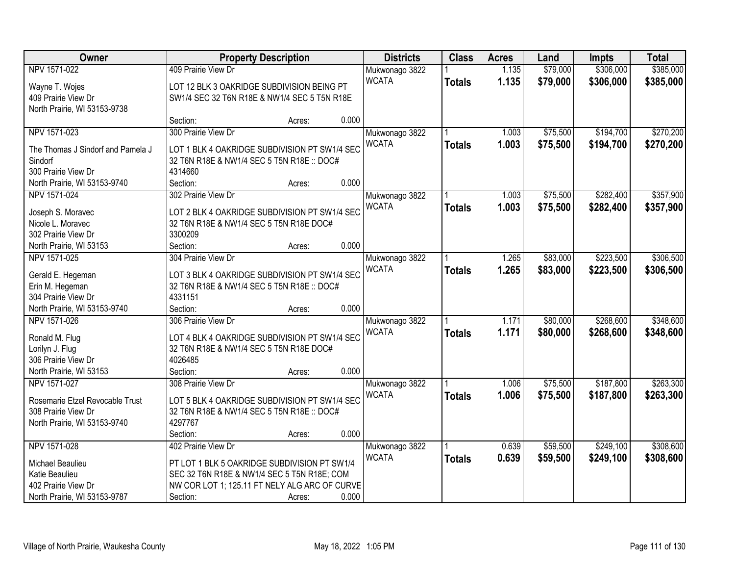| Owner | Property Description | Districts | Class | Acres | Land | Impts | Total |
|---|---|---|---|---|---|---|---|
| NPV 1571-022<br>Wayne T. Wojes<br>409 Prairie View Dr<br>North Prairie, WI 53153-9738 | 409 Prairie View Dr<br>LOT 12 BLK 3 OAKRIDGE SUBDIVISION BEING PT SW1/4 SEC 32 T6N R18E & NW1/4 SEC 5 T5N R18E<br>Section: Acres: 0.000 | Mukwonago 3822<br>WCATA | 1<br>**Totals** | 1.135<br>**1.135** | $79,000<br>**$79,000** | $306,000<br>**$306,000** | $385,000<br>**$385,000** |
| NPV 1571-023<br>The Thomas J Sindorf and Pamela J Sindorf<br>300 Prairie View Dr<br>North Prairie, WI 53153-9740 | 300 Prairie View Dr<br>LOT 1 BLK 4 OAKRIDGE SUBDIVISION PT SW1/4 SEC 32 T6N R18E & NW1/4 SEC 5 T5N R18E :: DOC# 4314660<br>Section: Acres: 0.000 | Mukwonago 3822<br>WCATA | 1<br>**Totals** | 1.003<br>**1.003** | $75,500<br>**$75,500** | $194,700<br>**$194,700** | $270,200<br>**$270,200** |
| NPV 1571-024<br>Joseph S. Moravec<br>Nicole L. Moravec<br>302 Prairie View Dr<br>North Prairie, WI 53153 | 302 Prairie View Dr<br>LOT 2 BLK 4 OAKRIDGE SUBDIVISION PT SW1/4 SEC 32 T6N R18E & NW1/4 SEC 5 T5N R18E DOC# 3300209<br>Section: Acres: 0.000 | Mukwonago 3822<br>WCATA | 1<br>**Totals** | 1.003<br>**1.003** | $75,500<br>**$75,500** | $282,400<br>**$282,400** | $357,900<br>**$357,900** |
| NPV 1571-025<br>Gerald E. Hegeman<br>Erin M. Hegeman<br>304 Prairie View Dr<br>North Prairie, WI 53153-9740 | 304 Prairie View Dr<br>LOT 3 BLK 4 OAKRIDGE SUBDIVISION PT SW1/4 SEC 32 T6N R18E & NW1/4 SEC 5 T5N R18E :: DOC# 4331151<br>Section: Acres: 0.000 | Mukwonago 3822<br>WCATA | 1<br>**Totals** | 1.265<br>**1.265** | $83,000<br>**$83,000** | $223,500<br>**$223,500** | $306,500<br>**$306,500** |
| NPV 1571-026<br>Ronald M. Flug<br>Lorilyn J. Flug<br>306 Prairie View Dr<br>North Prairie, WI 53153 | 306 Prairie View Dr<br>LOT 4 BLK 4 OAKRIDGE SUBDIVISION PT SW1/4 SEC 32 T6N R18E & NW1/4 SEC 5 T5N R18E DOC# 4026485<br>Section: Acres: 0.000 | Mukwonago 3822<br>WCATA | 1<br>**Totals** | 1.171<br>**1.171** | $80,000<br>**$80,000** | $268,600<br>**$268,600** | $348,600<br>**$348,600** |
| NPV 1571-027<br>Rosemarie Etzel Revocable Trust<br>308 Prairie View Dr<br>North Prairie, WI 53153-9740 | 308 Prairie View Dr<br>LOT 5 BLK 4 OAKRIDGE SUBDIVISION PT SW1/4 SEC 32 T6N R18E & NW1/4 SEC 5 T5N R18E :: DOC# 4297767<br>Section: Acres: 0.000 | Mukwonago 3822<br>WCATA | 1<br>**Totals** | 1.006<br>**1.006** | $75,500<br>**$75,500** | $187,800<br>**$187,800** | $263,300<br>**$263,300** |
| NPV 1571-028<br>Michael Beaulieu<br>Katie Beaulieu<br>402 Prairie View Dr<br>North Prairie, WI 53153-9787 | 402 Prairie View Dr<br>PT LOT 1 BLK 5 OAKRIDGE SUBDIVISION PT SW1/4 SEC 32 T6N R18E & NW1/4 SEC 5 T5N R18E; COM NW COR LOT 1; 125.11 FT NELY ALG ARC OF CURVE<br>Section: Acres: 0.000 | Mukwonago 3822<br>WCATA | 1<br>**Totals** | 0.639<br>**0.639** | $59,500<br>**$59,500** | $249,100<br>**$249,100** | $308,600<br>**$308,600** |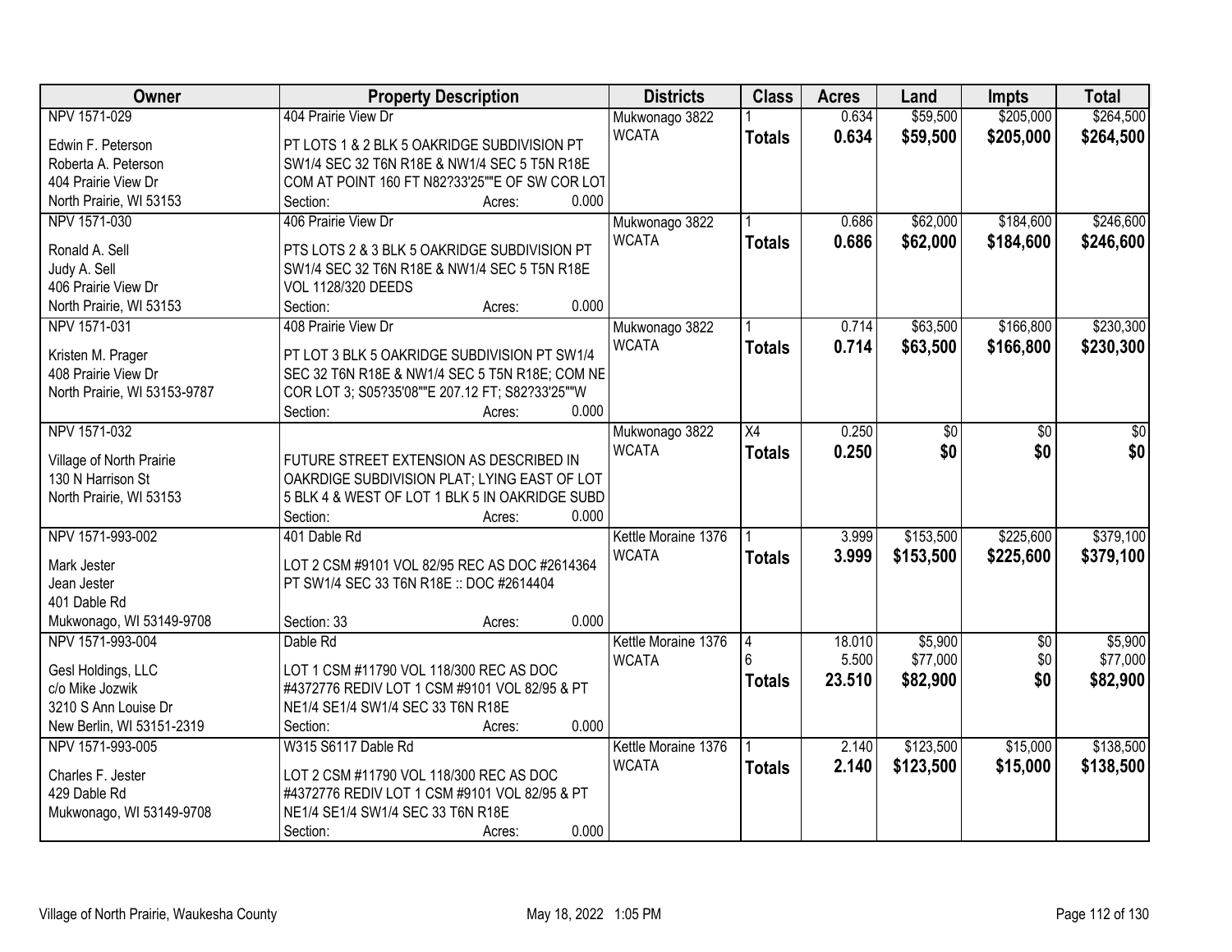| Owner | Property Description | Districts | Class | Acres | Land | Impts | Total |
|---|---|---|---|---|---|---|---|
| NPV 1571-029<br>Edwin F. Peterson<br>Roberta A. Peterson<br>404 Prairie View Dr<br>North Prairie, WI 53153 | 404 Prairie View Dr<br>PT LOTS 1 & 2 BLK 5 OAKRIDGE SUBDIVISION PT SW1/4 SEC 32 T6N R18E & NW1/4 SEC 5 T5N R18E COM AT POINT 160 FT N82?33'25""E OF SW COR LOT<br>Section: Acres: 0.000 | Mukwonago 3822<br>WCATA | 1<br>**Totals** | 0.634<br>**0.634** | \$59,500<br>**\$59,500** | \$205,000<br>**\$205,000** | \$264,500<br>**\$264,500** |
| NPV 1571-030<br>Ronald A. Sell<br>Judy A. Sell<br>406 Prairie View Dr<br>North Prairie, WI 53153 | 406 Prairie View Dr<br>PTS LOTS 2 & 3 BLK 5 OAKRIDGE SUBDIVISION PT SW1/4 SEC 32 T6N R18E & NW1/4 SEC 5 T5N R18E VOL 1128/320 DEEDS<br>Section: Acres: 0.000 | Mukwonago 3822<br>WCATA | 1<br>**Totals** | 0.686<br>**0.686** | \$62,000<br>**\$62,000** | \$184,600<br>**\$184,600** | \$246,600<br>**\$246,600** |
| NPV 1571-031<br>Kristen M. Prager<br>408 Prairie View Dr<br>North Prairie, WI 53153-9787 | 408 Prairie View Dr<br>PT LOT 3 BLK 5 OAKRIDGE SUBDIVISION PT SW1/4 SEC 32 T6N R18E & NW1/4 SEC 5 T5N R18E; COM NE COR LOT 3; S05?35'08""E 207.12 FT; S82?33'25""W<br>Section: Acres: 0.000 | Mukwonago 3822<br>WCATA | 1<br>**Totals** | 0.714<br>**0.714** | \$63,500<br>**\$63,500** | \$166,800<br>**\$166,800** | \$230,300<br>**\$230,300** |
| NPV 1571-032<br>Village of North Prairie<br>130 N Harrison St<br>North Prairie, WI 53153 | FUTURE STREET EXTENSION AS DESCRIBED IN OAKRDIGE SUBDIVISION PLAT; LYING EAST OF LOT 5 BLK 4 & WEST OF LOT 1 BLK 5 IN OAKRIDGE SUBD<br>Section: Acres: 0.000 | Mukwonago 3822<br>WCATA | X4<br>**Totals** | 0.250<br>**0.250** | \$0<br>**\$0** | \$0<br>**\$0** | \$0<br>**\$0** |
| NPV 1571-993-002<br>Mark Jester<br>Jean Jester<br>401 Dable Rd<br>Mukwonago, WI 53149-9708 | 401 Dable Rd<br>LOT 2 CSM #9101 VOL 82/95 REC AS DOC #2614364 PT SW1/4 SEC 33 T6N R18E :: DOC #2614404<br>Section: 33 Acres: 0.000 | Kettle Moraine 1376<br>WCATA | 1<br>**Totals** | 3.999<br>**3.999** | \$153,500<br>**\$153,500** | \$225,600<br>**\$225,600** | \$379,100<br>**\$379,100** |
| NPV 1571-993-004<br>Gesl Holdings, LLC<br>c/o Mike Jozwik<br>3210 S Ann Louise Dr<br>New Berlin, WI 53151-2319 | Dable Rd<br>LOT 1 CSM #11790 VOL 118/300 REC AS DOC #4372776 REDIV LOT 1 CSM #9101 VOL 82/95 & PT NE1/4 SE1/4 SW1/4 SEC 33 T6N R18E<br>Section: Acres: 0.000 | Kettle Moraine 1376<br>WCATA | 4<br>6<br>**Totals** | 18.010<br>5.500<br>**23.510** | \$5,900<br>\$77,000<br>**\$82,900** | \$0<br>\$0<br>**\$0** | \$5,900<br>\$77,000<br>**\$82,900** |
| NPV 1571-993-005<br>Charles F. Jester<br>429 Dable Rd<br>Mukwonago, WI 53149-9708 | W315 S6117 Dable Rd<br>LOT 2 CSM #11790 VOL 118/300 REC AS DOC #4372776 REDIV LOT 1 CSM #9101 VOL 82/95 & PT NE1/4 SE1/4 SW1/4 SEC 33 T6N R18E<br>Section: Acres: 0.000 | Kettle Moraine 1376<br>WCATA | 1<br>**Totals** | 2.140<br>**2.140** | \$123,500<br>**\$123,500** | \$15,000<br>**\$15,000** | \$138,500<br>**\$138,500** |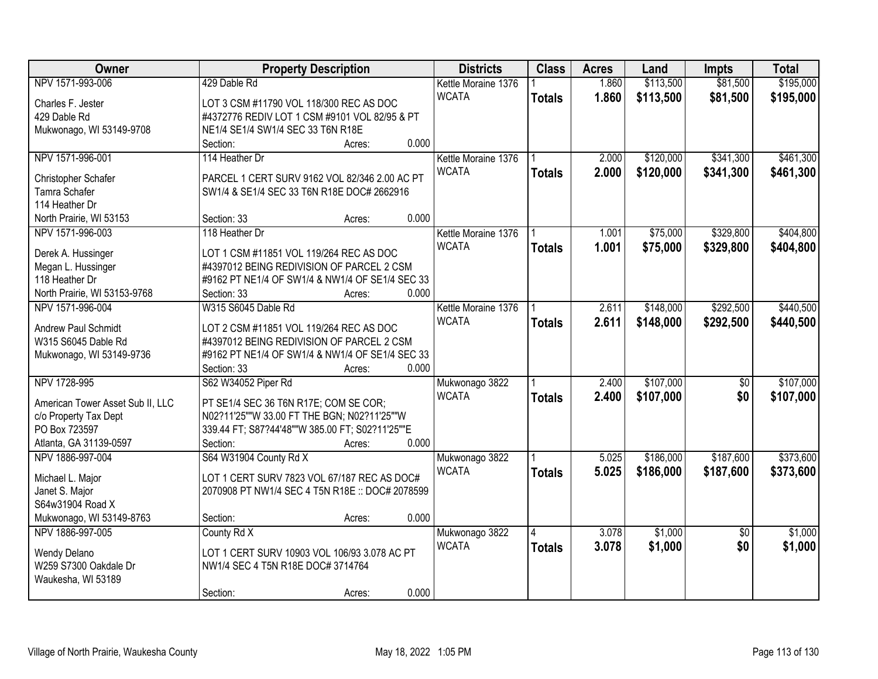| Owner | Property Description | Districts | Class | Acres | Land | Impts | Total |
|---|---|---|---|---|---|---|---|
| NPV 1571-993-006<br><br>Charles F. Jester<br>429 Dable Rd<br>Mukwonago, WI 53149-9708 | 429 Dable Rd<br><br>LOT 3 CSM #11790 VOL 118/300 REC AS DOC #4372776 REDIV LOT 1 CSM #9101 VOL 82/95 & PT NE1/4 SE1/4 SW1/4 SEC 33 T6N R18E<br>Section: Acres: 0.000 | Kettle Moraine 1376<br>WCATA | 1<br>**Totals** | 1.860<br>**1.860** | $113,500<br>**$113,500** | $81,500<br>**$81,500** | $195,000<br>**$195,000** |
| NPV 1571-996-001<br><br>Christopher Schafer<br>Tamra Schafer<br>114 Heather Dr<br>North Prairie, WI 53153 | 114 Heather Dr<br><br>PARCEL 1 CERT SURV 9162 VOL 82/346 2.00 AC PT SW1/4 & SE1/4 SEC 33 T6N R18E DOC# 2662916<br><br>Section: 33 Acres: 0.000 | Kettle Moraine 1376<br>WCATA | 1<br>**Totals** | 2.000<br>**2.000** | $120,000<br>**$120,000** | $341,300<br>**$341,300** | $461,300<br>**$461,300** |
| NPV 1571-996-003<br><br>Derek A. Hussinger<br>Megan L. Hussinger<br>118 Heather Dr<br>North Prairie, WI 53153-9768 | 118 Heather Dr<br><br>LOT 1 CSM #11851 VOL 119/264 REC AS DOC #4397012 BEING REDIVISION OF PARCEL 2 CSM #9162 PT NE1/4 OF SW1/4 & NW1/4 OF SE1/4 SEC 33<br>Section: 33 Acres: 0.000 | Kettle Moraine 1376<br>WCATA | 1<br>**Totals** | 1.001<br>**1.001** | $75,000<br>**$75,000** | $329,800<br>**$329,800** | $404,800<br>**$404,800** |
| NPV 1571-996-004<br><br>Andrew Paul Schmidt<br>W315 S6045 Dable Rd<br>Mukwonago, WI 53149-9736 | W315 S6045 Dable Rd<br><br>LOT 2 CSM #11851 VOL 119/264 REC AS DOC #4397012 BEING REDIVISION OF PARCEL 2 CSM #9162 PT NE1/4 OF SW1/4 & NW1/4 OF SE1/4 SEC 33<br>Section: 33 Acres: 0.000 | Kettle Moraine 1376<br>WCATA | 1<br>**Totals** | 2.611<br>**2.611** | $148,000<br>**$148,000** | $292,500<br>**$292,500** | $440,500<br>**$440,500** |
| NPV 1728-995<br><br>American Tower Asset Sub II, LLC<br>c/o Property Tax Dept<br>PO Box 723597<br>Atlanta, GA 31139-0597 | S62 W34052 Piper Rd<br><br>PT SE1/4 SEC 36 T6N R17E; COM SE COR; N02?11'25""W 33.00 FT THE BGN; N02?11'25""W 339.44 FT; S87?44'48""W 385.00 FT; S02?11'25""E<br>Section: Acres: 0.000 | Mukwonago 3822<br>WCATA | 1<br>**Totals** | 2.400<br>**2.400** | $107,000<br>**$107,000** | $0<br>**$0** | $107,000<br>**$107,000** |
| NPV 1886-997-004<br><br>Michael L. Major<br>Janet S. Major<br>S64w31904 Road X<br>Mukwonago, WI 53149-8763 | S64 W31904 County Rd X<br><br>LOT 1 CERT SURV 7823 VOL 67/187 REC AS DOC# 2070908 PT NW1/4 SEC 4 T5N R18E :: DOC# 2078599<br><br>Section: Acres: 0.000 | Mukwonago 3822<br>WCATA | 1<br>**Totals** | 5.025<br>**5.025** | $186,000<br>**$186,000** | $187,600<br>**$187,600** | $373,600<br>**$373,600** |
| NPV 1886-997-005<br><br>Wendy Delano<br>W259 S7300 Oakdale Dr<br>Waukesha, WI 53189 | County Rd X<br><br>LOT 1 CERT SURV 10903 VOL 106/93 3.078 AC PT NW1/4 SEC 4 T5N R18E DOC# 3714764<br><br>Section: Acres: 0.000 | Mukwonago 3822<br>WCATA | 4<br>**Totals** | 3.078<br>**3.078** | $1,000<br>**$1,000** | $0<br>**$0** | $1,000<br>**$1,000** |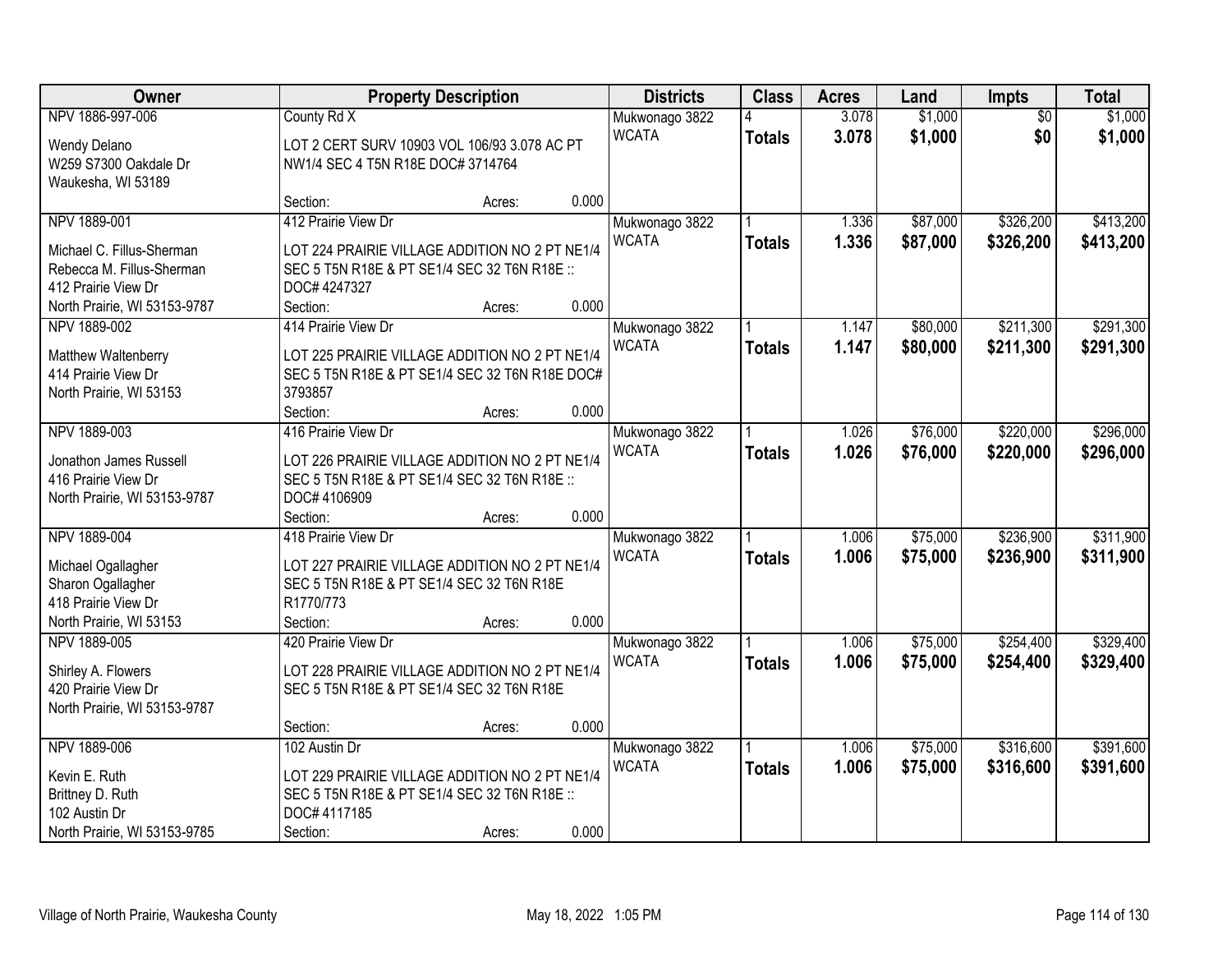| Owner | Property Description | Districts | Class | Acres | Land | Impts | Total |
|---|---|---|---|---|---|---|---|
| NPV 1886-997-006<br>Wendy Delano<br>W259 S7300 Oakdale Dr<br>Waukesha, WI 53189 | County Rd X<br>LOT 2 CERT SURV 10903 VOL 106/93 3.078 AC PT NW1/4 SEC 4 T5N R18E DOC# 3714764<br>Section: Acres: 0.000 | Mukwonago 3822<br>WCATA | 4<br>**Totals** | 3.078<br>**3.078** | $1,000<br>**$1,000** | $0<br>**$0** | $1,000<br>**$1,000** |
| NPV 1889-001<br>Michael C. Fillus-Sherman<br>Rebecca M. Fillus-Sherman<br>412 Prairie View Dr<br>North Prairie, WI 53153-9787 | 412 Prairie View Dr<br>LOT 224 PRAIRIE VILLAGE ADDITION NO 2 PT NE1/4 SEC 5 T5N R18E & PT SE1/4 SEC 32 T6N R18E :: DOC# 4247327<br>Section: Acres: 0.000 | Mukwonago 3822<br>WCATA | 1<br>**Totals** | 1.336<br>**1.336** | $87,000<br>**$87,000** | $326,200<br>**$326,200** | $413,200<br>**$413,200** |
| NPV 1889-002<br>Matthew Waltenberry<br>414 Prairie View Dr<br>North Prairie, WI 53153 | 414 Prairie View Dr<br>LOT 225 PRAIRIE VILLAGE ADDITION NO 2 PT NE1/4 SEC 5 T5N R18E & PT SE1/4 SEC 32 T6N R18E DOC# 3793857<br>Section: Acres: 0.000 | Mukwonago 3822<br>WCATA | 1<br>**Totals** | 1.147<br>**1.147** | $80,000<br>**$80,000** | $211,300<br>**$211,300** | $291,300<br>**$291,300** |
| NPV 1889-003<br>Jonathon James Russell<br>416 Prairie View Dr<br>North Prairie, WI 53153-9787 | 416 Prairie View Dr<br>LOT 226 PRAIRIE VILLAGE ADDITION NO 2 PT NE1/4 SEC 5 T5N R18E & PT SE1/4 SEC 32 T6N R18E :: DOC# 4106909<br>Section: Acres: 0.000 | Mukwonago 3822<br>WCATA | 1<br>**Totals** | 1.026<br>**1.026** | $76,000<br>**$76,000** | $220,000<br>**$220,000** | $296,000<br>**$296,000** |
| NPV 1889-004<br>Michael Ogallagher<br>Sharon Ogallagher<br>418 Prairie View Dr<br>North Prairie, WI 53153 | 418 Prairie View Dr<br>LOT 227 PRAIRIE VILLAGE ADDITION NO 2 PT NE1/4 SEC 5 T5N R18E & PT SE1/4 SEC 32 T6N R18E R1770/773<br>Section: Acres: 0.000 | Mukwonago 3822<br>WCATA | 1<br>**Totals** | 1.006<br>**1.006** | $75,000<br>**$75,000** | $236,900<br>**$236,900** | $311,900<br>**$311,900** |
| NPV 1889-005<br>Shirley A. Flowers<br>420 Prairie View Dr<br>North Prairie, WI 53153-9787 | 420 Prairie View Dr<br>LOT 228 PRAIRIE VILLAGE ADDITION NO 2 PT NE1/4 SEC 5 T5N R18E & PT SE1/4 SEC 32 T6N R18E<br>Section: Acres: 0.000 | Mukwonago 3822<br>WCATA | 1<br>**Totals** | 1.006<br>**1.006** | $75,000<br>**$75,000** | $254,400<br>**$254,400** | $329,400<br>**$329,400** |
| NPV 1889-006<br>Kevin E. Ruth<br>Brittney D. Ruth<br>102 Austin Dr<br>North Prairie, WI 53153-9785 | 102 Austin Dr<br>LOT 229 PRAIRIE VILLAGE ADDITION NO 2 PT NE1/4 SEC 5 T5N R18E & PT SE1/4 SEC 32 T6N R18E :: DOC# 4117185<br>Section: Acres: 0.000 | Mukwonago 3822<br>WCATA | 1<br>**Totals** | 1.006<br>**1.006** | $75,000<br>**$75,000** | $316,600<br>**$316,600** | $391,600<br>**$391,600** |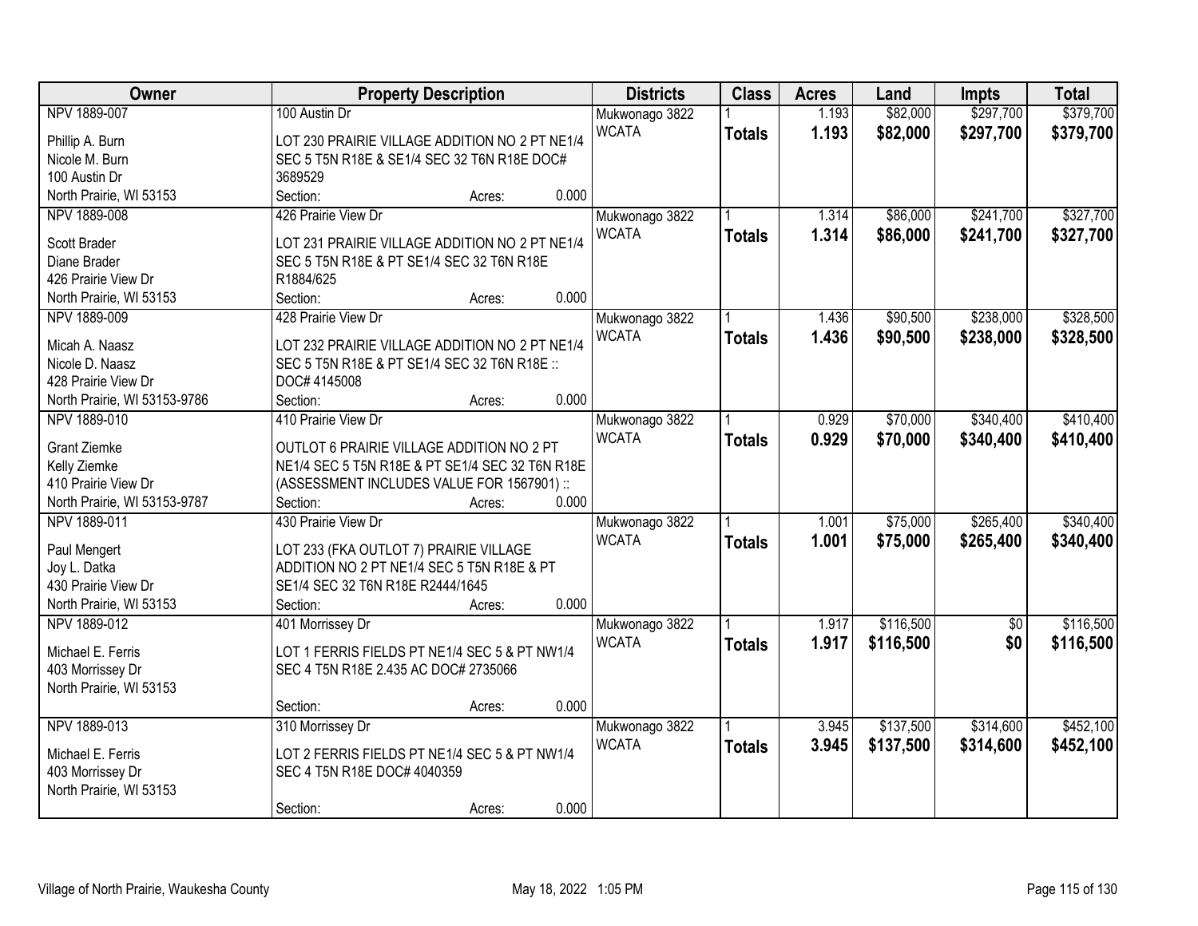| Owner | Property Description | Districts | Class | Acres | Land | Impts | Total |
|---|---|---|---|---|---|---|---|
| NPV 1889-007<br>Phillip A. Burn<br>Nicole M. Burn<br>100 Austin Dr<br>North Prairie, WI 53153 | 100 Austin Dr<br>LOT 230 PRAIRIE VILLAGE ADDITION NO 2 PT NE1/4 SEC 5 T5N R18E & SE1/4 SEC 32 T6N R18E DOC# 3689529<br>Section: Acres: 0.000 | Mukwonago 3822<br>WCATA | 1<br>**Totals** | 1.193<br>**1.193** | $82,000<br>**$82,000** | $297,700<br>**$297,700** | $379,700<br>**$379,700** |
| NPV 1889-008<br>Scott Brader<br>Diane Brader<br>426 Prairie View Dr<br>North Prairie, WI 53153 | 426 Prairie View Dr<br>LOT 231 PRAIRIE VILLAGE ADDITION NO 2 PT NE1/4 SEC 5 T5N R18E & PT SE1/4 SEC 32 T6N R18E R1884/625<br>Section: Acres: 0.000 | Mukwonago 3822<br>WCATA | 1<br>**Totals** | 1.314<br>**1.314** | $86,000<br>**$86,000** | $241,700<br>**$241,700** | $327,700<br>**$327,700** |
| NPV 1889-009<br>Micah A. Naasz<br>Nicole D. Naasz<br>428 Prairie View Dr<br>North Prairie, WI 53153-9786 | 428 Prairie View Dr<br>LOT 232 PRAIRIE VILLAGE ADDITION NO 2 PT NE1/4 SEC 5 T5N R18E & PT SE1/4 SEC 32 T6N R18E :: DOC# 4145008<br>Section: Acres: 0.000 | Mukwonago 3822<br>WCATA | 1<br>**Totals** | 1.436<br>**1.436** | $90,500<br>**$90,500** | $238,000<br>**$238,000** | $328,500<br>**$328,500** |
| NPV 1889-010<br>Grant Ziemke<br>Kelly Ziemke<br>410 Prairie View Dr<br>North Prairie, WI 53153-9787 | 410 Prairie View Dr<br>OUTLOT 6 PRAIRIE VILLAGE ADDITION NO 2 PT NE1/4 SEC 5 T5N R18E & PT SE1/4 SEC 32 T6N R18E (ASSESSMENT INCLUDES VALUE FOR 1567901) ::<br>Section: Acres: 0.000 | Mukwonago 3822<br>WCATA | 1<br>**Totals** | 0.929<br>**0.929** | $70,000<br>**$70,000** | $340,400<br>**$340,400** | $410,400<br>**$410,400** |
| NPV 1889-011<br>Paul Mengert<br>Joy L. Datka<br>430 Prairie View Dr<br>North Prairie, WI 53153 | 430 Prairie View Dr<br>LOT 233 (FKA OUTLOT 7) PRAIRIE VILLAGE ADDITION NO 2 PT NE1/4 SEC 5 T5N R18E & PT SE1/4 SEC 32 T6N R18E R2444/1645<br>Section: Acres: 0.000 | Mukwonago 3822<br>WCATA | 1<br>**Totals** | 1.001<br>**1.001** | $75,000<br>**$75,000** | $265,400<br>**$265,400** | $340,400<br>**$340,400** |
| NPV 1889-012<br>Michael E. Ferris<br>403 Morrissey Dr<br>North Prairie, WI 53153 | 401 Morrissey Dr<br>LOT 1 FERRIS FIELDS PT NE1/4 SEC 5 & PT NW1/4 SEC 4 T5N R18E 2.435 AC DOC# 2735066<br>Section: Acres: 0.000 | Mukwonago 3822<br>WCATA | 1<br>**Totals** | 1.917<br>**1.917** | $116,500<br>**$116,500** | $0<br>**$0** | $116,500<br>**$116,500** |
| NPV 1889-013<br>Michael E. Ferris<br>403 Morrissey Dr<br>North Prairie, WI 53153 | 310 Morrissey Dr<br>LOT 2 FERRIS FIELDS PT NE1/4 SEC 5 & PT NW1/4 SEC 4 T5N R18E DOC# 4040359<br>Section: Acres: 0.000 | Mukwonago 3822<br>WCATA | 1<br>**Totals** | 3.945<br>**3.945** | $137,500<br>**$137,500** | $314,600<br>**$314,600** | $452,100<br>**$452,100** |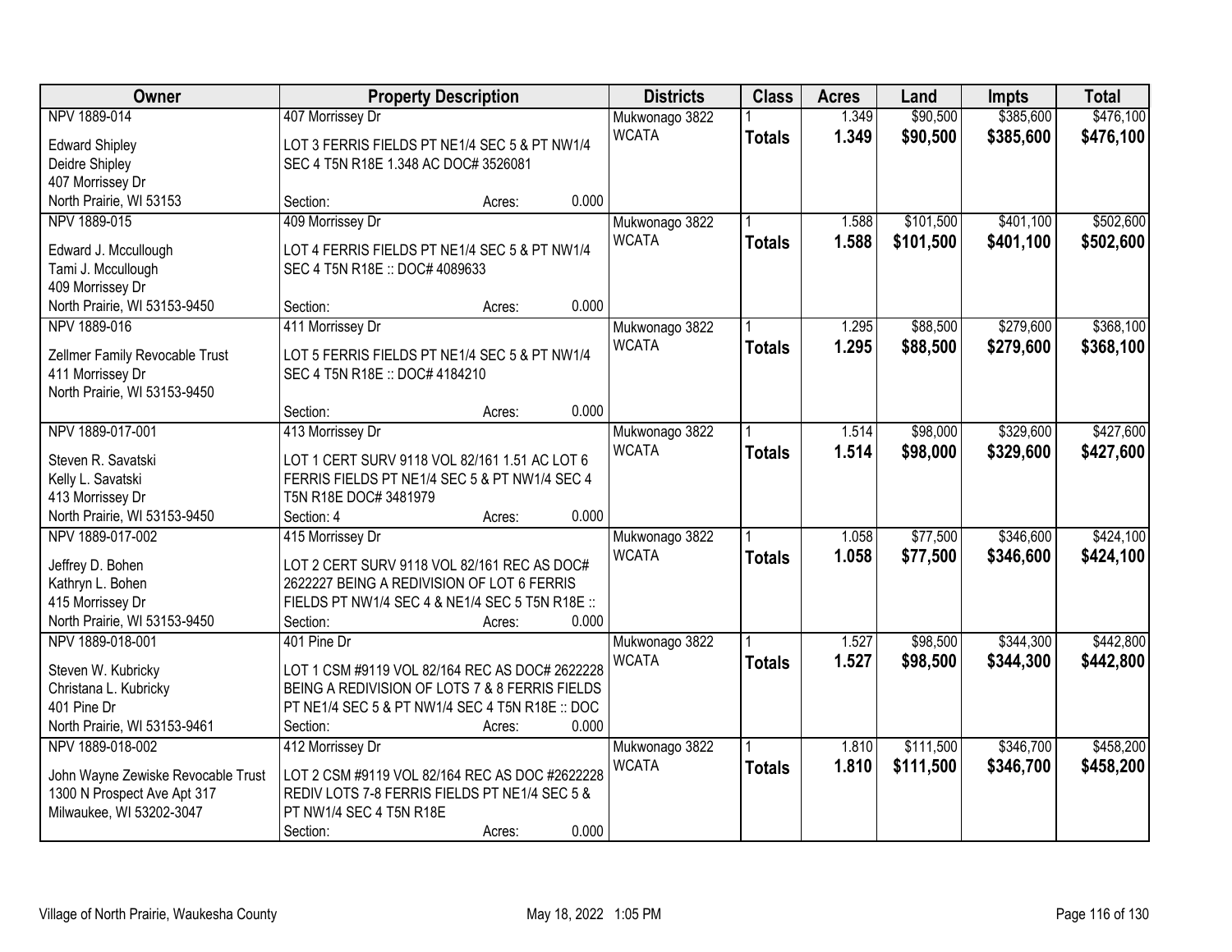| Owner | Property Description | Districts | Class | Acres | Land | Impts | Total |
|---|---|---|---|---|---|---|---|
| NPV 1889-014<br>Edward Shipley<br>Deidre Shipley<br>407 Morrissey Dr<br>North Prairie, WI 53153 | 407 Morrissey Dr<br>LOT 3 FERRIS FIELDS PT NE1/4 SEC 5 & PT NW1/4 SEC 4 T5N R18E 1.348 AC DOC# 3526081<br>Section: Acres: 0.000 | Mukwonago 3822<br>WCATA | 1<br>**Totals** | 1.349<br>**1.349** | $90,500<br>**$90,500** | $385,600<br>**$385,600** | $476,100<br>**$476,100** |
| NPV 1889-015<br>Edward J. Mccullough<br>Tami J. Mccullough<br>409 Morrissey Dr<br>North Prairie, WI 53153-9450 | 409 Morrissey Dr<br>LOT 4 FERRIS FIELDS PT NE1/4 SEC 5 & PT NW1/4 SEC 4 T5N R18E :: DOC# 4089633<br>Section: Acres: 0.000 | Mukwonago 3822<br>WCATA | 1<br>**Totals** | 1.588<br>**1.588** | $101,500<br>**$101,500** | $401,100<br>**$401,100** | $502,600<br>**$502,600** |
| NPV 1889-016<br>Zellmer Family Revocable Trust<br>411 Morrissey Dr<br>North Prairie, WI 53153-9450 | 411 Morrissey Dr<br>LOT 5 FERRIS FIELDS PT NE1/4 SEC 5 & PT NW1/4 SEC 4 T5N R18E :: DOC# 4184210<br>Section: Acres: 0.000 | Mukwonago 3822<br>WCATA | 1<br>**Totals** | 1.295<br>**1.295** | $88,500<br>**$88,500** | $279,600<br>**$279,600** | $368,100<br>**$368,100** |
| NPV 1889-017-001<br>Steven R. Savatski<br>Kelly L. Savatski<br>413 Morrissey Dr<br>North Prairie, WI 53153-9450 | 413 Morrissey Dr<br>LOT 1 CERT SURV 9118 VOL 82/161 1.51 AC LOT 6 FERRIS FIELDS PT NE1/4 SEC 5 & PT NW1/4 SEC 4 T5N R18E DOC# 3481979<br>Section: 4 Acres: 0.000 | Mukwonago 3822<br>WCATA | 1<br>**Totals** | 1.514<br>**1.514** | $98,000<br>**$98,000** | $329,600<br>**$329,600** | $427,600<br>**$427,600** |
| NPV 1889-017-002<br>Jeffrey D. Bohen<br>Kathryn L. Bohen<br>415 Morrissey Dr<br>North Prairie, WI 53153-9450 | 415 Morrissey Dr<br>LOT 2 CERT SURV 9118 VOL 82/161 REC AS DOC# 2622227 BEING A REDIVISION OF LOT 6 FERRIS FIELDS PT NW1/4 SEC 4 & NE1/4 SEC 5 T5N R18E ::<br>Section: Acres: 0.000 | Mukwonago 3822<br>WCATA | 1<br>**Totals** | 1.058<br>**1.058** | $77,500<br>**$77,500** | $346,600<br>**$346,600** | $424,100<br>**$424,100** |
| NPV 1889-018-001<br>Steven W. Kubricky<br>Christana L. Kubricky<br>401 Pine Dr<br>North Prairie, WI 53153-9461 | 401 Pine Dr<br>LOT 1 CSM #9119 VOL 82/164 REC AS DOC# 2622228 BEING A REDIVISION OF LOTS 7 & 8 FERRIS FIELDS PT NE1/4 SEC 5 & PT NW1/4 SEC 4 T5N R18E :: DOC<br>Section: Acres: 0.000 | Mukwonago 3822<br>WCATA | 1<br>**Totals** | 1.527<br>**1.527** | $98,500<br>**$98,500** | $344,300<br>**$344,300** | $442,800<br>**$442,800** |
| NPV 1889-018-002<br>John Wayne Zewiske Revocable Trust<br>1300 N Prospect Ave Apt 317<br>Milwaukee, WI 53202-3047 | 412 Morrissey Dr<br>LOT 2 CSM #9119 VOL 82/164 REC AS DOC #2622228 REDIV LOTS 7-8 FERRIS FIELDS PT NE1/4 SEC 5 & PT NW1/4 SEC 4 T5N R18E<br>Section: Acres: 0.000 | Mukwonago 3822<br>WCATA | 1<br>**Totals** | 1.810<br>**1.810** | $111,500<br>**$111,500** | $346,700<br>**$346,700** | $458,200<br>**$458,200** |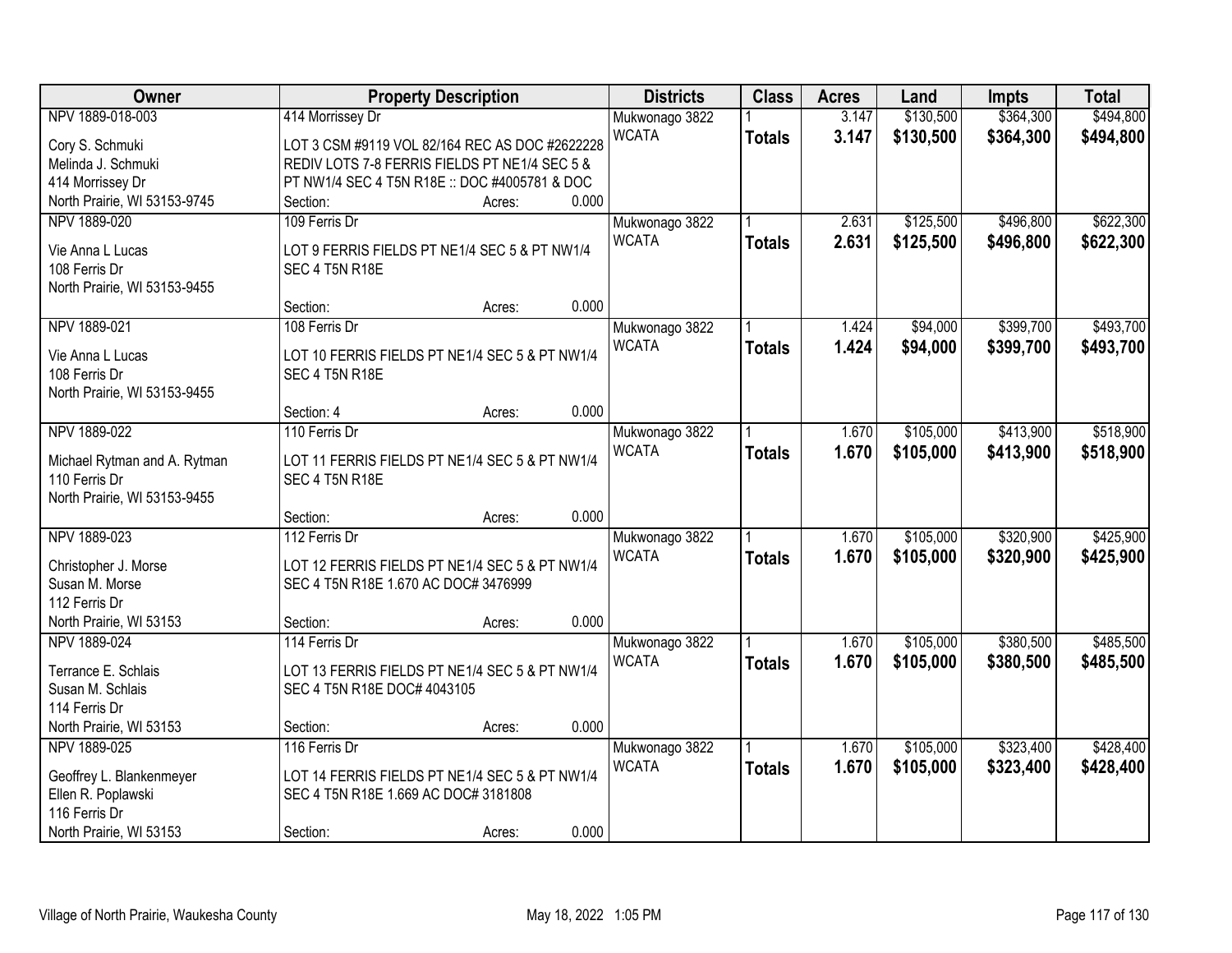| Owner | Property Description | Districts | Class | Acres | Land | Impts | Total |
|---|---|---|---|---|---|---|---|
| NPV 1889-018-003<br><br>Cory S. Schmuki<br>Melinda J. Schmuki<br>414 Morrissey Dr<br>North Prairie, WI 53153-9745 | 414 Morrissey Dr<br><br>LOT 3 CSM #9119 VOL 82/164 REC AS DOC #2622228 REDIV LOTS 7-8 FERRIS FIELDS PT NE1/4 SEC 5 & PT NW1/4 SEC 4 T5N R18E :: DOC #4005781 & DOC<br>Section: Acres: 0.000 | Mukwonago 3822<br>WCATA | 1<br>**Totals** | 3.147<br>**3.147** | $130,500<br>**$130,500** | $364,300<br>**$364,300** | $494,800<br>**$494,800** |
| NPV 1889-020<br><br>Vie Anna L Lucas<br>108 Ferris Dr<br>North Prairie, WI 53153-9455 | 109 Ferris Dr<br><br>LOT 9 FERRIS FIELDS PT NE1/4 SEC 5 & PT NW1/4 SEC 4 T5N R18E<br><br>Section: Acres: 0.000 | Mukwonago 3822<br>WCATA | 1<br>**Totals** | 2.631<br>**2.631** | $125,500<br>**$125,500** | $496,800<br>**$496,800** | $622,300<br>**$622,300** |
| NPV 1889-021<br><br>Vie Anna L Lucas<br>108 Ferris Dr<br>North Prairie, WI 53153-9455 | 108 Ferris Dr<br><br>LOT 10 FERRIS FIELDS PT NE1/4 SEC 5 & PT NW1/4 SEC 4 T5N R18E<br><br>Section: 4 Acres: 0.000 | Mukwonago 3822<br>WCATA | 1<br>**Totals** | 1.424<br>**1.424** | $94,000<br>**$94,000** | $399,700<br>**$399,700** | $493,700<br>**$493,700** |
| NPV 1889-022<br><br>Michael Rytman and A. Rytman<br>110 Ferris Dr<br>North Prairie, WI 53153-9455 | 110 Ferris Dr<br><br>LOT 11 FERRIS FIELDS PT NE1/4 SEC 5 & PT NW1/4 SEC 4 T5N R18E<br><br>Section: Acres: 0.000 | Mukwonago 3822<br>WCATA | 1<br>**Totals** | 1.670<br>**1.670** | $105,000<br>**$105,000** | $413,900<br>**$413,900** | $518,900<br>**$518,900** |
| NPV 1889-023<br><br>Christopher J. Morse<br>Susan M. Morse<br>112 Ferris Dr<br>North Prairie, WI 53153 | 112 Ferris Dr<br><br>LOT 12 FERRIS FIELDS PT NE1/4 SEC 5 & PT NW1/4 SEC 4 T5N R18E 1.670 AC DOC# 3476999<br><br>Section: Acres: 0.000 | Mukwonago 3822<br>WCATA | 1<br>**Totals** | 1.670<br>**1.670** | $105,000<br>**$105,000** | $320,900<br>**$320,900** | $425,900<br>**$425,900** |
| NPV 1889-024<br><br>Terrance E. Schlais<br>Susan M. Schlais<br>114 Ferris Dr<br>North Prairie, WI 53153 | 114 Ferris Dr<br><br>LOT 13 FERRIS FIELDS PT NE1/4 SEC 5 & PT NW1/4 SEC 4 T5N R18E DOC# 4043105<br><br>Section: Acres: 0.000 | Mukwonago 3822<br>WCATA | 1<br>**Totals** | 1.670<br>**1.670** | $105,000<br>**$105,000** | $380,500<br>**$380,500** | $485,500<br>**$485,500** |
| NPV 1889-025<br><br>Geoffrey L. Blankenmeyer<br>Ellen R. Poplawski<br>116 Ferris Dr<br>North Prairie, WI 53153 | 116 Ferris Dr<br><br>LOT 14 FERRIS FIELDS PT NE1/4 SEC 5 & PT NW1/4 SEC 4 T5N R18E 1.669 AC DOC# 3181808<br><br>Section: Acres: 0.000 | Mukwonago 3822<br>WCATA | 1<br>**Totals** | 1.670<br>**1.670** | $105,000<br>**$105,000** | $323,400<br>**$323,400** | $428,400<br>**$428,400** |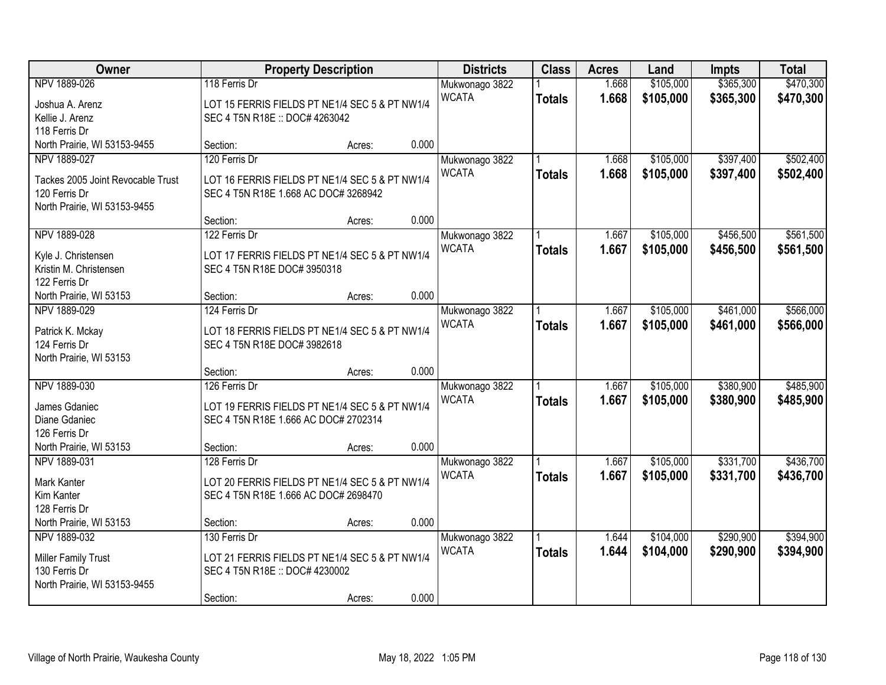| Owner | Property Description | Districts | Class | Acres | Land | Impts | Total |
|---|---|---|---|---|---|---|---|
| NPV 1889-026<br>Joshua A. Arenz<br>Kellie J. Arenz<br>118 Ferris Dr<br>North Prairie, WI 53153-9455 | 118 Ferris Dr<br>LOT 15 FERRIS FIELDS PT NE1/4 SEC 5 & PT NW1/4 SEC 4 T5N R18E :: DOC# 4263042<br>Section: Acres: 0.000 | Mukwonago 3822<br>WCATA | 1<br>**Totals** | 1.668<br>**1.668** | $105,000<br>**$105,000** | $365,300<br>**$365,300** | $470,300<br>**$470,300** |
| NPV 1889-027<br>Tackes 2005 Joint Revocable Trust<br>120 Ferris Dr<br>North Prairie, WI 53153-9455 | 120 Ferris Dr<br>LOT 16 FERRIS FIELDS PT NE1/4 SEC 5 & PT NW1/4 SEC 4 T5N R18E 1.668 AC DOC# 3268942<br>Section: Acres: 0.000 | Mukwonago 3822<br>WCATA | 1<br>**Totals** | 1.668<br>**1.668** | $105,000<br>**$105,000** | $397,400<br>**$397,400** | $502,400<br>**$502,400** |
| NPV 1889-028<br>Kyle J. Christensen<br>Kristin M. Christensen<br>122 Ferris Dr<br>North Prairie, WI 53153 | 122 Ferris Dr<br>LOT 17 FERRIS FIELDS PT NE1/4 SEC 5 & PT NW1/4 SEC 4 T5N R18E DOC# 3950318<br>Section: Acres: 0.000 | Mukwonago 3822<br>WCATA | 1<br>**Totals** | 1.667<br>**1.667** | $105,000<br>**$105,000** | $456,500<br>**$456,500** | $561,500<br>**$561,500** |
| NPV 1889-029<br>Patrick K. Mckay<br>124 Ferris Dr<br>North Prairie, WI 53153 | 124 Ferris Dr<br>LOT 18 FERRIS FIELDS PT NE1/4 SEC 5 & PT NW1/4 SEC 4 T5N R18E DOC# 3982618<br>Section: Acres: 0.000 | Mukwonago 3822<br>WCATA | 1<br>**Totals** | 1.667<br>**1.667** | $105,000<br>**$105,000** | $461,000<br>**$461,000** | $566,000<br>**$566,000** |
| NPV 1889-030<br>James Gdaniec<br>Diane Gdaniec<br>126 Ferris Dr<br>North Prairie, WI 53153 | 126 Ferris Dr<br>LOT 19 FERRIS FIELDS PT NE1/4 SEC 5 & PT NW1/4 SEC 4 T5N R18E 1.666 AC DOC# 2702314<br>Section: Acres: 0.000 | Mukwonago 3822<br>WCATA | 1<br>**Totals** | 1.667<br>**1.667** | $105,000<br>**$105,000** | $380,900<br>**$380,900** | $485,900<br>**$485,900** |
| NPV 1889-031<br>Mark Kanter<br>Kim Kanter<br>128 Ferris Dr<br>North Prairie, WI 53153 | 128 Ferris Dr<br>LOT 20 FERRIS FIELDS PT NE1/4 SEC 5 & PT NW1/4 SEC 4 T5N R18E 1.666 AC DOC# 2698470<br>Section: Acres: 0.000 | Mukwonago 3822<br>WCATA | 1<br>**Totals** | 1.667<br>**1.667** | $105,000<br>**$105,000** | $331,700<br>**$331,700** | $436,700<br>**$436,700** |
| NPV 1889-032<br>Miller Family Trust<br>130 Ferris Dr<br>North Prairie, WI 53153-9455 | 130 Ferris Dr<br>LOT 21 FERRIS FIELDS PT NE1/4 SEC 5 & PT NW1/4 SEC 4 T5N R18E :: DOC# 4230002<br>Section: Acres: 0.000 | Mukwonago 3822<br>WCATA | 1<br>**Totals** | 1.644<br>**1.644** | $104,000<br>**$104,000** | $290,900<br>**$290,900** | $394,900<br>**$394,900** |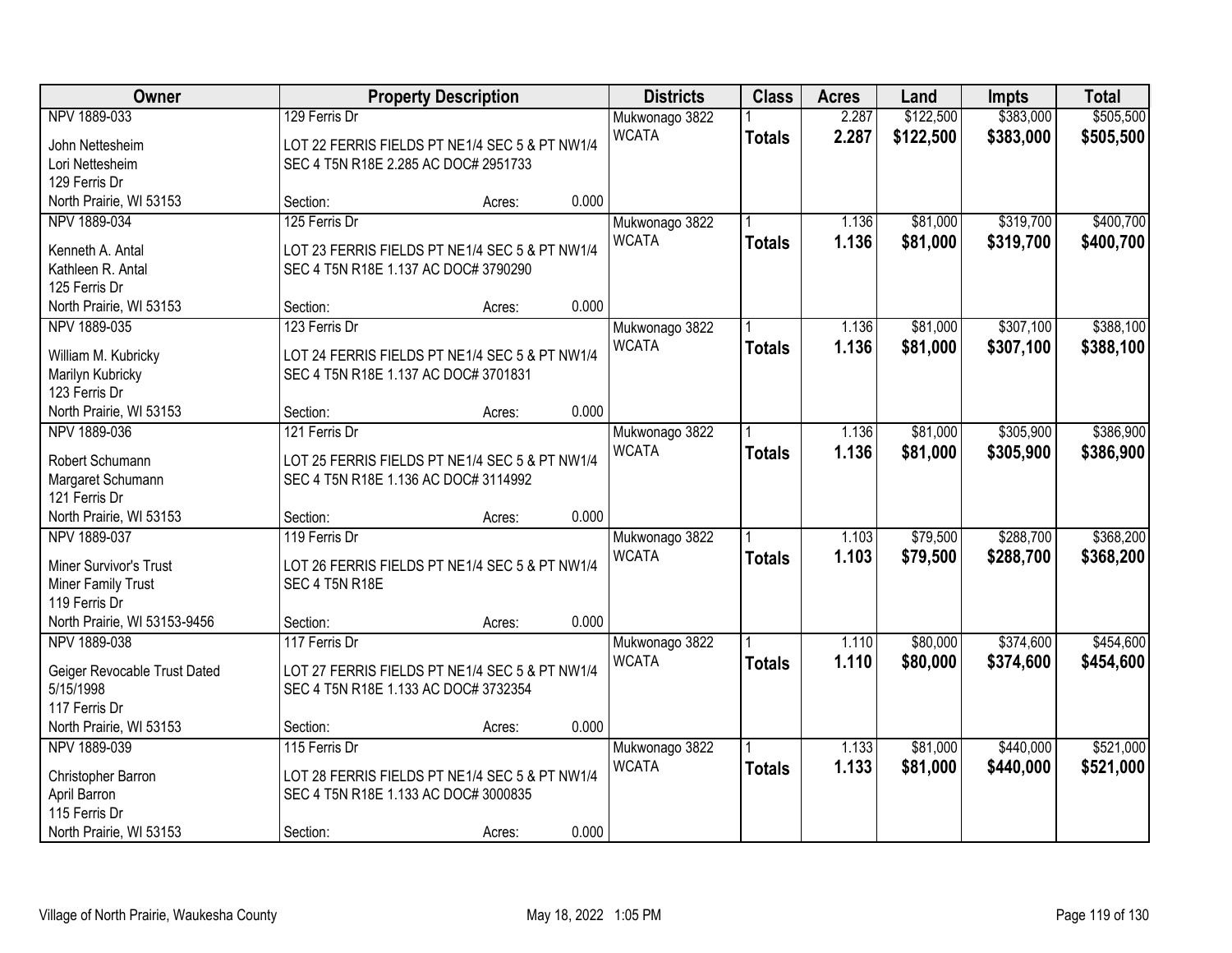| Owner | Property Description | Districts | Class | Acres | Land | Impts | Total |
|---|---|---|---|---|---|---|---|
| NPV 1889-033<br>John Nettesheim<br>Lori Nettesheim<br>129 Ferris Dr<br>North Prairie, WI 53153 | 129 Ferris Dr<br>LOT 22 FERRIS FIELDS PT NE1/4 SEC 5 & PT NW1/4 SEC 4 T5N R18E 2.285 AC DOC# 2951733<br>Section: Acres: 0.000 | Mukwonago 3822<br>WCATA | 1<br>**Totals** | 2.287<br>**2.287** | $122,500<br>**$122,500** | $383,000<br>**$383,000** | $505,500<br>**$505,500** |
| NPV 1889-034<br>Kenneth A. Antal<br>Kathleen R. Antal<br>125 Ferris Dr<br>North Prairie, WI 53153 | 125 Ferris Dr<br>LOT 23 FERRIS FIELDS PT NE1/4 SEC 5 & PT NW1/4 SEC 4 T5N R18E 1.137 AC DOC# 3790290<br>Section: Acres: 0.000 | Mukwonago 3822<br>WCATA | 1<br>**Totals** | 1.136<br>**1.136** | $81,000<br>**$81,000** | $319,700<br>**$319,700** | $400,700<br>**$400,700** |
| NPV 1889-035<br>William M. Kubricky<br>Marilyn Kubricky<br>123 Ferris Dr<br>North Prairie, WI 53153 | 123 Ferris Dr<br>LOT 24 FERRIS FIELDS PT NE1/4 SEC 5 & PT NW1/4 SEC 4 T5N R18E 1.137 AC DOC# 3701831<br>Section: Acres: 0.000 | Mukwonago 3822<br>WCATA | 1<br>**Totals** | 1.136<br>**1.136** | $81,000<br>**$81,000** | $307,100<br>**$307,100** | $388,100<br>**$388,100** |
| NPV 1889-036<br>Robert Schumann<br>Margaret Schumann<br>121 Ferris Dr<br>North Prairie, WI 53153 | 121 Ferris Dr<br>LOT 25 FERRIS FIELDS PT NE1/4 SEC 5 & PT NW1/4 SEC 4 T5N R18E 1.136 AC DOC# 3114992<br>Section: Acres: 0.000 | Mukwonago 3822<br>WCATA | 1<br>**Totals** | 1.136<br>**1.136** | $81,000<br>**$81,000** | $305,900<br>**$305,900** | $386,900<br>**$386,900** |
| NPV 1889-037<br>Miner Survivor's Trust<br>Miner Family Trust<br>119 Ferris Dr<br>North Prairie, WI 53153-9456 | 119 Ferris Dr<br>LOT 26 FERRIS FIELDS PT NE1/4 SEC 5 & PT NW1/4 SEC 4 T5N R18E<br>Section: Acres: 0.000 | Mukwonago 3822<br>WCATA | 1<br>**Totals** | 1.103<br>**1.103** | $79,500<br>**$79,500** | $288,700<br>**$288,700** | $368,200<br>**$368,200** |
| NPV 1889-038<br>Geiger Revocable Trust Dated 5/15/1998<br>117 Ferris Dr<br>North Prairie, WI 53153 | 117 Ferris Dr<br>LOT 27 FERRIS FIELDS PT NE1/4 SEC 5 & PT NW1/4 SEC 4 T5N R18E 1.133 AC DOC# 3732354<br>Section: Acres: 0.000 | Mukwonago 3822<br>WCATA | 1<br>**Totals** | 1.110<br>**1.110** | $80,000<br>**$80,000** | $374,600<br>**$374,600** | $454,600<br>**$454,600** |
| NPV 1889-039<br>Christopher Barron<br>April Barron<br>115 Ferris Dr<br>North Prairie, WI 53153 | 115 Ferris Dr<br>LOT 28 FERRIS FIELDS PT NE1/4 SEC 5 & PT NW1/4 SEC 4 T5N R18E 1.133 AC DOC# 3000835<br>Section: Acres: 0.000 | Mukwonago 3822<br>WCATA | 1<br>**Totals** | 1.133<br>**1.133** | $81,000<br>**$81,000** | $440,000<br>**$440,000** | $521,000<br>**$521,000** |

Village of North Prairie, Waukesha County May 18, 2022 1:05 PM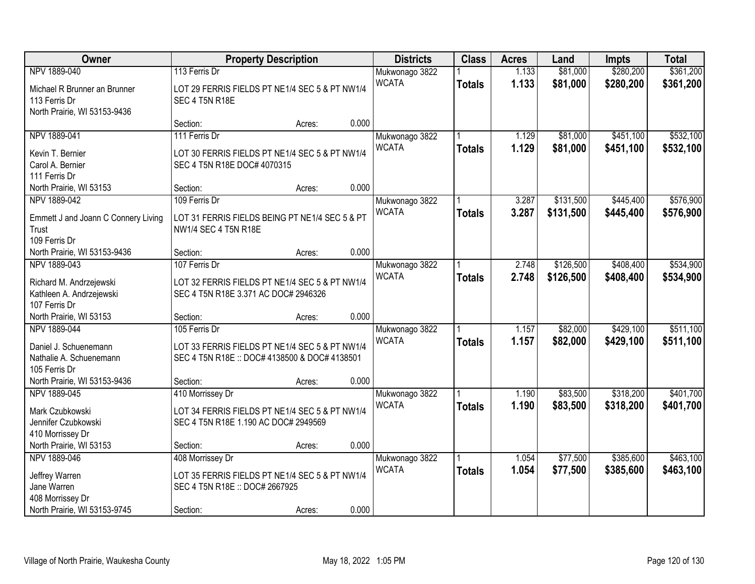| Owner | Property Description | Districts | Class | Acres | Land | Impts | Total |
|---|---|---|---|---|---|---|---|
| NPV 1889-040<br>Michael R Brunner an Brunner<br>113 Ferris Dr<br>North Prairie, WI 53153-9436 | 113 Ferris Dr<br>LOT 29 FERRIS FIELDS PT NE1/4 SEC 5 & PT NW1/4 SEC 4 T5N R18E<br>Section: Acres: 0.000 | Mukwonago 3822<br>WCATA | 1<br>**Totals** | 1.133<br>**1.133** | $81,000<br>**$81,000** | $280,200<br>**$280,200** | $361,200<br>**$361,200** |
| NPV 1889-041<br>Kevin T. Bernier<br>Carol A. Bernier<br>111 Ferris Dr<br>North Prairie, WI 53153 | 111 Ferris Dr<br>LOT 30 FERRIS FIELDS PT NE1/4 SEC 5 & PT NW1/4 SEC 4 T5N R18E DOC# 4070315<br>Section: Acres: 0.000 | Mukwonago 3822<br>WCATA | 1<br>**Totals** | 1.129<br>**1.129** | $81,000<br>**$81,000** | $451,100<br>**$451,100** | $532,100<br>**$532,100** |
| NPV 1889-042<br>Emmett J and Joann C Connery Living Trust<br>109 Ferris Dr<br>North Prairie, WI 53153-9436 | 109 Ferris Dr<br>LOT 31 FERRIS FIELDS BEING PT NE1/4 SEC 5 & PT NW1/4 SEC 4 T5N R18E<br>Section: Acres: 0.000 | Mukwonago 3822<br>WCATA | 1<br>**Totals** | 3.287<br>**3.287** | $131,500<br>**$131,500** | $445,400<br>**$445,400** | $576,900<br>**$576,900** |
| NPV 1889-043<br>Richard M. Andrzejewski<br>Kathleen A. Andrzejewski<br>107 Ferris Dr<br>North Prairie, WI 53153 | 107 Ferris Dr<br>LOT 32 FERRIS FIELDS PT NE1/4 SEC 5 & PT NW1/4 SEC 4 T5N R18E 3.371 AC DOC# 2946326<br>Section: Acres: 0.000 | Mukwonago 3822<br>WCATA | 1<br>**Totals** | 2.748<br>**2.748** | $126,500<br>**$126,500** | $408,400<br>**$408,400** | $534,900<br>**$534,900** |
| NPV 1889-044<br>Daniel J. Schuenemann<br>Nathalie A. Schuenemann<br>105 Ferris Dr<br>North Prairie, WI 53153-9436 | 105 Ferris Dr<br>LOT 33 FERRIS FIELDS PT NE1/4 SEC 5 & PT NW1/4 SEC 4 T5N R18E :: DOC# 4138500 & DOC# 4138501<br>Section: Acres: 0.000 | Mukwonago 3822<br>WCATA | 1<br>**Totals** | 1.157<br>**1.157** | $82,000<br>**$82,000** | $429,100<br>**$429,100** | $511,100<br>**$511,100** |
| NPV 1889-045<br>Mark Czubkowski<br>Jennifer Czubkowski<br>410 Morrissey Dr<br>North Prairie, WI 53153 | 410 Morrissey Dr<br>LOT 34 FERRIS FIELDS PT NE1/4 SEC 5 & PT NW1/4 SEC 4 T5N R18E 1.190 AC DOC# 2949569<br>Section: Acres: 0.000 | Mukwonago 3822<br>WCATA | 1<br>**Totals** | 1.190<br>**1.190** | $83,500<br>**$83,500** | $318,200<br>**$318,200** | $401,700<br>**$401,700** |
| NPV 1889-046<br>Jeffrey Warren<br>Jane Warren<br>408 Morrissey Dr<br>North Prairie, WI 53153-9745 | 408 Morrissey Dr<br>LOT 35 FERRIS FIELDS PT NE1/4 SEC 5 & PT NW1/4 SEC 4 T5N R18E :: DOC# 2667925<br>Section: Acres: 0.000 | Mukwonago 3822<br>WCATA | 1<br>**Totals** | 1.054<br>**1.054** | $77,500<br>**$77,500** | $385,600<br>**$385,600** | $463,100<br>**$463,100** |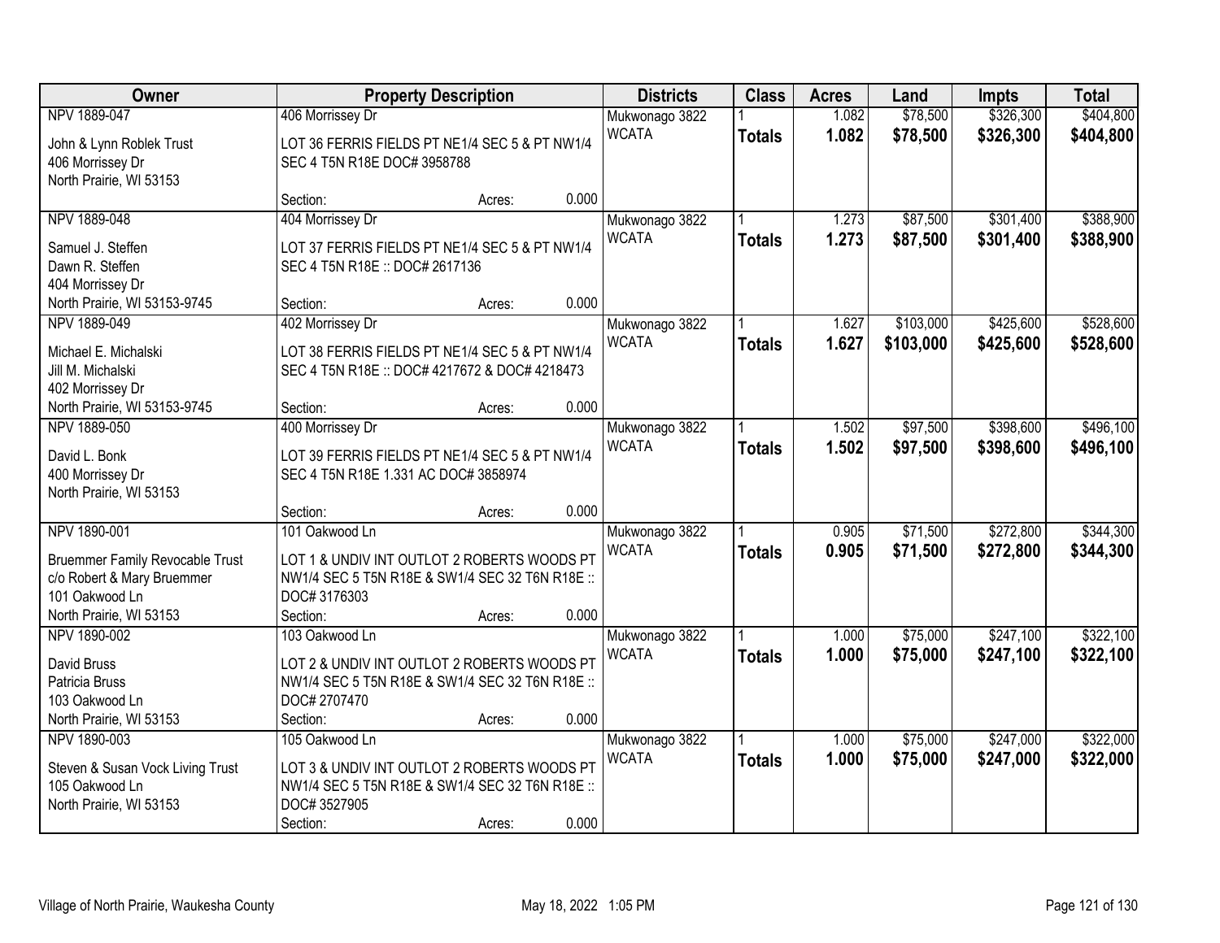| Owner | Property Description | Districts | Class | Acres | Land | Impts | Total |
|---|---|---|---|---|---|---|---|
| NPV 1889-047<br>John & Lynn Roblek Trust<br>406 Morrissey Dr<br>North Prairie, WI 53153 | 406 Morrissey Dr<br>LOT 36 FERRIS FIELDS PT NE1/4 SEC 5 & PT NW1/4 SEC 4 T5N R18E DOC# 3958788<br>Section: Acres: 0.000 | Mukwonago 3822<br>WCATA | 1<br>**Totals** | 1.082<br>**1.082** | $78,500<br>**$78,500** | $326,300<br>**$326,300** | $404,800<br>**$404,800** |
| NPV 1889-048<br>Samuel J. Steffen<br>Dawn R. Steffen<br>404 Morrissey Dr<br>North Prairie, WI 53153-9745 | 404 Morrissey Dr<br>LOT 37 FERRIS FIELDS PT NE1/4 SEC 5 & PT NW1/4 SEC 4 T5N R18E :: DOC# 2617136<br>Section: Acres: 0.000 | Mukwonago 3822<br>WCATA | 1<br>**Totals** | 1.273<br>**1.273** | $87,500<br>**$87,500** | $301,400<br>**$301,400** | $388,900<br>**$388,900** |
| NPV 1889-049<br>Michael E. Michalski<br>Jill M. Michalski<br>402 Morrissey Dr<br>North Prairie, WI 53153-9745 | 402 Morrissey Dr<br>LOT 38 FERRIS FIELDS PT NE1/4 SEC 5 & PT NW1/4 SEC 4 T5N R18E :: DOC# 4217672 & DOC# 4218473<br>Section: Acres: 0.000 | Mukwonago 3822<br>WCATA | 1<br>**Totals** | 1.627<br>**1.627** | $103,000<br>**$103,000** | $425,600<br>**$425,600** | $528,600<br>**$528,600** |
| NPV 1889-050<br>David L. Bonk<br>400 Morrissey Dr<br>North Prairie, WI 53153 | 400 Morrissey Dr<br>LOT 39 FERRIS FIELDS PT NE1/4 SEC 5 & PT NW1/4 SEC 4 T5N R18E 1.331 AC DOC# 3858974<br>Section: Acres: 0.000 | Mukwonago 3822<br>WCATA | 1<br>**Totals** | 1.502<br>**1.502** | $97,500<br>**$97,500** | $398,600<br>**$398,600** | $496,100<br>**$496,100** |
| NPV 1890-001<br>Bruemmer Family Revocable Trust<br>c/o Robert & Mary Bruemmer<br>101 Oakwood Ln<br>North Prairie, WI 53153 | 101 Oakwood Ln<br>LOT 1 & UNDIV INT OUTLOT 2 ROBERTS WOODS PT NW1/4 SEC 5 T5N R18E & SW1/4 SEC 32 T6N R18E :: DOC# 3176303<br>Section: Acres: 0.000 | Mukwonago 3822<br>WCATA | 1<br>**Totals** | 0.905<br>**0.905** | $71,500<br>**$71,500** | $272,800<br>**$272,800** | $344,300<br>**$344,300** |
| NPV 1890-002<br>David Bruss<br>Patricia Bruss<br>103 Oakwood Ln<br>North Prairie, WI 53153 | 103 Oakwood Ln<br>LOT 2 & UNDIV INT OUTLOT 2 ROBERTS WOODS PT NW1/4 SEC 5 T5N R18E & SW1/4 SEC 32 T6N R18E :: DOC# 2707470<br>Section: Acres: 0.000 | Mukwonago 3822<br>WCATA | 1<br>**Totals** | 1.000<br>**1.000** | $75,000<br>**$75,000** | $247,100<br>**$247,100** | $322,100<br>**$322,100** |
| NPV 1890-003<br>Steven & Susan Vock Living Trust<br>105 Oakwood Ln<br>North Prairie, WI 53153 | 105 Oakwood Ln<br>LOT 3 & UNDIV INT OUTLOT 2 ROBERTS WOODS PT NW1/4 SEC 5 T5N R18E & SW1/4 SEC 32 T6N R18E :: DOC# 3527905<br>Section: Acres: 0.000 | Mukwonago 3822<br>WCATA | 1<br>**Totals** | 1.000<br>**1.000** | $75,000<br>**$75,000** | $247,000<br>**$247,000** | $322,000<br>**$322,000** |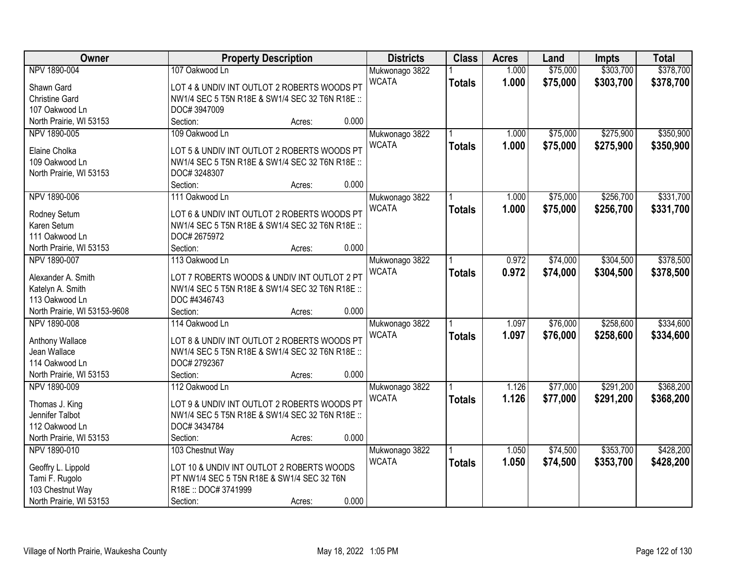| Owner | Property Description | Districts | Class | Acres | Land | Impts | Total |
|---|---|---|---|---|---|---|---|
| NPV 1890-004<br>Shawn Gard<br>Christine Gard<br>107 Oakwood Ln<br>North Prairie, WI 53153 | 107 Oakwood Ln<br>LOT 4 & UNDIV INT OUTLOT 2 ROBERTS WOODS PT NW1/4 SEC 5 T5N R18E & SW1/4 SEC 32 T6N R18E :: DOC# 3947009<br>Section: Acres: 0.000 | Mukwonago 3822<br>WCATA | 1<br>**Totals** | 1.000<br>**1.000** | $75,000<br>**$75,000** | $303,700<br>**$303,700** | $378,700<br>**$378,700** |
| NPV 1890-005<br>Elaine Cholka<br>109 Oakwood Ln<br>North Prairie, WI 53153 | 109 Oakwood Ln<br>LOT 5 & UNDIV INT OUTLOT 2 ROBERTS WOODS PT NW1/4 SEC 5 T5N R18E & SW1/4 SEC 32 T6N R18E :: DOC# 3248307<br>Section: Acres: 0.000 | Mukwonago 3822<br>WCATA | 1<br>**Totals** | 1.000<br>**1.000** | $75,000<br>**$75,000** | $275,900<br>**$275,900** | $350,900<br>**$350,900** |
| NPV 1890-006<br>Rodney Setum<br>Karen Setum<br>111 Oakwood Ln<br>North Prairie, WI 53153 | 111 Oakwood Ln<br>LOT 6 & UNDIV INT OUTLOT 2 ROBERTS WOODS PT NW1/4 SEC 5 T5N R18E & SW1/4 SEC 32 T6N R18E :: DOC# 2675972<br>Section: Acres: 0.000 | Mukwonago 3822<br>WCATA | 1<br>**Totals** | 1.000<br>**1.000** | $75,000<br>**$75,000** | $256,700<br>**$256,700** | $331,700<br>**$331,700** |
| NPV 1890-007<br>Alexander A. Smith<br>Katelyn A. Smith<br>113 Oakwood Ln<br>North Prairie, WI 53153-9608 | 113 Oakwood Ln<br>LOT 7 ROBERTS WOODS & UNDIV INT OUTLOT 2 PT NW1/4 SEC 5 T5N R18E & SW1/4 SEC 32 T6N R18E :: DOC #4346743<br>Section: Acres: 0.000 | Mukwonago 3822<br>WCATA | 1<br>**Totals** | 0.972<br>**0.972** | $74,000<br>**$74,000** | $304,500<br>**$304,500** | $378,500<br>**$378,500** |
| NPV 1890-008<br>Anthony Wallace<br>Jean Wallace<br>114 Oakwood Ln<br>North Prairie, WI 53153 | 114 Oakwood Ln<br>LOT 8 & UNDIV INT OUTLOT 2 ROBERTS WOODS PT NW1/4 SEC 5 T5N R18E & SW1/4 SEC 32 T6N R18E :: DOC# 2792367<br>Section: Acres: 0.000 | Mukwonago 3822<br>WCATA | 1<br>**Totals** | 1.097<br>**1.097** | $76,000<br>**$76,000** | $258,600<br>**$258,600** | $334,600<br>**$334,600** |
| NPV 1890-009<br>Thomas J. King<br>Jennifer Talbot<br>112 Oakwood Ln<br>North Prairie, WI 53153 | 112 Oakwood Ln<br>LOT 9 & UNDIV INT OUTLOT 2 ROBERTS WOODS PT NW1/4 SEC 5 T5N R18E & SW1/4 SEC 32 T6N R18E :: DOC# 3434784<br>Section: Acres: 0.000 | Mukwonago 3822<br>WCATA | 1<br>**Totals** | 1.126<br>**1.126** | $77,000<br>**$77,000** | $291,200<br>**$291,200** | $368,200<br>**$368,200** |
| NPV 1890-010<br>Geoffry L. Lippold<br>Tami F. Rugolo<br>103 Chestnut Way<br>North Prairie, WI 53153 | 103 Chestnut Way<br>LOT 10 & UNDIV INT OUTLOT 2 ROBERTS WOODS PT NW1/4 SEC 5 T5N R18E & SW1/4 SEC 32 T6N R18E :: DOC# 3741999<br>Section: Acres: 0.000 | Mukwonago 3822<br>WCATA | 1<br>**Totals** | 1.050<br>**1.050** | $74,500<br>**$74,500** | $353,700<br>**$353,700** | $428,200<br>**$428,200** |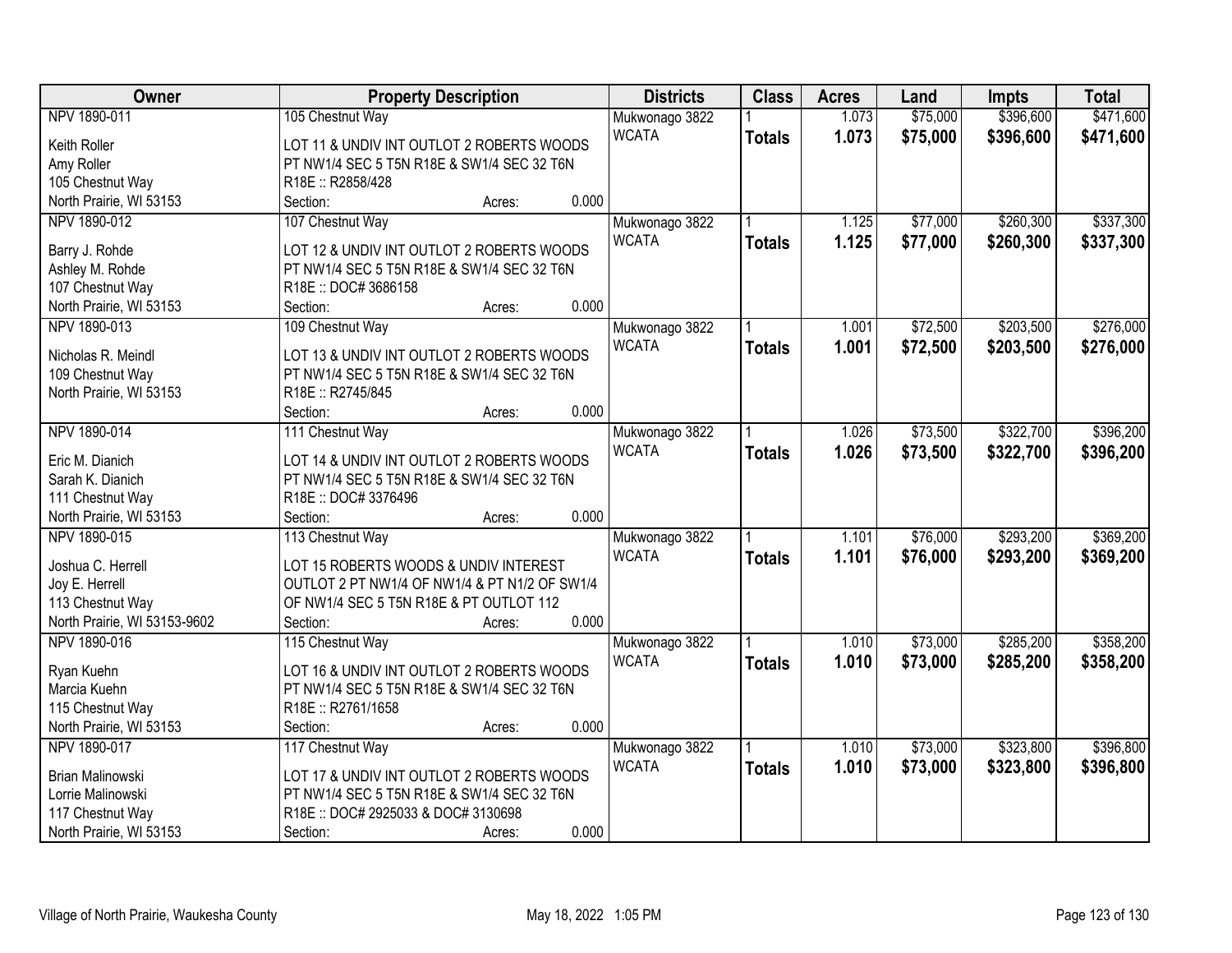| Owner | Property Description | Districts | Class | Acres | Land | Impts | Total |
|---|---|---|---|---|---|---|---|
| NPV 1890-011<br>Keith Roller<br>Amy Roller<br>105 Chestnut Way<br>North Prairie, WI 53153 | 105 Chestnut Way<br>LOT 11 & UNDIV INT OUTLOT 2 ROBERTS WOODS PT NW1/4 SEC 5 T5N R18E & SW1/4 SEC 32 T6N R18E :: R2858/428<br>Section: Acres: 0.000 | Mukwonago 3822<br>WCATA | 1<br>**Totals** | 1.073<br>**1.073** | $75,000<br>**$75,000** | $396,600<br>**$396,600** | $471,600<br>**$471,600** |
| NPV 1890-012<br>Barry J. Rohde<br>Ashley M. Rohde<br>107 Chestnut Way<br>North Prairie, WI 53153 | 107 Chestnut Way<br>LOT 12 & UNDIV INT OUTLOT 2 ROBERTS WOODS PT NW1/4 SEC 5 T5N R18E & SW1/4 SEC 32 T6N R18E :: DOC# 3686158<br>Section: Acres: 0.000 | Mukwonago 3822<br>WCATA | 1<br>**Totals** | 1.125<br>**1.125** | $77,000<br>**$77,000** | $260,300<br>**$260,300** | $337,300<br>**$337,300** |
| NPV 1890-013<br>Nicholas R. Meindl<br>109 Chestnut Way<br>North Prairie, WI 53153 | 109 Chestnut Way<br>LOT 13 & UNDIV INT OUTLOT 2 ROBERTS WOODS PT NW1/4 SEC 5 T5N R18E & SW1/4 SEC 32 T6N R18E :: R2745/845<br>Section: Acres: 0.000 | Mukwonago 3822<br>WCATA | 1<br>**Totals** | 1.001<br>**1.001** | $72,500<br>**$72,500** | $203,500<br>**$203,500** | $276,000<br>**$276,000** |
| NPV 1890-014<br>Eric M. Dianich<br>Sarah K. Dianich<br>111 Chestnut Way<br>North Prairie, WI 53153 | 111 Chestnut Way<br>LOT 14 & UNDIV INT OUTLOT 2 ROBERTS WOODS PT NW1/4 SEC 5 T5N R18E & SW1/4 SEC 32 T6N R18E :: DOC# 3376496<br>Section: Acres: 0.000 | Mukwonago 3822<br>WCATA | 1<br>**Totals** | 1.026<br>**1.026** | $73,500<br>**$73,500** | $322,700<br>**$322,700** | $396,200<br>**$396,200** |
| NPV 1890-015<br>Joshua C. Herrell<br>Joy E. Herrell<br>113 Chestnut Way<br>North Prairie, WI 53153-9602 | 113 Chestnut Way<br>LOT 15 ROBERTS WOODS & UNDIV INTEREST OUTLOT 2 PT NW1/4 OF NW1/4 & PT N1/2 OF SW1/4 OF NW1/4 SEC 5 T5N R18E & PT OUTLOT 112<br>Section: Acres: 0.000 | Mukwonago 3822<br>WCATA | 1<br>**Totals** | 1.101<br>**1.101** | $76,000<br>**$76,000** | $293,200<br>**$293,200** | $369,200<br>**$369,200** |
| NPV 1890-016<br>Ryan Kuehn<br>Marcia Kuehn<br>115 Chestnut Way<br>North Prairie, WI 53153 | 115 Chestnut Way<br>LOT 16 & UNDIV INT OUTLOT 2 ROBERTS WOODS PT NW1/4 SEC 5 T5N R18E & SW1/4 SEC 32 T6N R18E :: R2761/1658<br>Section: Acres: 0.000 | Mukwonago 3822<br>WCATA | 1<br>**Totals** | 1.010<br>**1.010** | $73,000<br>**$73,000** | $285,200<br>**$285,200** | $358,200<br>**$358,200** |
| NPV 1890-017<br>Brian Malinowski<br>Lorrie Malinowski<br>117 Chestnut Way<br>North Prairie, WI 53153 | 117 Chestnut Way<br>LOT 17 & UNDIV INT OUTLOT 2 ROBERTS WOODS PT NW1/4 SEC 5 T5N R18E & SW1/4 SEC 32 T6N R18E :: DOC# 2925033 & DOC# 3130698<br>Section: Acres: 0.000 | Mukwonago 3822<br>WCATA | 1<br>**Totals** | 1.010<br>**1.010** | $73,000<br>**$73,000** | $323,800<br>**$323,800** | $396,800<br>**$396,800** |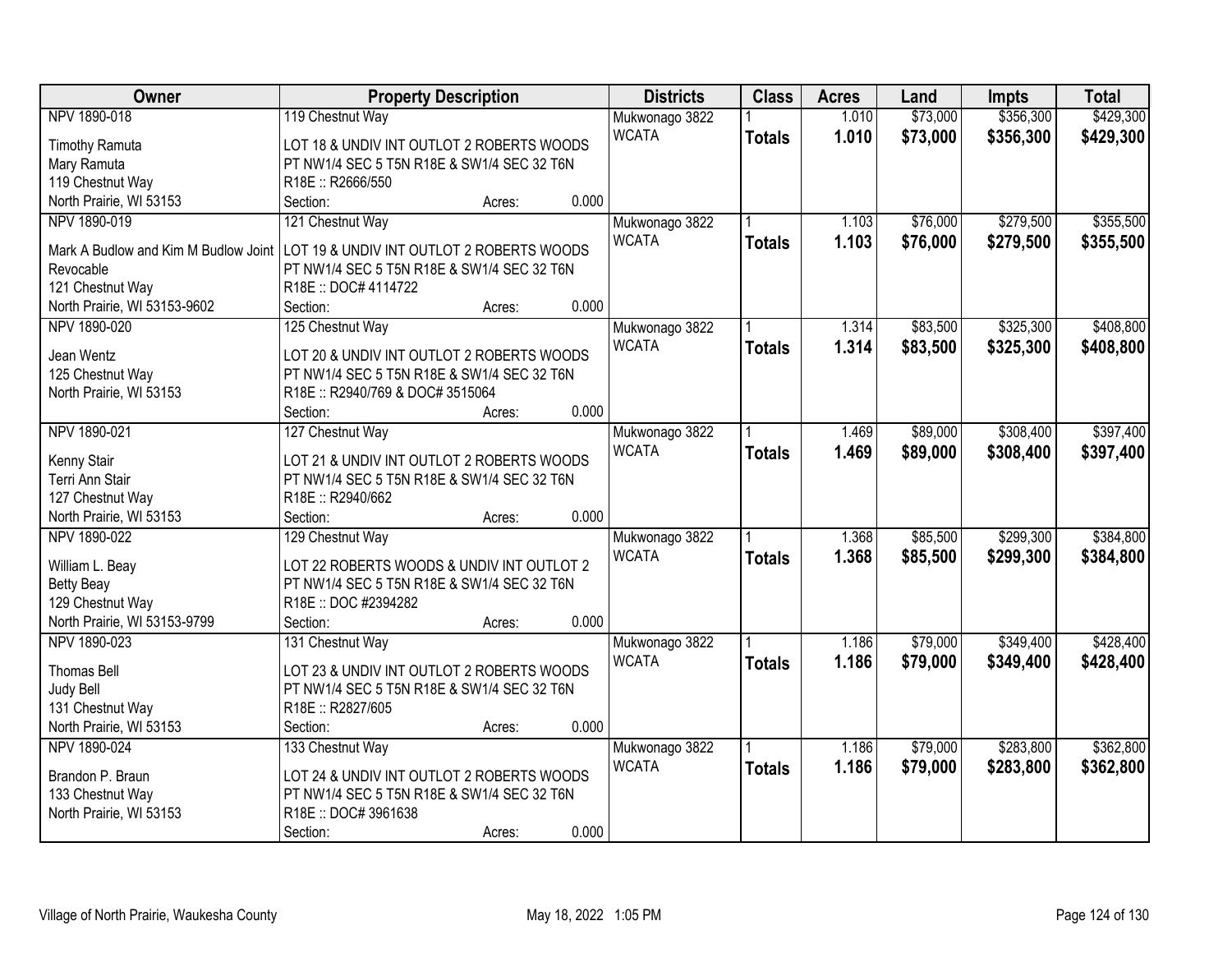| Owner | Property Description | Districts | Class | Acres | Land | Impts | Total |
|---|---|---|---|---|---|---|---|
| NPV 1890-018 | 119 Chestnut Way | Mukwonago 3822 | 1 | 1.010 | $73,000 | $356,300 | $429,300 |
| Timothy Ramuta<br>Mary Ramuta<br>119 Chestnut Way<br>North Prairie, WI 53153 | LOT 18 & UNDIV INT OUTLOT 2 ROBERTS WOODS PT NW1/4 SEC 5 T5N R18E & SW1/4 SEC 32 T6N R18E :: R2666/550<br>Section: Acres: 0.000 | WCATA | **Totals** | **1.010** | **$73,000** | **$356,300** | **$429,300** |
| NPV 1890-019 | 121 Chestnut Way | Mukwonago 3822 | 1 | 1.103 | $76,000 | $279,500 | $355,500 |
| Mark A Budlow and Kim M Budlow Joint Revocable<br>121 Chestnut Way<br>North Prairie, WI 53153-9602 | LOT 19 & UNDIV INT OUTLOT 2 ROBERTS WOODS PT NW1/4 SEC 5 T5N R18E & SW1/4 SEC 32 T6N R18E :: DOC# 4114722<br>Section: Acres: 0.000 | WCATA | **Totals** | **1.103** | **$76,000** | **$279,500** | **$355,500** |
| NPV 1890-020 | 125 Chestnut Way | Mukwonago 3822 | 1 | 1.314 | $83,500 | $325,300 | $408,800 |
| Jean Wentz<br>125 Chestnut Way<br>North Prairie, WI 53153 | LOT 20 & UNDIV INT OUTLOT 2 ROBERTS WOODS PT NW1/4 SEC 5 T5N R18E & SW1/4 SEC 32 T6N R18E :: R2940/769 & DOC# 3515064<br>Section: Acres: 0.000 | WCATA | **Totals** | **1.314** | **$83,500** | **$325,300** | **$408,800** |
| NPV 1890-021 | 127 Chestnut Way | Mukwonago 3822 | 1 | 1.469 | $89,000 | $308,400 | $397,400 |
| Kenny Stair<br>Terri Ann Stair<br>127 Chestnut Way<br>North Prairie, WI 53153 | LOT 21 & UNDIV INT OUTLOT 2 ROBERTS WOODS PT NW1/4 SEC 5 T5N R18E & SW1/4 SEC 32 T6N R18E :: R2940/662<br>Section: Acres: 0.000 | WCATA | **Totals** | **1.469** | **$89,000** | **$308,400** | **$397,400** |
| NPV 1890-022 | 129 Chestnut Way | Mukwonago 3822 | 1 | 1.368 | $85,500 | $299,300 | $384,800 |
| William L. Beay<br>Betty Beay<br>129 Chestnut Way<br>North Prairie, WI 53153-9799 | LOT 22 ROBERTS WOODS & UNDIV INT OUTLOT 2 PT NW1/4 SEC 5 T5N R18E & SW1/4 SEC 32 T6N R18E :: DOC #2394282<br>Section: Acres: 0.000 | WCATA | **Totals** | **1.368** | **$85,500** | **$299,300** | **$384,800** |
| NPV 1890-023 | 131 Chestnut Way | Mukwonago 3822 | 1 | 1.186 | $79,000 | $349,400 | $428,400 |
| Thomas Bell<br>Judy Bell<br>131 Chestnut Way<br>North Prairie, WI 53153 | LOT 23 & UNDIV INT OUTLOT 2 ROBERTS WOODS PT NW1/4 SEC 5 T5N R18E & SW1/4 SEC 32 T6N R18E :: R2827/605<br>Section: Acres: 0.000 | WCATA | **Totals** | **1.186** | **$79,000** | **$349,400** | **$428,400** |
| NPV 1890-024 | 133 Chestnut Way | Mukwonago 3822 | 1 | 1.186 | $79,000 | $283,800 | $362,800 |
| Brandon P. Braun<br>133 Chestnut Way<br>North Prairie, WI 53153 | LOT 24 & UNDIV INT OUTLOT 2 ROBERTS WOODS PT NW1/4 SEC 5 T5N R18E & SW1/4 SEC 32 T6N R18E :: DOC# 3961638<br>Section: Acres: 0.000 | WCATA | **Totals** | **1.186** | **$79,000** | **$283,800** | **$362,800** |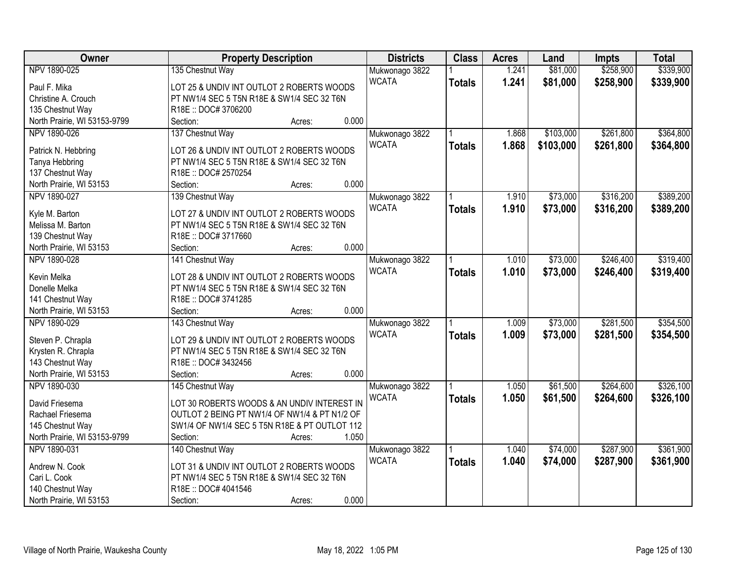| Owner | Property Description | Districts | Class | Acres | Land | Impts | Total |
|---|---|---|---|---|---|---|---|
| NPV 1890-025<br>Paul F. Mika<br>Christine A. Crouch<br>135 Chestnut Way<br>North Prairie, WI 53153-9799 | 135 Chestnut Way<br>LOT 25 & UNDIV INT OUTLOT 2 ROBERTS WOODS PT NW1/4 SEC 5 T5N R18E & SW1/4 SEC 32 T6N R18E :: DOC# 3706200<br>Section: Acres: 0.000 | Mukwonago 3822<br>WCATA | 1<br>**Totals** | 1.241<br>**1.241** | $81,000<br>**$81,000** | $258,900<br>**$258,900** | $339,900<br>**$339,900** |
| NPV 1890-026<br>Patrick N. Hebbring<br>Tanya Hebbring<br>137 Chestnut Way<br>North Prairie, WI 53153 | 137 Chestnut Way<br>LOT 26 & UNDIV INT OUTLOT 2 ROBERTS WOODS PT NW1/4 SEC 5 T5N R18E & SW1/4 SEC 32 T6N R18E :: DOC# 2570254<br>Section: Acres: 0.000 | Mukwonago 3822<br>WCATA | 1<br>**Totals** | 1.868<br>**1.868** | $103,000<br>**$103,000** | $261,800<br>**$261,800** | $364,800<br>**$364,800** |
| NPV 1890-027<br>Kyle M. Barton<br>Melissa M. Barton<br>139 Chestnut Way<br>North Prairie, WI 53153 | 139 Chestnut Way<br>LOT 27 & UNDIV INT OUTLOT 2 ROBERTS WOODS PT NW1/4 SEC 5 T5N R18E & SW1/4 SEC 32 T6N R18E :: DOC# 3717660<br>Section: Acres: 0.000 | Mukwonago 3822<br>WCATA | 1<br>**Totals** | 1.910<br>**1.910** | $73,000<br>**$73,000** | $316,200<br>**$316,200** | $389,200<br>**$389,200** |
| NPV 1890-028<br>Kevin Melka<br>Donelle Melka<br>141 Chestnut Way<br>North Prairie, WI 53153 | 141 Chestnut Way<br>LOT 28 & UNDIV INT OUTLOT 2 ROBERTS WOODS PT NW1/4 SEC 5 T5N R18E & SW1/4 SEC 32 T6N R18E :: DOC# 3741285<br>Section: Acres: 0.000 | Mukwonago 3822<br>WCATA | 1<br>**Totals** | 1.010<br>**1.010** | $73,000<br>**$73,000** | $246,400<br>**$246,400** | $319,400<br>**$319,400** |
| NPV 1890-029<br>Steven P. Chrapla<br>Krysten R. Chrapla<br>143 Chestnut Way<br>North Prairie, WI 53153 | 143 Chestnut Way<br>LOT 29 & UNDIV INT OUTLOT 2 ROBERTS WOODS PT NW1/4 SEC 5 T5N R18E & SW1/4 SEC 32 T6N R18E :: DOC# 3432456<br>Section: Acres: 0.000 | Mukwonago 3822<br>WCATA | 1<br>**Totals** | 1.009<br>**1.009** | $73,000<br>**$73,000** | $281,500<br>**$281,500** | $354,500<br>**$354,500** |
| NPV 1890-030<br>David Friesema<br>Rachael Friesema<br>145 Chestnut Way<br>North Prairie, WI 53153-9799 | 145 Chestnut Way<br>LOT 30 ROBERTS WOODS & AN UNDIV INTEREST IN OUTLOT 2 BEING PT NW1/4 OF NW1/4 & PT N1/2 OF SW1/4 OF NW1/4 SEC 5 T5N R18E & PT OUTLOT 112<br>Section: Acres: 1.050 | Mukwonago 3822<br>WCATA | 1<br>**Totals** | 1.050<br>**1.050** | $61,500<br>**$61,500** | $264,600<br>**$264,600** | $326,100<br>**$326,100** |
| NPV 1890-031<br>Andrew N. Cook<br>Cari L. Cook<br>140 Chestnut Way<br>North Prairie, WI 53153 | 140 Chestnut Way<br>LOT 31 & UNDIV INT OUTLOT 2 ROBERTS WOODS PT NW1/4 SEC 5 T5N R18E & SW1/4 SEC 32 T6N R18E :: DOC# 4041546<br>Section: Acres: 0.000 | Mukwonago 3822<br>WCATA | 1<br>**Totals** | 1.040<br>**1.040** | $74,000<br>**$74,000** | $287,900<br>**$287,900** | $361,900<br>**$361,900** |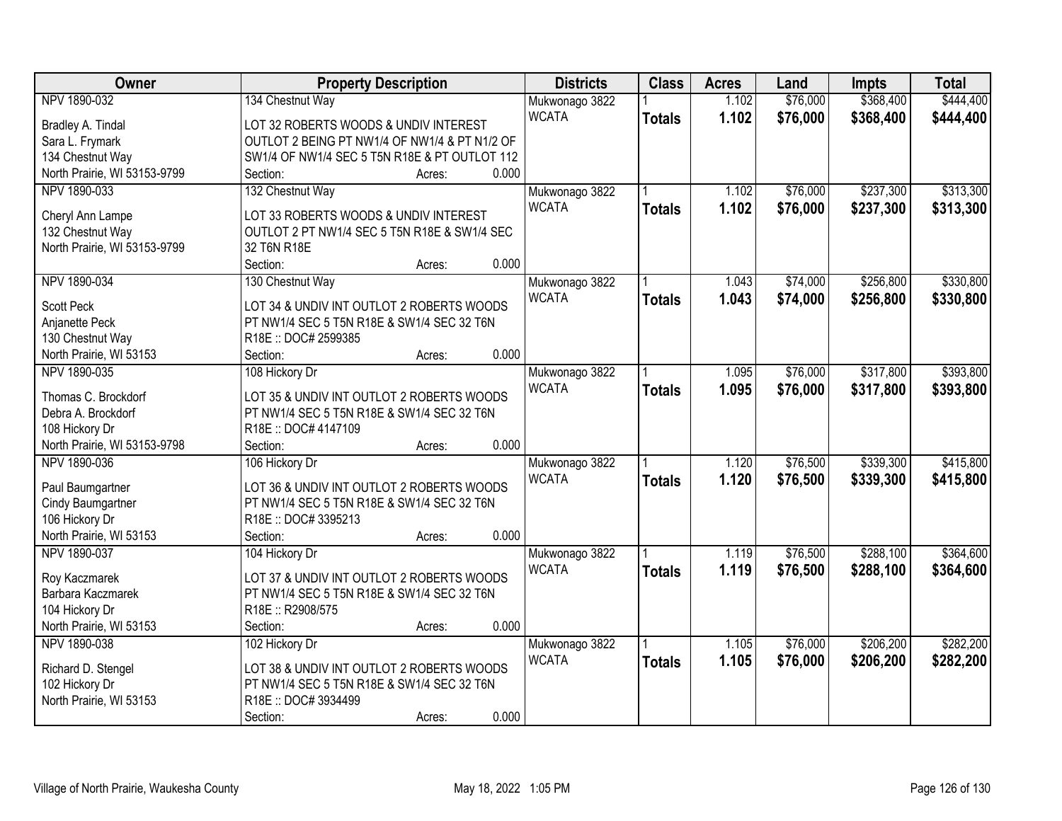| Owner | Property Description | Districts | Class | Acres | Land | Impts | Total |
|---|---|---|---|---|---|---|---|
| NPV 1890-032<br>Bradley A. Tindal<br>Sara L. Frymark<br>134 Chestnut Way<br>North Prairie, WI 53153-9799 | 134 Chestnut Way<br>LOT 32 ROBERTS WOODS & UNDIV INTEREST OUTLOT 2 BEING PT NW1/4 OF NW1/4 & PT N1/2 OF SW1/4 OF NW1/4 SEC 5 T5N R18E & PT OUTLOT 112<br>Section: Acres: 0.000 | Mukwonago 3822<br>WCATA | 1<br>**Totals** | 1.102<br>**1.102** | $76,000<br>**$76,000** | $368,400<br>**$368,400** | $444,400<br>**$444,400** |
| NPV 1890-033<br>Cheryl Ann Lampe<br>132 Chestnut Way<br>North Prairie, WI 53153-9799 | 132 Chestnut Way<br>LOT 33 ROBERTS WOODS & UNDIV INTEREST OUTLOT 2 PT NW1/4 SEC 5 T5N R18E & SW1/4 SEC 32 T6N R18E<br>Section: Acres: 0.000 | Mukwonago 3822<br>WCATA | 1<br>**Totals** | 1.102<br>**1.102** | $76,000<br>**$76,000** | $237,300<br>**$237,300** | $313,300<br>**$313,300** |
| NPV 1890-034<br>Scott Peck<br>Anjanette Peck<br>130 Chestnut Way<br>North Prairie, WI 53153 | 130 Chestnut Way<br>LOT 34 & UNDIV INT OUTLOT 2 ROBERTS WOODS PT NW1/4 SEC 5 T5N R18E & SW1/4 SEC 32 T6N R18E :: DOC# 2599385<br>Section: Acres: 0.000 | Mukwonago 3822<br>WCATA | 1<br>**Totals** | 1.043<br>**1.043** | $74,000<br>**$74,000** | $256,800<br>**$256,800** | $330,800<br>**$330,800** |
| NPV 1890-035<br>Thomas C. Brockdorf<br>Debra A. Brockdorf<br>108 Hickory Dr<br>North Prairie, WI 53153-9798 | 108 Hickory Dr<br>LOT 35 & UNDIV INT OUTLOT 2 ROBERTS WOODS PT NW1/4 SEC 5 T5N R18E & SW1/4 SEC 32 T6N R18E :: DOC# 4147109<br>Section: Acres: 0.000 | Mukwonago 3822<br>WCATA | 1<br>**Totals** | 1.095<br>**1.095** | $76,000<br>**$76,000** | $317,800<br>**$317,800** | $393,800<br>**$393,800** |
| NPV 1890-036<br>Paul Baumgartner<br>Cindy Baumgartner<br>106 Hickory Dr<br>North Prairie, WI 53153 | 106 Hickory Dr<br>LOT 36 & UNDIV INT OUTLOT 2 ROBERTS WOODS PT NW1/4 SEC 5 T5N R18E & SW1/4 SEC 32 T6N R18E :: DOC# 3395213<br>Section: Acres: 0.000 | Mukwonago 3822<br>WCATA | 1<br>**Totals** | 1.120<br>**1.120** | $76,500<br>**$76,500** | $339,300<br>**$339,300** | $415,800<br>**$415,800** |
| NPV 1890-037<br>Roy Kaczmarek<br>Barbara Kaczmarek<br>104 Hickory Dr<br>North Prairie, WI 53153 | 104 Hickory Dr<br>LOT 37 & UNDIV INT OUTLOT 2 ROBERTS WOODS PT NW1/4 SEC 5 T5N R18E & SW1/4 SEC 32 T6N R18E :: R2908/575<br>Section: Acres: 0.000 | Mukwonago 3822<br>WCATA | 1<br>**Totals** | 1.119<br>**1.119** | $76,500<br>**$76,500** | $288,100<br>**$288,100** | $364,600<br>**$364,600** |
| NPV 1890-038<br>Richard D. Stengel<br>102 Hickory Dr<br>North Prairie, WI 53153 | 102 Hickory Dr<br>LOT 38 & UNDIV INT OUTLOT 2 ROBERTS WOODS PT NW1/4 SEC 5 T5N R18E & SW1/4 SEC 32 T6N R18E :: DOC# 3934499<br>Section: Acres: 0.000 | Mukwonago 3822<br>WCATA | 1<br>**Totals** | 1.105<br>**1.105** | $76,000<br>**$76,000** | $206,200<br>**$206,200** | $282,200<br>**$282,200** |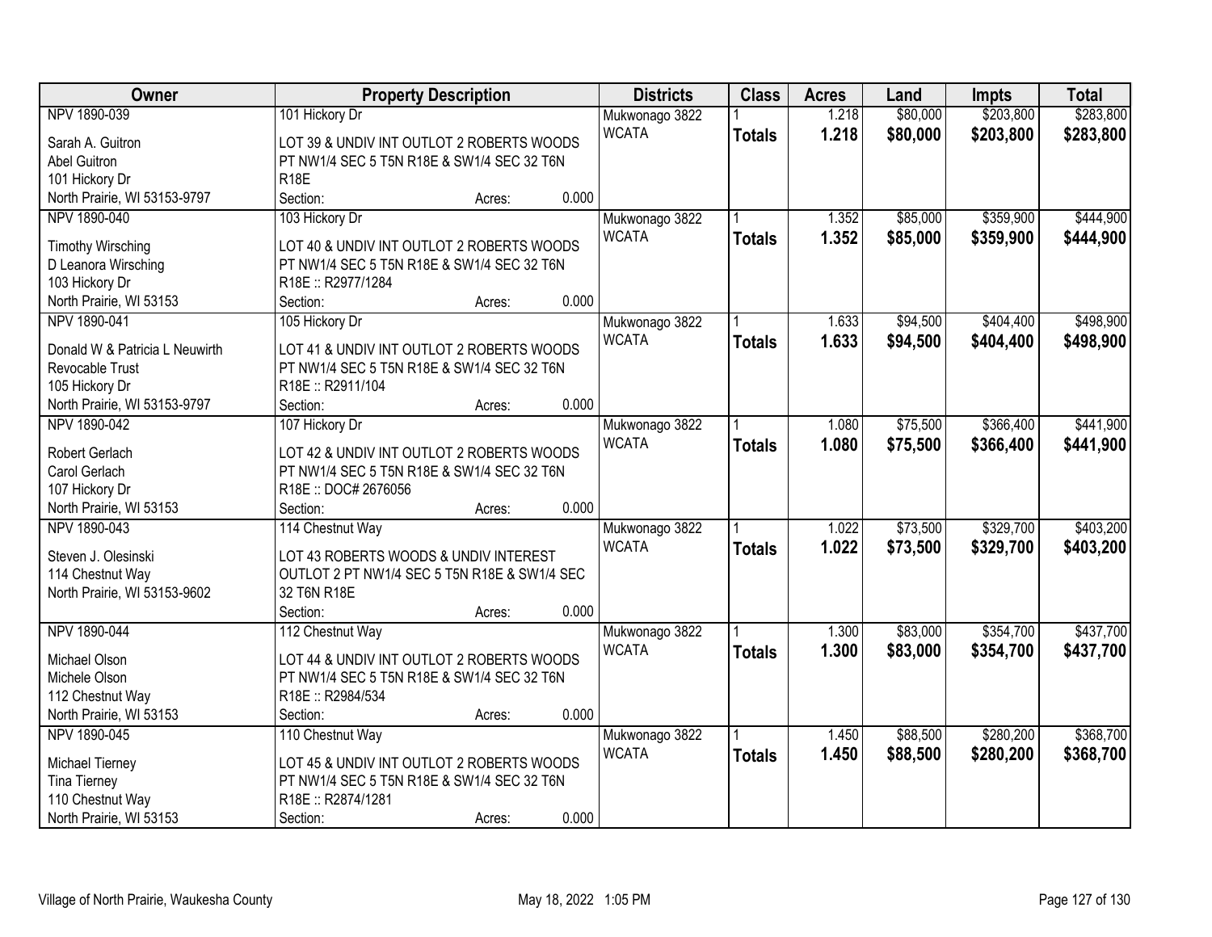| Owner | Property Description | Districts | Class | Acres | Land | Impts | Total |
|---|---|---|---|---|---|---|---|
| NPV 1890-039<br>Sarah A. Guitron<br>Abel Guitron<br>101 Hickory Dr<br>North Prairie, WI 53153-9797 | 101 Hickory Dr<br>LOT 39 & UNDIV INT OUTLOT 2 ROBERTS WOODS PT NW1/4 SEC 5 T5N R18E & SW1/4 SEC 32 T6N R18E<br>Section: Acres: 0.000 | Mukwonago 3822<br>WCATA | 1<br>**Totals** | 1.218<br>**1.218** | $80,000<br>**$80,000** | $203,800<br>**$203,800** | $283,800<br>**$283,800** |
| NPV 1890-040<br>Timothy Wirsching<br>D Leanora Wirsching<br>103 Hickory Dr<br>North Prairie, WI 53153 | 103 Hickory Dr<br>LOT 40 & UNDIV INT OUTLOT 2 ROBERTS WOODS PT NW1/4 SEC 5 T5N R18E & SW1/4 SEC 32 T6N R18E :: R2977/1284<br>Section: Acres: 0.000 | Mukwonago 3822<br>WCATA | 1<br>**Totals** | 1.352<br>**1.352** | $85,000<br>**$85,000** | $359,900<br>**$359,900** | $444,900<br>**$444,900** |
| NPV 1890-041<br>Donald W & Patricia L Neuwirth<br>Revocable Trust<br>105 Hickory Dr<br>North Prairie, WI 53153-9797 | 105 Hickory Dr<br>LOT 41 & UNDIV INT OUTLOT 2 ROBERTS WOODS PT NW1/4 SEC 5 T5N R18E & SW1/4 SEC 32 T6N R18E :: R2911/104<br>Section: Acres: 0.000 | Mukwonago 3822<br>WCATA | 1<br>**Totals** | 1.633<br>**1.633** | $94,500<br>**$94,500** | $404,400<br>**$404,400** | $498,900<br>**$498,900** |
| NPV 1890-042<br>Robert Gerlach<br>Carol Gerlach<br>107 Hickory Dr<br>North Prairie, WI 53153 | 107 Hickory Dr<br>LOT 42 & UNDIV INT OUTLOT 2 ROBERTS WOODS PT NW1/4 SEC 5 T5N R18E & SW1/4 SEC 32 T6N R18E :: DOC# 2676056<br>Section: Acres: 0.000 | Mukwonago 3822<br>WCATA | 1<br>**Totals** | 1.080<br>**1.080** | $75,500<br>**$75,500** | $366,400<br>**$366,400** | $441,900<br>**$441,900** |
| NPV 1890-043<br>Steven J. Olesinski<br>114 Chestnut Way<br>North Prairie, WI 53153-9602 | 114 Chestnut Way<br>LOT 43 ROBERTS WOODS & UNDIV INTEREST OUTLOT 2 PT NW1/4 SEC 5 T5N R18E & SW1/4 SEC 32 T6N R18E<br>Section: Acres: 0.000 | Mukwonago 3822<br>WCATA | 1<br>**Totals** | 1.022<br>**1.022** | $73,500<br>**$73,500** | $329,700<br>**$329,700** | $403,200<br>**$403,200** |
| NPV 1890-044<br>Michael Olson<br>Michele Olson<br>112 Chestnut Way<br>North Prairie, WI 53153 | 112 Chestnut Way<br>LOT 44 & UNDIV INT OUTLOT 2 ROBERTS WOODS PT NW1/4 SEC 5 T5N R18E & SW1/4 SEC 32 T6N R18E :: R2984/534<br>Section: Acres: 0.000 | Mukwonago 3822<br>WCATA | 1<br>**Totals** | 1.300<br>**1.300** | $83,000<br>**$83,000** | $354,700<br>**$354,700** | $437,700<br>**$437,700** |
| NPV 1890-045<br>Michael Tierney<br>Tina Tierney<br>110 Chestnut Way<br>North Prairie, WI 53153 | 110 Chestnut Way<br>LOT 45 & UNDIV INT OUTLOT 2 ROBERTS WOODS PT NW1/4 SEC 5 T5N R18E & SW1/4 SEC 32 T6N R18E :: R2874/1281<br>Section: Acres: 0.000 | Mukwonago 3822<br>WCATA | 1<br>**Totals** | 1.450<br>**1.450** | $88,500<br>**$88,500** | $280,200<br>**$280,200** | $368,700<br>**$368,700** |

Village of North Prairie, Waukesha County May 18, 2022 1:05 PM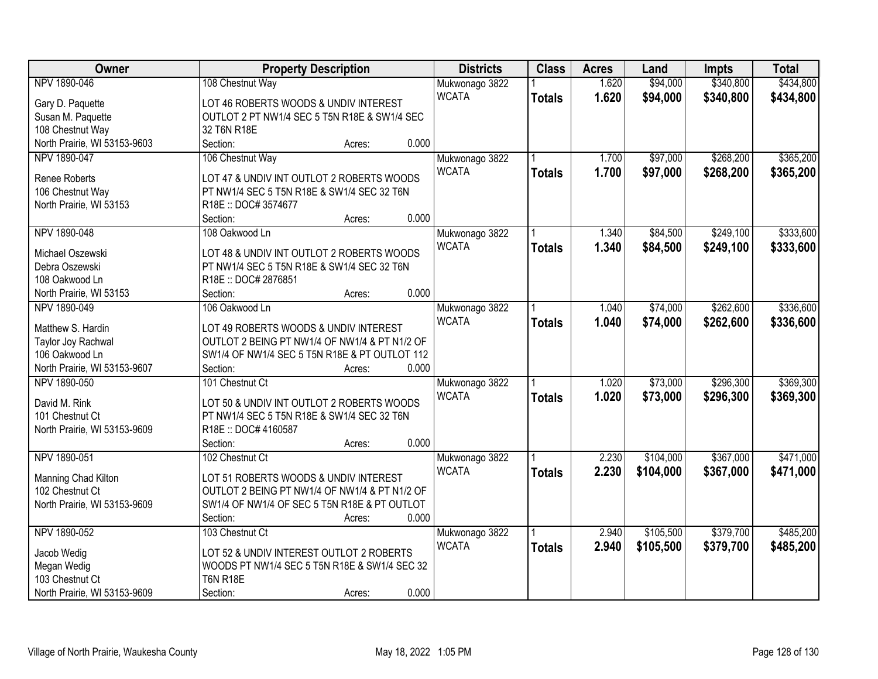| Owner | Property Description | Districts | Class | Acres | Land | Impts | Total |
|---|---|---|---|---|---|---|---|
| NPV 1890-046<br>Gary D. Paquette<br>Susan M. Paquette<br>108 Chestnut Way<br>North Prairie, WI 53153-9603 | 108 Chestnut Way<br>LOT 46 ROBERTS WOODS & UNDIV INTEREST OUTLOT 2 PT NW1/4 SEC 5 T5N R18E & SW1/4 SEC 32 T6N R18E<br>Section: Acres: 0.000 | Mukwonago 3822<br>WCATA | 1<br>**Totals** | 1.620<br>**1.620** | $94,000<br>**$94,000** | $340,800<br>**$340,800** | $434,800<br>**$434,800** |
| NPV 1890-047<br>Renee Roberts<br>106 Chestnut Way<br>North Prairie, WI 53153 | 106 Chestnut Way<br>LOT 47 & UNDIV INT OUTLOT 2 ROBERTS WOODS PT NW1/4 SEC 5 T5N R18E & SW1/4 SEC 32 T6N R18E :: DOC# 3574677<br>Section: Acres: 0.000 | Mukwonago 3822<br>WCATA | 1<br>**Totals** | 1.700<br>**1.700** | $97,000<br>**$97,000** | $268,200<br>**$268,200** | $365,200<br>**$365,200** |
| NPV 1890-048<br>Michael Oszewski<br>Debra Oszewski<br>108 Oakwood Ln<br>North Prairie, WI 53153 | 108 Oakwood Ln<br>LOT 48 & UNDIV INT OUTLOT 2 ROBERTS WOODS PT NW1/4 SEC 5 T5N R18E & SW1/4 SEC 32 T6N R18E :: DOC# 2876851<br>Section: Acres: 0.000 | Mukwonago 3822<br>WCATA | 1<br>**Totals** | 1.340<br>**1.340** | $84,500<br>**$84,500** | $249,100<br>**$249,100** | $333,600<br>**$333,600** |
| NPV 1890-049<br>Matthew S. Hardin<br>Taylor Joy Rachwal<br>106 Oakwood Ln<br>North Prairie, WI 53153-9607 | 106 Oakwood Ln<br>LOT 49 ROBERTS WOODS & UNDIV INTEREST OUTLOT 2 BEING PT NW1/4 OF NW1/4 & PT N1/2 OF SW1/4 OF NW1/4 SEC 5 T5N R18E & PT OUTLOT 112<br>Section: Acres: 0.000 | Mukwonago 3822<br>WCATA | 1<br>**Totals** | 1.040<br>**1.040** | $74,000<br>**$74,000** | $262,600<br>**$262,600** | $336,600<br>**$336,600** |
| NPV 1890-050<br>David M. Rink<br>101 Chestnut Ct<br>North Prairie, WI 53153-9609 | 101 Chestnut Ct<br>LOT 50 & UNDIV INT OUTLOT 2 ROBERTS WOODS PT NW1/4 SEC 5 T5N R18E & SW1/4 SEC 32 T6N R18E :: DOC# 4160587<br>Section: Acres: 0.000 | Mukwonago 3822<br>WCATA | 1<br>**Totals** | 1.020<br>**1.020** | $73,000<br>**$73,000** | $296,300<br>**$296,300** | $369,300<br>**$369,300** |
| NPV 1890-051<br>Manning Chad Kilton<br>102 Chestnut Ct<br>North Prairie, WI 53153-9609 | 102 Chestnut Ct<br>LOT 51 ROBERTS WOODS & UNDIV INTEREST OUTLOT 2 BEING PT NW1/4 OF NW1/4 & PT N1/2 OF SW1/4 OF NW1/4 OF SEC 5 T5N R18E & PT OUTLOT<br>Section: Acres: 0.000 | Mukwonago 3822<br>WCATA | 1<br>**Totals** | 2.230<br>**2.230** | $104,000<br>**$104,000** | $367,000<br>**$367,000** | $471,000<br>**$471,000** |
| NPV 1890-052<br>Jacob Wedig<br>Megan Wedig<br>103 Chestnut Ct<br>North Prairie, WI 53153-9609 | 103 Chestnut Ct<br>LOT 52 & UNDIV INTEREST OUTLOT 2 ROBERTS WOODS PT NW1/4 SEC 5 T5N R18E & SW1/4 SEC 32 T6N R18E<br>Section: Acres: 0.000 | Mukwonago 3822<br>WCATA | 1<br>**Totals** | 2.940<br>**2.940** | $105,500<br>**$105,500** | $379,700<br>**$379,700** | $485,200<br>**$485,200** |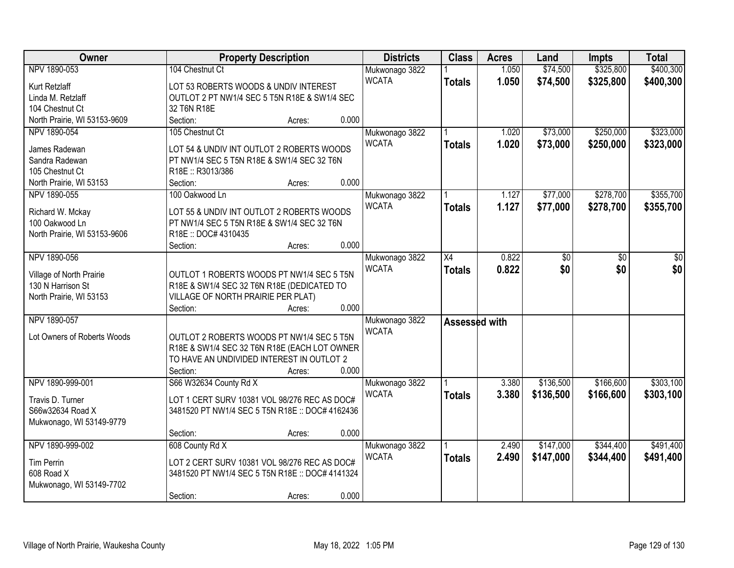| Owner | Property Description | Districts | Class | Acres | Land | Impts | Total |
|---|---|---|---|---|---|---|---|
| NPV 1890-053 | 104 Chestnut Ct | Mukwonago 3822 | 1 | 1.050 | $74,500 | $325,800 | $400,300 |
| Kurt Retzlaff<br>Linda M. Retzlaff<br>104 Chestnut Ct<br>North Prairie, WI 53153-9609 | LOT 53 ROBERTS WOODS & UNDIV INTEREST OUTLOT 2 PT NW1/4 SEC 5 T5N R18E & SW1/4 SEC 32 T6N R18E<br>Section: Acres: 0.000 | WCATA | **Totals** | **1.050** | **$74,500** | **$325,800** | **$400,300** |
| NPV 1890-054 | 105 Chestnut Ct | Mukwonago 3822 | 1 | 1.020 | $73,000 | $250,000 | $323,000 |
| James Radewan<br>Sandra Radewan<br>105 Chestnut Ct<br>North Prairie, WI 53153 | LOT 54 & UNDIV INT OUTLOT 2 ROBERTS WOODS PT NW1/4 SEC 5 T5N R18E & SW1/4 SEC 32 T6N R18E :: R3013/386<br>Section: Acres: 0.000 | WCATA | **Totals** | **1.020** | **$73,000** | **$250,000** | **$323,000** |
| NPV 1890-055 | 100 Oakwood Ln | Mukwonago 3822 | 1 | 1.127 | $77,000 | $278,700 | $355,700 |
| Richard W. Mckay<br>100 Oakwood Ln<br>North Prairie, WI 53153-9606 | LOT 55 & UNDIV INT OUTLOT 2 ROBERTS WOODS PT NW1/4 SEC 5 T5N R18E & SW1/4 SEC 32 T6N R18E :: DOC# 4310435<br>Section: Acres: 0.000 | WCATA | **Totals** | **1.127** | **$77,000** | **$278,700** | **$355,700** |
| NPV 1890-056 | | Mukwonago 3822 | X4 | 0.822 | $0 | $0 | $0 |
| Village of North Prairie<br>130 N Harrison St<br>North Prairie, WI 53153 | OUTLOT 1 ROBERTS WOODS PT NW1/4 SEC 5 T5N R18E & SW1/4 SEC 32 T6N R18E (DEDICATED TO VILLAGE OF NORTH PRAIRIE PER PLAT)<br>Section: Acres: 0.000 | WCATA | **Totals** | **0.822** | **$0** | **$0** | **$0** |
| NPV 1890-057 | | Mukwonago 3822 | **Assessed with** | | | | |
| Lot Owners of Roberts Woods | OUTLOT 2 ROBERTS WOODS PT NW1/4 SEC 5 T5N R18E & SW1/4 SEC 32 T6N R18E (EACH LOT OWNER TO HAVE AN UNDIVIDED INTEREST IN OUTLOT 2<br>Section: Acres: 0.000 | WCATA | | | | | |
| NPV 1890-999-001 | S66 W32634 County Rd X | Mukwonago 3822 | 1 | 3.380 | $136,500 | $166,600 | $303,100 |
| Travis D. Turner<br>S66w32634 Road X<br>Mukwonago, WI 53149-9779 | LOT 1 CERT SURV 10381 VOL 98/276 REC AS DOC# 3481520 PT NW1/4 SEC 5 T5N R18E :: DOC# 4162436<br>Section: Acres: 0.000 | WCATA | **Totals** | **3.380** | **$136,500** | **$166,600** | **$303,100** |
| NPV 1890-999-002 | 608 County Rd X | Mukwonago 3822 | 1 | 2.490 | $147,000 | $344,400 | $491,400 |
| Tim Perrin<br>608 Road X<br>Mukwonago, WI 53149-7702 | LOT 2 CERT SURV 10381 VOL 98/276 REC AS DOC# 3481520 PT NW1/4 SEC 5 T5N R18E :: DOC# 4141324<br>Section: Acres: 0.000 | WCATA | **Totals** | **2.490** | **$147,000** | **$344,400** | **$491,400** |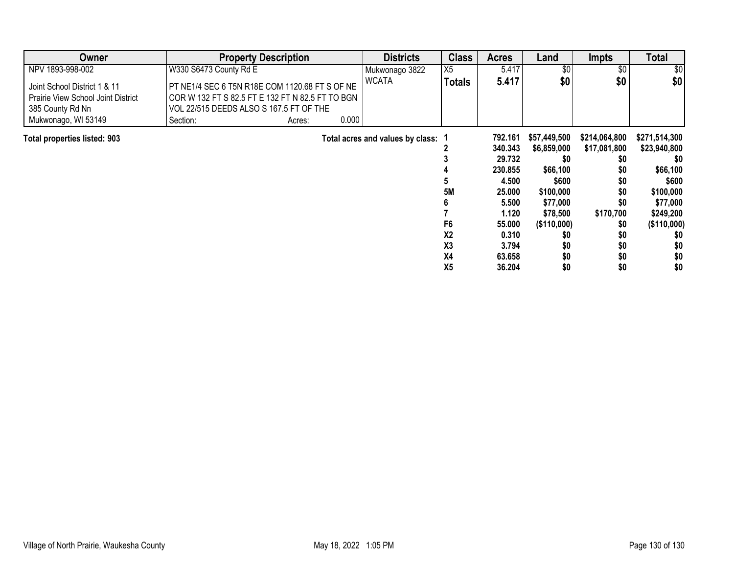| Owner | Property Description | Districts | Class | Acres | Land | Impts | Total |
|---|---|---|---|---|---|---|---|
| NPV 1893-998-002<br>Joint School District 1 & 11<br>Prairie View School Joint District<br>385 County Rd Nn<br>Mukwonago, WI 53149 | W330 S6473 County Rd E<br>PT NE1/4 SEC 6 T5N R18E COM 1120.68 FT S OF NE COR W 132 FT S 82.5 FT E 132 FT N 82.5 FT TO BGN VOL 22/515 DEEDS ALSO S 167.5 FT OF THE<br>Section: Acres: 0.000 | Mukwonago 3822<br>WCATA | X5 | 5.417 | $0 | $0 | $0 |
| | | | **Totals** | **5.417** | **$0** | **$0** | **$0** |

**Total properties listed: 903**

**Total acres and values by class:**

| Class | Acres | Land | Impts | Total |
|---|---|---|---|---|
| 1 | 792.161 | $57,449,500 | $214,064,800 | $271,514,300 |
| 2 | 340.343 | $6,859,000 | $17,081,800 | $23,940,800 |
| 3 | 29.732 | $0 | $0 | $0 |
| 4 | 230.855 | $66,100 | $0 | $66,100 |
| 5 | 4.500 | $600 | $0 | $600 |
| 5M | 25.000 | $100,000 | $0 | $100,000 |
| 6 | 5.500 | $77,000 | $0 | $77,000 |
| 7 | 1.120 | $78,500 | $170,700 | $249,200 |
| F6 | 55.000 | ($110,000) | $0 | ($110,000) |
| X2 | 0.310 | $0 | $0 | $0 |
| X3 | 3.794 | $0 | $0 | $0 |
| X4 | 63.658 | $0 | $0 | $0 |
| X5 | 36.204 | $0 | $0 | $0 |